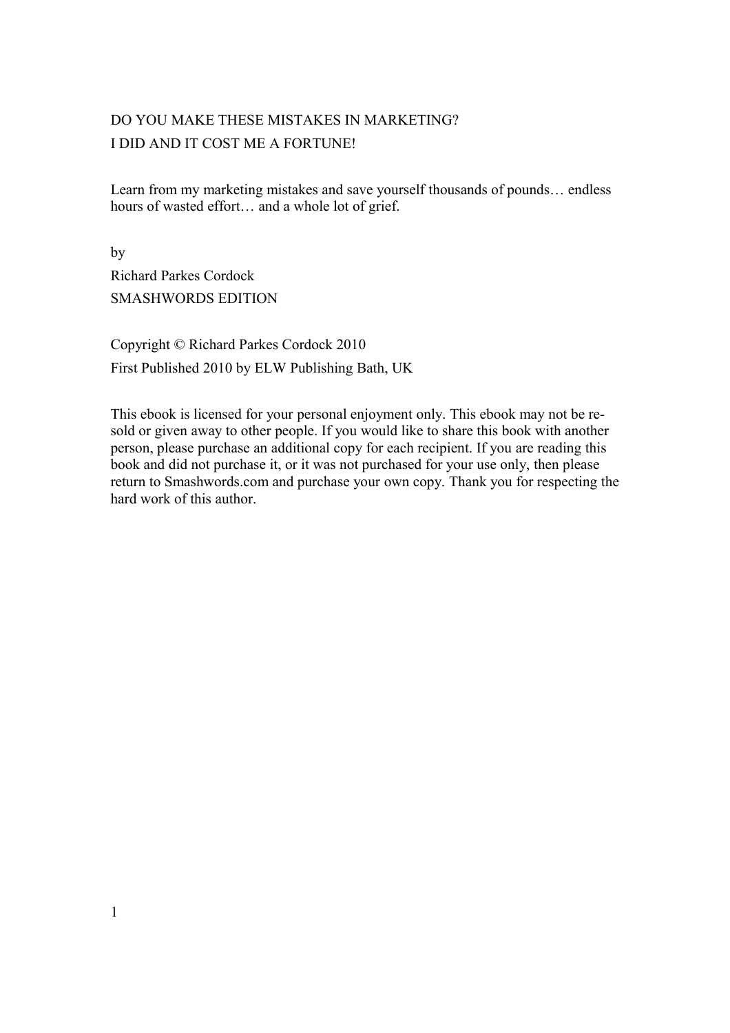# DO YOU MAKE THESE MISTAKES IN MARKETING?
# I DID AND IT COST ME A FORTUNE!

Learn from my marketing mistakes and save yourself thousands of pounds… endless hours of wasted effort… and a whole lot of grief.

by

Richard Parkes Cordock

SMASHWORDS EDITION

Copyright © Richard Parkes Cordock 2010

First Published 2010 by ELW Publishing Bath, UK

This ebook is licensed for your personal enjoyment only. This ebook may not be re-sold or given away to other people. If you would like to share this book with another person, please purchase an additional copy for each recipient. If you are reading this book and did not purchase it, or it was not purchased for your use only, then please return to Smashwords.com and purchase your own copy. Thank you for respecting the hard work of this author.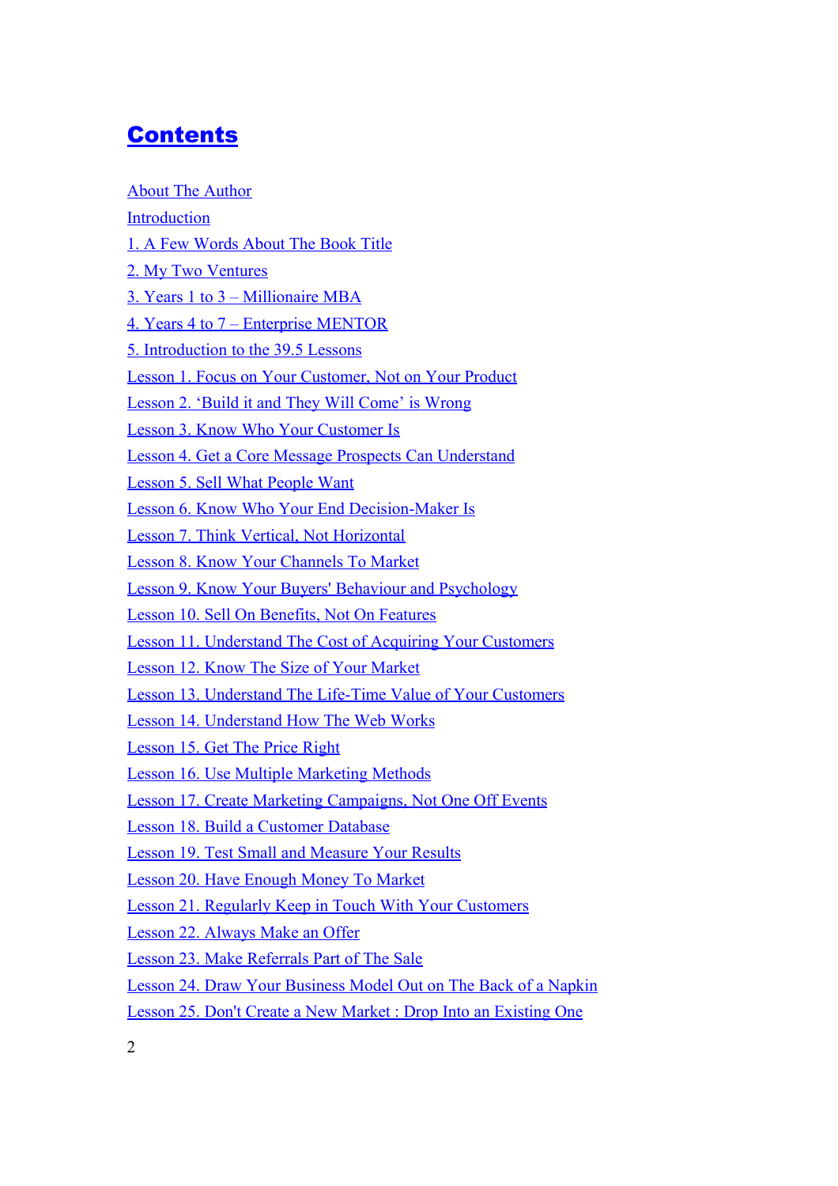# Contents

About The Author

Introduction

1. A Few Words About The Book Title

2. My Two Ventures

3. Years 1 to 3 – Millionaire MBA

4. Years 4 to 7 – Enterprise MENTOR

5. Introduction to the 39.5 Lessons

Lesson 1. Focus on Your Customer, Not on Your Product

Lesson 2. 'Build it and They Will Come' is Wrong

Lesson 3. Know Who Your Customer Is

Lesson 4. Get a Core Message Prospects Can Understand

Lesson 5. Sell What People Want

Lesson 6. Know Who Your End Decision-Maker Is

Lesson 7. Think Vertical, Not Horizontal

Lesson 8. Know Your Channels To Market

Lesson 9. Know Your Buyers' Behaviour and Psychology

Lesson 10. Sell On Benefits, Not On Features

Lesson 11. Understand The Cost of Acquiring Your Customers

Lesson 12. Know The Size of Your Market

Lesson 13. Understand The Life-Time Value of Your Customers

Lesson 14. Understand How The Web Works

Lesson 15. Get The Price Right

Lesson 16. Use Multiple Marketing Methods

Lesson 17. Create Marketing Campaigns, Not One Off Events

Lesson 18. Build a Customer Database

Lesson 19. Test Small and Measure Your Results

Lesson 20. Have Enough Money To Market

Lesson 21. Regularly Keep in Touch With Your Customers

Lesson 22. Always Make an Offer

Lesson 23. Make Referrals Part of The Sale

Lesson 24. Draw Your Business Model Out on The Back of a Napkin

Lesson 25. Don't Create a New Market : Drop Into an Existing One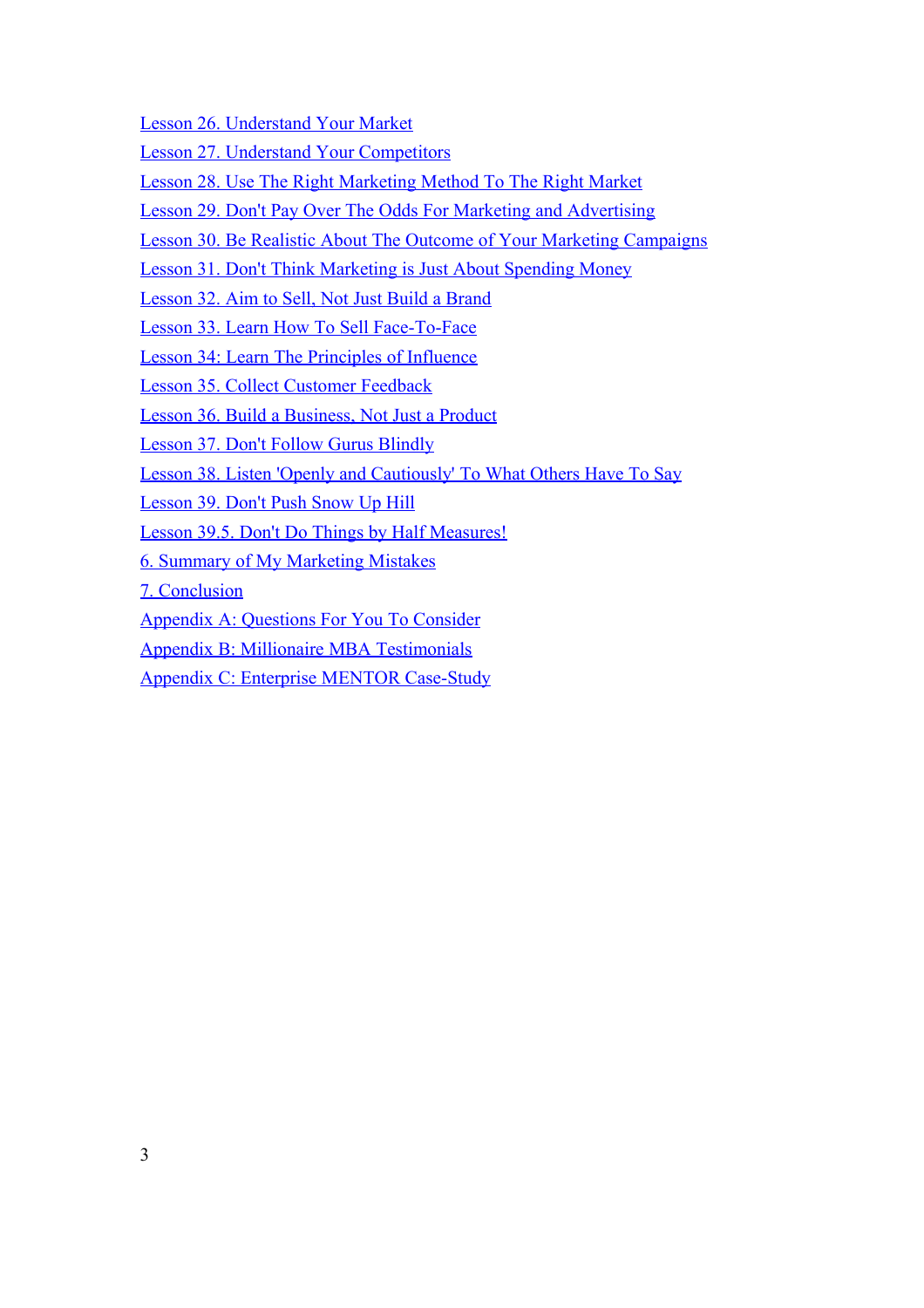Lesson 26. Understand Your Market

Lesson 27. Understand Your Competitors

Lesson 28. Use The Right Marketing Method To The Right Market

Lesson 29. Don't Pay Over The Odds For Marketing and Advertising

Lesson 30. Be Realistic About The Outcome of Your Marketing Campaigns

Lesson 31. Don't Think Marketing is Just About Spending Money

Lesson 32. Aim to Sell, Not Just Build a Brand

Lesson 33. Learn How To Sell Face-To-Face

Lesson 34: Learn The Principles of Influence

Lesson 35. Collect Customer Feedback

Lesson 36. Build a Business, Not Just a Product

Lesson 37. Don't Follow Gurus Blindly

Lesson 38. Listen 'Openly and Cautiously' To What Others Have To Say

Lesson 39. Don't Push Snow Up Hill

Lesson 39.5. Don't Do Things by Half Measures!

6. Summary of My Marketing Mistakes

7. Conclusion

Appendix A: Questions For You To Consider

Appendix B: Millionaire MBA Testimonials

Appendix C: Enterprise MENTOR Case-Study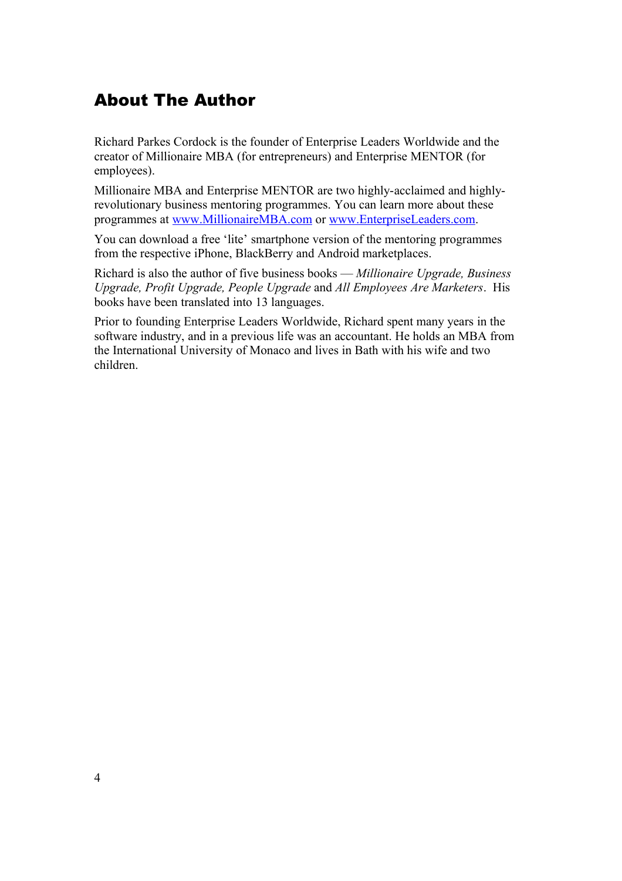## About The Author

Richard Parkes Cordock is the founder of Enterprise Leaders Worldwide and the creator of Millionaire MBA (for entrepreneurs) and Enterprise MENTOR (for employees).

Millionaire MBA and Enterprise MENTOR are two highly-acclaimed and highly-revolutionary business mentoring programmes. You can learn more about these programmes at [www.MillionaireMBA.com](http://www.MillionaireMBA.com) or [www.EnterpriseLeaders.com](http://www.EnterpriseLeaders.com).

You can download a free 'lite' smartphone version of the mentoring programmes from the respective iPhone, BlackBerry and Android marketplaces.

Richard is also the author of five business books — *Millionaire Upgrade, Business Upgrade, Profit Upgrade, People Upgrade* and *All Employees Are Marketers*. His books have been translated into 13 languages.

Prior to founding Enterprise Leaders Worldwide, Richard spent many years in the software industry, and in a previous life was an accountant. He holds an MBA from the International University of Monaco and lives in Bath with his wife and two children.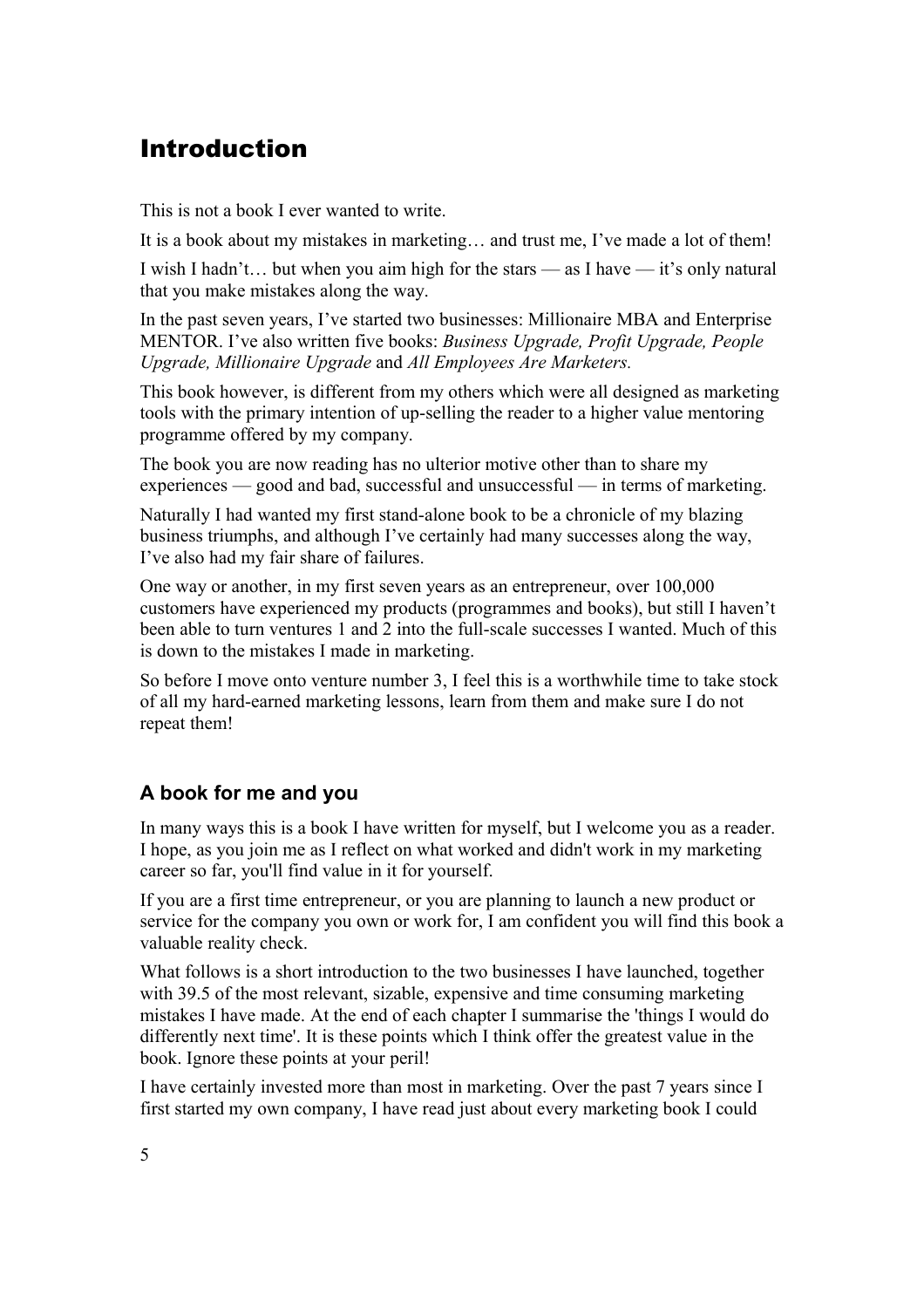# Introduction

This is not a book I ever wanted to write.

It is a book about my mistakes in marketing… and trust me, I've made a lot of them!

I wish I hadn't… but when you aim high for the stars — as I have — it's only natural that you make mistakes along the way.

In the past seven years, I've started two businesses: Millionaire MBA and Enterprise MENTOR. I've also written five books: *Business Upgrade, Profit Upgrade, People Upgrade, Millionaire Upgrade* and *All Employees Are Marketers.*

This book however, is different from my others which were all designed as marketing tools with the primary intention of up-selling the reader to a higher value mentoring programme offered by my company.

The book you are now reading has no ulterior motive other than to share my experiences — good and bad, successful and unsuccessful — in terms of marketing.

Naturally I had wanted my first stand-alone book to be a chronicle of my blazing business triumphs, and although I've certainly had many successes along the way, I've also had my fair share of failures.

One way or another, in my first seven years as an entrepreneur, over 100,000 customers have experienced my products (programmes and books), but still I haven't been able to turn ventures 1 and 2 into the full-scale successes I wanted. Much of this is down to the mistakes I made in marketing.

So before I move onto venture number 3, I feel this is a worthwhile time to take stock of all my hard-earned marketing lessons, learn from them and make sure I do not repeat them!

## A book for me and you

In many ways this is a book I have written for myself, but I welcome you as a reader. I hope, as you join me as I reflect on what worked and didn't work in my marketing career so far, you'll find value in it for yourself.

If you are a first time entrepreneur, or you are planning to launch a new product or service for the company you own or work for, I am confident you will find this book a valuable reality check.

What follows is a short introduction to the two businesses I have launched, together with 39.5 of the most relevant, sizable, expensive and time consuming marketing mistakes I have made. At the end of each chapter I summarise the 'things I would do differently next time'. It is these points which I think offer the greatest value in the book. Ignore these points at your peril!

I have certainly invested more than most in marketing. Over the past 7 years since I first started my own company, I have read just about every marketing book I could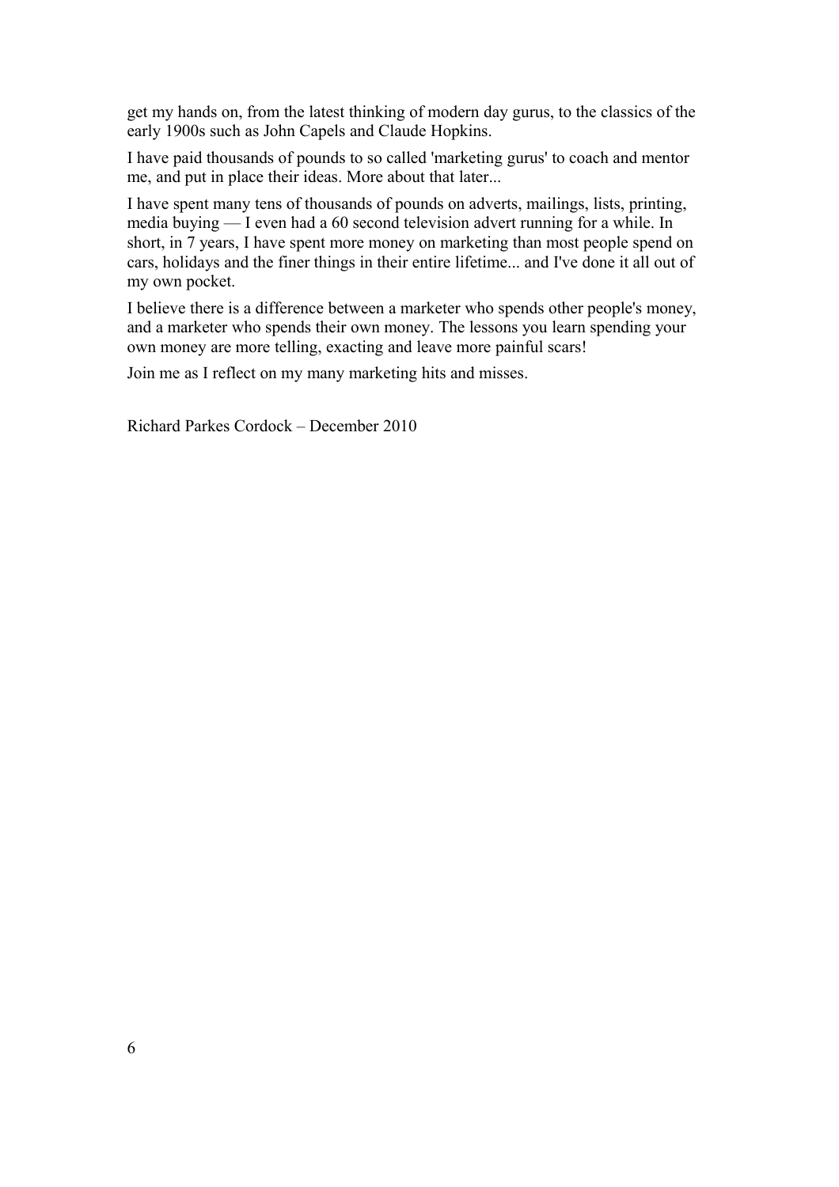get my hands on, from the latest thinking of modern day gurus, to the classics of the early 1900s such as John Capels and Claude Hopkins.

I have paid thousands of pounds to so called 'marketing gurus' to coach and mentor me, and put in place their ideas. More about that later...

I have spent many tens of thousands of pounds on adverts, mailings, lists, printing, media buying — I even had a 60 second television advert running for a while. In short, in 7 years, I have spent more money on marketing than most people spend on cars, holidays and the finer things in their entire lifetime... and I've done it all out of my own pocket.

I believe there is a difference between a marketer who spends other people's money, and a marketer who spends their own money. The lessons you learn spending your own money are more telling, exacting and leave more painful scars!

Join me as I reflect on my many marketing hits and misses.

Richard Parkes Cordock – December 2010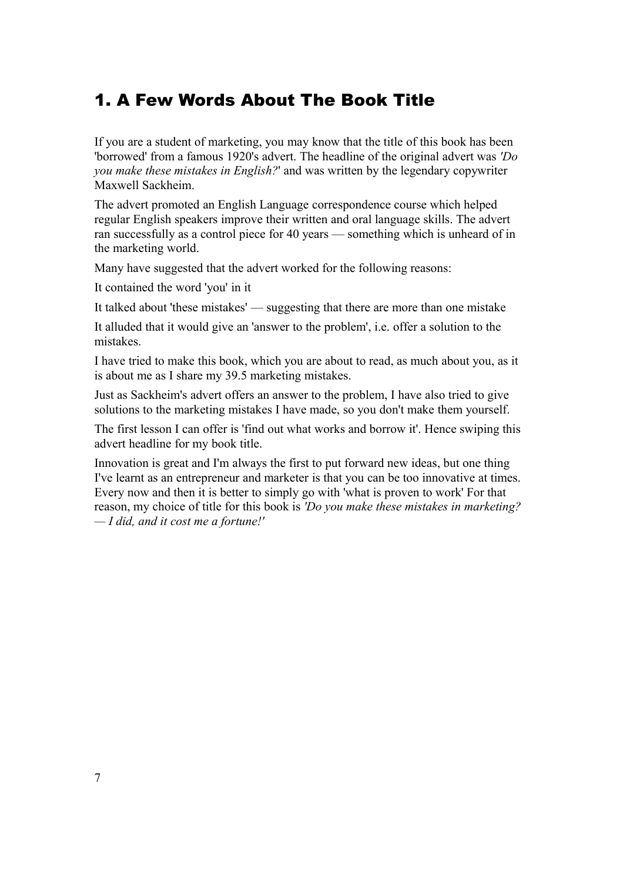# 1. A Few Words About The Book Title

If you are a student of marketing, you may know that the title of this book has been 'borrowed' from a famous 1920's advert. The headline of the original advert was *'Do you make these mistakes in English?*' and was written by the legendary copywriter Maxwell Sackheim.

The advert promoted an English Language correspondence course which helped regular English speakers improve their written and oral language skills. The advert ran successfully as a control piece for 40 years — something which is unheard of in the marketing world.

Many have suggested that the advert worked for the following reasons:

It contained the word 'you' in it

It talked about 'these mistakes' — suggesting that there are more than one mistake

It alluded that it would give an 'answer to the problem', i.e. offer a solution to the mistakes.

I have tried to make this book, which you are about to read, as much about you, as it is about me as I share my 39.5 marketing mistakes.

Just as Sackheim's advert offers an answer to the problem, I have also tried to give solutions to the marketing mistakes I have made, so you don't make them yourself.

The first lesson I can offer is 'find out what works and borrow it'. Hence swiping this advert headline for my book title.

Innovation is great and I'm always the first to put forward new ideas, but one thing I've learnt as an entrepreneur and marketer is that you can be too innovative at times. Every now and then it is better to simply go with 'what is proven to work' For that reason, my choice of title for this book is *'Do you make these mistakes in marketing? — I did, and it cost me a fortune!'*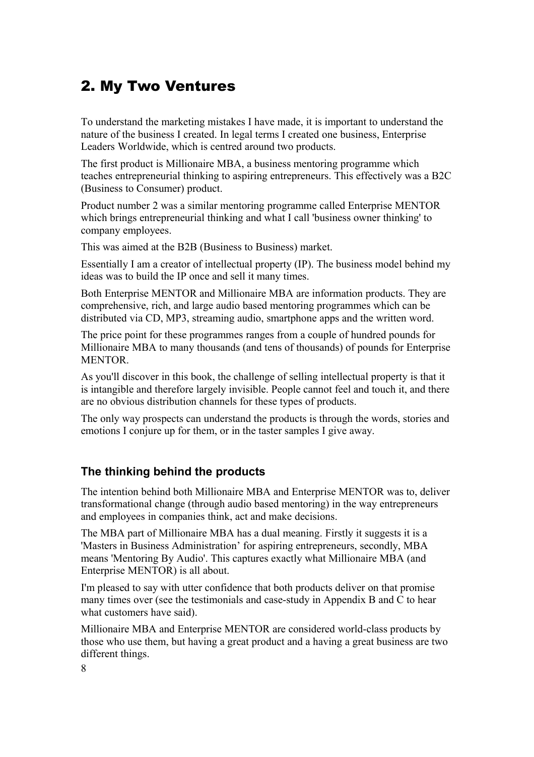## 2. My Two Ventures

To understand the marketing mistakes I have made, it is important to understand the nature of the business I created. In legal terms I created one business, Enterprise Leaders Worldwide, which is centred around two products.

The first product is Millionaire MBA, a business mentoring programme which teaches entrepreneurial thinking to aspiring entrepreneurs. This effectively was a B2C (Business to Consumer) product.

Product number 2 was a similar mentoring programme called Enterprise MENTOR which brings entrepreneurial thinking and what I call 'business owner thinking' to company employees.

This was aimed at the B2B (Business to Business) market.

Essentially I am a creator of intellectual property (IP). The business model behind my ideas was to build the IP once and sell it many times.

Both Enterprise MENTOR and Millionaire MBA are information products. They are comprehensive, rich, and large audio based mentoring programmes which can be distributed via CD, MP3, streaming audio, smartphone apps and the written word.

The price point for these programmes ranges from a couple of hundred pounds for Millionaire MBA to many thousands (and tens of thousands) of pounds for Enterprise MENTOR.

As you'll discover in this book, the challenge of selling intellectual property is that it is intangible and therefore largely invisible. People cannot feel and touch it, and there are no obvious distribution channels for these types of products.

The only way prospects can understand the products is through the words, stories and emotions I conjure up for them, or in the taster samples I give away.

### The thinking behind the products

The intention behind both Millionaire MBA and Enterprise MENTOR was to, deliver transformational change (through audio based mentoring) in the way entrepreneurs and employees in companies think, act and make decisions.

The MBA part of Millionaire MBA has a dual meaning. Firstly it suggests it is a 'Masters in Business Administration' for aspiring entrepreneurs, secondly, MBA means 'Mentoring By Audio'. This captures exactly what Millionaire MBA (and Enterprise MENTOR) is all about.

I'm pleased to say with utter confidence that both products deliver on that promise many times over (see the testimonials and case-study in Appendix B and C to hear what customers have said).

Millionaire MBA and Enterprise MENTOR are considered world-class products by those who use them, but having a great product and a having a great business are two different things.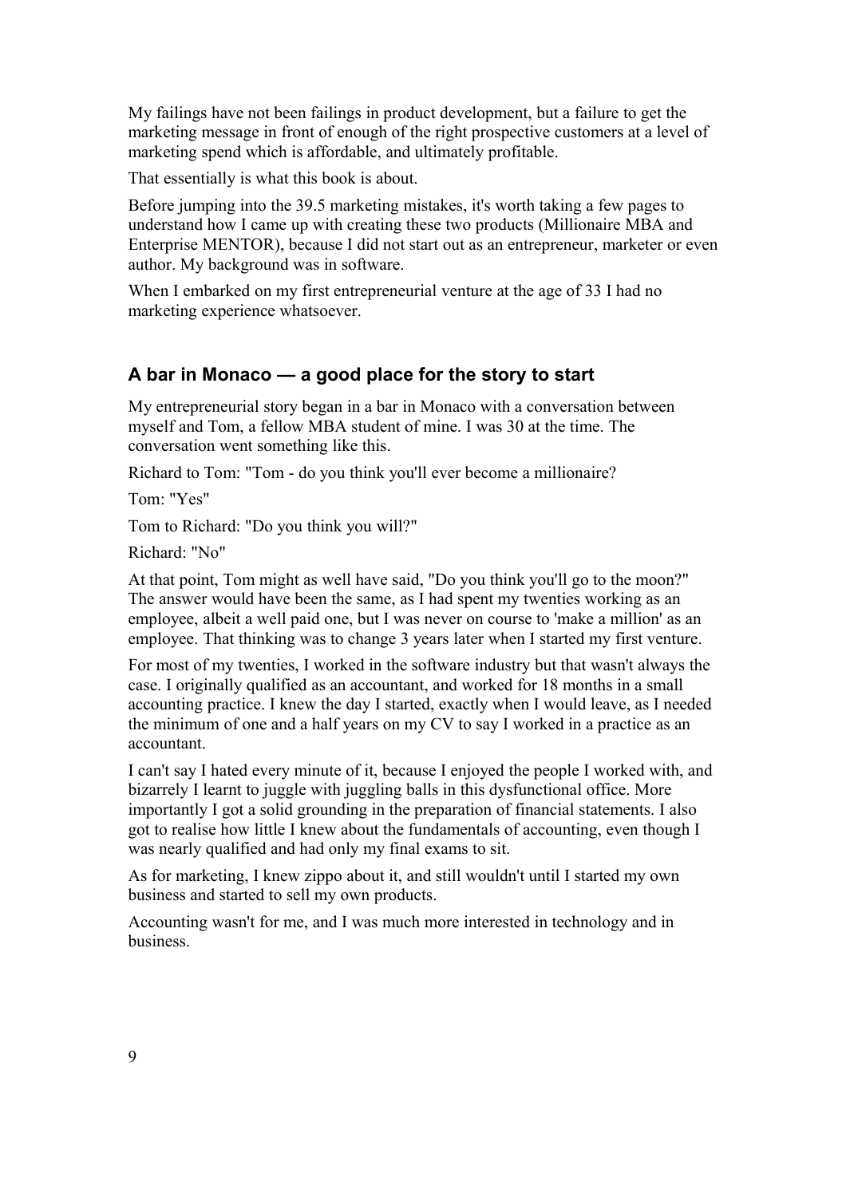My failings have not been failings in product development, but a failure to get the marketing message in front of enough of the right prospective customers at a level of marketing spend which is affordable, and ultimately profitable.

That essentially is what this book is about.

Before jumping into the 39.5 marketing mistakes, it's worth taking a few pages to understand how I came up with creating these two products (Millionaire MBA and Enterprise MENTOR), because I did not start out as an entrepreneur, marketer or even author. My background was in software.

When I embarked on my first entrepreneurial venture at the age of 33 I had no marketing experience whatsoever.

## A bar in Monaco — a good place for the story to start

My entrepreneurial story began in a bar in Monaco with a conversation between myself and Tom, a fellow MBA student of mine. I was 30 at the time. The conversation went something like this.

Richard to Tom: "Tom - do you think you'll ever become a millionaire?

Tom: "Yes"

Tom to Richard: "Do you think you will?"

Richard: "No"

At that point, Tom might as well have said, "Do you think you'll go to the moon?" The answer would have been the same, as I had spent my twenties working as an employee, albeit a well paid one, but I was never on course to 'make a million' as an employee. That thinking was to change 3 years later when I started my first venture.

For most of my twenties, I worked in the software industry but that wasn't always the case. I originally qualified as an accountant, and worked for 18 months in a small accounting practice. I knew the day I started, exactly when I would leave, as I needed the minimum of one and a half years on my CV to say I worked in a practice as an accountant.

I can't say I hated every minute of it, because I enjoyed the people I worked with, and bizarrely I learnt to juggle with juggling balls in this dysfunctional office. More importantly I got a solid grounding in the preparation of financial statements. I also got to realise how little I knew about the fundamentals of accounting, even though I was nearly qualified and had only my final exams to sit.

As for marketing, I knew zippo about it, and still wouldn't until I started my own business and started to sell my own products.

Accounting wasn't for me, and I was much more interested in technology and in business.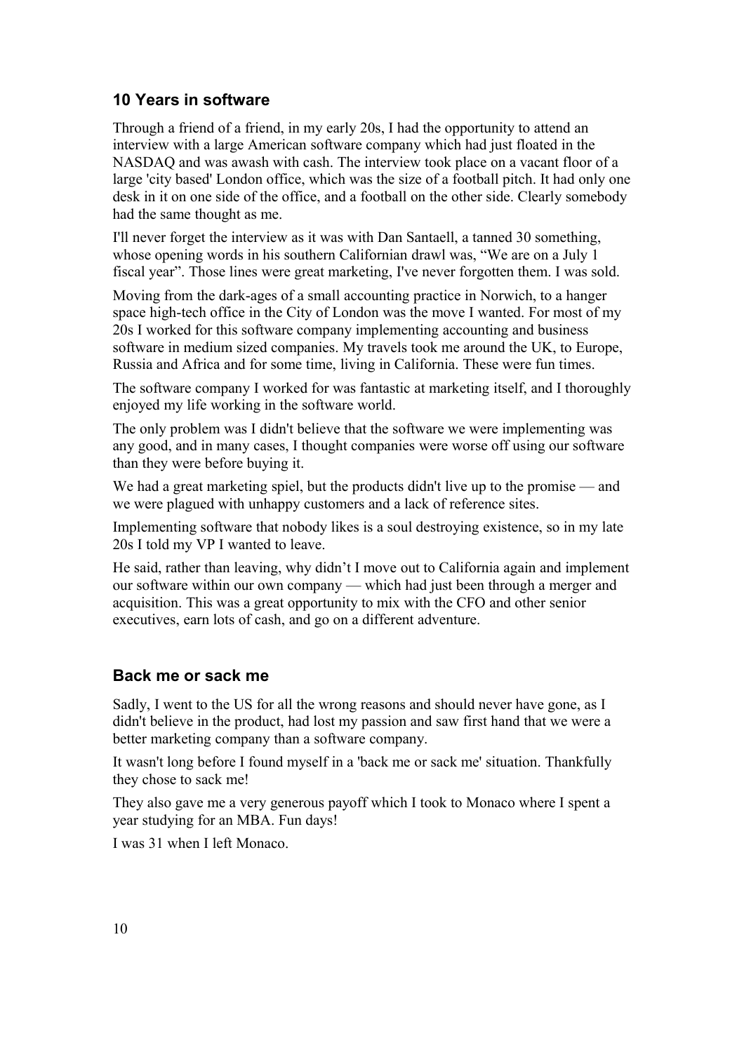## 10 Years in software

Through a friend of a friend, in my early 20s, I had the opportunity to attend an interview with a large American software company which had just floated in the NASDAQ and was awash with cash. The interview took place on a vacant floor of a large 'city based' London office, which was the size of a football pitch. It had only one desk in it on one side of the office, and a football on the other side. Clearly somebody had the same thought as me.

I'll never forget the interview as it was with Dan Santaell, a tanned 30 something, whose opening words in his southern Californian drawl was, "We are on a July 1 fiscal year". Those lines were great marketing, I've never forgotten them. I was sold.

Moving from the dark-ages of a small accounting practice in Norwich, to a hanger space high-tech office in the City of London was the move I wanted. For most of my 20s I worked for this software company implementing accounting and business software in medium sized companies. My travels took me around the UK, to Europe, Russia and Africa and for some time, living in California. These were fun times.

The software company I worked for was fantastic at marketing itself, and I thoroughly enjoyed my life working in the software world.

The only problem was I didn't believe that the software we were implementing was any good, and in many cases, I thought companies were worse off using our software than they were before buying it.

We had a great marketing spiel, but the products didn't live up to the promise — and we were plagued with unhappy customers and a lack of reference sites.

Implementing software that nobody likes is a soul destroying existence, so in my late 20s I told my VP I wanted to leave.

He said, rather than leaving, why didn't I move out to California again and implement our software within our own company — which had just been through a merger and acquisition. This was a great opportunity to mix with the CFO and other senior executives, earn lots of cash, and go on a different adventure.

## Back me or sack me

Sadly, I went to the US for all the wrong reasons and should never have gone, as I didn't believe in the product, had lost my passion and saw first hand that we were a better marketing company than a software company.

It wasn't long before I found myself in a 'back me or sack me' situation. Thankfully they chose to sack me!

They also gave me a very generous payoff which I took to Monaco where I spent a year studying for an MBA. Fun days!

I was 31 when I left Monaco.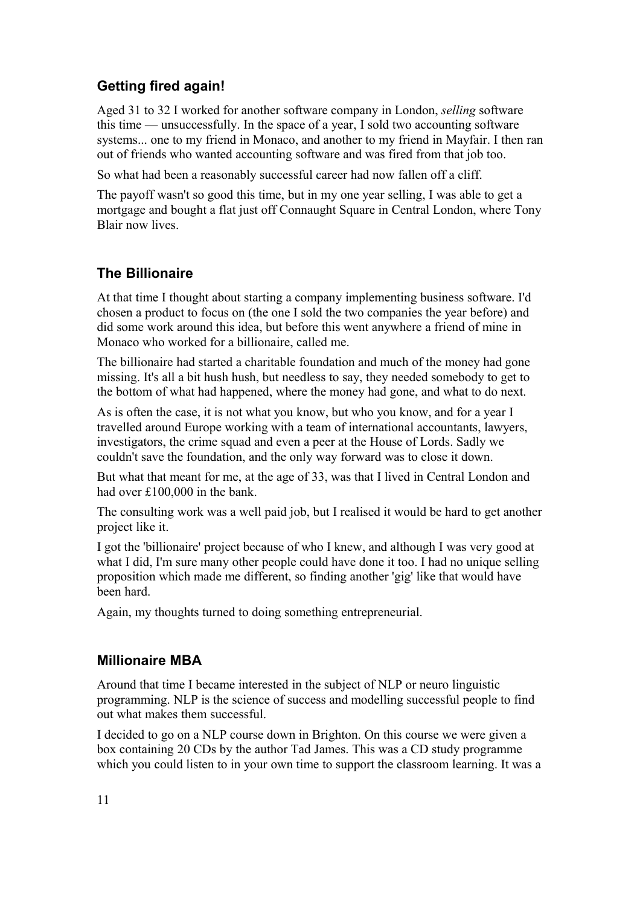## Getting fired again!

Aged 31 to 32 I worked for another software company in London, *selling* software this time — unsuccessfully. In the space of a year, I sold two accounting software systems... one to my friend in Monaco, and another to my friend in Mayfair. I then ran out of friends who wanted accounting software and was fired from that job too.

So what had been a reasonably successful career had now fallen off a cliff.

The payoff wasn't so good this time, but in my one year selling, I was able to get a mortgage and bought a flat just off Connaught Square in Central London, where Tony Blair now lives.

## The Billionaire

At that time I thought about starting a company implementing business software. I'd chosen a product to focus on (the one I sold the two companies the year before) and did some work around this idea, but before this went anywhere a friend of mine in Monaco who worked for a billionaire, called me.

The billionaire had started a charitable foundation and much of the money had gone missing. It's all a bit hush hush, but needless to say, they needed somebody to get to the bottom of what had happened, where the money had gone, and what to do next.

As is often the case, it is not what you know, but who you know, and for a year I travelled around Europe working with a team of international accountants, lawyers, investigators, the crime squad and even a peer at the House of Lords. Sadly we couldn't save the foundation, and the only way forward was to close it down.

But what that meant for me, at the age of 33, was that I lived in Central London and had over £100,000 in the bank.

The consulting work was a well paid job, but I realised it would be hard to get another project like it.

I got the 'billionaire' project because of who I knew, and although I was very good at what I did, I'm sure many other people could have done it too. I had no unique selling proposition which made me different, so finding another 'gig' like that would have been hard.

Again, my thoughts turned to doing something entrepreneurial.

## Millionaire MBA

Around that time I became interested in the subject of NLP or neuro linguistic programming. NLP is the science of success and modelling successful people to find out what makes them successful.

I decided to go on a NLP course down in Brighton. On this course we were given a box containing 20 CDs by the author Tad James. This was a CD study programme which you could listen to in your own time to support the classroom learning. It was a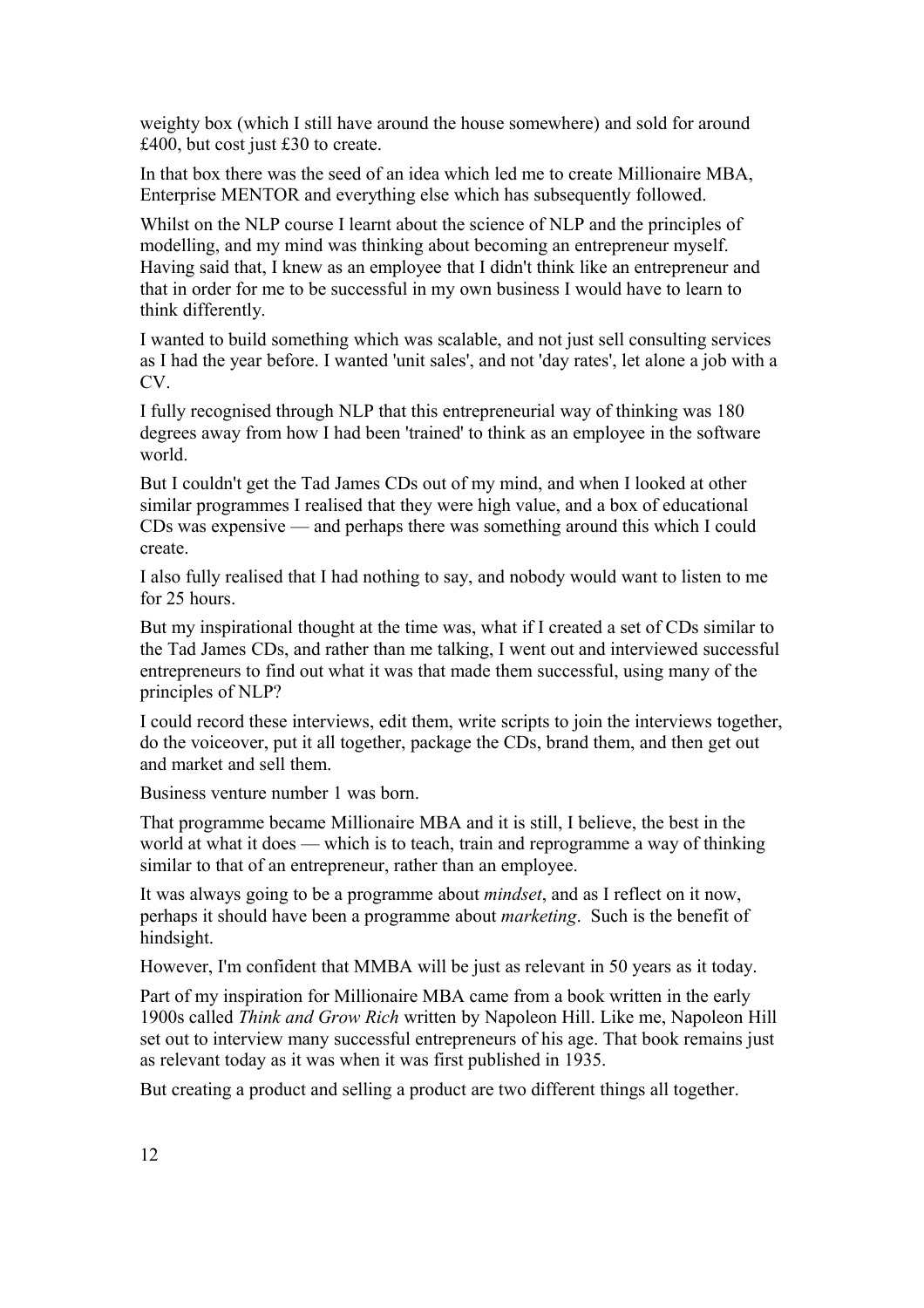weighty box (which I still have around the house somewhere) and sold for around £400, but cost just £30 to create.

In that box there was the seed of an idea which led me to create Millionaire MBA, Enterprise MENTOR and everything else which has subsequently followed.

Whilst on the NLP course I learnt about the science of NLP and the principles of modelling, and my mind was thinking about becoming an entrepreneur myself. Having said that, I knew as an employee that I didn't think like an entrepreneur and that in order for me to be successful in my own business I would have to learn to think differently.

I wanted to build something which was scalable, and not just sell consulting services as I had the year before. I wanted 'unit sales', and not 'day rates', let alone a job with a CV.

I fully recognised through NLP that this entrepreneurial way of thinking was 180 degrees away from how I had been 'trained' to think as an employee in the software world.

But I couldn't get the Tad James CDs out of my mind, and when I looked at other similar programmes I realised that they were high value, and a box of educational CDs was expensive — and perhaps there was something around this which I could create.

I also fully realised that I had nothing to say, and nobody would want to listen to me for 25 hours.

But my inspirational thought at the time was, what if I created a set of CDs similar to the Tad James CDs, and rather than me talking, I went out and interviewed successful entrepreneurs to find out what it was that made them successful, using many of the principles of NLP?

I could record these interviews, edit them, write scripts to join the interviews together, do the voiceover, put it all together, package the CDs, brand them, and then get out and market and sell them.

Business venture number 1 was born.

That programme became Millionaire MBA and it is still, I believe, the best in the world at what it does — which is to teach, train and reprogramme a way of thinking similar to that of an entrepreneur, rather than an employee.

It was always going to be a programme about *mindset*, and as I reflect on it now, perhaps it should have been a programme about *marketing*. Such is the benefit of hindsight.

However, I'm confident that MMBA will be just as relevant in 50 years as it today.

Part of my inspiration for Millionaire MBA came from a book written in the early 1900s called *Think and Grow Rich* written by Napoleon Hill. Like me, Napoleon Hill set out to interview many successful entrepreneurs of his age. That book remains just as relevant today as it was when it was first published in 1935.

But creating a product and selling a product are two different things all together.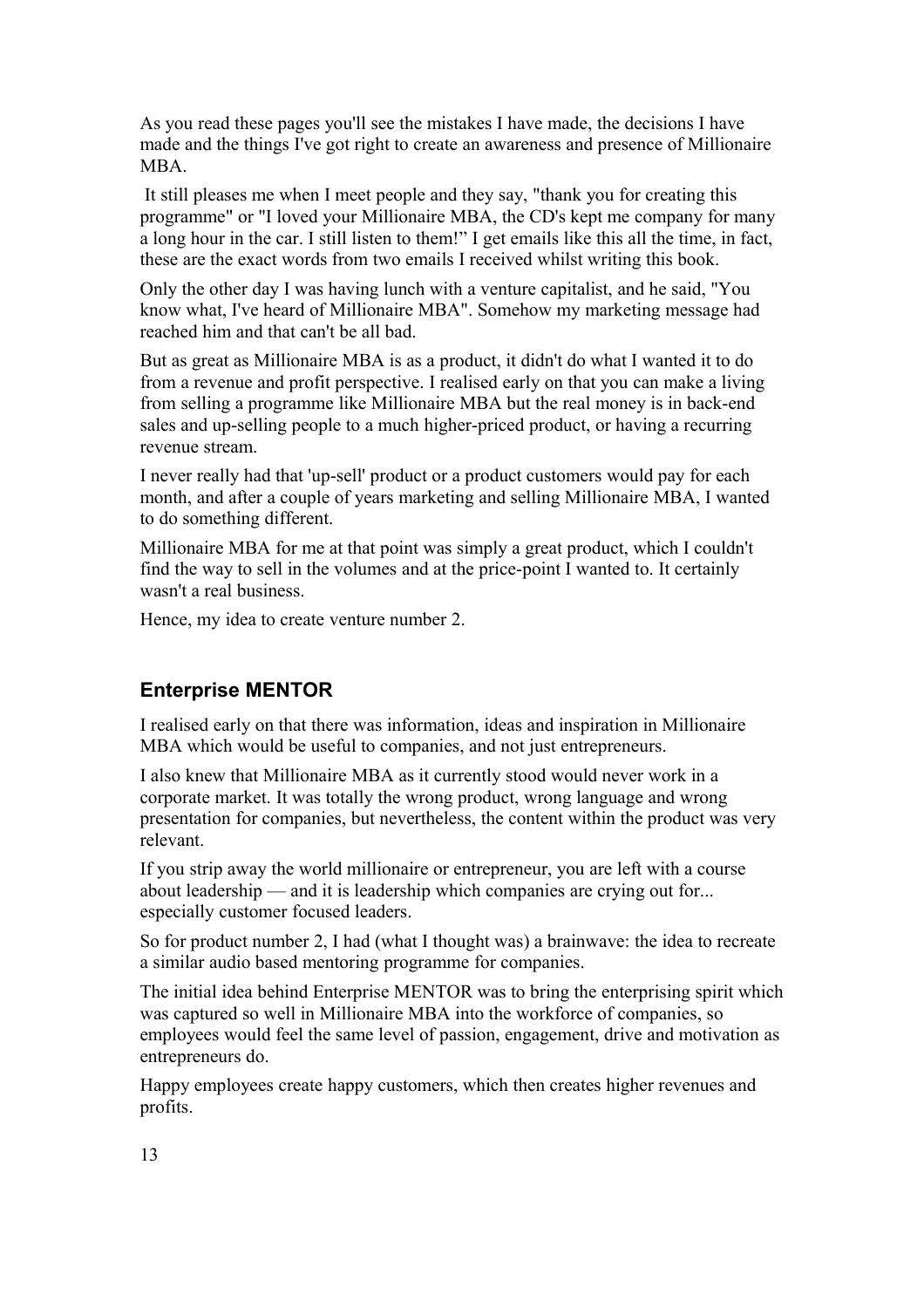As you read these pages you'll see the mistakes I have made, the decisions I have made and the things I've got right to create an awareness and presence of Millionaire MBA.

It still pleases me when I meet people and they say, "thank you for creating this programme" or "I loved your Millionaire MBA, the CD's kept me company for many a long hour in the car. I still listen to them!" I get emails like this all the time, in fact, these are the exact words from two emails I received whilst writing this book.

Only the other day I was having lunch with a venture capitalist, and he said, "You know what, I've heard of Millionaire MBA". Somehow my marketing message had reached him and that can't be all bad.

But as great as Millionaire MBA is as a product, it didn't do what I wanted it to do from a revenue and profit perspective. I realised early on that you can make a living from selling a programme like Millionaire MBA but the real money is in back-end sales and up-selling people to a much higher-priced product, or having a recurring revenue stream.

I never really had that 'up-sell' product or a product customers would pay for each month, and after a couple of years marketing and selling Millionaire MBA, I wanted to do something different.

Millionaire MBA for me at that point was simply a great product, which I couldn't find the way to sell in the volumes and at the price-point I wanted to. It certainly wasn't a real business.

Hence, my idea to create venture number 2.

## Enterprise MENTOR

I realised early on that there was information, ideas and inspiration in Millionaire MBA which would be useful to companies, and not just entrepreneurs.

I also knew that Millionaire MBA as it currently stood would never work in a corporate market. It was totally the wrong product, wrong language and wrong presentation for companies, but nevertheless, the content within the product was very relevant.

If you strip away the world millionaire or entrepreneur, you are left with a course about leadership — and it is leadership which companies are crying out for... especially customer focused leaders.

So for product number 2, I had (what I thought was) a brainwave: the idea to recreate a similar audio based mentoring programme for companies.

The initial idea behind Enterprise MENTOR was to bring the enterprising spirit which was captured so well in Millionaire MBA into the workforce of companies, so employees would feel the same level of passion, engagement, drive and motivation as entrepreneurs do.

Happy employees create happy customers, which then creates higher revenues and profits.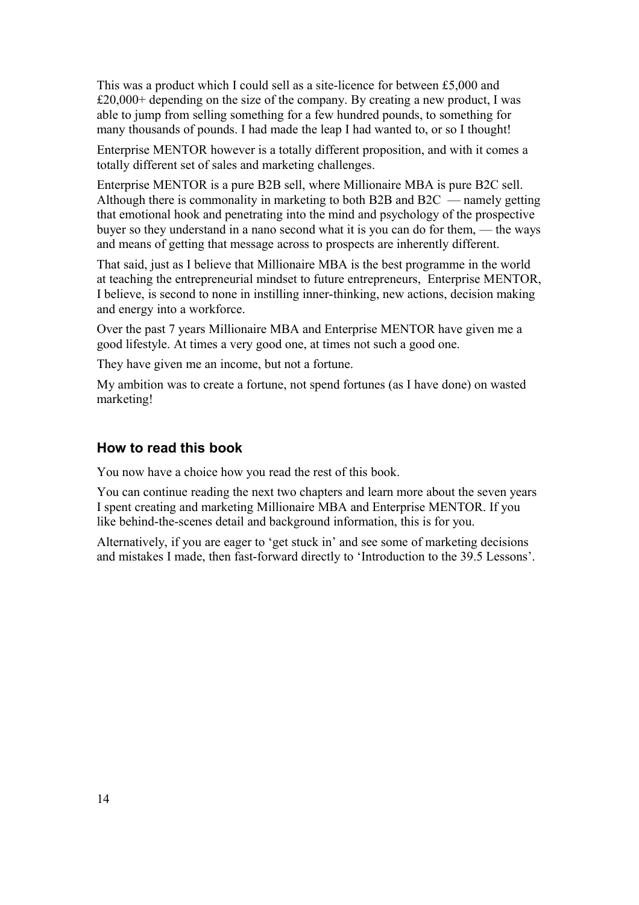This was a product which I could sell as a site-licence for between £5,000 and £20,000+ depending on the size of the company. By creating a new product, I was able to jump from selling something for a few hundred pounds, to something for many thousands of pounds. I had made the leap I had wanted to, or so I thought!

Enterprise MENTOR however is a totally different proposition, and with it comes a totally different set of sales and marketing challenges.

Enterprise MENTOR is a pure B2B sell, where Millionaire MBA is pure B2C sell. Although there is commonality in marketing to both B2B and B2C — namely getting that emotional hook and penetrating into the mind and psychology of the prospective buyer so they understand in a nano second what it is you can do for them, — the ways and means of getting that message across to prospects are inherently different.

That said, just as I believe that Millionaire MBA is the best programme in the world at teaching the entrepreneurial mindset to future entrepreneurs, Enterprise MENTOR, I believe, is second to none in instilling inner-thinking, new actions, decision making and energy into a workforce.

Over the past 7 years Millionaire MBA and Enterprise MENTOR have given me a good lifestyle. At times a very good one, at times not such a good one.

They have given me an income, but not a fortune.

My ambition was to create a fortune, not spend fortunes (as I have done) on wasted marketing!

## How to read this book

You now have a choice how you read the rest of this book.

You can continue reading the next two chapters and learn more about the seven years I spent creating and marketing Millionaire MBA and Enterprise MENTOR. If you like behind-the-scenes detail and background information, this is for you.

Alternatively, if you are eager to 'get stuck in' and see some of marketing decisions and mistakes I made, then fast-forward directly to 'Introduction to the 39.5 Lessons'.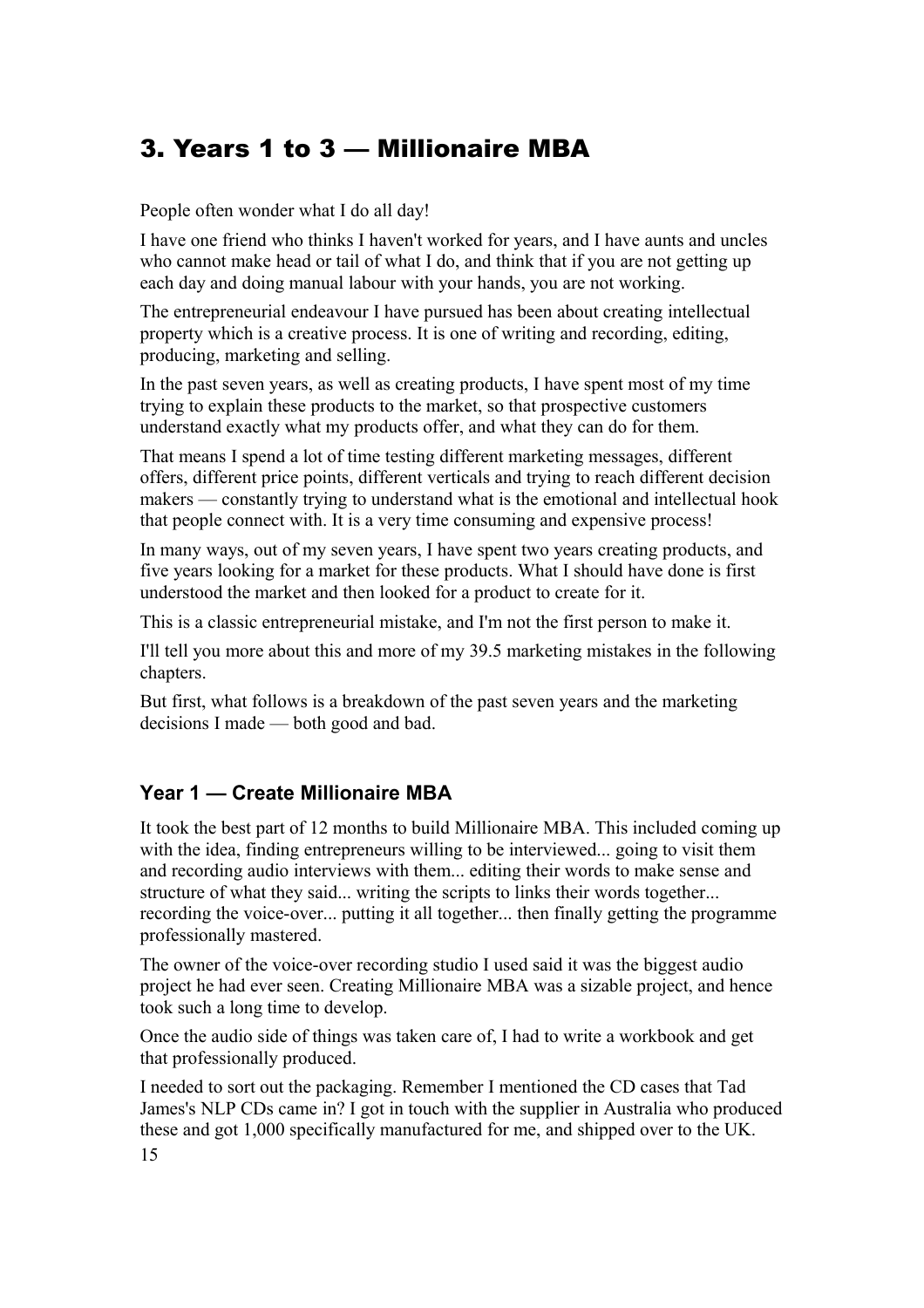# 3. Years 1 to 3 — Millionaire MBA

People often wonder what I do all day!

I have one friend who thinks I haven't worked for years, and I have aunts and uncles who cannot make head or tail of what I do, and think that if you are not getting up each day and doing manual labour with your hands, you are not working.

The entrepreneurial endeavour I have pursued has been about creating intellectual property which is a creative process. It is one of writing and recording, editing, producing, marketing and selling.

In the past seven years, as well as creating products, I have spent most of my time trying to explain these products to the market, so that prospective customers understand exactly what my products offer, and what they can do for them.

That means I spend a lot of time testing different marketing messages, different offers, different price points, different verticals and trying to reach different decision makers — constantly trying to understand what is the emotional and intellectual hook that people connect with. It is a very time consuming and expensive process!

In many ways, out of my seven years, I have spent two years creating products, and five years looking for a market for these products. What I should have done is first understood the market and then looked for a product to create for it.

This is a classic entrepreneurial mistake, and I'm not the first person to make it.

I'll tell you more about this and more of my 39.5 marketing mistakes in the following chapters.

But first, what follows is a breakdown of the past seven years and the marketing decisions I made — both good and bad.

## Year 1 — Create Millionaire MBA

It took the best part of 12 months to build Millionaire MBA. This included coming up with the idea, finding entrepreneurs willing to be interviewed... going to visit them and recording audio interviews with them... editing their words to make sense and structure of what they said... writing the scripts to links their words together... recording the voice-over... putting it all together... then finally getting the programme professionally mastered.

The owner of the voice-over recording studio I used said it was the biggest audio project he had ever seen. Creating Millionaire MBA was a sizable project, and hence took such a long time to develop.

Once the audio side of things was taken care of, I had to write a workbook and get that professionally produced.

I needed to sort out the packaging. Remember I mentioned the CD cases that Tad James's NLP CDs came in? I got in touch with the supplier in Australia who produced these and got 1,000 specifically manufactured for me, and shipped over to the UK.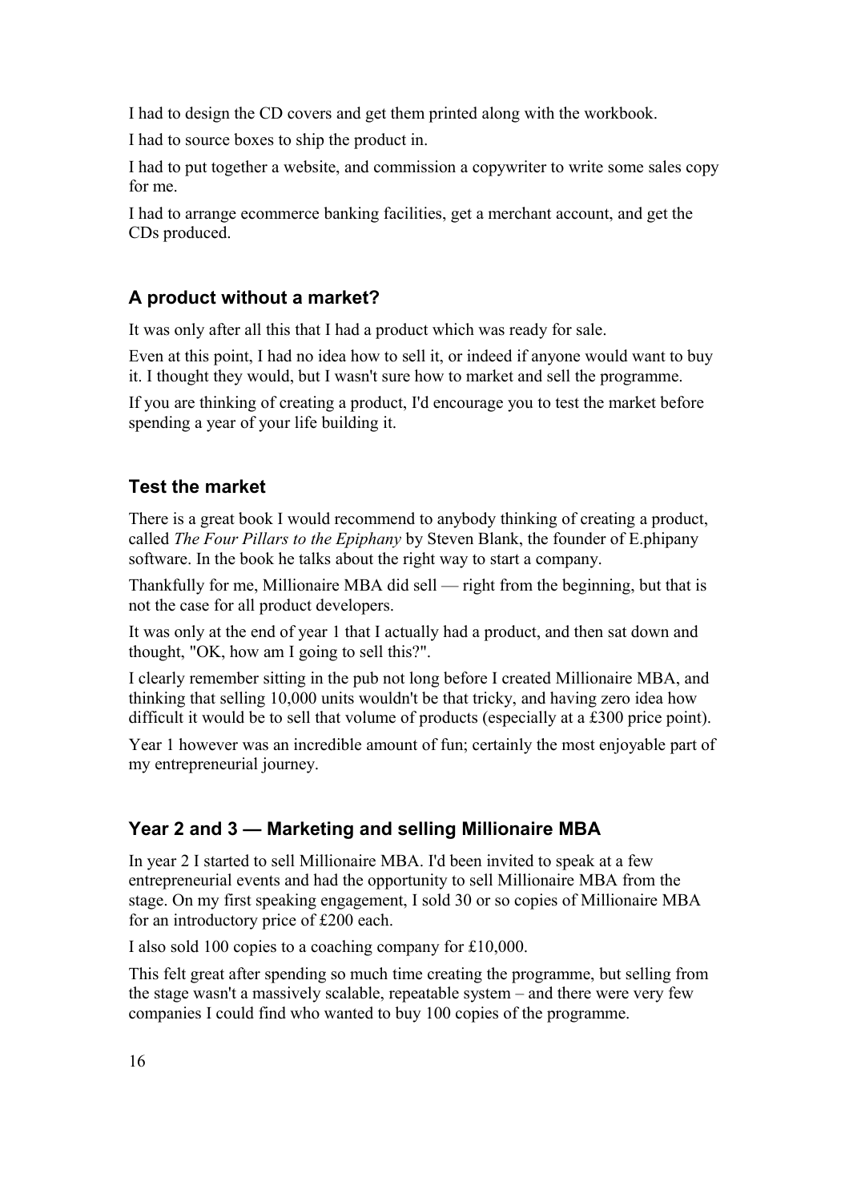I had to design the CD covers and get them printed along with the workbook.

I had to source boxes to ship the product in.

I had to put together a website, and commission a copywriter to write some sales copy for me.

I had to arrange ecommerce banking facilities, get a merchant account, and get the CDs produced.

### A product without a market?

It was only after all this that I had a product which was ready for sale.

Even at this point, I had no idea how to sell it, or indeed if anyone would want to buy it. I thought they would, but I wasn't sure how to market and sell the programme.

If you are thinking of creating a product, I'd encourage you to test the market before spending a year of your life building it.

### Test the market

There is a great book I would recommend to anybody thinking of creating a product, called *The Four Pillars to the Epiphany* by Steven Blank, the founder of E.phipany software. In the book he talks about the right way to start a company.

Thankfully for me, Millionaire MBA did sell — right from the beginning, but that is not the case for all product developers.

It was only at the end of year 1 that I actually had a product, and then sat down and thought, "OK, how am I going to sell this?".

I clearly remember sitting in the pub not long before I created Millionaire MBA, and thinking that selling 10,000 units wouldn't be that tricky, and having zero idea how difficult it would be to sell that volume of products (especially at a £300 price point).

Year 1 however was an incredible amount of fun; certainly the most enjoyable part of my entrepreneurial journey.

### Year 2 and 3 — Marketing and selling Millionaire MBA

In year 2 I started to sell Millionaire MBA. I'd been invited to speak at a few entrepreneurial events and had the opportunity to sell Millionaire MBA from the stage. On my first speaking engagement, I sold 30 or so copies of Millionaire MBA for an introductory price of £200 each.

I also sold 100 copies to a coaching company for £10,000.

This felt great after spending so much time creating the programme, but selling from the stage wasn't a massively scalable, repeatable system – and there were very few companies I could find who wanted to buy 100 copies of the programme.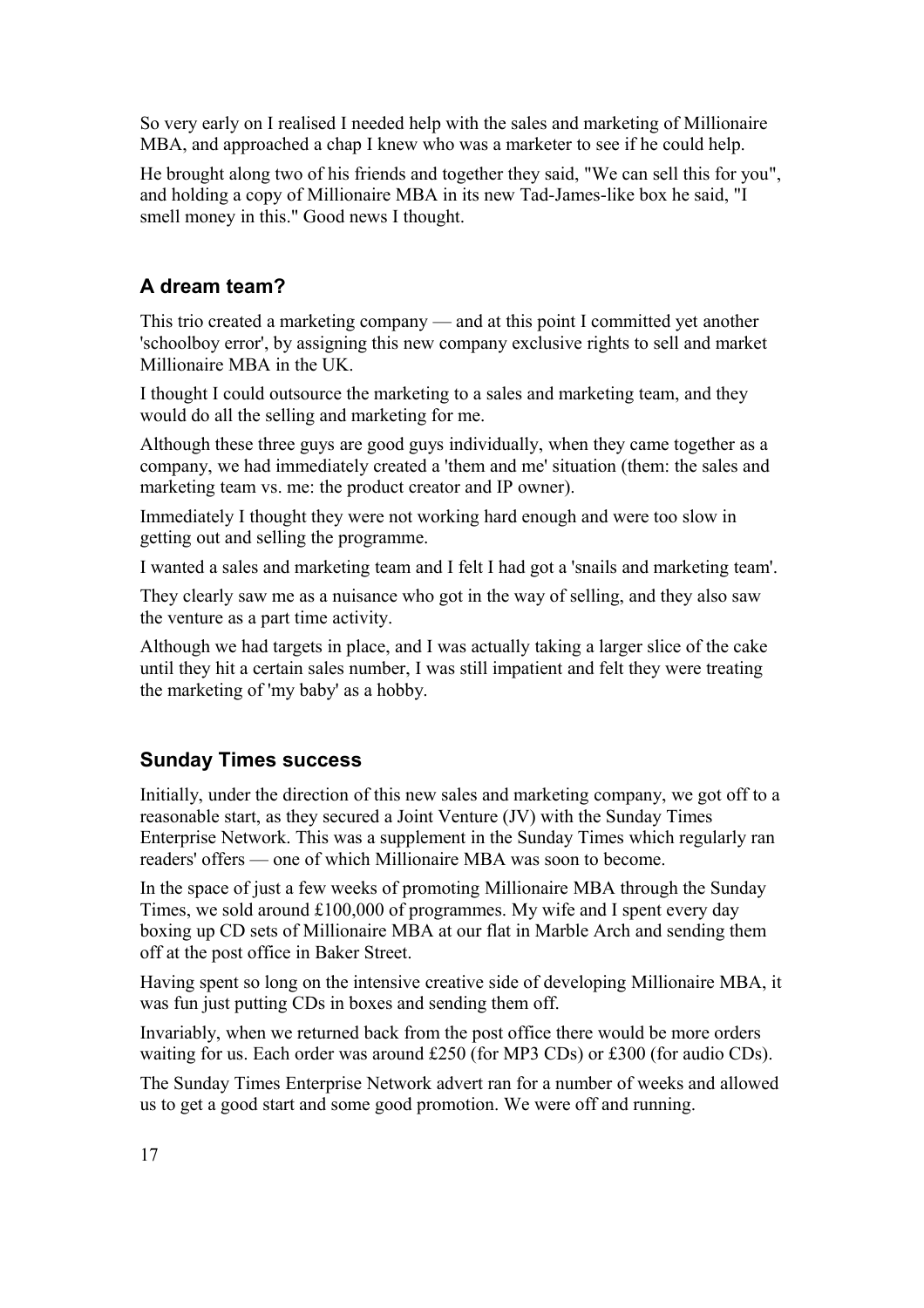So very early on I realised I needed help with the sales and marketing of Millionaire MBA, and approached a chap I knew who was a marketer to see if he could help.

He brought along two of his friends and together they said, "We can sell this for you", and holding a copy of Millionaire MBA in its new Tad-James-like box he said, "I smell money in this." Good news I thought.

## A dream team?

This trio created a marketing company — and at this point I committed yet another 'schoolboy error', by assigning this new company exclusive rights to sell and market Millionaire MBA in the UK.

I thought I could outsource the marketing to a sales and marketing team, and they would do all the selling and marketing for me.

Although these three guys are good guys individually, when they came together as a company, we had immediately created a 'them and me' situation (them: the sales and marketing team vs. me: the product creator and IP owner).

Immediately I thought they were not working hard enough and were too slow in getting out and selling the programme.

I wanted a sales and marketing team and I felt I had got a 'snails and marketing team'.

They clearly saw me as a nuisance who got in the way of selling, and they also saw the venture as a part time activity.

Although we had targets in place, and I was actually taking a larger slice of the cake until they hit a certain sales number, I was still impatient and felt they were treating the marketing of 'my baby' as a hobby.

## Sunday Times success

Initially, under the direction of this new sales and marketing company, we got off to a reasonable start, as they secured a Joint Venture (JV) with the Sunday Times Enterprise Network. This was a supplement in the Sunday Times which regularly ran readers' offers — one of which Millionaire MBA was soon to become.

In the space of just a few weeks of promoting Millionaire MBA through the Sunday Times, we sold around £100,000 of programmes. My wife and I spent every day boxing up CD sets of Millionaire MBA at our flat in Marble Arch and sending them off at the post office in Baker Street.

Having spent so long on the intensive creative side of developing Millionaire MBA, it was fun just putting CDs in boxes and sending them off.

Invariably, when we returned back from the post office there would be more orders waiting for us. Each order was around £250 (for MP3 CDs) or £300 (for audio CDs).

The Sunday Times Enterprise Network advert ran for a number of weeks and allowed us to get a good start and some good promotion. We were off and running.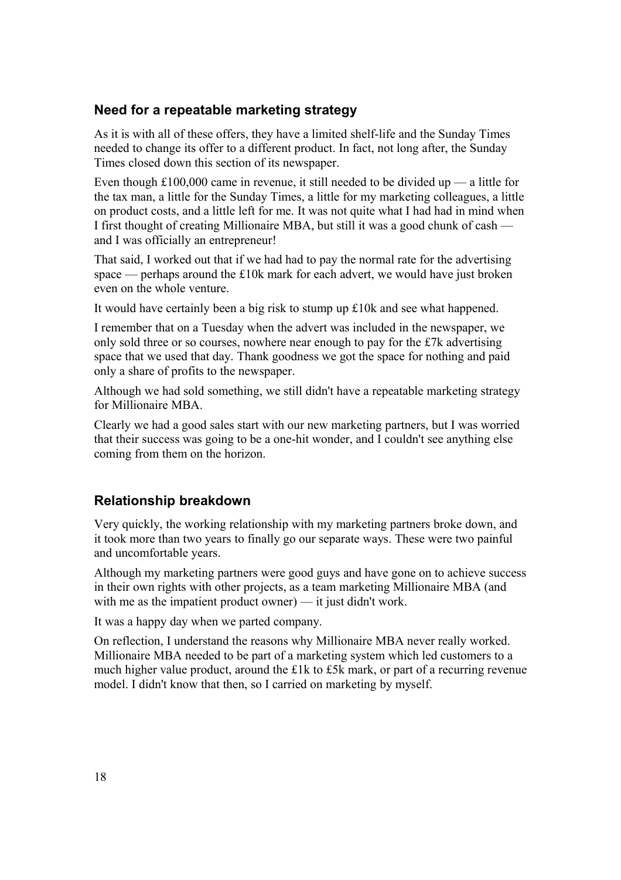## Need for a repeatable marketing strategy

As it is with all of these offers, they have a limited shelf-life and the Sunday Times needed to change its offer to a different product. In fact, not long after, the Sunday Times closed down this section of its newspaper.

Even though £100,000 came in revenue, it still needed to be divided up — a little for the tax man, a little for the Sunday Times, a little for my marketing colleagues, a little on product costs, and a little left for me. It was not quite what I had had in mind when I first thought of creating Millionaire MBA, but still it was a good chunk of cash — and I was officially an entrepreneur!

That said, I worked out that if we had had to pay the normal rate for the advertising space — perhaps around the £10k mark for each advert, we would have just broken even on the whole venture.

It would have certainly been a big risk to stump up £10k and see what happened.

I remember that on a Tuesday when the advert was included in the newspaper, we only sold three or so courses, nowhere near enough to pay for the £7k advertising space that we used that day. Thank goodness we got the space for nothing and paid only a share of profits to the newspaper.

Although we had sold something, we still didn't have a repeatable marketing strategy for Millionaire MBA.

Clearly we had a good sales start with our new marketing partners, but I was worried that their success was going to be a one-hit wonder, and I couldn't see anything else coming from them on the horizon.

## Relationship breakdown

Very quickly, the working relationship with my marketing partners broke down, and it took more than two years to finally go our separate ways. These were two painful and uncomfortable years.

Although my marketing partners were good guys and have gone on to achieve success in their own rights with other projects, as a team marketing Millionaire MBA (and with me as the impatient product owner) — it just didn't work.

It was a happy day when we parted company.

On reflection, I understand the reasons why Millionaire MBA never really worked. Millionaire MBA needed to be part of a marketing system which led customers to a much higher value product, around the £1k to £5k mark, or part of a recurring revenue model. I didn't know that then, so I carried on marketing by myself.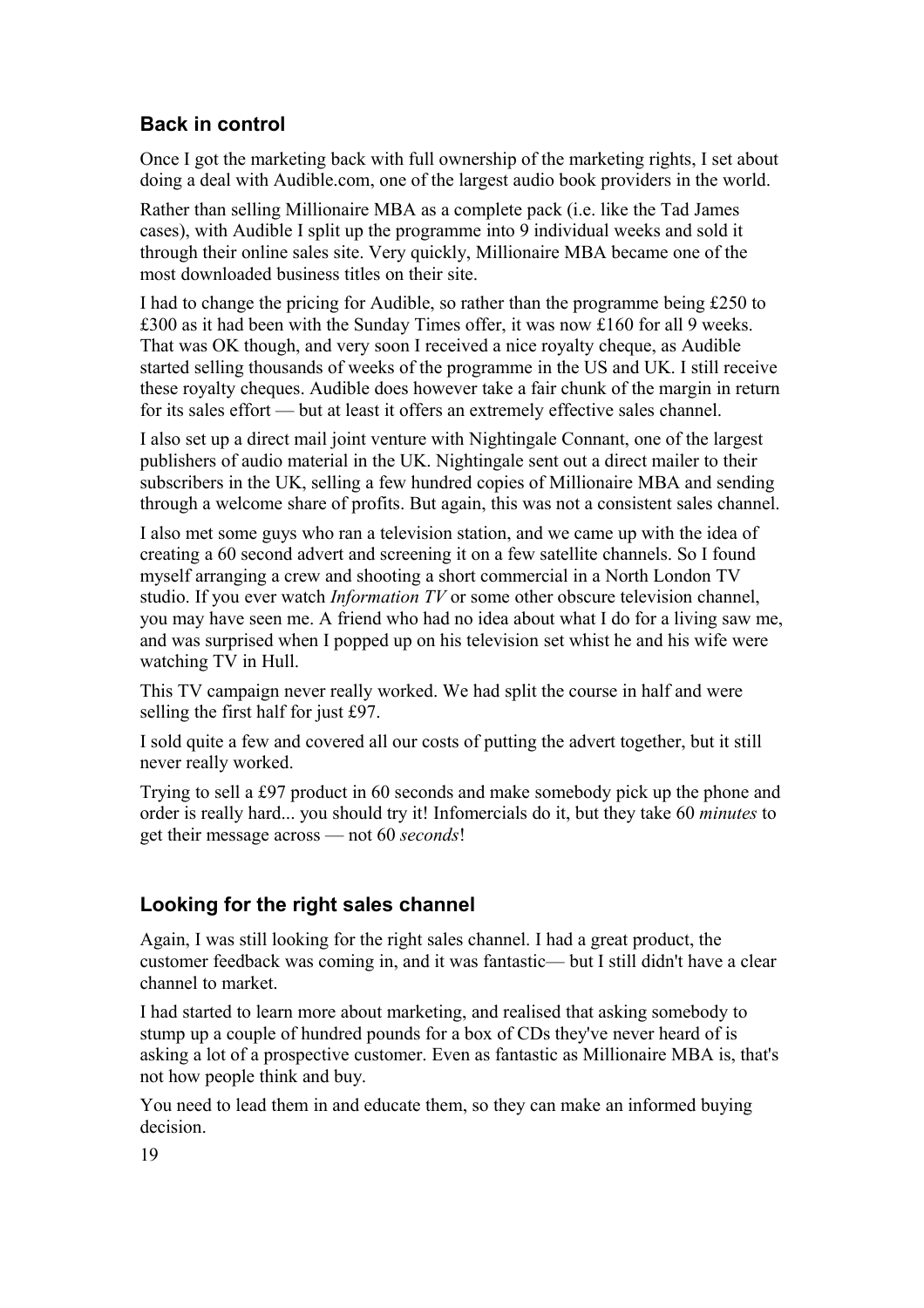### Back in control

Once I got the marketing back with full ownership of the marketing rights, I set about doing a deal with Audible.com, one of the largest audio book providers in the world.

Rather than selling Millionaire MBA as a complete pack (i.e. like the Tad James cases), with Audible I split up the programme into 9 individual weeks and sold it through their online sales site. Very quickly, Millionaire MBA became one of the most downloaded business titles on their site.

I had to change the pricing for Audible, so rather than the programme being £250 to £300 as it had been with the Sunday Times offer, it was now £160 for all 9 weeks. That was OK though, and very soon I received a nice royalty cheque, as Audible started selling thousands of weeks of the programme in the US and UK. I still receive these royalty cheques. Audible does however take a fair chunk of the margin in return for its sales effort — but at least it offers an extremely effective sales channel.

I also set up a direct mail joint venture with Nightingale Connant, one of the largest publishers of audio material in the UK. Nightingale sent out a direct mailer to their subscribers in the UK, selling a few hundred copies of Millionaire MBA and sending through a welcome share of profits. But again, this was not a consistent sales channel.

I also met some guys who ran a television station, and we came up with the idea of creating a 60 second advert and screening it on a few satellite channels. So I found myself arranging a crew and shooting a short commercial in a North London TV studio. If you ever watch *Information TV* or some other obscure television channel, you may have seen me. A friend who had no idea about what I do for a living saw me, and was surprised when I popped up on his television set whist he and his wife were watching TV in Hull.

This TV campaign never really worked. We had split the course in half and were selling the first half for just £97.

I sold quite a few and covered all our costs of putting the advert together, but it still never really worked.

Trying to sell a £97 product in 60 seconds and make somebody pick up the phone and order is really hard... you should try it! Infomercials do it, but they take 60 *minutes* to get their message across — not 60 *seconds*!

### Looking for the right sales channel

Again, I was still looking for the right sales channel. I had a great product, the customer feedback was coming in, and it was fantastic— but I still didn't have a clear channel to market.

I had started to learn more about marketing, and realised that asking somebody to stump up a couple of hundred pounds for a box of CDs they've never heard of is asking a lot of a prospective customer. Even as fantastic as Millionaire MBA is, that's not how people think and buy.

You need to lead them in and educate them, so they can make an informed buying decision.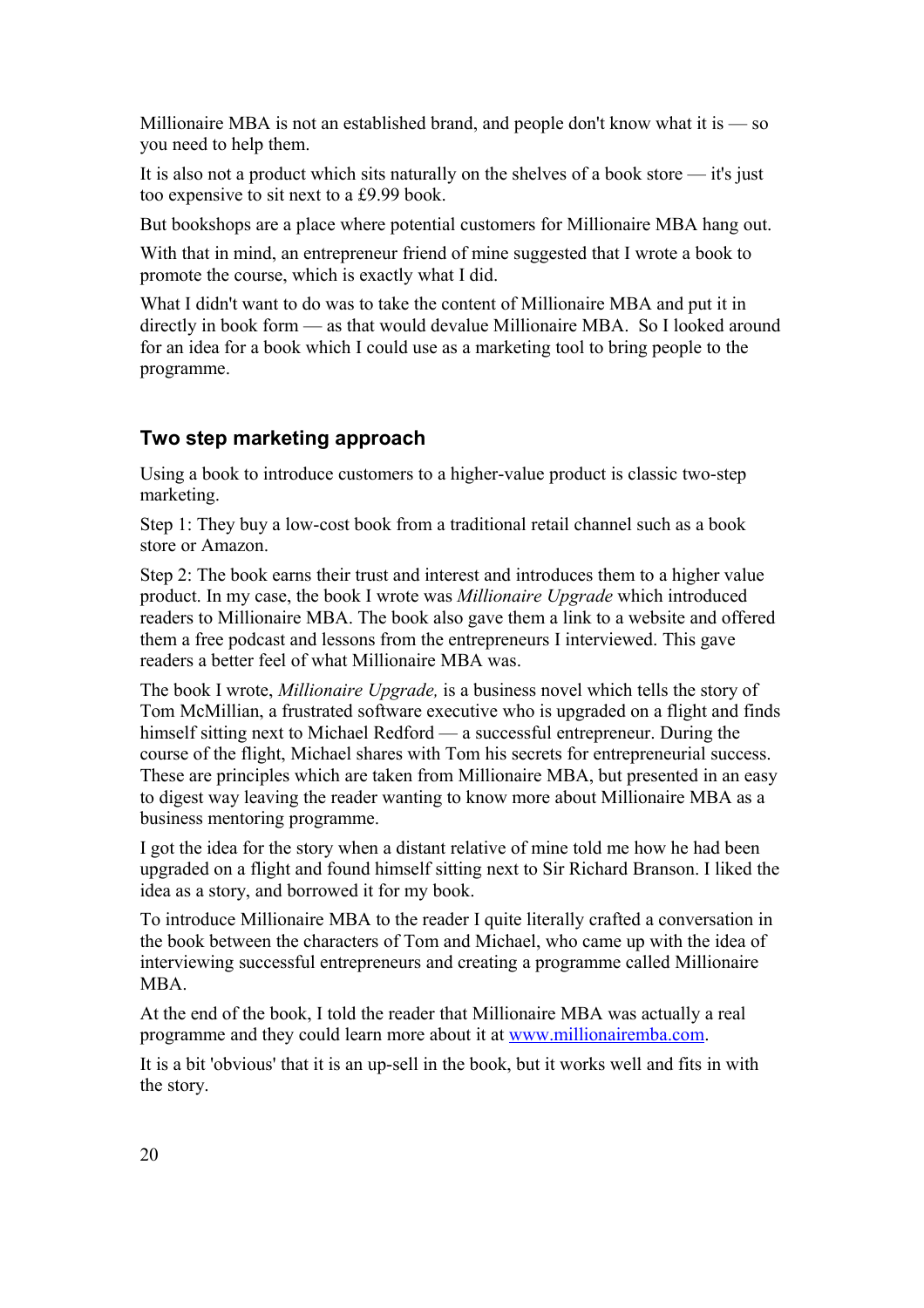Millionaire MBA is not an established brand, and people don't know what it is — so you need to help them.

It is also not a product which sits naturally on the shelves of a book store — it's just too expensive to sit next to a £9.99 book.

But bookshops are a place where potential customers for Millionaire MBA hang out.

With that in mind, an entrepreneur friend of mine suggested that I wrote a book to promote the course, which is exactly what I did.

What I didn't want to do was to take the content of Millionaire MBA and put it in directly in book form — as that would devalue Millionaire MBA. So I looked around for an idea for a book which I could use as a marketing tool to bring people to the programme.

## Two step marketing approach

Using a book to introduce customers to a higher-value product is classic two-step marketing.

Step 1: They buy a low-cost book from a traditional retail channel such as a book store or Amazon.

Step 2: The book earns their trust and interest and introduces them to a higher value product. In my case, the book I wrote was *Millionaire Upgrade* which introduced readers to Millionaire MBA. The book also gave them a link to a website and offered them a free podcast and lessons from the entrepreneurs I interviewed. This gave readers a better feel of what Millionaire MBA was.

The book I wrote, *Millionaire Upgrade,* is a business novel which tells the story of Tom McMillian, a frustrated software executive who is upgraded on a flight and finds himself sitting next to Michael Redford — a successful entrepreneur. During the course of the flight, Michael shares with Tom his secrets for entrepreneurial success. These are principles which are taken from Millionaire MBA, but presented in an easy to digest way leaving the reader wanting to know more about Millionaire MBA as a business mentoring programme.

I got the idea for the story when a distant relative of mine told me how he had been upgraded on a flight and found himself sitting next to Sir Richard Branson. I liked the idea as a story, and borrowed it for my book.

To introduce Millionaire MBA to the reader I quite literally crafted a conversation in the book between the characters of Tom and Michael, who came up with the idea of interviewing successful entrepreneurs and creating a programme called Millionaire MBA.

At the end of the book, I told the reader that Millionaire MBA was actually a real programme and they could learn more about it at [www.millionairemba.com](http://www.millionairemba.com).

It is a bit 'obvious' that it is an up-sell in the book, but it works well and fits in with the story.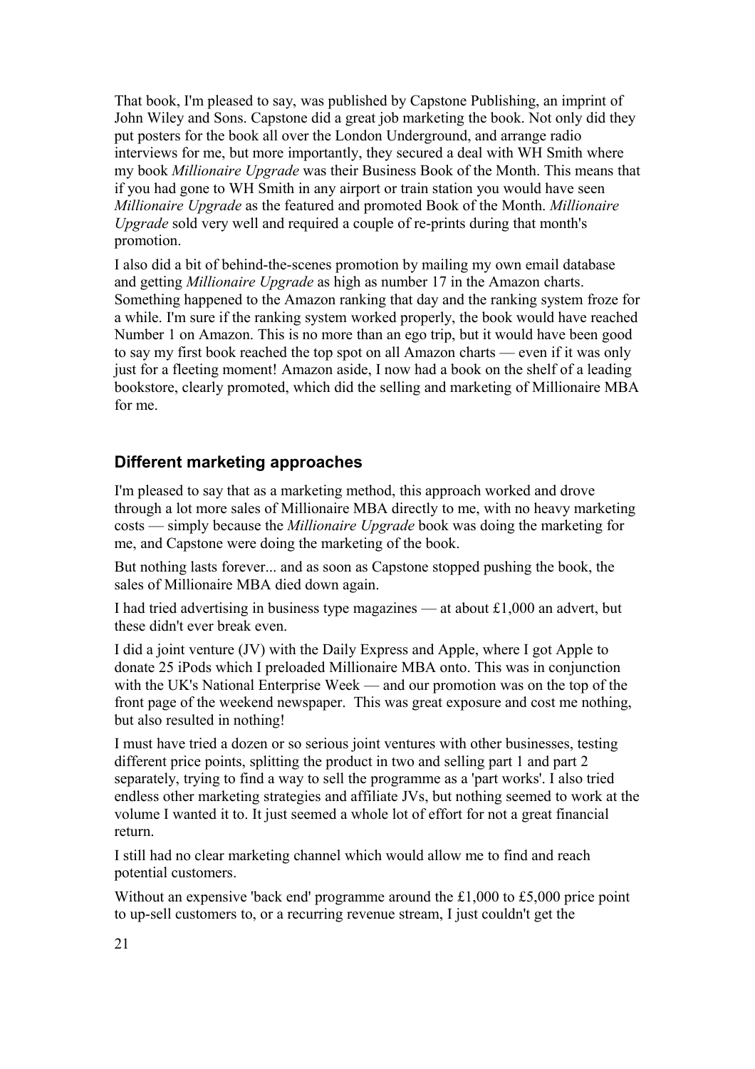That book, I'm pleased to say, was published by Capstone Publishing, an imprint of John Wiley and Sons. Capstone did a great job marketing the book. Not only did they put posters for the book all over the London Underground, and arrange radio interviews for me, but more importantly, they secured a deal with WH Smith where my book *Millionaire Upgrade* was their Business Book of the Month. This means that if you had gone to WH Smith in any airport or train station you would have seen *Millionaire Upgrade* as the featured and promoted Book of the Month. *Millionaire Upgrade* sold very well and required a couple of re-prints during that month's promotion.

I also did a bit of behind-the-scenes promotion by mailing my own email database and getting *Millionaire Upgrade* as high as number 17 in the Amazon charts. Something happened to the Amazon ranking that day and the ranking system froze for a while. I'm sure if the ranking system worked properly, the book would have reached Number 1 on Amazon. This is no more than an ego trip, but it would have been good to say my first book reached the top spot on all Amazon charts — even if it was only just for a fleeting moment! Amazon aside, I now had a book on the shelf of a leading bookstore, clearly promoted, which did the selling and marketing of Millionaire MBA for me.

## Different marketing approaches

I'm pleased to say that as a marketing method, this approach worked and drove through a lot more sales of Millionaire MBA directly to me, with no heavy marketing costs — simply because the *Millionaire Upgrade* book was doing the marketing for me, and Capstone were doing the marketing of the book.

But nothing lasts forever... and as soon as Capstone stopped pushing the book, the sales of Millionaire MBA died down again.

I had tried advertising in business type magazines — at about £1,000 an advert, but these didn't ever break even.

I did a joint venture (JV) with the Daily Express and Apple, where I got Apple to donate 25 iPods which I preloaded Millionaire MBA onto. This was in conjunction with the UK's National Enterprise Week — and our promotion was on the top of the front page of the weekend newspaper. This was great exposure and cost me nothing, but also resulted in nothing!

I must have tried a dozen or so serious joint ventures with other businesses, testing different price points, splitting the product in two and selling part 1 and part 2 separately, trying to find a way to sell the programme as a 'part works'. I also tried endless other marketing strategies and affiliate JVs, but nothing seemed to work at the volume I wanted it to. It just seemed a whole lot of effort for not a great financial return.

I still had no clear marketing channel which would allow me to find and reach potential customers.

Without an expensive 'back end' programme around the £1,000 to £5,000 price point to up-sell customers to, or a recurring revenue stream, I just couldn't get the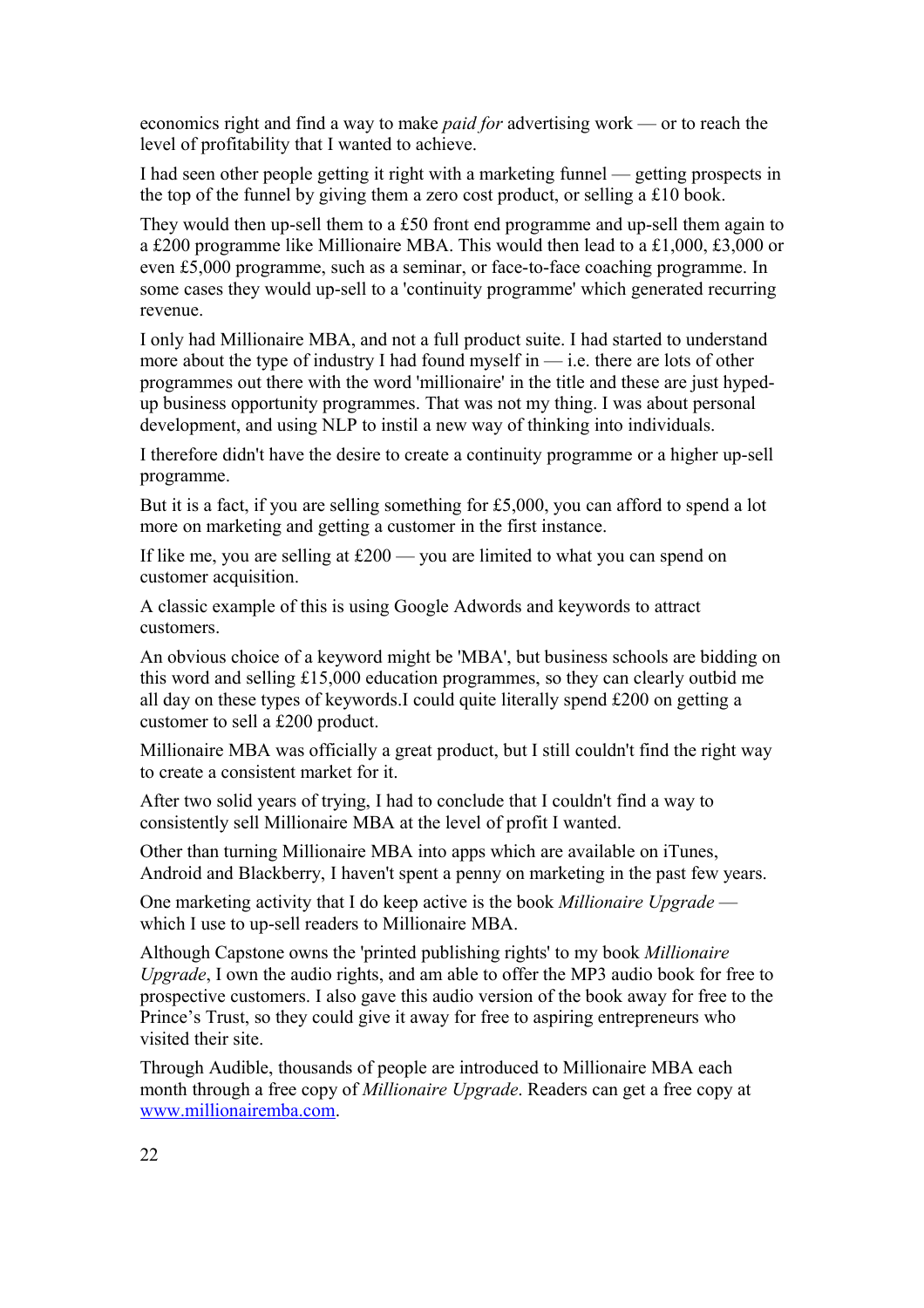economics right and find a way to make *paid for* advertising work — or to reach the level of profitability that I wanted to achieve.

I had seen other people getting it right with a marketing funnel — getting prospects in the top of the funnel by giving them a zero cost product, or selling a £10 book.

They would then up-sell them to a £50 front end programme and up-sell them again to a £200 programme like Millionaire MBA. This would then lead to a £1,000, £3,000 or even £5,000 programme, such as a seminar, or face-to-face coaching programme. In some cases they would up-sell to a 'continuity programme' which generated recurring revenue.

I only had Millionaire MBA, and not a full product suite. I had started to understand more about the type of industry I had found myself in — i.e. there are lots of other programmes out there with the word 'millionaire' in the title and these are just hyped-up business opportunity programmes. That was not my thing. I was about personal development, and using NLP to instil a new way of thinking into individuals.

I therefore didn't have the desire to create a continuity programme or a higher up-sell programme.

But it is a fact, if you are selling something for £5,000, you can afford to spend a lot more on marketing and getting a customer in the first instance.

If like me, you are selling at £200 — you are limited to what you can spend on customer acquisition.

A classic example of this is using Google Adwords and keywords to attract customers.

An obvious choice of a keyword might be 'MBA', but business schools are bidding on this word and selling £15,000 education programmes, so they can clearly outbid me all day on these types of keywords.I could quite literally spend £200 on getting a customer to sell a £200 product.

Millionaire MBA was officially a great product, but I still couldn't find the right way to create a consistent market for it.

After two solid years of trying, I had to conclude that I couldn't find a way to consistently sell Millionaire MBA at the level of profit I wanted.

Other than turning Millionaire MBA into apps which are available on iTunes, Android and Blackberry, I haven't spent a penny on marketing in the past few years.

One marketing activity that I do keep active is the book *Millionaire Upgrade* — which I use to up-sell readers to Millionaire MBA.

Although Capstone owns the 'printed publishing rights' to my book *Millionaire Upgrade*, I own the audio rights, and am able to offer the MP3 audio book for free to prospective customers. I also gave this audio version of the book away for free to the Prince's Trust, so they could give it away for free to aspiring entrepreneurs who visited their site.

Through Audible, thousands of people are introduced to Millionaire MBA each month through a free copy of *Millionaire Upgrade*. Readers can get a free copy at [www.millionairemba.com](http://www.millionairemba.com).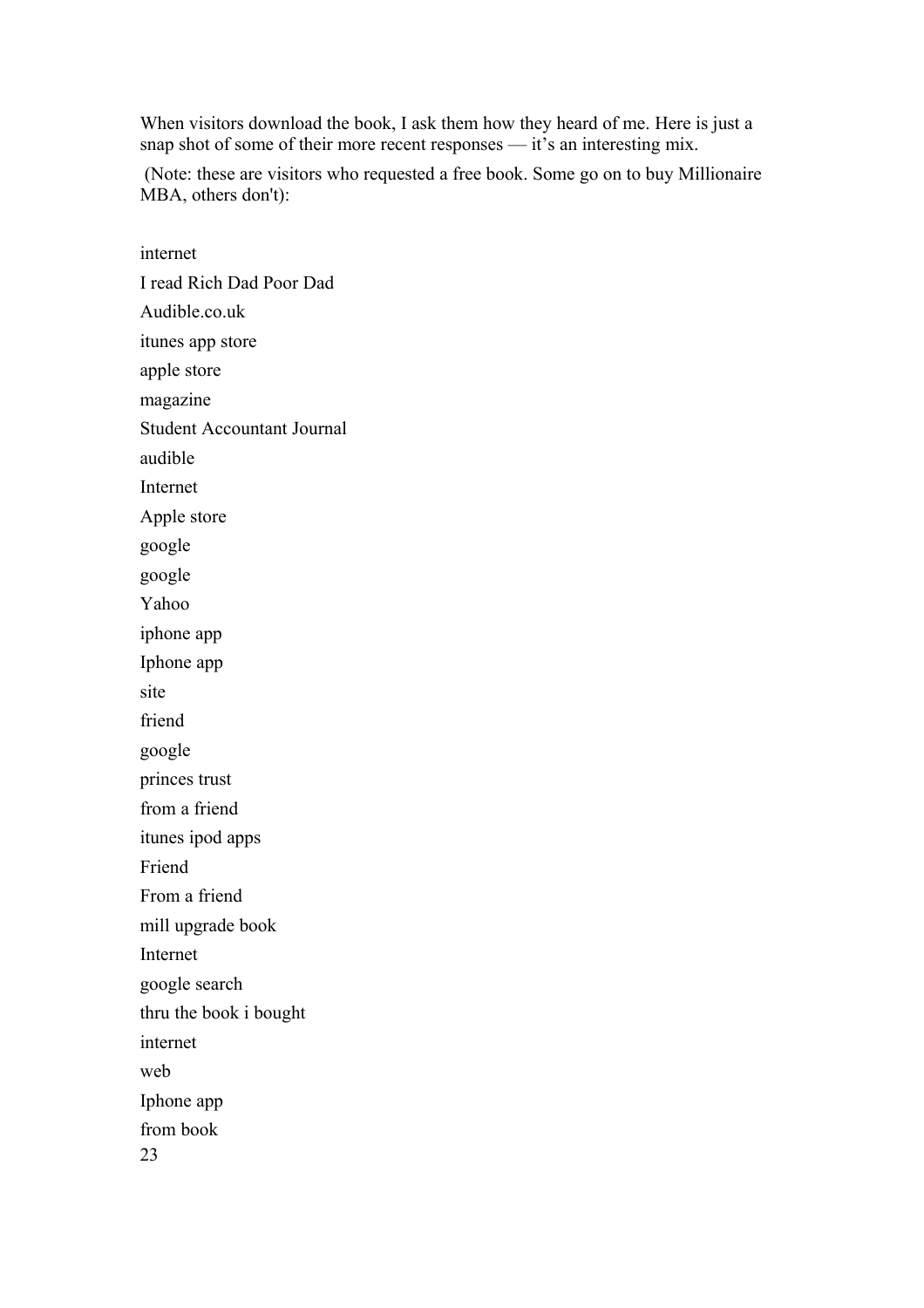When visitors download the book, I ask them how they heard of me. Here is just a snap shot of some of their more recent responses — it's an interesting mix.

(Note: these are visitors who requested a free book. Some go on to buy Millionaire MBA, others don't):

internet

I read Rich Dad Poor Dad

Audible.co.uk

itunes app store

apple store

magazine

Student Accountant Journal

audible

Internet

Apple store

google

google

Yahoo

iphone app

Iphone app

site

friend

google

princes trust

from a friend

itunes ipod apps

Friend

From a friend

mill upgrade book

Internet

google search

thru the book i bought

internet

web

Iphone app

from book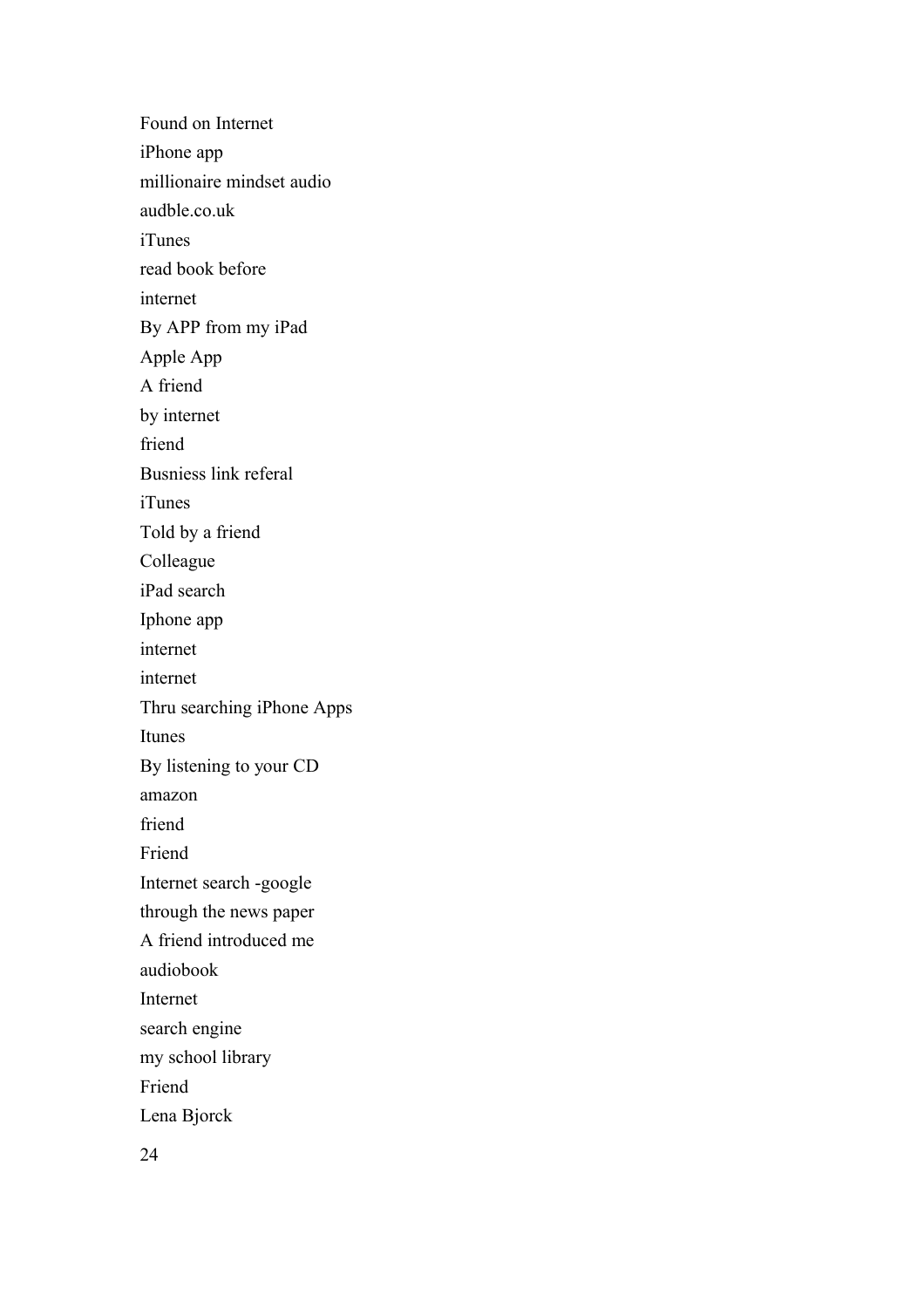Found on Internet

iPhone app

millionaire mindset audio

audble.co.uk

iTunes

read book before

internet

By APP from my iPad

Apple App

A friend

by internet

friend

Busniess link referal

iTunes

Told by a friend

Colleague

iPad search

Iphone app

internet

internet

Thru searching iPhone Apps

Itunes

By listening to your CD

amazon

friend

Friend

Internet search -google

through the news paper

A friend introduced me

audiobook

Internet

search engine

my school library

Friend

Lena Bjorck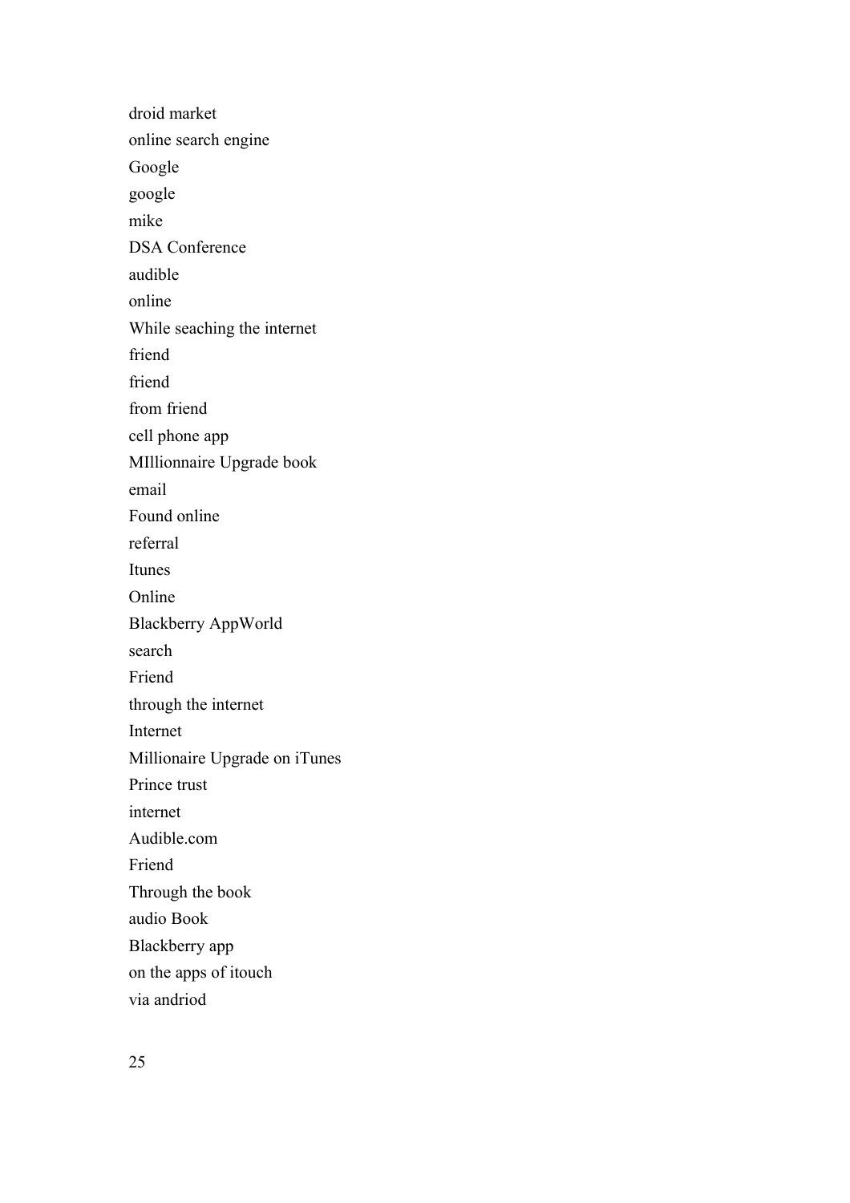droid market

online search engine

Google

google

mike

DSA Conference

audible

online

While seaching the internet

friend

friend

from friend

cell phone app

MIllionnaire Upgrade book

email

Found online

referral

Itunes

Online

Blackberry AppWorld

search

Friend

through the internet

Internet

Millionaire Upgrade on iTunes

Prince trust

internet

Audible.com

Friend

Through the book

audio Book

Blackberry app

on the apps of itouch

via andriod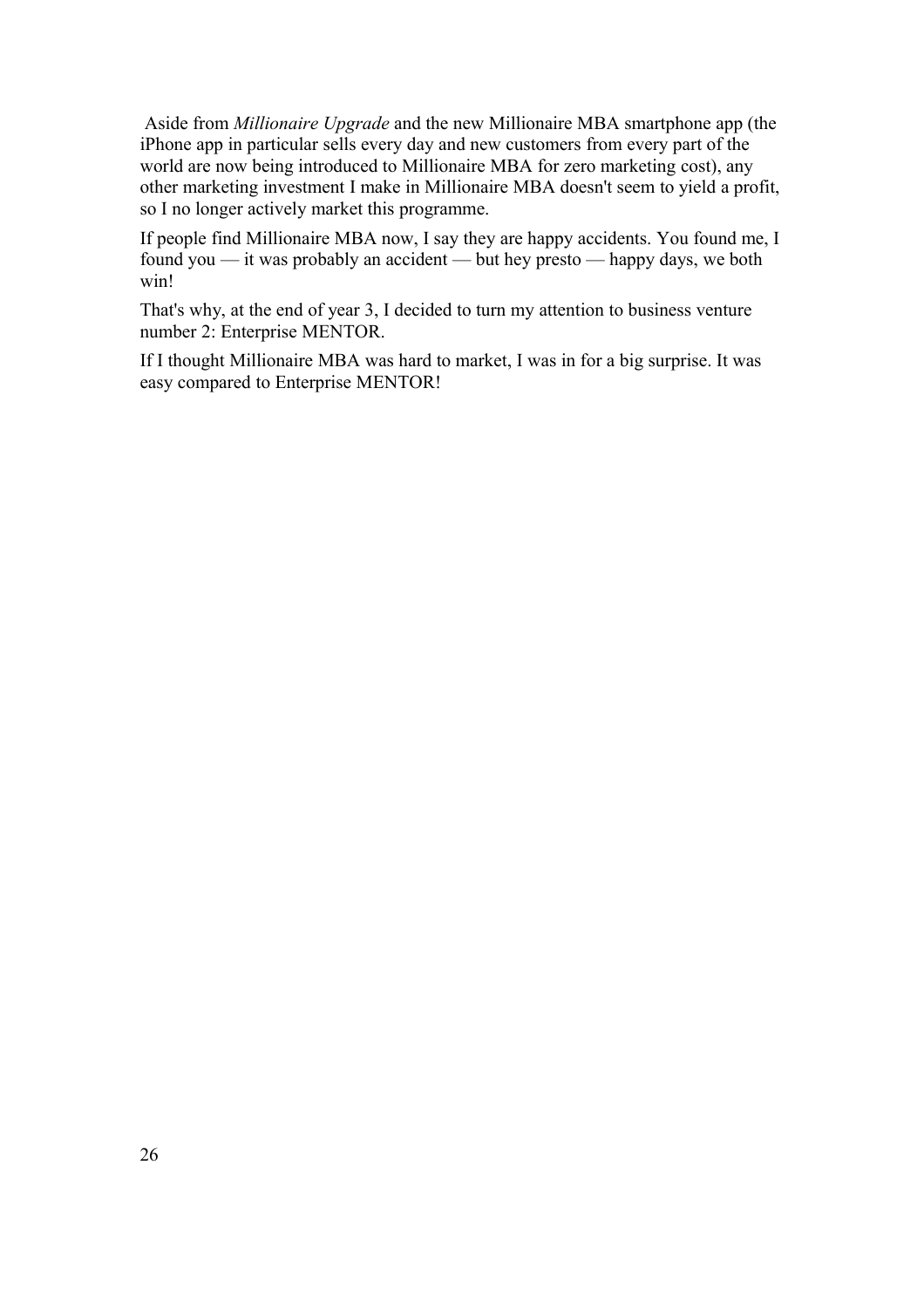Aside from *Millionaire Upgrade* and the new Millionaire MBA smartphone app (the iPhone app in particular sells every day and new customers from every part of the world are now being introduced to Millionaire MBA for zero marketing cost), any other marketing investment I make in Millionaire MBA doesn't seem to yield a profit, so I no longer actively market this programme.

If people find Millionaire MBA now, I say they are happy accidents. You found me, I found you — it was probably an accident — but hey presto — happy days, we both win!

That's why, at the end of year 3, I decided to turn my attention to business venture number 2: Enterprise MENTOR.

If I thought Millionaire MBA was hard to market, I was in for a big surprise. It was easy compared to Enterprise MENTOR!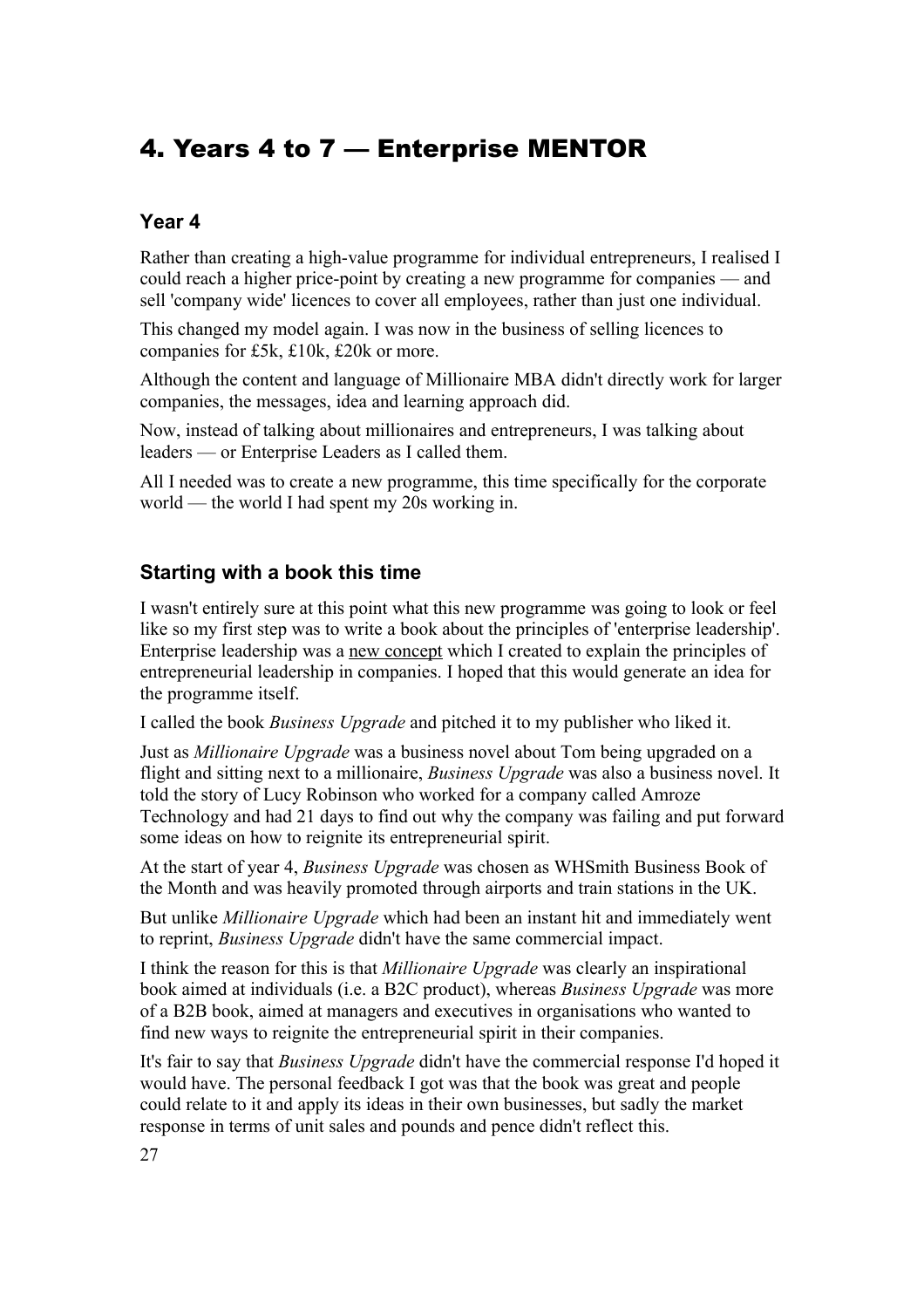# 4. Years 4 to 7 — Enterprise MENTOR

### Year 4

Rather than creating a high-value programme for individual entrepreneurs, I realised I could reach a higher price-point by creating a new programme for companies — and sell 'company wide' licences to cover all employees, rather than just one individual.

This changed my model again. I was now in the business of selling licences to companies for £5k, £10k, £20k or more.

Although the content and language of Millionaire MBA didn't directly work for larger companies, the messages, idea and learning approach did.

Now, instead of talking about millionaires and entrepreneurs, I was talking about leaders — or Enterprise Leaders as I called them.

All I needed was to create a new programme, this time specifically for the corporate world — the world I had spent my 20s working in.

### Starting with a book this time

I wasn't entirely sure at this point what this new programme was going to look or feel like so my first step was to write a book about the principles of 'enterprise leadership'. Enterprise leadership was a new concept which I created to explain the principles of entrepreneurial leadership in companies. I hoped that this would generate an idea for the programme itself.

I called the book *Business Upgrade* and pitched it to my publisher who liked it.

Just as *Millionaire Upgrade* was a business novel about Tom being upgraded on a flight and sitting next to a millionaire, *Business Upgrade* was also a business novel. It told the story of Lucy Robinson who worked for a company called Amroze Technology and had 21 days to find out why the company was failing and put forward some ideas on how to reignite its entrepreneurial spirit.

At the start of year 4, *Business Upgrade* was chosen as WHSmith Business Book of the Month and was heavily promoted through airports and train stations in the UK.

But unlike *Millionaire Upgrade* which had been an instant hit and immediately went to reprint, *Business Upgrade* didn't have the same commercial impact.

I think the reason for this is that *Millionaire Upgrade* was clearly an inspirational book aimed at individuals (i.e. a B2C product), whereas *Business Upgrade* was more of a B2B book, aimed at managers and executives in organisations who wanted to find new ways to reignite the entrepreneurial spirit in their companies.

It's fair to say that *Business Upgrade* didn't have the commercial response I'd hoped it would have. The personal feedback I got was that the book was great and people could relate to it and apply its ideas in their own businesses, but sadly the market response in terms of unit sales and pounds and pence didn't reflect this.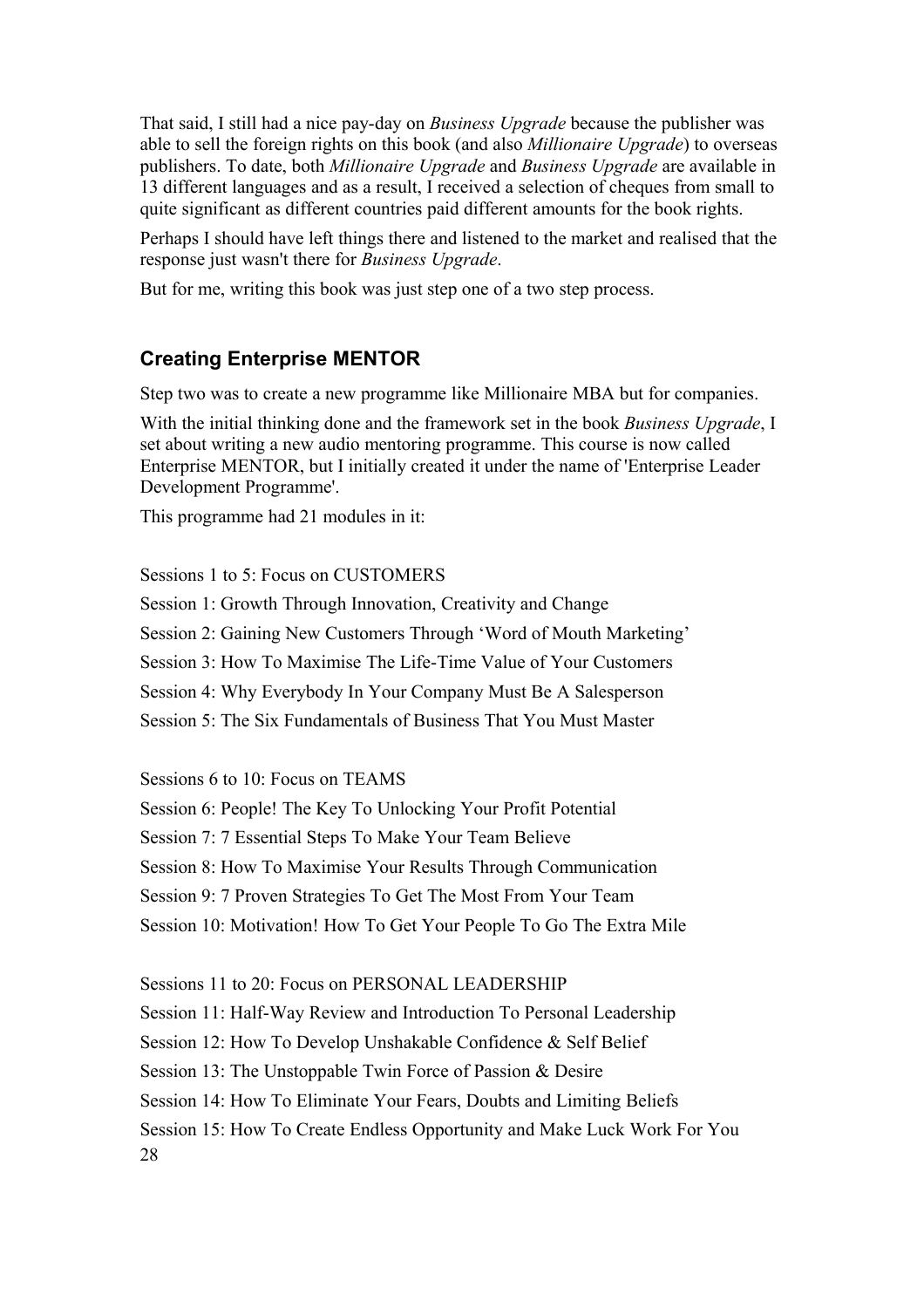That said, I still had a nice pay-day on *Business Upgrade* because the publisher was able to sell the foreign rights on this book (and also *Millionaire Upgrade*) to overseas publishers. To date, both *Millionaire Upgrade* and *Business Upgrade* are available in 13 different languages and as a result, I received a selection of cheques from small to quite significant as different countries paid different amounts for the book rights.

Perhaps I should have left things there and listened to the market and realised that the response just wasn't there for *Business Upgrade*.

But for me, writing this book was just step one of a two step process.

### Creating Enterprise MENTOR

Step two was to create a new programme like Millionaire MBA but for companies.

With the initial thinking done and the framework set in the book *Business Upgrade*, I set about writing a new audio mentoring programme. This course is now called Enterprise MENTOR, but I initially created it under the name of 'Enterprise Leader Development Programme'.

This programme had 21 modules in it:

Sessions 1 to 5: Focus on CUSTOMERS

Session 1: Growth Through Innovation, Creativity and Change

Session 2: Gaining New Customers Through 'Word of Mouth Marketing'

Session 3: How To Maximise The Life-Time Value of Your Customers

Session 4: Why Everybody In Your Company Must Be A Salesperson

Session 5: The Six Fundamentals of Business That You Must Master

Sessions 6 to 10: Focus on TEAMS

Session 6: People! The Key To Unlocking Your Profit Potential

Session 7: 7 Essential Steps To Make Your Team Believe

Session 8: How To Maximise Your Results Through Communication

Session 9: 7 Proven Strategies To Get The Most From Your Team

Session 10: Motivation! How To Get Your People To Go The Extra Mile

Sessions 11 to 20: Focus on PERSONAL LEADERSHIP

Session 11: Half-Way Review and Introduction To Personal Leadership

Session 12: How To Develop Unshakable Confidence & Self Belief

Session 13: The Unstoppable Twin Force of Passion & Desire

Session 14: How To Eliminate Your Fears, Doubts and Limiting Beliefs

Session 15: How To Create Endless Opportunity and Make Luck Work For You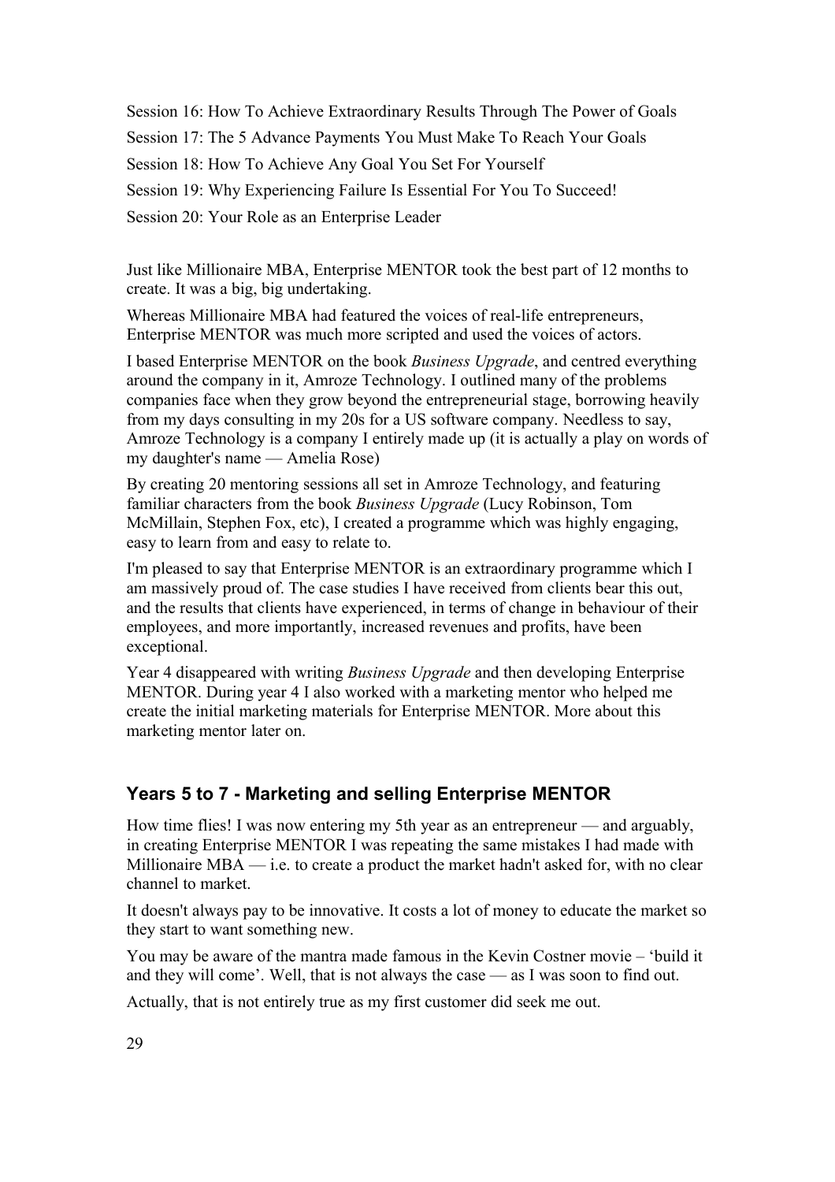Session 16: How To Achieve Extraordinary Results Through The Power of Goals

Session 17: The 5 Advance Payments You Must Make To Reach Your Goals

Session 18: How To Achieve Any Goal You Set For Yourself

Session 19: Why Experiencing Failure Is Essential For You To Succeed!

Session 20: Your Role as an Enterprise Leader

Just like Millionaire MBA, Enterprise MENTOR took the best part of 12 months to create. It was a big, big undertaking.

Whereas Millionaire MBA had featured the voices of real-life entrepreneurs, Enterprise MENTOR was much more scripted and used the voices of actors.

I based Enterprise MENTOR on the book *Business Upgrade*, and centred everything around the company in it, Amroze Technology. I outlined many of the problems companies face when they grow beyond the entrepreneurial stage, borrowing heavily from my days consulting in my 20s for a US software company. Needless to say, Amroze Technology is a company I entirely made up (it is actually a play on words of my daughter's name — Amelia Rose)

By creating 20 mentoring sessions all set in Amroze Technology, and featuring familiar characters from the book *Business Upgrade* (Lucy Robinson, Tom McMillain, Stephen Fox, etc), I created a programme which was highly engaging, easy to learn from and easy to relate to.

I'm pleased to say that Enterprise MENTOR is an extraordinary programme which I am massively proud of. The case studies I have received from clients bear this out, and the results that clients have experienced, in terms of change in behaviour of their employees, and more importantly, increased revenues and profits, have been exceptional.

Year 4 disappeared with writing *Business Upgrade* and then developing Enterprise MENTOR. During year 4 I also worked with a marketing mentor who helped me create the initial marketing materials for Enterprise MENTOR. More about this marketing mentor later on.

## Years 5 to 7 - Marketing and selling Enterprise MENTOR

How time flies! I was now entering my 5th year as an entrepreneur — and arguably, in creating Enterprise MENTOR I was repeating the same mistakes I had made with Millionaire MBA — i.e. to create a product the market hadn't asked for, with no clear channel to market.

It doesn't always pay to be innovative. It costs a lot of money to educate the market so they start to want something new.

You may be aware of the mantra made famous in the Kevin Costner movie – 'build it and they will come'. Well, that is not always the case — as I was soon to find out.

Actually, that is not entirely true as my first customer did seek me out.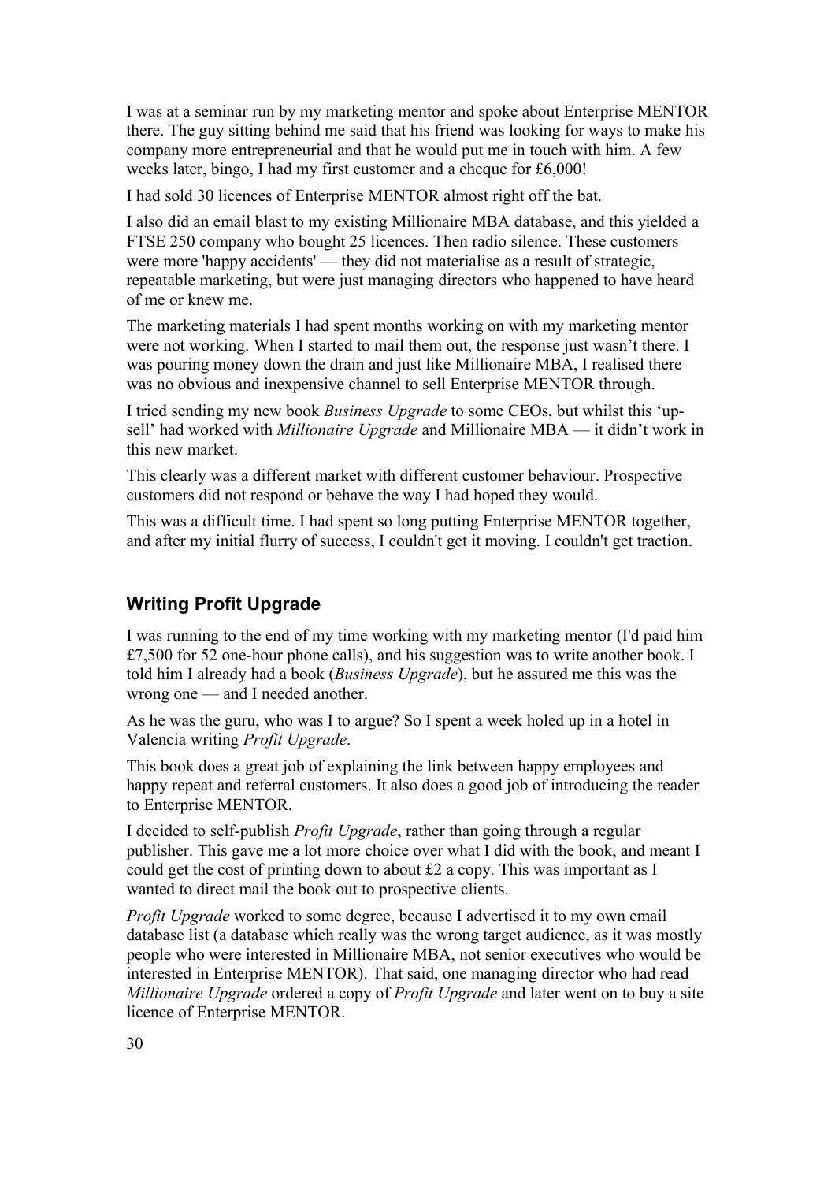I was at a seminar run by my marketing mentor and spoke about Enterprise MENTOR there. The guy sitting behind me said that his friend was looking for ways to make his company more entrepreneurial and that he would put me in touch with him. A few weeks later, bingo, I had my first customer and a cheque for £6,000!

I had sold 30 licences of Enterprise MENTOR almost right off the bat.

I also did an email blast to my existing Millionaire MBA database, and this yielded a FTSE 250 company who bought 25 licences. Then radio silence. These customers were more 'happy accidents' — they did not materialise as a result of strategic, repeatable marketing, but were just managing directors who happened to have heard of me or knew me.

The marketing materials I had spent months working on with my marketing mentor were not working. When I started to mail them out, the response just wasn't there. I was pouring money down the drain and just like Millionaire MBA, I realised there was no obvious and inexpensive channel to sell Enterprise MENTOR through.

I tried sending my new book *Business Upgrade* to some CEOs, but whilst this 'up-sell' had worked with *Millionaire Upgrade* and Millionaire MBA — it didn't work in this new market.

This clearly was a different market with different customer behaviour. Prospective customers did not respond or behave the way I had hoped they would.

This was a difficult time. I had spent so long putting Enterprise MENTOR together, and after my initial flurry of success, I couldn't get it moving. I couldn't get traction.

### Writing Profit Upgrade

I was running to the end of my time working with my marketing mentor (I'd paid him £7,500 for 52 one-hour phone calls), and his suggestion was to write another book. I told him I already had a book (*Business Upgrade*), but he assured me this was the wrong one — and I needed another.

As he was the guru, who was I to argue? So I spent a week holed up in a hotel in Valencia writing *Profit Upgrade*.

This book does a great job of explaining the link between happy employees and happy repeat and referral customers. It also does a good job of introducing the reader to Enterprise MENTOR.

I decided to self-publish *Profit Upgrade*, rather than going through a regular publisher. This gave me a lot more choice over what I did with the book, and meant I could get the cost of printing down to about £2 a copy. This was important as I wanted to direct mail the book out to prospective clients.

*Profit Upgrade* worked to some degree, because I advertised it to my own email database list (a database which really was the wrong target audience, as it was mostly people who were interested in Millionaire MBA, not senior executives who would be interested in Enterprise MENTOR). That said, one managing director who had read *Millionaire Upgrade* ordered a copy of *Profit Upgrade* and later went on to buy a site licence of Enterprise MENTOR.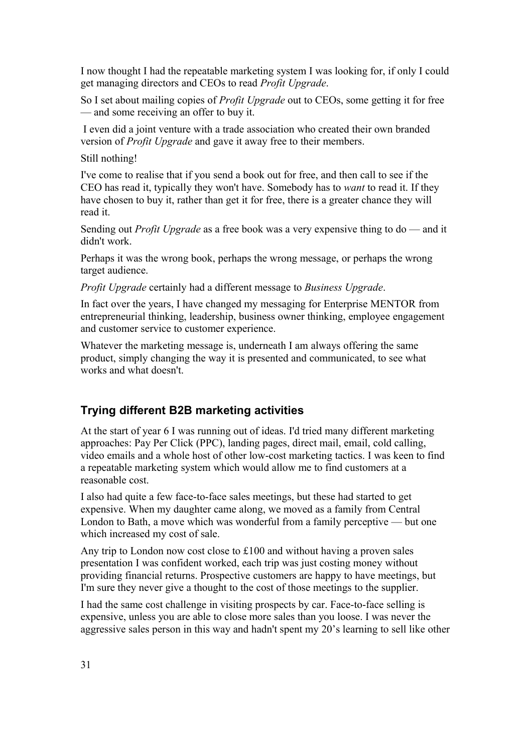I now thought I had the repeatable marketing system I was looking for, if only I could get managing directors and CEOs to read *Profit Upgrade*.

So I set about mailing copies of *Profit Upgrade* out to CEOs, some getting it for free — and some receiving an offer to buy it.

I even did a joint venture with a trade association who created their own branded version of *Profit Upgrade* and gave it away free to their members.

Still nothing!

I've come to realise that if you send a book out for free, and then call to see if the CEO has read it, typically they won't have. Somebody has to *want* to read it. If they have chosen to buy it, rather than get it for free, there is a greater chance they will read it.

Sending out *Profit Upgrade* as a free book was a very expensive thing to do — and it didn't work.

Perhaps it was the wrong book, perhaps the wrong message, or perhaps the wrong target audience.

*Profit Upgrade* certainly had a different message to *Business Upgrade*.

In fact over the years, I have changed my messaging for Enterprise MENTOR from entrepreneurial thinking, leadership, business owner thinking, employee engagement and customer service to customer experience.

Whatever the marketing message is, underneath I am always offering the same product, simply changing the way it is presented and communicated, to see what works and what doesn't.

### Trying different B2B marketing activities

At the start of year 6 I was running out of ideas. I'd tried many different marketing approaches: Pay Per Click (PPC), landing pages, direct mail, email, cold calling, video emails and a whole host of other low-cost marketing tactics. I was keen to find a repeatable marketing system which would allow me to find customers at a reasonable cost.

I also had quite a few face-to-face sales meetings, but these had started to get expensive. When my daughter came along, we moved as a family from Central London to Bath, a move which was wonderful from a family perceptive — but one which increased my cost of sale.

Any trip to London now cost close to £100 and without having a proven sales presentation I was confident worked, each trip was just costing money without providing financial returns. Prospective customers are happy to have meetings, but I'm sure they never give a thought to the cost of those meetings to the supplier.

I had the same cost challenge in visiting prospects by car. Face-to-face selling is expensive, unless you are able to close more sales than you loose. I was never the aggressive sales person in this way and hadn't spent my 20's learning to sell like other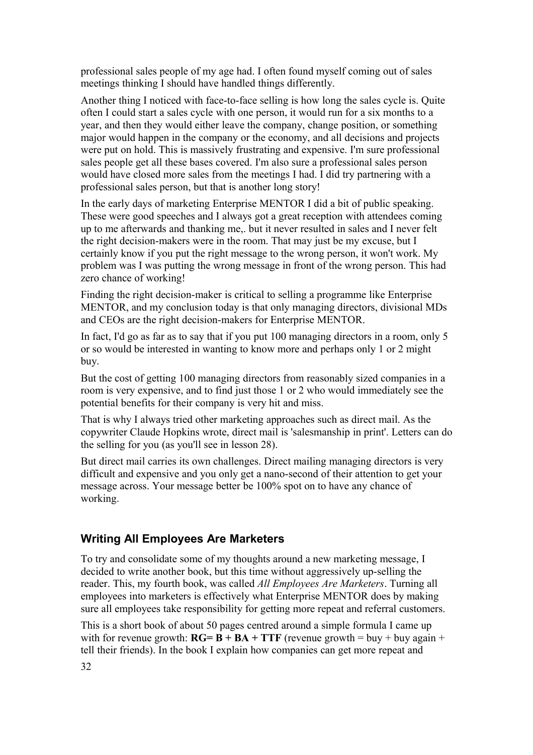professional sales people of my age had. I often found myself coming out of sales meetings thinking I should have handled things differently.

Another thing I noticed with face-to-face selling is how long the sales cycle is. Quite often I could start a sales cycle with one person, it would run for a six months to a year, and then they would either leave the company, change position, or something major would happen in the company or the economy, and all decisions and projects were put on hold. This is massively frustrating and expensive. I'm sure professional sales people get all these bases covered. I'm also sure a professional sales person would have closed more sales from the meetings I had. I did try partnering with a professional sales person, but that is another long story!

In the early days of marketing Enterprise MENTOR I did a bit of public speaking. These were good speeches and I always got a great reception with attendees coming up to me afterwards and thanking me,. but it never resulted in sales and I never felt the right decision-makers were in the room. That may just be my excuse, but I certainly know if you put the right message to the wrong person, it won't work. My problem was I was putting the wrong message in front of the wrong person. This had zero chance of working!

Finding the right decision-maker is critical to selling a programme like Enterprise MENTOR, and my conclusion today is that only managing directors, divisional MDs and CEOs are the right decision-makers for Enterprise MENTOR.

In fact, I'd go as far as to say that if you put 100 managing directors in a room, only 5 or so would be interested in wanting to know more and perhaps only 1 or 2 might buy.

But the cost of getting 100 managing directors from reasonably sized companies in a room is very expensive, and to find just those 1 or 2 who would immediately see the potential benefits for their company is very hit and miss.

That is why I always tried other marketing approaches such as direct mail. As the copywriter Claude Hopkins wrote, direct mail is 'salesmanship in print'. Letters can do the selling for you (as you'll see in lesson 28).

But direct mail carries its own challenges. Direct mailing managing directors is very difficult and expensive and you only get a nano-second of their attention to get your message across. Your message better be 100% spot on to have any chance of working.

### Writing All Employees Are Marketers

To try and consolidate some of my thoughts around a new marketing message, I decided to write another book, but this time without aggressively up-selling the reader. This, my fourth book, was called *All Employees Are Marketers*. Turning all employees into marketers is effectively what Enterprise MENTOR does by making sure all employees take responsibility for getting more repeat and referral customers.

This is a short book of about 50 pages centred around a simple formula I came up with for revenue growth: **RG= B + BA + TTF** (revenue growth = buy + buy again + tell their friends). In the book I explain how companies can get more repeat and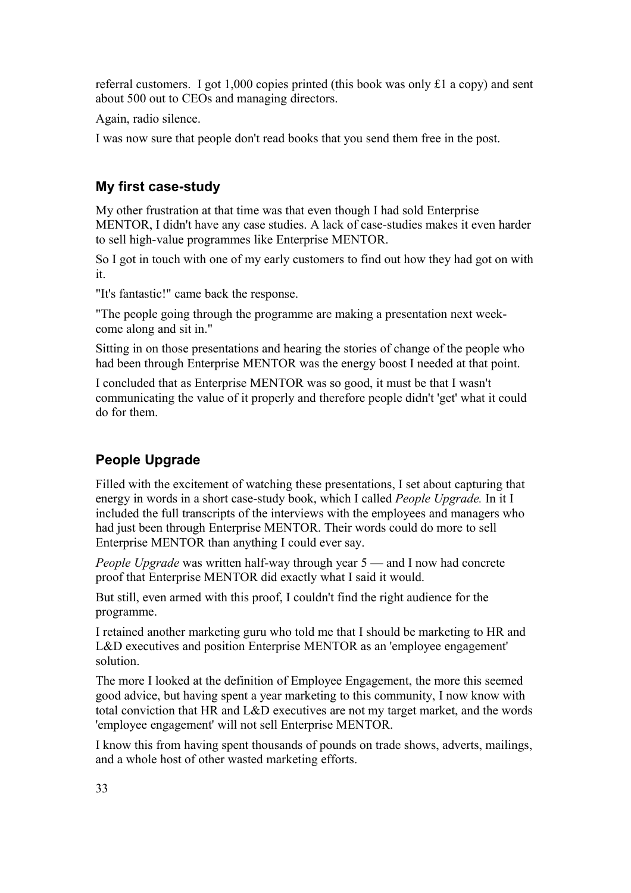referral customers. I got 1,000 copies printed (this book was only £1 a copy) and sent about 500 out to CEOs and managing directors.

Again, radio silence.

I was now sure that people don't read books that you send them free in the post.

## My first case-study

My other frustration at that time was that even though I had sold Enterprise MENTOR, I didn't have any case studies. A lack of case-studies makes it even harder to sell high-value programmes like Enterprise MENTOR.

So I got in touch with one of my early customers to find out how they had got on with it.

"It's fantastic!" came back the response.

"The people going through the programme are making a presentation next week- come along and sit in."

Sitting in on those presentations and hearing the stories of change of the people who had been through Enterprise MENTOR was the energy boost I needed at that point.

I concluded that as Enterprise MENTOR was so good, it must be that I wasn't communicating the value of it properly and therefore people didn't 'get' what it could do for them.

## People Upgrade

Filled with the excitement of watching these presentations, I set about capturing that energy in words in a short case-study book, which I called *People Upgrade.* In it I included the full transcripts of the interviews with the employees and managers who had just been through Enterprise MENTOR. Their words could do more to sell Enterprise MENTOR than anything I could ever say.

*People Upgrade* was written half-way through year 5 — and I now had concrete proof that Enterprise MENTOR did exactly what I said it would.

But still, even armed with this proof, I couldn't find the right audience for the programme.

I retained another marketing guru who told me that I should be marketing to HR and L&D executives and position Enterprise MENTOR as an 'employee engagement' solution.

The more I looked at the definition of Employee Engagement, the more this seemed good advice, but having spent a year marketing to this community, I now know with total conviction that HR and L&D executives are not my target market, and the words 'employee engagement' will not sell Enterprise MENTOR.

I know this from having spent thousands of pounds on trade shows, adverts, mailings, and a whole host of other wasted marketing efforts.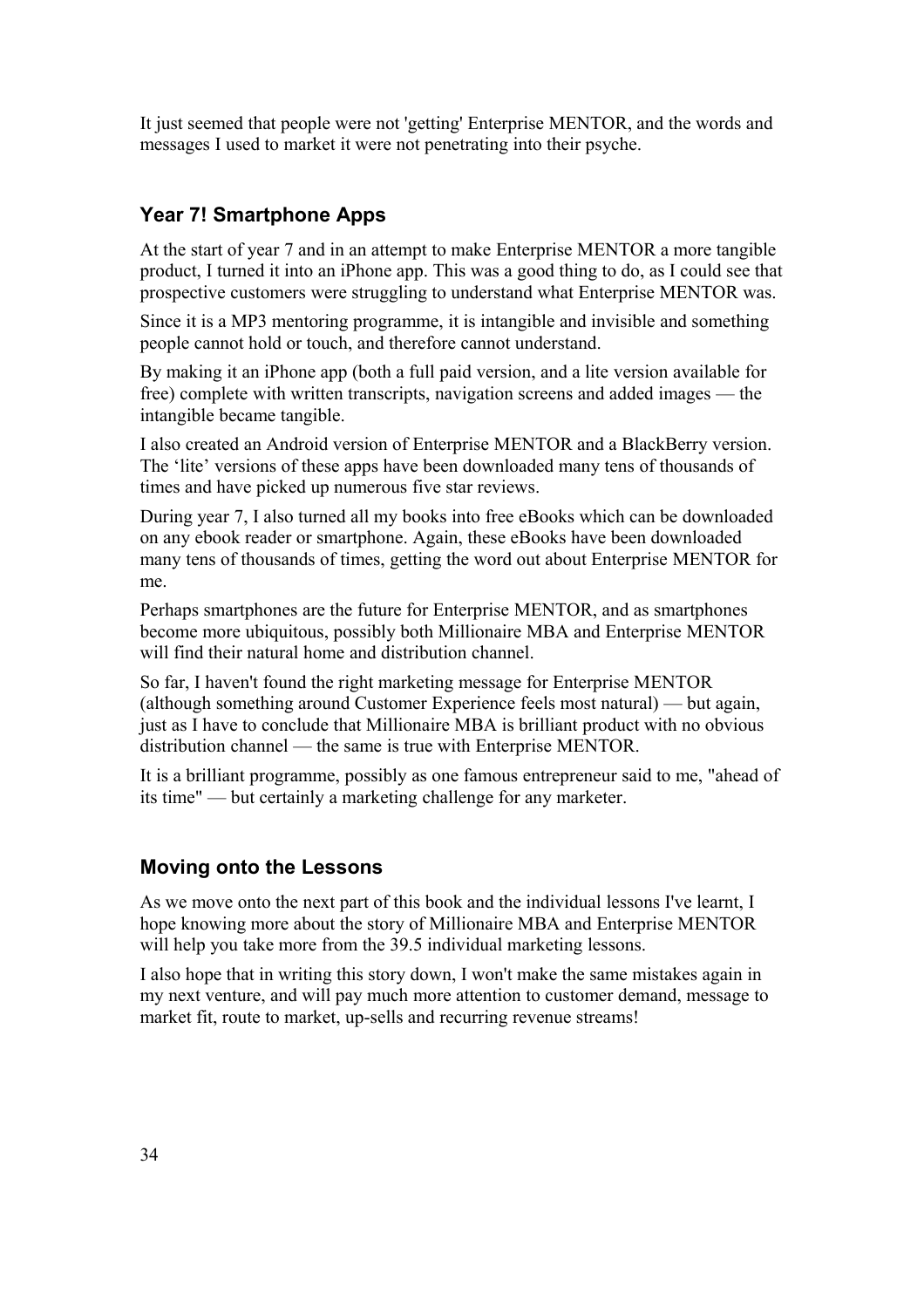It just seemed that people were not 'getting' Enterprise MENTOR, and the words and messages I used to market it were not penetrating into their psyche.

### Year 7! Smartphone Apps

At the start of year 7 and in an attempt to make Enterprise MENTOR a more tangible product, I turned it into an iPhone app. This was a good thing to do, as I could see that prospective customers were struggling to understand what Enterprise MENTOR was.

Since it is a MP3 mentoring programme, it is intangible and invisible and something people cannot hold or touch, and therefore cannot understand.

By making it an iPhone app (both a full paid version, and a lite version available for free) complete with written transcripts, navigation screens and added images — the intangible became tangible.

I also created an Android version of Enterprise MENTOR and a BlackBerry version. The 'lite' versions of these apps have been downloaded many tens of thousands of times and have picked up numerous five star reviews.

During year 7, I also turned all my books into free eBooks which can be downloaded on any ebook reader or smartphone. Again, these eBooks have been downloaded many tens of thousands of times, getting the word out about Enterprise MENTOR for me.

Perhaps smartphones are the future for Enterprise MENTOR, and as smartphones become more ubiquitous, possibly both Millionaire MBA and Enterprise MENTOR will find their natural home and distribution channel.

So far, I haven't found the right marketing message for Enterprise MENTOR (although something around Customer Experience feels most natural) — but again, just as I have to conclude that Millionaire MBA is brilliant product with no obvious distribution channel — the same is true with Enterprise MENTOR.

It is a brilliant programme, possibly as one famous entrepreneur said to me, "ahead of its time" — but certainly a marketing challenge for any marketer.

### Moving onto the Lessons

As we move onto the next part of this book and the individual lessons I've learnt, I hope knowing more about the story of Millionaire MBA and Enterprise MENTOR will help you take more from the 39.5 individual marketing lessons.

I also hope that in writing this story down, I won't make the same mistakes again in my next venture, and will pay much more attention to customer demand, message to market fit, route to market, up-sells and recurring revenue streams!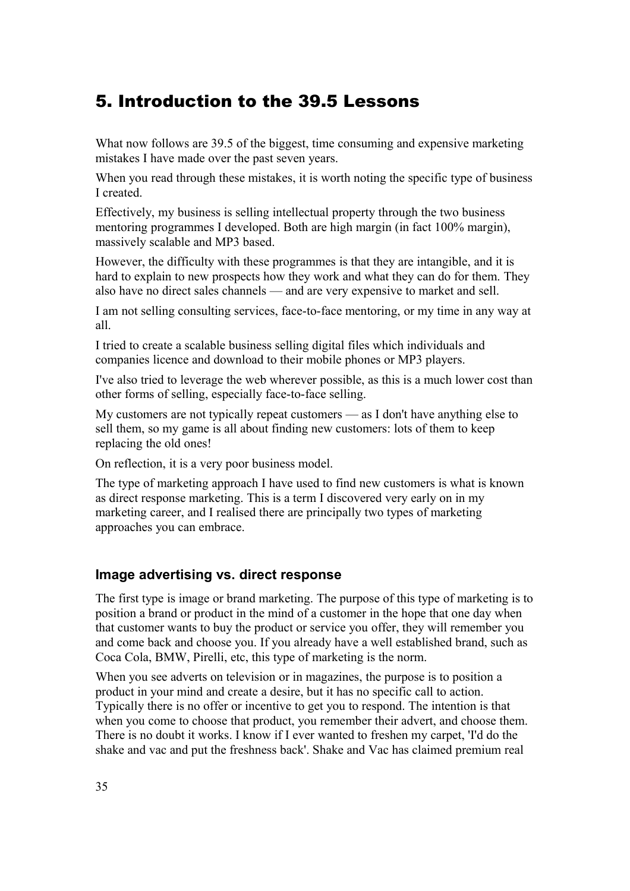## 5. Introduction to the 39.5 Lessons

What now follows are 39.5 of the biggest, time consuming and expensive marketing mistakes I have made over the past seven years.

When you read through these mistakes, it is worth noting the specific type of business I created.

Effectively, my business is selling intellectual property through the two business mentoring programmes I developed. Both are high margin (in fact 100% margin), massively scalable and MP3 based.

However, the difficulty with these programmes is that they are intangible, and it is hard to explain to new prospects how they work and what they can do for them. They also have no direct sales channels — and are very expensive to market and sell.

I am not selling consulting services, face-to-face mentoring, or my time in any way at all.

I tried to create a scalable business selling digital files which individuals and companies licence and download to their mobile phones or MP3 players.

I've also tried to leverage the web wherever possible, as this is a much lower cost than other forms of selling, especially face-to-face selling.

My customers are not typically repeat customers — as I don't have anything else to sell them, so my game is all about finding new customers: lots of them to keep replacing the old ones!

On reflection, it is a very poor business model.

The type of marketing approach I have used to find new customers is what is known as direct response marketing. This is a term I discovered very early on in my marketing career, and I realised there are principally two types of marketing approaches you can embrace.

### Image advertising vs. direct response

The first type is image or brand marketing. The purpose of this type of marketing is to position a brand or product in the mind of a customer in the hope that one day when that customer wants to buy the product or service you offer, they will remember you and come back and choose you. If you already have a well established brand, such as Coca Cola, BMW, Pirelli, etc, this type of marketing is the norm.

When you see adverts on television or in magazines, the purpose is to position a product in your mind and create a desire, but it has no specific call to action. Typically there is no offer or incentive to get you to respond. The intention is that when you come to choose that product, you remember their advert, and choose them. There is no doubt it works. I know if I ever wanted to freshen my carpet, 'I'd do the shake and vac and put the freshness back'. Shake and Vac has claimed premium real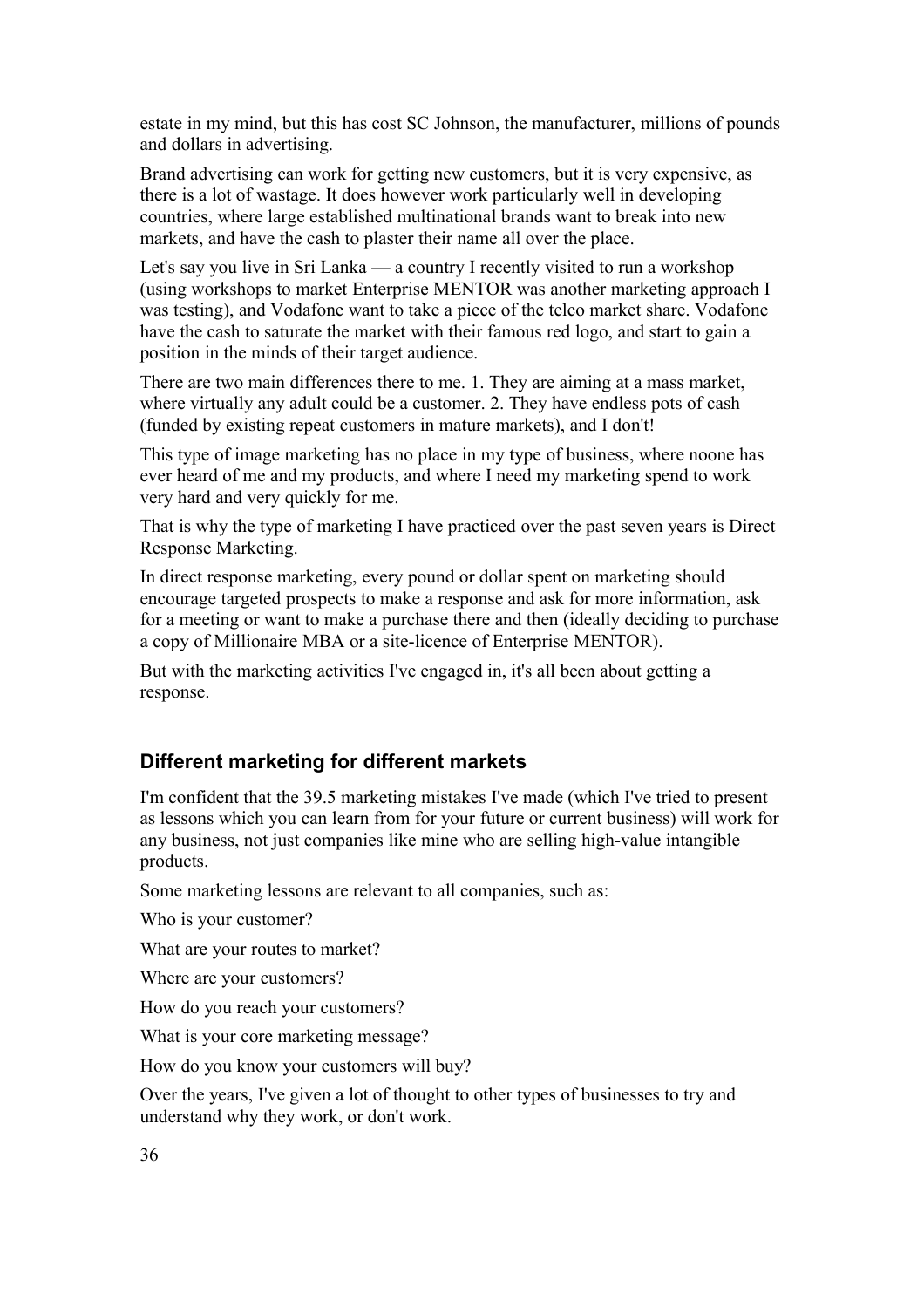estate in my mind, but this has cost SC Johnson, the manufacturer, millions of pounds and dollars in advertising.

Brand advertising can work for getting new customers, but it is very expensive, as there is a lot of wastage. It does however work particularly well in developing countries, where large established multinational brands want to break into new markets, and have the cash to plaster their name all over the place.

Let's say you live in Sri Lanka — a country I recently visited to run a workshop (using workshops to market Enterprise MENTOR was another marketing approach I was testing), and Vodafone want to take a piece of the telco market share. Vodafone have the cash to saturate the market with their famous red logo, and start to gain a position in the minds of their target audience.

There are two main differences there to me. 1. They are aiming at a mass market, where virtually any adult could be a customer. 2. They have endless pots of cash (funded by existing repeat customers in mature markets), and I don't!

This type of image marketing has no place in my type of business, where noone has ever heard of me and my products, and where I need my marketing spend to work very hard and very quickly for me.

That is why the type of marketing I have practiced over the past seven years is Direct Response Marketing.

In direct response marketing, every pound or dollar spent on marketing should encourage targeted prospects to make a response and ask for more information, ask for a meeting or want to make a purchase there and then (ideally deciding to purchase a copy of Millionaire MBA or a site-licence of Enterprise MENTOR).

But with the marketing activities I've engaged in, it's all been about getting a response.

### Different marketing for different markets

I'm confident that the 39.5 marketing mistakes I've made (which I've tried to present as lessons which you can learn from for your future or current business) will work for any business, not just companies like mine who are selling high-value intangible products.

Some marketing lessons are relevant to all companies, such as:

Who is your customer?

What are your routes to market?

Where are your customers?

How do you reach your customers?

What is your core marketing message?

How do you know your customers will buy?

Over the years, I've given a lot of thought to other types of businesses to try and understand why they work, or don't work.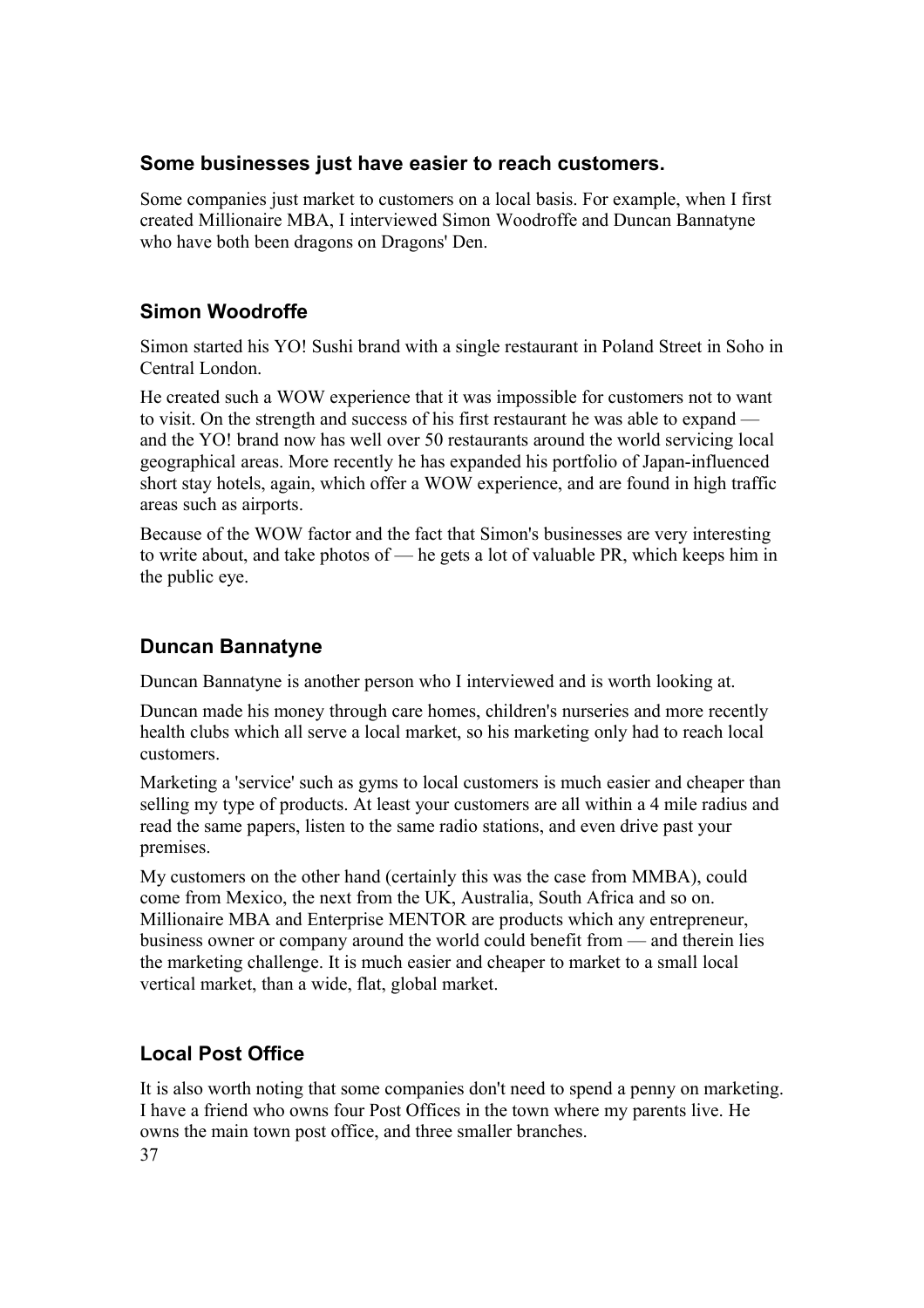### Some businesses just have easier to reach customers.

Some companies just market to customers on a local basis. For example, when I first created Millionaire MBA, I interviewed Simon Woodroffe and Duncan Bannatyne who have both been dragons on Dragons' Den.

### Simon Woodroffe

Simon started his YO! Sushi brand with a single restaurant in Poland Street in Soho in Central London.

He created such a WOW experience that it was impossible for customers not to want to visit. On the strength and success of his first restaurant he was able to expand — and the YO! brand now has well over 50 restaurants around the world servicing local geographical areas. More recently he has expanded his portfolio of Japan-influenced short stay hotels, again, which offer a WOW experience, and are found in high traffic areas such as airports.

Because of the WOW factor and the fact that Simon's businesses are very interesting to write about, and take photos of — he gets a lot of valuable PR, which keeps him in the public eye.

### Duncan Bannatyne

Duncan Bannatyne is another person who I interviewed and is worth looking at.

Duncan made his money through care homes, children's nurseries and more recently health clubs which all serve a local market, so his marketing only had to reach local customers.

Marketing a 'service' such as gyms to local customers is much easier and cheaper than selling my type of products. At least your customers are all within a 4 mile radius and read the same papers, listen to the same radio stations, and even drive past your premises.

My customers on the other hand (certainly this was the case from MMBA), could come from Mexico, the next from the UK, Australia, South Africa and so on. Millionaire MBA and Enterprise MENTOR are products which any entrepreneur, business owner or company around the world could benefit from — and therein lies the marketing challenge. It is much easier and cheaper to market to a small local vertical market, than a wide, flat, global market.

### Local Post Office

It is also worth noting that some companies don't need to spend a penny on marketing. I have a friend who owns four Post Offices in the town where my parents live. He owns the main town post office, and three smaller branches.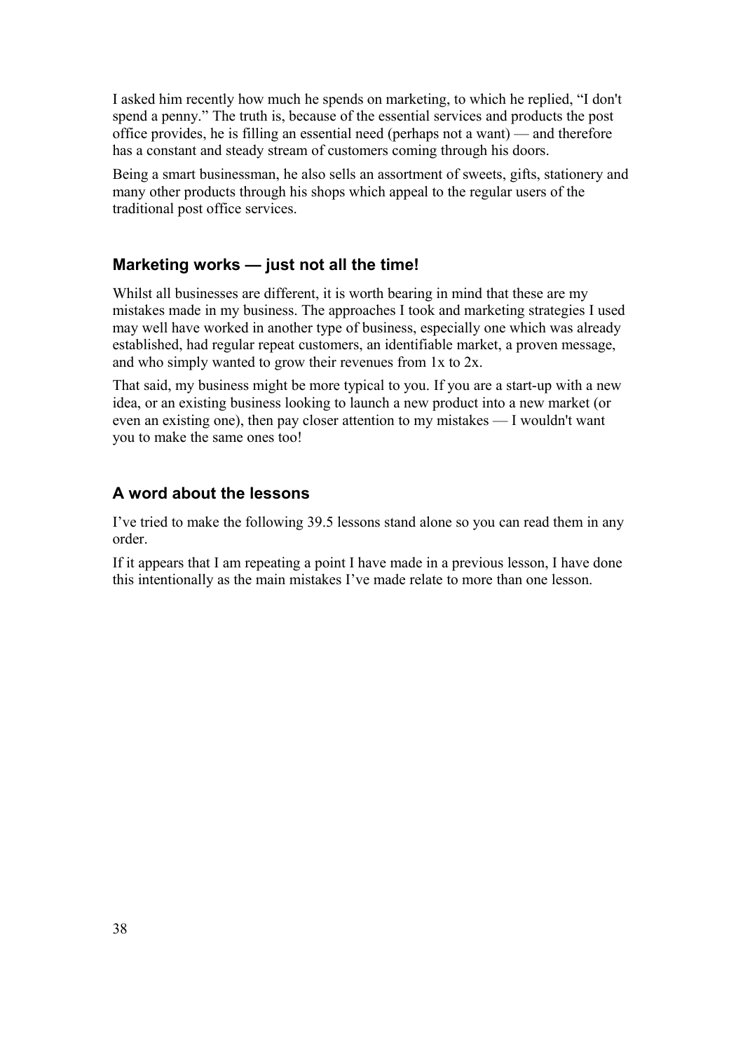I asked him recently how much he spends on marketing, to which he replied, "I don't spend a penny." The truth is, because of the essential services and products the post office provides, he is filling an essential need (perhaps not a want) — and therefore has a constant and steady stream of customers coming through his doors.

Being a smart businessman, he also sells an assortment of sweets, gifts, stationery and many other products through his shops which appeal to the regular users of the traditional post office services.

### Marketing works — just not all the time!

Whilst all businesses are different, it is worth bearing in mind that these are my mistakes made in my business. The approaches I took and marketing strategies I used may well have worked in another type of business, especially one which was already established, had regular repeat customers, an identifiable market, a proven message, and who simply wanted to grow their revenues from 1x to 2x.

That said, my business might be more typical to you. If you are a start-up with a new idea, or an existing business looking to launch a new product into a new market (or even an existing one), then pay closer attention to my mistakes — I wouldn't want you to make the same ones too!

### A word about the lessons

I've tried to make the following 39.5 lessons stand alone so you can read them in any order.

If it appears that I am repeating a point I have made in a previous lesson, I have done this intentionally as the main mistakes I've made relate to more than one lesson.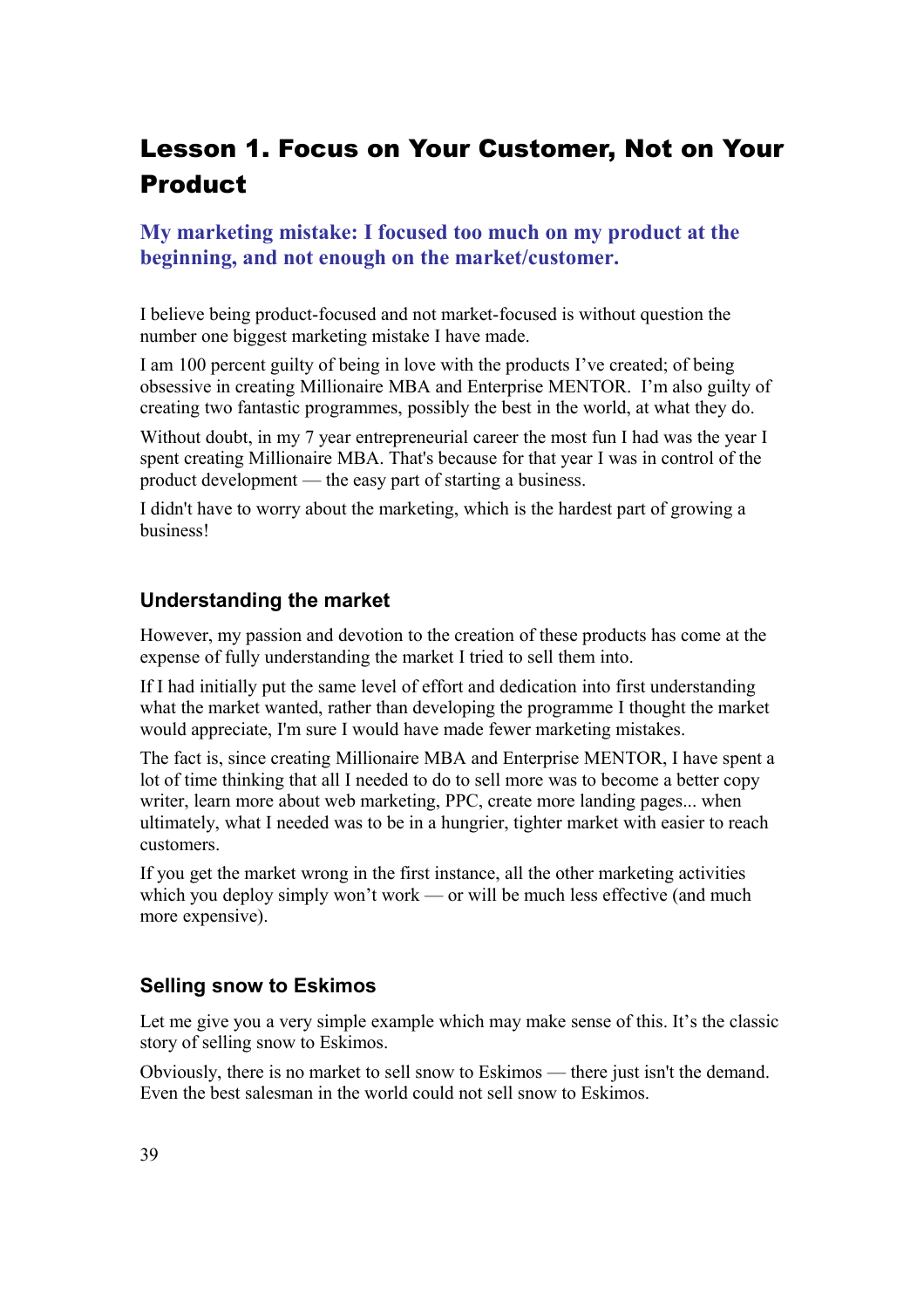# Lesson 1. Focus on Your Customer, Not on Your Product

### My marketing mistake: I focused too much on my product at the beginning, and not enough on the market/customer.

I believe being product-focused and not market-focused is without question the number one biggest marketing mistake I have made.

I am 100 percent guilty of being in love with the products I've created; of being obsessive in creating Millionaire MBA and Enterprise MENTOR. I'm also guilty of creating two fantastic programmes, possibly the best in the world, at what they do.

Without doubt, in my 7 year entrepreneurial career the most fun I had was the year I spent creating Millionaire MBA. That's because for that year I was in control of the product development — the easy part of starting a business.

I didn't have to worry about the marketing, which is the hardest part of growing a business!

## Understanding the market

However, my passion and devotion to the creation of these products has come at the expense of fully understanding the market I tried to sell them into.

If I had initially put the same level of effort and dedication into first understanding what the market wanted, rather than developing the programme I thought the market would appreciate, I'm sure I would have made fewer marketing mistakes.

The fact is, since creating Millionaire MBA and Enterprise MENTOR, I have spent a lot of time thinking that all I needed to do to sell more was to become a better copy writer, learn more about web marketing, PPC, create more landing pages... when ultimately, what I needed was to be in a hungrier, tighter market with easier to reach customers.

If you get the market wrong in the first instance, all the other marketing activities which you deploy simply won't work — or will be much less effective (and much more expensive).

## Selling snow to Eskimos

Let me give you a very simple example which may make sense of this. It's the classic story of selling snow to Eskimos.

Obviously, there is no market to sell snow to Eskimos — there just isn't the demand. Even the best salesman in the world could not sell snow to Eskimos.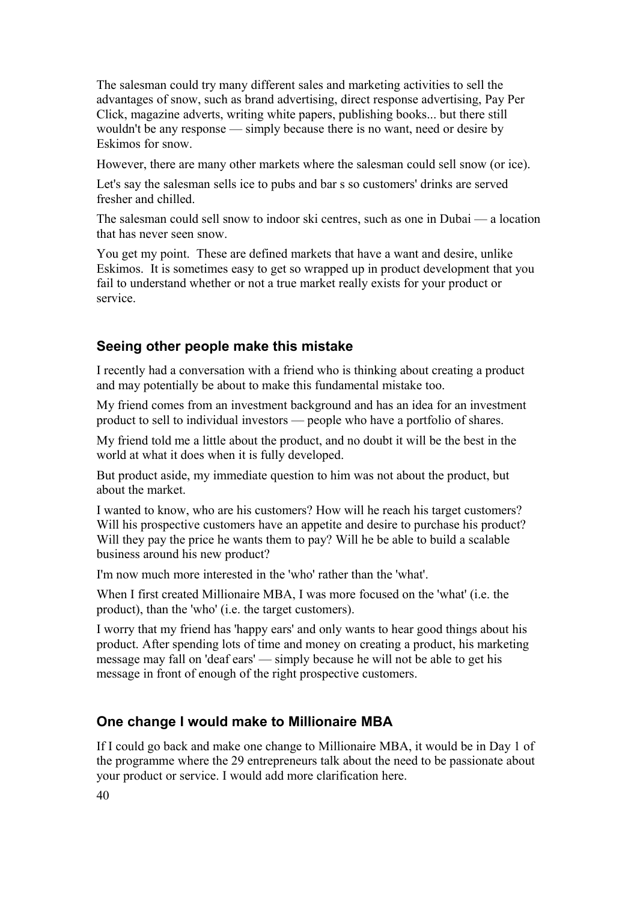The salesman could try many different sales and marketing activities to sell the advantages of snow, such as brand advertising, direct response advertising, Pay Per Click, magazine adverts, writing white papers, publishing books... but there still wouldn't be any response — simply because there is no want, need or desire by Eskimos for snow.

However, there are many other markets where the salesman could sell snow (or ice).

Let's say the salesman sells ice to pubs and bar s so customers' drinks are served fresher and chilled.

The salesman could sell snow to indoor ski centres, such as one in Dubai — a location that has never seen snow.

You get my point. These are defined markets that have a want and desire, unlike Eskimos. It is sometimes easy to get so wrapped up in product development that you fail to understand whether or not a true market really exists for your product or service.

### Seeing other people make this mistake

I recently had a conversation with a friend who is thinking about creating a product and may potentially be about to make this fundamental mistake too.

My friend comes from an investment background and has an idea for an investment product to sell to individual investors — people who have a portfolio of shares.

My friend told me a little about the product, and no doubt it will be the best in the world at what it does when it is fully developed.

But product aside, my immediate question to him was not about the product, but about the market.

I wanted to know, who are his customers? How will he reach his target customers? Will his prospective customers have an appetite and desire to purchase his product? Will they pay the price he wants them to pay? Will he be able to build a scalable business around his new product?

I'm now much more interested in the 'who' rather than the 'what'.

When I first created Millionaire MBA, I was more focused on the 'what' (i.e. the product), than the 'who' (i.e. the target customers).

I worry that my friend has 'happy ears' and only wants to hear good things about his product. After spending lots of time and money on creating a product, his marketing message may fall on 'deaf ears' — simply because he will not be able to get his message in front of enough of the right prospective customers.

### One change I would make to Millionaire MBA

If I could go back and make one change to Millionaire MBA, it would be in Day 1 of the programme where the 29 entrepreneurs talk about the need to be passionate about your product or service. I would add more clarification here.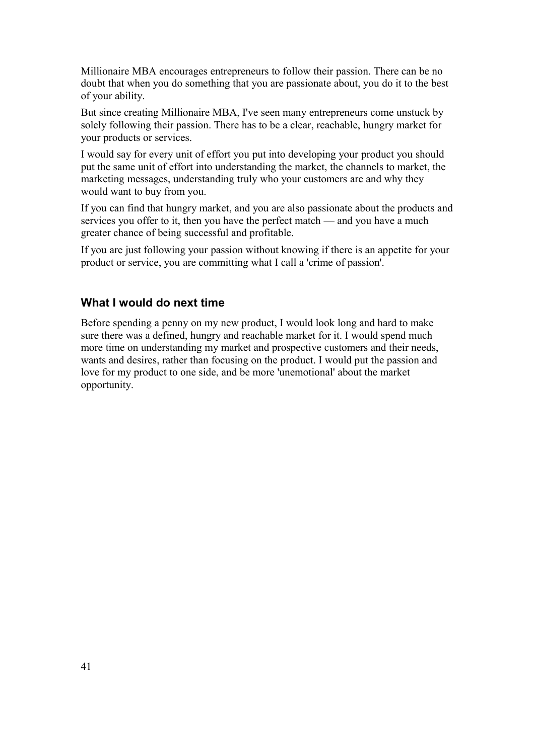Millionaire MBA encourages entrepreneurs to follow their passion. There can be no doubt that when you do something that you are passionate about, you do it to the best of your ability.

But since creating Millionaire MBA, I've seen many entrepreneurs come unstuck by solely following their passion. There has to be a clear, reachable, hungry market for your products or services.

I would say for every unit of effort you put into developing your product you should put the same unit of effort into understanding the market, the channels to market, the marketing messages, understanding truly who your customers are and why they would want to buy from you.

If you can find that hungry market, and you are also passionate about the products and services you offer to it, then you have the perfect match — and you have a much greater chance of being successful and profitable.

If you are just following your passion without knowing if there is an appetite for your product or service, you are committing what I call a 'crime of passion'.

### What I would do next time

Before spending a penny on my new product, I would look long and hard to make sure there was a defined, hungry and reachable market for it. I would spend much more time on understanding my market and prospective customers and their needs, wants and desires, rather than focusing on the product. I would put the passion and love for my product to one side, and be more 'unemotional' about the market opportunity.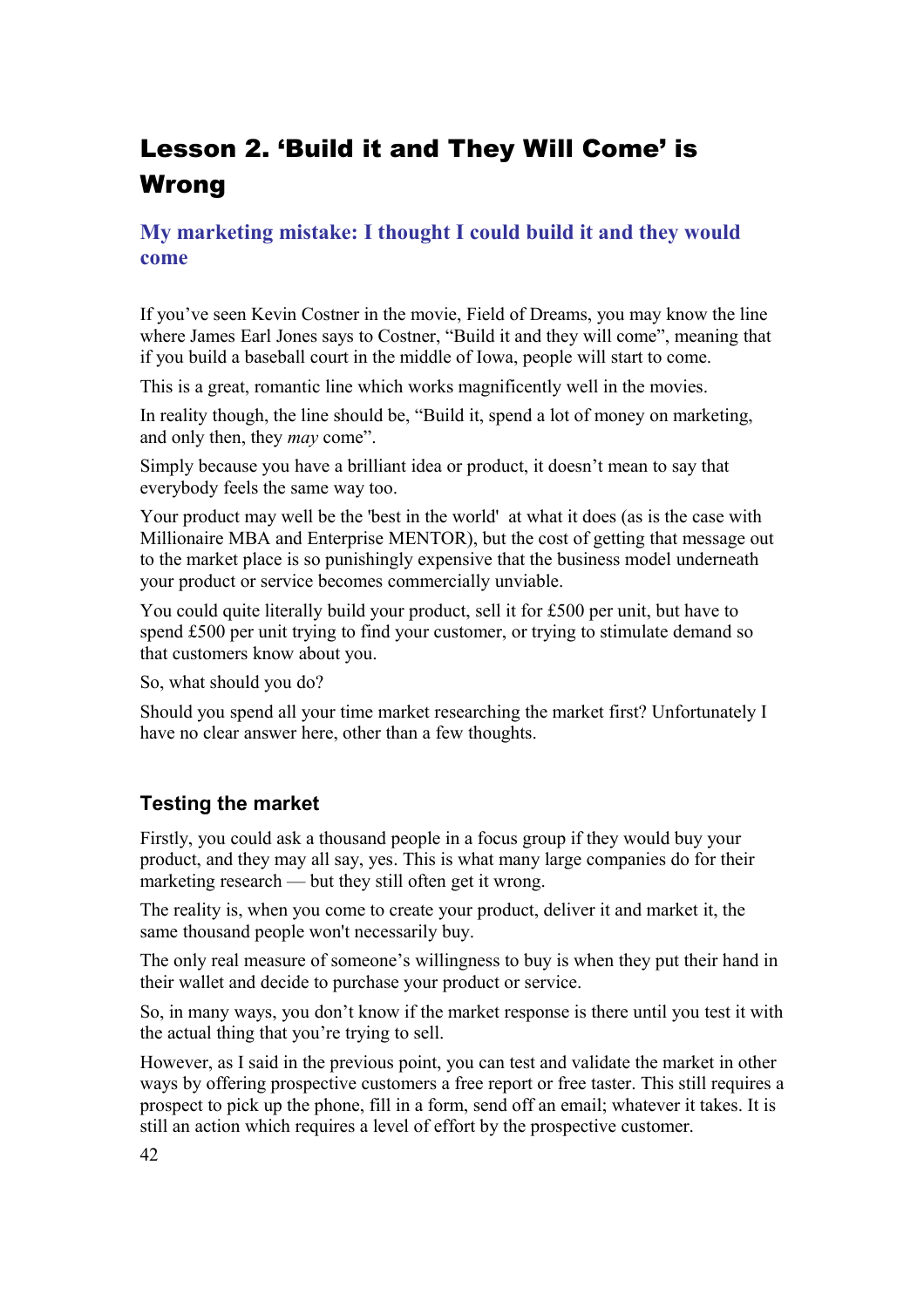# Lesson 2. 'Build it and They Will Come' is Wrong

## My marketing mistake: I thought I could build it and they would come

If you've seen Kevin Costner in the movie, Field of Dreams, you may know the line where James Earl Jones says to Costner, "Build it and they will come", meaning that if you build a baseball court in the middle of Iowa, people will start to come.

This is a great, romantic line which works magnificently well in the movies.

In reality though, the line should be, "Build it, spend a lot of money on marketing, and only then, they *may* come".

Simply because you have a brilliant idea or product, it doesn't mean to say that everybody feels the same way too.

Your product may well be the 'best in the world' at what it does (as is the case with Millionaire MBA and Enterprise MENTOR), but the cost of getting that message out to the market place is so punishingly expensive that the business model underneath your product or service becomes commercially unviable.

You could quite literally build your product, sell it for £500 per unit, but have to spend £500 per unit trying to find your customer, or trying to stimulate demand so that customers know about you.

So, what should you do?

Should you spend all your time market researching the market first? Unfortunately I have no clear answer here, other than a few thoughts.

### Testing the market

Firstly, you could ask a thousand people in a focus group if they would buy your product, and they may all say, yes. This is what many large companies do for their marketing research — but they still often get it wrong.

The reality is, when you come to create your product, deliver it and market it, the same thousand people won't necessarily buy.

The only real measure of someone's willingness to buy is when they put their hand in their wallet and decide to purchase your product or service.

So, in many ways, you don't know if the market response is there until you test it with the actual thing that you're trying to sell.

However, as I said in the previous point, you can test and validate the market in other ways by offering prospective customers a free report or free taster. This still requires a prospect to pick up the phone, fill in a form, send off an email; whatever it takes. It is still an action which requires a level of effort by the prospective customer.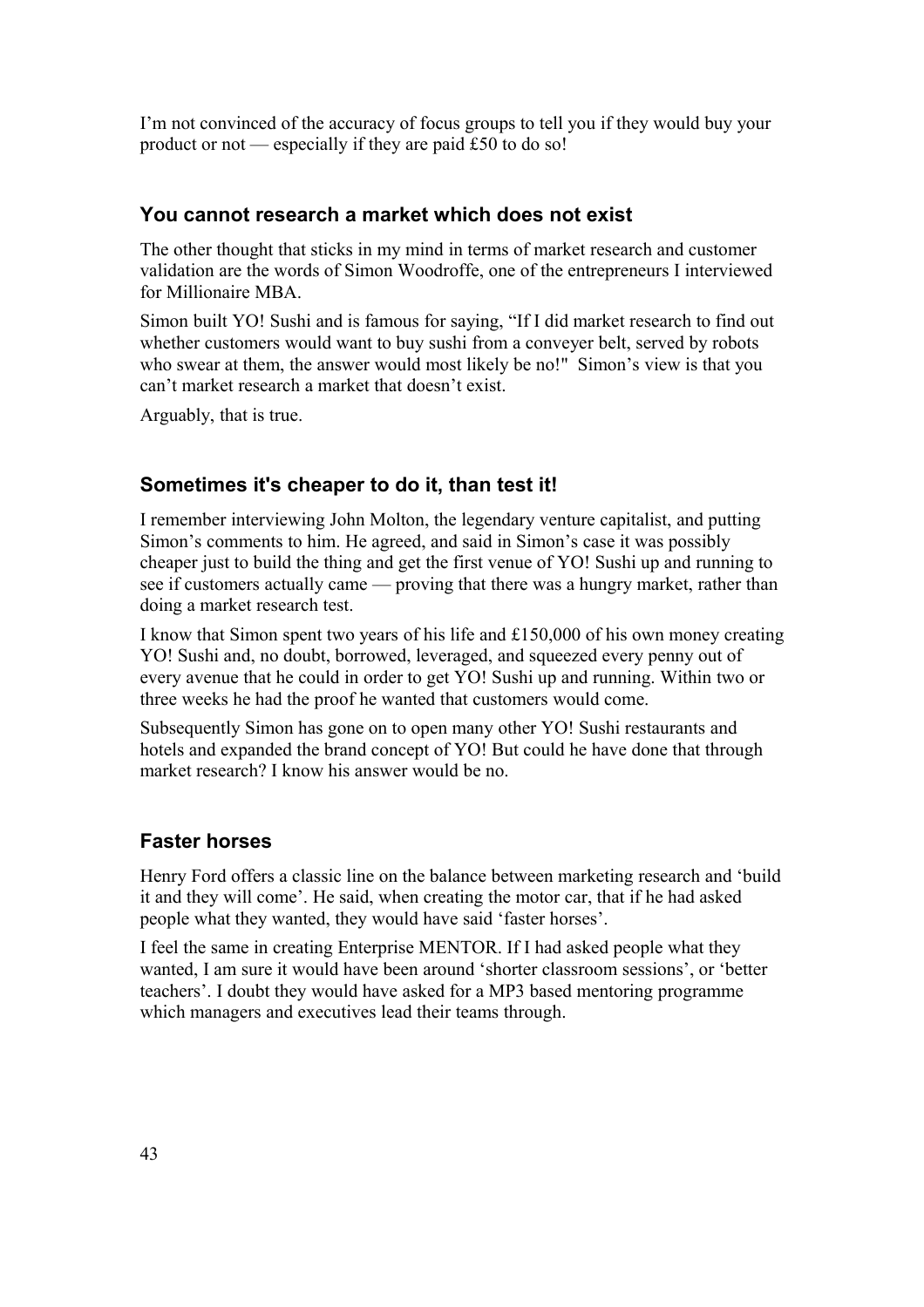I'm not convinced of the accuracy of focus groups to tell you if they would buy your product or not — especially if they are paid £50 to do so!

### You cannot research a market which does not exist

The other thought that sticks in my mind in terms of market research and customer validation are the words of Simon Woodroffe, one of the entrepreneurs I interviewed for Millionaire MBA.

Simon built YO! Sushi and is famous for saying, "If I did market research to find out whether customers would want to buy sushi from a conveyer belt, served by robots who swear at them, the answer would most likely be no!" Simon's view is that you can't market research a market that doesn't exist.

Arguably, that is true.

### Sometimes it's cheaper to do it, than test it!

I remember interviewing John Molton, the legendary venture capitalist, and putting Simon's comments to him. He agreed, and said in Simon's case it was possibly cheaper just to build the thing and get the first venue of YO! Sushi up and running to see if customers actually came — proving that there was a hungry market, rather than doing a market research test.

I know that Simon spent two years of his life and £150,000 of his own money creating YO! Sushi and, no doubt, borrowed, leveraged, and squeezed every penny out of every avenue that he could in order to get YO! Sushi up and running. Within two or three weeks he had the proof he wanted that customers would come.

Subsequently Simon has gone on to open many other YO! Sushi restaurants and hotels and expanded the brand concept of YO! But could he have done that through market research? I know his answer would be no.

### Faster horses

Henry Ford offers a classic line on the balance between marketing research and 'build it and they will come'. He said, when creating the motor car, that if he had asked people what they wanted, they would have said 'faster horses'.

I feel the same in creating Enterprise MENTOR. If I had asked people what they wanted, I am sure it would have been around 'shorter classroom sessions', or 'better teachers'. I doubt they would have asked for a MP3 based mentoring programme which managers and executives lead their teams through.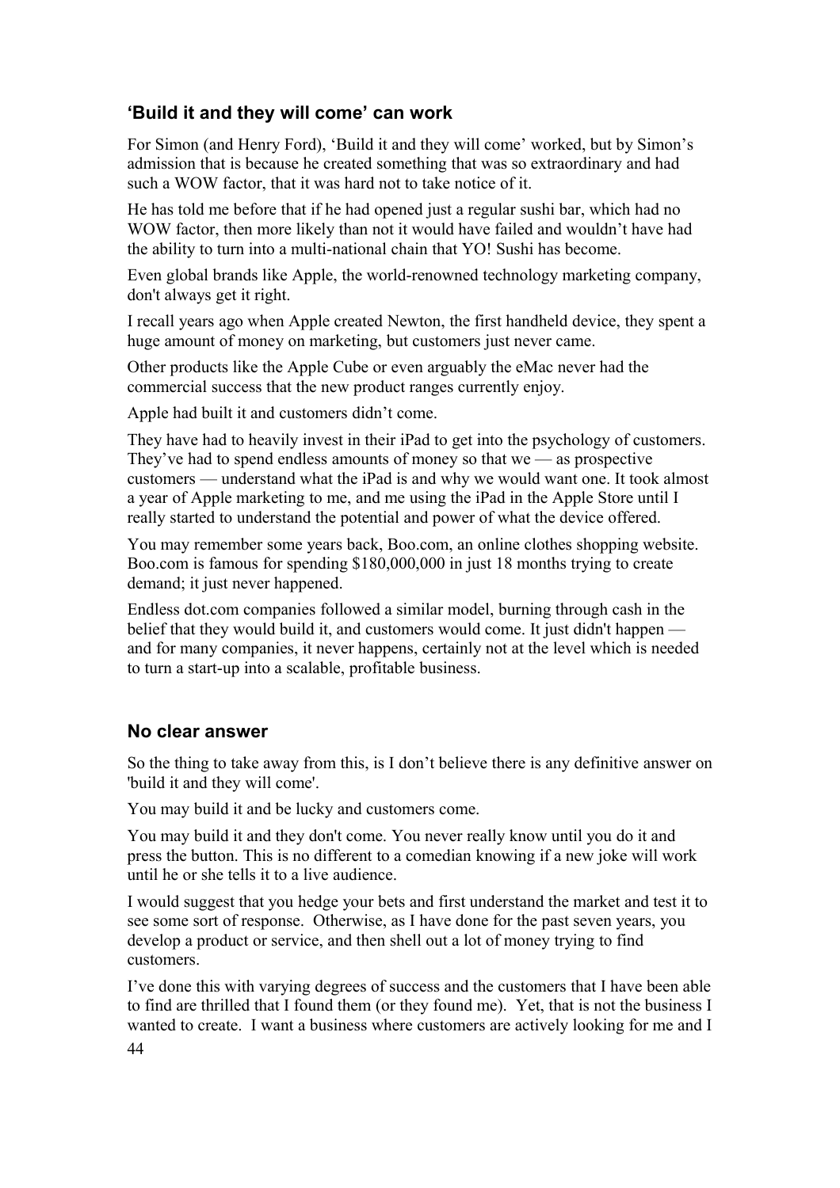## ‘Build it and they will come’ can work

For Simon (and Henry Ford), ‘Build it and they will come’ worked, but by Simon’s admission that is because he created something that was so extraordinary and had such a WOW factor, that it was hard not to take notice of it.

He has told me before that if he had opened just a regular sushi bar, which had no WOW factor, then more likely than not it would have failed and wouldn’t have had the ability to turn into a multi-national chain that YO! Sushi has become.

Even global brands like Apple, the world-renowned technology marketing company, don't always get it right.

I recall years ago when Apple created Newton, the first handheld device, they spent a huge amount of money on marketing, but customers just never came.

Other products like the Apple Cube or even arguably the eMac never had the commercial success that the new product ranges currently enjoy.

Apple had built it and customers didn’t come.

They have had to heavily invest in their iPad to get into the psychology of customers. They’ve had to spend endless amounts of money so that we — as prospective customers — understand what the iPad is and why we would want one. It took almost a year of Apple marketing to me, and me using the iPad in the Apple Store until I really started to understand the potential and power of what the device offered.

You may remember some years back, Boo.com, an online clothes shopping website. Boo.com is famous for spending $180,000,000 in just 18 months trying to create demand; it just never happened.

Endless dot.com companies followed a similar model, burning through cash in the belief that they would build it, and customers would come. It just didn't happen — and for many companies, it never happens, certainly not at the level which is needed to turn a start-up into a scalable, profitable business.

## No clear answer

So the thing to take away from this, is I don’t believe there is any definitive answer on 'build it and they will come'.

You may build it and be lucky and customers come.

You may build it and they don't come. You never really know until you do it and press the button. This is no different to a comedian knowing if a new joke will work until he or she tells it to a live audience.

I would suggest that you hedge your bets and first understand the market and test it to see some sort of response. Otherwise, as I have done for the past seven years, you develop a product or service, and then shell out a lot of money trying to find customers.

I’ve done this with varying degrees of success and the customers that I have been able to find are thrilled that I found them (or they found me). Yet, that is not the business I wanted to create. I want a business where customers are actively looking for me and I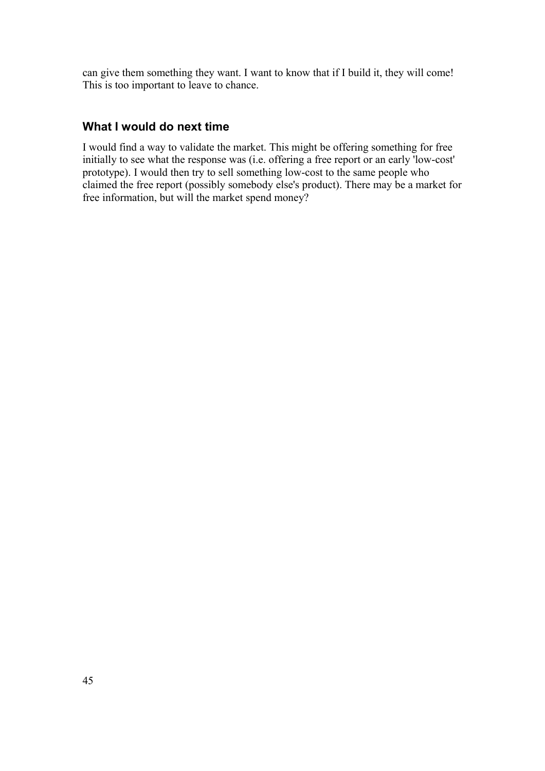can give them something they want. I want to know that if I build it, they will come! This is too important to leave to chance.

### What I would do next time

I would find a way to validate the market. This might be offering something for free initially to see what the response was (i.e. offering a free report or an early 'low-cost' prototype). I would then try to sell something low-cost to the same people who claimed the free report (possibly somebody else's product). There may be a market for free information, but will the market spend money?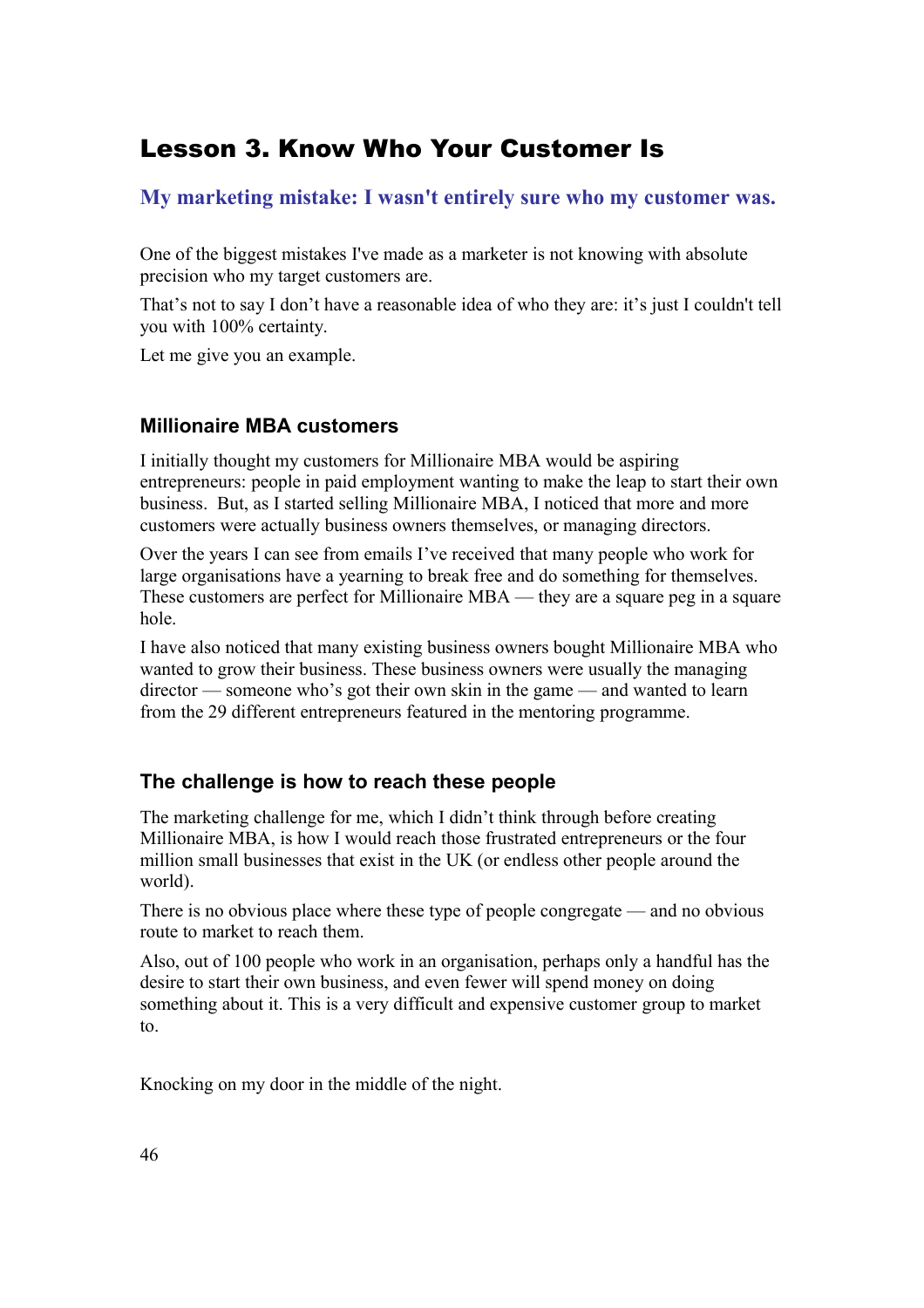# Lesson 3. Know Who Your Customer Is

## My marketing mistake: I wasn't entirely sure who my customer was.

One of the biggest mistakes I've made as a marketer is not knowing with absolute precision who my target customers are.

That's not to say I don't have a reasonable idea of who they are: it's just I couldn't tell you with 100% certainty.

Let me give you an example.

### Millionaire MBA customers

I initially thought my customers for Millionaire MBA would be aspiring entrepreneurs: people in paid employment wanting to make the leap to start their own business. But, as I started selling Millionaire MBA, I noticed that more and more customers were actually business owners themselves, or managing directors.

Over the years I can see from emails I've received that many people who work for large organisations have a yearning to break free and do something for themselves. These customers are perfect for Millionaire MBA — they are a square peg in a square hole.

I have also noticed that many existing business owners bought Millionaire MBA who wanted to grow their business. These business owners were usually the managing director — someone who's got their own skin in the game — and wanted to learn from the 29 different entrepreneurs featured in the mentoring programme.

### The challenge is how to reach these people

The marketing challenge for me, which I didn't think through before creating Millionaire MBA, is how I would reach those frustrated entrepreneurs or the four million small businesses that exist in the UK (or endless other people around the world).

There is no obvious place where these type of people congregate — and no obvious route to market to reach them.

Also, out of 100 people who work in an organisation, perhaps only a handful has the desire to start their own business, and even fewer will spend money on doing something about it. This is a very difficult and expensive customer group to market to.

Knocking on my door in the middle of the night.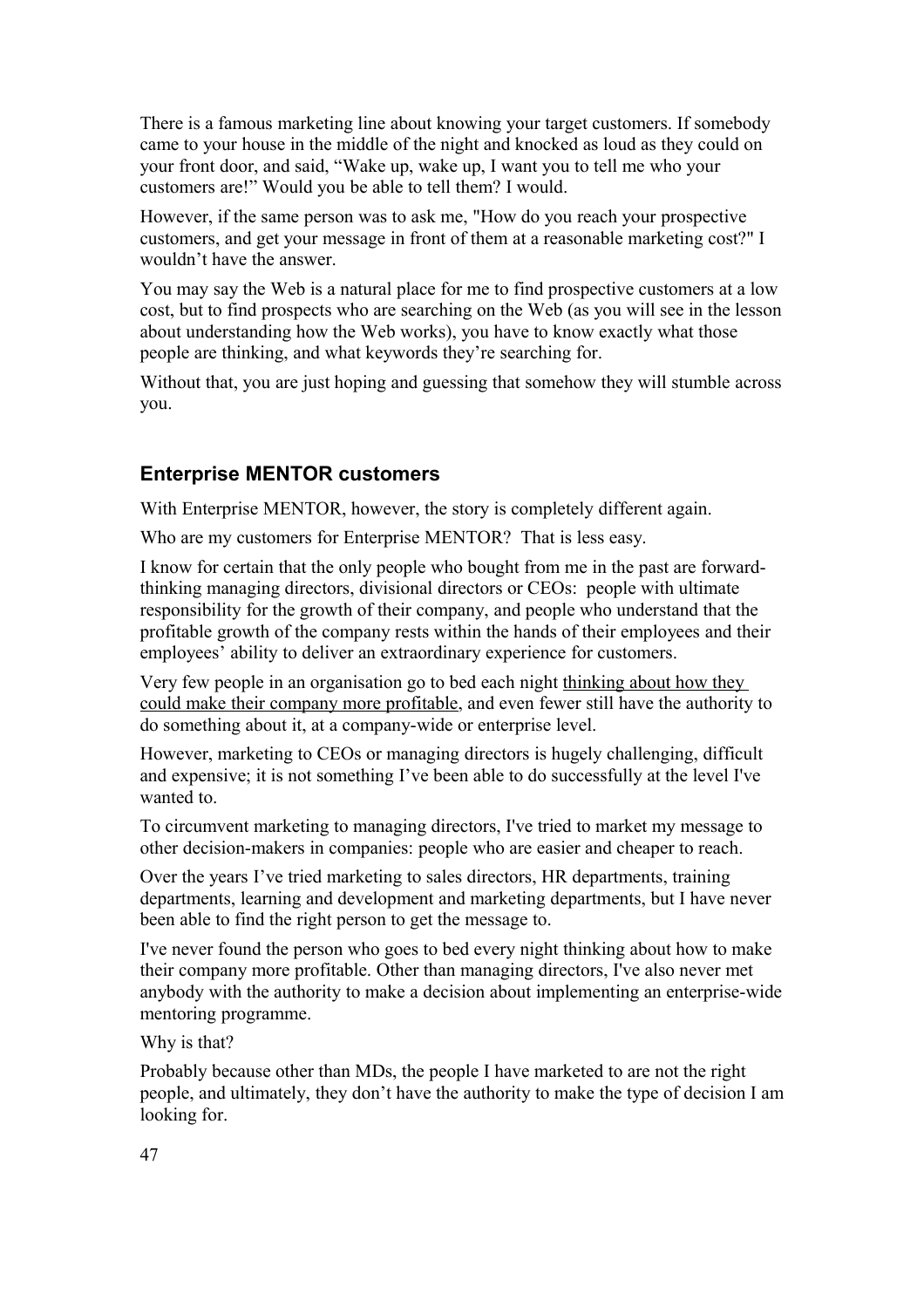There is a famous marketing line about knowing your target customers. If somebody came to your house in the middle of the night and knocked as loud as they could on your front door, and said, “Wake up, wake up, I want you to tell me who your customers are!” Would you be able to tell them? I would.

However, if the same person was to ask me, "How do you reach your prospective customers, and get your message in front of them at a reasonable marketing cost?" I wouldn’t have the answer.

You may say the Web is a natural place for me to find prospective customers at a low cost, but to find prospects who are searching on the Web (as you will see in the lesson about understanding how the Web works), you have to know exactly what those people are thinking, and what keywords they’re searching for.

Without that, you are just hoping and guessing that somehow they will stumble across you.

### Enterprise MENTOR customers

With Enterprise MENTOR, however, the story is completely different again.

Who are my customers for Enterprise MENTOR? That is less easy.

I know for certain that the only people who bought from me in the past are forward-thinking managing directors, divisional directors or CEOs: people with ultimate responsibility for the growth of their company, and people who understand that the profitable growth of the company rests within the hands of their employees and their employees’ ability to deliver an extraordinary experience for customers.

Very few people in an organisation go to bed each night thinking about how they could make their company more profitable, and even fewer still have the authority to do something about it, at a company-wide or enterprise level.

However, marketing to CEOs or managing directors is hugely challenging, difficult and expensive; it is not something I’ve been able to do successfully at the level I've wanted to.

To circumvent marketing to managing directors, I've tried to market my message to other decision-makers in companies: people who are easier and cheaper to reach.

Over the years I’ve tried marketing to sales directors, HR departments, training departments, learning and development and marketing departments, but I have never been able to find the right person to get the message to.

I've never found the person who goes to bed every night thinking about how to make their company more profitable. Other than managing directors, I've also never met anybody with the authority to make a decision about implementing an enterprise-wide mentoring programme.

Why is that?

Probably because other than MDs, the people I have marketed to are not the right people, and ultimately, they don’t have the authority to make the type of decision I am looking for.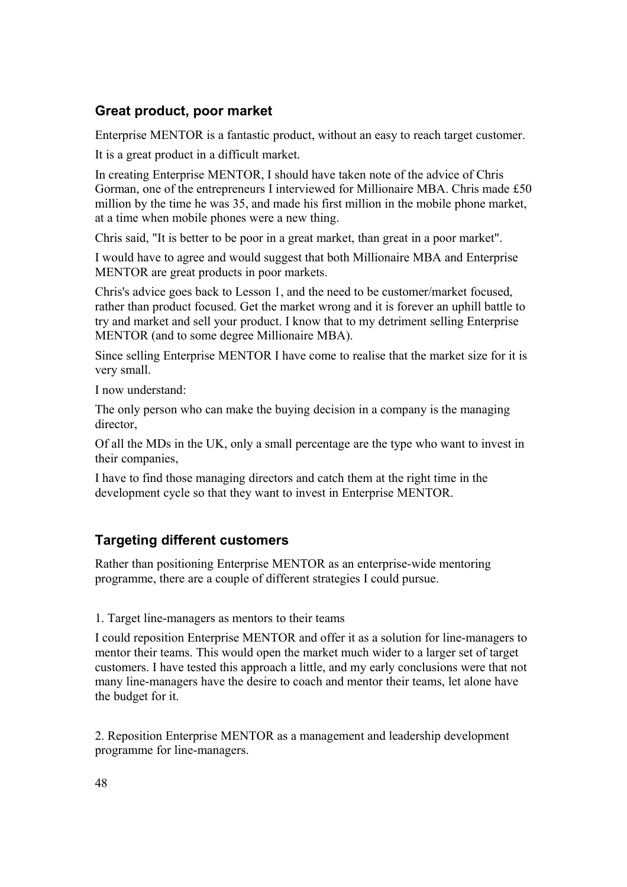## Great product, poor market

Enterprise MENTOR is a fantastic product, without an easy to reach target customer.

It is a great product in a difficult market.

In creating Enterprise MENTOR, I should have taken note of the advice of Chris Gorman, one of the entrepreneurs I interviewed for Millionaire MBA. Chris made £50 million by the time he was 35, and made his first million in the mobile phone market, at a time when mobile phones were a new thing.

Chris said, "It is better to be poor in a great market, than great in a poor market".

I would have to agree and would suggest that both Millionaire MBA and Enterprise MENTOR are great products in poor markets.

Chris's advice goes back to Lesson 1, and the need to be customer/market focused, rather than product focused. Get the market wrong and it is forever an uphill battle to try and market and sell your product. I know that to my detriment selling Enterprise MENTOR (and to some degree Millionaire MBA).

Since selling Enterprise MENTOR I have come to realise that the market size for it is very small.

I now understand:

The only person who can make the buying decision in a company is the managing director,

Of all the MDs in the UK, only a small percentage are the type who want to invest in their companies,

I have to find those managing directors and catch them at the right time in the development cycle so that they want to invest in Enterprise MENTOR.

## Targeting different customers

Rather than positioning Enterprise MENTOR as an enterprise-wide mentoring programme, there are a couple of different strategies I could pursue.

1. Target line-managers as mentors to their teams

I could reposition Enterprise MENTOR and offer it as a solution for line-managers to mentor their teams. This would open the market much wider to a larger set of target customers. I have tested this approach a little, and my early conclusions were that not many line-managers have the desire to coach and mentor their teams, let alone have the budget for it.

2. Reposition Enterprise MENTOR as a management and leadership development programme for line-managers.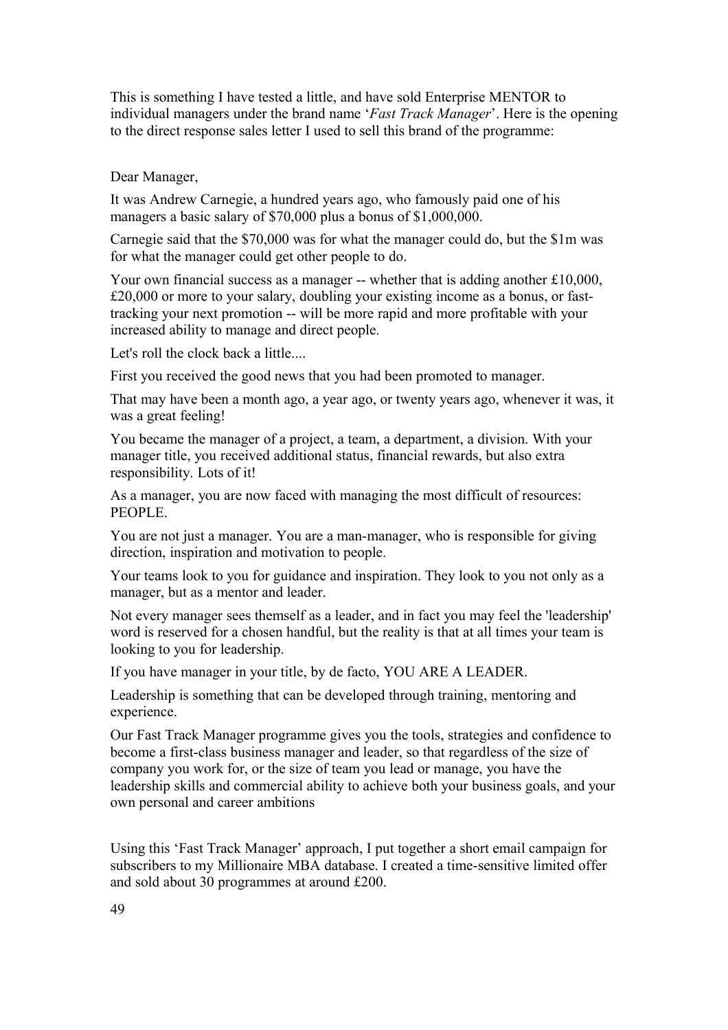This is something I have tested a little, and have sold Enterprise MENTOR to individual managers under the brand name '*Fast Track Manager*'. Here is the opening to the direct response sales letter I used to sell this brand of the programme:

Dear Manager,

It was Andrew Carnegie, a hundred years ago, who famously paid one of his managers a basic salary of $70,000 plus a bonus of $1,000,000.

Carnegie said that the $70,000 was for what the manager could do, but the $1m was for what the manager could get other people to do.

Your own financial success as a manager -- whether that is adding another £10,000, £20,000 or more to your salary, doubling your existing income as a bonus, or fast-tracking your next promotion -- will be more rapid and more profitable with your increased ability to manage and direct people.

Let's roll the clock back a little....

First you received the good news that you had been promoted to manager.

That may have been a month ago, a year ago, or twenty years ago, whenever it was, it was a great feeling!

You became the manager of a project, a team, a department, a division. With your manager title, you received additional status, financial rewards, but also extra responsibility. Lots of it!

As a manager, you are now faced with managing the most difficult of resources: PEOPLE.

You are not just a manager. You are a man-manager, who is responsible for giving direction, inspiration and motivation to people.

Your teams look to you for guidance and inspiration. They look to you not only as a manager, but as a mentor and leader.

Not every manager sees themself as a leader, and in fact you may feel the 'leadership' word is reserved for a chosen handful, but the reality is that at all times your team is looking to you for leadership.

If you have manager in your title, by de facto, YOU ARE A LEADER.

Leadership is something that can be developed through training, mentoring and experience.

Our Fast Track Manager programme gives you the tools, strategies and confidence to become a first-class business manager and leader, so that regardless of the size of company you work for, or the size of team you lead or manage, you have the leadership skills and commercial ability to achieve both your business goals, and your own personal and career ambitions

Using this 'Fast Track Manager' approach, I put together a short email campaign for subscribers to my Millionaire MBA database. I created a time-sensitive limited offer and sold about 30 programmes at around £200.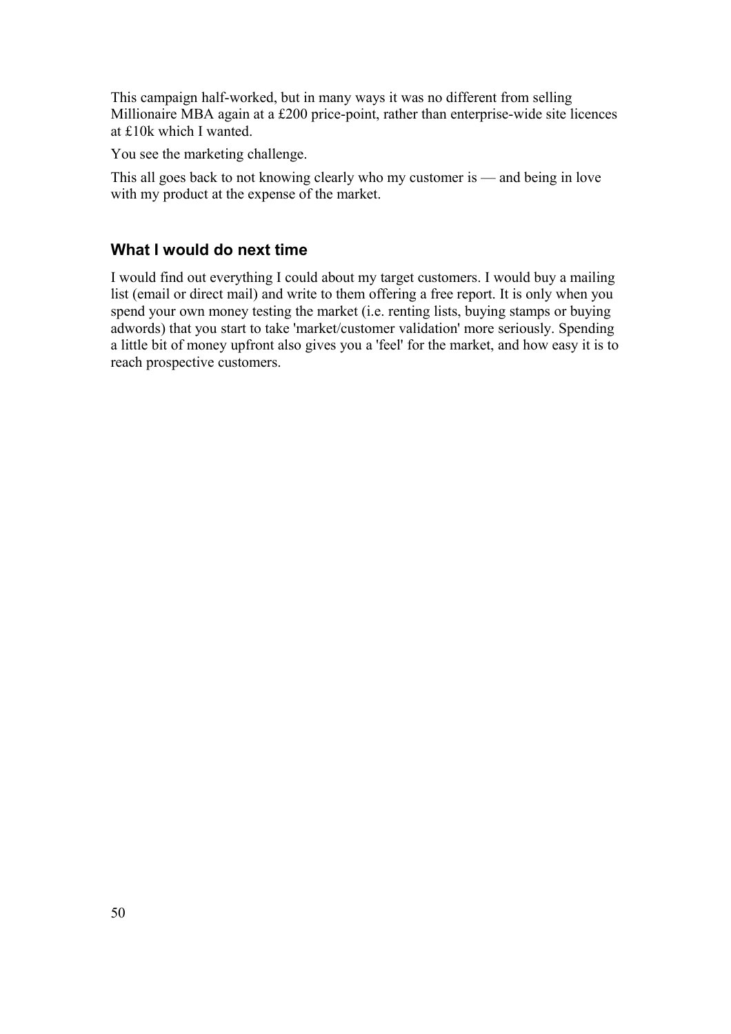This campaign half-worked, but in many ways it was no different from selling Millionaire MBA again at a £200 price-point, rather than enterprise-wide site licences at £10k which I wanted.

You see the marketing challenge.

This all goes back to not knowing clearly who my customer is — and being in love with my product at the expense of the market.

### What I would do next time

I would find out everything I could about my target customers. I would buy a mailing list (email or direct mail) and write to them offering a free report. It is only when you spend your own money testing the market (i.e. renting lists, buying stamps or buying adwords) that you start to take 'market/customer validation' more seriously. Spending a little bit of money upfront also gives you a 'feel' for the market, and how easy it is to reach prospective customers.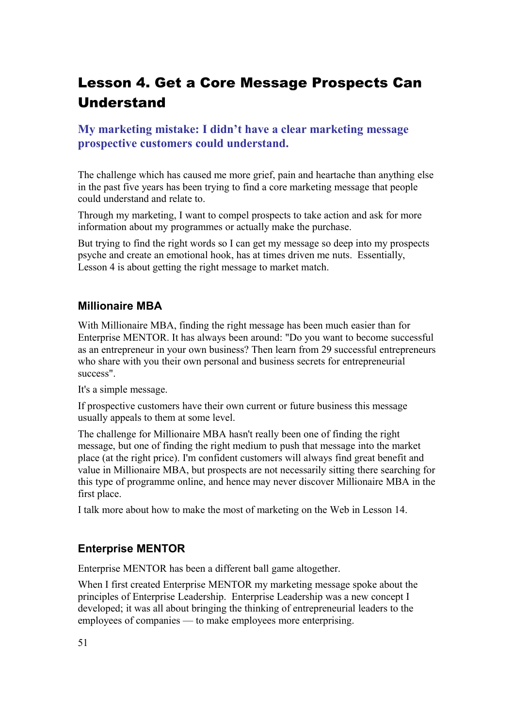## Lesson 4. Get a Core Message Prospects Can Understand

### My marketing mistake: I didn't have a clear marketing message prospective customers could understand.

The challenge which has caused me more grief, pain and heartache than anything else in the past five years has been trying to find a core marketing message that people could understand and relate to.

Through my marketing, I want to compel prospects to take action and ask for more information about my programmes or actually make the purchase.

But trying to find the right words so I can get my message so deep into my prospects psyche and create an emotional hook, has at times driven me nuts. Essentially, Lesson 4 is about getting the right message to market match.

### Millionaire MBA

With Millionaire MBA, finding the right message has been much easier than for Enterprise MENTOR. It has always been around: "Do you want to become successful as an entrepreneur in your own business? Then learn from 29 successful entrepreneurs who share with you their own personal and business secrets for entrepreneurial success".

It's a simple message.

If prospective customers have their own current or future business this message usually appeals to them at some level.

The challenge for Millionaire MBA hasn't really been one of finding the right message, but one of finding the right medium to push that message into the market place (at the right price). I'm confident customers will always find great benefit and value in Millionaire MBA, but prospects are not necessarily sitting there searching for this type of programme online, and hence may never discover Millionaire MBA in the first place.

I talk more about how to make the most of marketing on the Web in Lesson 14.

### Enterprise MENTOR

Enterprise MENTOR has been a different ball game altogether.

When I first created Enterprise MENTOR my marketing message spoke about the principles of Enterprise Leadership. Enterprise Leadership was a new concept I developed; it was all about bringing the thinking of entrepreneurial leaders to the employees of companies — to make employees more enterprising.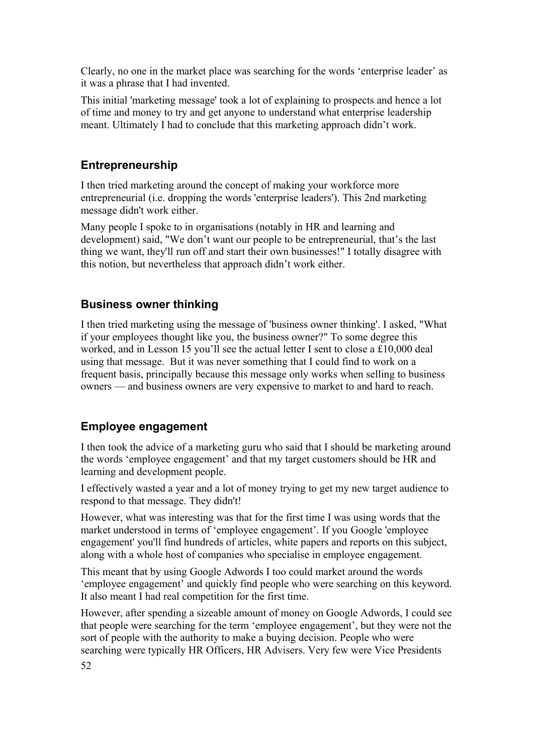Clearly, no one in the market place was searching for the words ‘enterprise leader’ as it was a phrase that I had invented.

This initial 'marketing message' took a lot of explaining to prospects and hence a lot of time and money to try and get anyone to understand what enterprise leadership meant. Ultimately I had to conclude that this marketing approach didn’t work.

## Entrepreneurship

I then tried marketing around the concept of making your workforce more entrepreneurial (i.e. dropping the words 'enterprise leaders'). This 2nd marketing message didn't work either.

Many people I spoke to in organisations (notably in HR and learning and development) said, "We don’t want our people to be entrepreneurial, that’s the last thing we want, they'll run off and start their own businesses!" I totally disagree with this notion, but nevertheless that approach didn’t work either.

## Business owner thinking

I then tried marketing using the message of 'business owner thinking'. I asked, "What if your employees thought like you, the business owner?" To some degree this worked, and in Lesson 15 you’ll see the actual letter I sent to close a £10,000 deal using that message. But it was never something that I could find to work on a frequent basis, principally because this message only works when selling to business owners — and business owners are very expensive to market to and hard to reach.

## Employee engagement

I then took the advice of a marketing guru who said that I should be marketing around the words ‘employee engagement’ and that my target customers should be HR and learning and development people.

I effectively wasted a year and a lot of money trying to get my new target audience to respond to that message. They didn't!

However, what was interesting was that for the first time I was using words that the market understood in terms of ‘employee engagement’. If you Google 'employee engagement' you'll find hundreds of articles, white papers and reports on this subject, along with a whole host of companies who specialise in employee engagement.

This meant that by using Google Adwords I too could market around the words ‘employee engagement’ and quickly find people who were searching on this keyword. It also meant I had real competition for the first time.

However, after spending a sizeable amount of money on Google Adwords, I could see that people were searching for the term ‘employee engagement’, but they were not the sort of people with the authority to make a buying decision. People who were searching were typically HR Officers, HR Advisers. Very few were Vice Presidents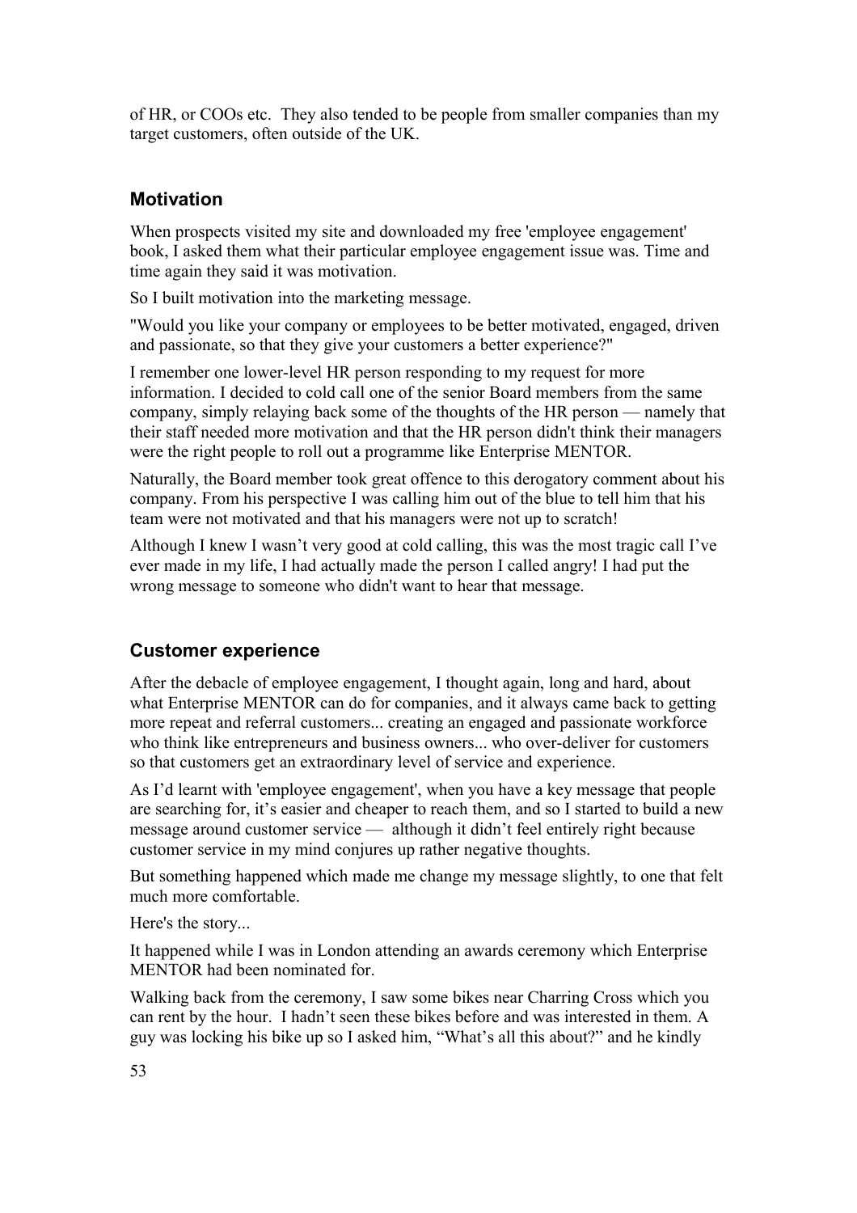of HR, or COOs etc. They also tended to be people from smaller companies than my target customers, often outside of the UK.

## Motivation

When prospects visited my site and downloaded my free 'employee engagement' book, I asked them what their particular employee engagement issue was. Time and time again they said it was motivation.

So I built motivation into the marketing message.

"Would you like your company or employees to be better motivated, engaged, driven and passionate, so that they give your customers a better experience?"

I remember one lower-level HR person responding to my request for more information. I decided to cold call one of the senior Board members from the same company, simply relaying back some of the thoughts of the HR person — namely that their staff needed more motivation and that the HR person didn't think their managers were the right people to roll out a programme like Enterprise MENTOR.

Naturally, the Board member took great offence to this derogatory comment about his company. From his perspective I was calling him out of the blue to tell him that his team were not motivated and that his managers were not up to scratch!

Although I knew I wasn't very good at cold calling, this was the most tragic call I've ever made in my life, I had actually made the person I called angry! I had put the wrong message to someone who didn't want to hear that message.

## Customer experience

After the debacle of employee engagement, I thought again, long and hard, about what Enterprise MENTOR can do for companies, and it always came back to getting more repeat and referral customers... creating an engaged and passionate workforce who think like entrepreneurs and business owners... who over-deliver for customers so that customers get an extraordinary level of service and experience.

As I'd learnt with 'employee engagement', when you have a key message that people are searching for, it's easier and cheaper to reach them, and so I started to build a new message around customer service — although it didn't feel entirely right because customer service in my mind conjures up rather negative thoughts.

But something happened which made me change my message slightly, to one that felt much more comfortable.

Here's the story...

It happened while I was in London attending an awards ceremony which Enterprise MENTOR had been nominated for.

Walking back from the ceremony, I saw some bikes near Charring Cross which you can rent by the hour. I hadn't seen these bikes before and was interested in them. A guy was locking his bike up so I asked him, "What's all this about?" and he kindly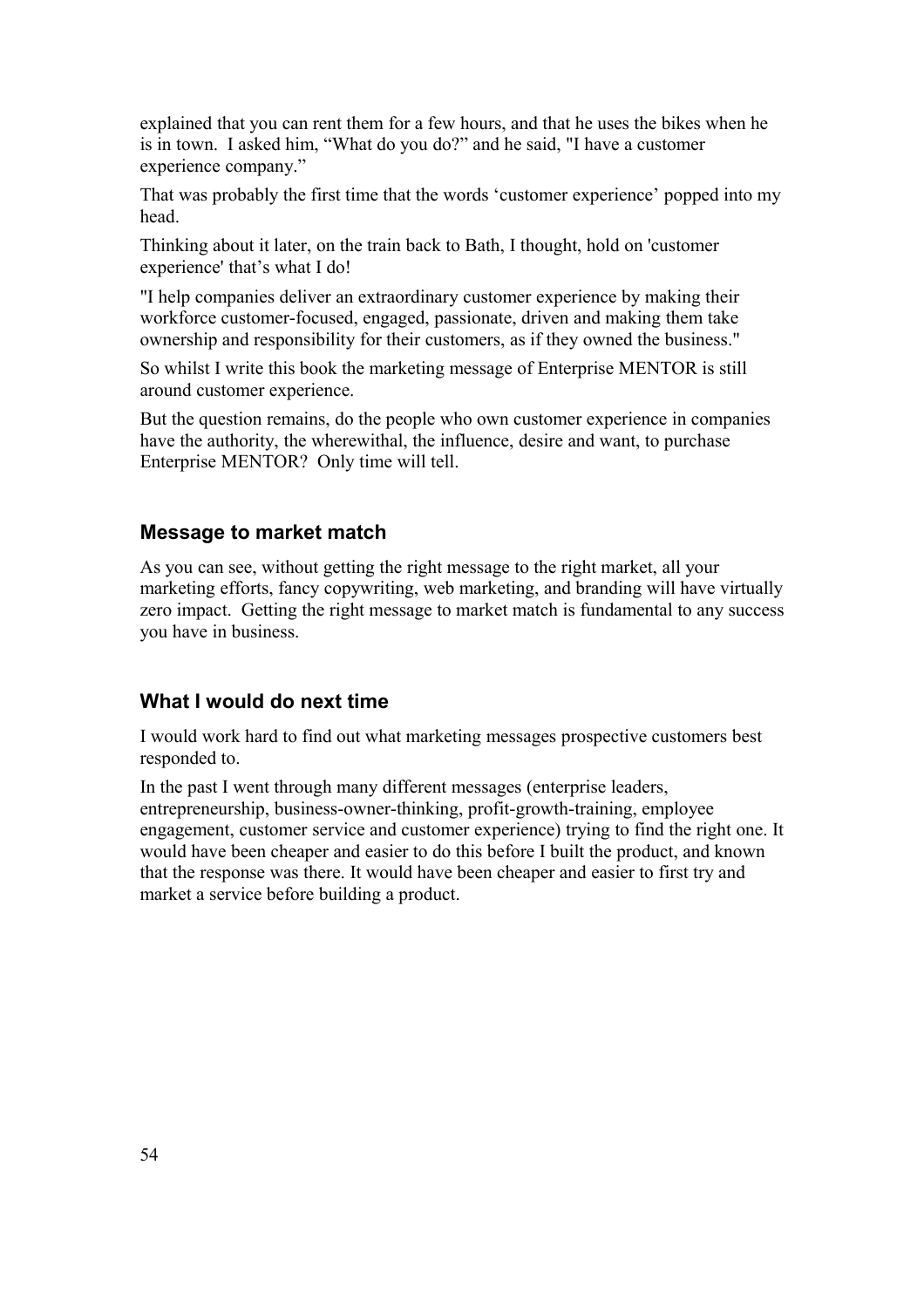explained that you can rent them for a few hours, and that he uses the bikes when he is in town. I asked him, "What do you do?" and he said, "I have a customer experience company."

That was probably the first time that the words 'customer experience' popped into my head.

Thinking about it later, on the train back to Bath, I thought, hold on 'customer experience' that's what I do!

"I help companies deliver an extraordinary customer experience by making their workforce customer-focused, engaged, passionate, driven and making them take ownership and responsibility for their customers, as if they owned the business."

So whilst I write this book the marketing message of Enterprise MENTOR is still around customer experience.

But the question remains, do the people who own customer experience in companies have the authority, the wherewithal, the influence, desire and want, to purchase Enterprise MENTOR? Only time will tell.

### Message to market match

As you can see, without getting the right message to the right market, all your marketing efforts, fancy copywriting, web marketing, and branding will have virtually zero impact. Getting the right message to market match is fundamental to any success you have in business.

### What I would do next time

I would work hard to find out what marketing messages prospective customers best responded to.

In the past I went through many different messages (enterprise leaders, entrepreneurship, business-owner-thinking, profit-growth-training, employee engagement, customer service and customer experience) trying to find the right one. It would have been cheaper and easier to do this before I built the product, and known that the response was there. It would have been cheaper and easier to first try and market a service before building a product.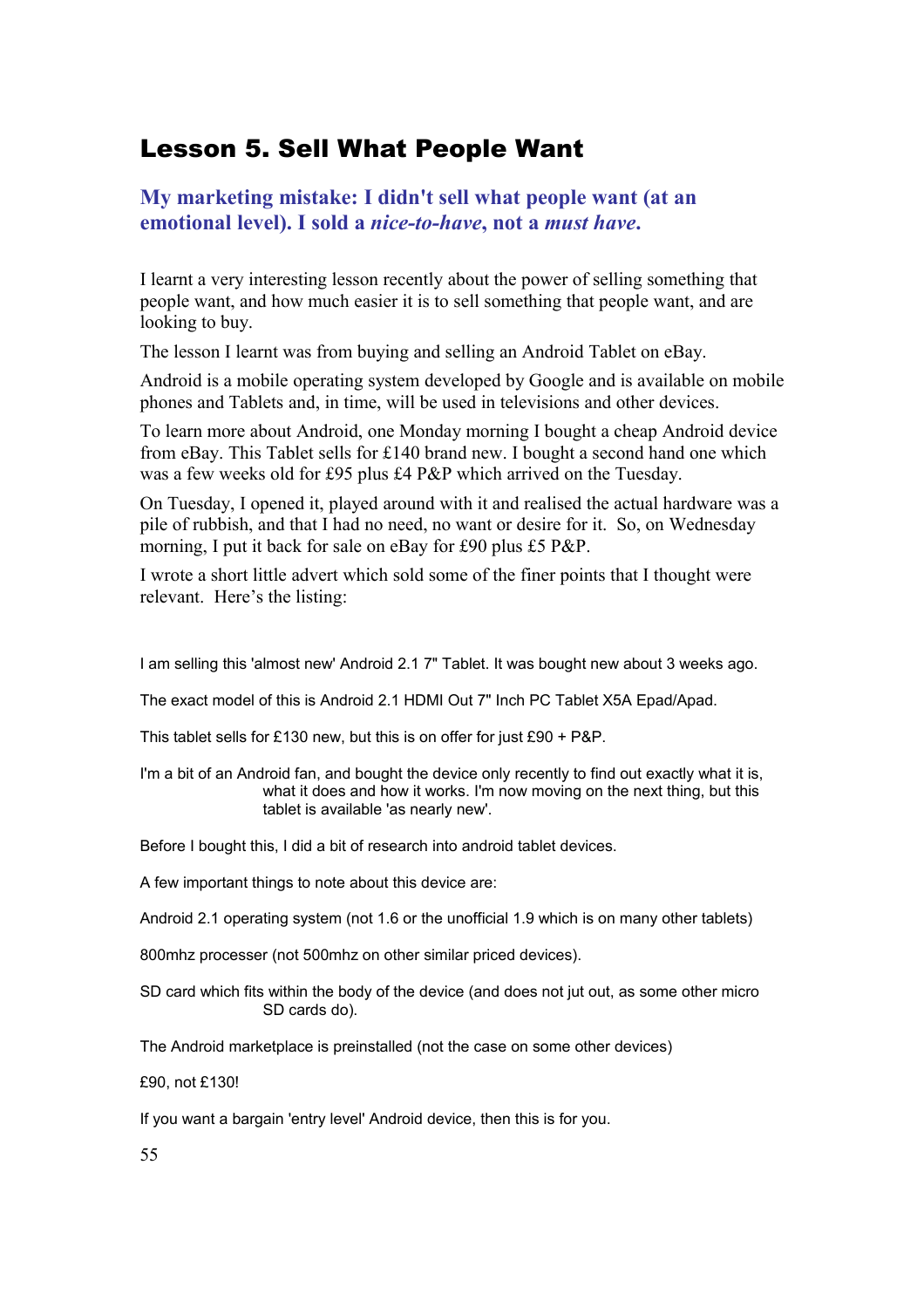## Lesson 5. Sell What People Want

### My marketing mistake: I didn't sell what people want (at an emotional level). I sold a *nice-to-have*, not a *must have*.

I learnt a very interesting lesson recently about the power of selling something that people want, and how much easier it is to sell something that people want, and are looking to buy.

The lesson I learnt was from buying and selling an Android Tablet on eBay.

Android is a mobile operating system developed by Google and is available on mobile phones and Tablets and, in time, will be used in televisions and other devices.

To learn more about Android, one Monday morning I bought a cheap Android device from eBay. This Tablet sells for £140 brand new. I bought a second hand one which was a few weeks old for £95 plus £4 P&P which arrived on the Tuesday.

On Tuesday, I opened it, played around with it and realised the actual hardware was a pile of rubbish, and that I had no need, no want or desire for it. So, on Wednesday morning, I put it back for sale on eBay for £90 plus £5 P&P.

I wrote a short little advert which sold some of the finer points that I thought were relevant. Here's the listing:

I am selling this 'almost new' Android 2.1 7" Tablet. It was bought new about 3 weeks ago.

The exact model of this is Android 2.1 HDMI Out 7" Inch PC Tablet X5A Epad/Apad.

This tablet sells for £130 new, but this is on offer for just £90 + P&P.

I'm a bit of an Android fan, and bought the device only recently to find out exactly what it is, what it does and how it works. I'm now moving on the next thing, but this tablet is available 'as nearly new'.

Before I bought this, I did a bit of research into android tablet devices.

A few important things to note about this device are:

Android 2.1 operating system (not 1.6 or the unofficial 1.9 which is on many other tablets)

800mhz processer (not 500mhz on other similar priced devices).

SD card which fits within the body of the device (and does not jut out, as some other micro SD cards do).

The Android marketplace is preinstalled (not the case on some other devices)

£90, not £130!

If you want a bargain 'entry level' Android device, then this is for you.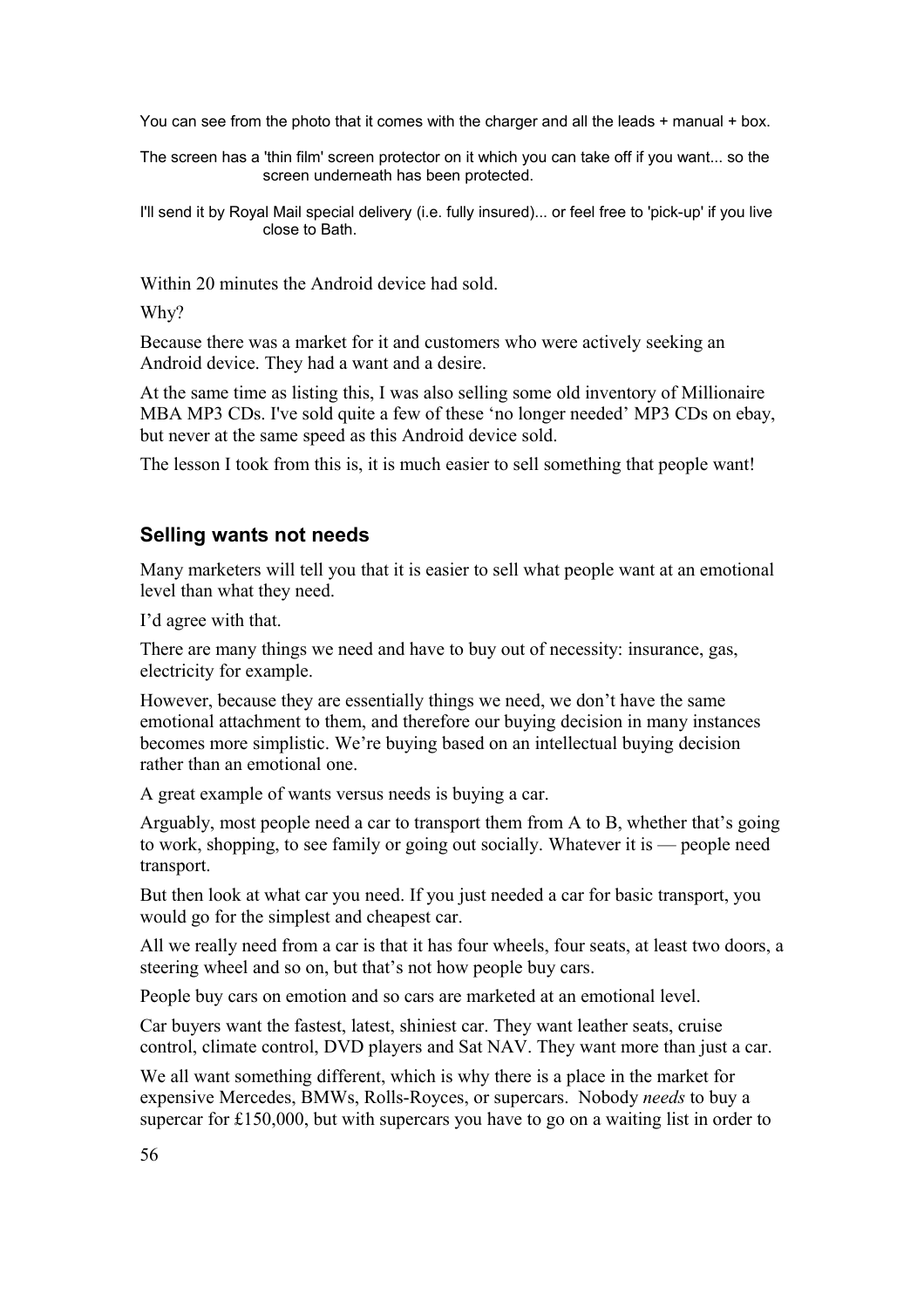You can see from the photo that it comes with the charger and all the leads + manual + box.

The screen has a 'thin film' screen protector on it which you can take off if you want... so the screen underneath has been protected.

I'll send it by Royal Mail special delivery (i.e. fully insured)... or feel free to 'pick-up' if you live close to Bath.

Within 20 minutes the Android device had sold.

Why?

Because there was a market for it and customers who were actively seeking an Android device. They had a want and a desire.

At the same time as listing this, I was also selling some old inventory of Millionaire MBA MP3 CDs. I've sold quite a few of these 'no longer needed' MP3 CDs on ebay, but never at the same speed as this Android device sold.

The lesson I took from this is, it is much easier to sell something that people want!

## Selling wants not needs

Many marketers will tell you that it is easier to sell what people want at an emotional level than what they need.

I'd agree with that.

There are many things we need and have to buy out of necessity: insurance, gas, electricity for example.

However, because they are essentially things we need, we don't have the same emotional attachment to them, and therefore our buying decision in many instances becomes more simplistic. We're buying based on an intellectual buying decision rather than an emotional one.

A great example of wants versus needs is buying a car.

Arguably, most people need a car to transport them from A to B, whether that's going to work, shopping, to see family or going out socially. Whatever it is — people need transport.

But then look at what car you need. If you just needed a car for basic transport, you would go for the simplest and cheapest car.

All we really need from a car is that it has four wheels, four seats, at least two doors, a steering wheel and so on, but that's not how people buy cars.

People buy cars on emotion and so cars are marketed at an emotional level.

Car buyers want the fastest, latest, shiniest car. They want leather seats, cruise control, climate control, DVD players and Sat NAV. They want more than just a car.

We all want something different, which is why there is a place in the market for expensive Mercedes, BMWs, Rolls-Royces, or supercars. Nobody *needs* to buy a supercar for £150,000, but with supercars you have to go on a waiting list in order to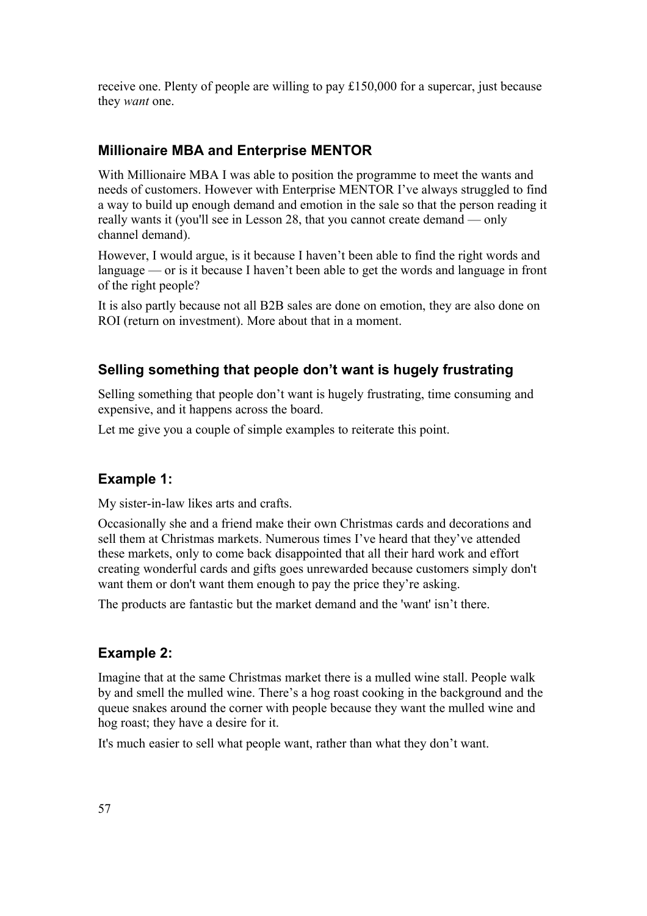receive one. Plenty of people are willing to pay £150,000 for a supercar, just because they *want* one.

## Millionaire MBA and Enterprise MENTOR

With Millionaire MBA I was able to position the programme to meet the wants and needs of customers. However with Enterprise MENTOR I've always struggled to find a way to build up enough demand and emotion in the sale so that the person reading it really wants it (you'll see in Lesson 28, that you cannot create demand — only channel demand).

However, I would argue, is it because I haven't been able to find the right words and language — or is it because I haven't been able to get the words and language in front of the right people?

It is also partly because not all B2B sales are done on emotion, they are also done on ROI (return on investment). More about that in a moment.

## Selling something that people don't want is hugely frustrating

Selling something that people don't want is hugely frustrating, time consuming and expensive, and it happens across the board.

Let me give you a couple of simple examples to reiterate this point.

## Example 1:

My sister-in-law likes arts and crafts.

Occasionally she and a friend make their own Christmas cards and decorations and sell them at Christmas markets. Numerous times I've heard that they've attended these markets, only to come back disappointed that all their hard work and effort creating wonderful cards and gifts goes unrewarded because customers simply don't want them or don't want them enough to pay the price they're asking.

The products are fantastic but the market demand and the 'want' isn't there.

## Example 2:

Imagine that at the same Christmas market there is a mulled wine stall. People walk by and smell the mulled wine. There's a hog roast cooking in the background and the queue snakes around the corner with people because they want the mulled wine and hog roast; they have a desire for it.

It's much easier to sell what people want, rather than what they don't want.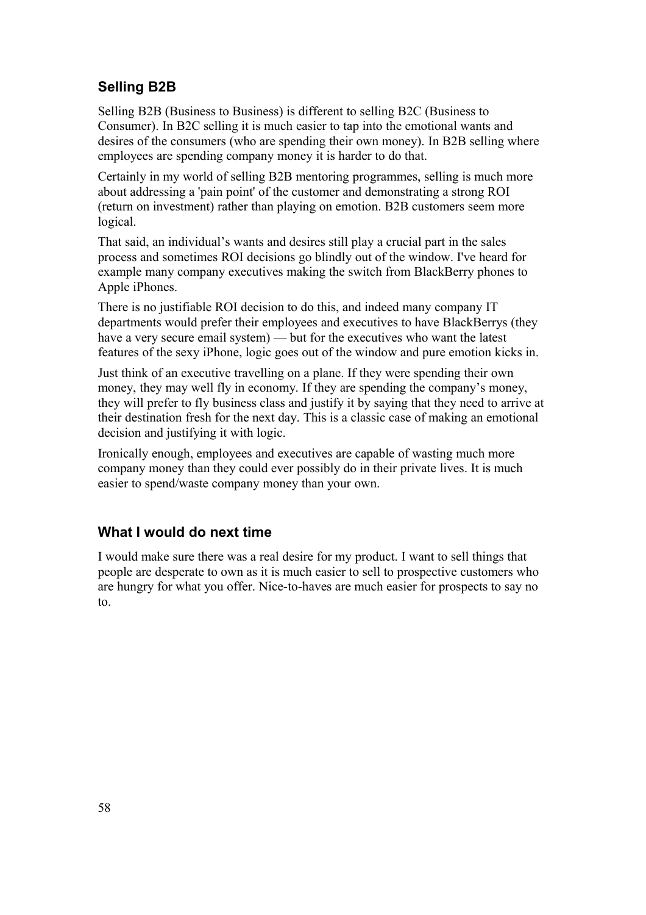## Selling B2B

Selling B2B (Business to Business) is different to selling B2C (Business to Consumer). In B2C selling it is much easier to tap into the emotional wants and desires of the consumers (who are spending their own money). In B2B selling where employees are spending company money it is harder to do that.

Certainly in my world of selling B2B mentoring programmes, selling is much more about addressing a 'pain point' of the customer and demonstrating a strong ROI (return on investment) rather than playing on emotion. B2B customers seem more logical.

That said, an individual's wants and desires still play a crucial part in the sales process and sometimes ROI decisions go blindly out of the window. I've heard for example many company executives making the switch from BlackBerry phones to Apple iPhones.

There is no justifiable ROI decision to do this, and indeed many company IT departments would prefer their employees and executives to have BlackBerrys (they have a very secure email system) — but for the executives who want the latest features of the sexy iPhone, logic goes out of the window and pure emotion kicks in.

Just think of an executive travelling on a plane. If they were spending their own money, they may well fly in economy. If they are spending the company's money, they will prefer to fly business class and justify it by saying that they need to arrive at their destination fresh for the next day. This is a classic case of making an emotional decision and justifying it with logic.

Ironically enough, employees and executives are capable of wasting much more company money than they could ever possibly do in their private lives. It is much easier to spend/waste company money than your own.

## What I would do next time

I would make sure there was a real desire for my product. I want to sell things that people are desperate to own as it is much easier to sell to prospective customers who are hungry for what you offer. Nice-to-haves are much easier for prospects to say no to.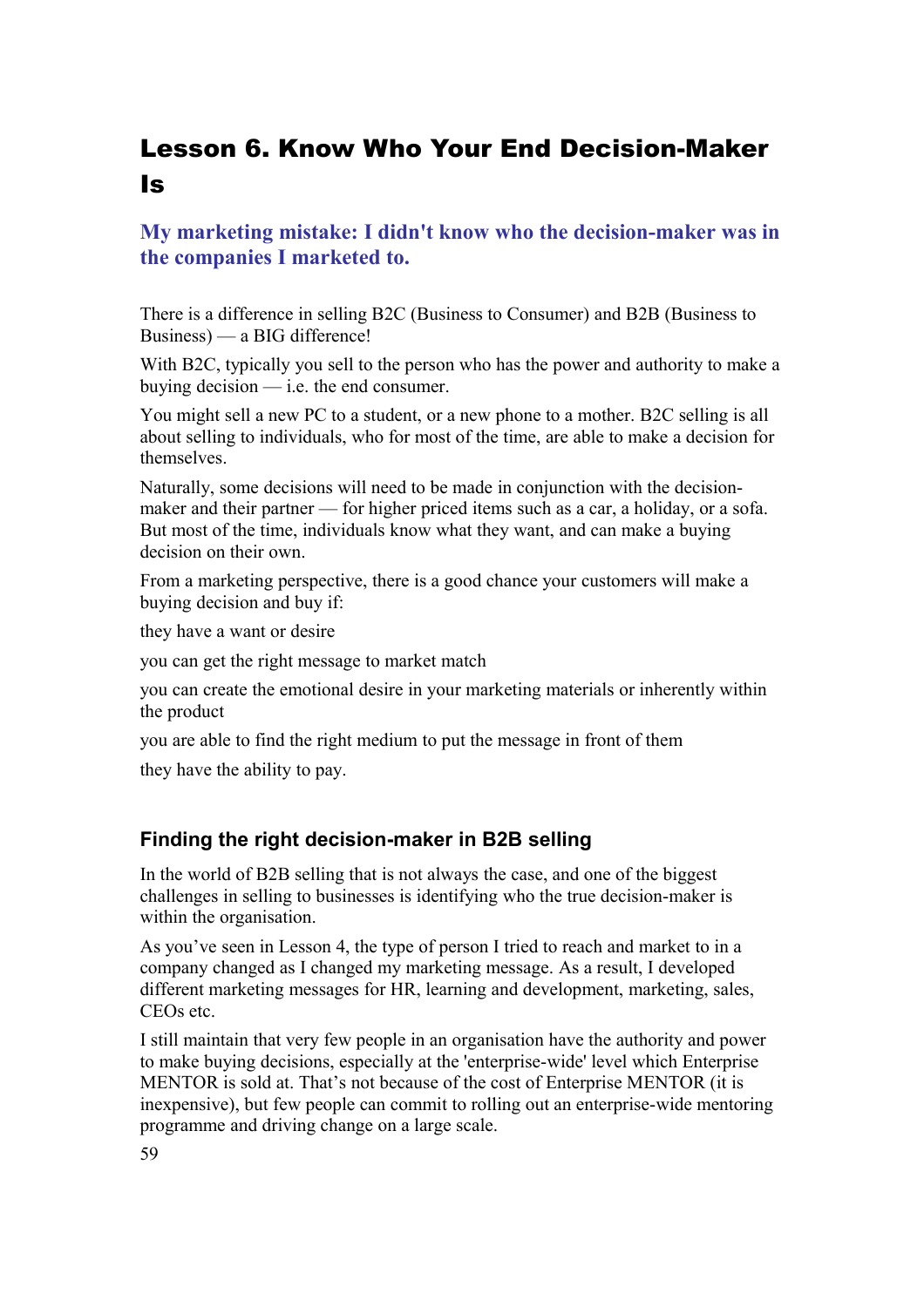# Lesson 6. Know Who Your End Decision-Maker Is

## My marketing mistake: I didn't know who the decision-maker was in the companies I marketed to.

There is a difference in selling B2C (Business to Consumer) and B2B (Business to Business) — a BIG difference!

With B2C, typically you sell to the person who has the power and authority to make a buying decision — i.e. the end consumer.

You might sell a new PC to a student, or a new phone to a mother. B2C selling is all about selling to individuals, who for most of the time, are able to make a decision for themselves.

Naturally, some decisions will need to be made in conjunction with the decision-maker and their partner — for higher priced items such as a car, a holiday, or a sofa. But most of the time, individuals know what they want, and can make a buying decision on their own.

From a marketing perspective, there is a good chance your customers will make a buying decision and buy if:

they have a want or desire

you can get the right message to market match

you can create the emotional desire in your marketing materials or inherently within the product

you are able to find the right medium to put the message in front of them

they have the ability to pay.

### Finding the right decision-maker in B2B selling

In the world of B2B selling that is not always the case, and one of the biggest challenges in selling to businesses is identifying who the true decision-maker is within the organisation.

As you've seen in Lesson 4, the type of person I tried to reach and market to in a company changed as I changed my marketing message. As a result, I developed different marketing messages for HR, learning and development, marketing, sales, CEOs etc.

I still maintain that very few people in an organisation have the authority and power to make buying decisions, especially at the 'enterprise-wide' level which Enterprise MENTOR is sold at. That's not because of the cost of Enterprise MENTOR (it is inexpensive), but few people can commit to rolling out an enterprise-wide mentoring programme and driving change on a large scale.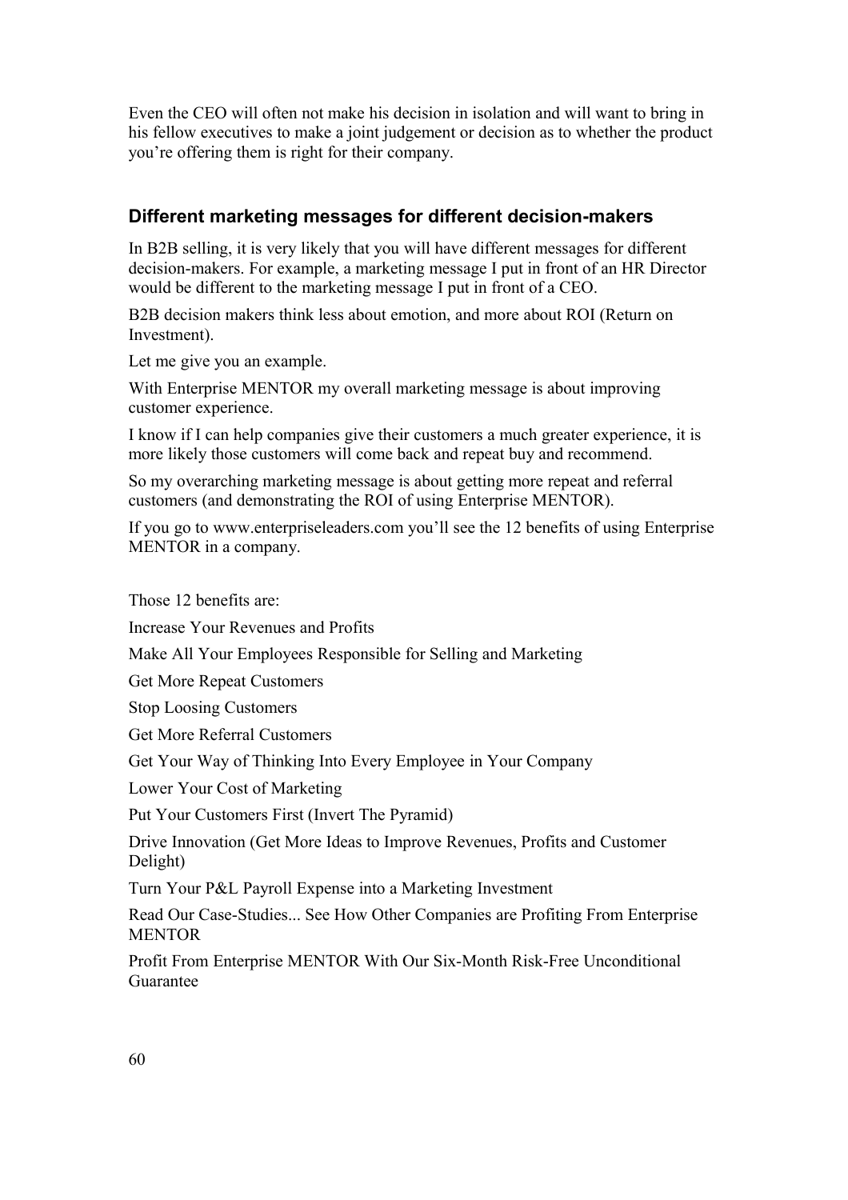Even the CEO will often not make his decision in isolation and will want to bring in his fellow executives to make a joint judgement or decision as to whether the product you're offering them is right for their company.

## Different marketing messages for different decision-makers

In B2B selling, it is very likely that you will have different messages for different decision-makers. For example, a marketing message I put in front of an HR Director would be different to the marketing message I put in front of a CEO.

B2B decision makers think less about emotion, and more about ROI (Return on Investment).

Let me give you an example.

With Enterprise MENTOR my overall marketing message is about improving customer experience.

I know if I can help companies give their customers a much greater experience, it is more likely those customers will come back and repeat buy and recommend.

So my overarching marketing message is about getting more repeat and referral customers (and demonstrating the ROI of using Enterprise MENTOR).

If you go to www.enterpriseleaders.com you'll see the 12 benefits of using Enterprise MENTOR in a company.

Those 12 benefits are:

Increase Your Revenues and Profits

Make All Your Employees Responsible for Selling and Marketing

Get More Repeat Customers

Stop Loosing Customers

Get More Referral Customers

Get Your Way of Thinking Into Every Employee in Your Company

Lower Your Cost of Marketing

Put Your Customers First (Invert The Pyramid)

Drive Innovation (Get More Ideas to Improve Revenues, Profits and Customer Delight)

Turn Your P&L Payroll Expense into a Marketing Investment

Read Our Case-Studies... See How Other Companies are Profiting From Enterprise MENTOR

Profit From Enterprise MENTOR With Our Six-Month Risk-Free Unconditional Guarantee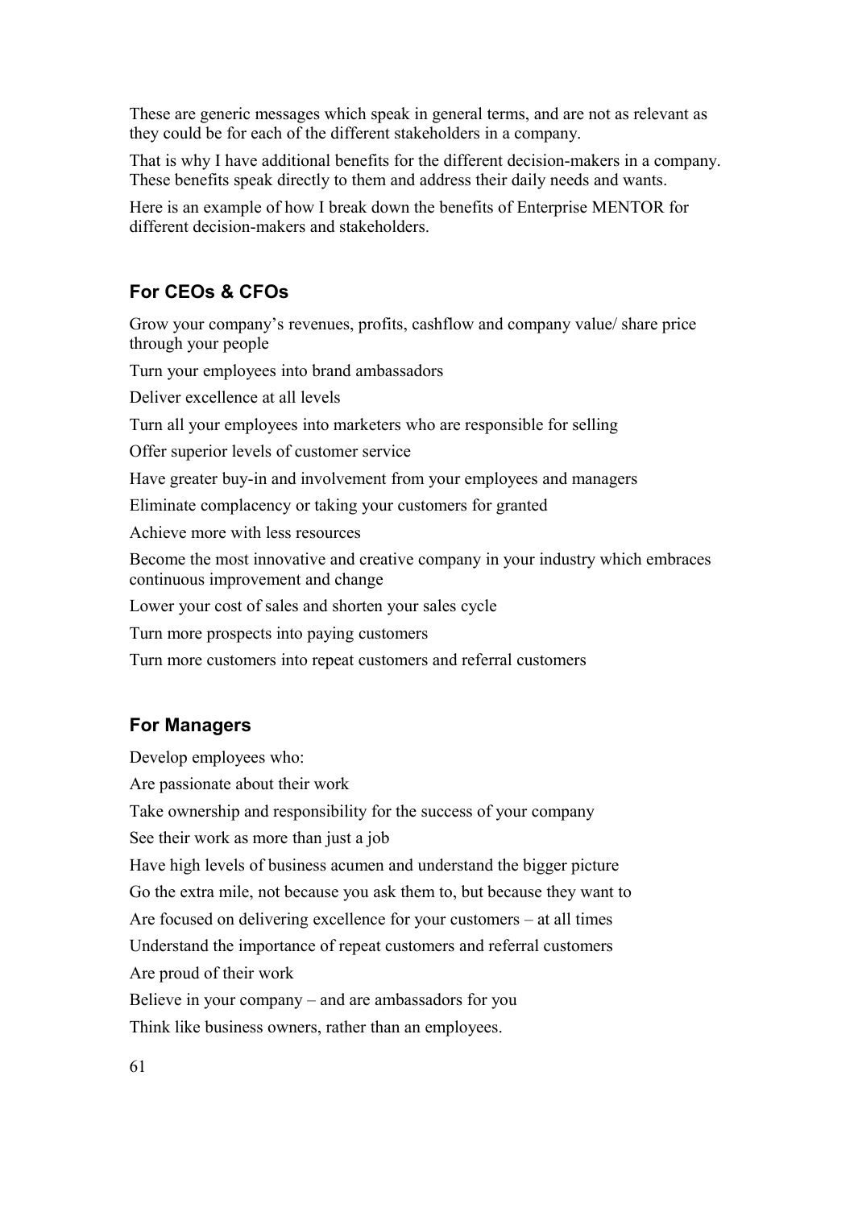These are generic messages which speak in general terms, and are not as relevant as they could be for each of the different stakeholders in a company.

That is why I have additional benefits for the different decision-makers in a company. These benefits speak directly to them and address their daily needs and wants.

Here is an example of how I break down the benefits of Enterprise MENTOR for different decision-makers and stakeholders.

## For CEOs & CFOs

Grow your company's revenues, profits, cashflow and company value/ share price through your people

Turn your employees into brand ambassadors

Deliver excellence at all levels

Turn all your employees into marketers who are responsible for selling

Offer superior levels of customer service

Have greater buy-in and involvement from your employees and managers

Eliminate complacency or taking your customers for granted

Achieve more with less resources

Become the most innovative and creative company in your industry which embraces continuous improvement and change

Lower your cost of sales and shorten your sales cycle

Turn more prospects into paying customers

Turn more customers into repeat customers and referral customers

## For Managers

Develop employees who:

Are passionate about their work

Take ownership and responsibility for the success of your company

See their work as more than just a job

Have high levels of business acumen and understand the bigger picture

Go the extra mile, not because you ask them to, but because they want to

Are focused on delivering excellence for your customers – at all times

Understand the importance of repeat customers and referral customers

Are proud of their work

Believe in your company – and are ambassadors for you

Think like business owners, rather than an employees.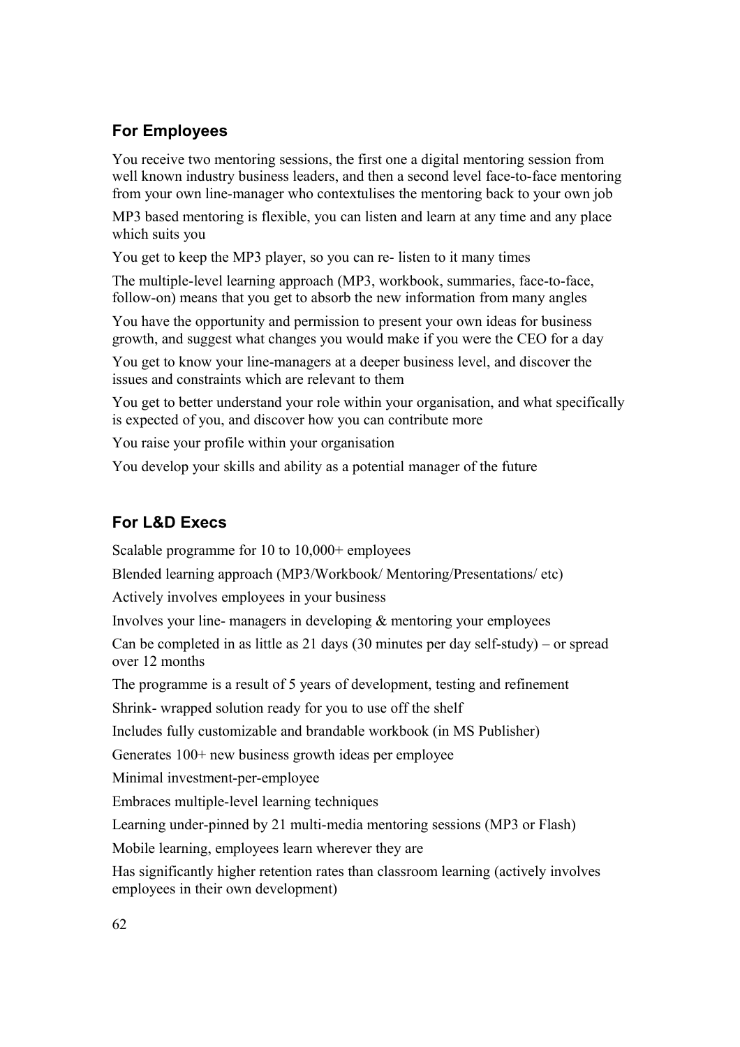## For Employees

You receive two mentoring sessions, the first one a digital mentoring session from well known industry business leaders, and then a second level face-to-face mentoring from your own line-manager who contextulises the mentoring back to your own job

MP3 based mentoring is flexible, you can listen and learn at any time and any place which suits you

You get to keep the MP3 player, so you can re- listen to it many times

The multiple-level learning approach (MP3, workbook, summaries, face-to-face, follow-on) means that you get to absorb the new information from many angles

You have the opportunity and permission to present your own ideas for business growth, and suggest what changes you would make if you were the CEO for a day

You get to know your line-managers at a deeper business level, and discover the issues and constraints which are relevant to them

You get to better understand your role within your organisation, and what specifically is expected of you, and discover how you can contribute more

You raise your profile within your organisation

You develop your skills and ability as a potential manager of the future

## For L&D Execs

Scalable programme for 10 to 10,000+ employees

Blended learning approach (MP3/Workbook/ Mentoring/Presentations/ etc)

Actively involves employees in your business

Involves your line- managers in developing & mentoring your employees

Can be completed in as little as 21 days (30 minutes per day self-study) – or spread over 12 months

The programme is a result of 5 years of development, testing and refinement

Shrink- wrapped solution ready for you to use off the shelf

Includes fully customizable and brandable workbook (in MS Publisher)

Generates 100+ new business growth ideas per employee

Minimal investment-per-employee

Embraces multiple-level learning techniques

Learning under-pinned by 21 multi-media mentoring sessions (MP3 or Flash)

Mobile learning, employees learn wherever they are

Has significantly higher retention rates than classroom learning (actively involves employees in their own development)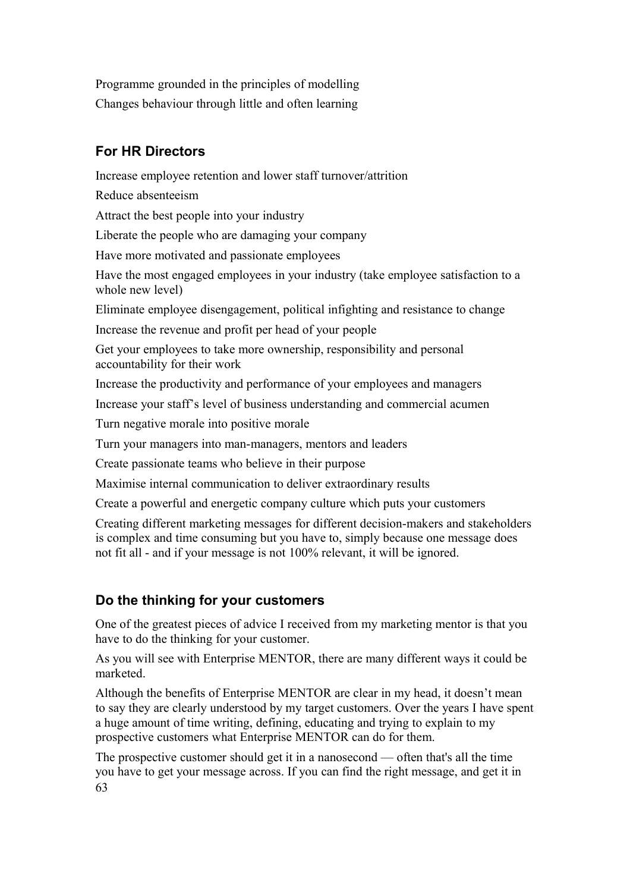Programme grounded in the principles of modelling

Changes behaviour through little and often learning

### For HR Directors

Increase employee retention and lower staff turnover/attrition

Reduce absenteeism

Attract the best people into your industry

Liberate the people who are damaging your company

Have more motivated and passionate employees

Have the most engaged employees in your industry (take employee satisfaction to a whole new level)

Eliminate employee disengagement, political infighting and resistance to change

Increase the revenue and profit per head of your people

Get your employees to take more ownership, responsibility and personal accountability for their work

Increase the productivity and performance of your employees and managers

Increase your staff's level of business understanding and commercial acumen

Turn negative morale into positive morale

Turn your managers into man-managers, mentors and leaders

Create passionate teams who believe in their purpose

Maximise internal communication to deliver extraordinary results

Create a powerful and energetic company culture which puts your customers

Creating different marketing messages for different decision-makers and stakeholders is complex and time consuming but you have to, simply because one message does not fit all - and if your message is not 100% relevant, it will be ignored.

### Do the thinking for your customers

One of the greatest pieces of advice I received from my marketing mentor is that you have to do the thinking for your customer.

As you will see with Enterprise MENTOR, there are many different ways it could be marketed.

Although the benefits of Enterprise MENTOR are clear in my head, it doesn't mean to say they are clearly understood by my target customers. Over the years I have spent a huge amount of time writing, defining, educating and trying to explain to my prospective customers what Enterprise MENTOR can do for them.

The prospective customer should get it in a nanosecond — often that's all the time you have to get your message across. If you can find the right message, and get it in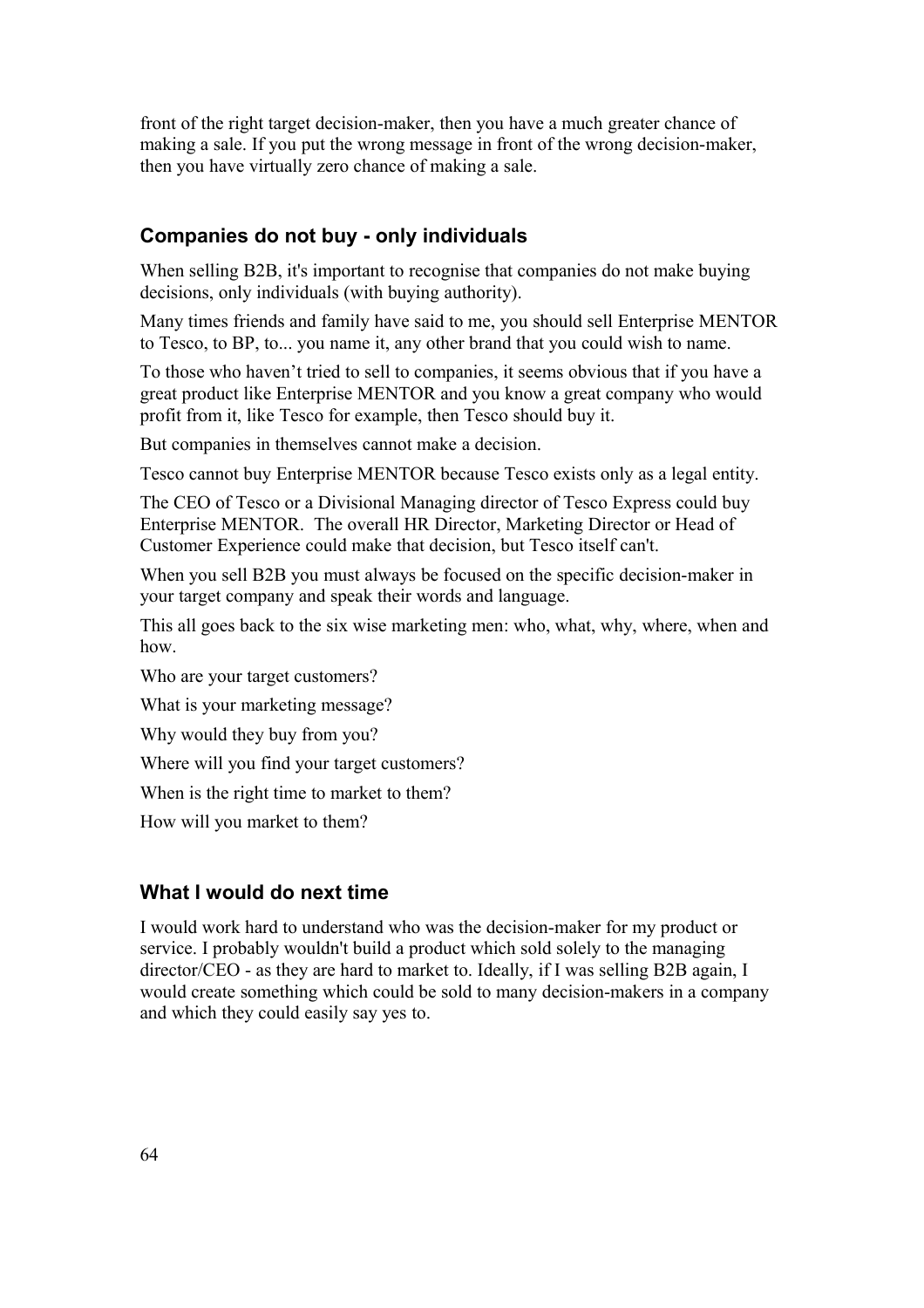front of the right target decision-maker, then you have a much greater chance of making a sale. If you put the wrong message in front of the wrong decision-maker, then you have virtually zero chance of making a sale.

### Companies do not buy - only individuals

When selling B2B, it's important to recognise that companies do not make buying decisions, only individuals (with buying authority).

Many times friends and family have said to me, you should sell Enterprise MENTOR to Tesco, to BP, to... you name it, any other brand that you could wish to name.

To those who haven't tried to sell to companies, it seems obvious that if you have a great product like Enterprise MENTOR and you know a great company who would profit from it, like Tesco for example, then Tesco should buy it.

But companies in themselves cannot make a decision.

Tesco cannot buy Enterprise MENTOR because Tesco exists only as a legal entity.

The CEO of Tesco or a Divisional Managing director of Tesco Express could buy Enterprise MENTOR. The overall HR Director, Marketing Director or Head of Customer Experience could make that decision, but Tesco itself can't.

When you sell B2B you must always be focused on the specific decision-maker in your target company and speak their words and language.

This all goes back to the six wise marketing men: who, what, why, where, when and how.

Who are your target customers?

What is your marketing message?

Why would they buy from you?

Where will you find your target customers?

When is the right time to market to them?

How will you market to them?

### What I would do next time

I would work hard to understand who was the decision-maker for my product or service. I probably wouldn't build a product which sold solely to the managing director/CEO - as they are hard to market to. Ideally, if I was selling B2B again, I would create something which could be sold to many decision-makers in a company and which they could easily say yes to.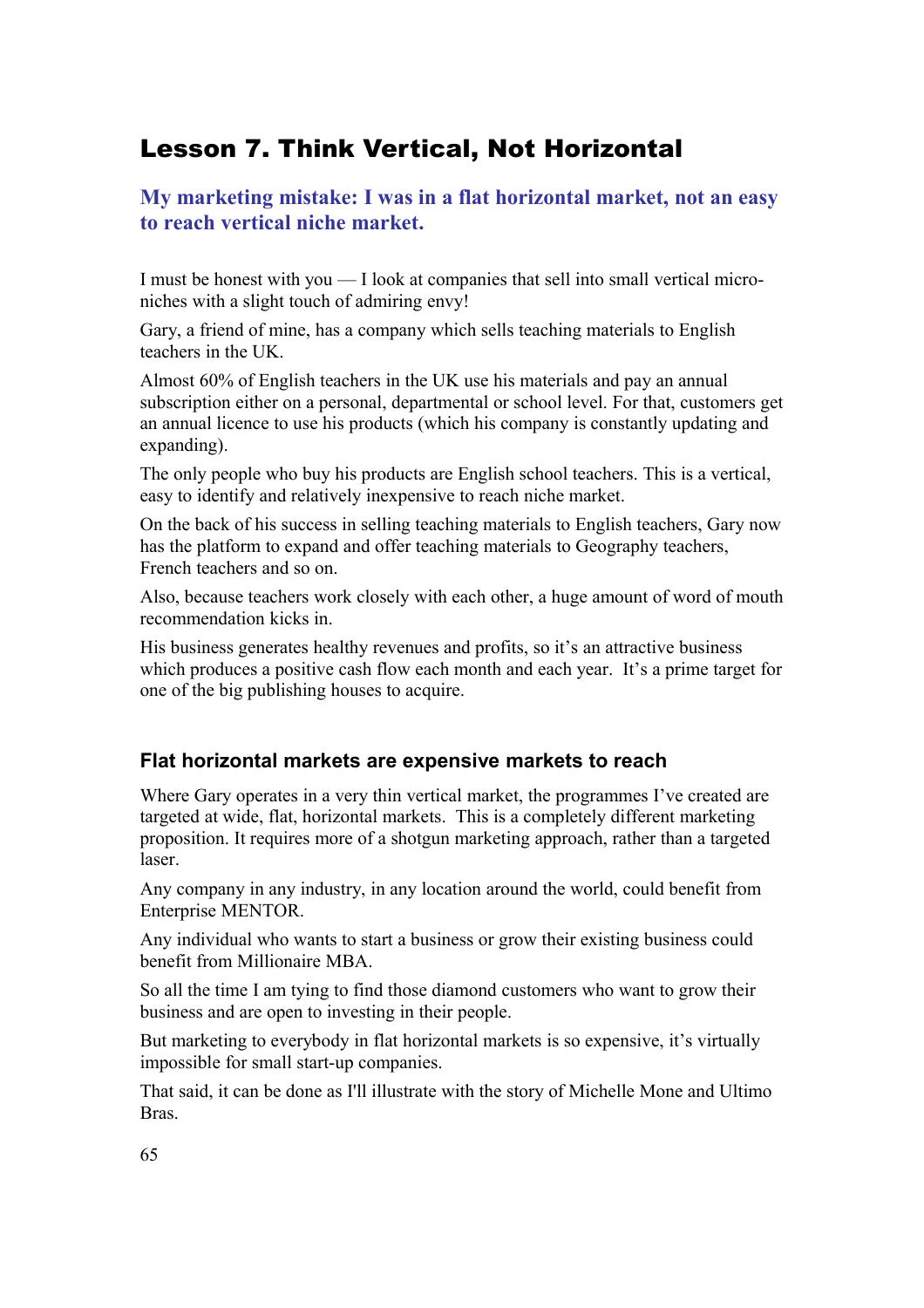# Lesson 7. Think Vertical, Not Horizontal

## My marketing mistake: I was in a flat horizontal market, not an easy to reach vertical niche market.

I must be honest with you — I look at companies that sell into small vertical micro-niches with a slight touch of admiring envy!

Gary, a friend of mine, has a company which sells teaching materials to English teachers in the UK.

Almost 60% of English teachers in the UK use his materials and pay an annual subscription either on a personal, departmental or school level. For that, customers get an annual licence to use his products (which his company is constantly updating and expanding).

The only people who buy his products are English school teachers. This is a vertical, easy to identify and relatively inexpensive to reach niche market.

On the back of his success in selling teaching materials to English teachers, Gary now has the platform to expand and offer teaching materials to Geography teachers, French teachers and so on.

Also, because teachers work closely with each other, a huge amount of word of mouth recommendation kicks in.

His business generates healthy revenues and profits, so it's an attractive business which produces a positive cash flow each month and each year. It's a prime target for one of the big publishing houses to acquire.

### Flat horizontal markets are expensive markets to reach

Where Gary operates in a very thin vertical market, the programmes I've created are targeted at wide, flat, horizontal markets. This is a completely different marketing proposition. It requires more of a shotgun marketing approach, rather than a targeted laser.

Any company in any industry, in any location around the world, could benefit from Enterprise MENTOR.

Any individual who wants to start a business or grow their existing business could benefit from Millionaire MBA.

So all the time I am tying to find those diamond customers who want to grow their business and are open to investing in their people.

But marketing to everybody in flat horizontal markets is so expensive, it's virtually impossible for small start-up companies.

That said, it can be done as I'll illustrate with the story of Michelle Mone and Ultimo Bras.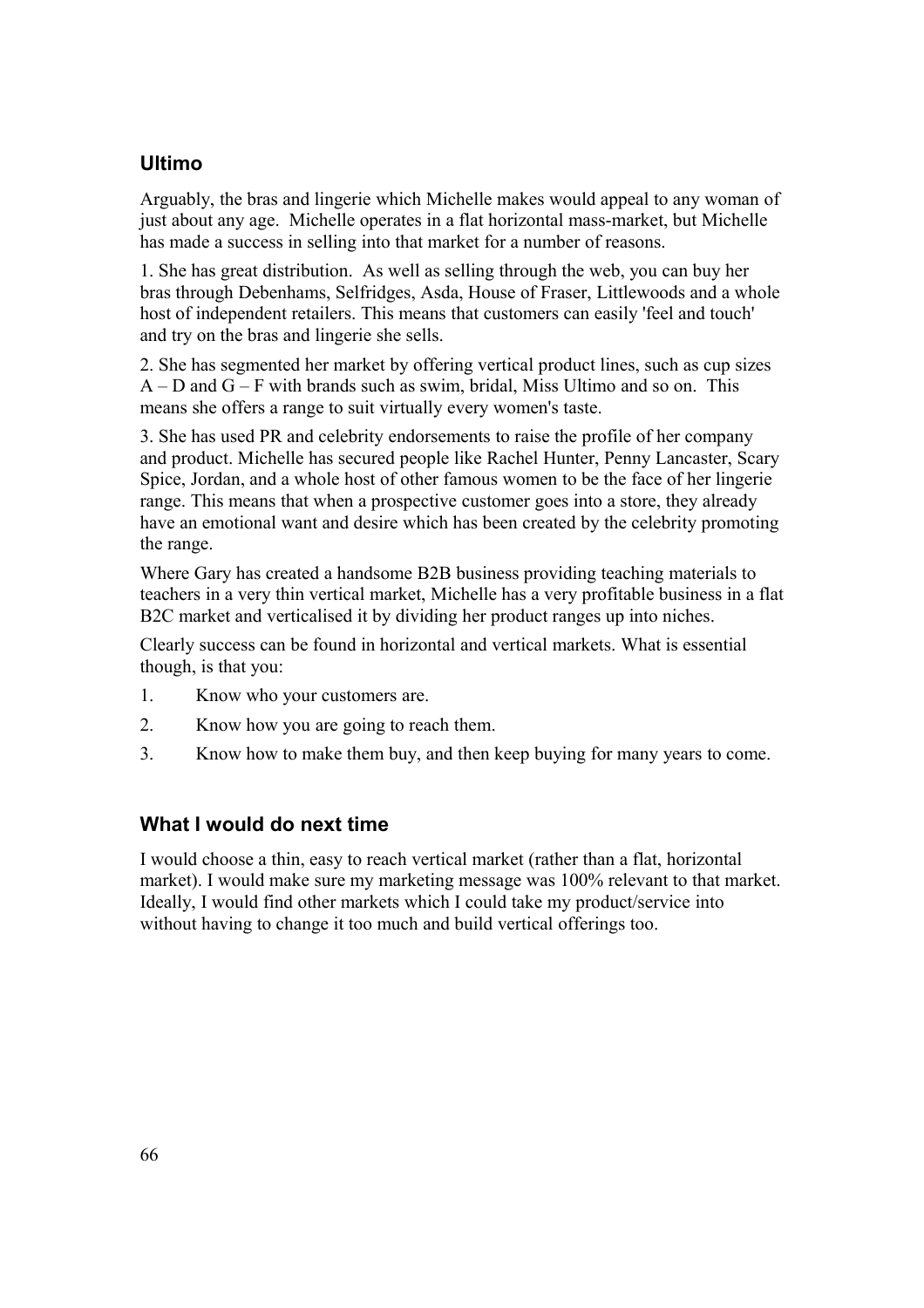### Ultimo

Arguably, the bras and lingerie which Michelle makes would appeal to any woman of just about any age. Michelle operates in a flat horizontal mass-market, but Michelle has made a success in selling into that market for a number of reasons.

1. She has great distribution. As well as selling through the web, you can buy her bras through Debenhams, Selfridges, Asda, House of Fraser, Littlewoods and a whole host of independent retailers. This means that customers can easily 'feel and touch' and try on the bras and lingerie she sells.

2. She has segmented her market by offering vertical product lines, such as cup sizes A – D and G – F with brands such as swim, bridal, Miss Ultimo and so on. This means she offers a range to suit virtually every women's taste.

3. She has used PR and celebrity endorsements to raise the profile of her company and product. Michelle has secured people like Rachel Hunter, Penny Lancaster, Scary Spice, Jordan, and a whole host of other famous women to be the face of her lingerie range. This means that when a prospective customer goes into a store, they already have an emotional want and desire which has been created by the celebrity promoting the range.

Where Gary has created a handsome B2B business providing teaching materials to teachers in a very thin vertical market, Michelle has a very profitable business in a flat B2C market and verticalised it by dividing her product ranges up into niches.

Clearly success can be found in horizontal and vertical markets. What is essential though, is that you:

1. Know who your customers are.
2. Know how you are going to reach them.
3. Know how to make them buy, and then keep buying for many years to come.

### What I would do next time

I would choose a thin, easy to reach vertical market (rather than a flat, horizontal market). I would make sure my marketing message was 100% relevant to that market. Ideally, I would find other markets which I could take my product/service into without having to change it too much and build vertical offerings too.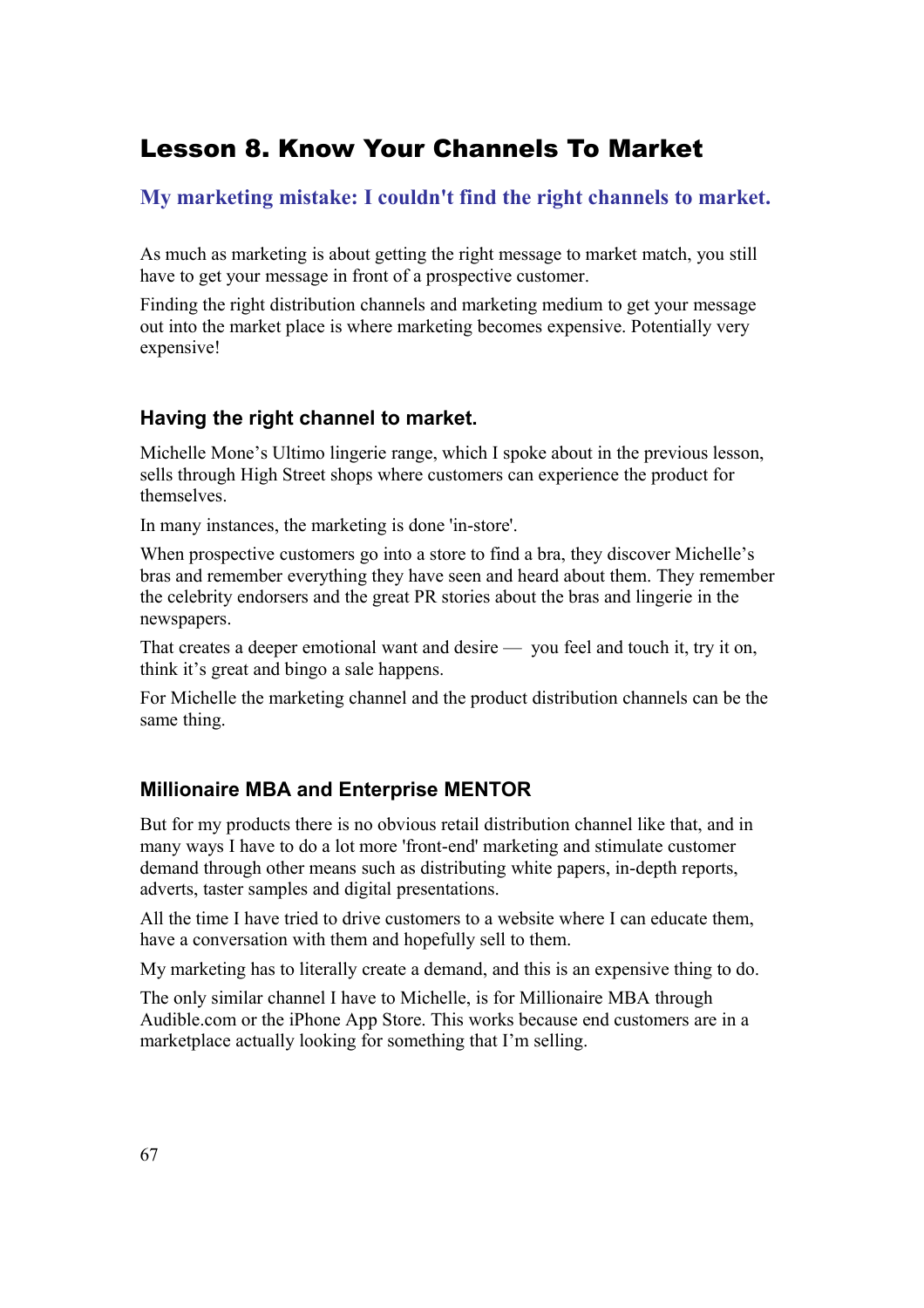## Lesson 8. Know Your Channels To Market

### My marketing mistake: I couldn't find the right channels to market.

As much as marketing is about getting the right message to market match, you still have to get your message in front of a prospective customer.

Finding the right distribution channels and marketing medium to get your message out into the market place is where marketing becomes expensive. Potentially very expensive!

### Having the right channel to market.

Michelle Mone’s Ultimo lingerie range, which I spoke about in the previous lesson, sells through High Street shops where customers can experience the product for themselves.

In many instances, the marketing is done 'in-store'.

When prospective customers go into a store to find a bra, they discover Michelle’s bras and remember everything they have seen and heard about them. They remember the celebrity endorsers and the great PR stories about the bras and lingerie in the newspapers.

That creates a deeper emotional want and desire — you feel and touch it, try it on, think it’s great and bingo a sale happens.

For Michelle the marketing channel and the product distribution channels can be the same thing.

### Millionaire MBA and Enterprise MENTOR

But for my products there is no obvious retail distribution channel like that, and in many ways I have to do a lot more 'front-end' marketing and stimulate customer demand through other means such as distributing white papers, in-depth reports, adverts, taster samples and digital presentations.

All the time I have tried to drive customers to a website where I can educate them, have a conversation with them and hopefully sell to them.

My marketing has to literally create a demand, and this is an expensive thing to do.

The only similar channel I have to Michelle, is for Millionaire MBA through Audible.com or the iPhone App Store. This works because end customers are in a marketplace actually looking for something that I’m selling.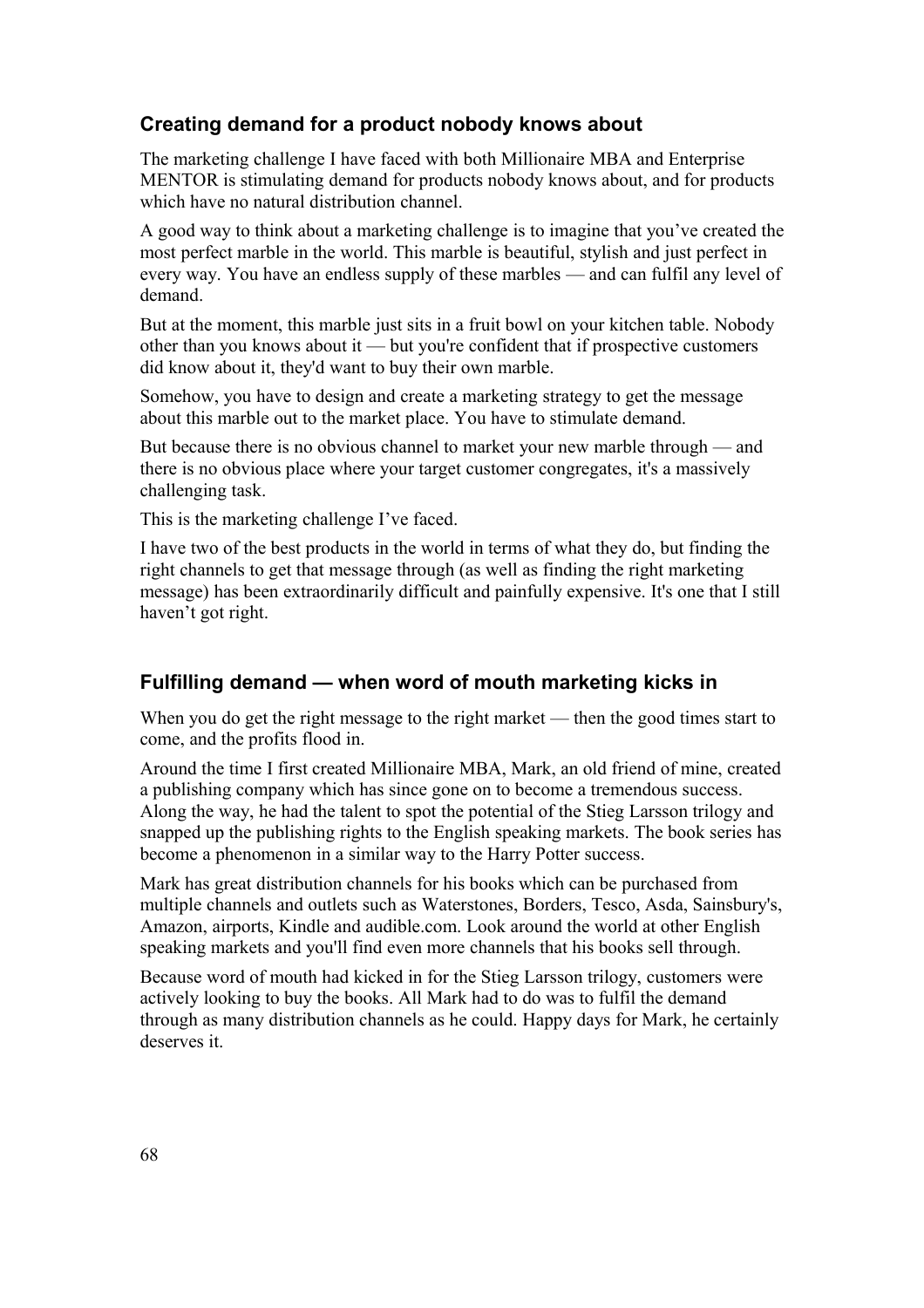### Creating demand for a product nobody knows about

The marketing challenge I have faced with both Millionaire MBA and Enterprise MENTOR is stimulating demand for products nobody knows about, and for products which have no natural distribution channel.

A good way to think about a marketing challenge is to imagine that you've created the most perfect marble in the world. This marble is beautiful, stylish and just perfect in every way. You have an endless supply of these marbles — and can fulfil any level of demand.

But at the moment, this marble just sits in a fruit bowl on your kitchen table. Nobody other than you knows about it — but you're confident that if prospective customers did know about it, they'd want to buy their own marble.

Somehow, you have to design and create a marketing strategy to get the message about this marble out to the market place. You have to stimulate demand.

But because there is no obvious channel to market your new marble through — and there is no obvious place where your target customer congregates, it's a massively challenging task.

This is the marketing challenge I've faced.

I have two of the best products in the world in terms of what they do, but finding the right channels to get that message through (as well as finding the right marketing message) has been extraordinarily difficult and painfully expensive. It's one that I still haven't got right.

### Fulfilling demand — when word of mouth marketing kicks in

When you do get the right message to the right market — then the good times start to come, and the profits flood in.

Around the time I first created Millionaire MBA, Mark, an old friend of mine, created a publishing company which has since gone on to become a tremendous success. Along the way, he had the talent to spot the potential of the Stieg Larsson trilogy and snapped up the publishing rights to the English speaking markets. The book series has become a phenomenon in a similar way to the Harry Potter success.

Mark has great distribution channels for his books which can be purchased from multiple channels and outlets such as Waterstones, Borders, Tesco, Asda, Sainsbury's, Amazon, airports, Kindle and audible.com. Look around the world at other English speaking markets and you'll find even more channels that his books sell through.

Because word of mouth had kicked in for the Stieg Larsson trilogy, customers were actively looking to buy the books. All Mark had to do was to fulfil the demand through as many distribution channels as he could. Happy days for Mark, he certainly deserves it.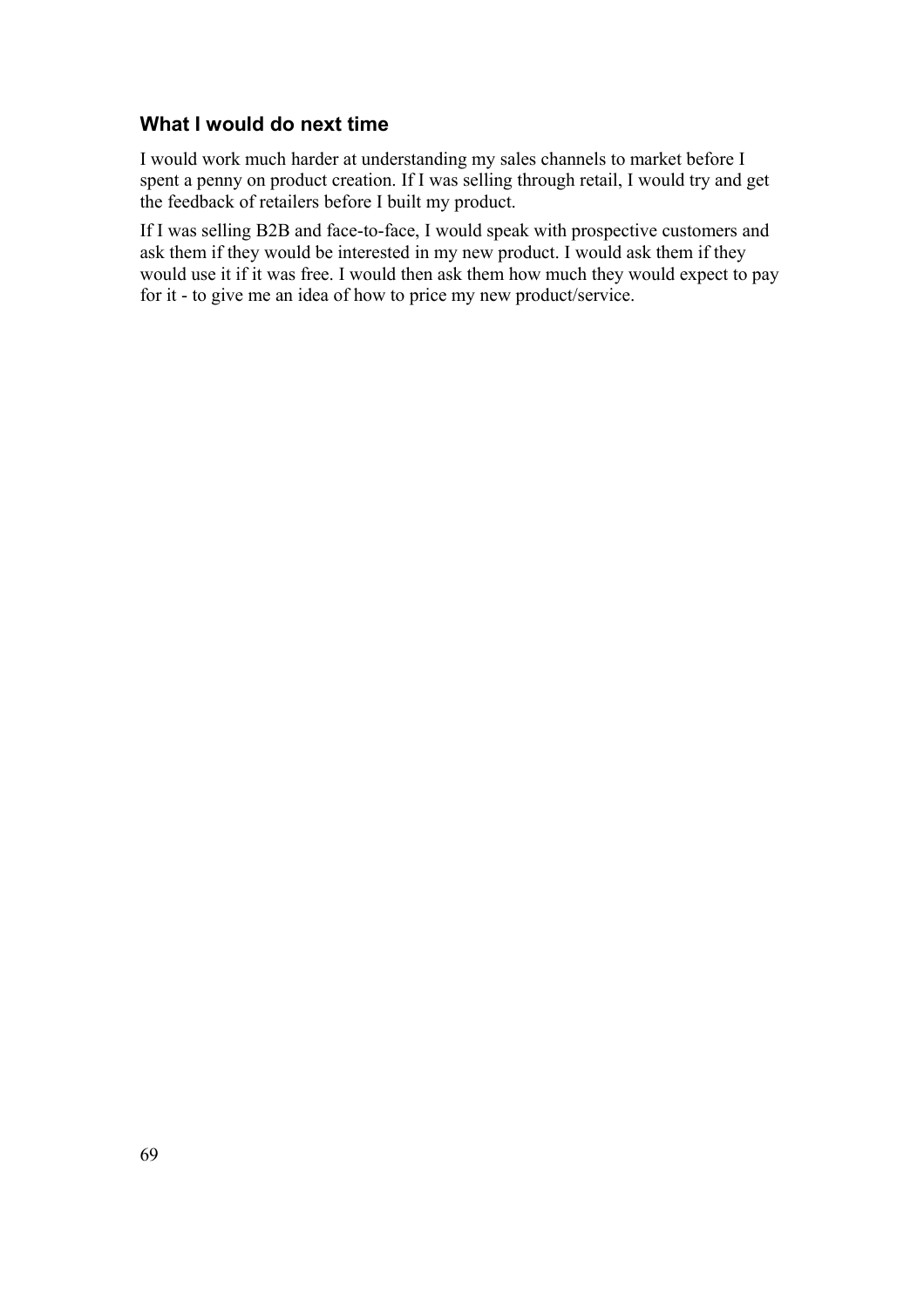### What I would do next time

I would work much harder at understanding my sales channels to market before I spent a penny on product creation. If I was selling through retail, I would try and get the feedback of retailers before I built my product.

If I was selling B2B and face-to-face, I would speak with prospective customers and ask them if they would be interested in my new product. I would ask them if they would use it if it was free. I would then ask them how much they would expect to pay for it - to give me an idea of how to price my new product/service.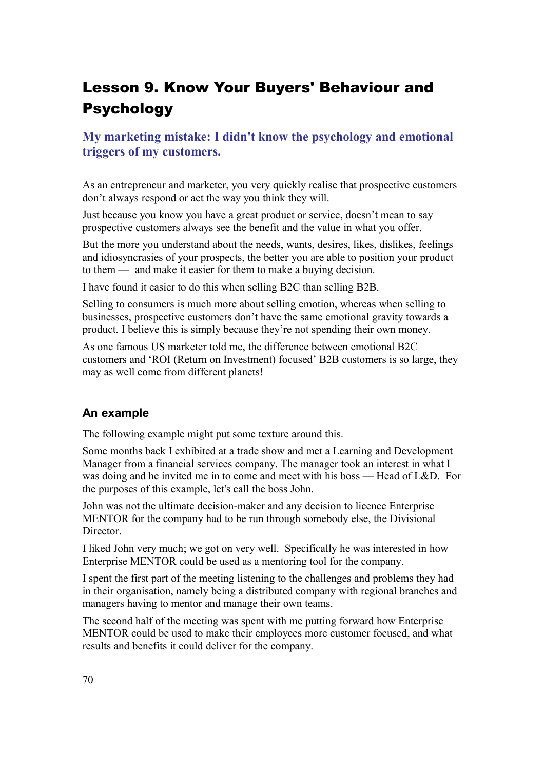# Lesson 9. Know Your Buyers' Behaviour and Psychology

## My marketing mistake: I didn't know the psychology and emotional triggers of my customers.

As an entrepreneur and marketer, you very quickly realise that prospective customers don't always respond or act the way you think they will.

Just because you know you have a great product or service, doesn't mean to say prospective customers always see the benefit and the value in what you offer.

But the more you understand about the needs, wants, desires, likes, dislikes, feelings and idiosyncrasies of your prospects, the better you are able to position your product to them — and make it easier for them to make a buying decision.

I have found it easier to do this when selling B2C than selling B2B.

Selling to consumers is much more about selling emotion, whereas when selling to businesses, prospective customers don't have the same emotional gravity towards a product. I believe this is simply because they're not spending their own money.

As one famous US marketer told me, the difference between emotional B2C customers and 'ROI (Return on Investment) focused' B2B customers is so large, they may as well come from different planets!

### An example

The following example might put some texture around this.

Some months back I exhibited at a trade show and met a Learning and Development Manager from a financial services company. The manager took an interest in what I was doing and he invited me in to come and meet with his boss — Head of L&D. For the purposes of this example, let's call the boss John.

John was not the ultimate decision-maker and any decision to licence Enterprise MENTOR for the company had to be run through somebody else, the Divisional Director.

I liked John very much; we got on very well. Specifically he was interested in how Enterprise MENTOR could be used as a mentoring tool for the company.

I spent the first part of the meeting listening to the challenges and problems they had in their organisation, namely being a distributed company with regional branches and managers having to mentor and manage their own teams.

The second half of the meeting was spent with me putting forward how Enterprise MENTOR could be used to make their employees more customer focused, and what results and benefits it could deliver for the company.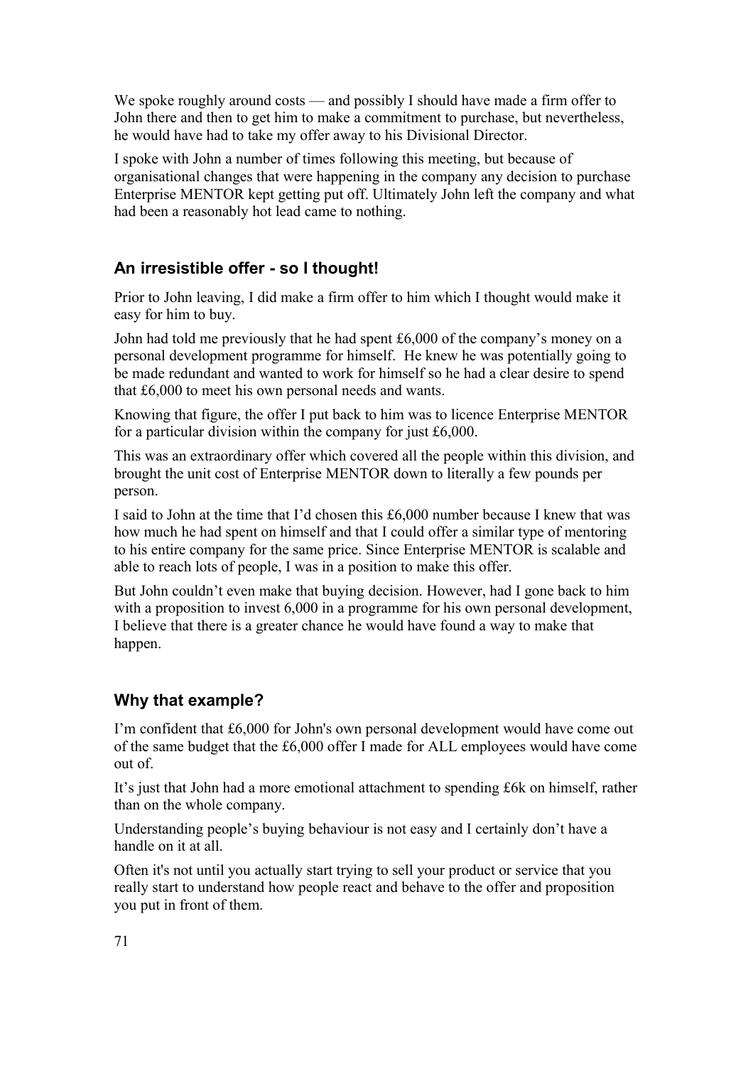We spoke roughly around costs — and possibly I should have made a firm offer to John there and then to get him to make a commitment to purchase, but nevertheless, he would have had to take my offer away to his Divisional Director.

I spoke with John a number of times following this meeting, but because of organisational changes that were happening in the company any decision to purchase Enterprise MENTOR kept getting put off. Ultimately John left the company and what had been a reasonably hot lead came to nothing.

## An irresistible offer - so I thought!

Prior to John leaving, I did make a firm offer to him which I thought would make it easy for him to buy.

John had told me previously that he had spent £6,000 of the company's money on a personal development programme for himself. He knew he was potentially going to be made redundant and wanted to work for himself so he had a clear desire to spend that £6,000 to meet his own personal needs and wants.

Knowing that figure, the offer I put back to him was to licence Enterprise MENTOR for a particular division within the company for just £6,000.

This was an extraordinary offer which covered all the people within this division, and brought the unit cost of Enterprise MENTOR down to literally a few pounds per person.

I said to John at the time that I'd chosen this £6,000 number because I knew that was how much he had spent on himself and that I could offer a similar type of mentoring to his entire company for the same price. Since Enterprise MENTOR is scalable and able to reach lots of people, I was in a position to make this offer.

But John couldn't even make that buying decision. However, had I gone back to him with a proposition to invest 6,000 in a programme for his own personal development, I believe that there is a greater chance he would have found a way to make that happen.

## Why that example?

I'm confident that £6,000 for John's own personal development would have come out of the same budget that the £6,000 offer I made for ALL employees would have come out of.

It's just that John had a more emotional attachment to spending £6k on himself, rather than on the whole company.

Understanding people's buying behaviour is not easy and I certainly don't have a handle on it at all.

Often it's not until you actually start trying to sell your product or service that you really start to understand how people react and behave to the offer and proposition you put in front of them.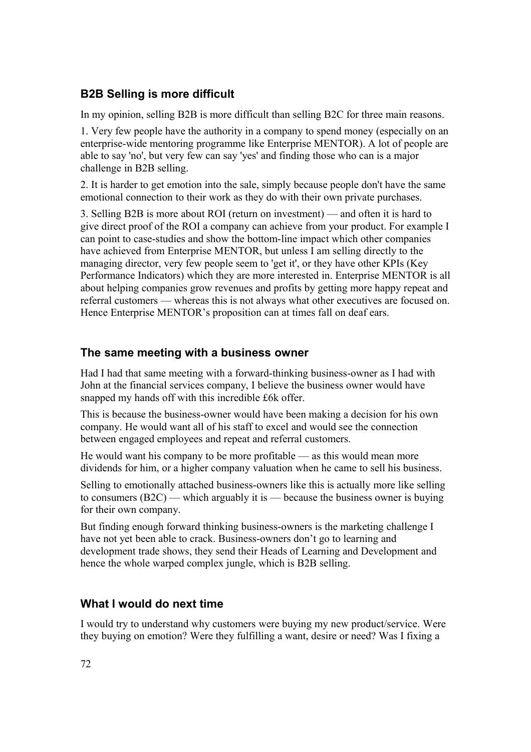### B2B Selling is more difficult

In my opinion, selling B2B is more difficult than selling B2C for three main reasons.

1. Very few people have the authority in a company to spend money (especially on an enterprise-wide mentoring programme like Enterprise MENTOR). A lot of people are able to say 'no', but very few can say 'yes' and finding those who can is a major challenge in B2B selling.

2. It is harder to get emotion into the sale, simply because people don't have the same emotional connection to their work as they do with their own private purchases.

3. Selling B2B is more about ROI (return on investment) — and often it is hard to give direct proof of the ROI a company can achieve from your product. For example I can point to case-studies and show the bottom-line impact which other companies have achieved from Enterprise MENTOR, but unless I am selling directly to the managing director, very few people seem to 'get it', or they have other KPIs (Key Performance Indicators) which they are more interested in. Enterprise MENTOR is all about helping companies grow revenues and profits by getting more happy repeat and referral customers — whereas this is not always what other executives are focused on. Hence Enterprise MENTOR's proposition can at times fall on deaf ears.

### The same meeting with a business owner

Had I had that same meeting with a forward-thinking business-owner as I had with John at the financial services company, I believe the business owner would have snapped my hands off with this incredible £6k offer.

This is because the business-owner would have been making a decision for his own company. He would want all of his staff to excel and would see the connection between engaged employees and repeat and referral customers.

He would want his company to be more profitable — as this would mean more dividends for him, or a higher company valuation when he came to sell his business.

Selling to emotionally attached business-owners like this is actually more like selling to consumers (B2C) — which arguably it is — because the business owner is buying for their own company.

But finding enough forward thinking business-owners is the marketing challenge I have not yet been able to crack. Business-owners don't go to learning and development trade shows, they send their Heads of Learning and Development and hence the whole warped complex jungle, which is B2B selling.

### What I would do next time

I would try to understand why customers were buying my new product/service. Were they buying on emotion? Were they fulfilling a want, desire or need? Was I fixing a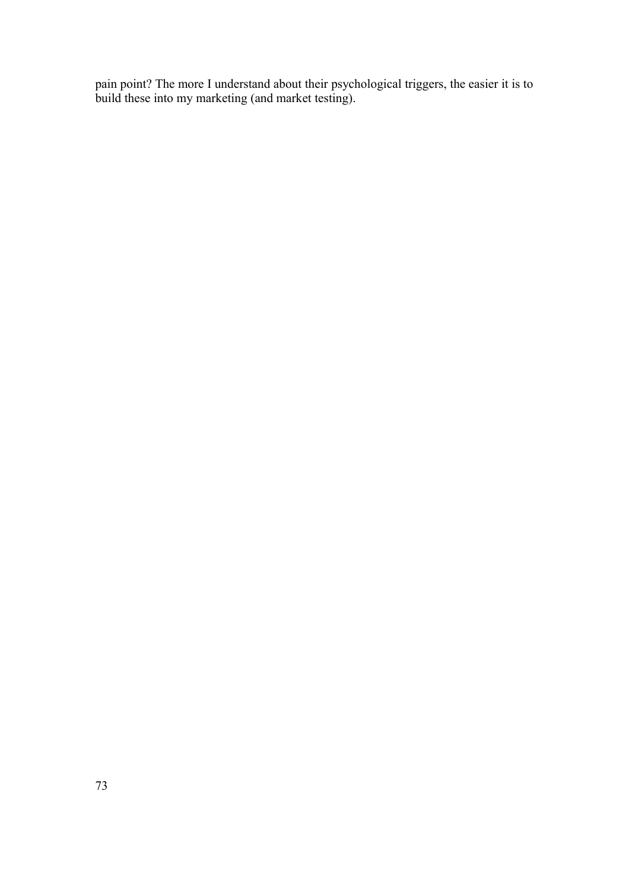pain point? The more I understand about their psychological triggers, the easier it is to build these into my marketing (and market testing).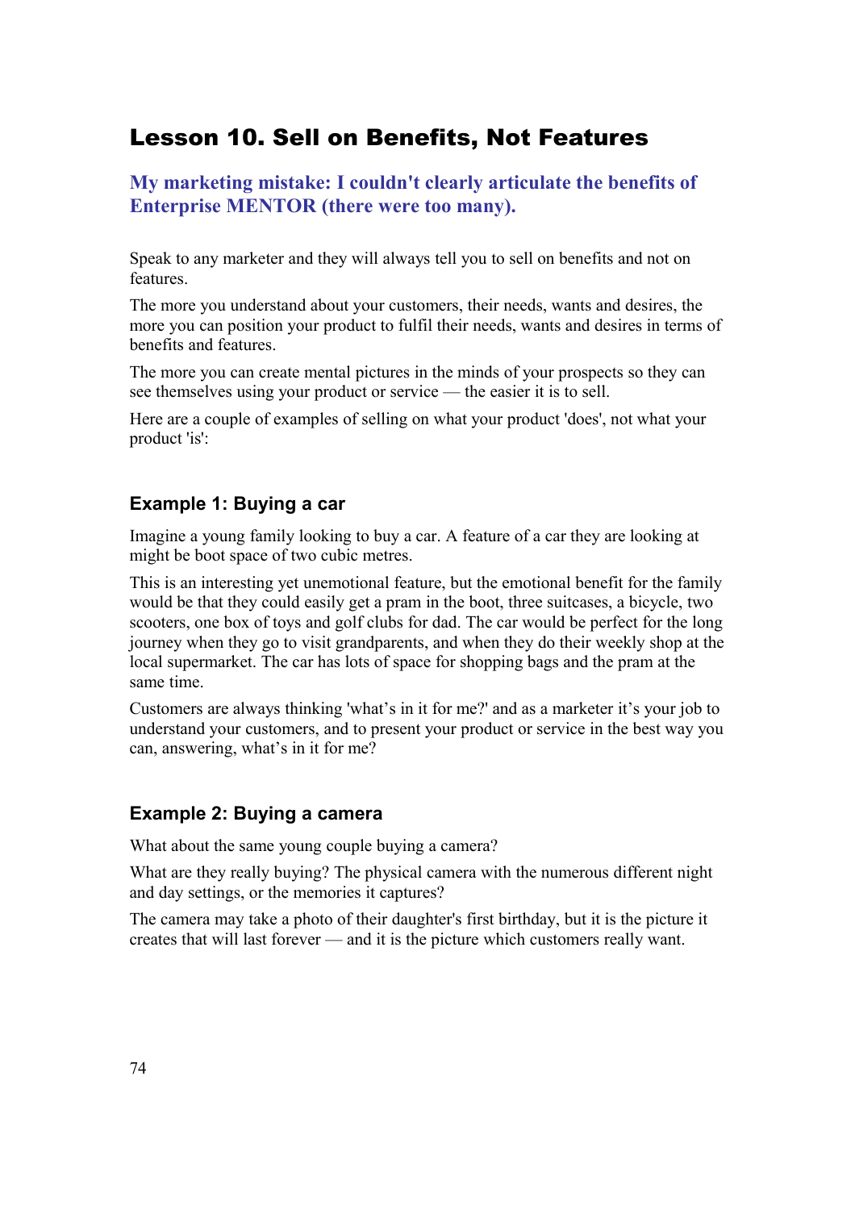# Lesson 10. Sell on Benefits, Not Features

## My marketing mistake: I couldn't clearly articulate the benefits of Enterprise MENTOR (there were too many).

Speak to any marketer and they will always tell you to sell on benefits and not on features.

The more you understand about your customers, their needs, wants and desires, the more you can position your product to fulfil their needs, wants and desires in terms of benefits and features.

The more you can create mental pictures in the minds of your prospects so they can see themselves using your product or service — the easier it is to sell.

Here are a couple of examples of selling on what your product 'does', not what your product 'is':

### Example 1: Buying a car

Imagine a young family looking to buy a car. A feature of a car they are looking at might be boot space of two cubic metres.

This is an interesting yet unemotional feature, but the emotional benefit for the family would be that they could easily get a pram in the boot, three suitcases, a bicycle, two scooters, one box of toys and golf clubs for dad. The car would be perfect for the long journey when they go to visit grandparents, and when they do their weekly shop at the local supermarket. The car has lots of space for shopping bags and the pram at the same time.

Customers are always thinking 'what's in it for me?' and as a marketer it's your job to understand your customers, and to present your product or service in the best way you can, answering, what's in it for me?

### Example 2: Buying a camera

What about the same young couple buying a camera?

What are they really buying? The physical camera with the numerous different night and day settings, or the memories it captures?

The camera may take a photo of their daughter's first birthday, but it is the picture it creates that will last forever — and it is the picture which customers really want.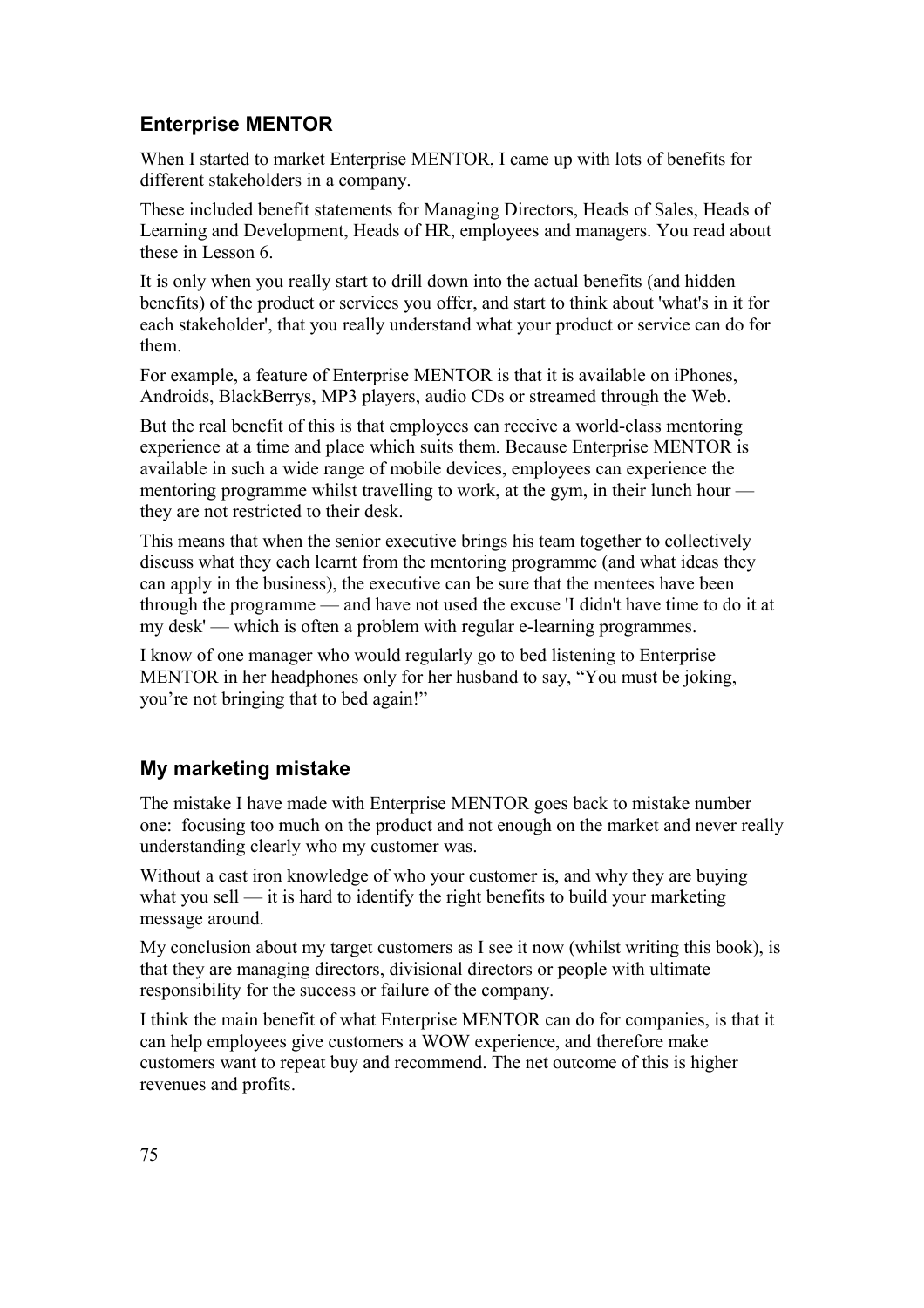## Enterprise MENTOR

When I started to market Enterprise MENTOR, I came up with lots of benefits for different stakeholders in a company.

These included benefit statements for Managing Directors, Heads of Sales, Heads of Learning and Development, Heads of HR, employees and managers. You read about these in Lesson 6.

It is only when you really start to drill down into the actual benefits (and hidden benefits) of the product or services you offer, and start to think about 'what's in it for each stakeholder', that you really understand what your product or service can do for them.

For example, a feature of Enterprise MENTOR is that it is available on iPhones, Androids, BlackBerrys, MP3 players, audio CDs or streamed through the Web.

But the real benefit of this is that employees can receive a world-class mentoring experience at a time and place which suits them. Because Enterprise MENTOR is available in such a wide range of mobile devices, employees can experience the mentoring programme whilst travelling to work, at the gym, in their lunch hour — they are not restricted to their desk.

This means that when the senior executive brings his team together to collectively discuss what they each learnt from the mentoring programme (and what ideas they can apply in the business), the executive can be sure that the mentees have been through the programme — and have not used the excuse 'I didn't have time to do it at my desk' — which is often a problem with regular e-learning programmes.

I know of one manager who would regularly go to bed listening to Enterprise MENTOR in her headphones only for her husband to say, “You must be joking, you’re not bringing that to bed again!”

## My marketing mistake

The mistake I have made with Enterprise MENTOR goes back to mistake number one: focusing too much on the product and not enough on the market and never really understanding clearly who my customer was.

Without a cast iron knowledge of who your customer is, and why they are buying what you sell — it is hard to identify the right benefits to build your marketing message around.

My conclusion about my target customers as I see it now (whilst writing this book), is that they are managing directors, divisional directors or people with ultimate responsibility for the success or failure of the company.

I think the main benefit of what Enterprise MENTOR can do for companies, is that it can help employees give customers a WOW experience, and therefore make customers want to repeat buy and recommend. The net outcome of this is higher revenues and profits.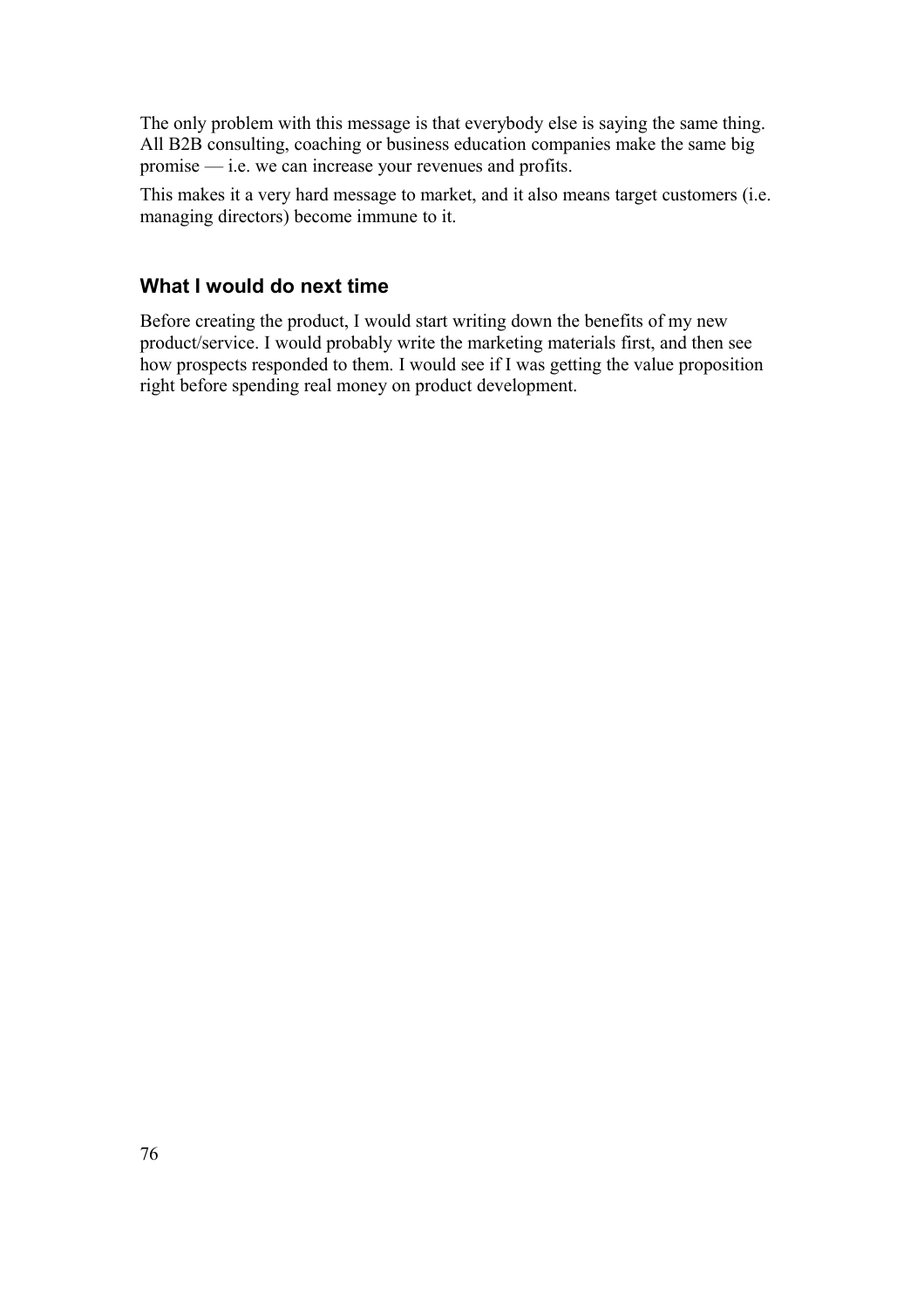The only problem with this message is that everybody else is saying the same thing. All B2B consulting, coaching or business education companies make the same big promise — i.e. we can increase your revenues and profits.

This makes it a very hard message to market, and it also means target customers (i.e. managing directors) become immune to it.

### What I would do next time

Before creating the product, I would start writing down the benefits of my new product/service. I would probably write the marketing materials first, and then see how prospects responded to them. I would see if I was getting the value proposition right before spending real money on product development.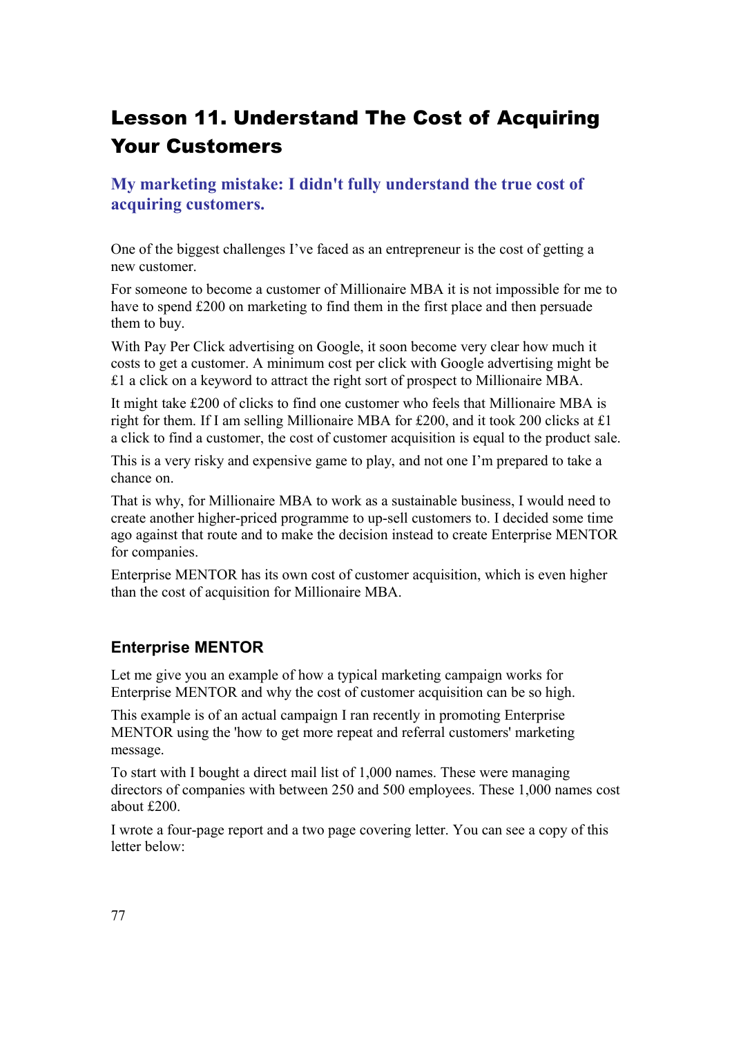# Lesson 11. Understand The Cost of Acquiring Your Customers

## My marketing mistake: I didn't fully understand the true cost of acquiring customers.

One of the biggest challenges I've faced as an entrepreneur is the cost of getting a new customer.

For someone to become a customer of Millionaire MBA it is not impossible for me to have to spend £200 on marketing to find them in the first place and then persuade them to buy.

With Pay Per Click advertising on Google, it soon become very clear how much it costs to get a customer. A minimum cost per click with Google advertising might be £1 a click on a keyword to attract the right sort of prospect to Millionaire MBA.

It might take £200 of clicks to find one customer who feels that Millionaire MBA is right for them. If I am selling Millionaire MBA for £200, and it took 200 clicks at £1 a click to find a customer, the cost of customer acquisition is equal to the product sale.

This is a very risky and expensive game to play, and not one I'm prepared to take a chance on.

That is why, for Millionaire MBA to work as a sustainable business, I would need to create another higher-priced programme to up-sell customers to. I decided some time ago against that route and to make the decision instead to create Enterprise MENTOR for companies.

Enterprise MENTOR has its own cost of customer acquisition, which is even higher than the cost of acquisition for Millionaire MBA.

### Enterprise MENTOR

Let me give you an example of how a typical marketing campaign works for Enterprise MENTOR and why the cost of customer acquisition can be so high.

This example is of an actual campaign I ran recently in promoting Enterprise MENTOR using the 'how to get more repeat and referral customers' marketing message.

To start with I bought a direct mail list of 1,000 names. These were managing directors of companies with between 250 and 500 employees. These 1,000 names cost about £200.

I wrote a four-page report and a two page covering letter. You can see a copy of this letter below: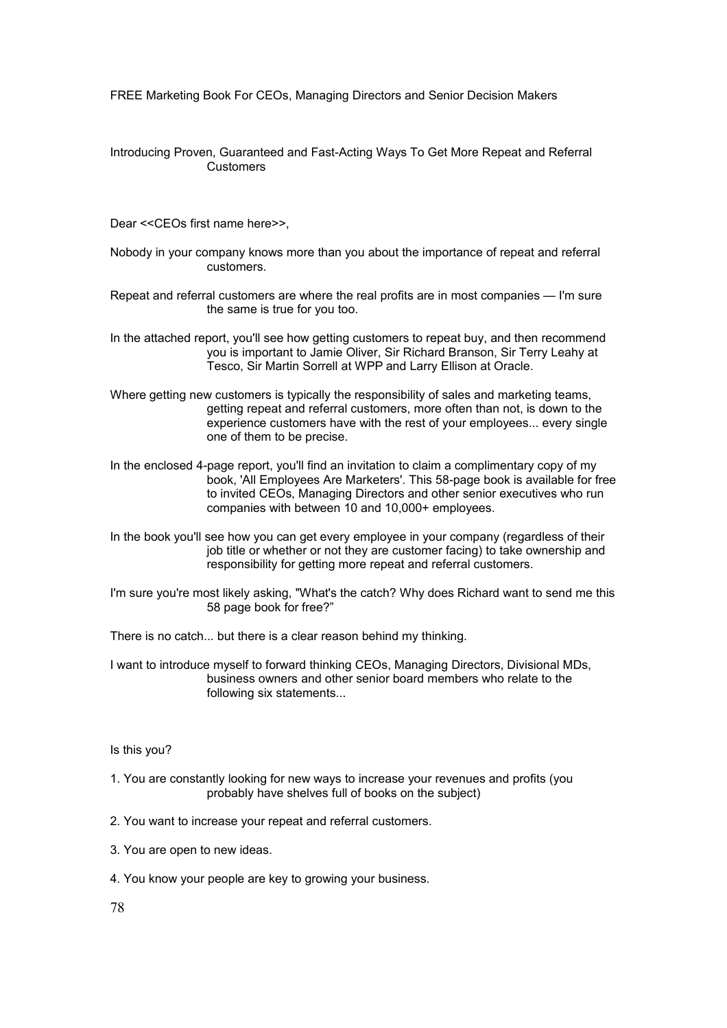FREE Marketing Book For CEOs, Managing Directors and Senior Decision Makers

Introducing Proven, Guaranteed and Fast-Acting Ways To Get More Repeat and Referral Customers

Dear <<CEOs first name here>>,

Nobody in your company knows more than you about the importance of repeat and referral customers.

Repeat and referral customers are where the real profits are in most companies — I'm sure the same is true for you too.

In the attached report, you'll see how getting customers to repeat buy, and then recommend you is important to Jamie Oliver, Sir Richard Branson, Sir Terry Leahy at Tesco, Sir Martin Sorrell at WPP and Larry Ellison at Oracle.

Where getting new customers is typically the responsibility of sales and marketing teams, getting repeat and referral customers, more often than not, is down to the experience customers have with the rest of your employees... every single one of them to be precise.

In the enclosed 4-page report, you'll find an invitation to claim a complimentary copy of my book, 'All Employees Are Marketers'. This 58-page book is available for free to invited CEOs, Managing Directors and other senior executives who run companies with between 10 and 10,000+ employees.

In the book you'll see how you can get every employee in your company (regardless of their job title or whether or not they are customer facing) to take ownership and responsibility for getting more repeat and referral customers.

I'm sure you're most likely asking, "What's the catch? Why does Richard want to send me this 58 page book for free?"

There is no catch... but there is a clear reason behind my thinking.

I want to introduce myself to forward thinking CEOs, Managing Directors, Divisional MDs, business owners and other senior board members who relate to the following six statements...

Is this you?

1. You are constantly looking for new ways to increase your revenues and profits (you probably have shelves full of books on the subject)
2. You want to increase your repeat and referral customers.
3. You are open to new ideas.
4. You know your people are key to growing your business.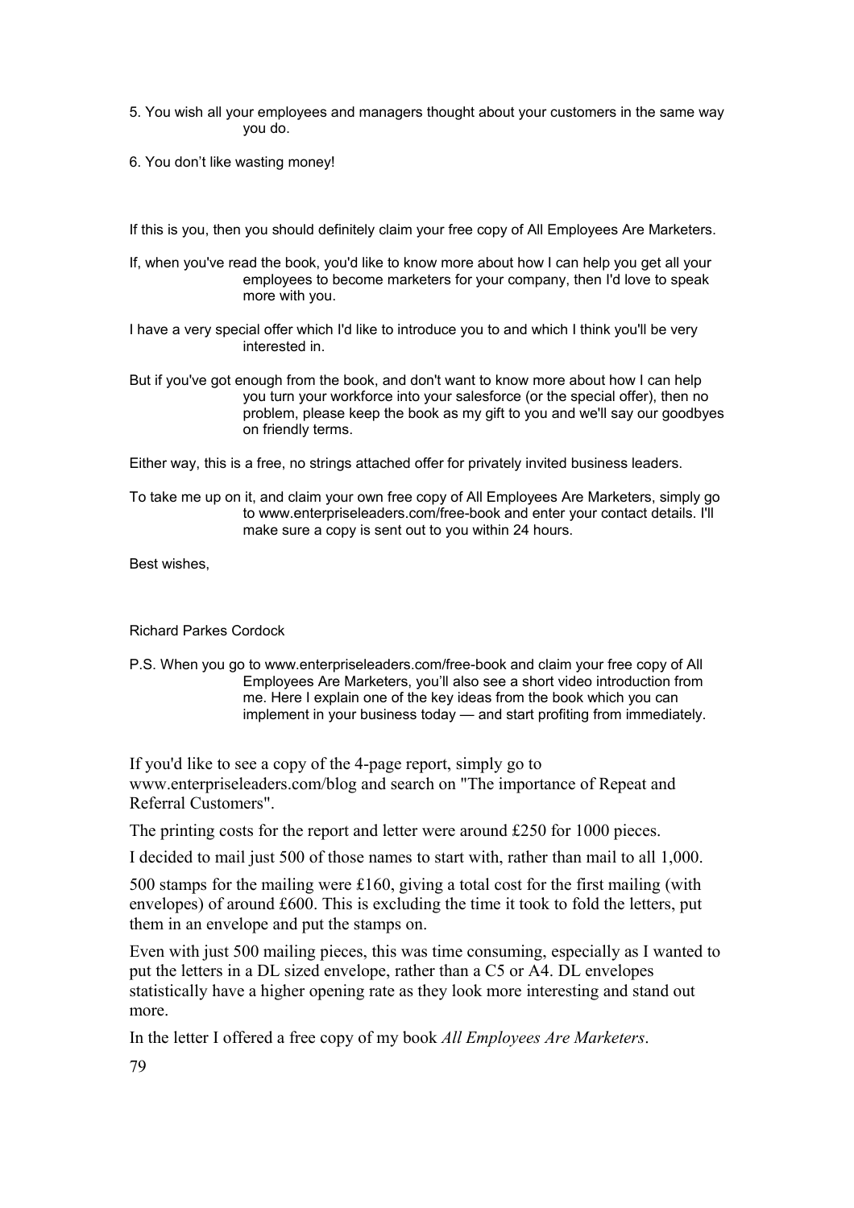5. You wish all your employees and managers thought about your customers in the same way you do.

6. You don't like wasting money!

If this is you, then you should definitely claim your free copy of All Employees Are Marketers.

If, when you've read the book, you'd like to know more about how I can help you get all your employees to become marketers for your company, then I'd love to speak more with you.

I have a very special offer which I'd like to introduce you to and which I think you'll be very interested in.

But if you've got enough from the book, and don't want to know more about how I can help you turn your workforce into your salesforce (or the special offer), then no problem, please keep the book as my gift to you and we'll say our goodbyes on friendly terms.

Either way, this is a free, no strings attached offer for privately invited business leaders.

To take me up on it, and claim your own free copy of All Employees Are Marketers, simply go to www.enterpriseleaders.com/free-book and enter your contact details. I'll make sure a copy is sent out to you within 24 hours.

Best wishes,

Richard Parkes Cordock

P.S. When you go to www.enterpriseleaders.com/free-book and claim your free copy of All Employees Are Marketers, you'll also see a short video introduction from me. Here I explain one of the key ideas from the book which you can implement in your business today — and start profiting from immediately.

If you'd like to see a copy of the 4-page report, simply go to www.enterpriseleaders.com/blog and search on "The importance of Repeat and Referral Customers".

The printing costs for the report and letter were around £250 for 1000 pieces.

I decided to mail just 500 of those names to start with, rather than mail to all 1,000.

500 stamps for the mailing were £160, giving a total cost for the first mailing (with envelopes) of around £600. This is excluding the time it took to fold the letters, put them in an envelope and put the stamps on.

Even with just 500 mailing pieces, this was time consuming, especially as I wanted to put the letters in a DL sized envelope, rather than a C5 or A4. DL envelopes statistically have a higher opening rate as they look more interesting and stand out more.

In the letter I offered a free copy of my book *All Employees Are Marketers*.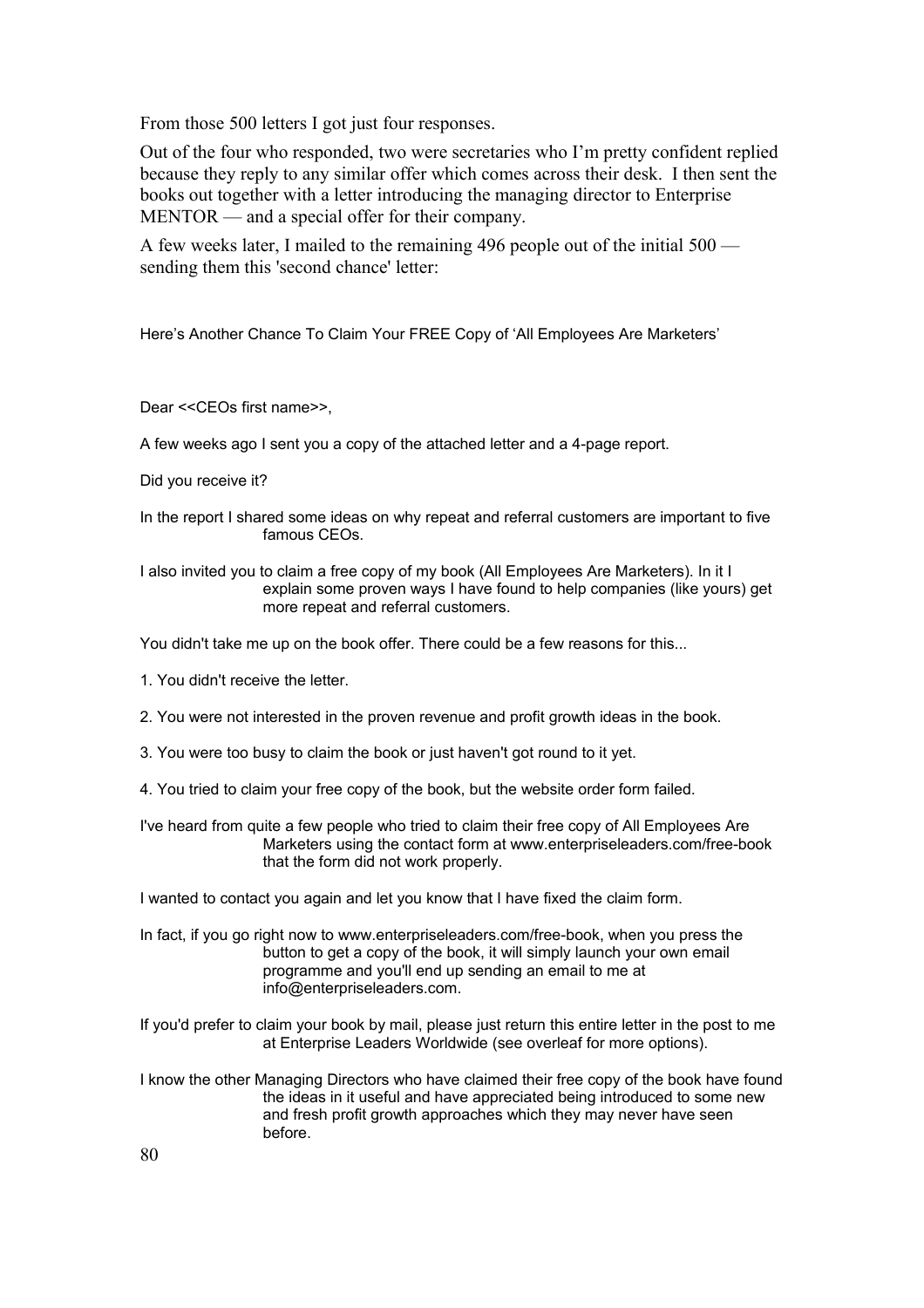From those 500 letters I got just four responses.

Out of the four who responded, two were secretaries who I'm pretty confident replied because they reply to any similar offer which comes across their desk. I then sent the books out together with a letter introducing the managing director to Enterprise MENTOR — and a special offer for their company.

A few weeks later, I mailed to the remaining 496 people out of the initial 500 — sending them this 'second chance' letter:

Here's Another Chance To Claim Your FREE Copy of 'All Employees Are Marketers'

Dear <<CEOs first name>>,

A few weeks ago I sent you a copy of the attached letter and a 4-page report.

Did you receive it?

In the report I shared some ideas on why repeat and referral customers are important to five famous CEOs.

I also invited you to claim a free copy of my book (All Employees Are Marketers). In it I explain some proven ways I have found to help companies (like yours) get more repeat and referral customers.

You didn't take me up on the book offer. There could be a few reasons for this...

1. You didn't receive the letter.

2. You were not interested in the proven revenue and profit growth ideas in the book.

3. You were too busy to claim the book or just haven't got round to it yet.

4. You tried to claim your free copy of the book, but the website order form failed.

I've heard from quite a few people who tried to claim their free copy of All Employees Are Marketers using the contact form at www.enterpriseleaders.com/free-book that the form did not work properly.

I wanted to contact you again and let you know that I have fixed the claim form.

In fact, if you go right now to www.enterpriseleaders.com/free-book, when you press the button to get a copy of the book, it will simply launch your own email programme and you'll end up sending an email to me at info@enterpriseleaders.com.

If you'd prefer to claim your book by mail, please just return this entire letter in the post to me at Enterprise Leaders Worldwide (see overleaf for more options).

I know the other Managing Directors who have claimed their free copy of the book have found the ideas in it useful and have appreciated being introduced to some new and fresh profit growth approaches which they may never have seen before.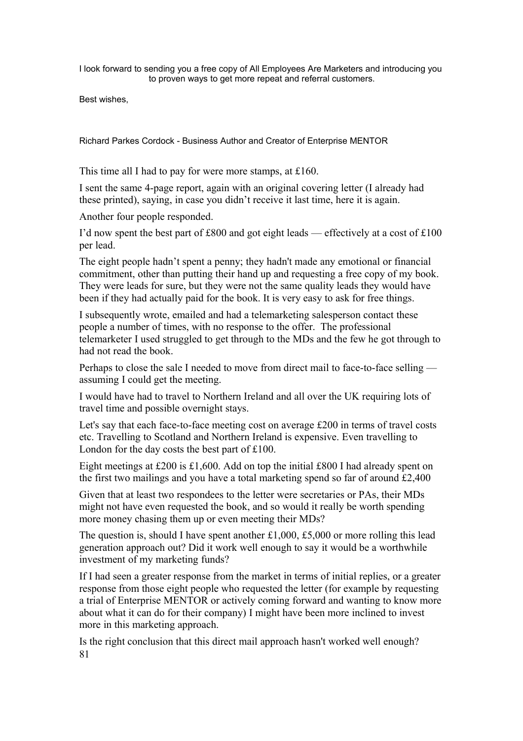I look forward to sending you a free copy of All Employees Are Marketers and introducing you to proven ways to get more repeat and referral customers.

Best wishes,

Richard Parkes Cordock - Business Author and Creator of Enterprise MENTOR

This time all I had to pay for were more stamps, at £160.

I sent the same 4-page report, again with an original covering letter (I already had these printed), saying, in case you didn't receive it last time, here it is again.

Another four people responded.

I'd now spent the best part of £800 and got eight leads — effectively at a cost of £100 per lead.

The eight people hadn't spent a penny; they hadn't made any emotional or financial commitment, other than putting their hand up and requesting a free copy of my book. They were leads for sure, but they were not the same quality leads they would have been if they had actually paid for the book. It is very easy to ask for free things.

I subsequently wrote, emailed and had a telemarketing salesperson contact these people a number of times, with no response to the offer. The professional telemarketer I used struggled to get through to the MDs and the few he got through to had not read the book.

Perhaps to close the sale I needed to move from direct mail to face-to-face selling — assuming I could get the meeting.

I would have had to travel to Northern Ireland and all over the UK requiring lots of travel time and possible overnight stays.

Let's say that each face-to-face meeting cost on average £200 in terms of travel costs etc. Travelling to Scotland and Northern Ireland is expensive. Even travelling to London for the day costs the best part of £100.

Eight meetings at £200 is £1,600. Add on top the initial £800 I had already spent on the first two mailings and you have a total marketing spend so far of around £2,400

Given that at least two respondees to the letter were secretaries or PAs, their MDs might not have even requested the book, and so would it really be worth spending more money chasing them up or even meeting their MDs?

The question is, should I have spent another £1,000, £5,000 or more rolling this lead generation approach out? Did it work well enough to say it would be a worthwhile investment of my marketing funds?

If I had seen a greater response from the market in terms of initial replies, or a greater response from those eight people who requested the letter (for example by requesting a trial of Enterprise MENTOR or actively coming forward and wanting to know more about what it can do for their company) I might have been more inclined to invest more in this marketing approach.

Is the right conclusion that this direct mail approach hasn't worked well enough?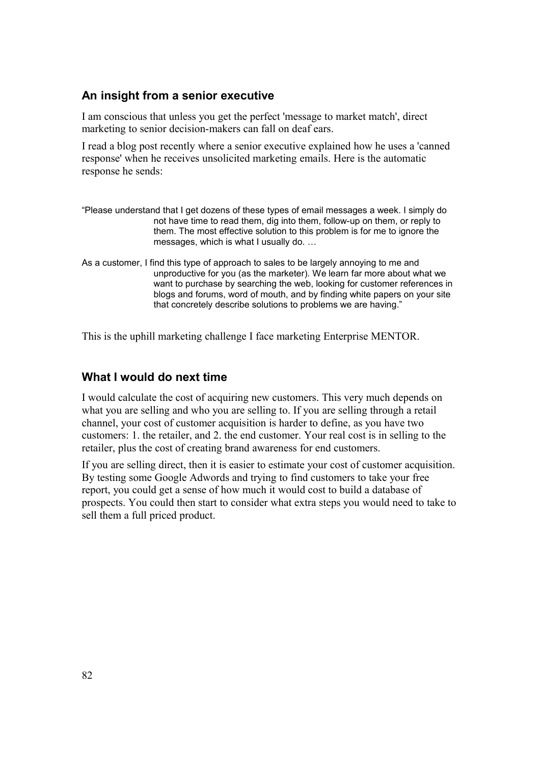### An insight from a senior executive

I am conscious that unless you get the perfect 'message to market match', direct marketing to senior decision-makers can fall on deaf ears.

I read a blog post recently where a senior executive explained how he uses a 'canned response' when he receives unsolicited marketing emails. Here is the automatic response he sends:

> “Please understand that I get dozens of these types of email messages a week. I simply do not have time to read them, dig into them, follow-up on them, or reply to them. The most effective solution to this problem is for me to ignore the messages, which is what I usually do. …
>
> As a customer, I find this type of approach to sales to be largely annoying to me and unproductive for you (as the marketer). We learn far more about what we want to purchase by searching the web, looking for customer references in blogs and forums, word of mouth, and by finding white papers on your site that concretely describe solutions to problems we are having.”

This is the uphill marketing challenge I face marketing Enterprise MENTOR.

### What I would do next time

I would calculate the cost of acquiring new customers. This very much depends on what you are selling and who you are selling to. If you are selling through a retail channel, your cost of customer acquisition is harder to define, as you have two customers: 1. the retailer, and 2. the end customer. Your real cost is in selling to the retailer, plus the cost of creating brand awareness for end customers.

If you are selling direct, then it is easier to estimate your cost of customer acquisition. By testing some Google Adwords and trying to find customers to take your free report, you could get a sense of how much it would cost to build a database of prospects. You could then start to consider what extra steps you would need to take to sell them a full priced product.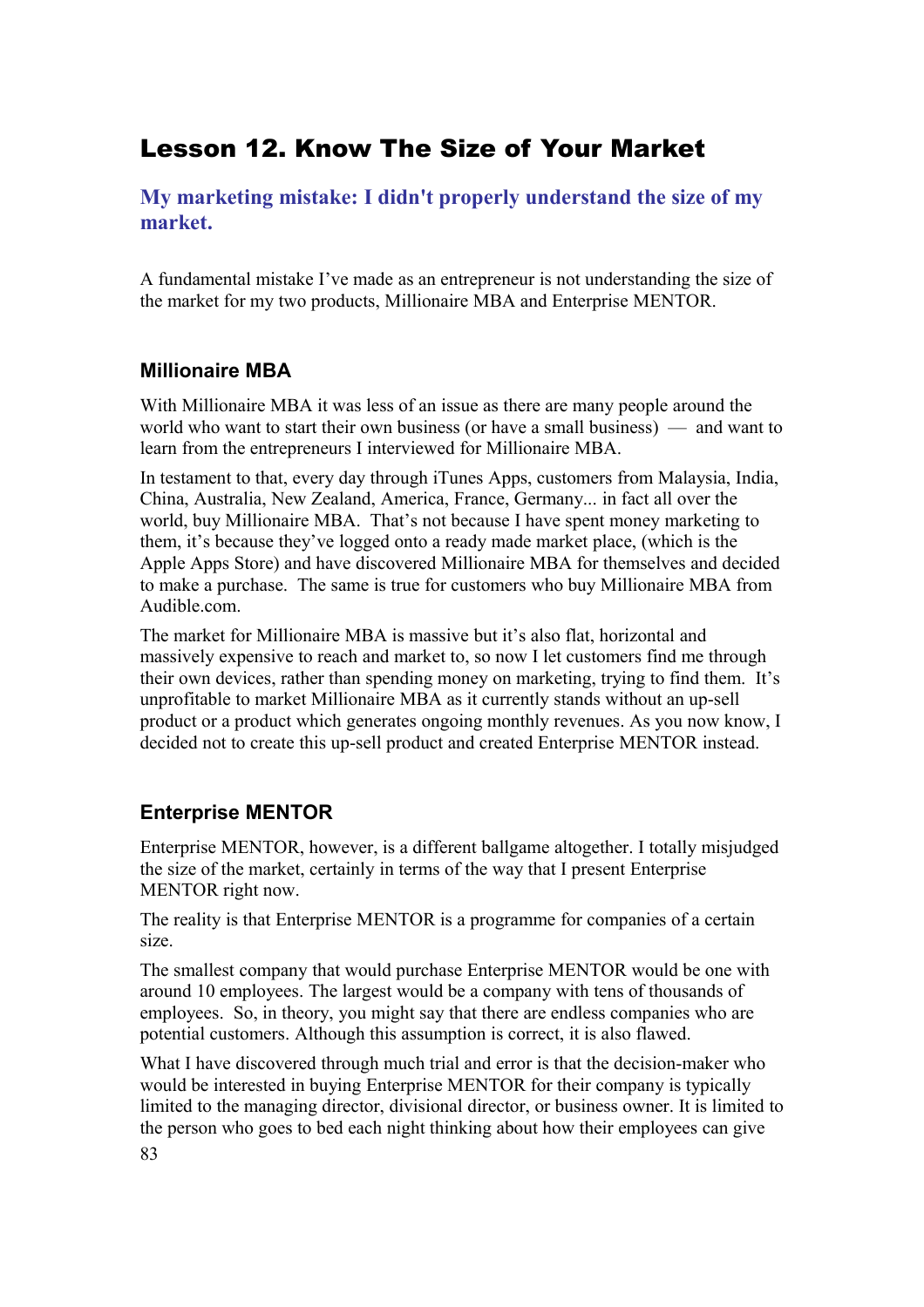# Lesson 12. Know The Size of Your Market

### My marketing mistake: I didn't properly understand the size of my market.

A fundamental mistake I've made as an entrepreneur is not understanding the size of the market for my two products, Millionaire MBA and Enterprise MENTOR.

## Millionaire MBA

With Millionaire MBA it was less of an issue as there are many people around the world who want to start their own business (or have a small business) — and want to learn from the entrepreneurs I interviewed for Millionaire MBA.

In testament to that, every day through iTunes Apps, customers from Malaysia, India, China, Australia, New Zealand, America, France, Germany... in fact all over the world, buy Millionaire MBA. That's not because I have spent money marketing to them, it's because they've logged onto a ready made market place, (which is the Apple Apps Store) and have discovered Millionaire MBA for themselves and decided to make a purchase. The same is true for customers who buy Millionaire MBA from Audible.com.

The market for Millionaire MBA is massive but it's also flat, horizontal and massively expensive to reach and market to, so now I let customers find me through their own devices, rather than spending money on marketing, trying to find them. It's unprofitable to market Millionaire MBA as it currently stands without an up-sell product or a product which generates ongoing monthly revenues. As you now know, I decided not to create this up-sell product and created Enterprise MENTOR instead.

## Enterprise MENTOR

Enterprise MENTOR, however, is a different ballgame altogether. I totally misjudged the size of the market, certainly in terms of the way that I present Enterprise MENTOR right now.

The reality is that Enterprise MENTOR is a programme for companies of a certain size.

The smallest company that would purchase Enterprise MENTOR would be one with around 10 employees. The largest would be a company with tens of thousands of employees. So, in theory, you might say that there are endless companies who are potential customers. Although this assumption is correct, it is also flawed.

What I have discovered through much trial and error is that the decision-maker who would be interested in buying Enterprise MENTOR for their company is typically limited to the managing director, divisional director, or business owner. It is limited to the person who goes to bed each night thinking about how their employees can give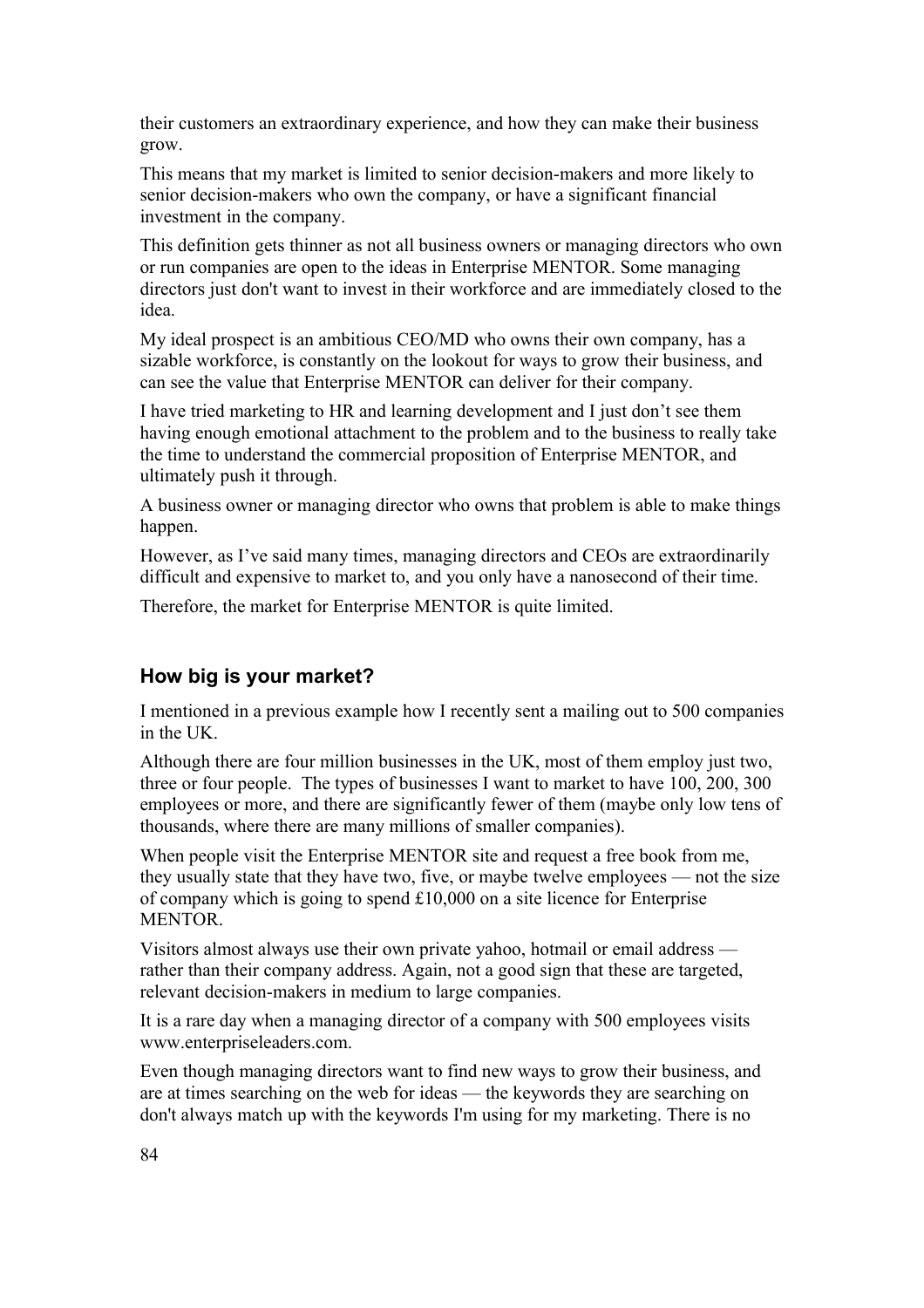their customers an extraordinary experience, and how they can make their business grow.

This means that my market is limited to senior decision-makers and more likely to senior decision-makers who own the company, or have a significant financial investment in the company.

This definition gets thinner as not all business owners or managing directors who own or run companies are open to the ideas in Enterprise MENTOR. Some managing directors just don't want to invest in their workforce and are immediately closed to the idea.

My ideal prospect is an ambitious CEO/MD who owns their own company, has a sizable workforce, is constantly on the lookout for ways to grow their business, and can see the value that Enterprise MENTOR can deliver for their company.

I have tried marketing to HR and learning development and I just don't see them having enough emotional attachment to the problem and to the business to really take the time to understand the commercial proposition of Enterprise MENTOR, and ultimately push it through.

A business owner or managing director who owns that problem is able to make things happen.

However, as I've said many times, managing directors and CEOs are extraordinarily difficult and expensive to market to, and you only have a nanosecond of their time.

Therefore, the market for Enterprise MENTOR is quite limited.

### How big is your market?

I mentioned in a previous example how I recently sent a mailing out to 500 companies in the UK.

Although there are four million businesses in the UK, most of them employ just two, three or four people. The types of businesses I want to market to have 100, 200, 300 employees or more, and there are significantly fewer of them (maybe only low tens of thousands, where there are many millions of smaller companies).

When people visit the Enterprise MENTOR site and request a free book from me, they usually state that they have two, five, or maybe twelve employees — not the size of company which is going to spend £10,000 on a site licence for Enterprise MENTOR.

Visitors almost always use their own private yahoo, hotmail or email address — rather than their company address. Again, not a good sign that these are targeted, relevant decision-makers in medium to large companies.

It is a rare day when a managing director of a company with 500 employees visits www.enterpriseleaders.com.

Even though managing directors want to find new ways to grow their business, and are at times searching on the web for ideas — the keywords they are searching on don't always match up with the keywords I'm using for my marketing. There is no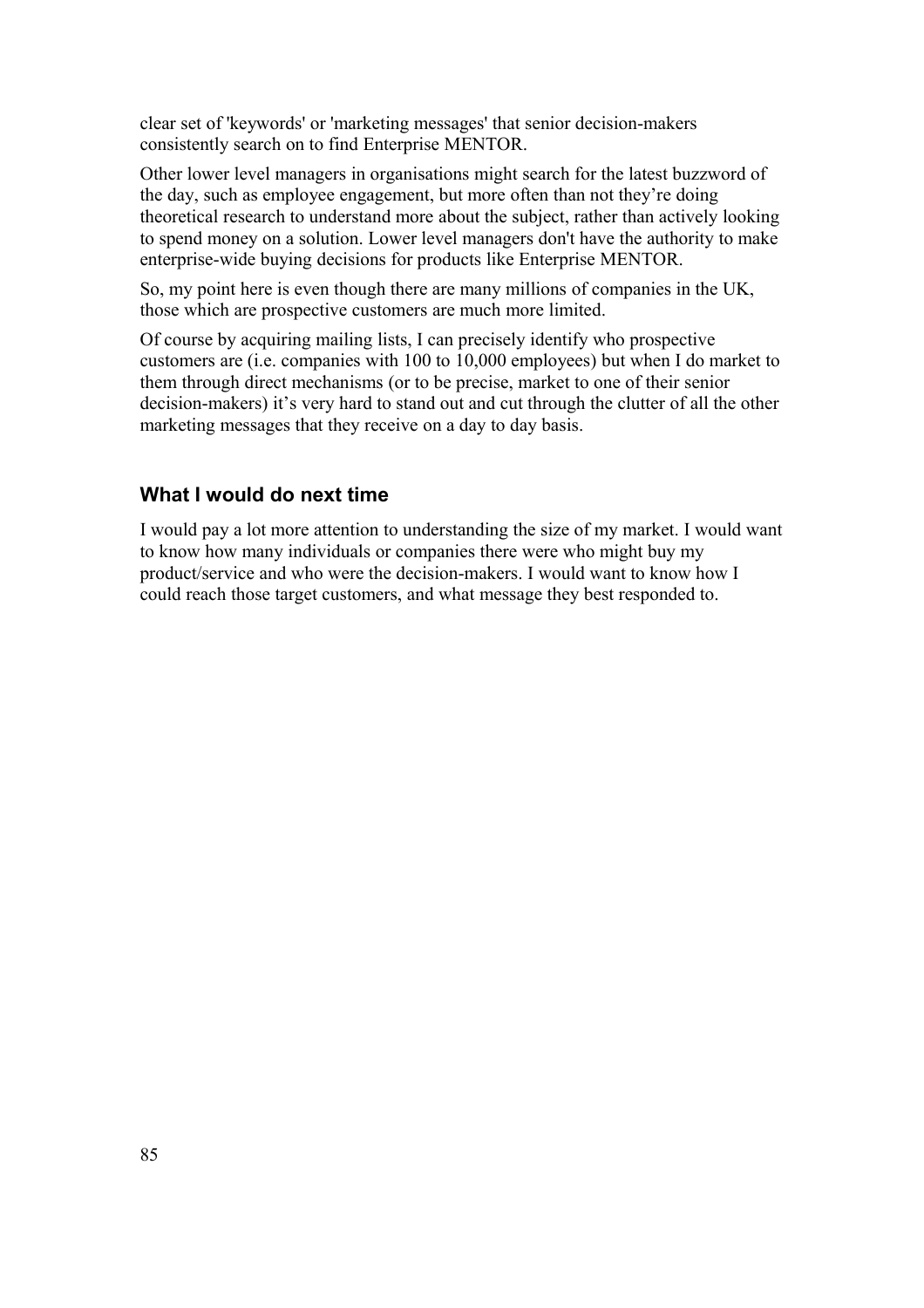clear set of 'keywords' or 'marketing messages' that senior decision-makers consistently search on to find Enterprise MENTOR.

Other lower level managers in organisations might search for the latest buzzword of the day, such as employee engagement, but more often than not they're doing theoretical research to understand more about the subject, rather than actively looking to spend money on a solution. Lower level managers don't have the authority to make enterprise-wide buying decisions for products like Enterprise MENTOR.

So, my point here is even though there are many millions of companies in the UK, those which are prospective customers are much more limited.

Of course by acquiring mailing lists, I can precisely identify who prospective customers are (i.e. companies with 100 to 10,000 employees) but when I do market to them through direct mechanisms (or to be precise, market to one of their senior decision-makers) it's very hard to stand out and cut through the clutter of all the other marketing messages that they receive on a day to day basis.

### What I would do next time

I would pay a lot more attention to understanding the size of my market. I would want to know how many individuals or companies there were who might buy my product/service and who were the decision-makers. I would want to know how I could reach those target customers, and what message they best responded to.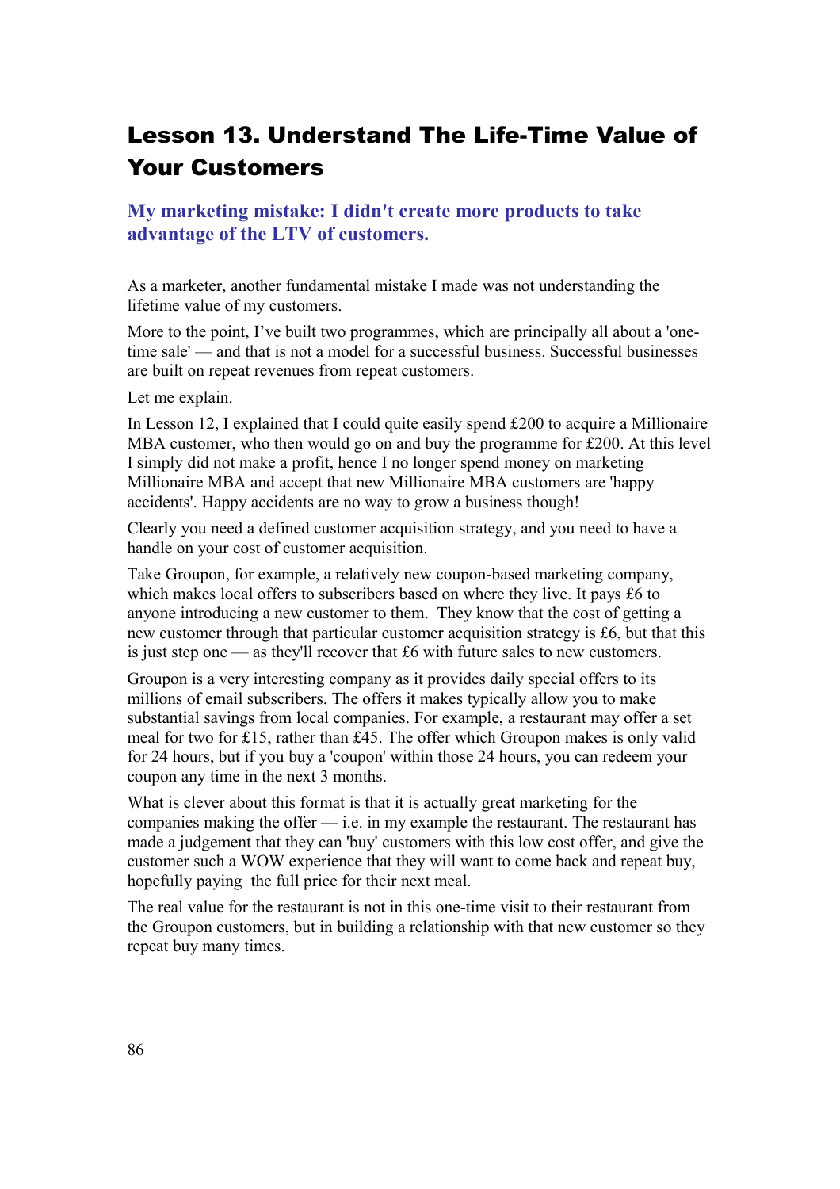## Lesson 13. Understand The Life-Time Value of Your Customers

### My marketing mistake: I didn't create more products to take advantage of the LTV of customers.

As a marketer, another fundamental mistake I made was not understanding the lifetime value of my customers.

More to the point, I've built two programmes, which are principally all about a 'one-time sale' — and that is not a model for a successful business. Successful businesses are built on repeat revenues from repeat customers.

Let me explain.

In Lesson 12, I explained that I could quite easily spend £200 to acquire a Millionaire MBA customer, who then would go on and buy the programme for £200. At this level I simply did not make a profit, hence I no longer spend money on marketing Millionaire MBA and accept that new Millionaire MBA customers are 'happy accidents'. Happy accidents are no way to grow a business though!

Clearly you need a defined customer acquisition strategy, and you need to have a handle on your cost of customer acquisition.

Take Groupon, for example, a relatively new coupon-based marketing company, which makes local offers to subscribers based on where they live. It pays £6 to anyone introducing a new customer to them. They know that the cost of getting a new customer through that particular customer acquisition strategy is £6, but that this is just step one — as they'll recover that £6 with future sales to new customers.

Groupon is a very interesting company as it provides daily special offers to its millions of email subscribers. The offers it makes typically allow you to make substantial savings from local companies. For example, a restaurant may offer a set meal for two for £15, rather than £45. The offer which Groupon makes is only valid for 24 hours, but if you buy a 'coupon' within those 24 hours, you can redeem your coupon any time in the next 3 months.

What is clever about this format is that it is actually great marketing for the companies making the offer — i.e. in my example the restaurant. The restaurant has made a judgement that they can 'buy' customers with this low cost offer, and give the customer such a WOW experience that they will want to come back and repeat buy, hopefully paying the full price for their next meal.

The real value for the restaurant is not in this one-time visit to their restaurant from the Groupon customers, but in building a relationship with that new customer so they repeat buy many times.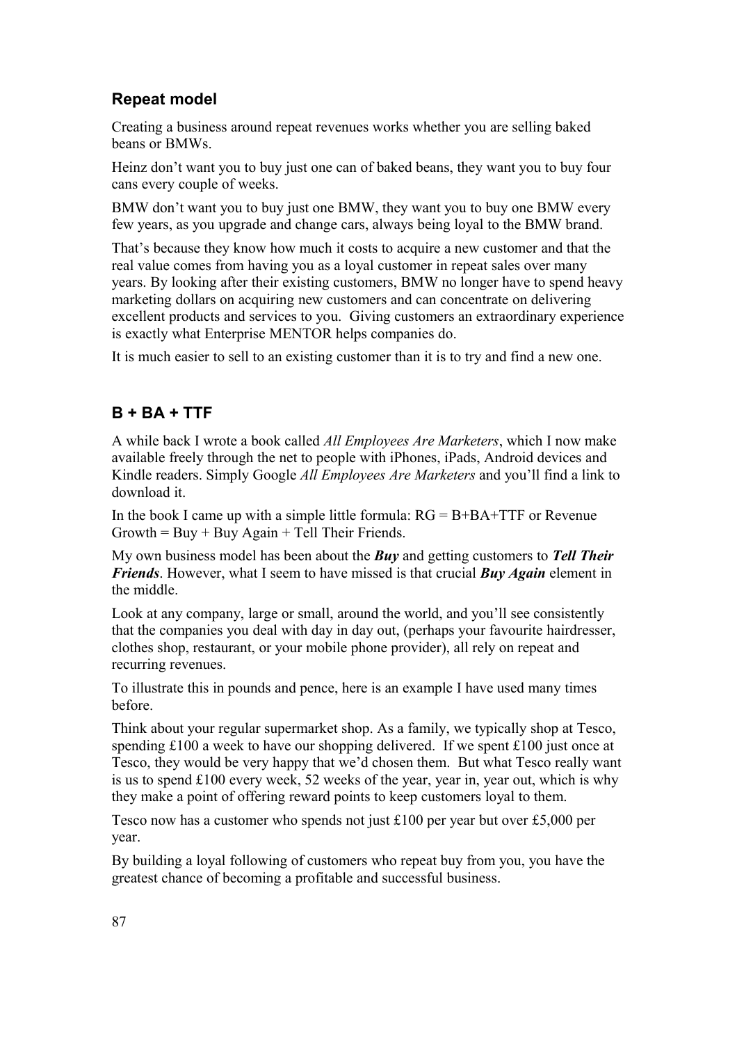## Repeat model

Creating a business around repeat revenues works whether you are selling baked beans or BMWs.

Heinz don't want you to buy just one can of baked beans, they want you to buy four cans every couple of weeks.

BMW don't want you to buy just one BMW, they want you to buy one BMW every few years, as you upgrade and change cars, always being loyal to the BMW brand.

That's because they know how much it costs to acquire a new customer and that the real value comes from having you as a loyal customer in repeat sales over many years. By looking after their existing customers, BMW no longer have to spend heavy marketing dollars on acquiring new customers and can concentrate on delivering excellent products and services to you. Giving customers an extraordinary experience is exactly what Enterprise MENTOR helps companies do.

It is much easier to sell to an existing customer than it is to try and find a new one.

## B + BA + TTF

A while back I wrote a book called *All Employees Are Marketers*, which I now make available freely through the net to people with iPhones, iPads, Android devices and Kindle readers. Simply Google *All Employees Are Marketers* and you'll find a link to download it.

In the book I came up with a simple little formula: RG = B+BA+TTF or Revenue Growth = Buy + Buy Again + Tell Their Friends.

My own business model has been about the ***Buy*** and getting customers to ***Tell Their Friends***. However, what I seem to have missed is that crucial ***Buy Again*** element in the middle.

Look at any company, large or small, around the world, and you'll see consistently that the companies you deal with day in day out, (perhaps your favourite hairdresser, clothes shop, restaurant, or your mobile phone provider), all rely on repeat and recurring revenues.

To illustrate this in pounds and pence, here is an example I have used many times before.

Think about your regular supermarket shop. As a family, we typically shop at Tesco, spending £100 a week to have our shopping delivered. If we spent £100 just once at Tesco, they would be very happy that we'd chosen them. But what Tesco really want is us to spend £100 every week, 52 weeks of the year, year in, year out, which is why they make a point of offering reward points to keep customers loyal to them.

Tesco now has a customer who spends not just £100 per year but over £5,000 per year.

By building a loyal following of customers who repeat buy from you, you have the greatest chance of becoming a profitable and successful business.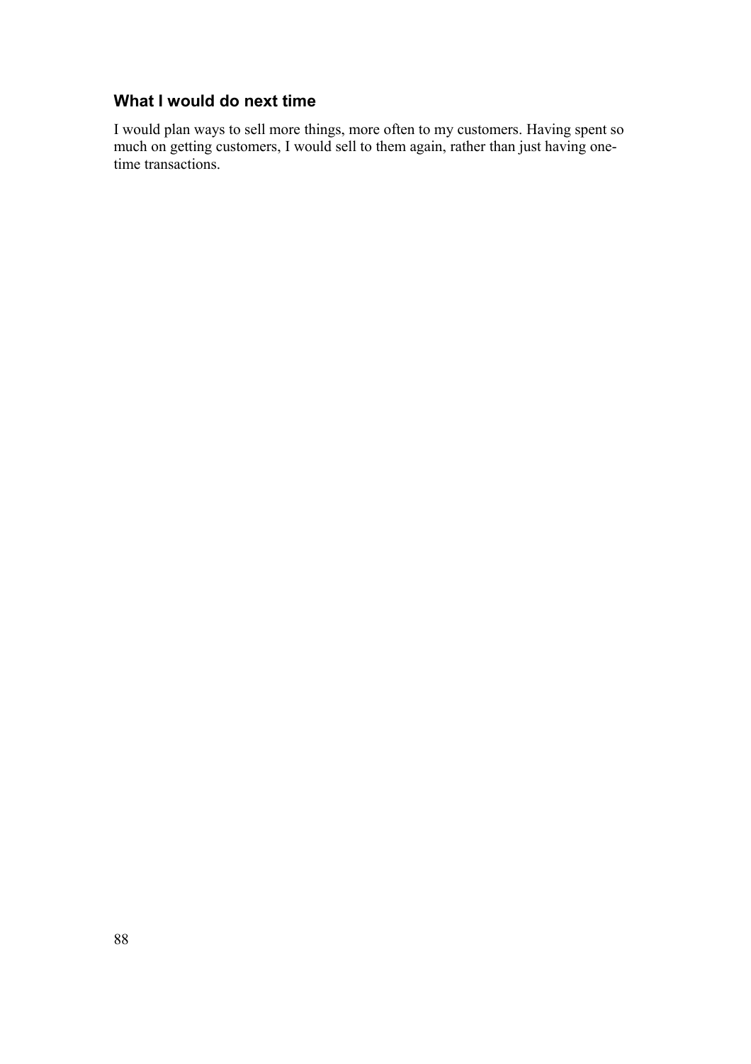### What I would do next time

I would plan ways to sell more things, more often to my customers. Having spent so much on getting customers, I would sell to them again, rather than just having one-time transactions.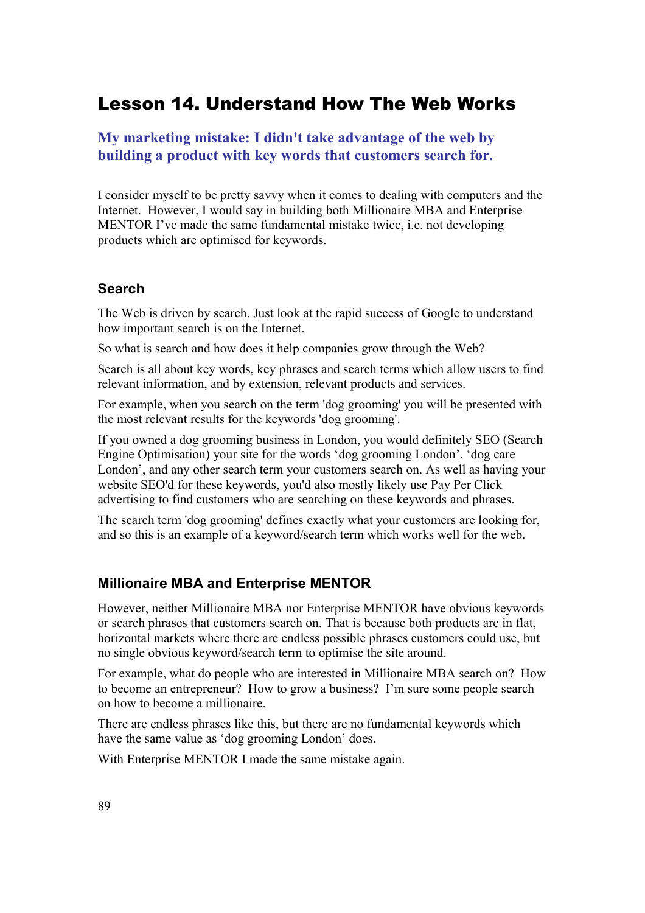# Lesson 14. Understand How The Web Works

### My marketing mistake: I didn't take advantage of the web by building a product with key words that customers search for.

I consider myself to be pretty savvy when it comes to dealing with computers and the Internet. However, I would say in building both Millionaire MBA and Enterprise MENTOR I've made the same fundamental mistake twice, i.e. not developing products which are optimised for keywords.

## Search

The Web is driven by search. Just look at the rapid success of Google to understand how important search is on the Internet.

So what is search and how does it help companies grow through the Web?

Search is all about key words, key phrases and search terms which allow users to find relevant information, and by extension, relevant products and services.

For example, when you search on the term 'dog grooming' you will be presented with the most relevant results for the keywords 'dog grooming'.

If you owned a dog grooming business in London, you would definitely SEO (Search Engine Optimisation) your site for the words 'dog grooming London', 'dog care London', and any other search term your customers search on. As well as having your website SEO'd for these keywords, you'd also mostly likely use Pay Per Click advertising to find customers who are searching on these keywords and phrases.

The search term 'dog grooming' defines exactly what your customers are looking for, and so this is an example of a keyword/search term which works well for the web.

## Millionaire MBA and Enterprise MENTOR

However, neither Millionaire MBA nor Enterprise MENTOR have obvious keywords or search phrases that customers search on. That is because both products are in flat, horizontal markets where there are endless possible phrases customers could use, but no single obvious keyword/search term to optimise the site around.

For example, what do people who are interested in Millionaire MBA search on? How to become an entrepreneur? How to grow a business? I'm sure some people search on how to become a millionaire.

There are endless phrases like this, but there are no fundamental keywords which have the same value as 'dog grooming London' does.

With Enterprise MENTOR I made the same mistake again.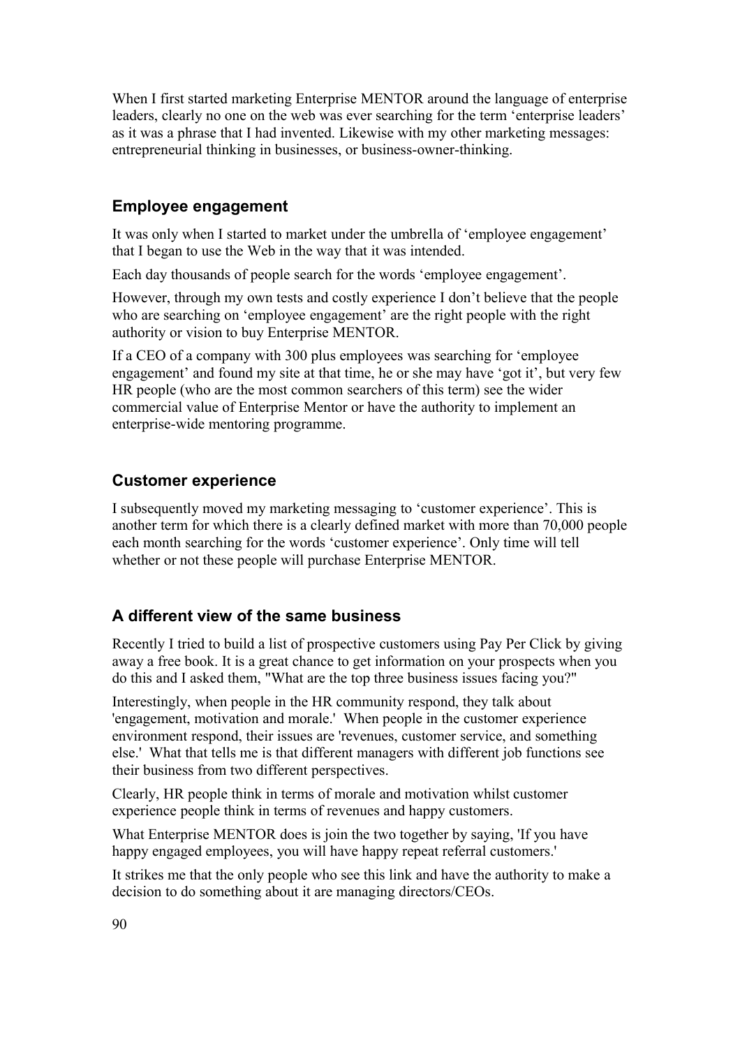When I first started marketing Enterprise MENTOR around the language of enterprise leaders, clearly no one on the web was ever searching for the term 'enterprise leaders' as it was a phrase that I had invented. Likewise with my other marketing messages: entrepreneurial thinking in businesses, or business-owner-thinking.

### Employee engagement

It was only when I started to market under the umbrella of 'employee engagement' that I began to use the Web in the way that it was intended.

Each day thousands of people search for the words 'employee engagement'.

However, through my own tests and costly experience I don't believe that the people who are searching on 'employee engagement' are the right people with the right authority or vision to buy Enterprise MENTOR.

If a CEO of a company with 300 plus employees was searching for 'employee engagement' and found my site at that time, he or she may have 'got it', but very few HR people (who are the most common searchers of this term) see the wider commercial value of Enterprise Mentor or have the authority to implement an enterprise-wide mentoring programme.

### Customer experience

I subsequently moved my marketing messaging to 'customer experience'. This is another term for which there is a clearly defined market with more than 70,000 people each month searching for the words 'customer experience'. Only time will tell whether or not these people will purchase Enterprise MENTOR.

### A different view of the same business

Recently I tried to build a list of prospective customers using Pay Per Click by giving away a free book. It is a great chance to get information on your prospects when you do this and I asked them, "What are the top three business issues facing you?"

Interestingly, when people in the HR community respond, they talk about 'engagement, motivation and morale.' When people in the customer experience environment respond, their issues are 'revenues, customer service, and something else.' What that tells me is that different managers with different job functions see their business from two different perspectives.

Clearly, HR people think in terms of morale and motivation whilst customer experience people think in terms of revenues and happy customers.

What Enterprise MENTOR does is join the two together by saying, 'If you have happy engaged employees, you will have happy repeat referral customers.'

It strikes me that the only people who see this link and have the authority to make a decision to do something about it are managing directors/CEOs.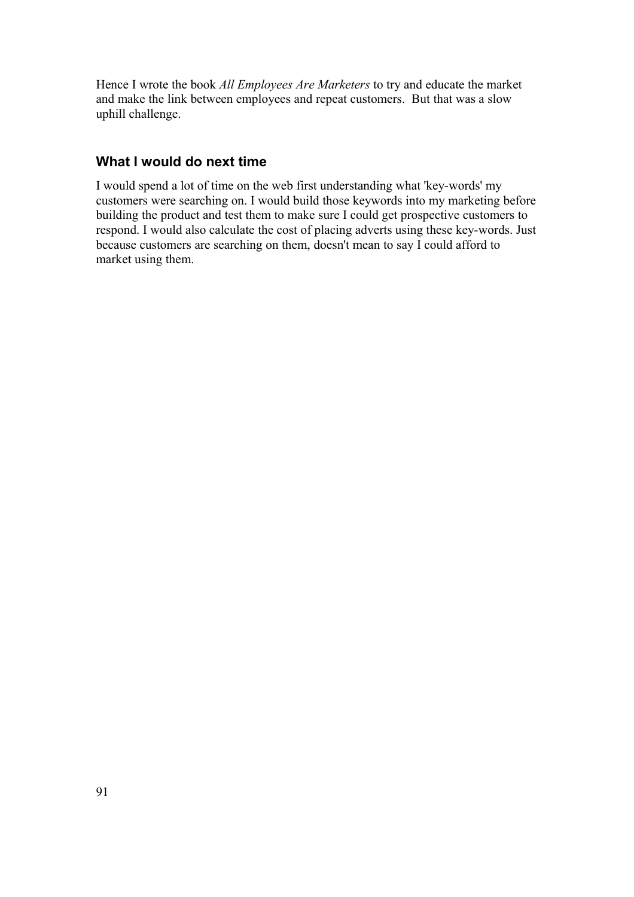Hence I wrote the book *All Employees Are Marketers* to try and educate the market and make the link between employees and repeat customers. But that was a slow uphill challenge.

### What I would do next time

I would spend a lot of time on the web first understanding what 'key-words' my customers were searching on. I would build those keywords into my marketing before building the product and test them to make sure I could get prospective customers to respond. I would also calculate the cost of placing adverts using these key-words. Just because customers are searching on them, doesn't mean to say I could afford to market using them.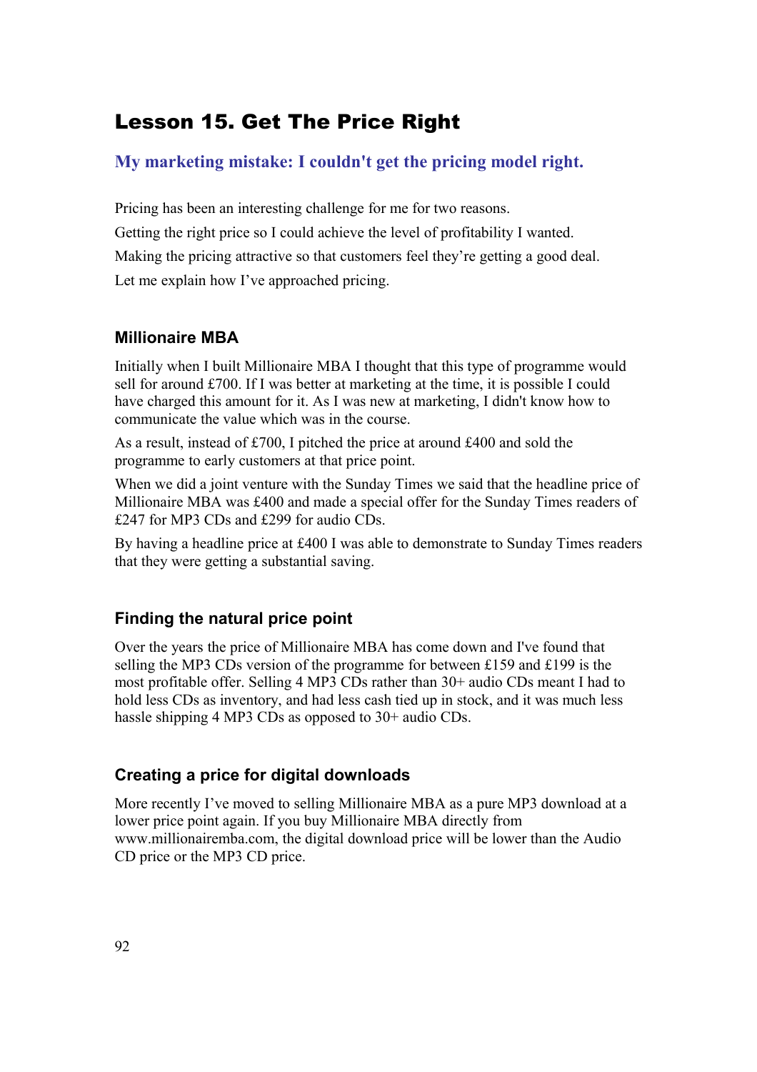# Lesson 15. Get The Price Right

### My marketing mistake: I couldn't get the pricing model right.

Pricing has been an interesting challenge for me for two reasons.

Getting the right price so I could achieve the level of profitability I wanted.

Making the pricing attractive so that customers feel they're getting a good deal.

Let me explain how I've approached pricing.

## Millionaire MBA

Initially when I built Millionaire MBA I thought that this type of programme would sell for around £700. If I was better at marketing at the time, it is possible I could have charged this amount for it. As I was new at marketing, I didn't know how to communicate the value which was in the course.

As a result, instead of £700, I pitched the price at around £400 and sold the programme to early customers at that price point.

When we did a joint venture with the Sunday Times we said that the headline price of Millionaire MBA was £400 and made a special offer for the Sunday Times readers of £247 for MP3 CDs and £299 for audio CDs.

By having a headline price at £400 I was able to demonstrate to Sunday Times readers that they were getting a substantial saving.

## Finding the natural price point

Over the years the price of Millionaire MBA has come down and I've found that selling the MP3 CDs version of the programme for between £159 and £199 is the most profitable offer. Selling 4 MP3 CDs rather than 30+ audio CDs meant I had to hold less CDs as inventory, and had less cash tied up in stock, and it was much less hassle shipping 4 MP3 CDs as opposed to 30+ audio CDs.

## Creating a price for digital downloads

More recently I've moved to selling Millionaire MBA as a pure MP3 download at a lower price point again. If you buy Millionaire MBA directly from www.millionairemba.com, the digital download price will be lower than the Audio CD price or the MP3 CD price.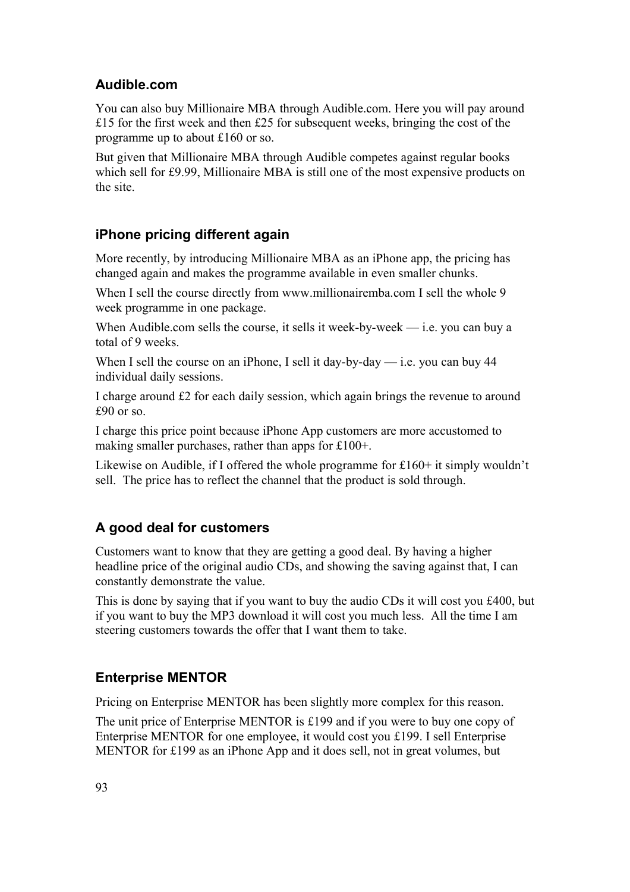### Audible.com

You can also buy Millionaire MBA through Audible.com. Here you will pay around £15 for the first week and then £25 for subsequent weeks, bringing the cost of the programme up to about £160 or so.

But given that Millionaire MBA through Audible competes against regular books which sell for £9.99, Millionaire MBA is still one of the most expensive products on the site.

### iPhone pricing different again

More recently, by introducing Millionaire MBA as an iPhone app, the pricing has changed again and makes the programme available in even smaller chunks.

When I sell the course directly from www.millionairemba.com I sell the whole 9 week programme in one package.

When Audible.com sells the course, it sells it week-by-week — i.e. you can buy a total of 9 weeks.

When I sell the course on an iPhone, I sell it day-by-day — i.e. you can buy 44 individual daily sessions.

I charge around £2 for each daily session, which again brings the revenue to around £90 or so.

I charge this price point because iPhone App customers are more accustomed to making smaller purchases, rather than apps for £100+.

Likewise on Audible, if I offered the whole programme for £160+ it simply wouldn't sell. The price has to reflect the channel that the product is sold through.

### A good deal for customers

Customers want to know that they are getting a good deal. By having a higher headline price of the original audio CDs, and showing the saving against that, I can constantly demonstrate the value.

This is done by saying that if you want to buy the audio CDs it will cost you £400, but if you want to buy the MP3 download it will cost you much less. All the time I am steering customers towards the offer that I want them to take.

### Enterprise MENTOR

Pricing on Enterprise MENTOR has been slightly more complex for this reason.

The unit price of Enterprise MENTOR is £199 and if you were to buy one copy of Enterprise MENTOR for one employee, it would cost you £199. I sell Enterprise MENTOR for £199 as an iPhone App and it does sell, not in great volumes, but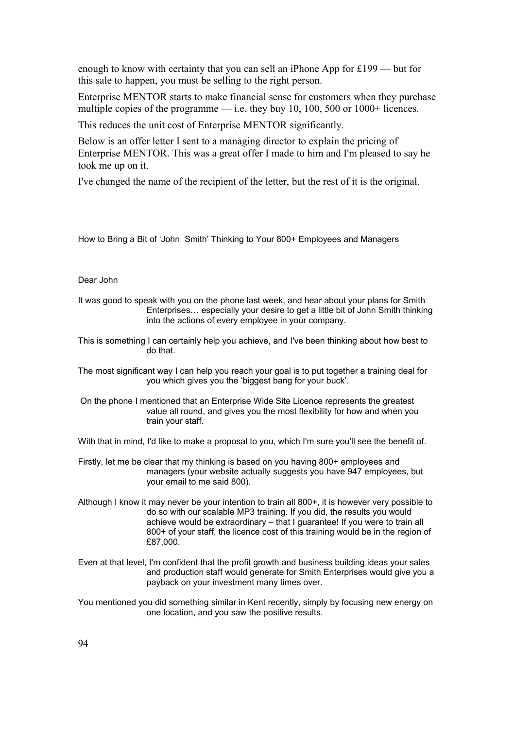enough to know with certainty that you can sell an iPhone App for £199 — but for this sale to happen, you must be selling to the right person.

Enterprise MENTOR starts to make financial sense for customers when they purchase multiple copies of the programme — i.e. they buy 10, 100, 500 or 1000+ licences.

This reduces the unit cost of Enterprise MENTOR significantly.

Below is an offer letter I sent to a managing director to explain the pricing of Enterprise MENTOR. This was a great offer I made to him and I'm pleased to say he took me up on it.

I've changed the name of the recipient of the letter, but the rest of it is the original.

How to Bring a Bit of 'John Smith' Thinking to Your 800+ Employees and Managers

Dear John

It was good to speak with you on the phone last week, and hear about your plans for Smith Enterprises… especially your desire to get a little bit of John Smith thinking into the actions of every employee in your company.

This is something I can certainly help you achieve, and I've been thinking about how best to do that.

The most significant way I can help you reach your goal is to put together a training deal for you which gives you the 'biggest bang for your buck'.

On the phone I mentioned that an Enterprise Wide Site Licence represents the greatest value all round, and gives you the most flexibility for how and when you train your staff.

With that in mind, I'd like to make a proposal to you, which I'm sure you'll see the benefit of.

Firstly, let me be clear that my thinking is based on you having 800+ employees and managers (your website actually suggests you have 947 employees, but your email to me said 800).

Although I know it may never be your intention to train all 800+, it is however very possible to do so with our scalable MP3 training. If you did, the results you would achieve would be extraordinary – that I guarantee! If you were to train all 800+ of your staff, the licence cost of this training would be in the region of £87,000.

Even at that level, I'm confident that the profit growth and business building ideas your sales and production staff would generate for Smith Enterprises would give you a payback on your investment many times over.

You mentioned you did something similar in Kent recently, simply by focusing new energy on one location, and you saw the positive results.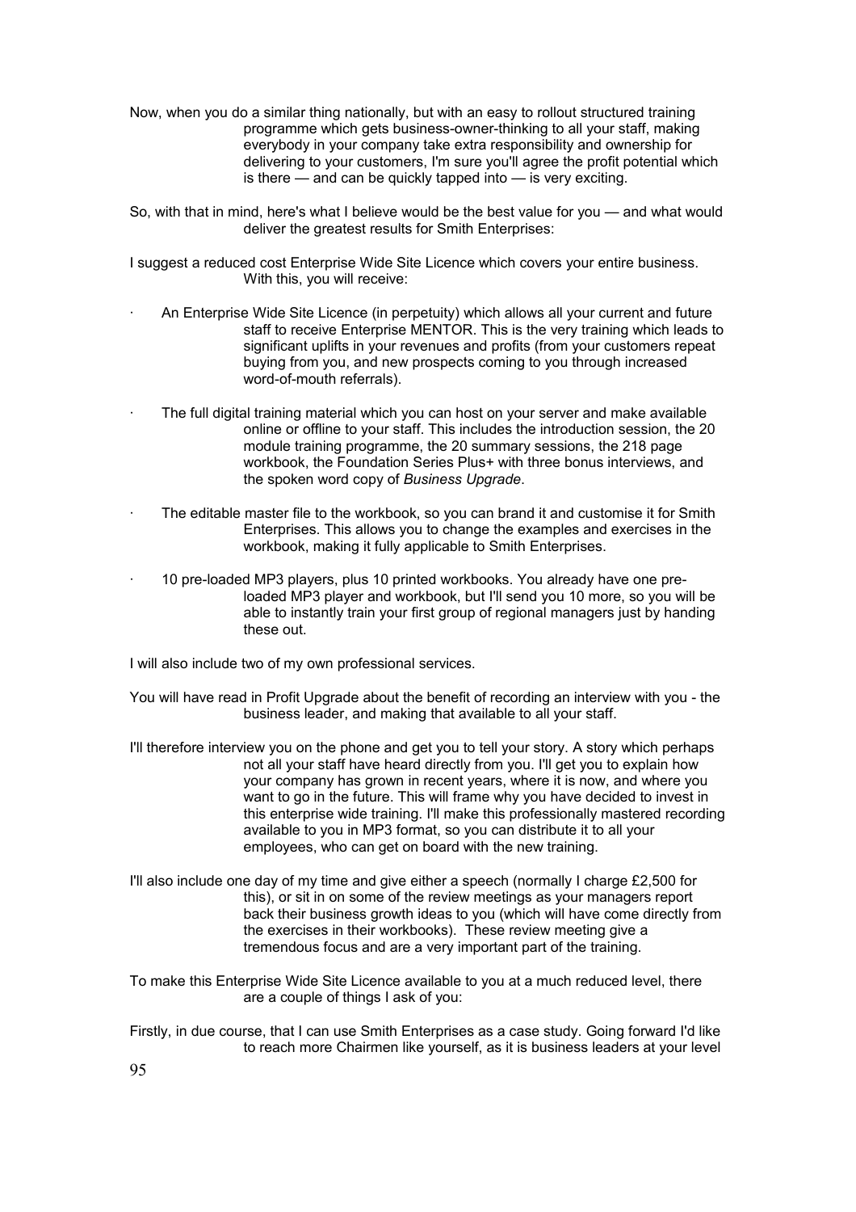Now, when you do a similar thing nationally, but with an easy to rollout structured training programme which gets business-owner-thinking to all your staff, making everybody in your company take extra responsibility and ownership for delivering to your customers, I'm sure you'll agree the profit potential which is there — and can be quickly tapped into — is very exciting.

So, with that in mind, here's what I believe would be the best value for you — and what would deliver the greatest results for Smith Enterprises:

I suggest a reduced cost Enterprise Wide Site Licence which covers your entire business. With this, you will receive:

- An Enterprise Wide Site Licence (in perpetuity) which allows all your current and future staff to receive Enterprise MENTOR. This is the very training which leads to significant uplifts in your revenues and profits (from your customers repeat buying from you, and new prospects coming to you through increased word-of-mouth referrals).
- The full digital training material which you can host on your server and make available online or offline to your staff. This includes the introduction session, the 20 module training programme, the 20 summary sessions, the 218 page workbook, the Foundation Series Plus+ with three bonus interviews, and the spoken word copy of *Business Upgrade*.
- The editable master file to the workbook, so you can brand it and customise it for Smith Enterprises. This allows you to change the examples and exercises in the workbook, making it fully applicable to Smith Enterprises.
- 10 pre-loaded MP3 players, plus 10 printed workbooks. You already have one pre-loaded MP3 player and workbook, but I'll send you 10 more, so you will be able to instantly train your first group of regional managers just by handing these out.

I will also include two of my own professional services.

You will have read in Profit Upgrade about the benefit of recording an interview with you - the business leader, and making that available to all your staff.

I'll therefore interview you on the phone and get you to tell your story. A story which perhaps not all your staff have heard directly from you. I'll get you to explain how your company has grown in recent years, where it is now, and where you want to go in the future. This will frame why you have decided to invest in this enterprise wide training. I'll make this professionally mastered recording available to you in MP3 format, so you can distribute it to all your employees, who can get on board with the new training.

I'll also include one day of my time and give either a speech (normally I charge £2,500 for this), or sit in on some of the review meetings as your managers report back their business growth ideas to you (which will have come directly from the exercises in their workbooks). These review meeting give a tremendous focus and are a very important part of the training.

To make this Enterprise Wide Site Licence available to you at a much reduced level, there are a couple of things I ask of you:

Firstly, in due course, that I can use Smith Enterprises as a case study. Going forward I'd like to reach more Chairmen like yourself, as it is business leaders at your level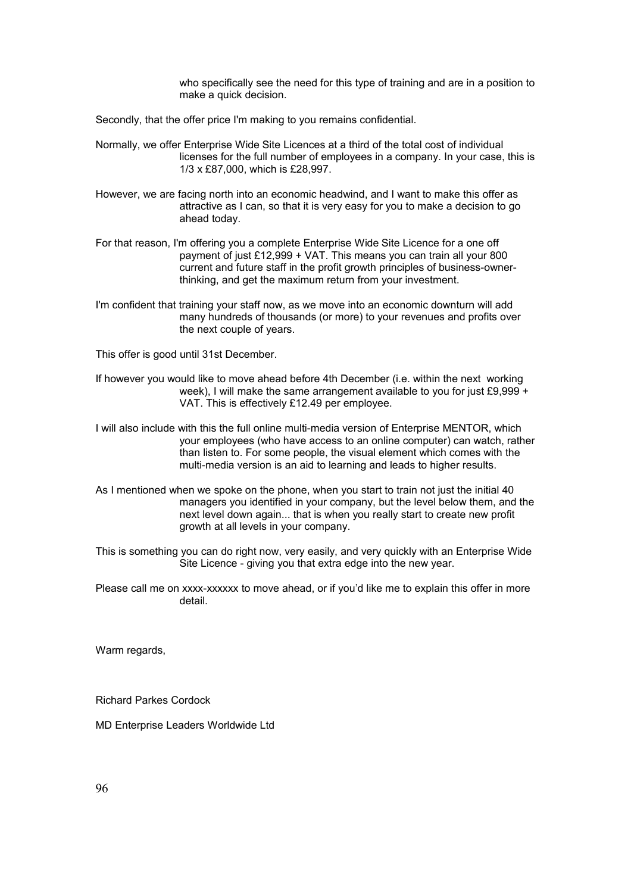who specifically see the need for this type of training and are in a position to make a quick decision.

Secondly, that the offer price I'm making to you remains confidential.

Normally, we offer Enterprise Wide Site Licences at a third of the total cost of individual licenses for the full number of employees in a company. In your case, this is 1/3 x £87,000, which is £28,997.

However, we are facing north into an economic headwind, and I want to make this offer as attractive as I can, so that it is very easy for you to make a decision to go ahead today.

For that reason, I'm offering you a complete Enterprise Wide Site Licence for a one off payment of just £12,999 + VAT. This means you can train all your 800 current and future staff in the profit growth principles of business-owner-thinking, and get the maximum return from your investment.

I'm confident that training your staff now, as we move into an economic downturn will add many hundreds of thousands (or more) to your revenues and profits over the next couple of years.

This offer is good until 31st December.

If however you would like to move ahead before 4th December (i.e. within the next working week), I will make the same arrangement available to you for just £9,999 + VAT. This is effectively £12.49 per employee.

I will also include with this the full online multi-media version of Enterprise MENTOR, which your employees (who have access to an online computer) can watch, rather than listen to. For some people, the visual element which comes with the multi-media version is an aid to learning and leads to higher results.

As I mentioned when we spoke on the phone, when you start to train not just the initial 40 managers you identified in your company, but the level below them, and the next level down again... that is when you really start to create new profit growth at all levels in your company.

This is something you can do right now, very easily, and very quickly with an Enterprise Wide Site Licence - giving you that extra edge into the new year.

Please call me on xxxx-xxxxxx to move ahead, or if you'd like me to explain this offer in more detail.

Warm regards,

Richard Parkes Cordock

MD Enterprise Leaders Worldwide Ltd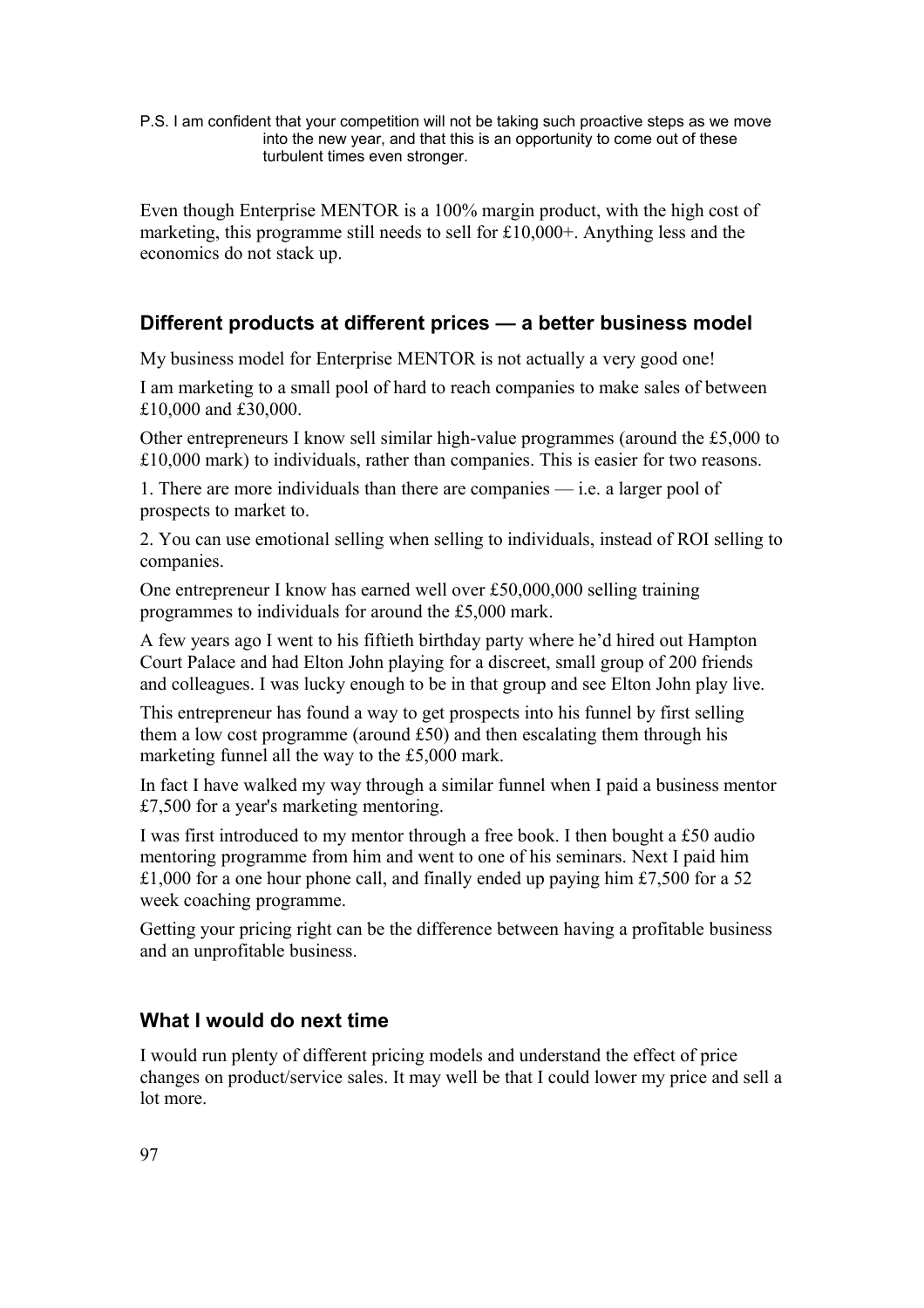P.S. I am confident that your competition will not be taking such proactive steps as we move into the new year, and that this is an opportunity to come out of these turbulent times even stronger.

Even though Enterprise MENTOR is a 100% margin product, with the high cost of marketing, this programme still needs to sell for £10,000+. Anything less and the economics do not stack up.

### Different products at different prices — a better business model

My business model for Enterprise MENTOR is not actually a very good one!

I am marketing to a small pool of hard to reach companies to make sales of between £10,000 and £30,000.

Other entrepreneurs I know sell similar high-value programmes (around the £5,000 to £10,000 mark) to individuals, rather than companies. This is easier for two reasons.

1. There are more individuals than there are companies — i.e. a larger pool of prospects to market to.

2. You can use emotional selling when selling to individuals, instead of ROI selling to companies.

One entrepreneur I know has earned well over £50,000,000 selling training programmes to individuals for around the £5,000 mark.

A few years ago I went to his fiftieth birthday party where he'd hired out Hampton Court Palace and had Elton John playing for a discreet, small group of 200 friends and colleagues. I was lucky enough to be in that group and see Elton John play live.

This entrepreneur has found a way to get prospects into his funnel by first selling them a low cost programme (around £50) and then escalating them through his marketing funnel all the way to the £5,000 mark.

In fact I have walked my way through a similar funnel when I paid a business mentor £7,500 for a year's marketing mentoring.

I was first introduced to my mentor through a free book. I then bought a £50 audio mentoring programme from him and went to one of his seminars. Next I paid him £1,000 for a one hour phone call, and finally ended up paying him £7,500 for a 52 week coaching programme.

Getting your pricing right can be the difference between having a profitable business and an unprofitable business.

### What I would do next time

I would run plenty of different pricing models and understand the effect of price changes on product/service sales. It may well be that I could lower my price and sell a lot more.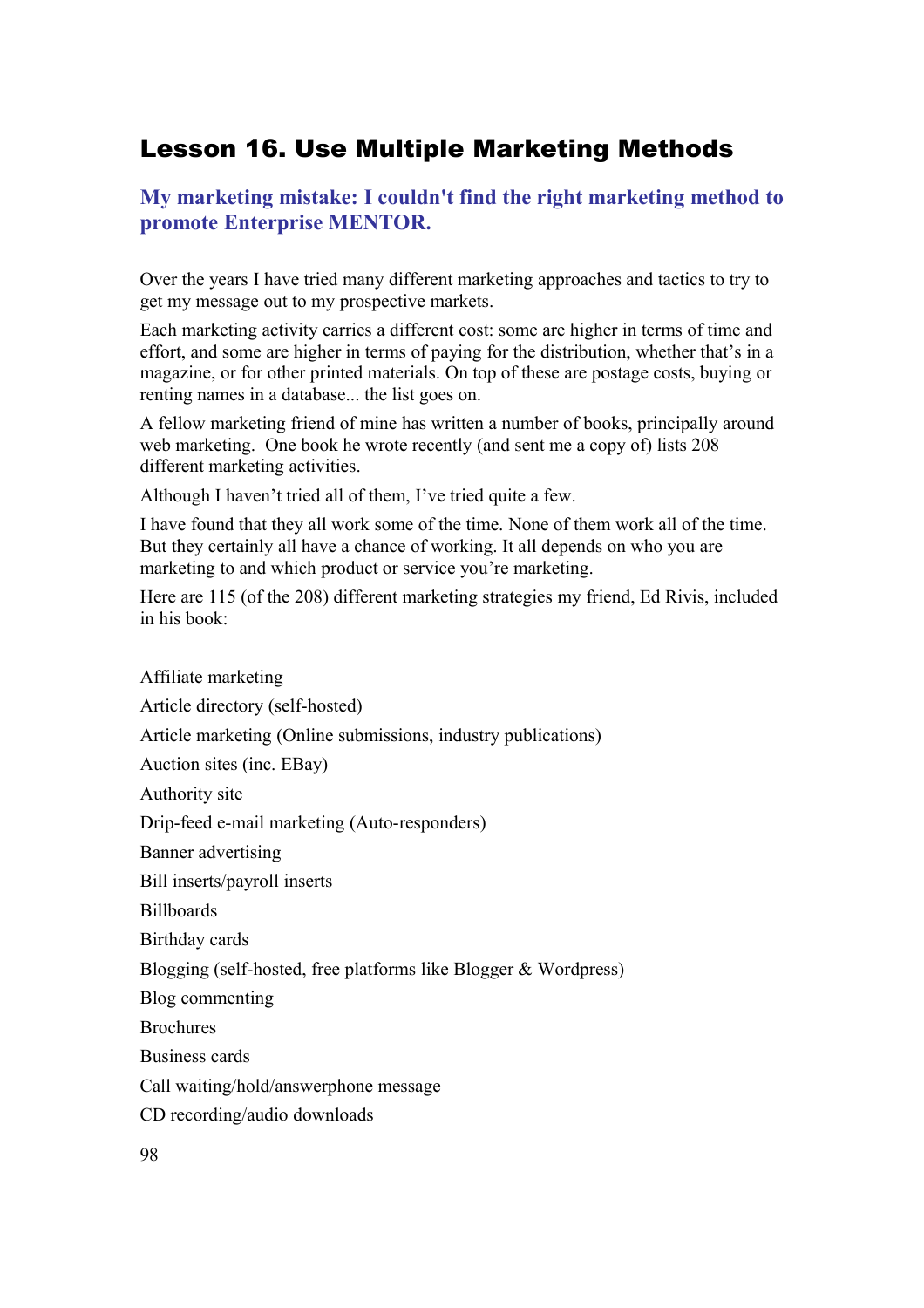# Lesson 16. Use Multiple Marketing Methods

## My marketing mistake: I couldn't find the right marketing method to promote Enterprise MENTOR.

Over the years I have tried many different marketing approaches and tactics to try to get my message out to my prospective markets.

Each marketing activity carries a different cost: some are higher in terms of time and effort, and some are higher in terms of paying for the distribution, whether that's in a magazine, or for other printed materials. On top of these are postage costs, buying or renting names in a database... the list goes on.

A fellow marketing friend of mine has written a number of books, principally around web marketing. One book he wrote recently (and sent me a copy of) lists 208 different marketing activities.

Although I haven't tried all of them, I've tried quite a few.

I have found that they all work some of the time. None of them work all of the time. But they certainly all have a chance of working. It all depends on who you are marketing to and which product or service you're marketing.

Here are 115 (of the 208) different marketing strategies my friend, Ed Rivis, included in his book:

Affiliate marketing

Article directory (self-hosted)

Article marketing (Online submissions, industry publications)

Auction sites (inc. EBay)

Authority site

Drip-feed e-mail marketing (Auto-responders)

Banner advertising

Bill inserts/payroll inserts

Billboards

Birthday cards

Blogging (self-hosted, free platforms like Blogger & Wordpress)

Blog commenting

Brochures

Business cards

Call waiting/hold/answerphone message

CD recording/audio downloads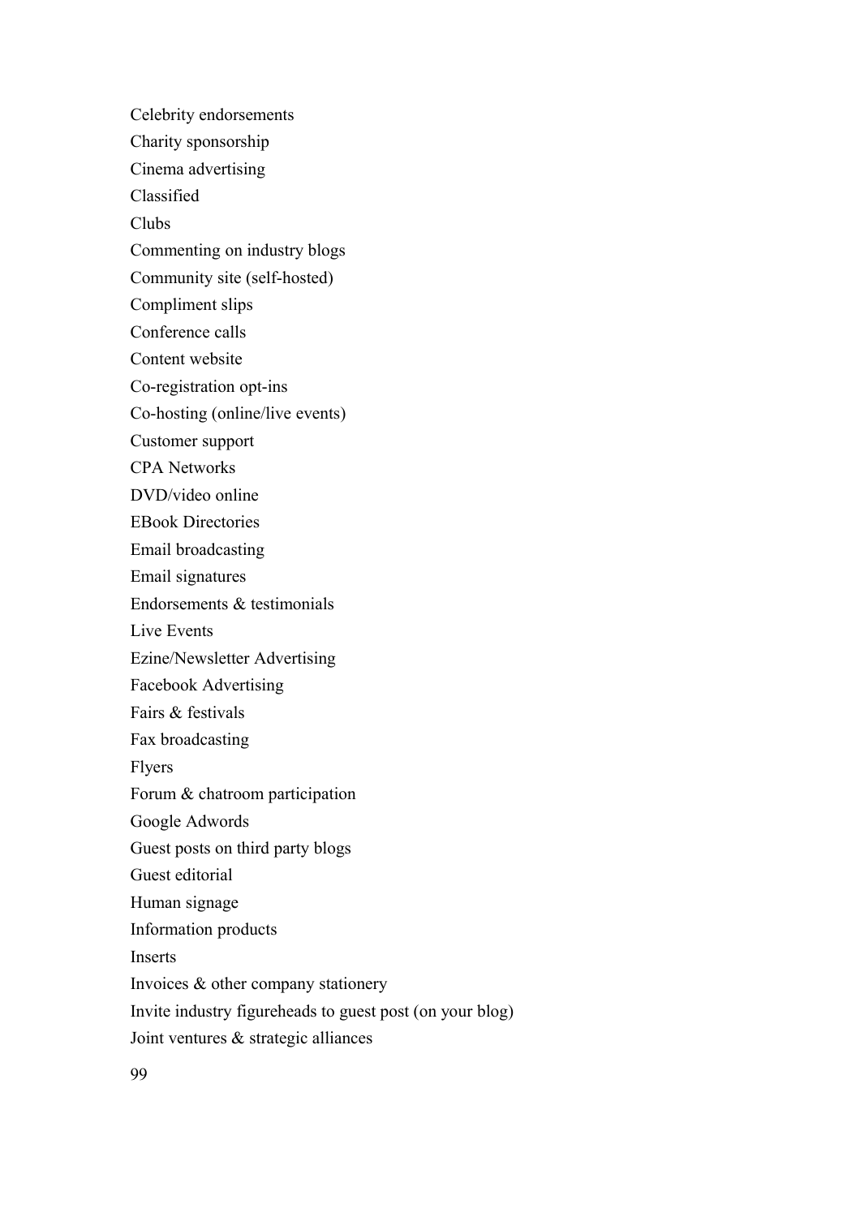Celebrity endorsements

Charity sponsorship

Cinema advertising

Classified

Clubs

Commenting on industry blogs

Community site (self-hosted)

Compliment slips

Conference calls

Content website

Co-registration opt-ins

Co-hosting (online/live events)

Customer support

CPA Networks

DVD/video online

EBook Directories

Email broadcasting

Email signatures

Endorsements & testimonials

Live Events

Ezine/Newsletter Advertising

Facebook Advertising

Fairs & festivals

Fax broadcasting

Flyers

Forum & chatroom participation

Google Adwords

Guest posts on third party blogs

Guest editorial

Human signage

Information products

Inserts

Invoices & other company stationery

Invite industry figureheads to guest post (on your blog)

Joint ventures & strategic alliances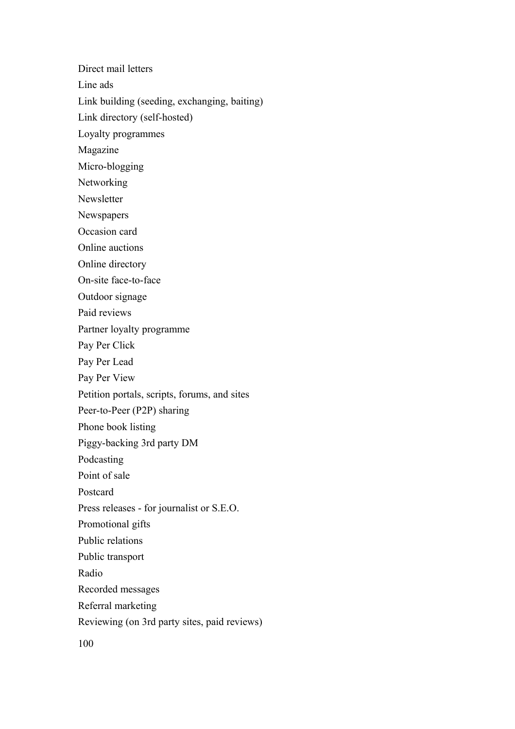Direct mail letters

Line ads

Link building (seeding, exchanging, baiting)

Link directory (self-hosted)

Loyalty programmes

Magazine

Micro-blogging

Networking

Newsletter

Newspapers

Occasion card

Online auctions

Online directory

On-site face-to-face

Outdoor signage

Paid reviews

Partner loyalty programme

Pay Per Click

Pay Per Lead

Pay Per View

Petition portals, scripts, forums, and sites

Peer-to-Peer (P2P) sharing

Phone book listing

Piggy-backing 3rd party DM

Podcasting

Point of sale

Postcard

Press releases - for journalist or S.E.O.

Promotional gifts

Public relations

Public transport

Radio

Recorded messages

Referral marketing

Reviewing (on 3rd party sites, paid reviews)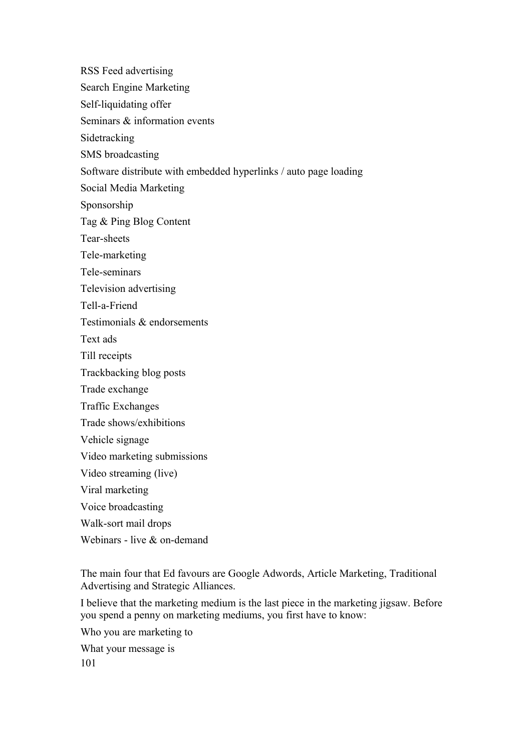RSS Feed advertising

Search Engine Marketing

Self-liquidating offer

Seminars & information events

Sidetracking

SMS broadcasting

Software distribute with embedded hyperlinks / auto page loading

Social Media Marketing

Sponsorship

Tag & Ping Blog Content

Tear-sheets

Tele-marketing

Tele-seminars

Television advertising

Tell-a-Friend

Testimonials & endorsements

Text ads

Till receipts

Trackbacking blog posts

Trade exchange

Traffic Exchanges

Trade shows/exhibitions

Vehicle signage

Video marketing submissions

Video streaming (live)

Viral marketing

Voice broadcasting

Walk-sort mail drops

Webinars - live & on-demand

The main four that Ed favours are Google Adwords, Article Marketing, Traditional Advertising and Strategic Alliances.

I believe that the marketing medium is the last piece in the marketing jigsaw. Before you spend a penny on marketing mediums, you first have to know:

Who you are marketing to

What your message is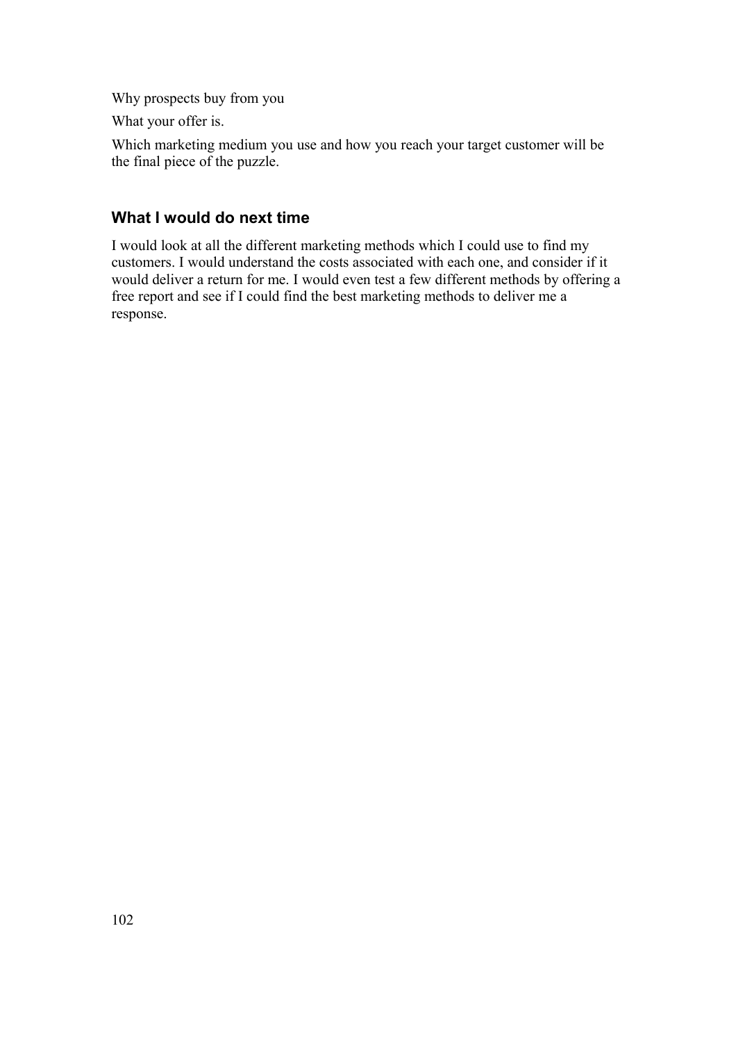Why prospects buy from you

What your offer is.

Which marketing medium you use and how you reach your target customer will be the final piece of the puzzle.

### What I would do next time

I would look at all the different marketing methods which I could use to find my customers. I would understand the costs associated with each one, and consider if it would deliver a return for me. I would even test a few different methods by offering a free report and see if I could find the best marketing methods to deliver me a response.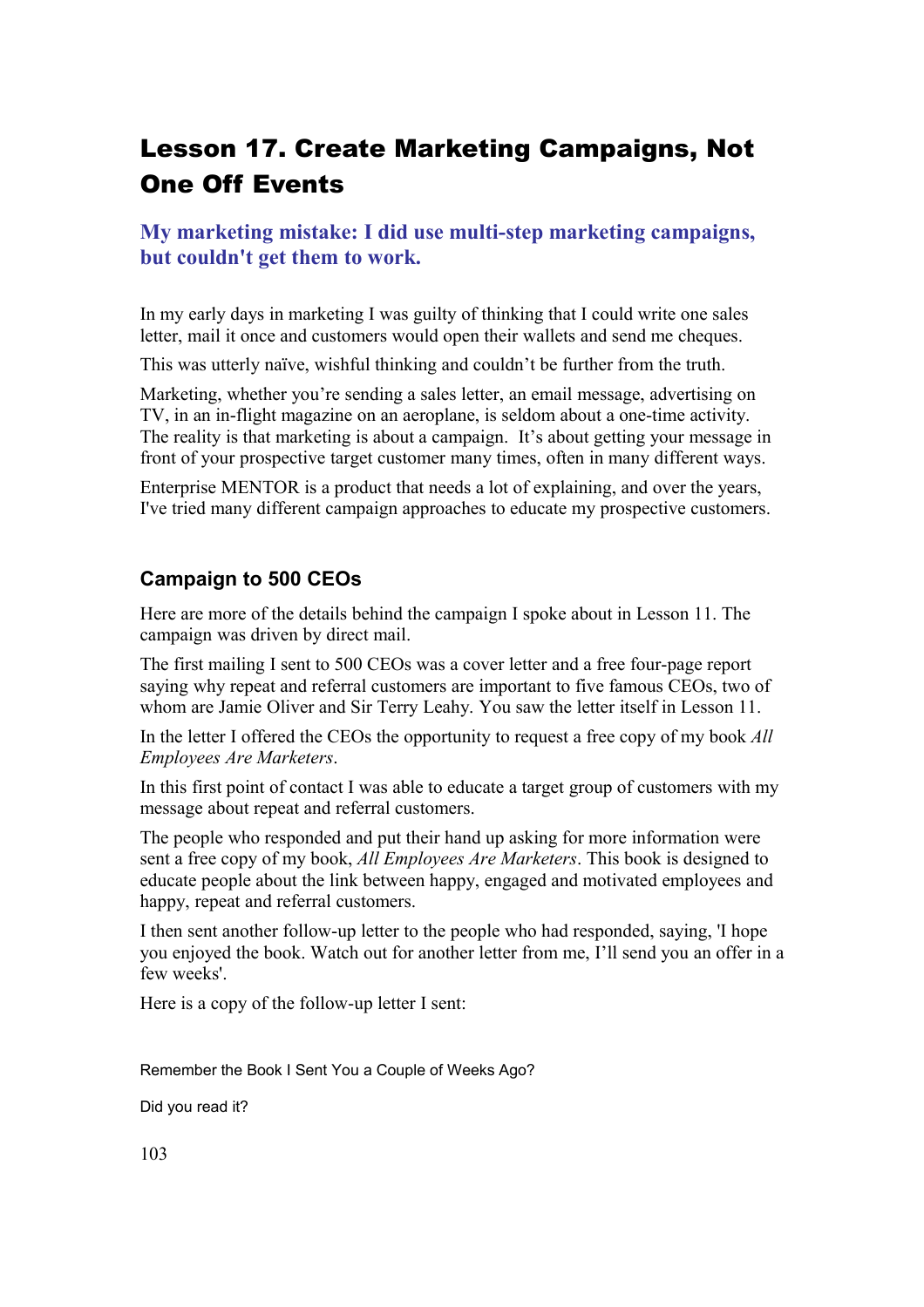# Lesson 17. Create Marketing Campaigns, Not One Off Events

## My marketing mistake: I did use multi-step marketing campaigns, but couldn't get them to work.

In my early days in marketing I was guilty of thinking that I could write one sales letter, mail it once and customers would open their wallets and send me cheques.

This was utterly naïve, wishful thinking and couldn't be further from the truth.

Marketing, whether you're sending a sales letter, an email message, advertising on TV, in an in-flight magazine on an aeroplane, is seldom about a one-time activity. The reality is that marketing is about a campaign. It's about getting your message in front of your prospective target customer many times, often in many different ways.

Enterprise MENTOR is a product that needs a lot of explaining, and over the years, I've tried many different campaign approaches to educate my prospective customers.

### Campaign to 500 CEOs

Here are more of the details behind the campaign I spoke about in Lesson 11. The campaign was driven by direct mail.

The first mailing I sent to 500 CEOs was a cover letter and a free four-page report saying why repeat and referral customers are important to five famous CEOs, two of whom are Jamie Oliver and Sir Terry Leahy. You saw the letter itself in Lesson 11.

In the letter I offered the CEOs the opportunity to request a free copy of my book *All Employees Are Marketers*.

In this first point of contact I was able to educate a target group of customers with my message about repeat and referral customers.

The people who responded and put their hand up asking for more information were sent a free copy of my book, *All Employees Are Marketers*. This book is designed to educate people about the link between happy, engaged and motivated employees and happy, repeat and referral customers.

I then sent another follow-up letter to the people who had responded, saying, 'I hope you enjoyed the book. Watch out for another letter from me, I'll send you an offer in a few weeks'.

Here is a copy of the follow-up letter I sent:

Remember the Book I Sent You a Couple of Weeks Ago?

Did you read it?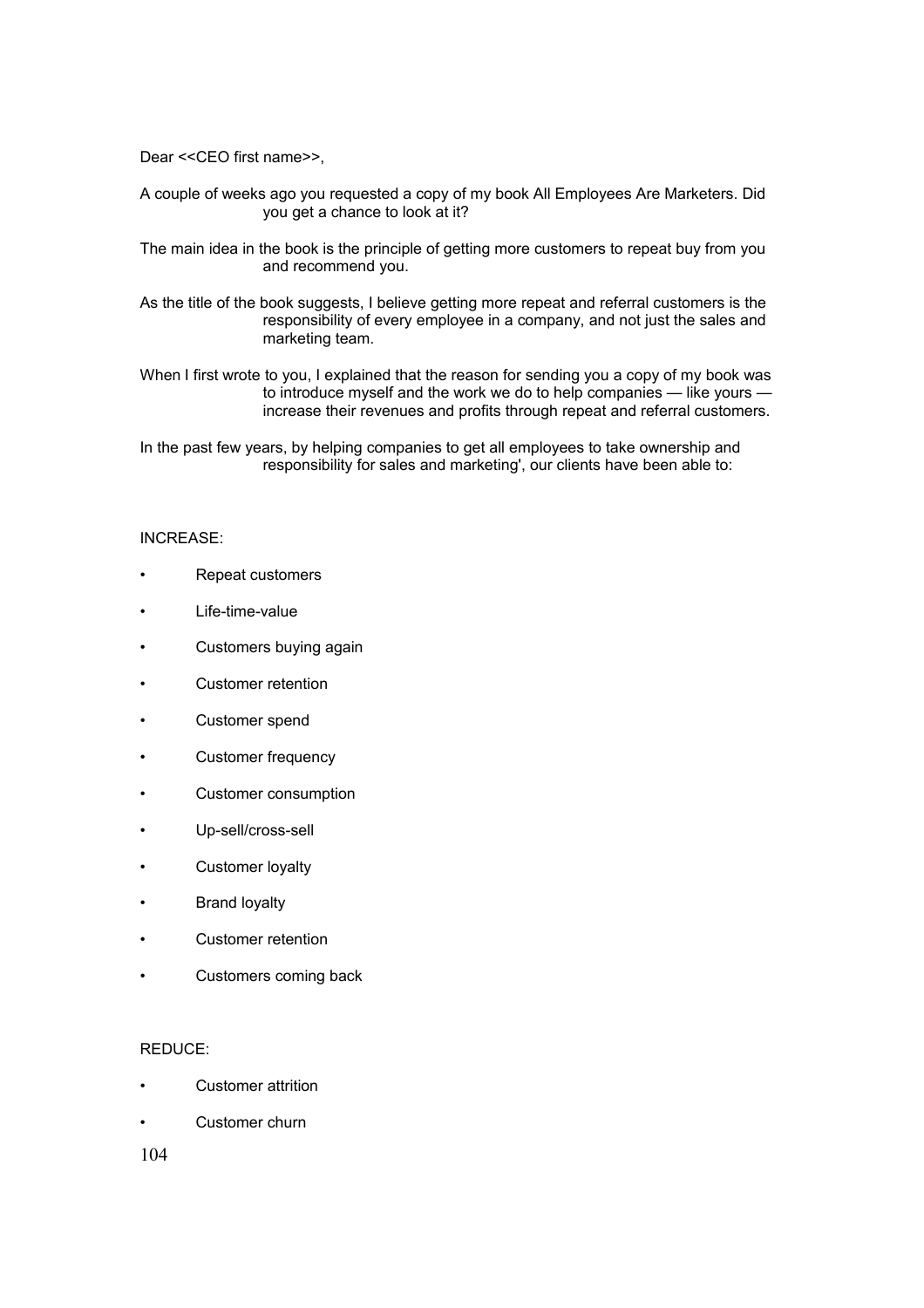Dear <<CEO first name>>,

A couple of weeks ago you requested a copy of my book All Employees Are Marketers. Did you get a chance to look at it?

The main idea in the book is the principle of getting more customers to repeat buy from you and recommend you.

As the title of the book suggests, I believe getting more repeat and referral customers is the responsibility of every employee in a company, and not just the sales and marketing team.

When I first wrote to you, I explained that the reason for sending you a copy of my book was to introduce myself and the work we do to help companies — like yours — increase their revenues and profits through repeat and referral customers.

In the past few years, by helping companies to get all employees to take ownership and responsibility for sales and marketing', our clients have been able to:

INCREASE:

- Repeat customers
- Life-time-value
- Customers buying again
- Customer retention
- Customer spend
- Customer frequency
- Customer consumption
- Up-sell/cross-sell
- Customer loyalty
- Brand loyalty
- Customer retention
- Customers coming back

REDUCE:

- Customer attrition
- Customer churn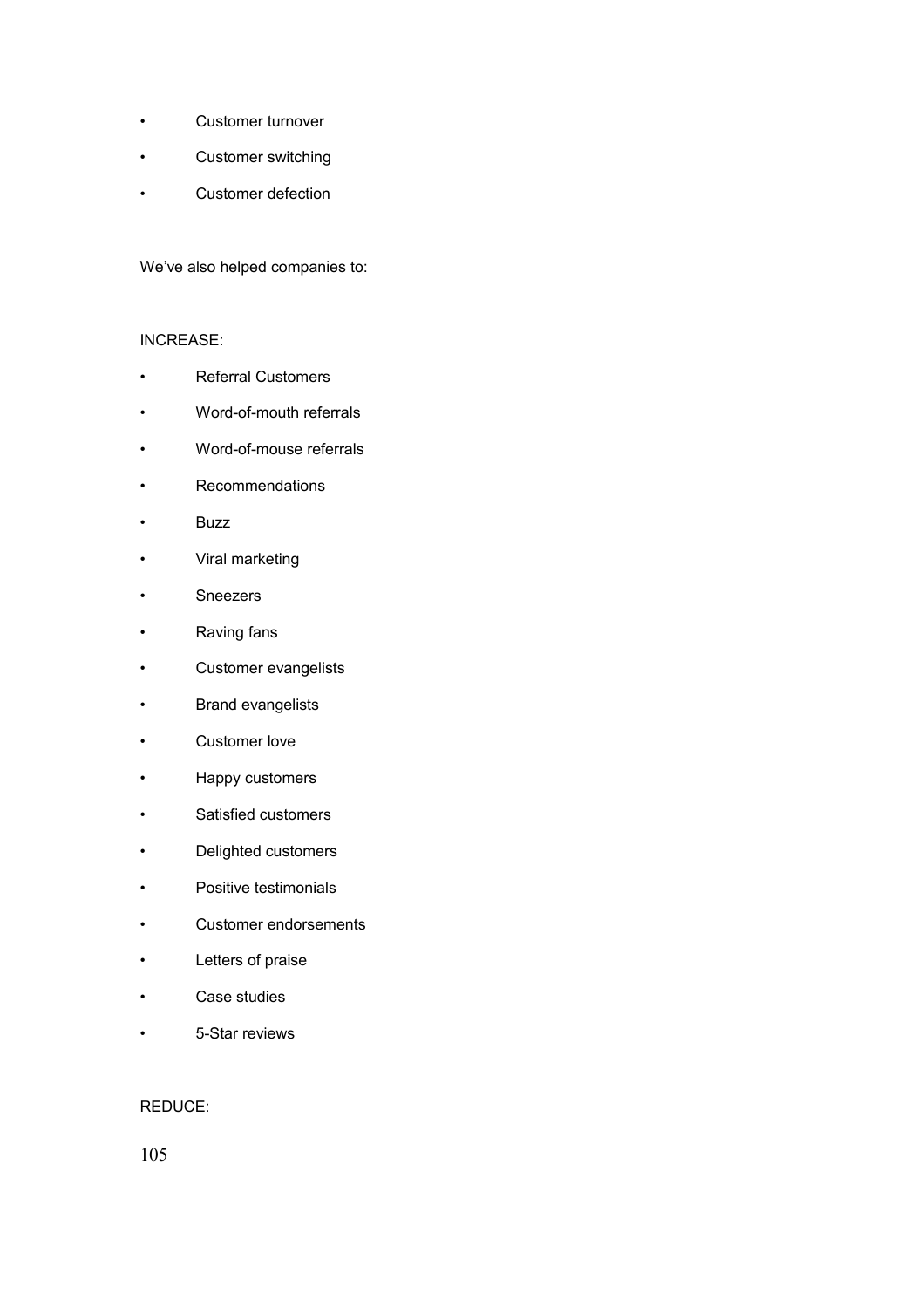- Customer turnover
- Customer switching
- Customer defection

We've also helped companies to:

INCREASE:

- Referral Customers
- Word-of-mouth referrals
- Word-of-mouse referrals
- Recommendations
- Buzz
- Viral marketing
- Sneezers
- Raving fans
- Customer evangelists
- Brand evangelists
- Customer love
- Happy customers
- Satisfied customers
- Delighted customers
- Positive testimonials
- Customer endorsements
- Letters of praise
- Case studies
- 5-Star reviews

REDUCE: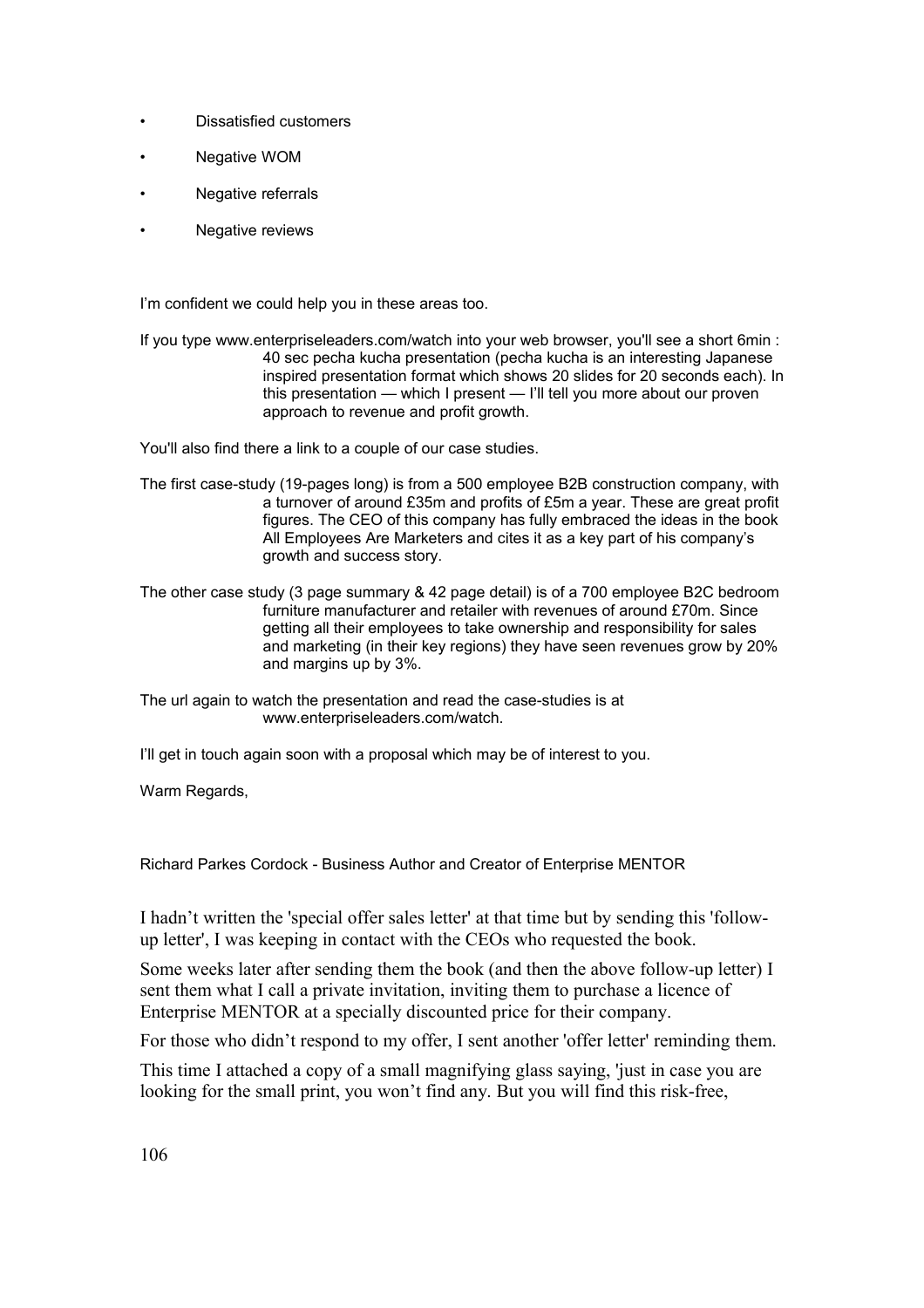- Dissatisfied customers
- Negative WOM
- Negative referrals
- Negative reviews

I'm confident we could help you in these areas too.

If you type www.enterpriseleaders.com/watch into your web browser, you'll see a short 6min : 40 sec pecha kucha presentation (pecha kucha is an interesting Japanese inspired presentation format which shows 20 slides for 20 seconds each). In this presentation — which I present — I'll tell you more about our proven approach to revenue and profit growth.

You'll also find there a link to a couple of our case studies.

The first case-study (19-pages long) is from a 500 employee B2B construction company, with a turnover of around £35m and profits of £5m a year. These are great profit figures. The CEO of this company has fully embraced the ideas in the book All Employees Are Marketers and cites it as a key part of his company's growth and success story.

The other case study (3 page summary & 42 page detail) is of a 700 employee B2C bedroom furniture manufacturer and retailer with revenues of around £70m. Since getting all their employees to take ownership and responsibility for sales and marketing (in their key regions) they have seen revenues grow by 20% and margins up by 3%.

The url again to watch the presentation and read the case-studies is at www.enterpriseleaders.com/watch.

I'll get in touch again soon with a proposal which may be of interest to you.

Warm Regards,

Richard Parkes Cordock - Business Author and Creator of Enterprise MENTOR

I hadn't written the 'special offer sales letter' at that time but by sending this 'follow-up letter', I was keeping in contact with the CEOs who requested the book.

Some weeks later after sending them the book (and then the above follow-up letter) I sent them what I call a private invitation, inviting them to purchase a licence of Enterprise MENTOR at a specially discounted price for their company.

For those who didn't respond to my offer, I sent another 'offer letter' reminding them.

This time I attached a copy of a small magnifying glass saying, 'just in case you are looking for the small print, you won't find any. But you will find this risk-free,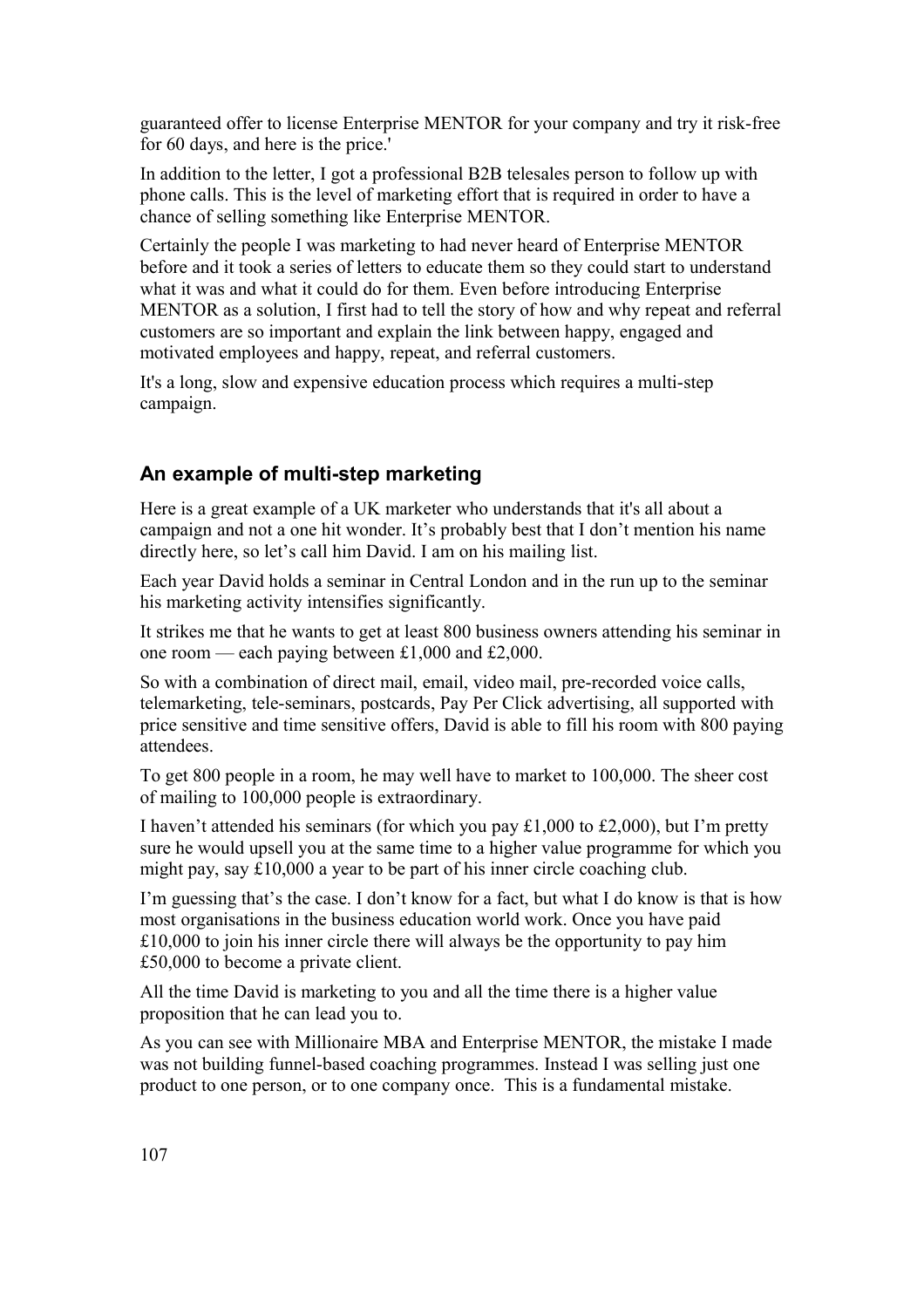guaranteed offer to license Enterprise MENTOR for your company and try it risk-free for 60 days, and here is the price.'

In addition to the letter, I got a professional B2B telesales person to follow up with phone calls. This is the level of marketing effort that is required in order to have a chance of selling something like Enterprise MENTOR.

Certainly the people I was marketing to had never heard of Enterprise MENTOR before and it took a series of letters to educate them so they could start to understand what it was and what it could do for them. Even before introducing Enterprise MENTOR as a solution, I first had to tell the story of how and why repeat and referral customers are so important and explain the link between happy, engaged and motivated employees and happy, repeat, and referral customers.

It's a long, slow and expensive education process which requires a multi-step campaign.

### An example of multi-step marketing

Here is a great example of a UK marketer who understands that it's all about a campaign and not a one hit wonder. It's probably best that I don't mention his name directly here, so let's call him David. I am on his mailing list.

Each year David holds a seminar in Central London and in the run up to the seminar his marketing activity intensifies significantly.

It strikes me that he wants to get at least 800 business owners attending his seminar in one room — each paying between £1,000 and £2,000.

So with a combination of direct mail, email, video mail, pre-recorded voice calls, telemarketing, tele-seminars, postcards, Pay Per Click advertising, all supported with price sensitive and time sensitive offers, David is able to fill his room with 800 paying attendees.

To get 800 people in a room, he may well have to market to 100,000. The sheer cost of mailing to 100,000 people is extraordinary.

I haven't attended his seminars (for which you pay £1,000 to £2,000), but I'm pretty sure he would upsell you at the same time to a higher value programme for which you might pay, say £10,000 a year to be part of his inner circle coaching club.

I'm guessing that's the case. I don't know for a fact, but what I do know is that is how most organisations in the business education world work. Once you have paid £10,000 to join his inner circle there will always be the opportunity to pay him £50,000 to become a private client.

All the time David is marketing to you and all the time there is a higher value proposition that he can lead you to.

As you can see with Millionaire MBA and Enterprise MENTOR, the mistake I made was not building funnel-based coaching programmes. Instead I was selling just one product to one person, or to one company once. This is a fundamental mistake.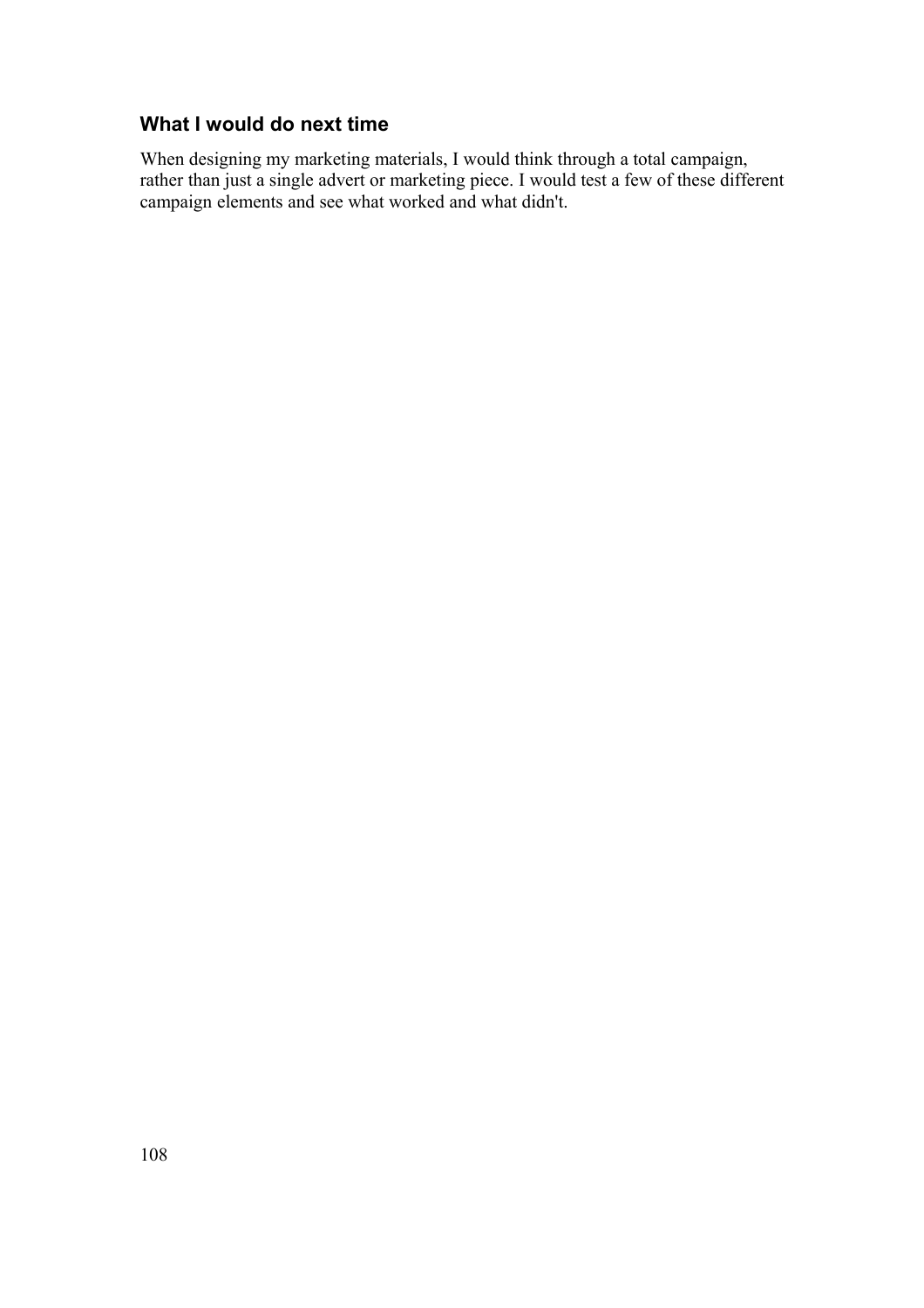### What I would do next time

When designing my marketing materials, I would think through a total campaign, rather than just a single advert or marketing piece. I would test a few of these different campaign elements and see what worked and what didn't.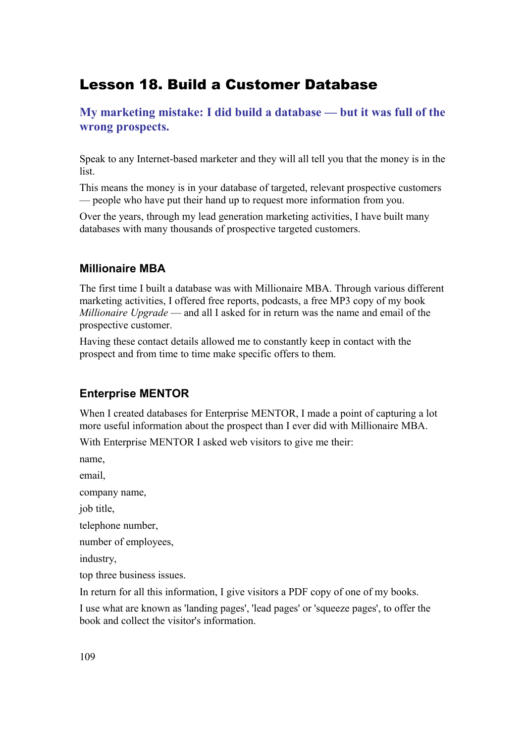# Lesson 18. Build a Customer Database

## My marketing mistake: I did build a database — but it was full of the wrong prospects.

Speak to any Internet-based marketer and they will all tell you that the money is in the list.

This means the money is in your database of targeted, relevant prospective customers — people who have put their hand up to request more information from you.

Over the years, through my lead generation marketing activities, I have built many databases with many thousands of prospective targeted customers.

### Millionaire MBA

The first time I built a database was with Millionaire MBA. Through various different marketing activities, I offered free reports, podcasts, a free MP3 copy of my book *Millionaire Upgrade* — and all I asked for in return was the name and email of the prospective customer.

Having these contact details allowed me to constantly keep in contact with the prospect and from time to time make specific offers to them.

### Enterprise MENTOR

When I created databases for Enterprise MENTOR, I made a point of capturing a lot more useful information about the prospect than I ever did with Millionaire MBA.

With Enterprise MENTOR I asked web visitors to give me their:

name,

email,

company name,

job title,

telephone number,

number of employees,

industry,

top three business issues.

In return for all this information, I give visitors a PDF copy of one of my books.

I use what are known as 'landing pages', 'lead pages' or 'squeeze pages', to offer the book and collect the visitor's information.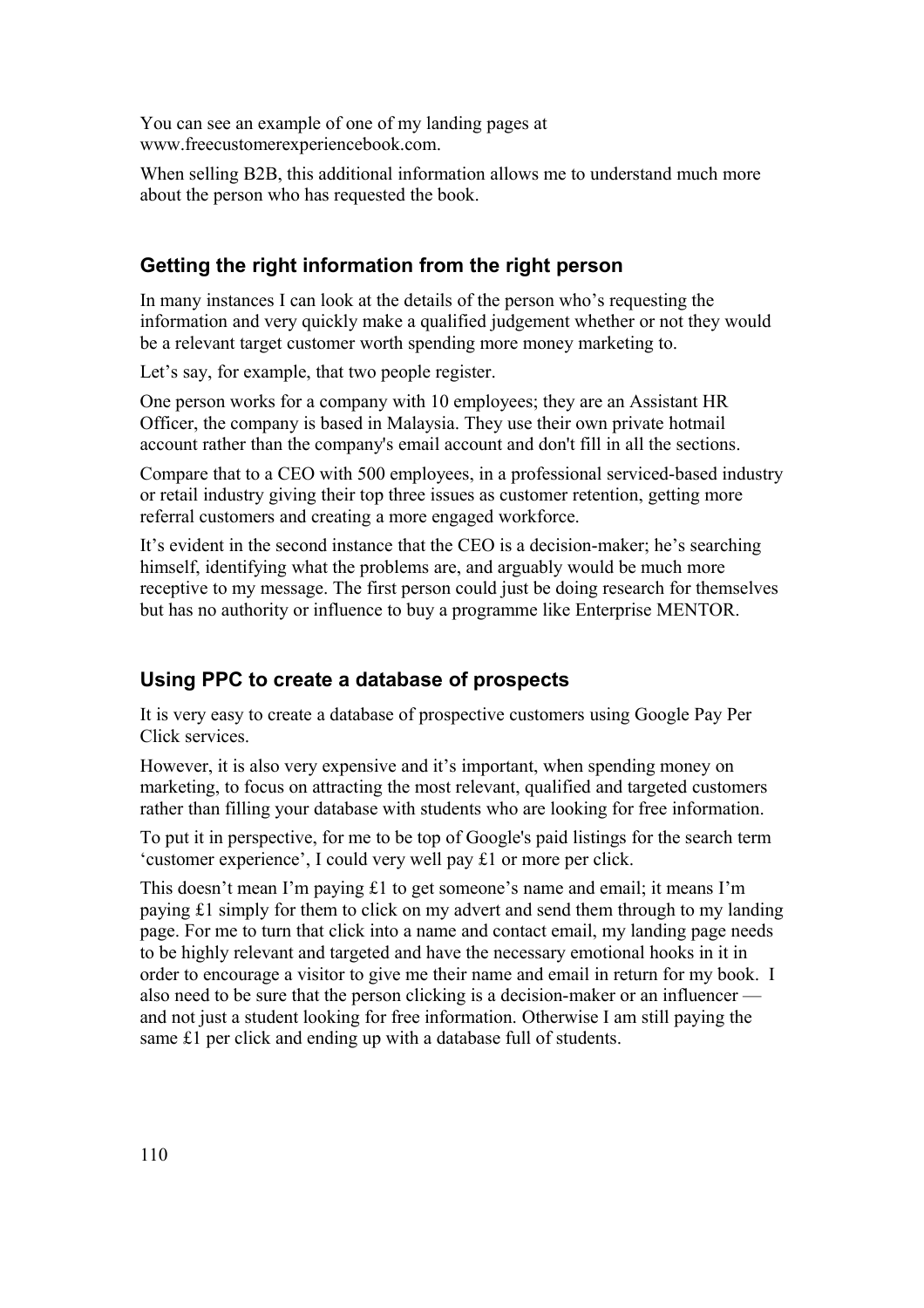You can see an example of one of my landing pages at www.freecustomerexperiencebook.com.

When selling B2B, this additional information allows me to understand much more about the person who has requested the book.

## Getting the right information from the right person

In many instances I can look at the details of the person who's requesting the information and very quickly make a qualified judgement whether or not they would be a relevant target customer worth spending more money marketing to.

Let's say, for example, that two people register.

One person works for a company with 10 employees; they are an Assistant HR Officer, the company is based in Malaysia. They use their own private hotmail account rather than the company's email account and don't fill in all the sections.

Compare that to a CEO with 500 employees, in a professional serviced-based industry or retail industry giving their top three issues as customer retention, getting more referral customers and creating a more engaged workforce.

It's evident in the second instance that the CEO is a decision-maker; he's searching himself, identifying what the problems are, and arguably would be much more receptive to my message. The first person could just be doing research for themselves but has no authority or influence to buy a programme like Enterprise MENTOR.

## Using PPC to create a database of prospects

It is very easy to create a database of prospective customers using Google Pay Per Click services.

However, it is also very expensive and it's important, when spending money on marketing, to focus on attracting the most relevant, qualified and targeted customers rather than filling your database with students who are looking for free information.

To put it in perspective, for me to be top of Google's paid listings for the search term 'customer experience', I could very well pay £1 or more per click.

This doesn't mean I'm paying £1 to get someone's name and email; it means I'm paying £1 simply for them to click on my advert and send them through to my landing page. For me to turn that click into a name and contact email, my landing page needs to be highly relevant and targeted and have the necessary emotional hooks in it in order to encourage a visitor to give me their name and email in return for my book. I also need to be sure that the person clicking is a decision-maker or an influencer — and not just a student looking for free information. Otherwise I am still paying the same £1 per click and ending up with a database full of students.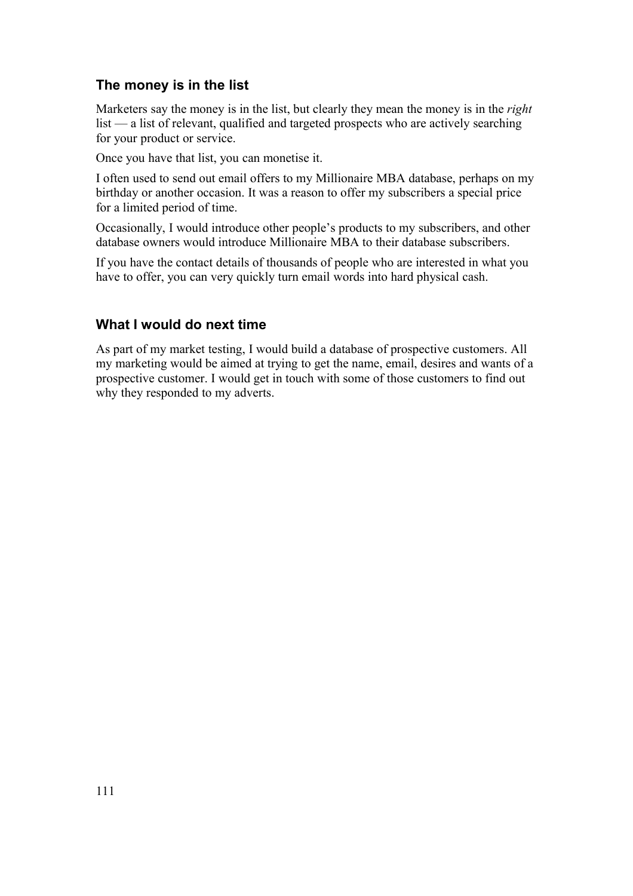### The money is in the list

Marketers say the money is in the list, but clearly they mean the money is in the *right* list — a list of relevant, qualified and targeted prospects who are actively searching for your product or service.

Once you have that list, you can monetise it.

I often used to send out email offers to my Millionaire MBA database, perhaps on my birthday or another occasion. It was a reason to offer my subscribers a special price for a limited period of time.

Occasionally, I would introduce other people's products to my subscribers, and other database owners would introduce Millionaire MBA to their database subscribers.

If you have the contact details of thousands of people who are interested in what you have to offer, you can very quickly turn email words into hard physical cash.

### What I would do next time

As part of my market testing, I would build a database of prospective customers. All my marketing would be aimed at trying to get the name, email, desires and wants of a prospective customer. I would get in touch with some of those customers to find out why they responded to my adverts.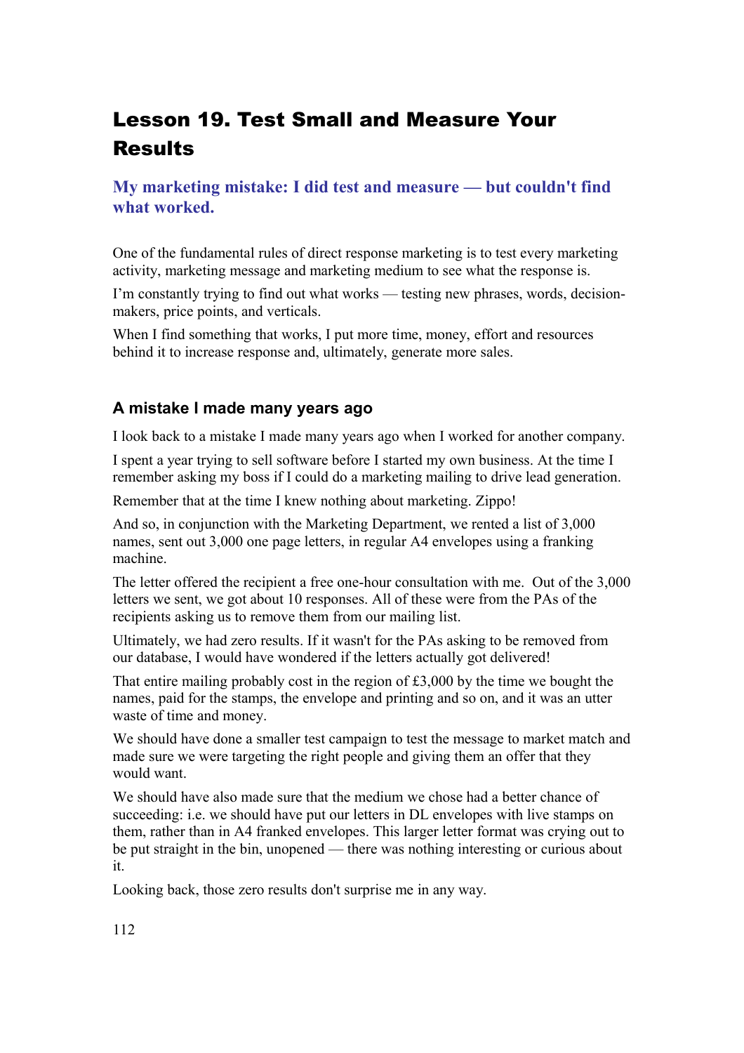# Lesson 19. Test Small and Measure Your Results

### My marketing mistake: I did test and measure — but couldn't find what worked.

One of the fundamental rules of direct response marketing is to test every marketing activity, marketing message and marketing medium to see what the response is.

I'm constantly trying to find out what works — testing new phrases, words, decision-makers, price points, and verticals.

When I find something that works, I put more time, money, effort and resources behind it to increase response and, ultimately, generate more sales.

## A mistake I made many years ago

I look back to a mistake I made many years ago when I worked for another company.

I spent a year trying to sell software before I started my own business. At the time I remember asking my boss if I could do a marketing mailing to drive lead generation.

Remember that at the time I knew nothing about marketing. Zippo!

And so, in conjunction with the Marketing Department, we rented a list of 3,000 names, sent out 3,000 one page letters, in regular A4 envelopes using a franking machine.

The letter offered the recipient a free one-hour consultation with me. Out of the 3,000 letters we sent, we got about 10 responses. All of these were from the PAs of the recipients asking us to remove them from our mailing list.

Ultimately, we had zero results. If it wasn't for the PAs asking to be removed from our database, I would have wondered if the letters actually got delivered!

That entire mailing probably cost in the region of £3,000 by the time we bought the names, paid for the stamps, the envelope and printing and so on, and it was an utter waste of time and money.

We should have done a smaller test campaign to test the message to market match and made sure we were targeting the right people and giving them an offer that they would want.

We should have also made sure that the medium we chose had a better chance of succeeding: i.e. we should have put our letters in DL envelopes with live stamps on them, rather than in A4 franked envelopes. This larger letter format was crying out to be put straight in the bin, unopened — there was nothing interesting or curious about it.

Looking back, those zero results don't surprise me in any way.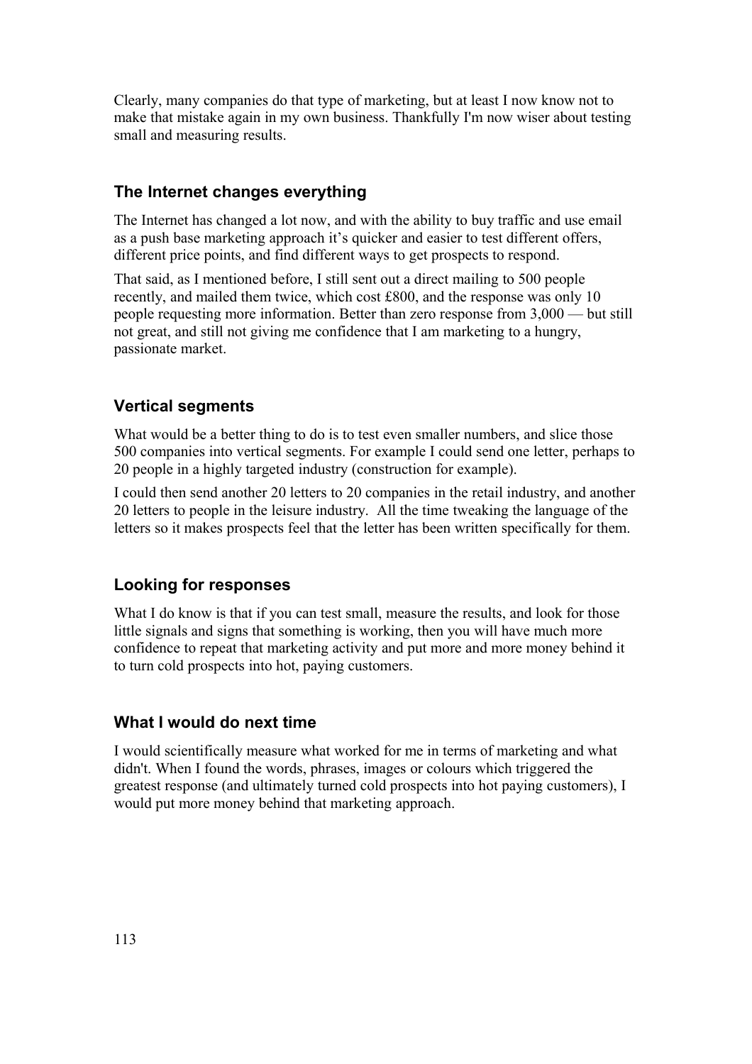Clearly, many companies do that type of marketing, but at least I now know not to make that mistake again in my own business. Thankfully I'm now wiser about testing small and measuring results.

### The Internet changes everything

The Internet has changed a lot now, and with the ability to buy traffic and use email as a push base marketing approach it's quicker and easier to test different offers, different price points, and find different ways to get prospects to respond.

That said, as I mentioned before, I still sent out a direct mailing to 500 people recently, and mailed them twice, which cost £800, and the response was only 10 people requesting more information. Better than zero response from 3,000 — but still not great, and still not giving me confidence that I am marketing to a hungry, passionate market.

### Vertical segments

What would be a better thing to do is to test even smaller numbers, and slice those 500 companies into vertical segments. For example I could send one letter, perhaps to 20 people in a highly targeted industry (construction for example).

I could then send another 20 letters to 20 companies in the retail industry, and another 20 letters to people in the leisure industry. All the time tweaking the language of the letters so it makes prospects feel that the letter has been written specifically for them.

### Looking for responses

What I do know is that if you can test small, measure the results, and look for those little signals and signs that something is working, then you will have much more confidence to repeat that marketing activity and put more and more money behind it to turn cold prospects into hot, paying customers.

### What I would do next time

I would scientifically measure what worked for me in terms of marketing and what didn't. When I found the words, phrases, images or colours which triggered the greatest response (and ultimately turned cold prospects into hot paying customers), I would put more money behind that marketing approach.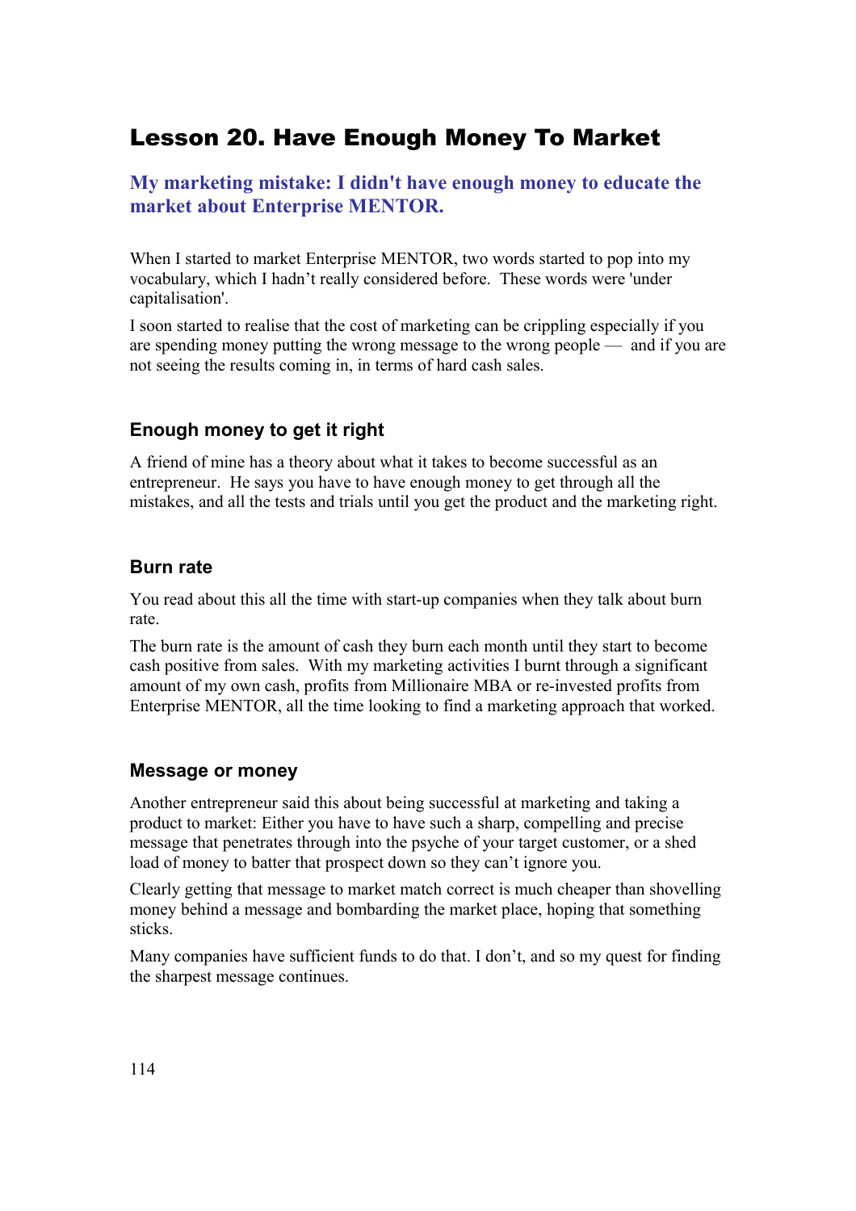# Lesson 20. Have Enough Money To Market

### My marketing mistake: I didn't have enough money to educate the market about Enterprise MENTOR.

When I started to market Enterprise MENTOR, two words started to pop into my vocabulary, which I hadn't really considered before. These words were 'under capitalisation'.

I soon started to realise that the cost of marketing can be crippling especially if you are spending money putting the wrong message to the wrong people — and if you are not seeing the results coming in, in terms of hard cash sales.

## Enough money to get it right

A friend of mine has a theory about what it takes to become successful as an entrepreneur. He says you have to have enough money to get through all the mistakes, and all the tests and trials until you get the product and the marketing right.

## Burn rate

You read about this all the time with start-up companies when they talk about burn rate.

The burn rate is the amount of cash they burn each month until they start to become cash positive from sales. With my marketing activities I burnt through a significant amount of my own cash, profits from Millionaire MBA or re-invested profits from Enterprise MENTOR, all the time looking to find a marketing approach that worked.

## Message or money

Another entrepreneur said this about being successful at marketing and taking a product to market: Either you have to have such a sharp, compelling and precise message that penetrates through into the psyche of your target customer, or a shed load of money to batter that prospect down so they can't ignore you.

Clearly getting that message to market match correct is much cheaper than shovelling money behind a message and bombarding the market place, hoping that something sticks.

Many companies have sufficient funds to do that. I don't, and so my quest for finding the sharpest message continues.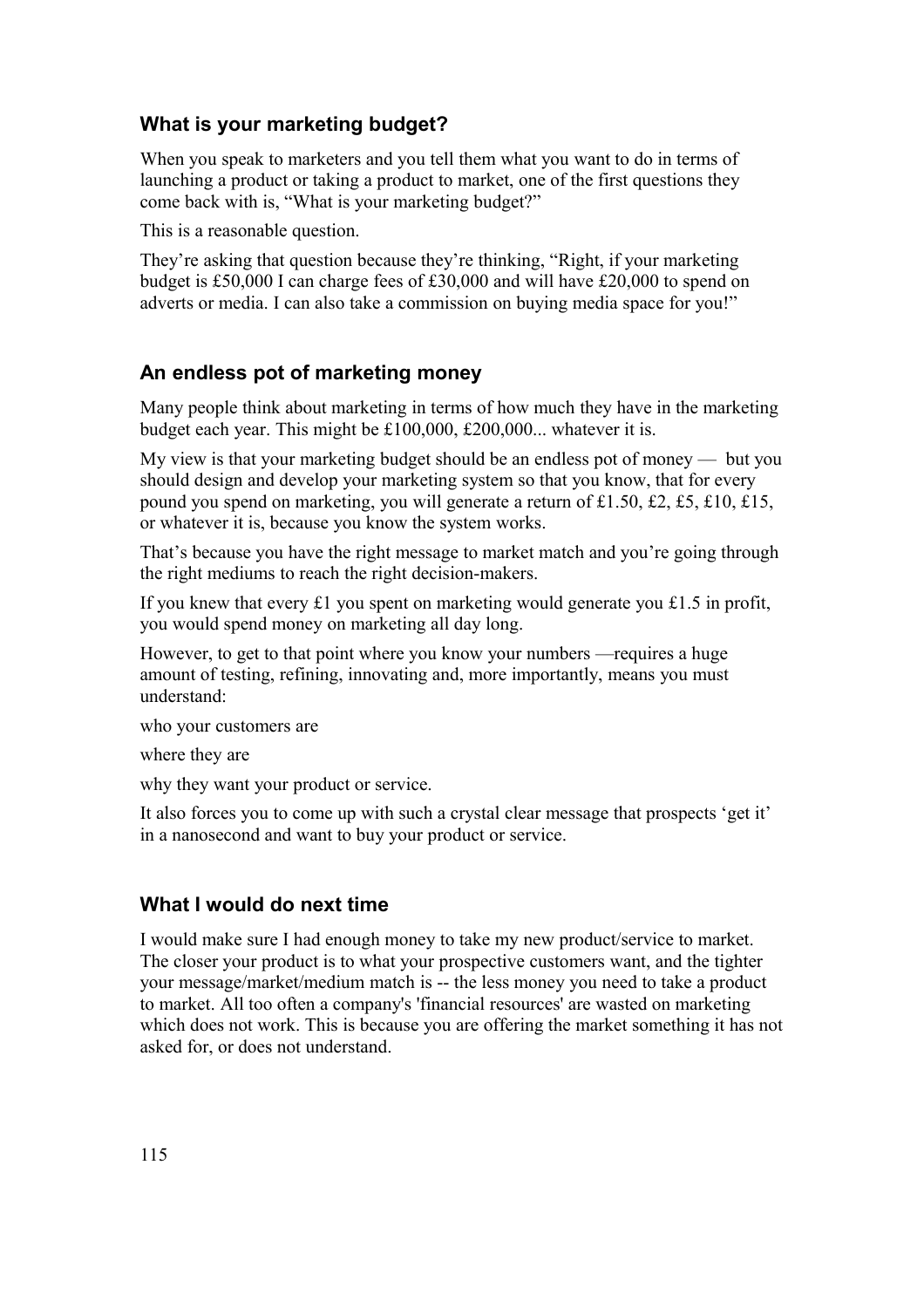### What is your marketing budget?

When you speak to marketers and you tell them what you want to do in terms of launching a product or taking a product to market, one of the first questions they come back with is, "What is your marketing budget?"

This is a reasonable question.

They're asking that question because they're thinking, "Right, if your marketing budget is £50,000 I can charge fees of £30,000 and will have £20,000 to spend on adverts or media. I can also take a commission on buying media space for you!"

### An endless pot of marketing money

Many people think about marketing in terms of how much they have in the marketing budget each year. This might be £100,000, £200,000... whatever it is.

My view is that your marketing budget should be an endless pot of money — but you should design and develop your marketing system so that you know, that for every pound you spend on marketing, you will generate a return of £1.50, £2, £5, £10, £15, or whatever it is, because you know the system works.

That's because you have the right message to market match and you're going through the right mediums to reach the right decision-makers.

If you knew that every £1 you spent on marketing would generate you £1.5 in profit, you would spend money on marketing all day long.

However, to get to that point where you know your numbers —requires a huge amount of testing, refining, innovating and, more importantly, means you must understand:

who your customers are

where they are

why they want your product or service.

It also forces you to come up with such a crystal clear message that prospects 'get it' in a nanosecond and want to buy your product or service.

### What I would do next time

I would make sure I had enough money to take my new product/service to market. The closer your product is to what your prospective customers want, and the tighter your message/market/medium match is -- the less money you need to take a product to market. All too often a company's 'financial resources' are wasted on marketing which does not work. This is because you are offering the market something it has not asked for, or does not understand.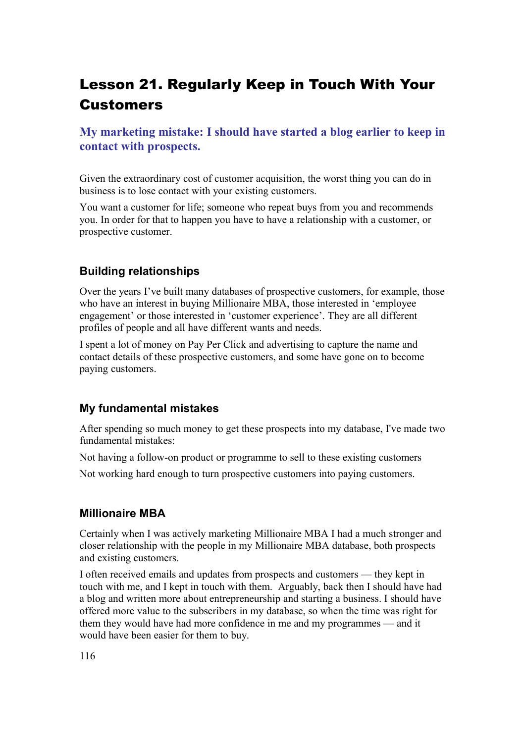# Lesson 21. Regularly Keep in Touch With Your Customers

### My marketing mistake: I should have started a blog earlier to keep in contact with prospects.

Given the extraordinary cost of customer acquisition, the worst thing you can do in business is to lose contact with your existing customers.

You want a customer for life; someone who repeat buys from you and recommends you. In order for that to happen you have to have a relationship with a customer, or prospective customer.

## Building relationships

Over the years I've built many databases of prospective customers, for example, those who have an interest in buying Millionaire MBA, those interested in 'employee engagement' or those interested in 'customer experience'. They are all different profiles of people and all have different wants and needs.

I spent a lot of money on Pay Per Click and advertising to capture the name and contact details of these prospective customers, and some have gone on to become paying customers.

## My fundamental mistakes

After spending so much money to get these prospects into my database, I've made two fundamental mistakes:

Not having a follow-on product or programme to sell to these existing customers

Not working hard enough to turn prospective customers into paying customers.

## Millionaire MBA

Certainly when I was actively marketing Millionaire MBA I had a much stronger and closer relationship with the people in my Millionaire MBA database, both prospects and existing customers.

I often received emails and updates from prospects and customers — they kept in touch with me, and I kept in touch with them. Arguably, back then I should have had a blog and written more about entrepreneurship and starting a business. I should have offered more value to the subscribers in my database, so when the time was right for them they would have had more confidence in me and my programmes — and it would have been easier for them to buy.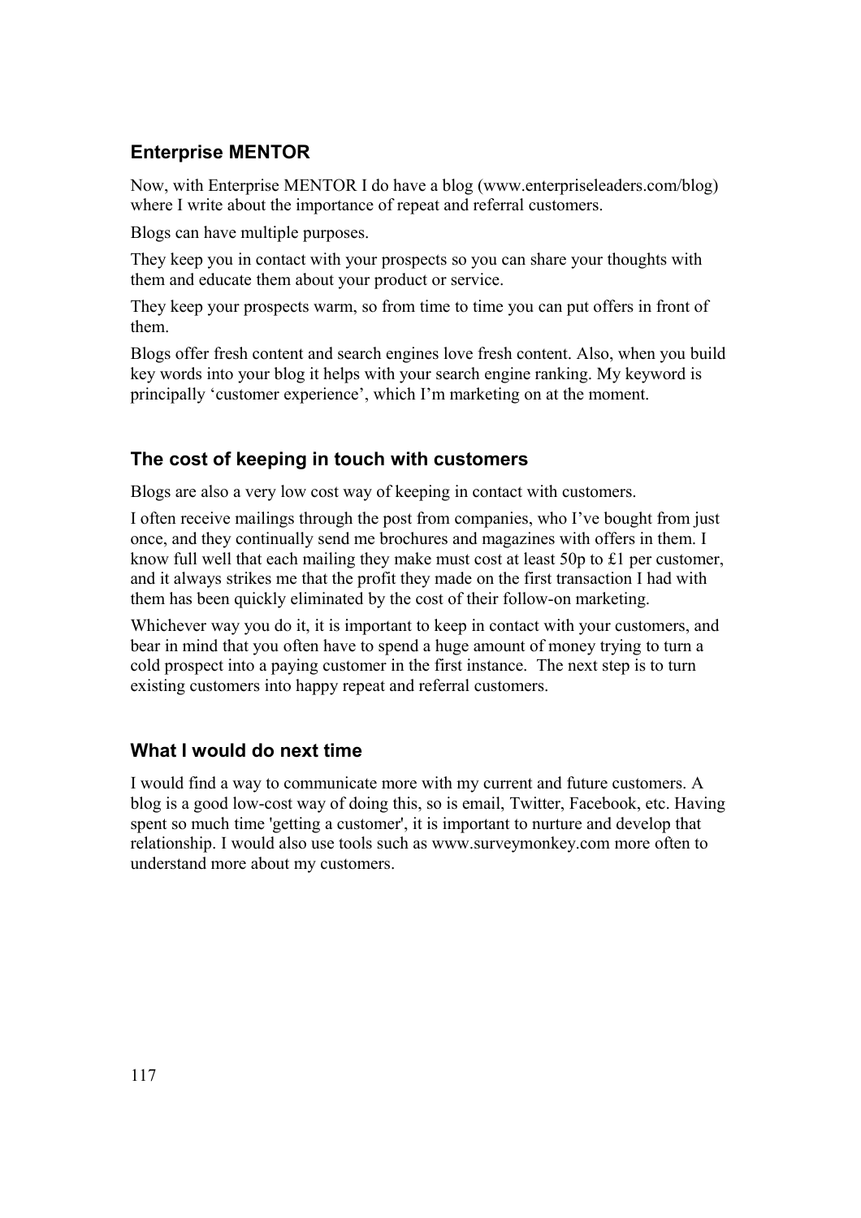### Enterprise MENTOR

Now, with Enterprise MENTOR I do have a blog (www.enterpriseleaders.com/blog) where I write about the importance of repeat and referral customers.

Blogs can have multiple purposes.

They keep you in contact with your prospects so you can share your thoughts with them and educate them about your product or service.

They keep your prospects warm, so from time to time you can put offers in front of them.

Blogs offer fresh content and search engines love fresh content. Also, when you build key words into your blog it helps with your search engine ranking. My keyword is principally 'customer experience', which I'm marketing on at the moment.

### The cost of keeping in touch with customers

Blogs are also a very low cost way of keeping in contact with customers.

I often receive mailings through the post from companies, who I've bought from just once, and they continually send me brochures and magazines with offers in them. I know full well that each mailing they make must cost at least 50p to £1 per customer, and it always strikes me that the profit they made on the first transaction I had with them has been quickly eliminated by the cost of their follow-on marketing.

Whichever way you do it, it is important to keep in contact with your customers, and bear in mind that you often have to spend a huge amount of money trying to turn a cold prospect into a paying customer in the first instance. The next step is to turn existing customers into happy repeat and referral customers.

### What I would do next time

I would find a way to communicate more with my current and future customers. A blog is a good low-cost way of doing this, so is email, Twitter, Facebook, etc. Having spent so much time 'getting a customer', it is important to nurture and develop that relationship. I would also use tools such as www.surveymonkey.com more often to understand more about my customers.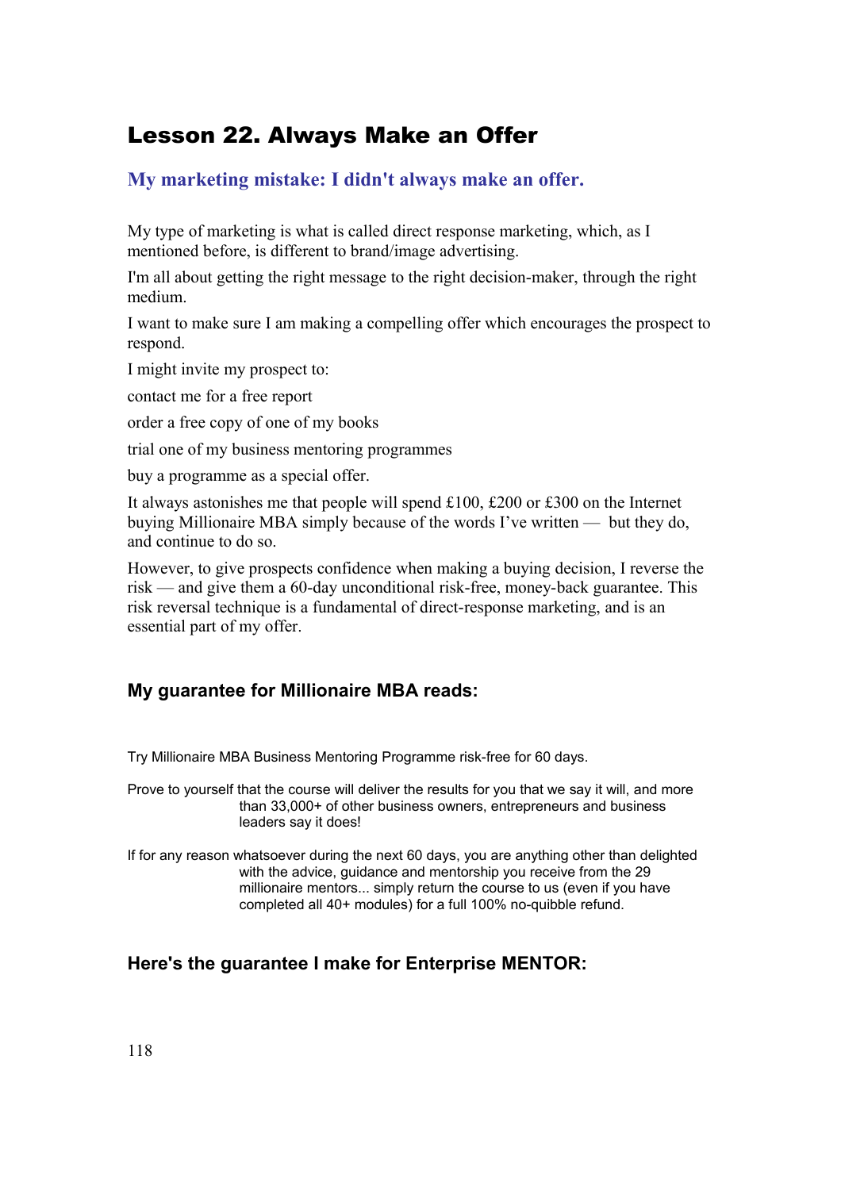# Lesson 22. Always Make an Offer

## My marketing mistake: I didn't always make an offer.

My type of marketing is what is called direct response marketing, which, as I mentioned before, is different to brand/image advertising.

I'm all about getting the right message to the right decision-maker, through the right medium.

I want to make sure I am making a compelling offer which encourages the prospect to respond.

I might invite my prospect to:

contact me for a free report

order a free copy of one of my books

trial one of my business mentoring programmes

buy a programme as a special offer.

It always astonishes me that people will spend £100, £200 or £300 on the Internet buying Millionaire MBA simply because of the words I've written — but they do, and continue to do so.

However, to give prospects confidence when making a buying decision, I reverse the risk — and give them a 60-day unconditional risk-free, money-back guarantee. This risk reversal technique is a fundamental of direct-response marketing, and is an essential part of my offer.

### My guarantee for Millionaire MBA reads:

Try Millionaire MBA Business Mentoring Programme risk-free for 60 days.

Prove to yourself that the course will deliver the results for you that we say it will, and more than 33,000+ of other business owners, entrepreneurs and business leaders say it does!

If for any reason whatsoever during the next 60 days, you are anything other than delighted with the advice, guidance and mentorship you receive from the 29 millionaire mentors... simply return the course to us (even if you have completed all 40+ modules) for a full 100% no-quibble refund.

### Here's the guarantee I make for Enterprise MENTOR: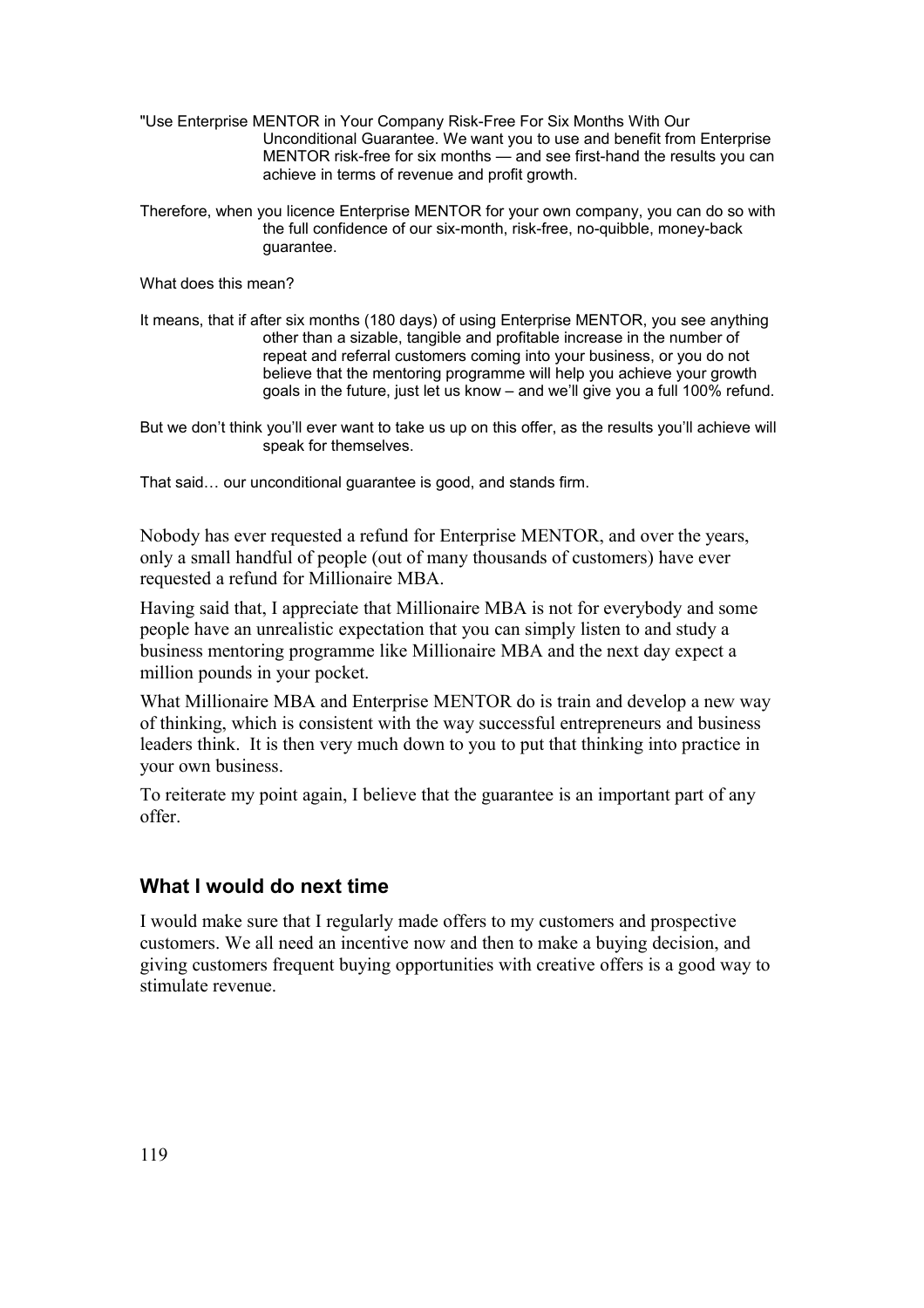"Use Enterprise MENTOR in Your Company Risk-Free For Six Months With Our Unconditional Guarantee. We want you to use and benefit from Enterprise MENTOR risk-free for six months — and see first-hand the results you can achieve in terms of revenue and profit growth.

Therefore, when you licence Enterprise MENTOR for your own company, you can do so with the full confidence of our six-month, risk-free, no-quibble, money-back guarantee.

What does this mean?

It means, that if after six months (180 days) of using Enterprise MENTOR, you see anything other than a sizable, tangible and profitable increase in the number of repeat and referral customers coming into your business, or you do not believe that the mentoring programme will help you achieve your growth goals in the future, just let us know – and we'll give you a full 100% refund.

But we don't think you'll ever want to take us up on this offer, as the results you'll achieve will speak for themselves.

That said… our unconditional guarantee is good, and stands firm.

Nobody has ever requested a refund for Enterprise MENTOR, and over the years, only a small handful of people (out of many thousands of customers) have ever requested a refund for Millionaire MBA.

Having said that, I appreciate that Millionaire MBA is not for everybody and some people have an unrealistic expectation that you can simply listen to and study a business mentoring programme like Millionaire MBA and the next day expect a million pounds in your pocket.

What Millionaire MBA and Enterprise MENTOR do is train and develop a new way of thinking, which is consistent with the way successful entrepreneurs and business leaders think. It is then very much down to you to put that thinking into practice in your own business.

To reiterate my point again, I believe that the guarantee is an important part of any offer.

### What I would do next time

I would make sure that I regularly made offers to my customers and prospective customers. We all need an incentive now and then to make a buying decision, and giving customers frequent buying opportunities with creative offers is a good way to stimulate revenue.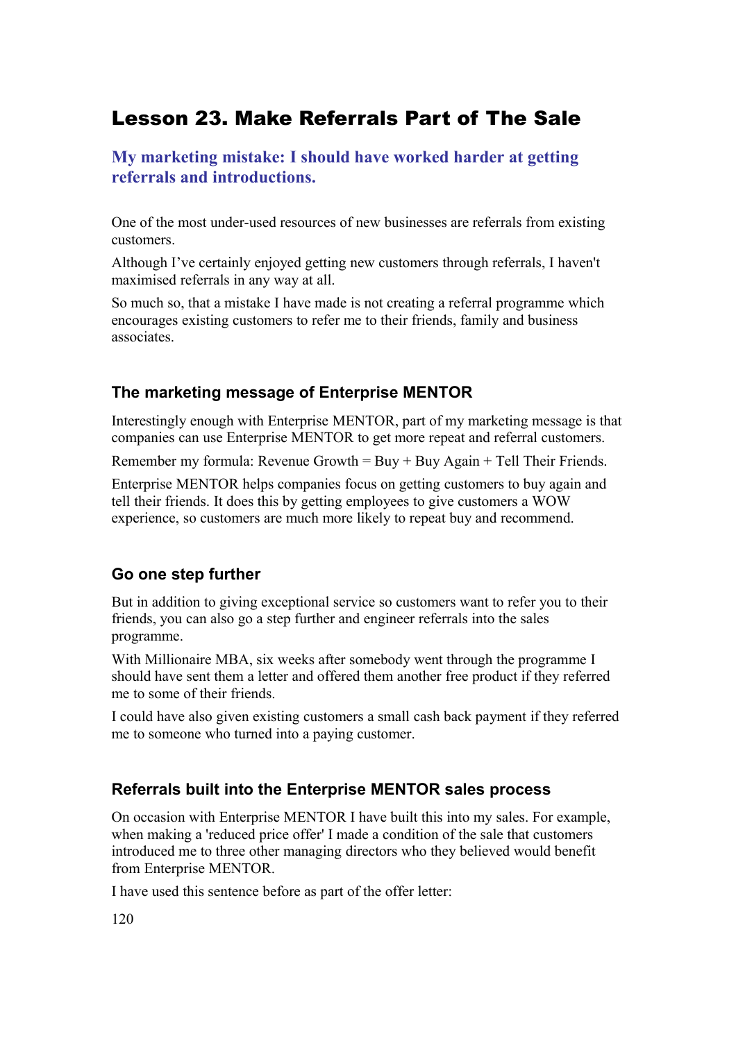# Lesson 23. Make Referrals Part of The Sale

## My marketing mistake: I should have worked harder at getting referrals and introductions.

One of the most under-used resources of new businesses are referrals from existing customers.

Although I've certainly enjoyed getting new customers through referrals, I haven't maximised referrals in any way at all.

So much so, that a mistake I have made is not creating a referral programme which encourages existing customers to refer me to their friends, family and business associates.

### The marketing message of Enterprise MENTOR

Interestingly enough with Enterprise MENTOR, part of my marketing message is that companies can use Enterprise MENTOR to get more repeat and referral customers.

Remember my formula: Revenue Growth = Buy + Buy Again + Tell Their Friends.

Enterprise MENTOR helps companies focus on getting customers to buy again and tell their friends. It does this by getting employees to give customers a WOW experience, so customers are much more likely to repeat buy and recommend.

### Go one step further

But in addition to giving exceptional service so customers want to refer you to their friends, you can also go a step further and engineer referrals into the sales programme.

With Millionaire MBA, six weeks after somebody went through the programme I should have sent them a letter and offered them another free product if they referred me to some of their friends.

I could have also given existing customers a small cash back payment if they referred me to someone who turned into a paying customer.

### Referrals built into the Enterprise MENTOR sales process

On occasion with Enterprise MENTOR I have built this into my sales. For example, when making a 'reduced price offer' I made a condition of the sale that customers introduced me to three other managing directors who they believed would benefit from Enterprise MENTOR.

I have used this sentence before as part of the offer letter: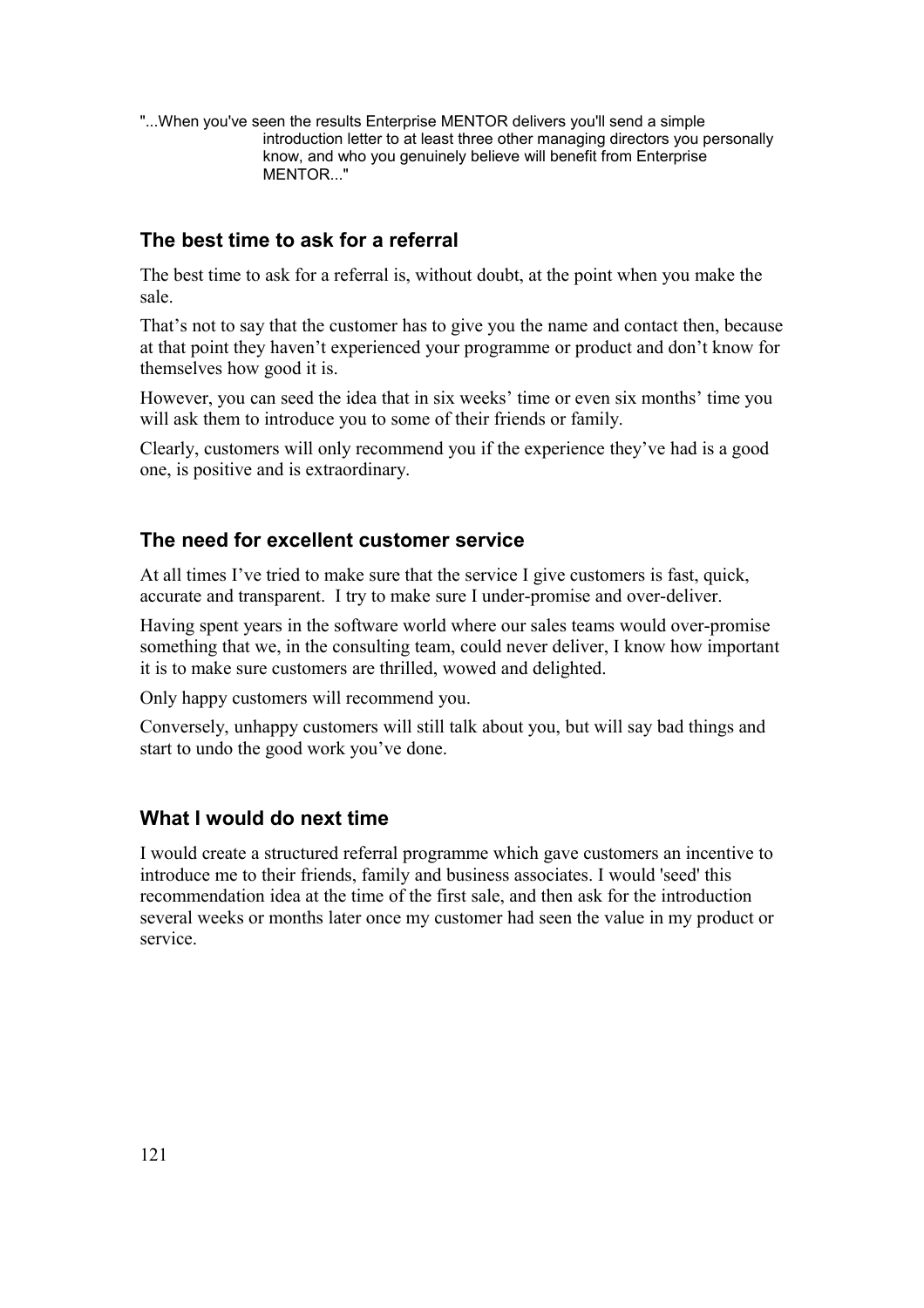"...When you've seen the results Enterprise MENTOR delivers you'll send a simple introduction letter to at least three other managing directors you personally know, and who you genuinely believe will benefit from Enterprise MENTOR..."

### The best time to ask for a referral

The best time to ask for a referral is, without doubt, at the point when you make the sale.

That's not to say that the customer has to give you the name and contact then, because at that point they haven't experienced your programme or product and don't know for themselves how good it is.

However, you can seed the idea that in six weeks' time or even six months' time you will ask them to introduce you to some of their friends or family.

Clearly, customers will only recommend you if the experience they've had is a good one, is positive and is extraordinary.

### The need for excellent customer service

At all times I've tried to make sure that the service I give customers is fast, quick, accurate and transparent. I try to make sure I under-promise and over-deliver.

Having spent years in the software world where our sales teams would over-promise something that we, in the consulting team, could never deliver, I know how important it is to make sure customers are thrilled, wowed and delighted.

Only happy customers will recommend you.

Conversely, unhappy customers will still talk about you, but will say bad things and start to undo the good work you've done.

### What I would do next time

I would create a structured referral programme which gave customers an incentive to introduce me to their friends, family and business associates. I would 'seed' this recommendation idea at the time of the first sale, and then ask for the introduction several weeks or months later once my customer had seen the value in my product or service.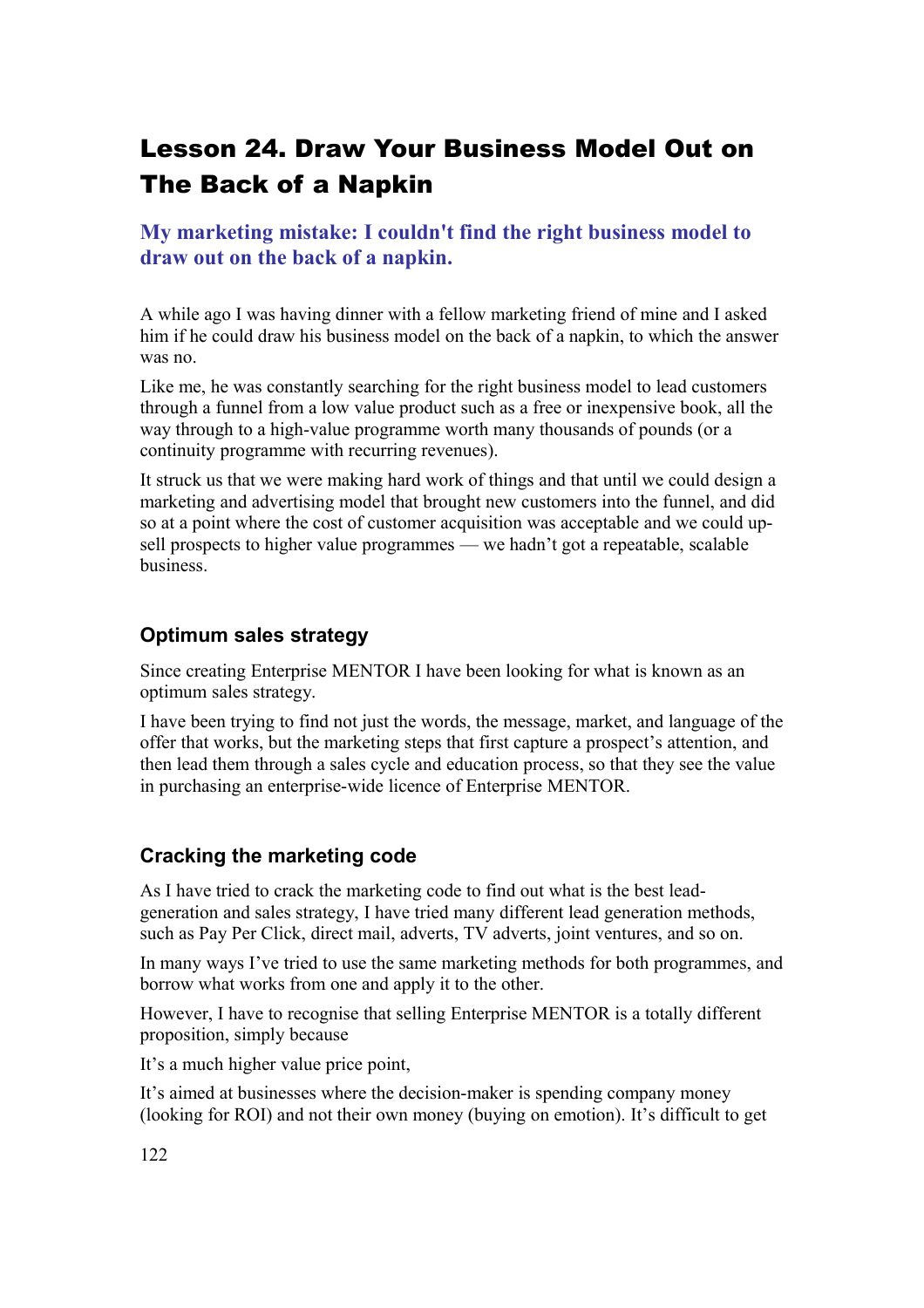# Lesson 24. Draw Your Business Model Out on The Back of a Napkin

### My marketing mistake: I couldn't find the right business model to draw out on the back of a napkin.

A while ago I was having dinner with a fellow marketing friend of mine and I asked him if he could draw his business model on the back of a napkin, to which the answer was no.

Like me, he was constantly searching for the right business model to lead customers through a funnel from a low value product such as a free or inexpensive book, all the way through to a high-value programme worth many thousands of pounds (or a continuity programme with recurring revenues).

It struck us that we were making hard work of things and that until we could design a marketing and advertising model that brought new customers into the funnel, and did so at a point where the cost of customer acquisition was acceptable and we could up-sell prospects to higher value programmes — we hadn't got a repeatable, scalable business.

## Optimum sales strategy

Since creating Enterprise MENTOR I have been looking for what is known as an optimum sales strategy.

I have been trying to find not just the words, the message, market, and language of the offer that works, but the marketing steps that first capture a prospect's attention, and then lead them through a sales cycle and education process, so that they see the value in purchasing an enterprise-wide licence of Enterprise MENTOR.

## Cracking the marketing code

As I have tried to crack the marketing code to find out what is the best lead-generation and sales strategy, I have tried many different lead generation methods, such as Pay Per Click, direct mail, adverts, TV adverts, joint ventures, and so on.

In many ways I've tried to use the same marketing methods for both programmes, and borrow what works from one and apply it to the other.

However, I have to recognise that selling Enterprise MENTOR is a totally different proposition, simply because

It's a much higher value price point,

It's aimed at businesses where the decision-maker is spending company money (looking for ROI) and not their own money (buying on emotion). It's difficult to get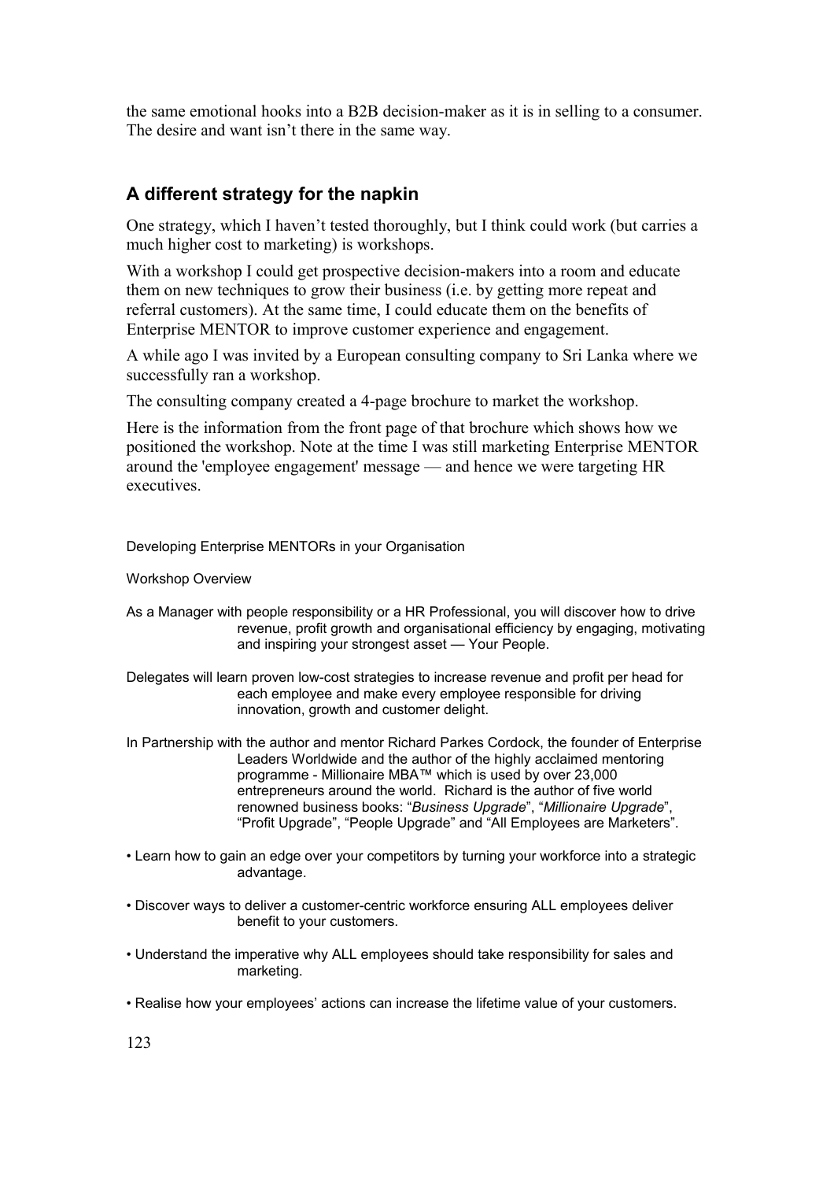the same emotional hooks into a B2B decision-maker as it is in selling to a consumer. The desire and want isn't there in the same way.

## A different strategy for the napkin

One strategy, which I haven't tested thoroughly, but I think could work (but carries a much higher cost to marketing) is workshops.

With a workshop I could get prospective decision-makers into a room and educate them on new techniques to grow their business (i.e. by getting more repeat and referral customers). At the same time, I could educate them on the benefits of Enterprise MENTOR to improve customer experience and engagement.

A while ago I was invited by a European consulting company to Sri Lanka where we successfully ran a workshop.

The consulting company created a 4-page brochure to market the workshop.

Here is the information from the front page of that brochure which shows how we positioned the workshop. Note at the time I was still marketing Enterprise MENTOR around the 'employee engagement' message — and hence we were targeting HR executives.

Developing Enterprise MENTORs in your Organisation

Workshop Overview

As a Manager with people responsibility or a HR Professional, you will discover how to drive revenue, profit growth and organisational efficiency by engaging, motivating and inspiring your strongest asset — Your People.

Delegates will learn proven low-cost strategies to increase revenue and profit per head for each employee and make every employee responsible for driving innovation, growth and customer delight.

In Partnership with the author and mentor Richard Parkes Cordock, the founder of Enterprise Leaders Worldwide and the author of the highly acclaimed mentoring programme - Millionaire MBA™ which is used by over 23,000 entrepreneurs around the world. Richard is the author of five world renowned business books: "*Business Upgrade*", "*Millionaire Upgrade*", "Profit Upgrade", "People Upgrade" and "All Employees are Marketers".

- Learn how to gain an edge over your competitors by turning your workforce into a strategic advantage.
- Discover ways to deliver a customer-centric workforce ensuring ALL employees deliver benefit to your customers.
- Understand the imperative why ALL employees should take responsibility for sales and marketing.
- Realise how your employees' actions can increase the lifetime value of your customers.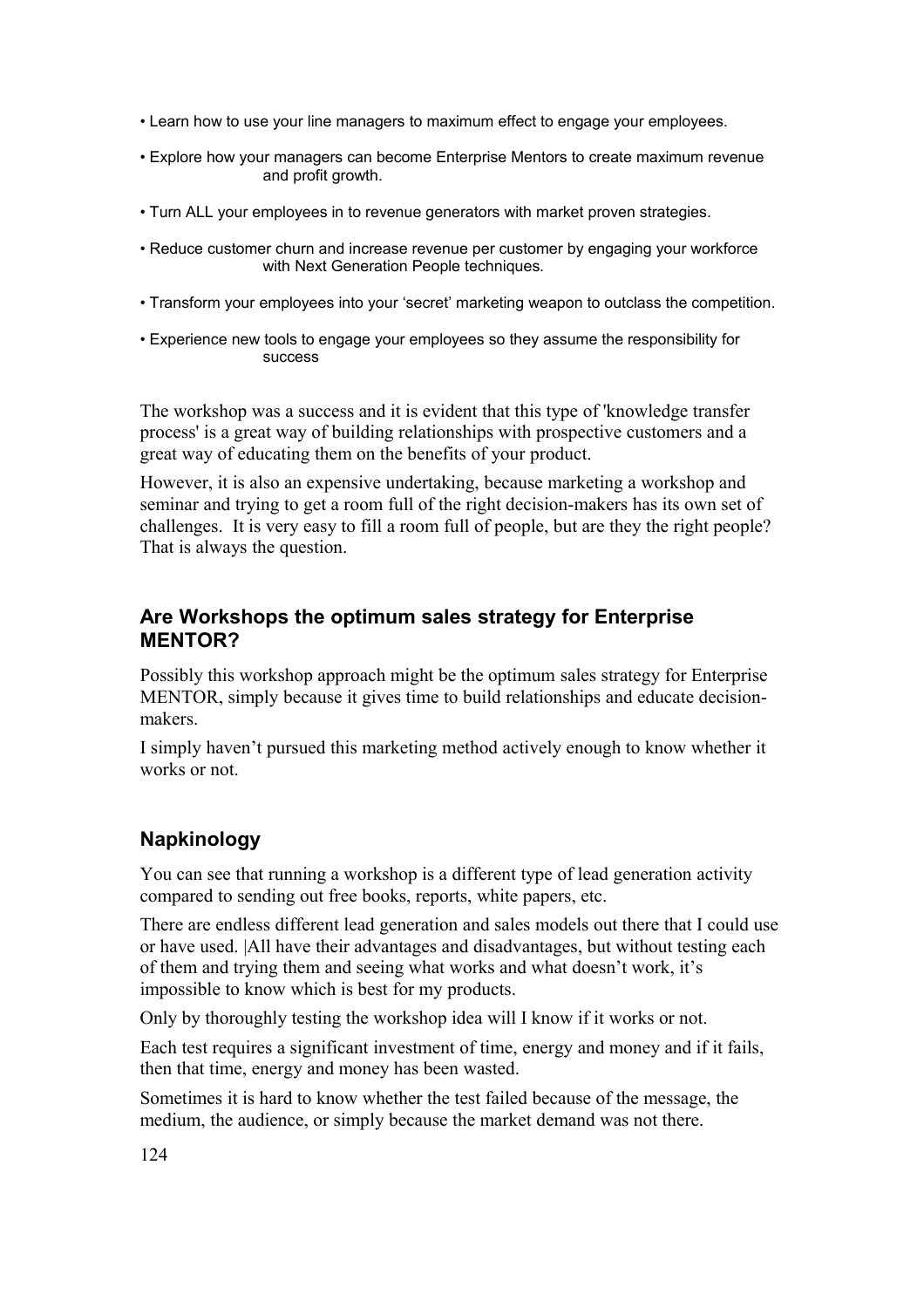- Learn how to use your line managers to maximum effect to engage your employees.
- Explore how your managers can become Enterprise Mentors to create maximum revenue and profit growth.
- Turn ALL your employees in to revenue generators with market proven strategies.
- Reduce customer churn and increase revenue per customer by engaging your workforce with Next Generation People techniques.
- Transform your employees into your 'secret' marketing weapon to outclass the competition.
- Experience new tools to engage your employees so they assume the responsibility for success

The workshop was a success and it is evident that this type of 'knowledge transfer process' is a great way of building relationships with prospective customers and a great way of educating them on the benefits of your product.

However, it is also an expensive undertaking, because marketing a workshop and seminar and trying to get a room full of the right decision-makers has its own set of challenges. It is very easy to fill a room full of people, but are they the right people? That is always the question.

### Are Workshops the optimum sales strategy for Enterprise MENTOR?

Possibly this workshop approach might be the optimum sales strategy for Enterprise MENTOR, simply because it gives time to build relationships and educate decision-makers.

I simply haven't pursued this marketing method actively enough to know whether it works or not.

### Napkinology

You can see that running a workshop is a different type of lead generation activity compared to sending out free books, reports, white papers, etc.

There are endless different lead generation and sales models out there that I could use or have used. |All have their advantages and disadvantages, but without testing each of them and trying them and seeing what works and what doesn't work, it's impossible to know which is best for my products.

Only by thoroughly testing the workshop idea will I know if it works or not.

Each test requires a significant investment of time, energy and money and if it fails, then that time, energy and money has been wasted.

Sometimes it is hard to know whether the test failed because of the message, the medium, the audience, or simply because the market demand was not there.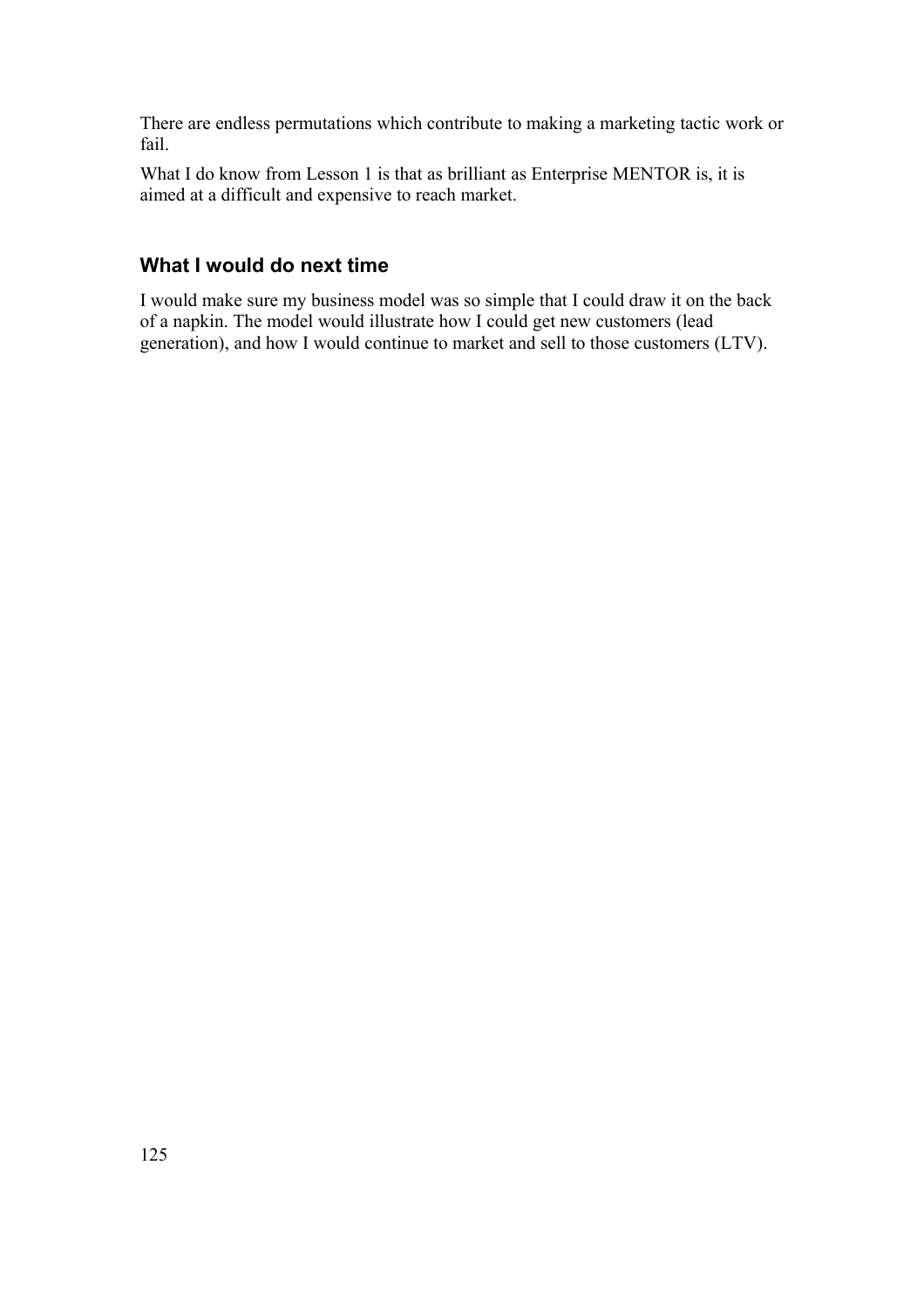There are endless permutations which contribute to making a marketing tactic work or fail.

What I do know from Lesson 1 is that as brilliant as Enterprise MENTOR is, it is aimed at a difficult and expensive to reach market.

### What I would do next time

I would make sure my business model was so simple that I could draw it on the back of a napkin. The model would illustrate how I could get new customers (lead generation), and how I would continue to market and sell to those customers (LTV).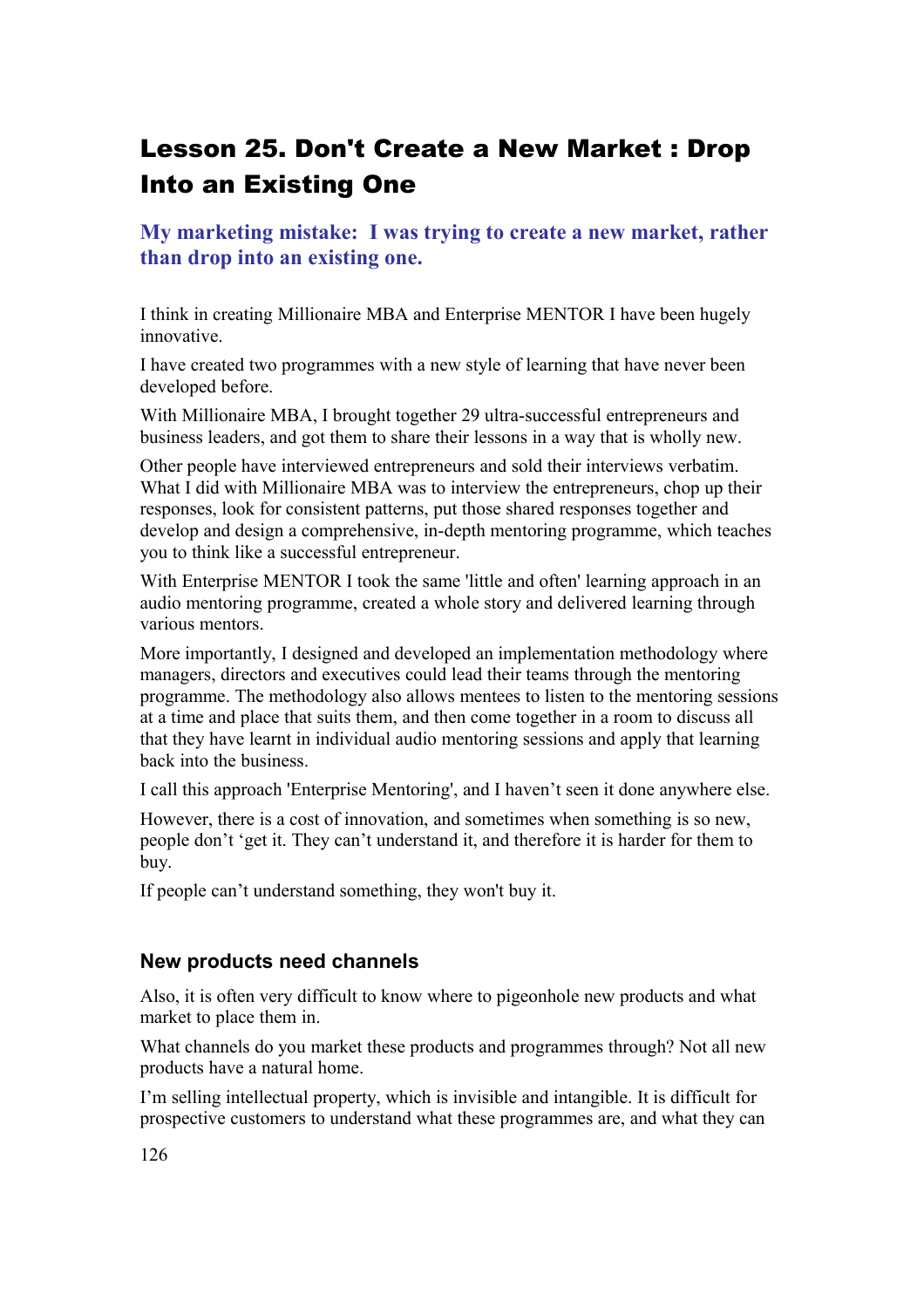# Lesson 25. Don't Create a New Market : Drop Into an Existing One

### My marketing mistake: I was trying to create a new market, rather than drop into an existing one.

I think in creating Millionaire MBA and Enterprise MENTOR I have been hugely innovative.

I have created two programmes with a new style of learning that have never been developed before.

With Millionaire MBA, I brought together 29 ultra-successful entrepreneurs and business leaders, and got them to share their lessons in a way that is wholly new.

Other people have interviewed entrepreneurs and sold their interviews verbatim. What I did with Millionaire MBA was to interview the entrepreneurs, chop up their responses, look for consistent patterns, put those shared responses together and develop and design a comprehensive, in-depth mentoring programme, which teaches you to think like a successful entrepreneur.

With Enterprise MENTOR I took the same 'little and often' learning approach in an audio mentoring programme, created a whole story and delivered learning through various mentors.

More importantly, I designed and developed an implementation methodology where managers, directors and executives could lead their teams through the mentoring programme. The methodology also allows mentees to listen to the mentoring sessions at a time and place that suits them, and then come together in a room to discuss all that they have learnt in individual audio mentoring sessions and apply that learning back into the business.

I call this approach 'Enterprise Mentoring', and I haven't seen it done anywhere else.

However, there is a cost of innovation, and sometimes when something is so new, people don't 'get it. They can't understand it, and therefore it is harder for them to buy.

If people can't understand something, they won't buy it.

### New products need channels

Also, it is often very difficult to know where to pigeonhole new products and what market to place them in.

What channels do you market these products and programmes through? Not all new products have a natural home.

I'm selling intellectual property, which is invisible and intangible. It is difficult for prospective customers to understand what these programmes are, and what they can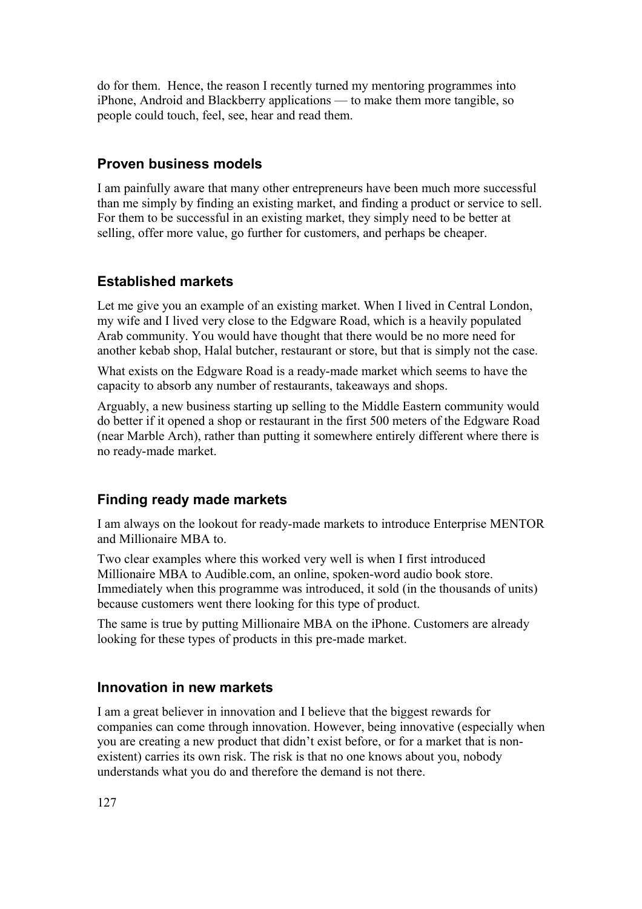do for them. Hence, the reason I recently turned my mentoring programmes into iPhone, Android and Blackberry applications — to make them more tangible, so people could touch, feel, see, hear and read them.

### Proven business models

I am painfully aware that many other entrepreneurs have been much more successful than me simply by finding an existing market, and finding a product or service to sell. For them to be successful in an existing market, they simply need to be better at selling, offer more value, go further for customers, and perhaps be cheaper.

### Established markets

Let me give you an example of an existing market. When I lived in Central London, my wife and I lived very close to the Edgware Road, which is a heavily populated Arab community. You would have thought that there would be no more need for another kebab shop, Halal butcher, restaurant or store, but that is simply not the case.

What exists on the Edgware Road is a ready-made market which seems to have the capacity to absorb any number of restaurants, takeaways and shops.

Arguably, a new business starting up selling to the Middle Eastern community would do better if it opened a shop or restaurant in the first 500 meters of the Edgware Road (near Marble Arch), rather than putting it somewhere entirely different where there is no ready-made market.

### Finding ready made markets

I am always on the lookout for ready-made markets to introduce Enterprise MENTOR and Millionaire MBA to.

Two clear examples where this worked very well is when I first introduced Millionaire MBA to Audible.com, an online, spoken-word audio book store. Immediately when this programme was introduced, it sold (in the thousands of units) because customers went there looking for this type of product.

The same is true by putting Millionaire MBA on the iPhone. Customers are already looking for these types of products in this pre-made market.

### Innovation in new markets

I am a great believer in innovation and I believe that the biggest rewards for companies can come through innovation. However, being innovative (especially when you are creating a new product that didn't exist before, or for a market that is non-existent) carries its own risk. The risk is that no one knows about you, nobody understands what you do and therefore the demand is not there.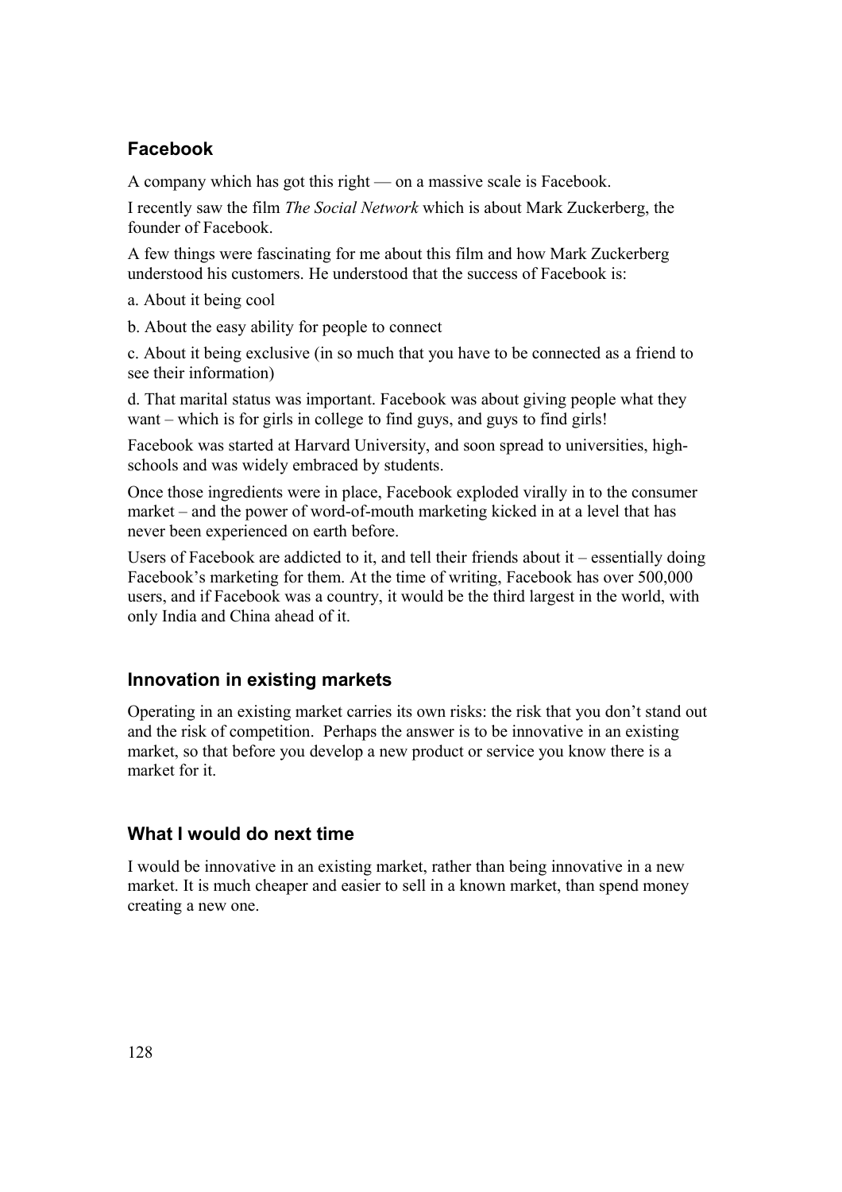## Facebook

A company which has got this right — on a massive scale is Facebook.

I recently saw the film *The Social Network* which is about Mark Zuckerberg, the founder of Facebook.

A few things were fascinating for me about this film and how Mark Zuckerberg understood his customers. He understood that the success of Facebook is:

a. About it being cool

b. About the easy ability for people to connect

c. About it being exclusive (in so much that you have to be connected as a friend to see their information)

d. That marital status was important. Facebook was about giving people what they want – which is for girls in college to find guys, and guys to find girls!

Facebook was started at Harvard University, and soon spread to universities, high-schools and was widely embraced by students.

Once those ingredients were in place, Facebook exploded virally in to the consumer market – and the power of word-of-mouth marketing kicked in at a level that has never been experienced on earth before.

Users of Facebook are addicted to it, and tell their friends about it – essentially doing Facebook's marketing for them. At the time of writing, Facebook has over 500,000 users, and if Facebook was a country, it would be the third largest in the world, with only India and China ahead of it.

## Innovation in existing markets

Operating in an existing market carries its own risks: the risk that you don't stand out and the risk of competition. Perhaps the answer is to be innovative in an existing market, so that before you develop a new product or service you know there is a market for it.

## What I would do next time

I would be innovative in an existing market, rather than being innovative in a new market. It is much cheaper and easier to sell in a known market, than spend money creating a new one.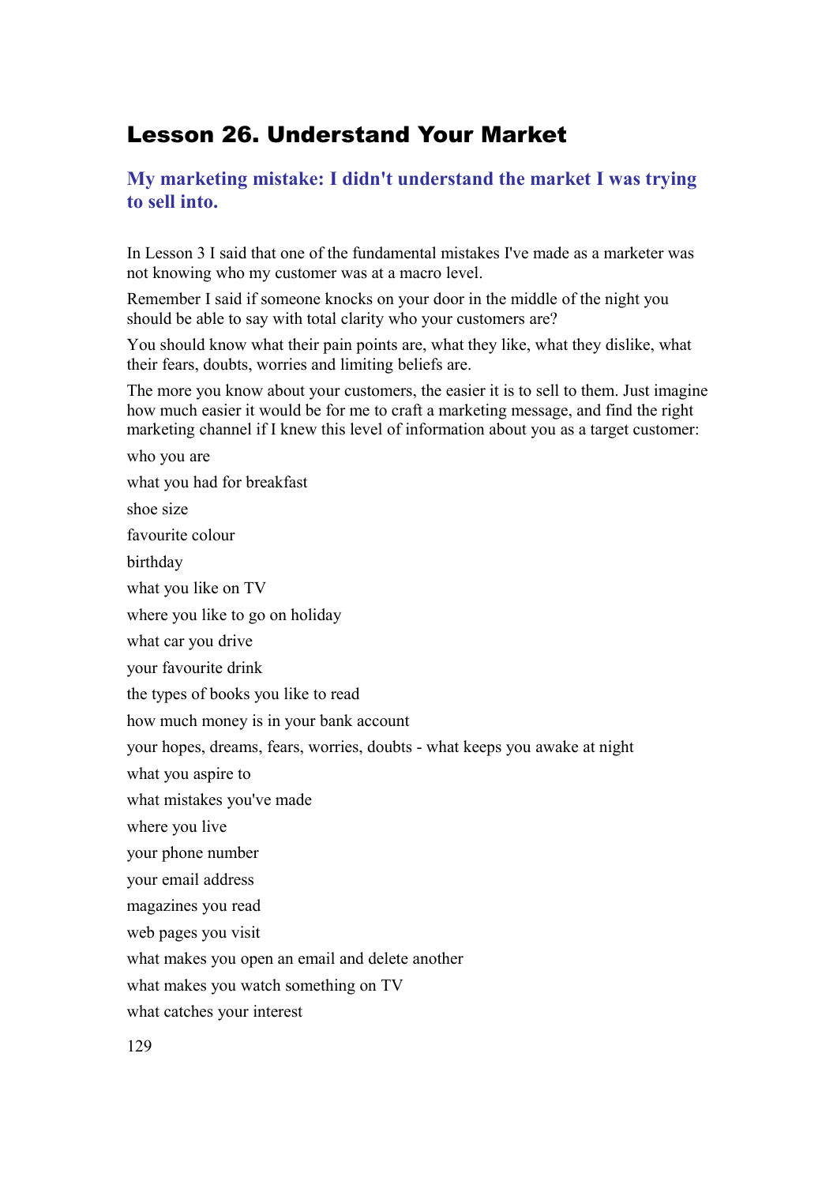# Lesson 26. Understand Your Market

## My marketing mistake: I didn't understand the market I was trying to sell into.

In Lesson 3 I said that one of the fundamental mistakes I've made as a marketer was not knowing who my customer was at a macro level.

Remember I said if someone knocks on your door in the middle of the night you should be able to say with total clarity who your customers are?

You should know what their pain points are, what they like, what they dislike, what their fears, doubts, worries and limiting beliefs are.

The more you know about your customers, the easier it is to sell to them. Just imagine how much easier it would be for me to craft a marketing message, and find the right marketing channel if I knew this level of information about you as a target customer:

who you are

what you had for breakfast

shoe size

favourite colour

birthday

what you like on TV

where you like to go on holiday

what car you drive

your favourite drink

the types of books you like to read

how much money is in your bank account

your hopes, dreams, fears, worries, doubts - what keeps you awake at night

what you aspire to

what mistakes you've made

where you live

your phone number

your email address

magazines you read

web pages you visit

what makes you open an email and delete another

what makes you watch something on TV

what catches your interest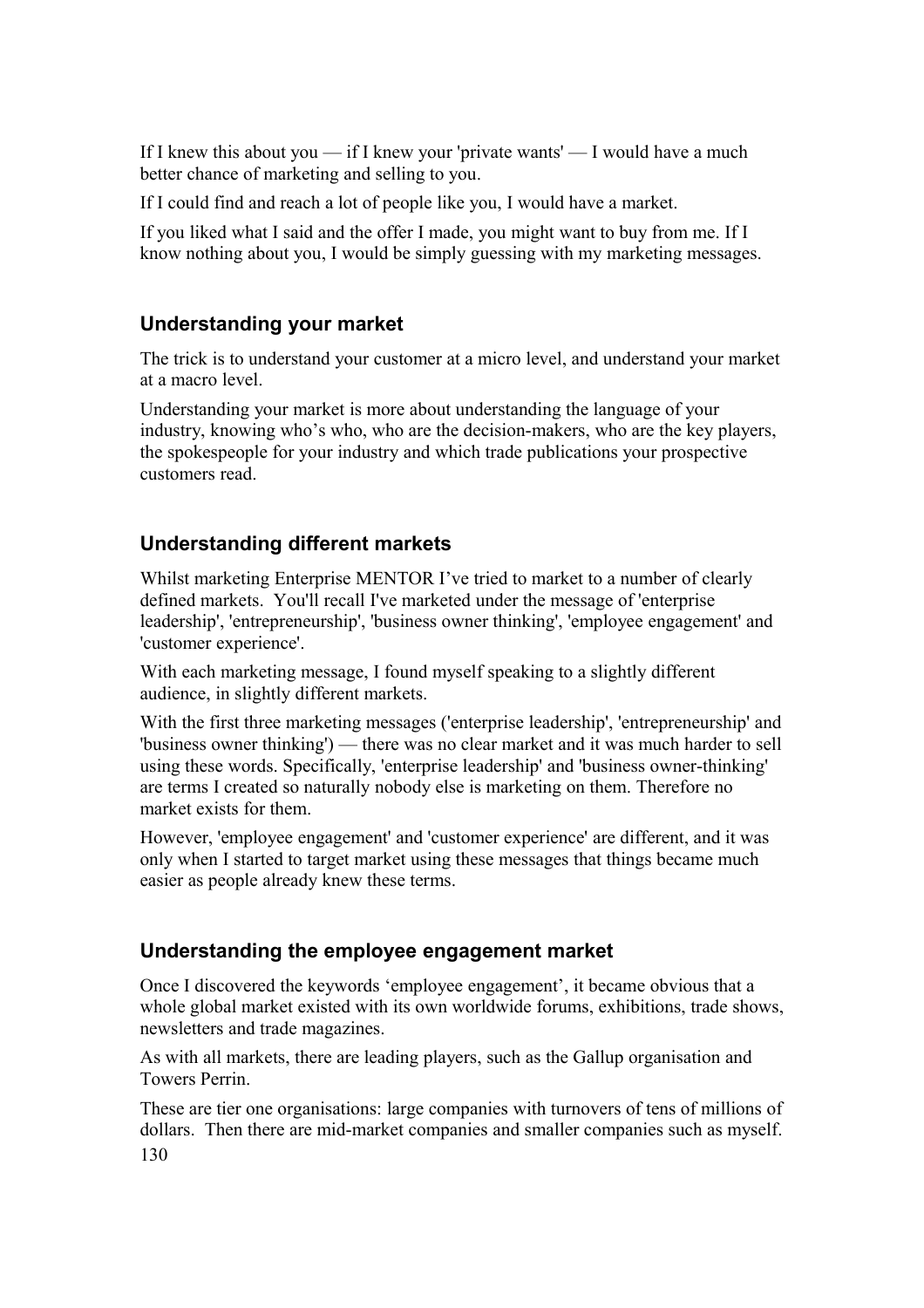If I knew this about you — if I knew your 'private wants' — I would have a much better chance of marketing and selling to you.

If I could find and reach a lot of people like you, I would have a market.

If you liked what I said and the offer I made, you might want to buy from me. If I know nothing about you, I would be simply guessing with my marketing messages.

### Understanding your market

The trick is to understand your customer at a micro level, and understand your market at a macro level.

Understanding your market is more about understanding the language of your industry, knowing who's who, who are the decision-makers, who are the key players, the spokespeople for your industry and which trade publications your prospective customers read.

### Understanding different markets

Whilst marketing Enterprise MENTOR I've tried to market to a number of clearly defined markets. You'll recall I've marketed under the message of 'enterprise leadership', 'entrepreneurship', 'business owner thinking', 'employee engagement' and 'customer experience'.

With each marketing message, I found myself speaking to a slightly different audience, in slightly different markets.

With the first three marketing messages ('enterprise leadership', 'entrepreneurship' and 'business owner thinking') — there was no clear market and it was much harder to sell using these words. Specifically, 'enterprise leadership' and 'business owner-thinking' are terms I created so naturally nobody else is marketing on them. Therefore no market exists for them.

However, 'employee engagement' and 'customer experience' are different, and it was only when I started to target market using these messages that things became much easier as people already knew these terms.

### Understanding the employee engagement market

Once I discovered the keywords 'employee engagement', it became obvious that a whole global market existed with its own worldwide forums, exhibitions, trade shows, newsletters and trade magazines.

As with all markets, there are leading players, such as the Gallup organisation and Towers Perrin.

These are tier one organisations: large companies with turnovers of tens of millions of dollars. Then there are mid-market companies and smaller companies such as myself.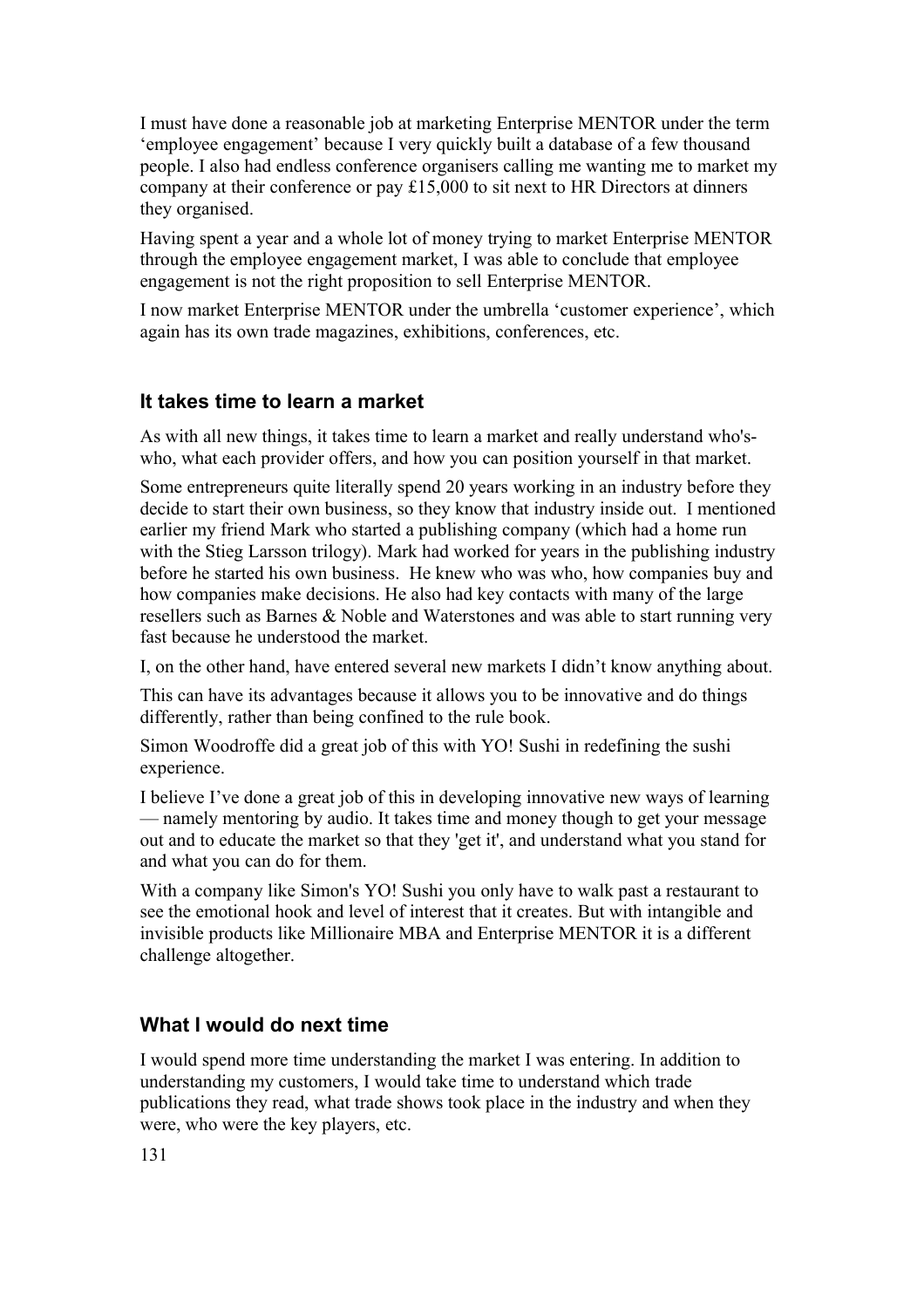I must have done a reasonable job at marketing Enterprise MENTOR under the term 'employee engagement' because I very quickly built a database of a few thousand people. I also had endless conference organisers calling me wanting me to market my company at their conference or pay £15,000 to sit next to HR Directors at dinners they organised.

Having spent a year and a whole lot of money trying to market Enterprise MENTOR through the employee engagement market, I was able to conclude that employee engagement is not the right proposition to sell Enterprise MENTOR.

I now market Enterprise MENTOR under the umbrella 'customer experience', which again has its own trade magazines, exhibitions, conferences, etc.

### It takes time to learn a market

As with all new things, it takes time to learn a market and really understand who's-who, what each provider offers, and how you can position yourself in that market.

Some entrepreneurs quite literally spend 20 years working in an industry before they decide to start their own business, so they know that industry inside out. I mentioned earlier my friend Mark who started a publishing company (which had a home run with the Stieg Larsson trilogy). Mark had worked for years in the publishing industry before he started his own business. He knew who was who, how companies buy and how companies make decisions. He also had key contacts with many of the large resellers such as Barnes & Noble and Waterstones and was able to start running very fast because he understood the market.

I, on the other hand, have entered several new markets I didn't know anything about.

This can have its advantages because it allows you to be innovative and do things differently, rather than being confined to the rule book.

Simon Woodroffe did a great job of this with YO! Sushi in redefining the sushi experience.

I believe I've done a great job of this in developing innovative new ways of learning — namely mentoring by audio. It takes time and money though to get your message out and to educate the market so that they 'get it', and understand what you stand for and what you can do for them.

With a company like Simon's YO! Sushi you only have to walk past a restaurant to see the emotional hook and level of interest that it creates. But with intangible and invisible products like Millionaire MBA and Enterprise MENTOR it is a different challenge altogether.

### What I would do next time

I would spend more time understanding the market I was entering. In addition to understanding my customers, I would take time to understand which trade publications they read, what trade shows took place in the industry and when they were, who were the key players, etc.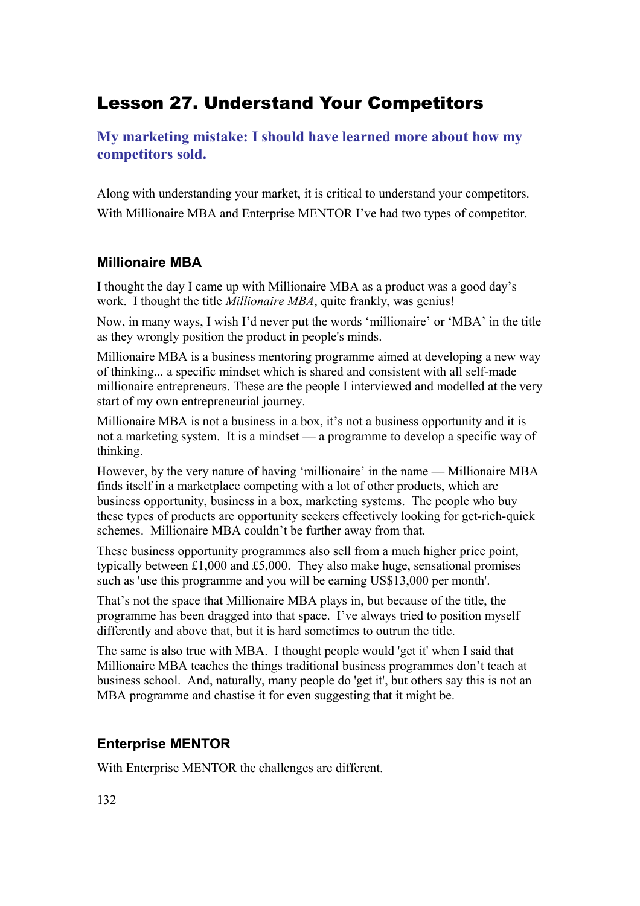# Lesson 27. Understand Your Competitors

## My marketing mistake: I should have learned more about how my competitors sold.

Along with understanding your market, it is critical to understand your competitors. With Millionaire MBA and Enterprise MENTOR I've had two types of competitor.

### Millionaire MBA

I thought the day I came up with Millionaire MBA as a product was a good day's work. I thought the title *Millionaire MBA*, quite frankly, was genius!

Now, in many ways, I wish I'd never put the words 'millionaire' or 'MBA' in the title as they wrongly position the product in people's minds.

Millionaire MBA is a business mentoring programme aimed at developing a new way of thinking... a specific mindset which is shared and consistent with all self-made millionaire entrepreneurs. These are the people I interviewed and modelled at the very start of my own entrepreneurial journey.

Millionaire MBA is not a business in a box, it's not a business opportunity and it is not a marketing system. It is a mindset — a programme to develop a specific way of thinking.

However, by the very nature of having 'millionaire' in the name — Millionaire MBA finds itself in a marketplace competing with a lot of other products, which are business opportunity, business in a box, marketing systems. The people who buy these types of products are opportunity seekers effectively looking for get-rich-quick schemes. Millionaire MBA couldn't be further away from that.

These business opportunity programmes also sell from a much higher price point, typically between £1,000 and £5,000. They also make huge, sensational promises such as 'use this programme and you will be earning US$13,000 per month'.

That's not the space that Millionaire MBA plays in, but because of the title, the programme has been dragged into that space. I've always tried to position myself differently and above that, but it is hard sometimes to outrun the title.

The same is also true with MBA. I thought people would 'get it' when I said that Millionaire MBA teaches the things traditional business programmes don't teach at business school. And, naturally, many people do 'get it', but others say this is not an MBA programme and chastise it for even suggesting that it might be.

### Enterprise MENTOR

With Enterprise MENTOR the challenges are different.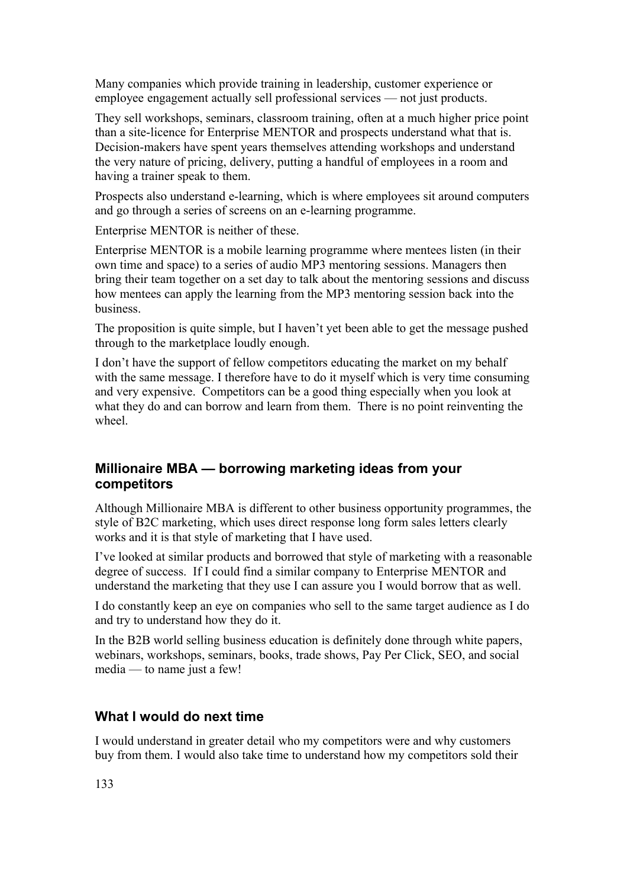Many companies which provide training in leadership, customer experience or employee engagement actually sell professional services — not just products.

They sell workshops, seminars, classroom training, often at a much higher price point than a site-licence for Enterprise MENTOR and prospects understand what that is. Decision-makers have spent years themselves attending workshops and understand the very nature of pricing, delivery, putting a handful of employees in a room and having a trainer speak to them.

Prospects also understand e-learning, which is where employees sit around computers and go through a series of screens on an e-learning programme.

Enterprise MENTOR is neither of these.

Enterprise MENTOR is a mobile learning programme where mentees listen (in their own time and space) to a series of audio MP3 mentoring sessions. Managers then bring their team together on a set day to talk about the mentoring sessions and discuss how mentees can apply the learning from the MP3 mentoring session back into the business.

The proposition is quite simple, but I haven't yet been able to get the message pushed through to the marketplace loudly enough.

I don't have the support of fellow competitors educating the market on my behalf with the same message. I therefore have to do it myself which is very time consuming and very expensive. Competitors can be a good thing especially when you look at what they do and can borrow and learn from them. There is no point reinventing the wheel.

### Millionaire MBA — borrowing marketing ideas from your competitors

Although Millionaire MBA is different to other business opportunity programmes, the style of B2C marketing, which uses direct response long form sales letters clearly works and it is that style of marketing that I have used.

I've looked at similar products and borrowed that style of marketing with a reasonable degree of success. If I could find a similar company to Enterprise MENTOR and understand the marketing that they use I can assure you I would borrow that as well.

I do constantly keep an eye on companies who sell to the same target audience as I do and try to understand how they do it.

In the B2B world selling business education is definitely done through white papers, webinars, workshops, seminars, books, trade shows, Pay Per Click, SEO, and social media — to name just a few!

### What I would do next time

I would understand in greater detail who my competitors were and why customers buy from them. I would also take time to understand how my competitors sold their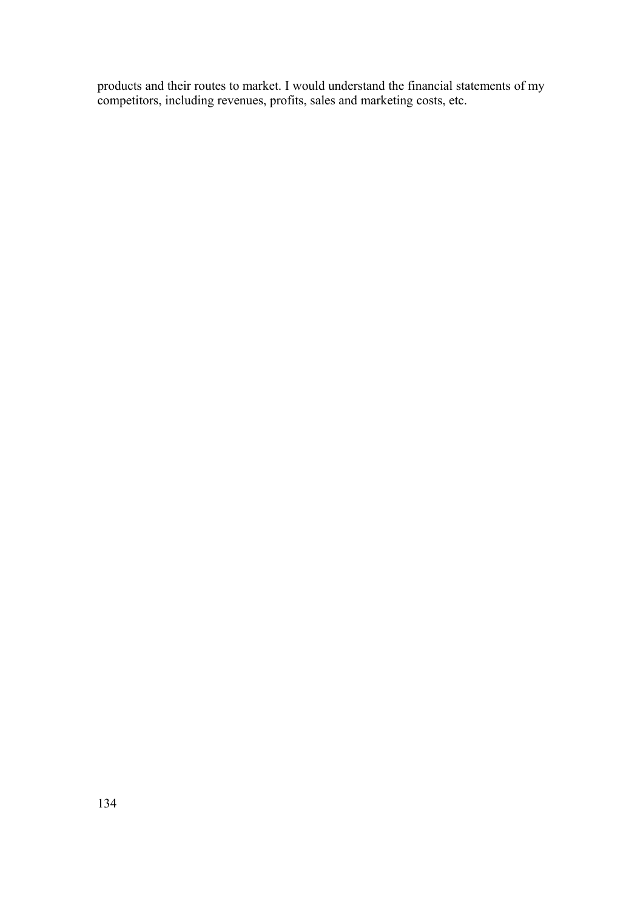products and their routes to market. I would understand the financial statements of my competitors, including revenues, profits, sales and marketing costs, etc.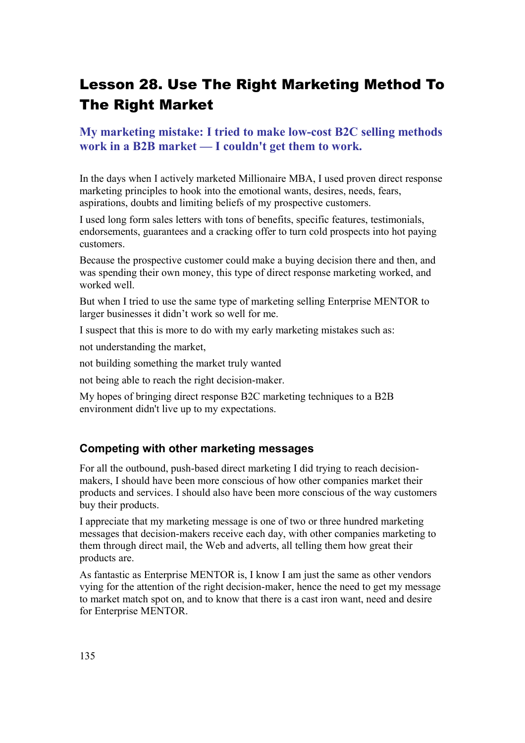# Lesson 28. Use The Right Marketing Method To The Right Market

## My marketing mistake: I tried to make low-cost B2C selling methods work in a B2B market — I couldn't get them to work.

In the days when I actively marketed Millionaire MBA, I used proven direct response marketing principles to hook into the emotional wants, desires, needs, fears, aspirations, doubts and limiting beliefs of my prospective customers.

I used long form sales letters with tons of benefits, specific features, testimonials, endorsements, guarantees and a cracking offer to turn cold prospects into hot paying customers.

Because the prospective customer could make a buying decision there and then, and was spending their own money, this type of direct response marketing worked, and worked well.

But when I tried to use the same type of marketing selling Enterprise MENTOR to larger businesses it didn't work so well for me.

I suspect that this is more to do with my early marketing mistakes such as:

not understanding the market,

not building something the market truly wanted

not being able to reach the right decision-maker.

My hopes of bringing direct response B2C marketing techniques to a B2B environment didn't live up to my expectations.

### Competing with other marketing messages

For all the outbound, push-based direct marketing I did trying to reach decision-makers, I should have been more conscious of how other companies market their products and services. I should also have been more conscious of the way customers buy their products.

I appreciate that my marketing message is one of two or three hundred marketing messages that decision-makers receive each day, with other companies marketing to them through direct mail, the Web and adverts, all telling them how great their products are.

As fantastic as Enterprise MENTOR is, I know I am just the same as other vendors vying for the attention of the right decision-maker, hence the need to get my message to market match spot on, and to know that there is a cast iron want, need and desire for Enterprise MENTOR.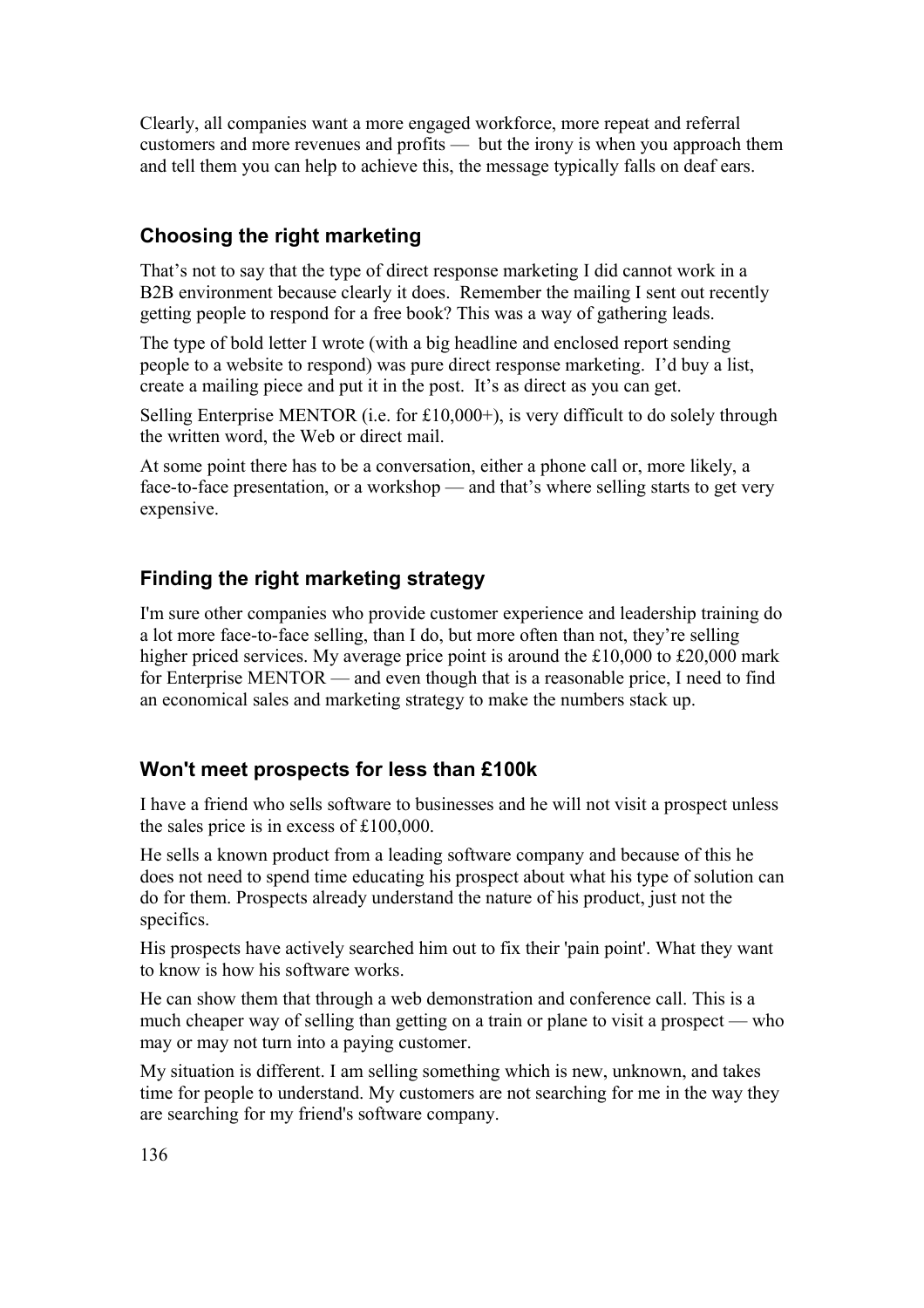Clearly, all companies want a more engaged workforce, more repeat and referral customers and more revenues and profits — but the irony is when you approach them and tell them you can help to achieve this, the message typically falls on deaf ears.

### Choosing the right marketing

That's not to say that the type of direct response marketing I did cannot work in a B2B environment because clearly it does. Remember the mailing I sent out recently getting people to respond for a free book? This was a way of gathering leads.

The type of bold letter I wrote (with a big headline and enclosed report sending people to a website to respond) was pure direct response marketing. I'd buy a list, create a mailing piece and put it in the post. It's as direct as you can get.

Selling Enterprise MENTOR (i.e. for £10,000+), is very difficult to do solely through the written word, the Web or direct mail.

At some point there has to be a conversation, either a phone call or, more likely, a face-to-face presentation, or a workshop — and that's where selling starts to get very expensive.

### Finding the right marketing strategy

I'm sure other companies who provide customer experience and leadership training do a lot more face-to-face selling, than I do, but more often than not, they're selling higher priced services. My average price point is around the £10,000 to £20,000 mark for Enterprise MENTOR — and even though that is a reasonable price, I need to find an economical sales and marketing strategy to make the numbers stack up.

### Won't meet prospects for less than £100k

I have a friend who sells software to businesses and he will not visit a prospect unless the sales price is in excess of £100,000.

He sells a known product from a leading software company and because of this he does not need to spend time educating his prospect about what his type of solution can do for them. Prospects already understand the nature of his product, just not the specifics.

His prospects have actively searched him out to fix their 'pain point'. What they want to know is how his software works.

He can show them that through a web demonstration and conference call. This is a much cheaper way of selling than getting on a train or plane to visit a prospect — who may or may not turn into a paying customer.

My situation is different. I am selling something which is new, unknown, and takes time for people to understand. My customers are not searching for me in the way they are searching for my friend's software company.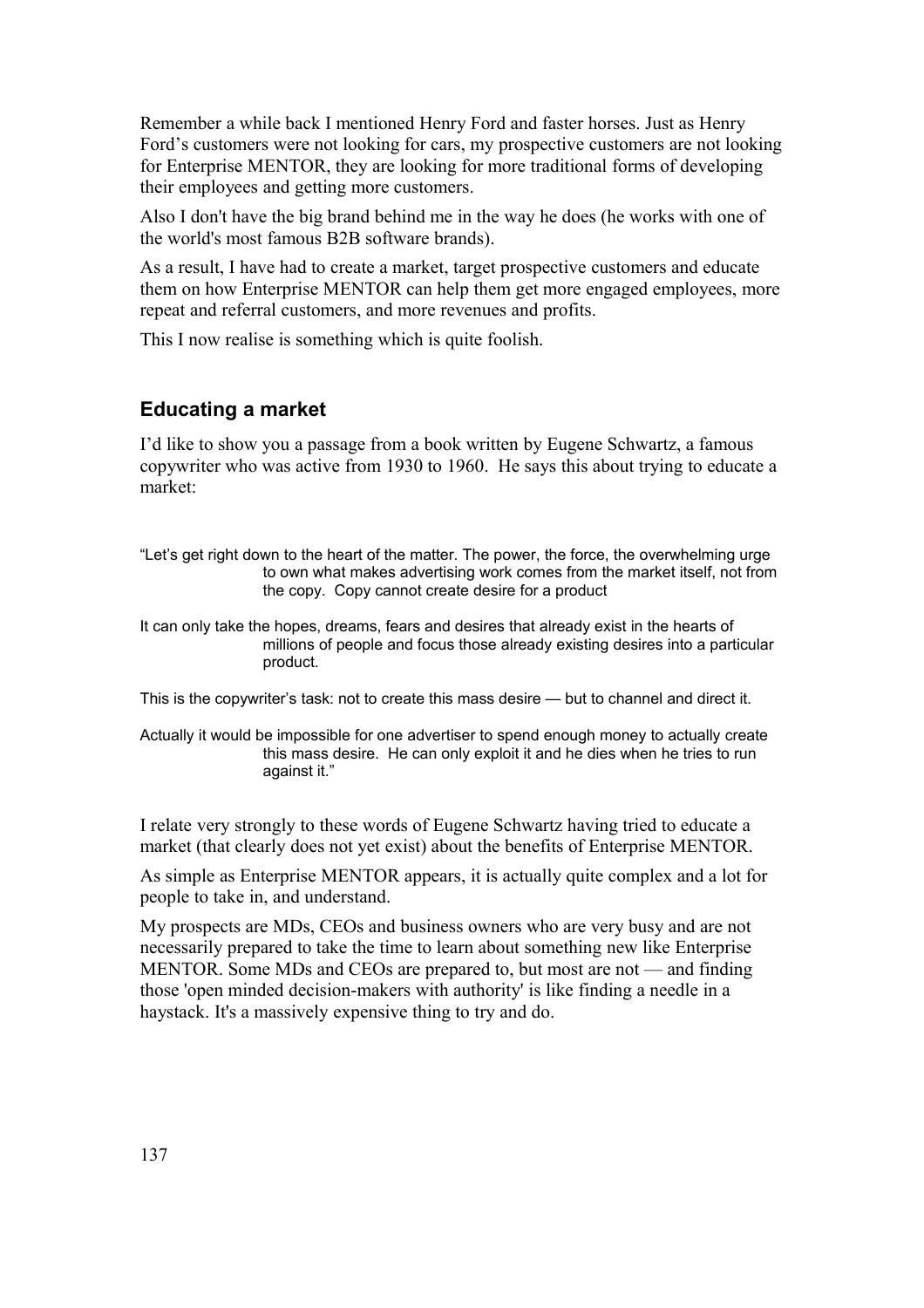Remember a while back I mentioned Henry Ford and faster horses. Just as Henry Ford's customers were not looking for cars, my prospective customers are not looking for Enterprise MENTOR, they are looking for more traditional forms of developing their employees and getting more customers.

Also I don't have the big brand behind me in the way he does (he works with one of the world's most famous B2B software brands).

As a result, I have had to create a market, target prospective customers and educate them on how Enterprise MENTOR can help them get more engaged employees, more repeat and referral customers, and more revenues and profits.

This I now realise is something which is quite foolish.

## Educating a market

I'd like to show you a passage from a book written by Eugene Schwartz, a famous copywriter who was active from 1930 to 1960. He says this about trying to educate a market:

> "Let's get right down to the heart of the matter. The power, the force, the overwhelming urge to own what makes advertising work comes from the market itself, not from the copy. Copy cannot create desire for a product
>
> It can only take the hopes, dreams, fears and desires that already exist in the hearts of millions of people and focus those already existing desires into a particular product.
>
> This is the copywriter's task: not to create this mass desire — but to channel and direct it.
>
> Actually it would be impossible for one advertiser to spend enough money to actually create this mass desire. He can only exploit it and he dies when he tries to run against it."

I relate very strongly to these words of Eugene Schwartz having tried to educate a market (that clearly does not yet exist) about the benefits of Enterprise MENTOR.

As simple as Enterprise MENTOR appears, it is actually quite complex and a lot for people to take in, and understand.

My prospects are MDs, CEOs and business owners who are very busy and are not necessarily prepared to take the time to learn about something new like Enterprise MENTOR. Some MDs and CEOs are prepared to, but most are not — and finding those 'open minded decision-makers with authority' is like finding a needle in a haystack. It's a massively expensive thing to try and do.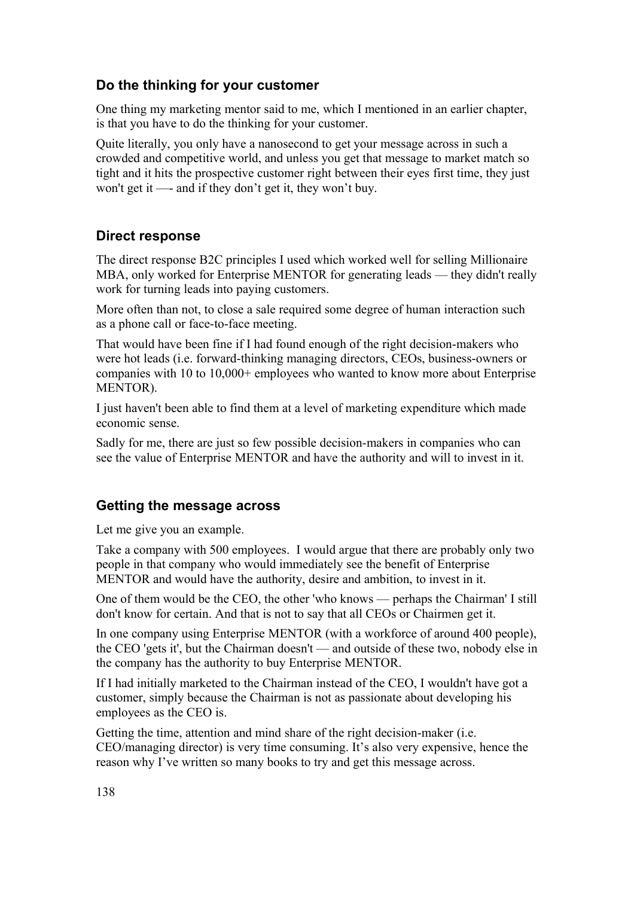### Do the thinking for your customer

One thing my marketing mentor said to me, which I mentioned in an earlier chapter, is that you have to do the thinking for your customer.

Quite literally, you only have a nanosecond to get your message across in such a crowded and competitive world, and unless you get that message to market match so tight and it hits the prospective customer right between their eyes first time, they just won't get it —- and if they don't get it, they won't buy.

### Direct response

The direct response B2C principles I used which worked well for selling Millionaire MBA, only worked for Enterprise MENTOR for generating leads — they didn't really work for turning leads into paying customers.

More often than not, to close a sale required some degree of human interaction such as a phone call or face-to-face meeting.

That would have been fine if I had found enough of the right decision-makers who were hot leads (i.e. forward-thinking managing directors, CEOs, business-owners or companies with 10 to 10,000+ employees who wanted to know more about Enterprise MENTOR).

I just haven't been able to find them at a level of marketing expenditure which made economic sense.

Sadly for me, there are just so few possible decision-makers in companies who can see the value of Enterprise MENTOR and have the authority and will to invest in it.

### Getting the message across

Let me give you an example.

Take a company with 500 employees. I would argue that there are probably only two people in that company who would immediately see the benefit of Enterprise MENTOR and would have the authority, desire and ambition, to invest in it.

One of them would be the CEO, the other 'who knows — perhaps the Chairman' I still don't know for certain. And that is not to say that all CEOs or Chairmen get it.

In one company using Enterprise MENTOR (with a workforce of around 400 people), the CEO 'gets it', but the Chairman doesn't — and outside of these two, nobody else in the company has the authority to buy Enterprise MENTOR.

If I had initially marketed to the Chairman instead of the CEO, I wouldn't have got a customer, simply because the Chairman is not as passionate about developing his employees as the CEO is.

Getting the time, attention and mind share of the right decision-maker (i.e. CEO/managing director) is very time consuming. It's also very expensive, hence the reason why I've written so many books to try and get this message across.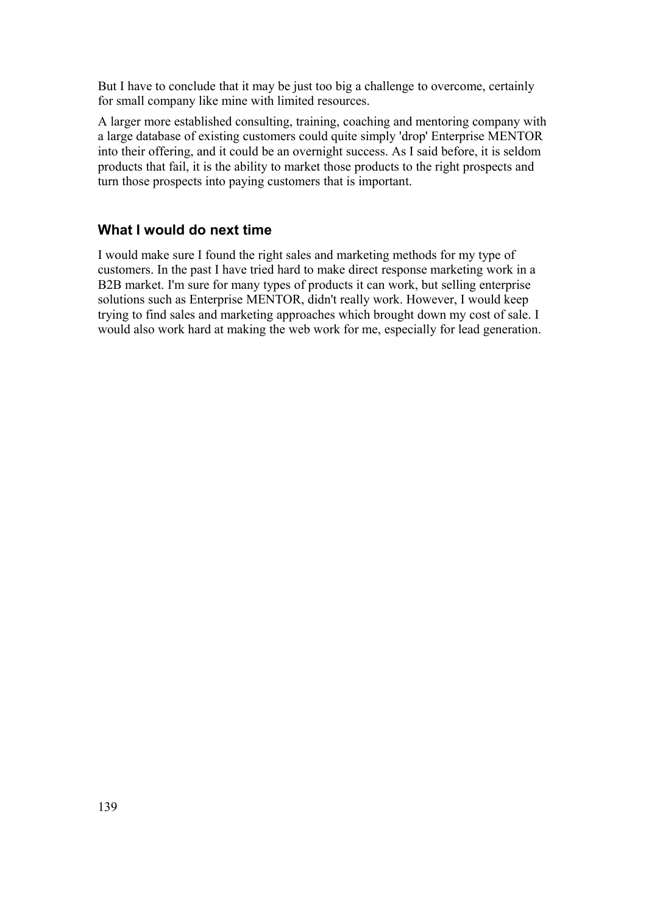But I have to conclude that it may be just too big a challenge to overcome, certainly for small company like mine with limited resources.

A larger more established consulting, training, coaching and mentoring company with a large database of existing customers could quite simply 'drop' Enterprise MENTOR into their offering, and it could be an overnight success. As I said before, it is seldom products that fail, it is the ability to market those products to the right prospects and turn those prospects into paying customers that is important.

### What I would do next time

I would make sure I found the right sales and marketing methods for my type of customers. In the past I have tried hard to make direct response marketing work in a B2B market. I'm sure for many types of products it can work, but selling enterprise solutions such as Enterprise MENTOR, didn't really work. However, I would keep trying to find sales and marketing approaches which brought down my cost of sale. I would also work hard at making the web work for me, especially for lead generation.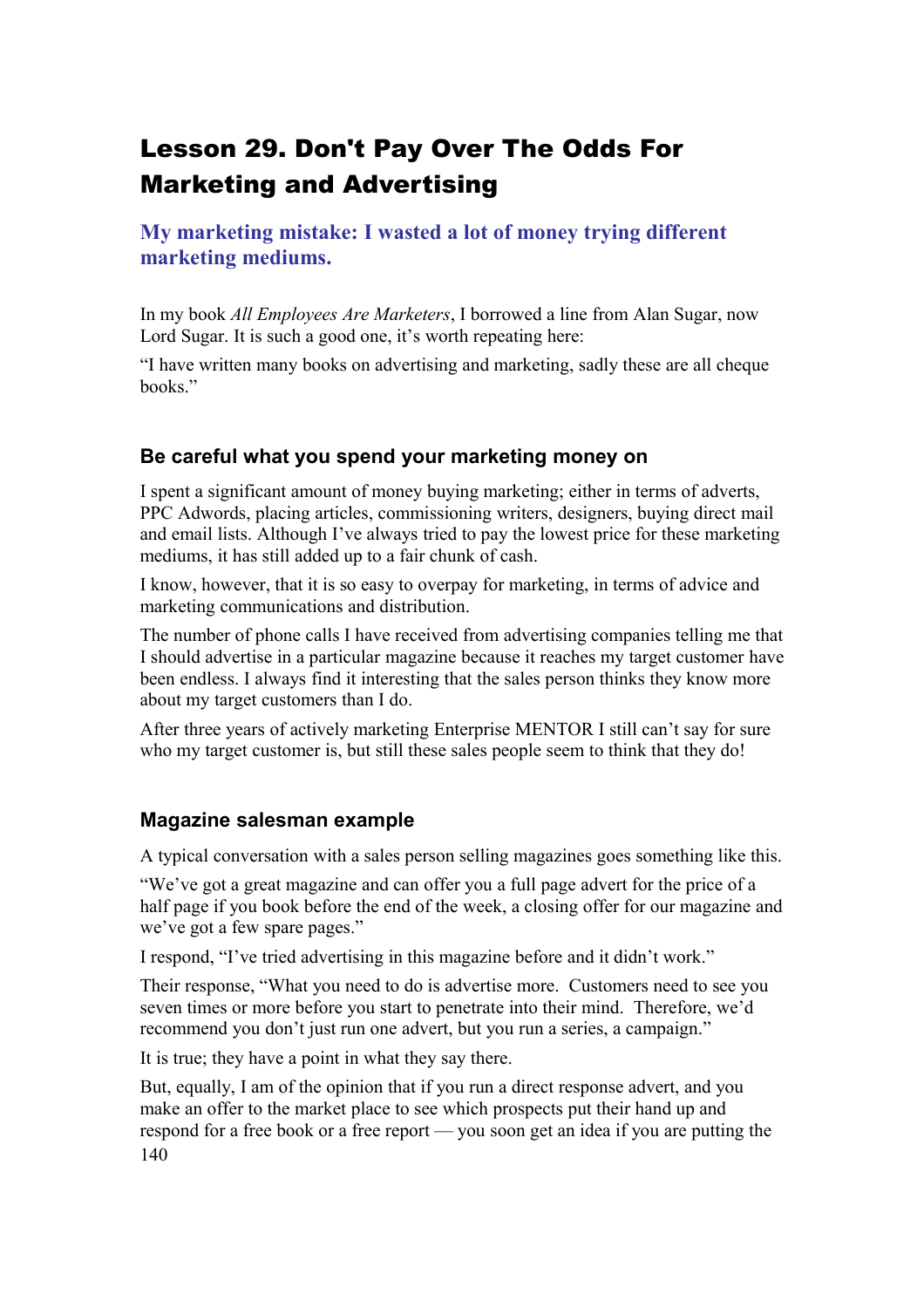# Lesson 29. Don't Pay Over The Odds For Marketing and Advertising

### My marketing mistake: I wasted a lot of money trying different marketing mediums.

In my book *All Employees Are Marketers*, I borrowed a line from Alan Sugar, now Lord Sugar. It is such a good one, it's worth repeating here:

"I have written many books on advertising and marketing, sadly these are all cheque books."

## Be careful what you spend your marketing money on

I spent a significant amount of money buying marketing; either in terms of adverts, PPC Adwords, placing articles, commissioning writers, designers, buying direct mail and email lists. Although I've always tried to pay the lowest price for these marketing mediums, it has still added up to a fair chunk of cash.

I know, however, that it is so easy to overpay for marketing, in terms of advice and marketing communications and distribution.

The number of phone calls I have received from advertising companies telling me that I should advertise in a particular magazine because it reaches my target customer have been endless. I always find it interesting that the sales person thinks they know more about my target customers than I do.

After three years of actively marketing Enterprise MENTOR I still can't say for sure who my target customer is, but still these sales people seem to think that they do!

## Magazine salesman example

A typical conversation with a sales person selling magazines goes something like this.

"We've got a great magazine and can offer you a full page advert for the price of a half page if you book before the end of the week, a closing offer for our magazine and we've got a few spare pages."

I respond, "I've tried advertising in this magazine before and it didn't work."

Their response, "What you need to do is advertise more. Customers need to see you seven times or more before you start to penetrate into their mind. Therefore, we'd recommend you don't just run one advert, but you run a series, a campaign."

It is true; they have a point in what they say there.

But, equally, I am of the opinion that if you run a direct response advert, and you make an offer to the market place to see which prospects put their hand up and respond for a free book or a free report — you soon get an idea if you are putting the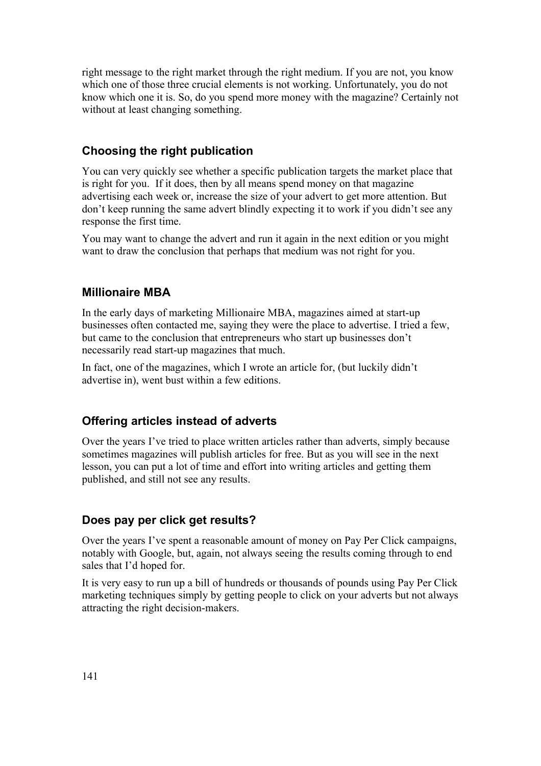right message to the right market through the right medium. If you are not, you know which one of those three crucial elements is not working. Unfortunately, you do not know which one it is. So, do you spend more money with the magazine? Certainly not without at least changing something.

### Choosing the right publication

You can very quickly see whether a specific publication targets the market place that is right for you. If it does, then by all means spend money on that magazine advertising each week or, increase the size of your advert to get more attention. But don't keep running the same advert blindly expecting it to work if you didn't see any response the first time.

You may want to change the advert and run it again in the next edition or you might want to draw the conclusion that perhaps that medium was not right for you.

### Millionaire MBA

In the early days of marketing Millionaire MBA, magazines aimed at start-up businesses often contacted me, saying they were the place to advertise. I tried a few, but came to the conclusion that entrepreneurs who start up businesses don't necessarily read start-up magazines that much.

In fact, one of the magazines, which I wrote an article for, (but luckily didn't advertise in), went bust within a few editions.

### Offering articles instead of adverts

Over the years I've tried to place written articles rather than adverts, simply because sometimes magazines will publish articles for free. But as you will see in the next lesson, you can put a lot of time and effort into writing articles and getting them published, and still not see any results.

### Does pay per click get results?

Over the years I've spent a reasonable amount of money on Pay Per Click campaigns, notably with Google, but, again, not always seeing the results coming through to end sales that I'd hoped for.

It is very easy to run up a bill of hundreds or thousands of pounds using Pay Per Click marketing techniques simply by getting people to click on your adverts but not always attracting the right decision-makers.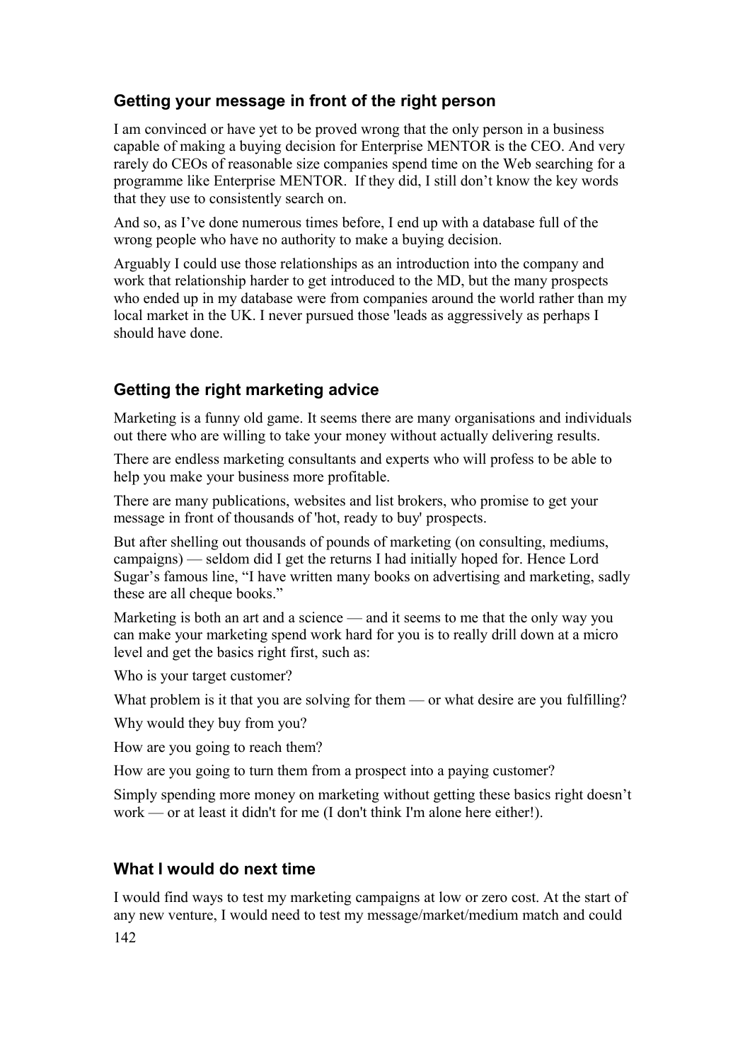### Getting your message in front of the right person

I am convinced or have yet to be proved wrong that the only person in a business capable of making a buying decision for Enterprise MENTOR is the CEO. And very rarely do CEOs of reasonable size companies spend time on the Web searching for a programme like Enterprise MENTOR.  If they did, I still don't know the key words that they use to consistently search on.

And so, as I've done numerous times before, I end up with a database full of the wrong people who have no authority to make a buying decision.

Arguably I could use those relationships as an introduction into the company and work that relationship harder to get introduced to the MD, but the many prospects who ended up in my database were from companies around the world rather than my local market in the UK. I never pursued those 'leads as aggressively as perhaps I should have done.

### Getting the right marketing advice

Marketing is a funny old game. It seems there are many organisations and individuals out there who are willing to take your money without actually delivering results.

There are endless marketing consultants and experts who will profess to be able to help you make your business more profitable.

There are many publications, websites and list brokers, who promise to get your message in front of thousands of 'hot, ready to buy' prospects.

But after shelling out thousands of pounds of marketing (on consulting, mediums, campaigns) — seldom did I get the returns I had initially hoped for. Hence Lord Sugar's famous line, "I have written many books on advertising and marketing, sadly these are all cheque books."

Marketing is both an art and a science — and it seems to me that the only way you can make your marketing spend work hard for you is to really drill down at a micro level and get the basics right first, such as:

Who is your target customer?

What problem is it that you are solving for them — or what desire are you fulfilling?

Why would they buy from you?

How are you going to reach them?

How are you going to turn them from a prospect into a paying customer?

Simply spending more money on marketing without getting these basics right doesn't work — or at least it didn't for me (I don't think I'm alone here either!).

### What I would do next time

I would find ways to test my marketing campaigns at low or zero cost. At the start of any new venture, I would need to test my message/market/medium match and could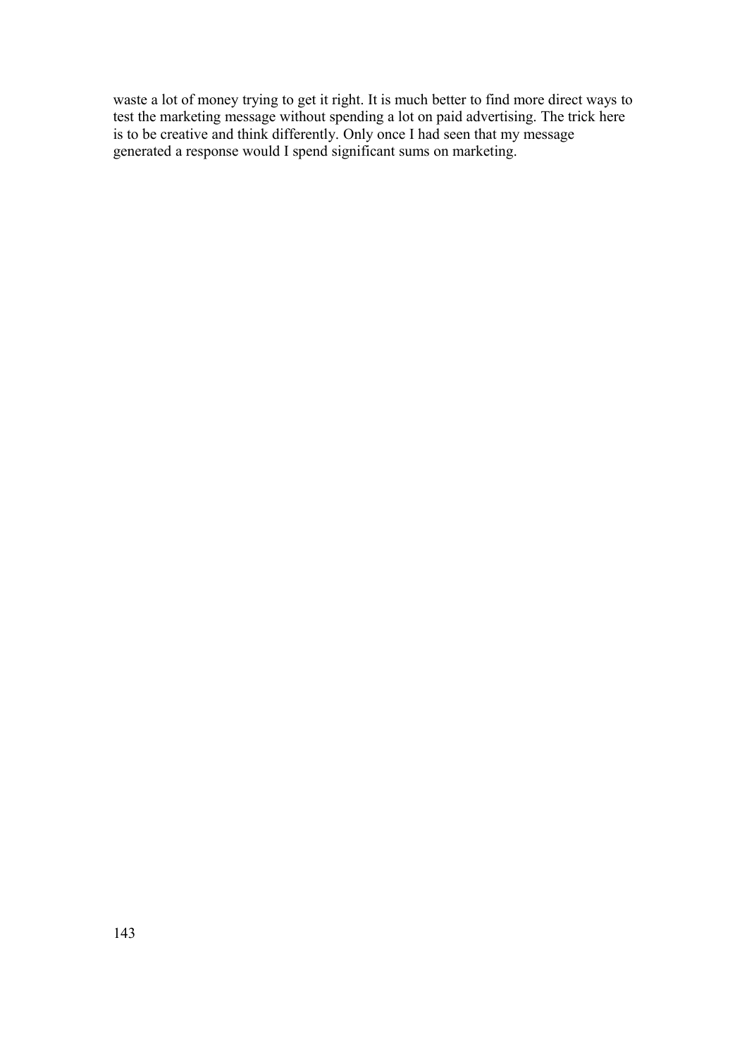waste a lot of money trying to get it right. It is much better to find more direct ways to test the marketing message without spending a lot on paid advertising. The trick here is to be creative and think differently. Only once I had seen that my message generated a response would I spend significant sums on marketing.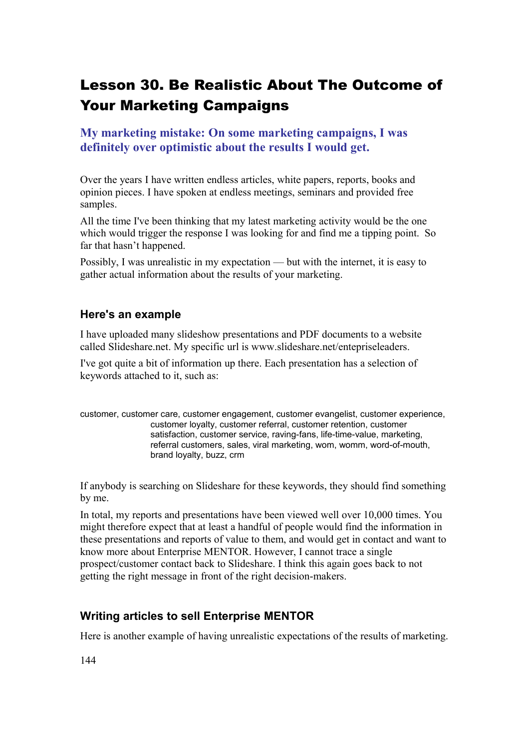# Lesson 30. Be Realistic About The Outcome of Your Marketing Campaigns

### My marketing mistake: On some marketing campaigns, I was definitely over optimistic about the results I would get.

Over the years I have written endless articles, white papers, reports, books and opinion pieces. I have spoken at endless meetings, seminars and provided free samples.

All the time I've been thinking that my latest marketing activity would be the one which would trigger the response I was looking for and find me a tipping point. So far that hasn't happened.

Possibly, I was unrealistic in my expectation — but with the internet, it is easy to gather actual information about the results of your marketing.

## Here's an example

I have uploaded many slideshow presentations and PDF documents to a website called Slideshare.net. My specific url is www.slideshare.net/entepriseleaders.

I've got quite a bit of information up there. Each presentation has a selection of keywords attached to it, such as:

customer, customer care, customer engagement, customer evangelist, customer experience, customer loyalty, customer referral, customer retention, customer satisfaction, customer service, raving-fans, life-time-value, marketing, referral customers, sales, viral marketing, wom, womm, word-of-mouth, brand loyalty, buzz, crm

If anybody is searching on Slideshare for these keywords, they should find something by me.

In total, my reports and presentations have been viewed well over 10,000 times. You might therefore expect that at least a handful of people would find the information in these presentations and reports of value to them, and would get in contact and want to know more about Enterprise MENTOR. However, I cannot trace a single prospect/customer contact back to Slideshare. I think this again goes back to not getting the right message in front of the right decision-makers.

## Writing articles to sell Enterprise MENTOR

Here is another example of having unrealistic expectations of the results of marketing.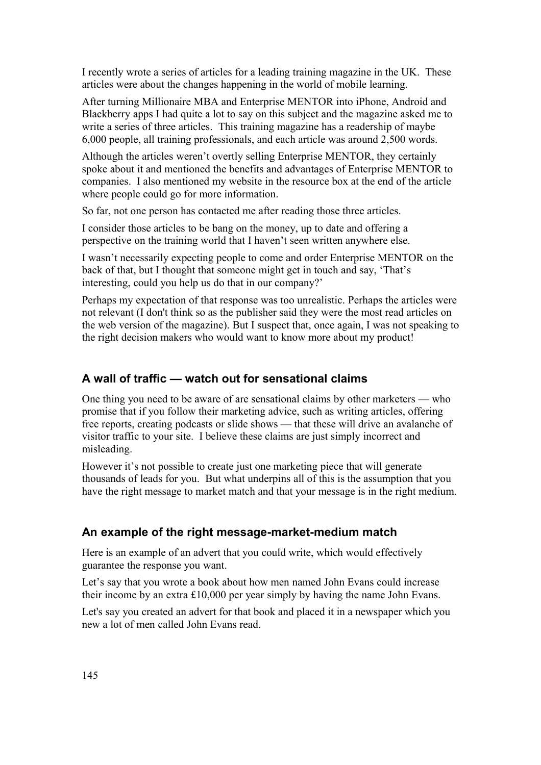I recently wrote a series of articles for a leading training magazine in the UK. These articles were about the changes happening in the world of mobile learning.

After turning Millionaire MBA and Enterprise MENTOR into iPhone, Android and Blackberry apps I had quite a lot to say on this subject and the magazine asked me to write a series of three articles. This training magazine has a readership of maybe 6,000 people, all training professionals, and each article was around 2,500 words.

Although the articles weren't overtly selling Enterprise MENTOR, they certainly spoke about it and mentioned the benefits and advantages of Enterprise MENTOR to companies. I also mentioned my website in the resource box at the end of the article where people could go for more information.

So far, not one person has contacted me after reading those three articles.

I consider those articles to be bang on the money, up to date and offering a perspective on the training world that I haven't seen written anywhere else.

I wasn't necessarily expecting people to come and order Enterprise MENTOR on the back of that, but I thought that someone might get in touch and say, 'That's interesting, could you help us do that in our company?'

Perhaps my expectation of that response was too unrealistic. Perhaps the articles were not relevant (I don't think so as the publisher said they were the most read articles on the web version of the magazine). But I suspect that, once again, I was not speaking to the right decision makers who would want to know more about my product!

### A wall of traffic — watch out for sensational claims

One thing you need to be aware of are sensational claims by other marketers — who promise that if you follow their marketing advice, such as writing articles, offering free reports, creating podcasts or slide shows — that these will drive an avalanche of visitor traffic to your site. I believe these claims are just simply incorrect and misleading.

However it's not possible to create just one marketing piece that will generate thousands of leads for you. But what underpins all of this is the assumption that you have the right message to market match and that your message is in the right medium.

### An example of the right message-market-medium match

Here is an example of an advert that you could write, which would effectively guarantee the response you want.

Let's say that you wrote a book about how men named John Evans could increase their income by an extra £10,000 per year simply by having the name John Evans.

Let's say you created an advert for that book and placed it in a newspaper which you new a lot of men called John Evans read.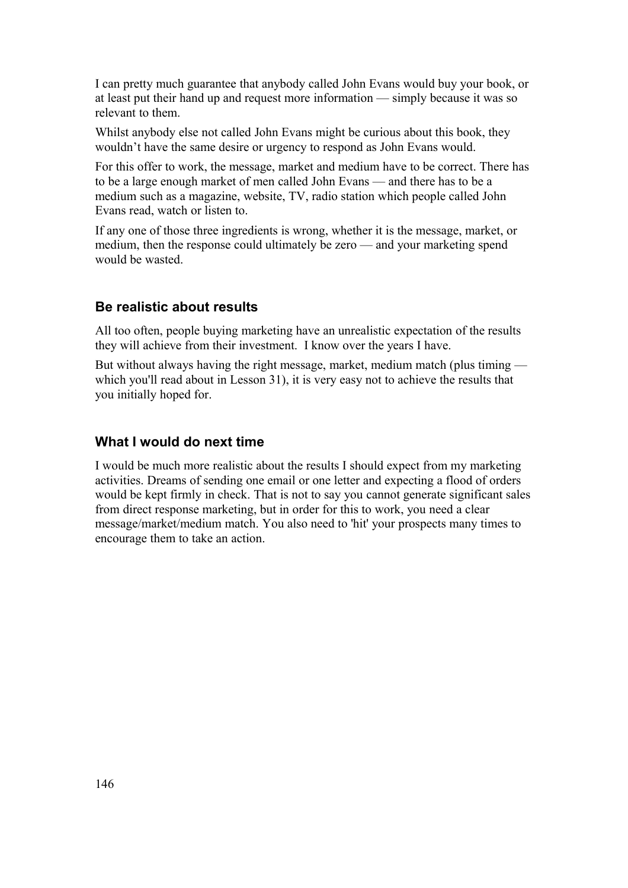I can pretty much guarantee that anybody called John Evans would buy your book, or at least put their hand up and request more information — simply because it was so relevant to them.

Whilst anybody else not called John Evans might be curious about this book, they wouldn't have the same desire or urgency to respond as John Evans would.

For this offer to work, the message, market and medium have to be correct. There has to be a large enough market of men called John Evans — and there has to be a medium such as a magazine, website, TV, radio station which people called John Evans read, watch or listen to.

If any one of those three ingredients is wrong, whether it is the message, market, or medium, then the response could ultimately be zero — and your marketing spend would be wasted.

### Be realistic about results

All too often, people buying marketing have an unrealistic expectation of the results they will achieve from their investment. I know over the years I have.

But without always having the right message, market, medium match (plus timing — which you'll read about in Lesson 31), it is very easy not to achieve the results that you initially hoped for.

### What I would do next time

I would be much more realistic about the results I should expect from my marketing activities. Dreams of sending one email or one letter and expecting a flood of orders would be kept firmly in check. That is not to say you cannot generate significant sales from direct response marketing, but in order for this to work, you need a clear message/market/medium match. You also need to 'hit' your prospects many times to encourage them to take an action.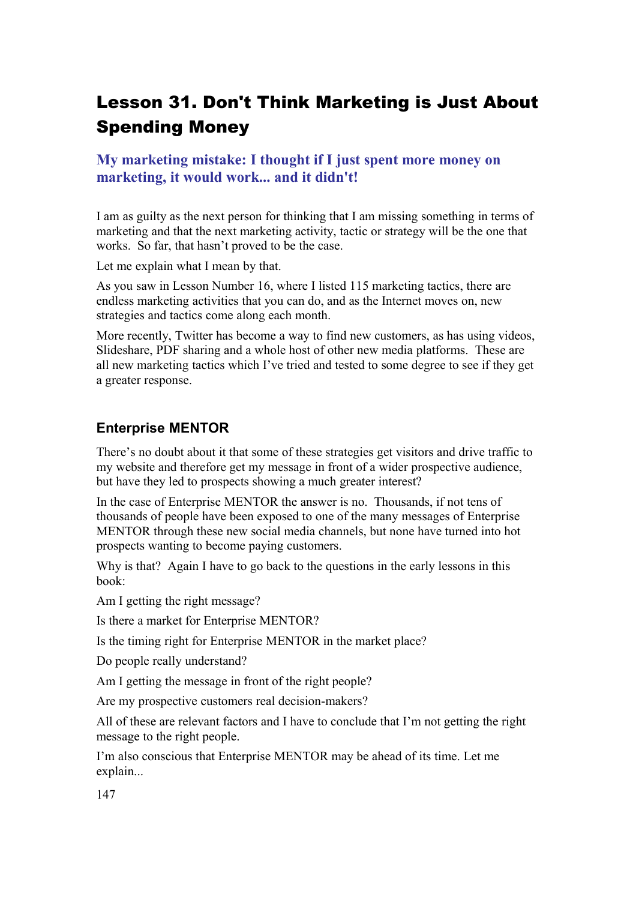# Lesson 31. Don't Think Marketing is Just About Spending Money

### My marketing mistake: I thought if I just spent more money on marketing, it would work... and it didn't!

I am as guilty as the next person for thinking that I am missing something in terms of marketing and that the next marketing activity, tactic or strategy will be the one that works. So far, that hasn't proved to be the case.

Let me explain what I mean by that.

As you saw in Lesson Number 16, where I listed 115 marketing tactics, there are endless marketing activities that you can do, and as the Internet moves on, new strategies and tactics come along each month.

More recently, Twitter has become a way to find new customers, as has using videos, Slideshare, PDF sharing and a whole host of other new media platforms. These are all new marketing tactics which I've tried and tested to some degree to see if they get a greater response.

## Enterprise MENTOR

There's no doubt about it that some of these strategies get visitors and drive traffic to my website and therefore get my message in front of a wider prospective audience, but have they led to prospects showing a much greater interest?

In the case of Enterprise MENTOR the answer is no. Thousands, if not tens of thousands of people have been exposed to one of the many messages of Enterprise MENTOR through these new social media channels, but none have turned into hot prospects wanting to become paying customers.

Why is that? Again I have to go back to the questions in the early lessons in this book:

Am I getting the right message?

Is there a market for Enterprise MENTOR?

Is the timing right for Enterprise MENTOR in the market place?

Do people really understand?

Am I getting the message in front of the right people?

Are my prospective customers real decision-makers?

All of these are relevant factors and I have to conclude that I'm not getting the right message to the right people.

I'm also conscious that Enterprise MENTOR may be ahead of its time. Let me explain...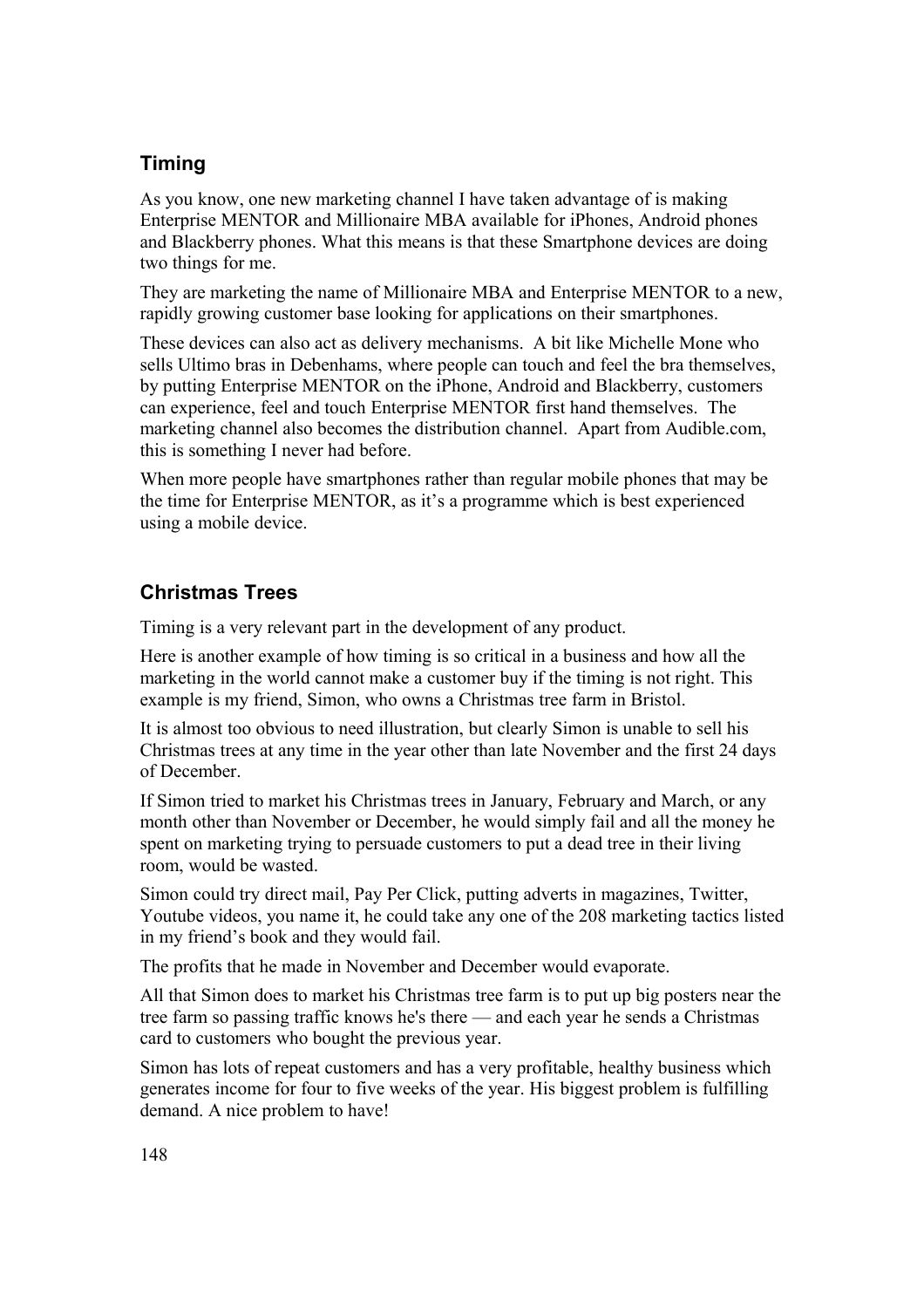## Timing

As you know, one new marketing channel I have taken advantage of is making Enterprise MENTOR and Millionaire MBA available for iPhones, Android phones and Blackberry phones. What this means is that these Smartphone devices are doing two things for me.

They are marketing the name of Millionaire MBA and Enterprise MENTOR to a new, rapidly growing customer base looking for applications on their smartphones.

These devices can also act as delivery mechanisms. A bit like Michelle Mone who sells Ultimo bras in Debenhams, where people can touch and feel the bra themselves, by putting Enterprise MENTOR on the iPhone, Android and Blackberry, customers can experience, feel and touch Enterprise MENTOR first hand themselves. The marketing channel also becomes the distribution channel. Apart from Audible.com, this is something I never had before.

When more people have smartphones rather than regular mobile phones that may be the time for Enterprise MENTOR, as it's a programme which is best experienced using a mobile device.

## Christmas Trees

Timing is a very relevant part in the development of any product.

Here is another example of how timing is so critical in a business and how all the marketing in the world cannot make a customer buy if the timing is not right. This example is my friend, Simon, who owns a Christmas tree farm in Bristol.

It is almost too obvious to need illustration, but clearly Simon is unable to sell his Christmas trees at any time in the year other than late November and the first 24 days of December.

If Simon tried to market his Christmas trees in January, February and March, or any month other than November or December, he would simply fail and all the money he spent on marketing trying to persuade customers to put a dead tree in their living room, would be wasted.

Simon could try direct mail, Pay Per Click, putting adverts in magazines, Twitter, Youtube videos, you name it, he could take any one of the 208 marketing tactics listed in my friend's book and they would fail.

The profits that he made in November and December would evaporate.

All that Simon does to market his Christmas tree farm is to put up big posters near the tree farm so passing traffic knows he's there — and each year he sends a Christmas card to customers who bought the previous year.

Simon has lots of repeat customers and has a very profitable, healthy business which generates income for four to five weeks of the year. His biggest problem is fulfilling demand. A nice problem to have!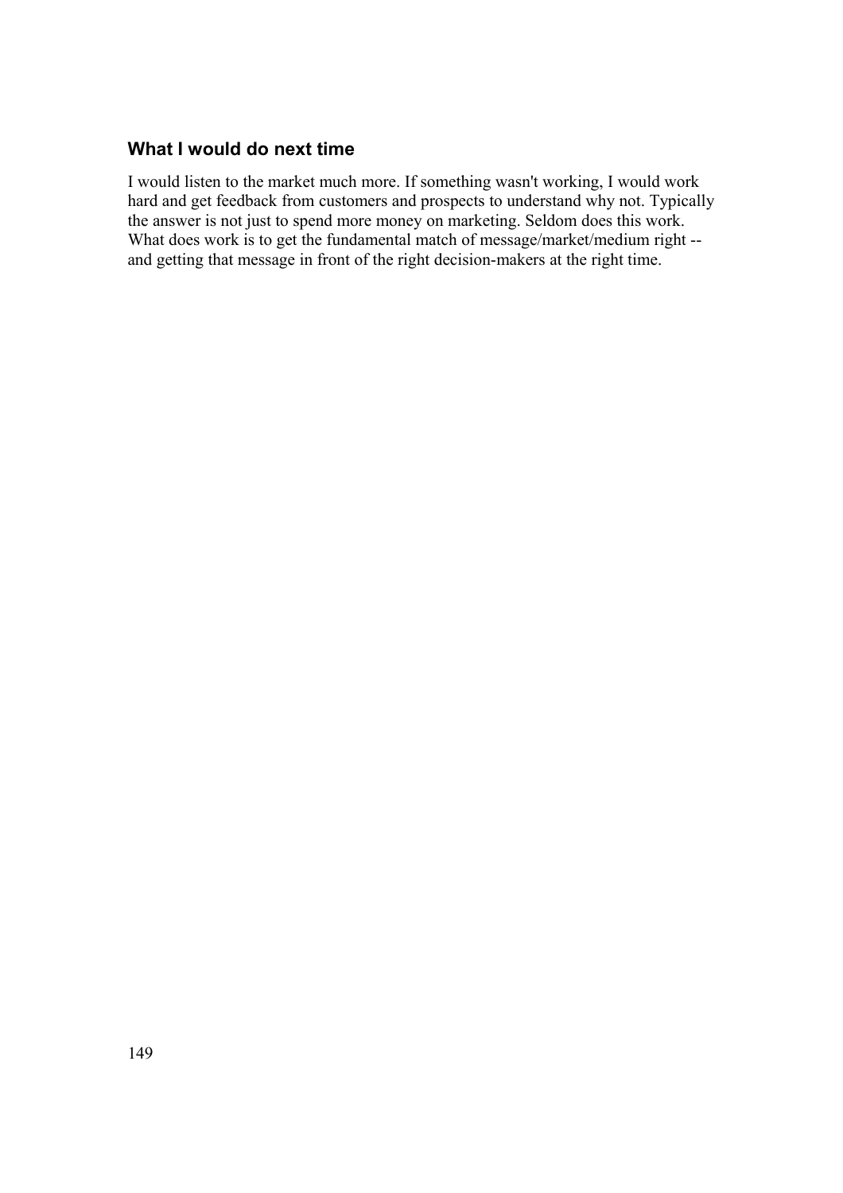### What I would do next time

I would listen to the market much more. If something wasn't working, I would work hard and get feedback from customers and prospects to understand why not. Typically the answer is not just to spend more money on marketing. Seldom does this work. What does work is to get the fundamental match of message/market/medium right -- and getting that message in front of the right decision-makers at the right time.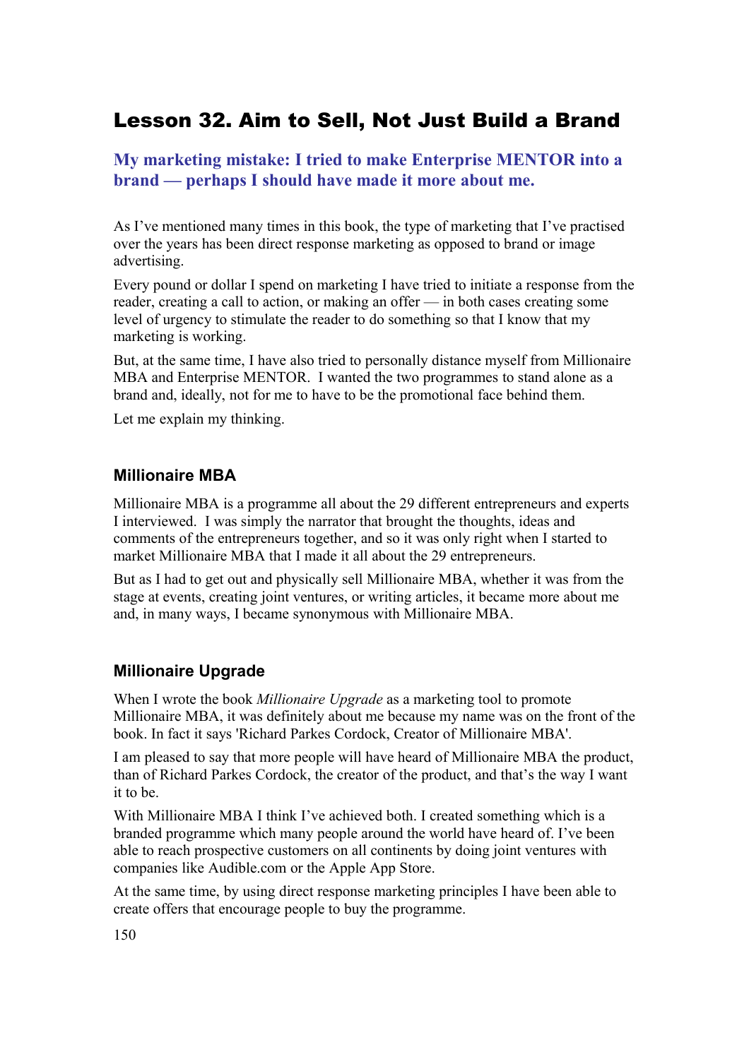## Lesson 32. Aim to Sell, Not Just Build a Brand

### My marketing mistake: I tried to make Enterprise MENTOR into a brand — perhaps I should have made it more about me.

As I've mentioned many times in this book, the type of marketing that I've practised over the years has been direct response marketing as opposed to brand or image advertising.

Every pound or dollar I spend on marketing I have tried to initiate a response from the reader, creating a call to action, or making an offer — in both cases creating some level of urgency to stimulate the reader to do something so that I know that my marketing is working.

But, at the same time, I have also tried to personally distance myself from Millionaire MBA and Enterprise MENTOR. I wanted the two programmes to stand alone as a brand and, ideally, not for me to have to be the promotional face behind them.

Let me explain my thinking.

#### Millionaire MBA

Millionaire MBA is a programme all about the 29 different entrepreneurs and experts I interviewed. I was simply the narrator that brought the thoughts, ideas and comments of the entrepreneurs together, and so it was only right when I started to market Millionaire MBA that I made it all about the 29 entrepreneurs.

But as I had to get out and physically sell Millionaire MBA, whether it was from the stage at events, creating joint ventures, or writing articles, it became more about me and, in many ways, I became synonymous with Millionaire MBA.

#### Millionaire Upgrade

When I wrote the book *Millionaire Upgrade* as a marketing tool to promote Millionaire MBA, it was definitely about me because my name was on the front of the book. In fact it says 'Richard Parkes Cordock, Creator of Millionaire MBA'.

I am pleased to say that more people will have heard of Millionaire MBA the product, than of Richard Parkes Cordock, the creator of the product, and that's the way I want it to be.

With Millionaire MBA I think I've achieved both. I created something which is a branded programme which many people around the world have heard of. I've been able to reach prospective customers on all continents by doing joint ventures with companies like Audible.com or the Apple App Store.

At the same time, by using direct response marketing principles I have been able to create offers that encourage people to buy the programme.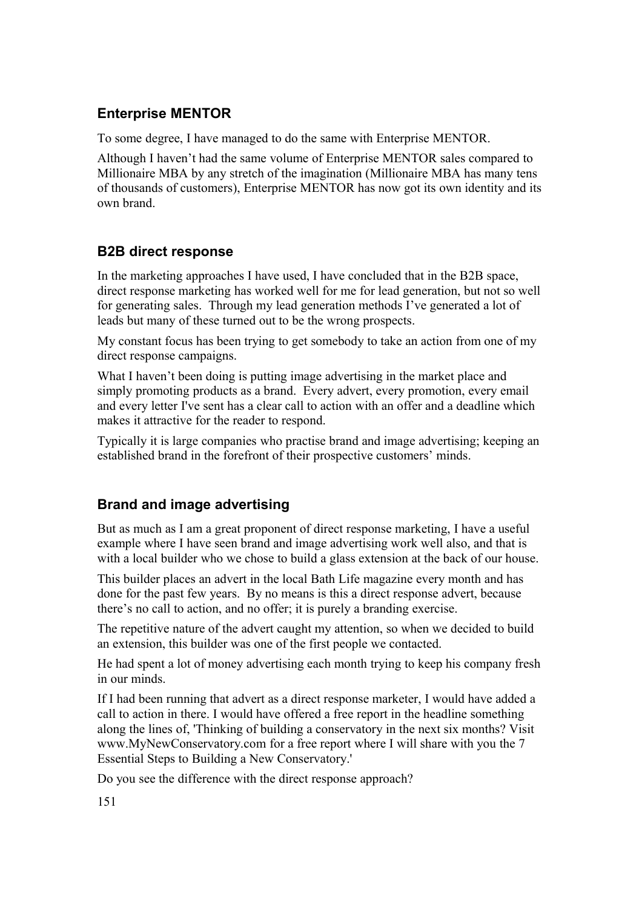## Enterprise MENTOR

To some degree, I have managed to do the same with Enterprise MENTOR.

Although I haven't had the same volume of Enterprise MENTOR sales compared to Millionaire MBA by any stretch of the imagination (Millionaire MBA has many tens of thousands of customers), Enterprise MENTOR has now got its own identity and its own brand.

## B2B direct response

In the marketing approaches I have used, I have concluded that in the B2B space, direct response marketing has worked well for me for lead generation, but not so well for generating sales. Through my lead generation methods I've generated a lot of leads but many of these turned out to be the wrong prospects.

My constant focus has been trying to get somebody to take an action from one of my direct response campaigns.

What I haven't been doing is putting image advertising in the market place and simply promoting products as a brand. Every advert, every promotion, every email and every letter I've sent has a clear call to action with an offer and a deadline which makes it attractive for the reader to respond.

Typically it is large companies who practise brand and image advertising; keeping an established brand in the forefront of their prospective customers' minds.

## Brand and image advertising

But as much as I am a great proponent of direct response marketing, I have a useful example where I have seen brand and image advertising work well also, and that is with a local builder who we chose to build a glass extension at the back of our house.

This builder places an advert in the local Bath Life magazine every month and has done for the past few years. By no means is this a direct response advert, because there's no call to action, and no offer; it is purely a branding exercise.

The repetitive nature of the advert caught my attention, so when we decided to build an extension, this builder was one of the first people we contacted.

He had spent a lot of money advertising each month trying to keep his company fresh in our minds.

If I had been running that advert as a direct response marketer, I would have added a call to action in there. I would have offered a free report in the headline something along the lines of, 'Thinking of building a conservatory in the next six months? Visit www.MyNewConservatory.com for a free report where I will share with you the 7 Essential Steps to Building a New Conservatory.'

Do you see the difference with the direct response approach?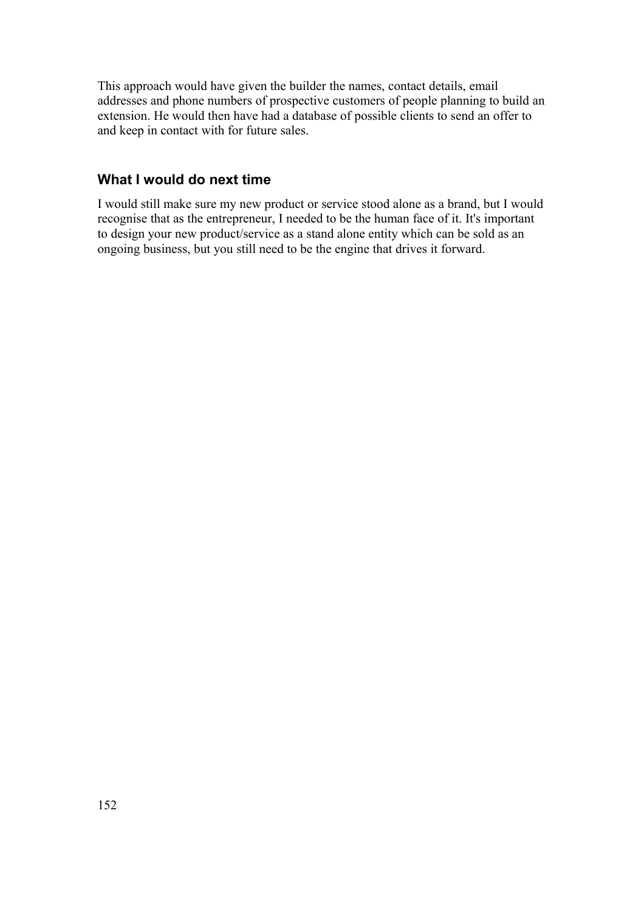This approach would have given the builder the names, contact details, email addresses and phone numbers of prospective customers of people planning to build an extension. He would then have had a database of possible clients to send an offer to and keep in contact with for future sales.

## What I would do next time

I would still make sure my new product or service stood alone as a brand, but I would recognise that as the entrepreneur, I needed to be the human face of it. It's important to design your new product/service as a stand alone entity which can be sold as an ongoing business, but you still need to be the engine that drives it forward.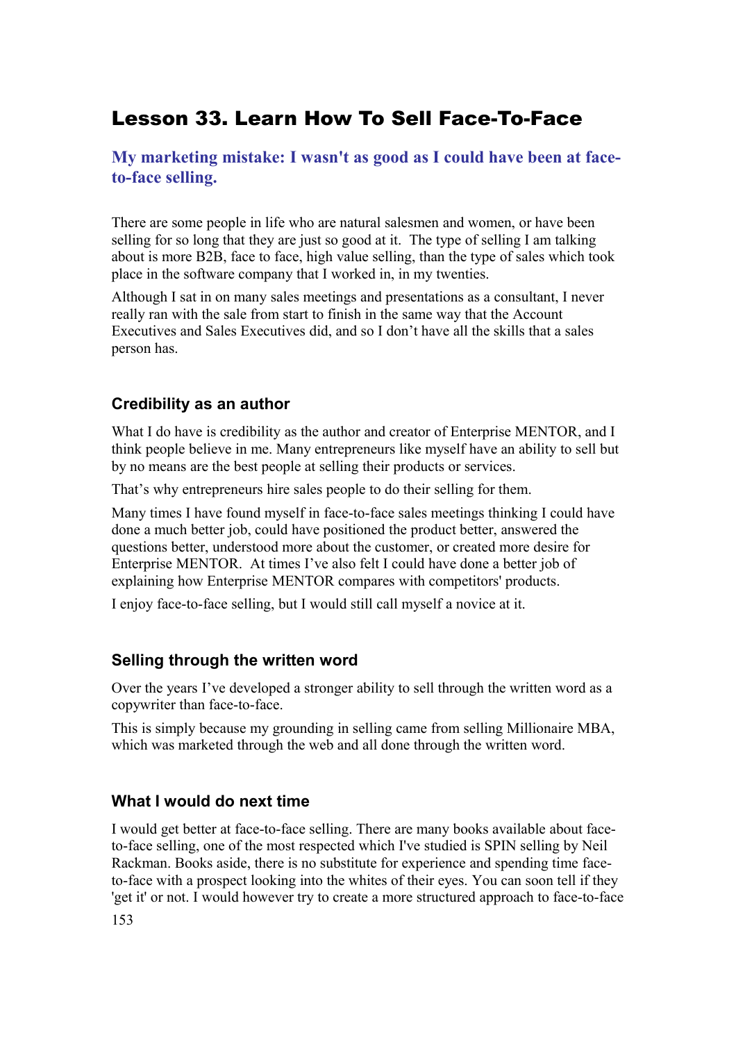# Lesson 33. Learn How To Sell Face-To-Face

## My marketing mistake: I wasn't as good as I could have been at face-to-face selling.

There are some people in life who are natural salesmen and women, or have been selling for so long that they are just so good at it. The type of selling I am talking about is more B2B, face to face, high value selling, than the type of sales which took place in the software company that I worked in, in my twenties.

Although I sat in on many sales meetings and presentations as a consultant, I never really ran with the sale from start to finish in the same way that the Account Executives and Sales Executives did, and so I don't have all the skills that a sales person has.

### Credibility as an author

What I do have is credibility as the author and creator of Enterprise MENTOR, and I think people believe in me. Many entrepreneurs like myself have an ability to sell but by no means are the best people at selling their products or services.

That's why entrepreneurs hire sales people to do their selling for them.

Many times I have found myself in face-to-face sales meetings thinking I could have done a much better job, could have positioned the product better, answered the questions better, understood more about the customer, or created more desire for Enterprise MENTOR. At times I've also felt I could have done a better job of explaining how Enterprise MENTOR compares with competitors' products.

I enjoy face-to-face selling, but I would still call myself a novice at it.

### Selling through the written word

Over the years I've developed a stronger ability to sell through the written word as a copywriter than face-to-face.

This is simply because my grounding in selling came from selling Millionaire MBA, which was marketed through the web and all done through the written word.

### What I would do next time

I would get better at face-to-face selling. There are many books available about face-to-face selling, one of the most respected which I've studied is SPIN selling by Neil Rackman. Books aside, there is no substitute for experience and spending time face-to-face with a prospect looking into the whites of their eyes. You can soon tell if they 'get it' or not. I would however try to create a more structured approach to face-to-face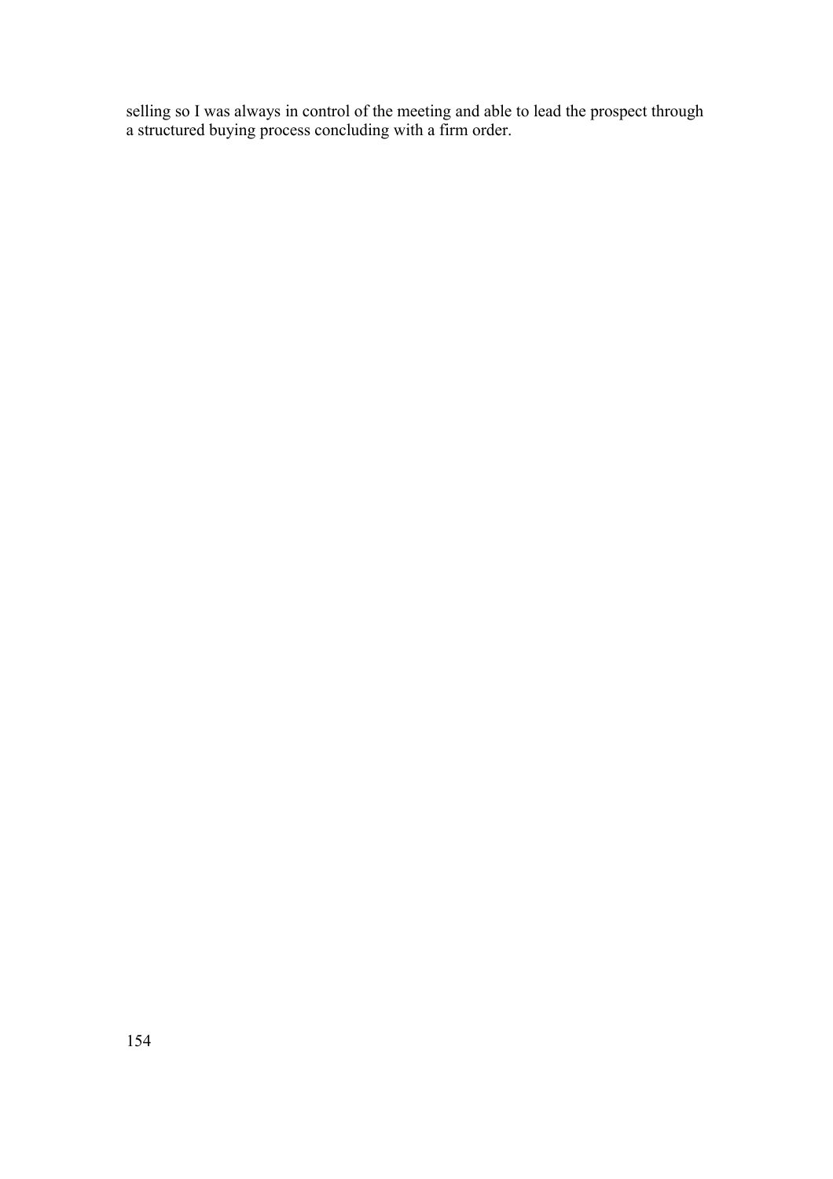selling so I was always in control of the meeting and able to lead the prospect through a structured buying process concluding with a firm order.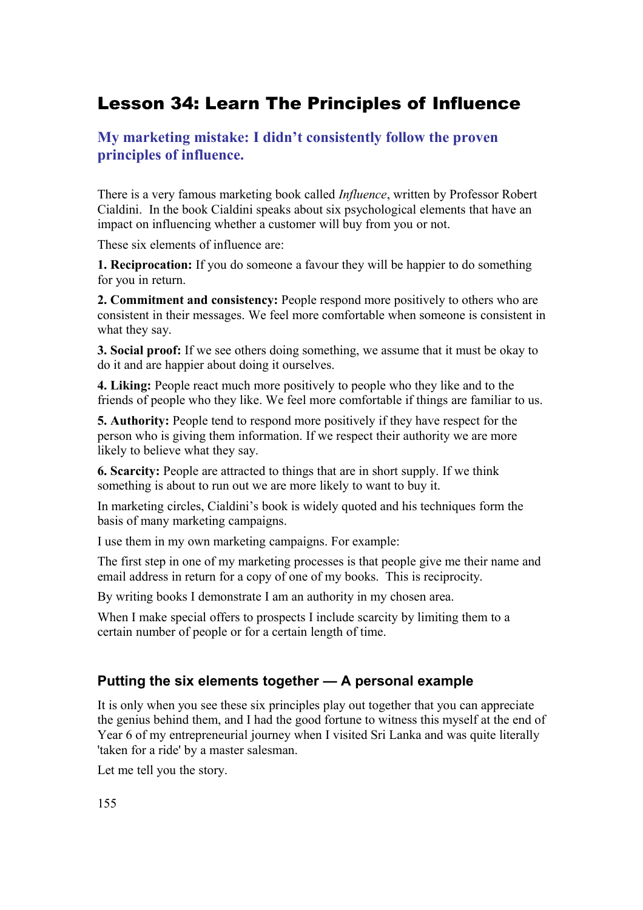# Lesson 34: Learn The Principles of Influence

## My marketing mistake: I didn't consistently follow the proven principles of influence.

There is a very famous marketing book called *Influence*, written by Professor Robert Cialdini. In the book Cialdini speaks about six psychological elements that have an impact on influencing whether a customer will buy from you or not.

These six elements of influence are:

**1. Reciprocation:** If you do someone a favour they will be happier to do something for you in return.

**2. Commitment and consistency:** People respond more positively to others who are consistent in their messages. We feel more comfortable when someone is consistent in what they say.

**3. Social proof:** If we see others doing something, we assume that it must be okay to do it and are happier about doing it ourselves.

**4. Liking:** People react much more positively to people who they like and to the friends of people who they like. We feel more comfortable if things are familiar to us.

**5. Authority:** People tend to respond more positively if they have respect for the person who is giving them information. If we respect their authority we are more likely to believe what they say.

**6. Scarcity:** People are attracted to things that are in short supply. If we think something is about to run out we are more likely to want to buy it.

In marketing circles, Cialdini's book is widely quoted and his techniques form the basis of many marketing campaigns.

I use them in my own marketing campaigns. For example:

The first step in one of my marketing processes is that people give me their name and email address in return for a copy of one of my books. This is reciprocity.

By writing books I demonstrate I am an authority in my chosen area.

When I make special offers to prospects I include scarcity by limiting them to a certain number of people or for a certain length of time.

### Putting the six elements together — A personal example

It is only when you see these six principles play out together that you can appreciate the genius behind them, and I had the good fortune to witness this myself at the end of Year 6 of my entrepreneurial journey when I visited Sri Lanka and was quite literally 'taken for a ride' by a master salesman.

Let me tell you the story.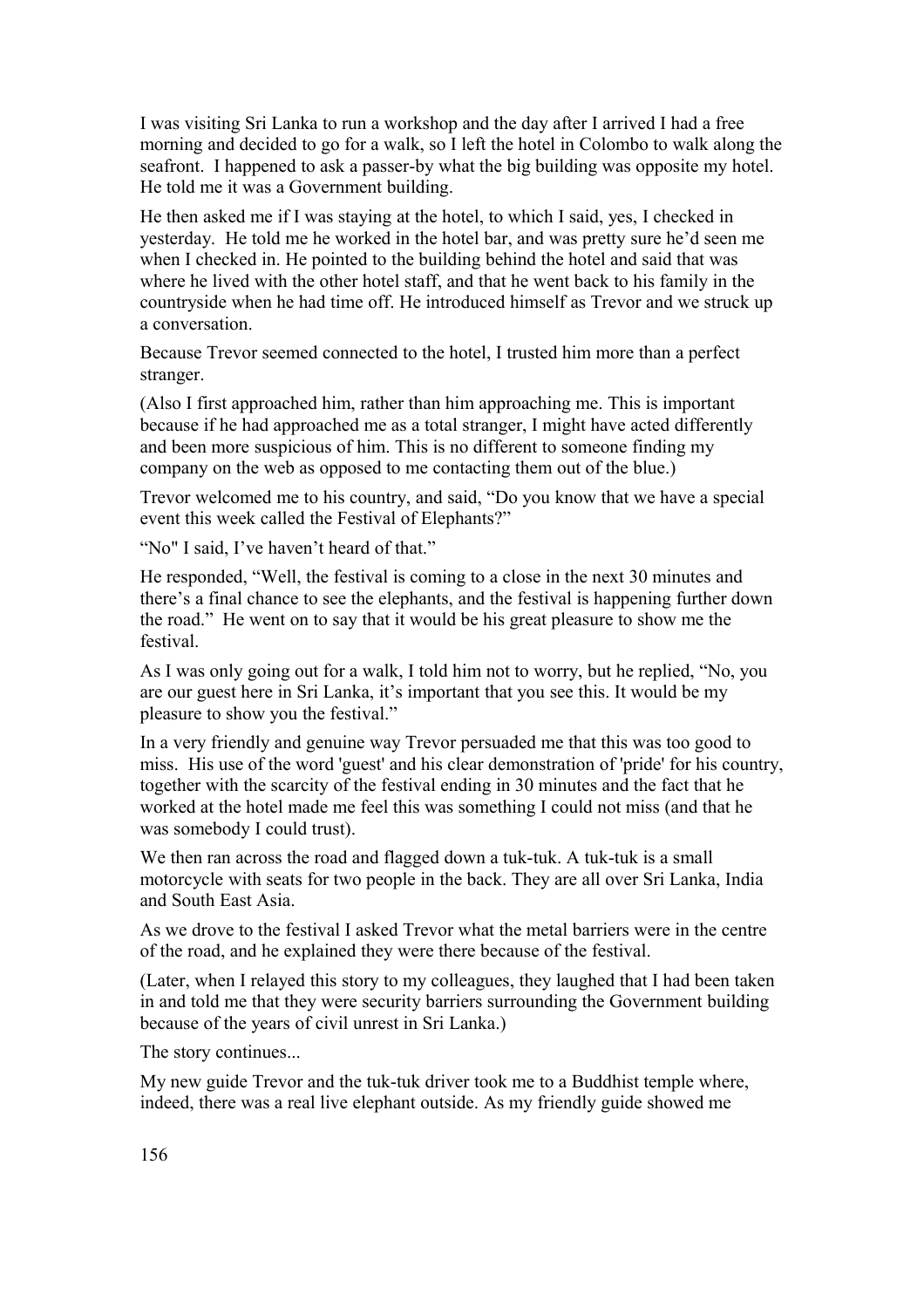I was visiting Sri Lanka to run a workshop and the day after I arrived I had a free morning and decided to go for a walk, so I left the hotel in Colombo to walk along the seafront. I happened to ask a passer-by what the big building was opposite my hotel. He told me it was a Government building.

He then asked me if I was staying at the hotel, to which I said, yes, I checked in yesterday. He told me he worked in the hotel bar, and was pretty sure he'd seen me when I checked in. He pointed to the building behind the hotel and said that was where he lived with the other hotel staff, and that he went back to his family in the countryside when he had time off. He introduced himself as Trevor and we struck up a conversation.

Because Trevor seemed connected to the hotel, I trusted him more than a perfect stranger.

(Also I first approached him, rather than him approaching me. This is important because if he had approached me as a total stranger, I might have acted differently and been more suspicious of him. This is no different to someone finding my company on the web as opposed to me contacting them out of the blue.)

Trevor welcomed me to his country, and said, "Do you know that we have a special event this week called the Festival of Elephants?"

"No" I said, I've haven't heard of that."

He responded, "Well, the festival is coming to a close in the next 30 minutes and there's a final chance to see the elephants, and the festival is happening further down the road." He went on to say that it would be his great pleasure to show me the festival.

As I was only going out for a walk, I told him not to worry, but he replied, "No, you are our guest here in Sri Lanka, it's important that you see this. It would be my pleasure to show you the festival."

In a very friendly and genuine way Trevor persuaded me that this was too good to miss. His use of the word 'guest' and his clear demonstration of 'pride' for his country, together with the scarcity of the festival ending in 30 minutes and the fact that he worked at the hotel made me feel this was something I could not miss (and that he was somebody I could trust).

We then ran across the road and flagged down a tuk-tuk. A tuk-tuk is a small motorcycle with seats for two people in the back. They are all over Sri Lanka, India and South East Asia.

As we drove to the festival I asked Trevor what the metal barriers were in the centre of the road, and he explained they were there because of the festival.

(Later, when I relayed this story to my colleagues, they laughed that I had been taken in and told me that they were security barriers surrounding the Government building because of the years of civil unrest in Sri Lanka.)

The story continues...

My new guide Trevor and the tuk-tuk driver took me to a Buddhist temple where, indeed, there was a real live elephant outside. As my friendly guide showed me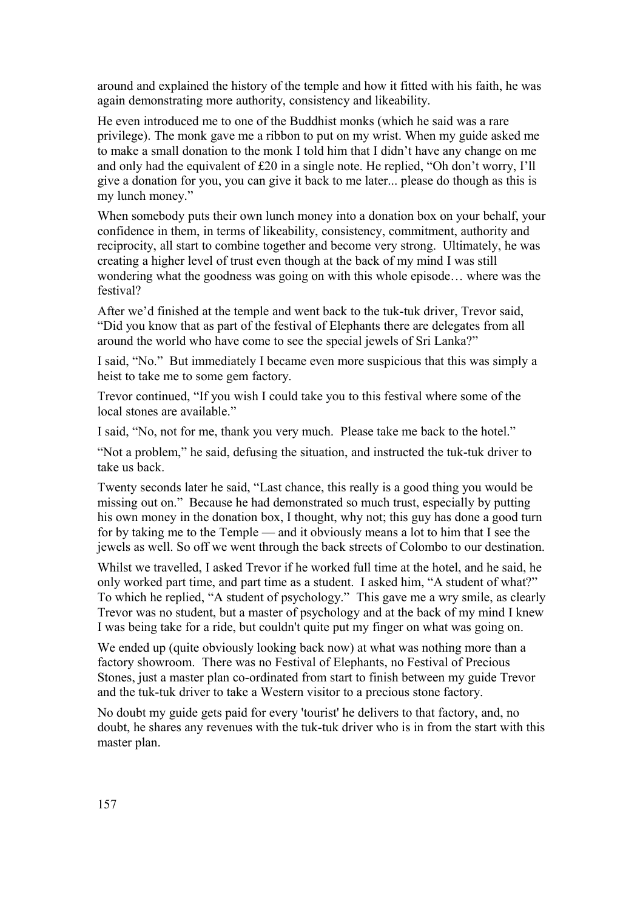around and explained the history of the temple and how it fitted with his faith, he was again demonstrating more authority, consistency and likeability.

He even introduced me to one of the Buddhist monks (which he said was a rare privilege). The monk gave me a ribbon to put on my wrist. When my guide asked me to make a small donation to the monk I told him that I didn't have any change on me and only had the equivalent of £20 in a single note. He replied, "Oh don't worry, I'll give a donation for you, you can give it back to me later... please do though as this is my lunch money."

When somebody puts their own lunch money into a donation box on your behalf, your confidence in them, in terms of likeability, consistency, commitment, authority and reciprocity, all start to combine together and become very strong. Ultimately, he was creating a higher level of trust even though at the back of my mind I was still wondering what the goodness was going on with this whole episode… where was the festival?

After we'd finished at the temple and went back to the tuk-tuk driver, Trevor said, "Did you know that as part of the festival of Elephants there are delegates from all around the world who have come to see the special jewels of Sri Lanka?"

I said, "No." But immediately I became even more suspicious that this was simply a heist to take me to some gem factory.

Trevor continued, "If you wish I could take you to this festival where some of the local stones are available."

I said, "No, not for me, thank you very much. Please take me back to the hotel."

"Not a problem," he said, defusing the situation, and instructed the tuk-tuk driver to take us back.

Twenty seconds later he said, "Last chance, this really is a good thing you would be missing out on." Because he had demonstrated so much trust, especially by putting his own money in the donation box, I thought, why not; this guy has done a good turn for by taking me to the Temple — and it obviously means a lot to him that I see the jewels as well. So off we went through the back streets of Colombo to our destination.

Whilst we travelled, I asked Trevor if he worked full time at the hotel, and he said, he only worked part time, and part time as a student. I asked him, "A student of what?" To which he replied, "A student of psychology." This gave me a wry smile, as clearly Trevor was no student, but a master of psychology and at the back of my mind I knew I was being take for a ride, but couldn't quite put my finger on what was going on.

We ended up (quite obviously looking back now) at what was nothing more than a factory showroom. There was no Festival of Elephants, no Festival of Precious Stones, just a master plan co-ordinated from start to finish between my guide Trevor and the tuk-tuk driver to take a Western visitor to a precious stone factory.

No doubt my guide gets paid for every 'tourist' he delivers to that factory, and, no doubt, he shares any revenues with the tuk-tuk driver who is in from the start with this master plan.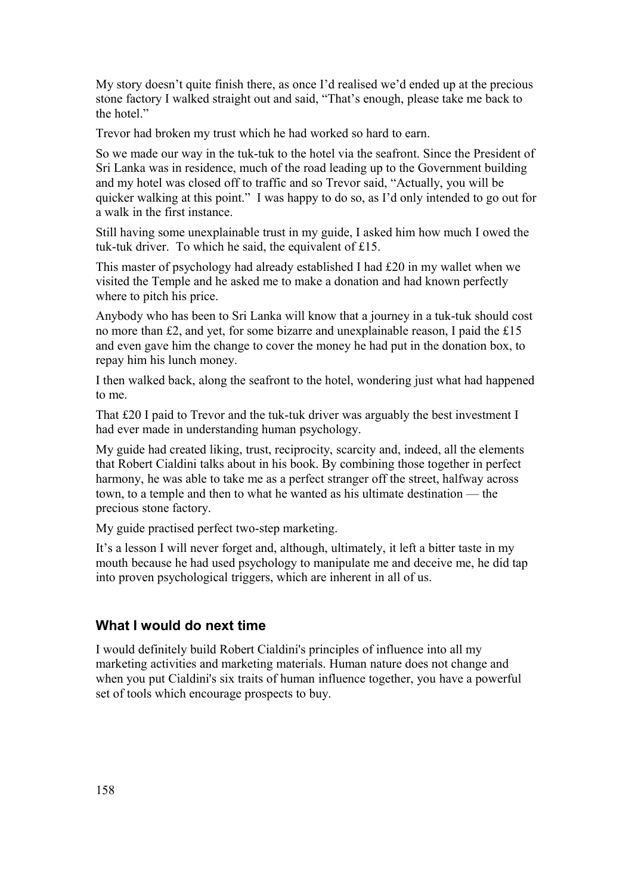My story doesn't quite finish there, as once I'd realised we'd ended up at the precious stone factory I walked straight out and said, "That's enough, please take me back to the hotel."

Trevor had broken my trust which he had worked so hard to earn.

So we made our way in the tuk-tuk to the hotel via the seafront. Since the President of Sri Lanka was in residence, much of the road leading up to the Government building and my hotel was closed off to traffic and so Trevor said, "Actually, you will be quicker walking at this point." I was happy to do so, as I'd only intended to go out for a walk in the first instance.

Still having some unexplainable trust in my guide, I asked him how much I owed the tuk-tuk driver. To which he said, the equivalent of £15.

This master of psychology had already established I had £20 in my wallet when we visited the Temple and he asked me to make a donation and had known perfectly where to pitch his price.

Anybody who has been to Sri Lanka will know that a journey in a tuk-tuk should cost no more than £2, and yet, for some bizarre and unexplainable reason, I paid the £15 and even gave him the change to cover the money he had put in the donation box, to repay him his lunch money.

I then walked back, along the seafront to the hotel, wondering just what had happened to me.

That £20 I paid to Trevor and the tuk-tuk driver was arguably the best investment I had ever made in understanding human psychology.

My guide had created liking, trust, reciprocity, scarcity and, indeed, all the elements that Robert Cialdini talks about in his book. By combining those together in perfect harmony, he was able to take me as a perfect stranger off the street, halfway across town, to a temple and then to what he wanted as his ultimate destination — the precious stone factory.

My guide practised perfect two-step marketing.

It's a lesson I will never forget and, although, ultimately, it left a bitter taste in my mouth because he had used psychology to manipulate me and deceive me, he did tap into proven psychological triggers, which are inherent in all of us.

### What I would do next time

I would definitely build Robert Cialdini's principles of influence into all my marketing activities and marketing materials. Human nature does not change and when you put Cialdini's six traits of human influence together, you have a powerful set of tools which encourage prospects to buy.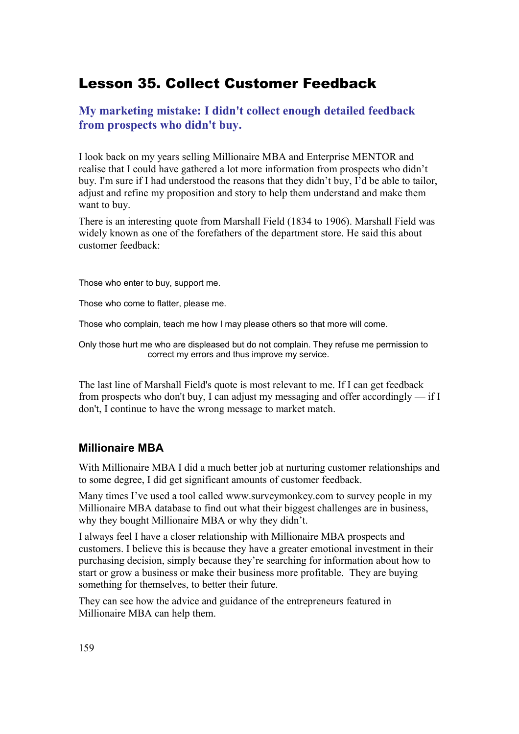# Lesson 35. Collect Customer Feedback

## My marketing mistake: I didn't collect enough detailed feedback from prospects who didn't buy.

I look back on my years selling Millionaire MBA and Enterprise MENTOR and realise that I could have gathered a lot more information from prospects who didn't buy. I'm sure if I had understood the reasons that they didn't buy, I'd be able to tailor, adjust and refine my proposition and story to help them understand and make them want to buy.

There is an interesting quote from Marshall Field (1834 to 1906). Marshall Field was widely known as one of the forefathers of the department store. He said this about customer feedback:

> Those who enter to buy, support me.
>
> Those who come to flatter, please me.
>
> Those who complain, teach me how I may please others so that more will come.
>
> Only those hurt me who are displeased but do not complain. They refuse me permission to correct my errors and thus improve my service.

The last line of Marshall Field's quote is most relevant to me. If I can get feedback from prospects who don't buy, I can adjust my messaging and offer accordingly — if I don't, I continue to have the wrong message to market match.

### Millionaire MBA

With Millionaire MBA I did a much better job at nurturing customer relationships and to some degree, I did get significant amounts of customer feedback.

Many times I've used a tool called www.surveymonkey.com to survey people in my Millionaire MBA database to find out what their biggest challenges are in business, why they bought Millionaire MBA or why they didn't.

I always feel I have a closer relationship with Millionaire MBA prospects and customers. I believe this is because they have a greater emotional investment in their purchasing decision, simply because they're searching for information about how to start or grow a business or make their business more profitable. They are buying something for themselves, to better their future.

They can see how the advice and guidance of the entrepreneurs featured in Millionaire MBA can help them.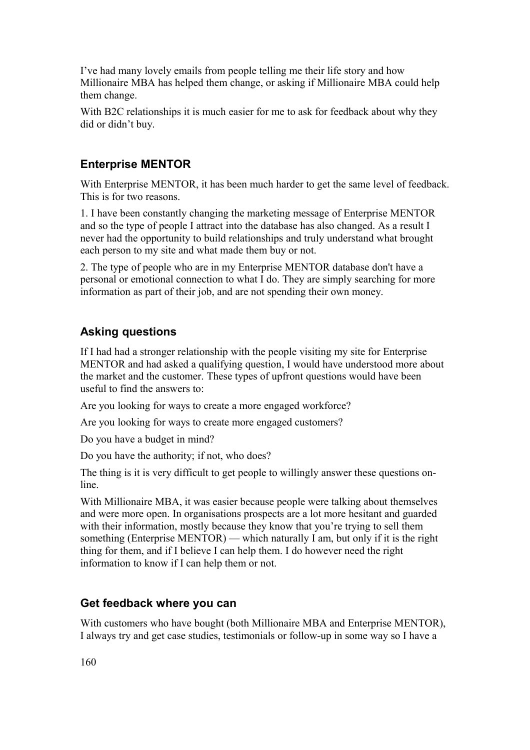I've had many lovely emails from people telling me their life story and how Millionaire MBA has helped them change, or asking if Millionaire MBA could help them change.

With B2C relationships it is much easier for me to ask for feedback about why they did or didn't buy.

### Enterprise MENTOR

With Enterprise MENTOR, it has been much harder to get the same level of feedback. This is for two reasons.

1. I have been constantly changing the marketing message of Enterprise MENTOR and so the type of people I attract into the database has also changed. As a result I never had the opportunity to build relationships and truly understand what brought each person to my site and what made them buy or not.

2. The type of people who are in my Enterprise MENTOR database don't have a personal or emotional connection to what I do. They are simply searching for more information as part of their job, and are not spending their own money.

### Asking questions

If I had had a stronger relationship with the people visiting my site for Enterprise MENTOR and had asked a qualifying question, I would have understood more about the market and the customer. These types of upfront questions would have been useful to find the answers to:

Are you looking for ways to create a more engaged workforce?

Are you looking for ways to create more engaged customers?

Do you have a budget in mind?

Do you have the authority; if not, who does?

The thing is it is very difficult to get people to willingly answer these questions on-line.

With Millionaire MBA, it was easier because people were talking about themselves and were more open. In organisations prospects are a lot more hesitant and guarded with their information, mostly because they know that you're trying to sell them something (Enterprise MENTOR) — which naturally I am, but only if it is the right thing for them, and if I believe I can help them. I do however need the right information to know if I can help them or not.

### Get feedback where you can

With customers who have bought (both Millionaire MBA and Enterprise MENTOR), I always try and get case studies, testimonials or follow-up in some way so I have a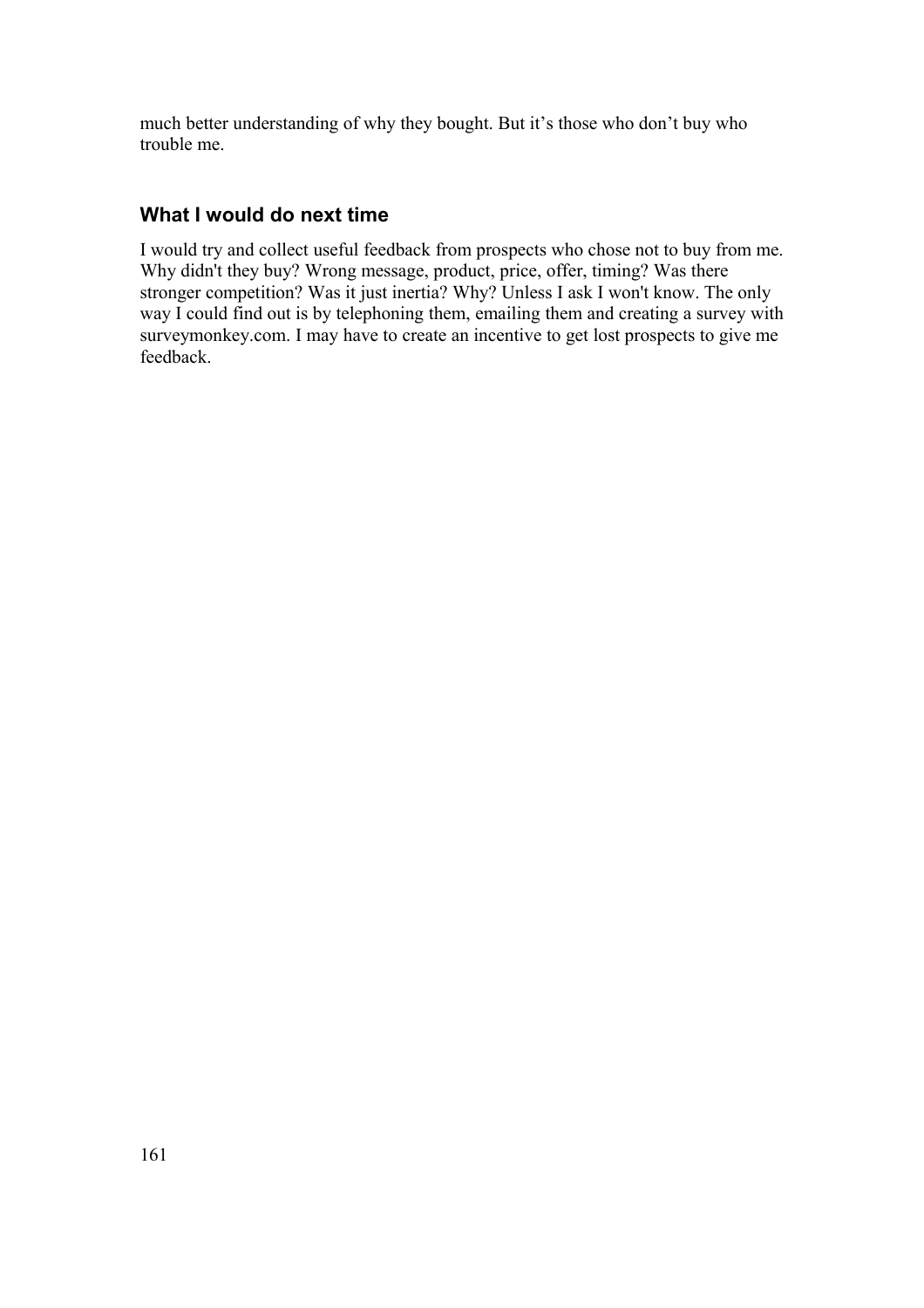much better understanding of why they bought. But it's those who don't buy who trouble me.

## What I would do next time

I would try and collect useful feedback from prospects who chose not to buy from me. Why didn't they buy? Wrong message, product, price, offer, timing? Was there stronger competition? Was it just inertia? Why? Unless I ask I won't know. The only way I could find out is by telephoning them, emailing them and creating a survey with surveymonkey.com. I may have to create an incentive to get lost prospects to give me feedback.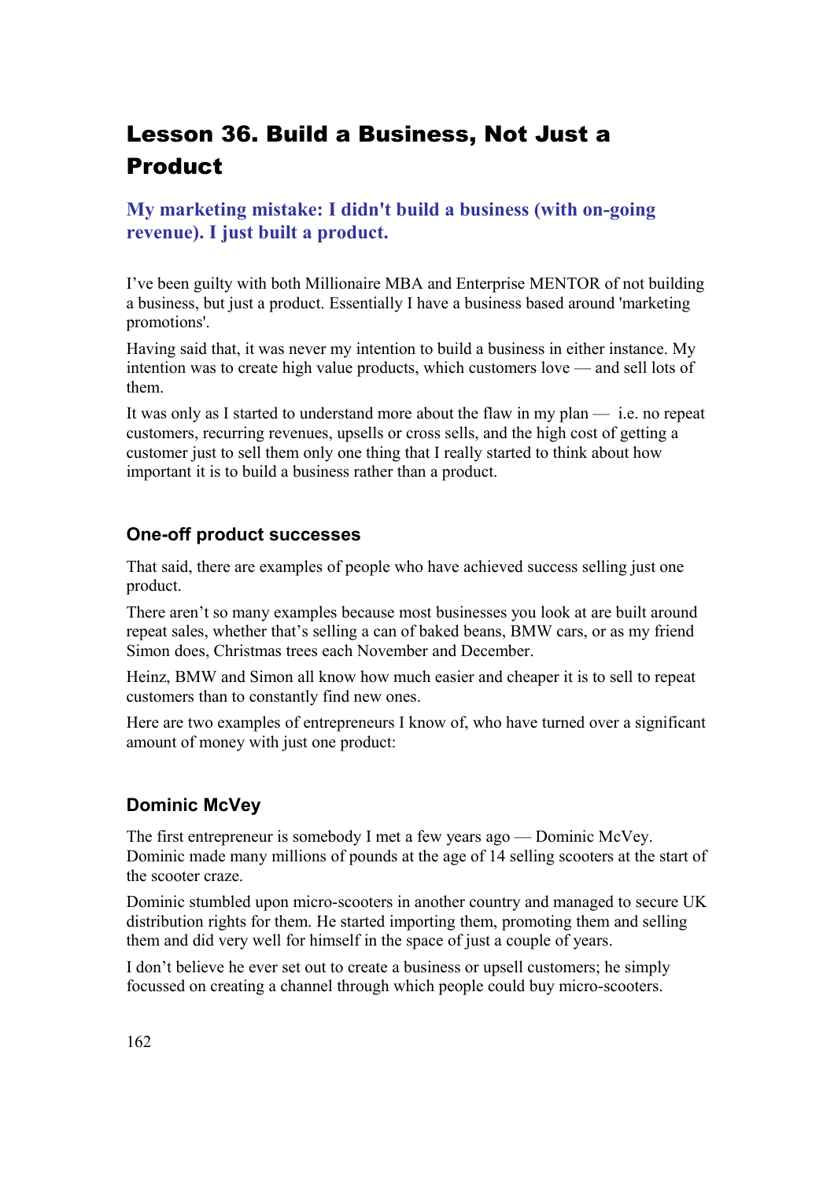# Lesson 36. Build a Business, Not Just a Product

### My marketing mistake: I didn't build a business (with on-going revenue). I just built a product.

I've been guilty with both Millionaire MBA and Enterprise MENTOR of not building a business, but just a product. Essentially I have a business based around 'marketing promotions'.

Having said that, it was never my intention to build a business in either instance. My intention was to create high value products, which customers love — and sell lots of them.

It was only as I started to understand more about the flaw in my plan — i.e. no repeat customers, recurring revenues, upsells or cross sells, and the high cost of getting a customer just to sell them only one thing that I really started to think about how important it is to build a business rather than a product.

## One-off product successes

That said, there are examples of people who have achieved success selling just one product.

There aren't so many examples because most businesses you look at are built around repeat sales, whether that's selling a can of baked beans, BMW cars, or as my friend Simon does, Christmas trees each November and December.

Heinz, BMW and Simon all know how much easier and cheaper it is to sell to repeat customers than to constantly find new ones.

Here are two examples of entrepreneurs I know of, who have turned over a significant amount of money with just one product:

## Dominic McVey

The first entrepreneur is somebody I met a few years ago — Dominic McVey. Dominic made many millions of pounds at the age of 14 selling scooters at the start of the scooter craze.

Dominic stumbled upon micro-scooters in another country and managed to secure UK distribution rights for them. He started importing them, promoting them and selling them and did very well for himself in the space of just a couple of years.

I don't believe he ever set out to create a business or upsell customers; he simply focussed on creating a channel through which people could buy micro-scooters.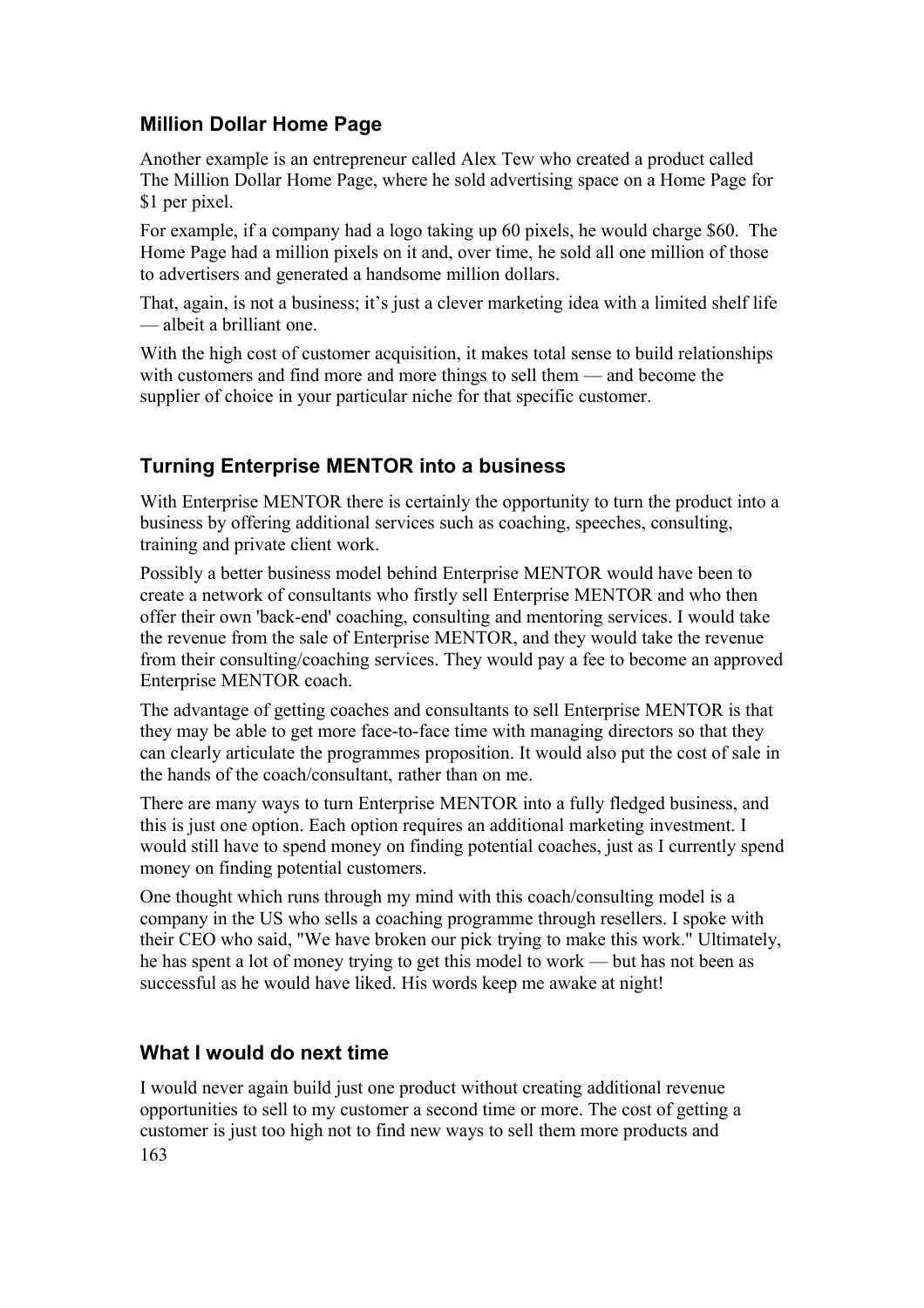### Million Dollar Home Page

Another example is an entrepreneur called Alex Tew who created a product called The Million Dollar Home Page, where he sold advertising space on a Home Page for $1 per pixel.

For example, if a company had a logo taking up 60 pixels, he would charge $60. The Home Page had a million pixels on it and, over time, he sold all one million of those to advertisers and generated a handsome million dollars.

That, again, is not a business; it's just a clever marketing idea with a limited shelf life — albeit a brilliant one.

With the high cost of customer acquisition, it makes total sense to build relationships with customers and find more and more things to sell them — and become the supplier of choice in your particular niche for that specific customer.

### Turning Enterprise MENTOR into a business

With Enterprise MENTOR there is certainly the opportunity to turn the product into a business by offering additional services such as coaching, speeches, consulting, training and private client work.

Possibly a better business model behind Enterprise MENTOR would have been to create a network of consultants who firstly sell Enterprise MENTOR and who then offer their own 'back-end' coaching, consulting and mentoring services. I would take the revenue from the sale of Enterprise MENTOR, and they would take the revenue from their consulting/coaching services. They would pay a fee to become an approved Enterprise MENTOR coach.

The advantage of getting coaches and consultants to sell Enterprise MENTOR is that they may be able to get more face-to-face time with managing directors so that they can clearly articulate the programmes proposition. It would also put the cost of sale in the hands of the coach/consultant, rather than on me.

There are many ways to turn Enterprise MENTOR into a fully fledged business, and this is just one option. Each option requires an additional marketing investment. I would still have to spend money on finding potential coaches, just as I currently spend money on finding potential customers.

One thought which runs through my mind with this coach/consulting model is a company in the US who sells a coaching programme through resellers. I spoke with their CEO who said, "We have broken our pick trying to make this work." Ultimately, he has spent a lot of money trying to get this model to work — but has not been as successful as he would have liked. His words keep me awake at night!

### What I would do next time

I would never again build just one product without creating additional revenue opportunities to sell to my customer a second time or more. The cost of getting a customer is just too high not to find new ways to sell them more products and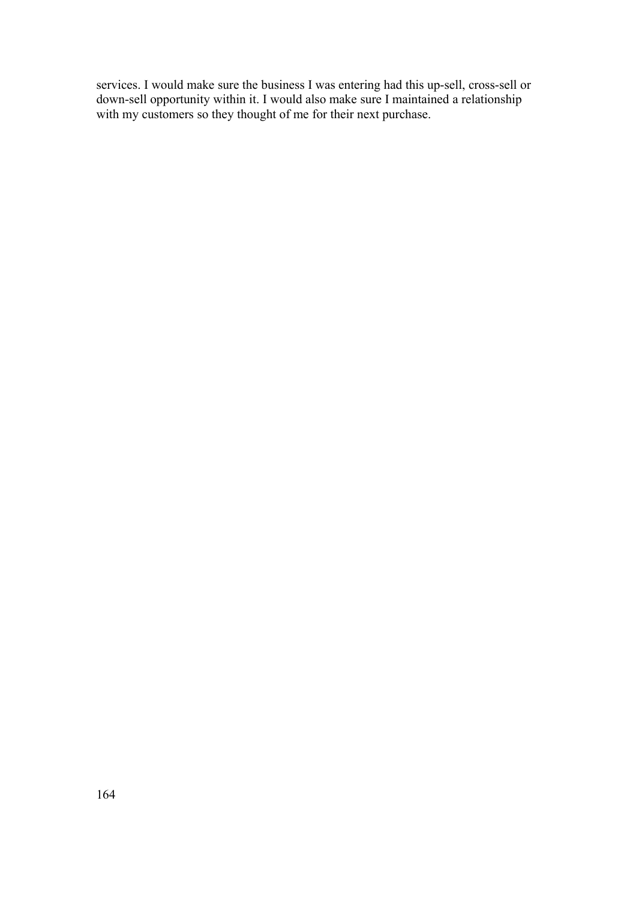services. I would make sure the business I was entering had this up-sell, cross-sell or down-sell opportunity within it. I would also make sure I maintained a relationship with my customers so they thought of me for their next purchase.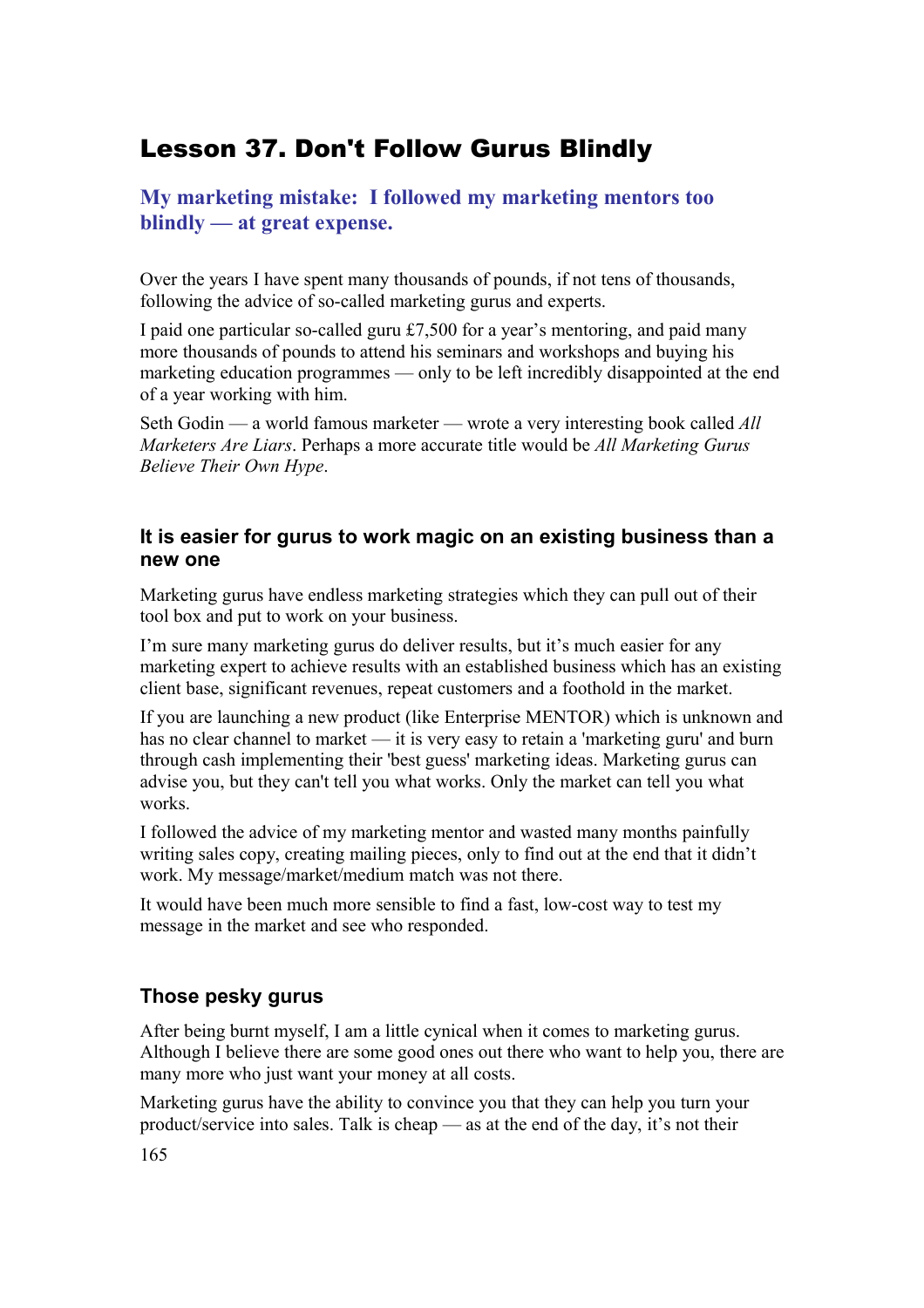# Lesson 37. Don't Follow Gurus Blindly

## My marketing mistake: I followed my marketing mentors too blindly — at great expense.

Over the years I have spent many thousands of pounds, if not tens of thousands, following the advice of so-called marketing gurus and experts.

I paid one particular so-called guru £7,500 for a year's mentoring, and paid many more thousands of pounds to attend his seminars and workshops and buying his marketing education programmes — only to be left incredibly disappointed at the end of a year working with him.

Seth Godin — a world famous marketer — wrote a very interesting book called *All Marketers Are Liars*. Perhaps a more accurate title would be *All Marketing Gurus Believe Their Own Hype*.

### It is easier for gurus to work magic on an existing business than a new one

Marketing gurus have endless marketing strategies which they can pull out of their tool box and put to work on your business.

I'm sure many marketing gurus do deliver results, but it's much easier for any marketing expert to achieve results with an established business which has an existing client base, significant revenues, repeat customers and a foothold in the market.

If you are launching a new product (like Enterprise MENTOR) which is unknown and has no clear channel to market — it is very easy to retain a 'marketing guru' and burn through cash implementing their 'best guess' marketing ideas. Marketing gurus can advise you, but they can't tell you what works. Only the market can tell you what works.

I followed the advice of my marketing mentor and wasted many months painfully writing sales copy, creating mailing pieces, only to find out at the end that it didn't work. My message/market/medium match was not there.

It would have been much more sensible to find a fast, low-cost way to test my message in the market and see who responded.

### Those pesky gurus

After being burnt myself, I am a little cynical when it comes to marketing gurus. Although I believe there are some good ones out there who want to help you, there are many more who just want your money at all costs.

Marketing gurus have the ability to convince you that they can help you turn your product/service into sales. Talk is cheap — as at the end of the day, it's not their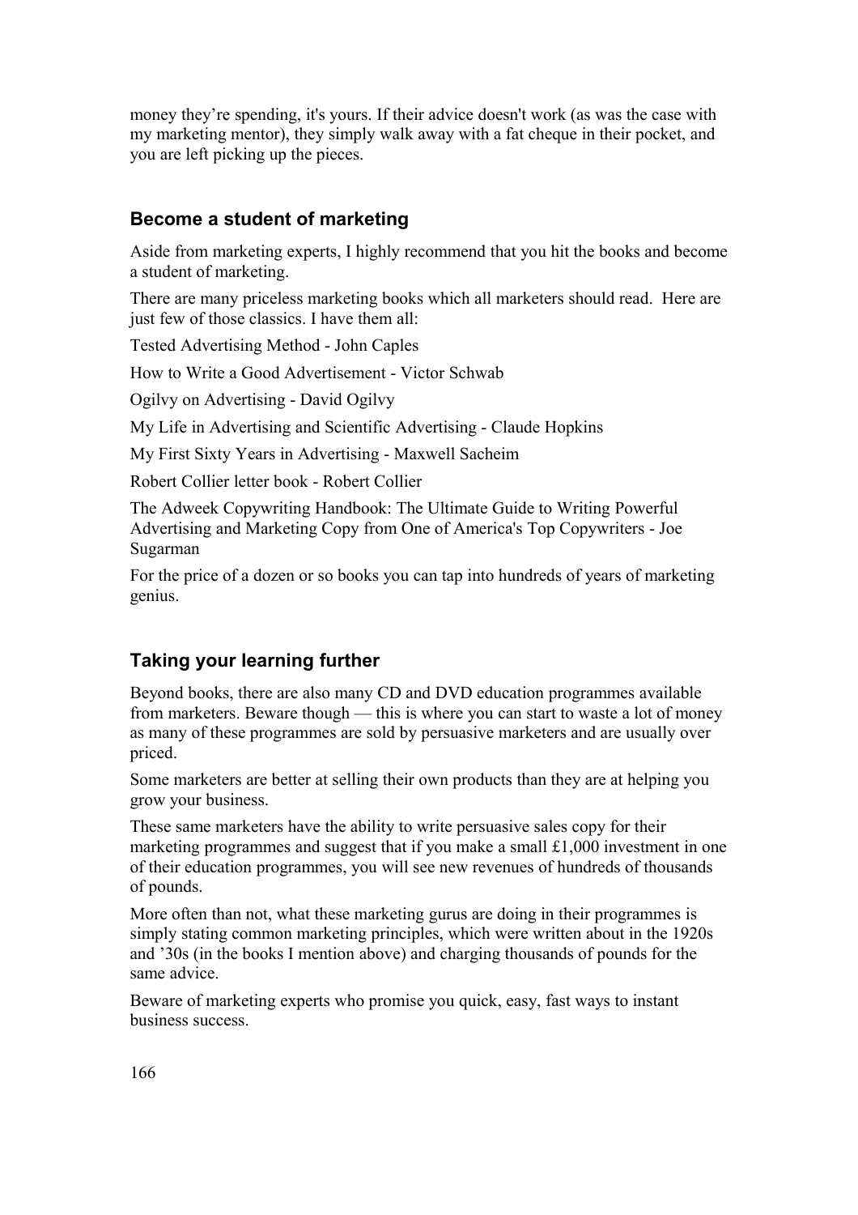money they're spending, it's yours. If their advice doesn't work (as was the case with my marketing mentor), they simply walk away with a fat cheque in their pocket, and you are left picking up the pieces.

## Become a student of marketing

Aside from marketing experts, I highly recommend that you hit the books and become a student of marketing.

There are many priceless marketing books which all marketers should read. Here are just few of those classics. I have them all:

Tested Advertising Method - John Caples

How to Write a Good Advertisement - Victor Schwab

Ogilvy on Advertising - David Ogilvy

My Life in Advertising and Scientific Advertising - Claude Hopkins

My First Sixty Years in Advertising - Maxwell Sacheim

Robert Collier letter book - Robert Collier

The Adweek Copywriting Handbook: The Ultimate Guide to Writing Powerful Advertising and Marketing Copy from One of America's Top Copywriters - Joe Sugarman

For the price of a dozen or so books you can tap into hundreds of years of marketing genius.

## Taking your learning further

Beyond books, there are also many CD and DVD education programmes available from marketers. Beware though — this is where you can start to waste a lot of money as many of these programmes are sold by persuasive marketers and are usually over priced.

Some marketers are better at selling their own products than they are at helping you grow your business.

These same marketers have the ability to write persuasive sales copy for their marketing programmes and suggest that if you make a small £1,000 investment in one of their education programmes, you will see new revenues of hundreds of thousands of pounds.

More often than not, what these marketing gurus are doing in their programmes is simply stating common marketing principles, which were written about in the 1920s and '30s (in the books I mention above) and charging thousands of pounds for the same advice.

Beware of marketing experts who promise you quick, easy, fast ways to instant business success.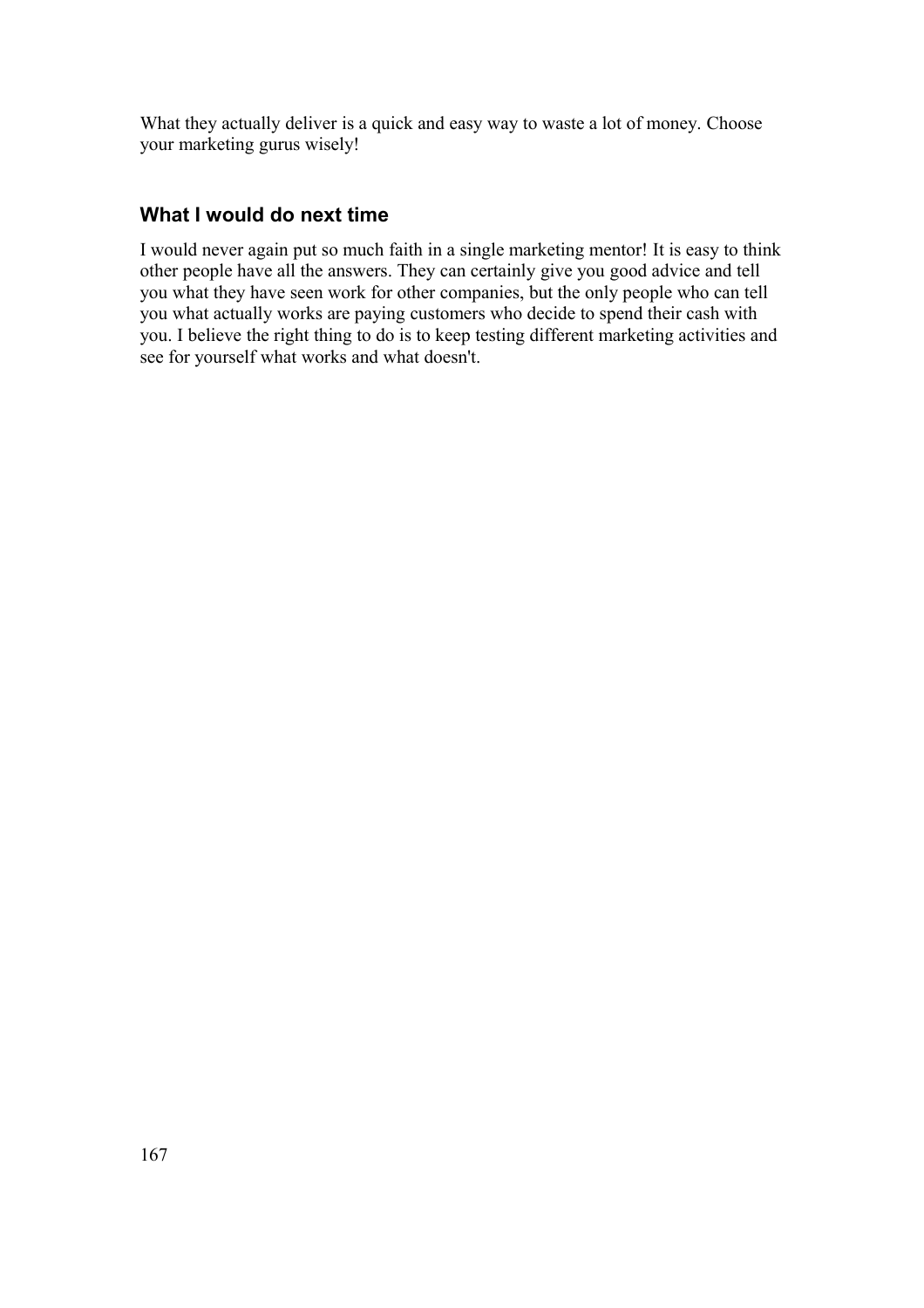What they actually deliver is a quick and easy way to waste a lot of money. Choose your marketing gurus wisely!

### What I would do next time

I would never again put so much faith in a single marketing mentor! It is easy to think other people have all the answers. They can certainly give you good advice and tell you what they have seen work for other companies, but the only people who can tell you what actually works are paying customers who decide to spend their cash with you. I believe the right thing to do is to keep testing different marketing activities and see for yourself what works and what doesn't.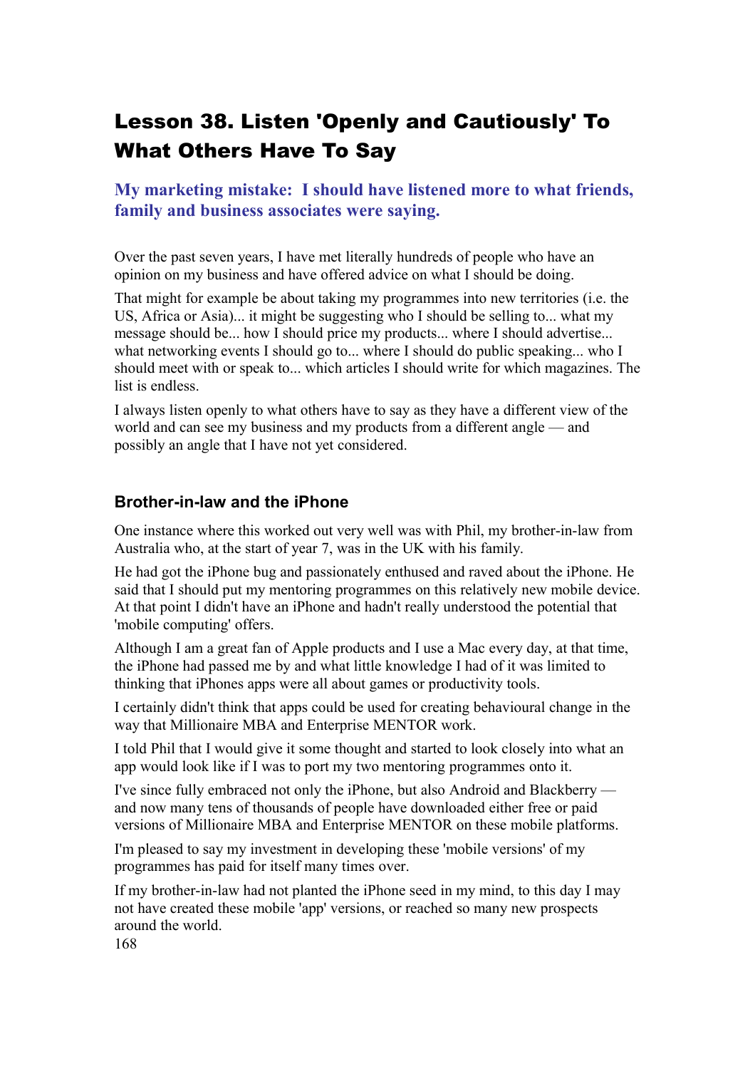# Lesson 38. Listen 'Openly and Cautiously' To What Others Have To Say

## My marketing mistake: I should have listened more to what friends, family and business associates were saying.

Over the past seven years, I have met literally hundreds of people who have an opinion on my business and have offered advice on what I should be doing.

That might for example be about taking my programmes into new territories (i.e. the US, Africa or Asia)... it might be suggesting who I should be selling to... what my message should be... how I should price my products... where I should advertise... what networking events I should go to... where I should do public speaking... who I should meet with or speak to... which articles I should write for which magazines. The list is endless.

I always listen openly to what others have to say as they have a different view of the world and can see my business and my products from a different angle — and possibly an angle that I have not yet considered.

### Brother-in-law and the iPhone

One instance where this worked out very well was with Phil, my brother-in-law from Australia who, at the start of year 7, was in the UK with his family.

He had got the iPhone bug and passionately enthused and raved about the iPhone. He said that I should put my mentoring programmes on this relatively new mobile device. At that point I didn't have an iPhone and hadn't really understood the potential that 'mobile computing' offers.

Although I am a great fan of Apple products and I use a Mac every day, at that time, the iPhone had passed me by and what little knowledge I had of it was limited to thinking that iPhones apps were all about games or productivity tools.

I certainly didn't think that apps could be used for creating behavioural change in the way that Millionaire MBA and Enterprise MENTOR work.

I told Phil that I would give it some thought and started to look closely into what an app would look like if I was to port my two mentoring programmes onto it.

I've since fully embraced not only the iPhone, but also Android and Blackberry — and now many tens of thousands of people have downloaded either free or paid versions of Millionaire MBA and Enterprise MENTOR on these mobile platforms.

I'm pleased to say my investment in developing these 'mobile versions' of my programmes has paid for itself many times over.

If my brother-in-law had not planted the iPhone seed in my mind, to this day I may not have created these mobile 'app' versions, or reached so many new prospects around the world.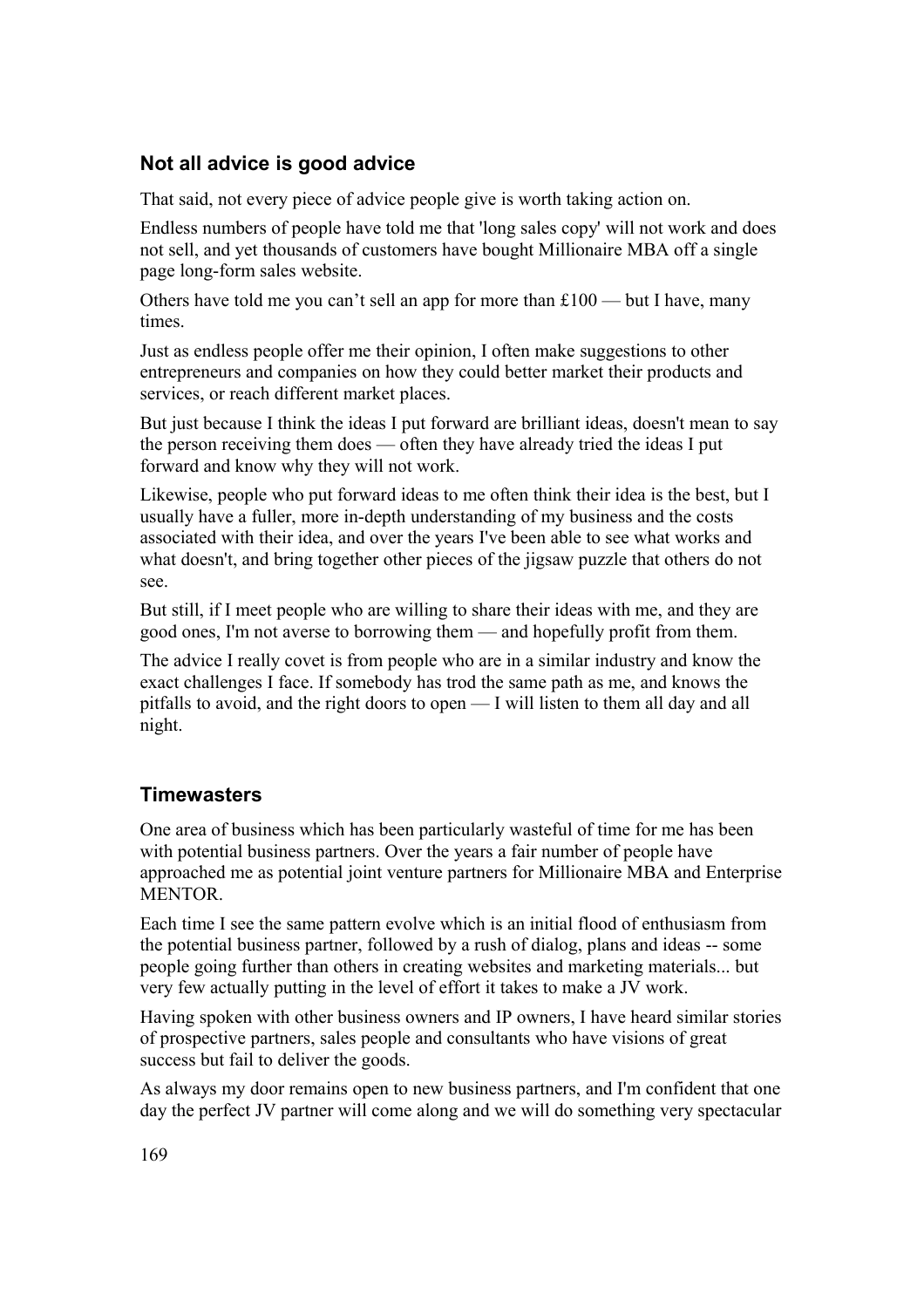## Not all advice is good advice

That said, not every piece of advice people give is worth taking action on.

Endless numbers of people have told me that 'long sales copy' will not work and does not sell, and yet thousands of customers have bought Millionaire MBA off a single page long-form sales website.

Others have told me you can't sell an app for more than £100 — but I have, many times.

Just as endless people offer me their opinion, I often make suggestions to other entrepreneurs and companies on how they could better market their products and services, or reach different market places.

But just because I think the ideas I put forward are brilliant ideas, doesn't mean to say the person receiving them does — often they have already tried the ideas I put forward and know why they will not work.

Likewise, people who put forward ideas to me often think their idea is the best, but I usually have a fuller, more in-depth understanding of my business and the costs associated with their idea, and over the years I've been able to see what works and what doesn't, and bring together other pieces of the jigsaw puzzle that others do not see.

But still, if I meet people who are willing to share their ideas with me, and they are good ones, I'm not averse to borrowing them — and hopefully profit from them.

The advice I really covet is from people who are in a similar industry and know the exact challenges I face. If somebody has trod the same path as me, and knows the pitfalls to avoid, and the right doors to open — I will listen to them all day and all night.

## Timewasters

One area of business which has been particularly wasteful of time for me has been with potential business partners. Over the years a fair number of people have approached me as potential joint venture partners for Millionaire MBA and Enterprise MENTOR.

Each time I see the same pattern evolve which is an initial flood of enthusiasm from the potential business partner, followed by a rush of dialog, plans and ideas -- some people going further than others in creating websites and marketing materials... but very few actually putting in the level of effort it takes to make a JV work.

Having spoken with other business owners and IP owners, I have heard similar stories of prospective partners, sales people and consultants who have visions of great success but fail to deliver the goods.

As always my door remains open to new business partners, and I'm confident that one day the perfect JV partner will come along and we will do something very spectacular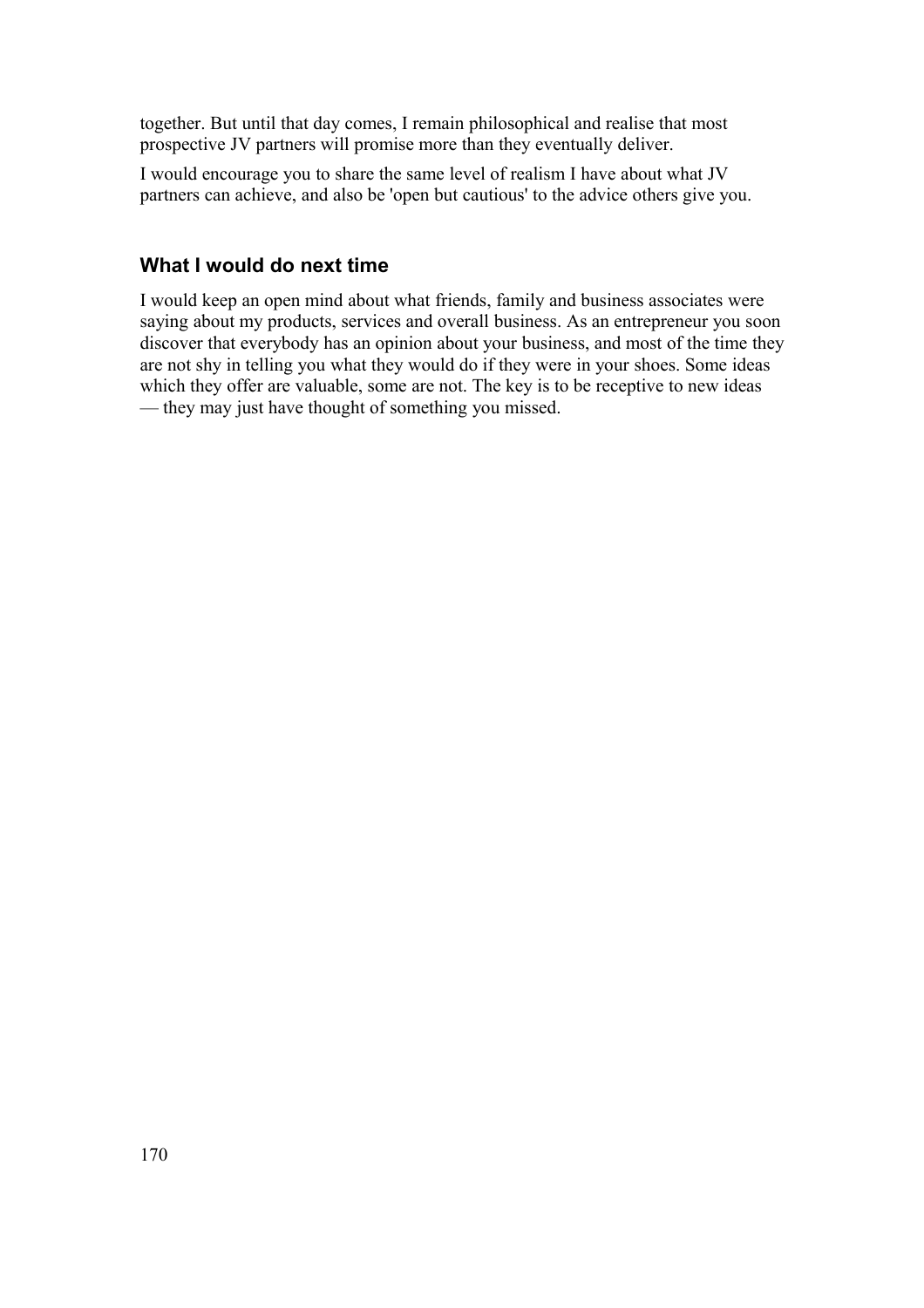together. But until that day comes, I remain philosophical and realise that most prospective JV partners will promise more than they eventually deliver.

I would encourage you to share the same level of realism I have about what JV partners can achieve, and also be 'open but cautious' to the advice others give you.

## What I would do next time

I would keep an open mind about what friends, family and business associates were saying about my products, services and overall business. As an entrepreneur you soon discover that everybody has an opinion about your business, and most of the time they are not shy in telling you what they would do if they were in your shoes. Some ideas which they offer are valuable, some are not. The key is to be receptive to new ideas — they may just have thought of something you missed.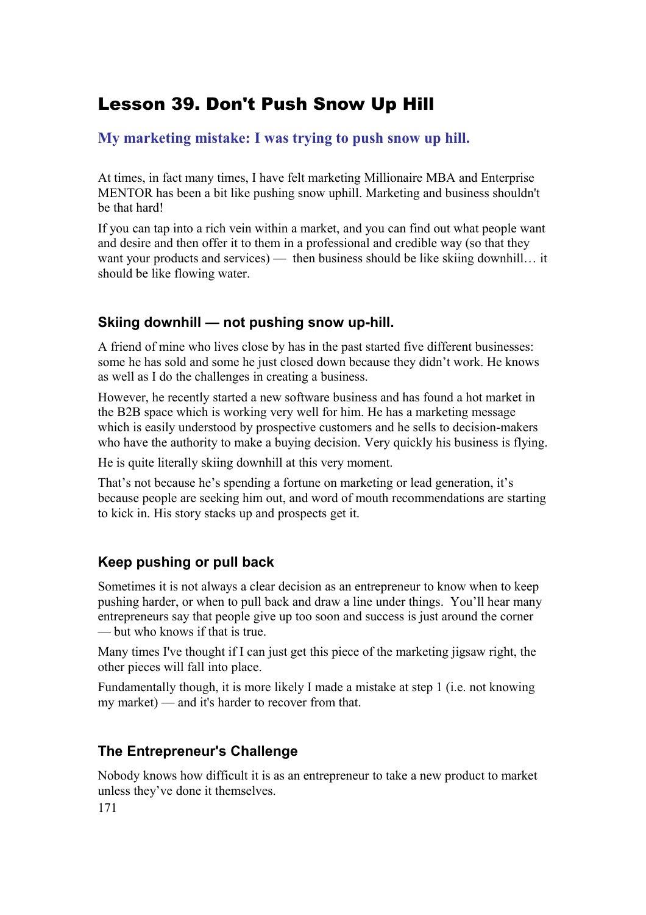## Lesson 39. Don't Push Snow Up Hill

### My marketing mistake: I was trying to push snow up hill.

At times, in fact many times, I have felt marketing Millionaire MBA and Enterprise MENTOR has been a bit like pushing snow uphill. Marketing and business shouldn't be that hard!

If you can tap into a rich vein within a market, and you can find out what people want and desire and then offer it to them in a professional and credible way (so that they want your products and services) — then business should be like skiing downhill… it should be like flowing water.

### Skiing downhill — not pushing snow up-hill.

A friend of mine who lives close by has in the past started five different businesses: some he has sold and some he just closed down because they didn't work. He knows as well as I do the challenges in creating a business.

However, he recently started a new software business and has found a hot market in the B2B space which is working very well for him. He has a marketing message which is easily understood by prospective customers and he sells to decision-makers who have the authority to make a buying decision. Very quickly his business is flying.

He is quite literally skiing downhill at this very moment.

That's not because he's spending a fortune on marketing or lead generation, it's because people are seeking him out, and word of mouth recommendations are starting to kick in. His story stacks up and prospects get it.

### Keep pushing or pull back

Sometimes it is not always a clear decision as an entrepreneur to know when to keep pushing harder, or when to pull back and draw a line under things. You'll hear many entrepreneurs say that people give up too soon and success is just around the corner — but who knows if that is true.

Many times I've thought if I can just get this piece of the marketing jigsaw right, the other pieces will fall into place.

Fundamentally though, it is more likely I made a mistake at step 1 (i.e. not knowing my market) — and it's harder to recover from that.

### The Entrepreneur's Challenge

Nobody knows how difficult it is as an entrepreneur to take a new product to market unless they've done it themselves.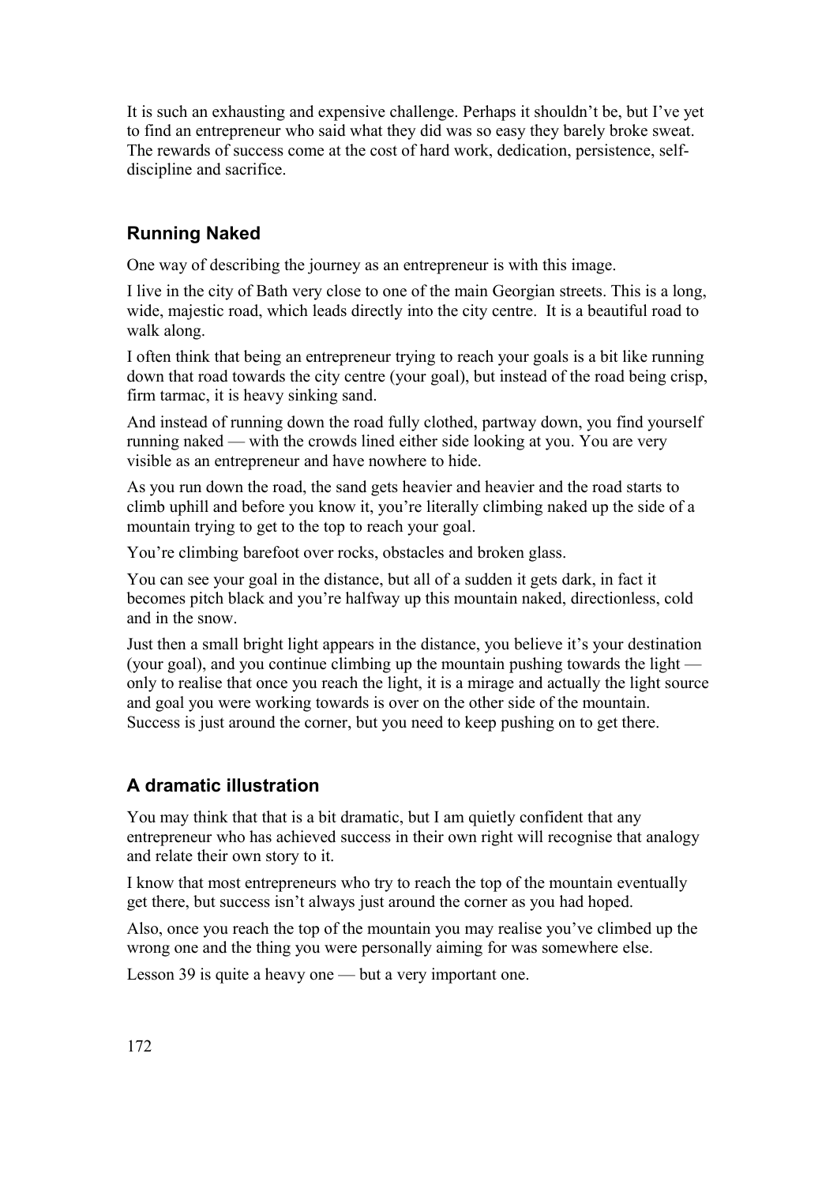It is such an exhausting and expensive challenge. Perhaps it shouldn't be, but I've yet to find an entrepreneur who said what they did was so easy they barely broke sweat. The rewards of success come at the cost of hard work, dedication, persistence, self-discipline and sacrifice.

## Running Naked

One way of describing the journey as an entrepreneur is with this image.

I live in the city of Bath very close to one of the main Georgian streets. This is a long, wide, majestic road, which leads directly into the city centre. It is a beautiful road to walk along.

I often think that being an entrepreneur trying to reach your goals is a bit like running down that road towards the city centre (your goal), but instead of the road being crisp, firm tarmac, it is heavy sinking sand.

And instead of running down the road fully clothed, partway down, you find yourself running naked — with the crowds lined either side looking at you. You are very visible as an entrepreneur and have nowhere to hide.

As you run down the road, the sand gets heavier and heavier and the road starts to climb uphill and before you know it, you're literally climbing naked up the side of a mountain trying to get to the top to reach your goal.

You're climbing barefoot over rocks, obstacles and broken glass.

You can see your goal in the distance, but all of a sudden it gets dark, in fact it becomes pitch black and you're halfway up this mountain naked, directionless, cold and in the snow.

Just then a small bright light appears in the distance, you believe it's your destination (your goal), and you continue climbing up the mountain pushing towards the light — only to realise that once you reach the light, it is a mirage and actually the light source and goal you were working towards is over on the other side of the mountain. Success is just around the corner, but you need to keep pushing on to get there.

## A dramatic illustration

You may think that that is a bit dramatic, but I am quietly confident that any entrepreneur who has achieved success in their own right will recognise that analogy and relate their own story to it.

I know that most entrepreneurs who try to reach the top of the mountain eventually get there, but success isn't always just around the corner as you had hoped.

Also, once you reach the top of the mountain you may realise you've climbed up the wrong one and the thing you were personally aiming for was somewhere else.

Lesson 39 is quite a heavy one — but a very important one.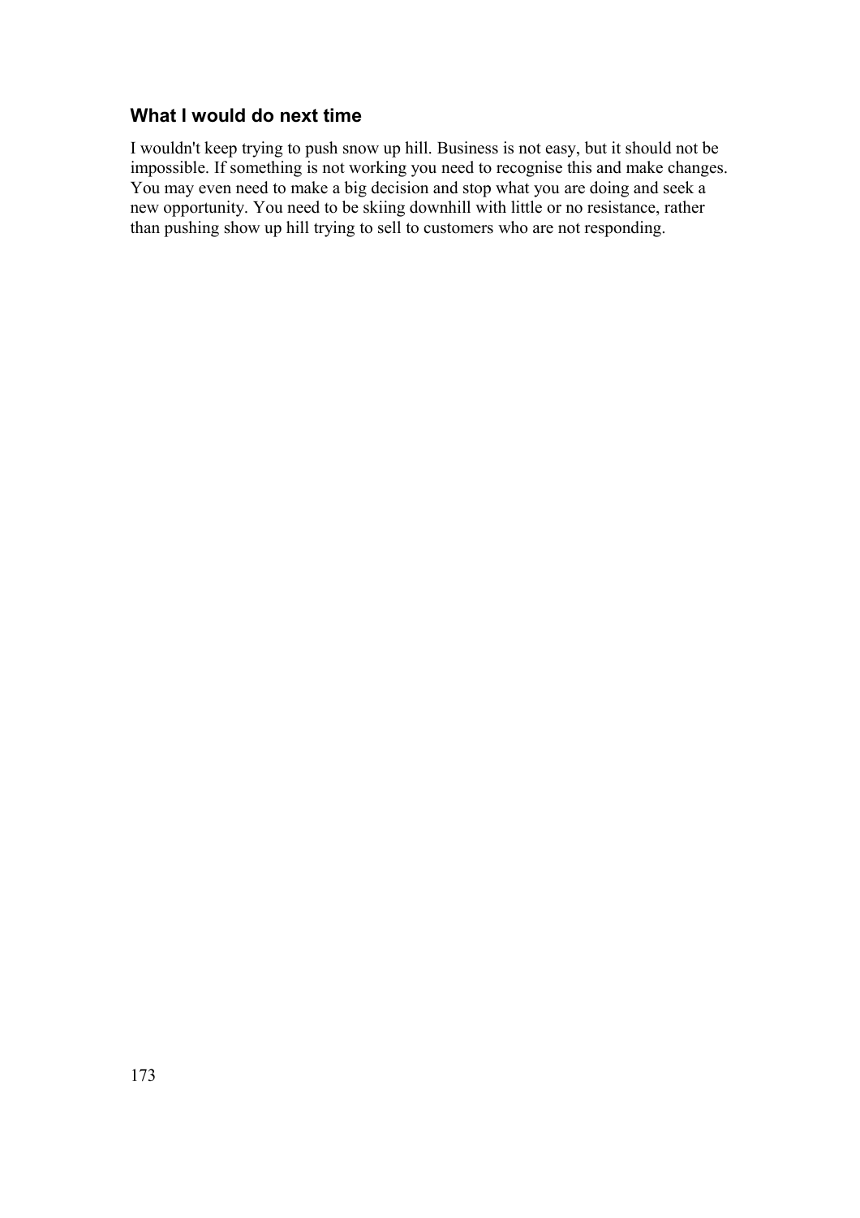### What I would do next time

I wouldn't keep trying to push snow up hill. Business is not easy, but it should not be impossible. If something is not working you need to recognise this and make changes. You may even need to make a big decision and stop what you are doing and seek a new opportunity. You need to be skiing downhill with little or no resistance, rather than pushing show up hill trying to sell to customers who are not responding.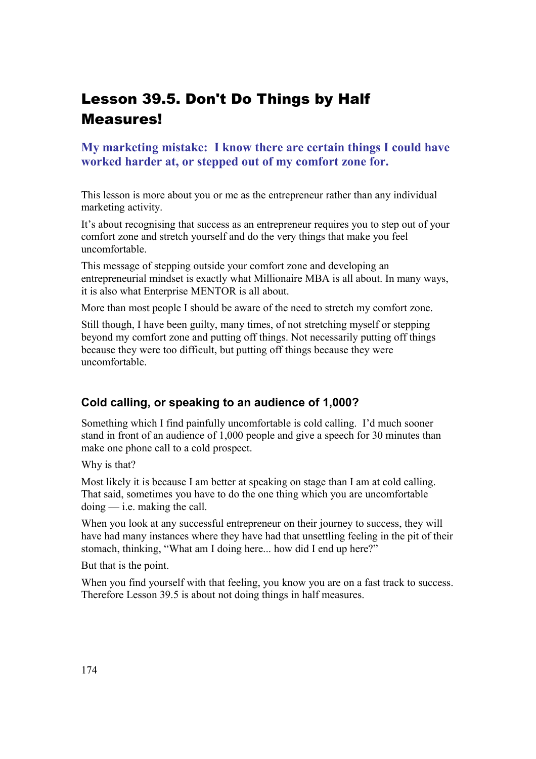# Lesson 39.5. Don't Do Things by Half Measures!

## My marketing mistake: I know there are certain things I could have worked harder at, or stepped out of my comfort zone for.

This lesson is more about you or me as the entrepreneur rather than any individual marketing activity.

It's about recognising that success as an entrepreneur requires you to step out of your comfort zone and stretch yourself and do the very things that make you feel uncomfortable.

This message of stepping outside your comfort zone and developing an entrepreneurial mindset is exactly what Millionaire MBA is all about. In many ways, it is also what Enterprise MENTOR is all about.

More than most people I should be aware of the need to stretch my comfort zone.

Still though, I have been guilty, many times, of not stretching myself or stepping beyond my comfort zone and putting off things. Not necessarily putting off things because they were too difficult, but putting off things because they were uncomfortable.

### Cold calling, or speaking to an audience of 1,000?

Something which I find painfully uncomfortable is cold calling. I'd much sooner stand in front of an audience of 1,000 people and give a speech for 30 minutes than make one phone call to a cold prospect.

Why is that?

Most likely it is because I am better at speaking on stage than I am at cold calling. That said, sometimes you have to do the one thing which you are uncomfortable doing — i.e. making the call.

When you look at any successful entrepreneur on their journey to success, they will have had many instances where they have had that unsettling feeling in the pit of their stomach, thinking, "What am I doing here... how did I end up here?"

But that is the point.

When you find yourself with that feeling, you know you are on a fast track to success. Therefore Lesson 39.5 is about not doing things in half measures.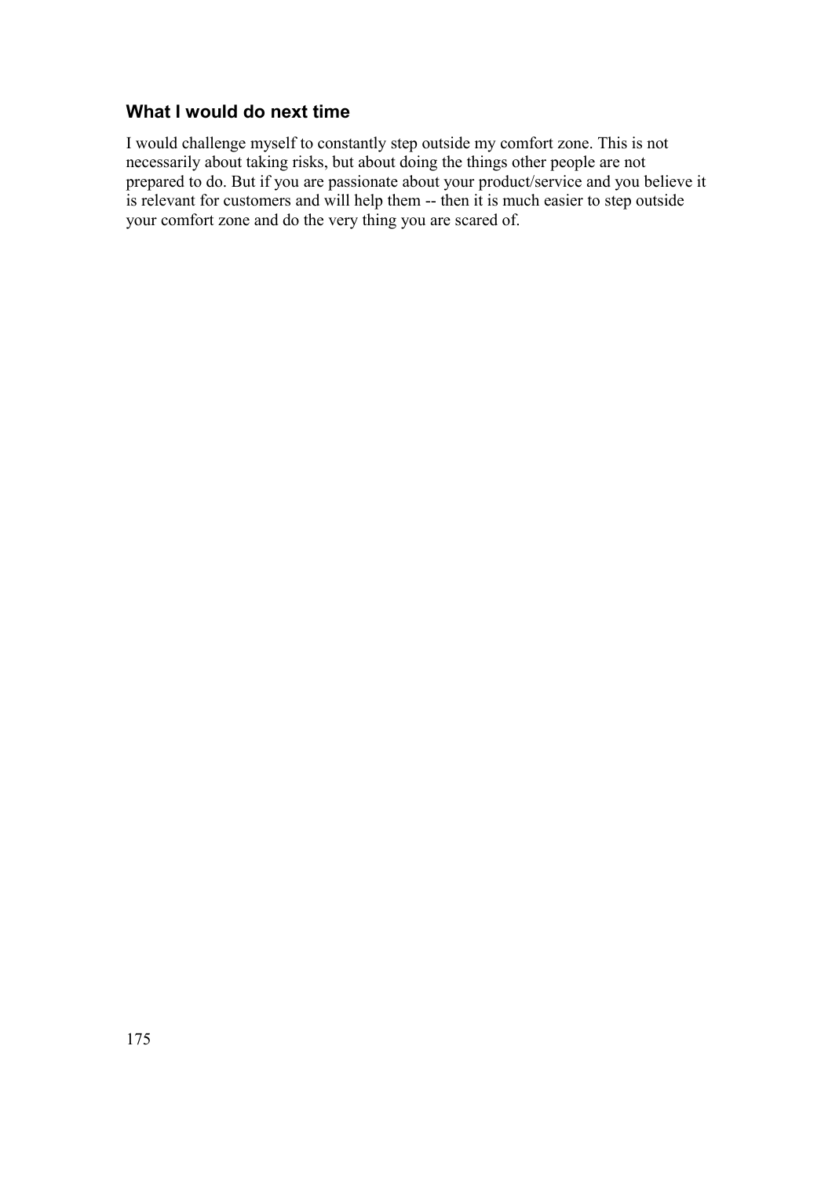### What I would do next time

I would challenge myself to constantly step outside my comfort zone. This is not necessarily about taking risks, but about doing the things other people are not prepared to do. But if you are passionate about your product/service and you believe it is relevant for customers and will help them -- then it is much easier to step outside your comfort zone and do the very thing you are scared of.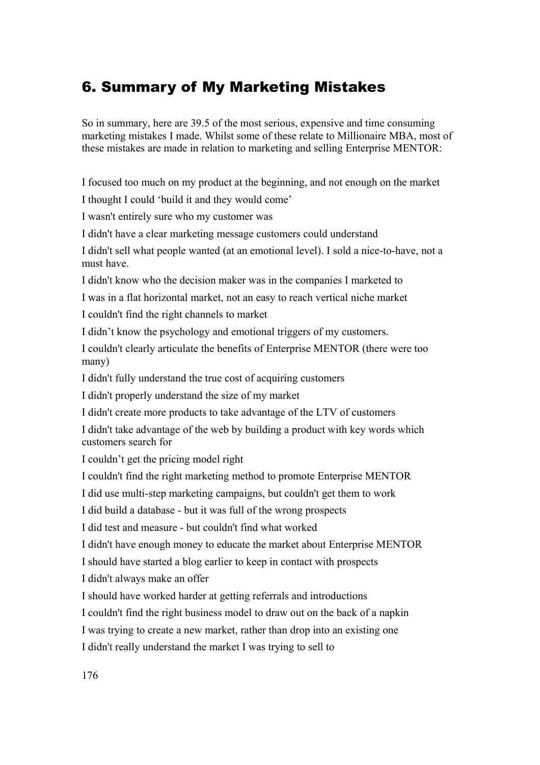## 6. Summary of My Marketing Mistakes

So in summary, here are 39.5 of the most serious, expensive and time consuming marketing mistakes I made. Whilst some of these relate to Millionaire MBA, most of these mistakes are made in relation to marketing and selling Enterprise MENTOR:

I focused too much on my product at the beginning, and not enough on the market

I thought I could 'build it and they would come'

I wasn't entirely sure who my customer was

I didn't have a clear marketing message customers could understand

I didn't sell what people wanted (at an emotional level). I sold a nice-to-have, not a must have.

I didn't know who the decision maker was in the companies I marketed to

I was in a flat horizontal market, not an easy to reach vertical niche market

I couldn't find the right channels to market

I didn't know the psychology and emotional triggers of my customers.

I couldn't clearly articulate the benefits of Enterprise MENTOR (there were too many)

I didn't fully understand the true cost of acquiring customers

I didn't properly understand the size of my market

I didn't create more products to take advantage of the LTV of customers

I didn't take advantage of the web by building a product with key words which customers search for

I couldn't get the pricing model right

I couldn't find the right marketing method to promote Enterprise MENTOR

I did use multi-step marketing campaigns, but couldn't get them to work

I did build a database - but it was full of the wrong prospects

I did test and measure - but couldn't find what worked

I didn't have enough money to educate the market about Enterprise MENTOR

I should have started a blog earlier to keep in contact with prospects

I didn't always make an offer

I should have worked harder at getting referrals and introductions

I couldn't find the right business model to draw out on the back of a napkin

I was trying to create a new market, rather than drop into an existing one

I didn't really understand the market I was trying to sell to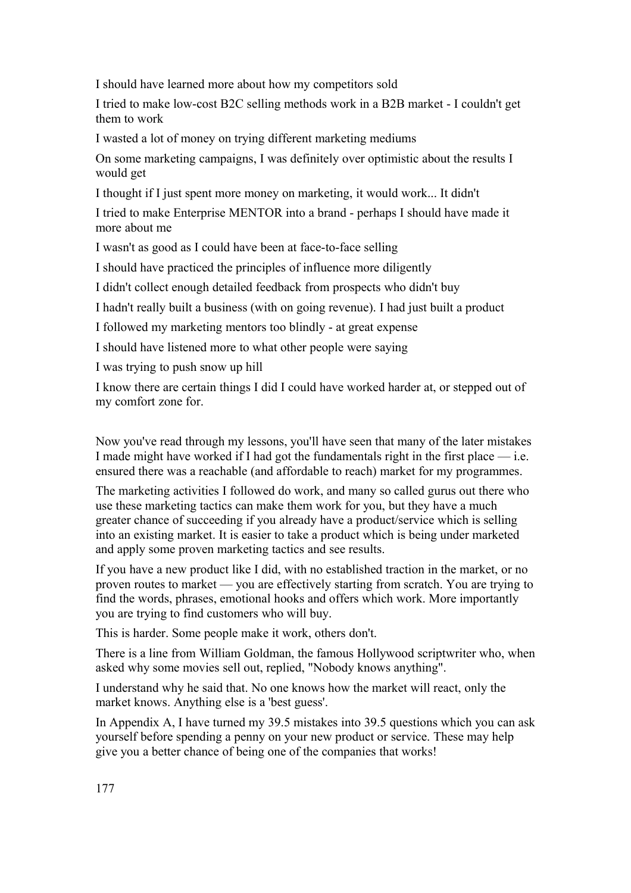I should have learned more about how my competitors sold

I tried to make low-cost B2C selling methods work in a B2B market - I couldn't get them to work

I wasted a lot of money on trying different marketing mediums

On some marketing campaigns, I was definitely over optimistic about the results I would get

I thought if I just spent more money on marketing, it would work... It didn't

I tried to make Enterprise MENTOR into a brand - perhaps I should have made it more about me

I wasn't as good as I could have been at face-to-face selling

I should have practiced the principles of influence more diligently

I didn't collect enough detailed feedback from prospects who didn't buy

I hadn't really built a business (with on going revenue). I had just built a product

I followed my marketing mentors too blindly - at great expense

I should have listened more to what other people were saying

I was trying to push snow up hill

I know there are certain things I did I could have worked harder at, or stepped out of my comfort zone for.

Now you've read through my lessons, you'll have seen that many of the later mistakes I made might have worked if I had got the fundamentals right in the first place — i.e. ensured there was a reachable (and affordable to reach) market for my programmes.

The marketing activities I followed do work, and many so called gurus out there who use these marketing tactics can make them work for you, but they have a much greater chance of succeeding if you already have a product/service which is selling into an existing market. It is easier to take a product which is being under marketed and apply some proven marketing tactics and see results.

If you have a new product like I did, with no established traction in the market, or no proven routes to market — you are effectively starting from scratch. You are trying to find the words, phrases, emotional hooks and offers which work. More importantly you are trying to find customers who will buy.

This is harder. Some people make it work, others don't.

There is a line from William Goldman, the famous Hollywood scriptwriter who, when asked why some movies sell out, replied, "Nobody knows anything".

I understand why he said that. No one knows how the market will react, only the market knows. Anything else is a 'best guess'.

In Appendix A, I have turned my 39.5 mistakes into 39.5 questions which you can ask yourself before spending a penny on your new product or service. These may help give you a better chance of being one of the companies that works!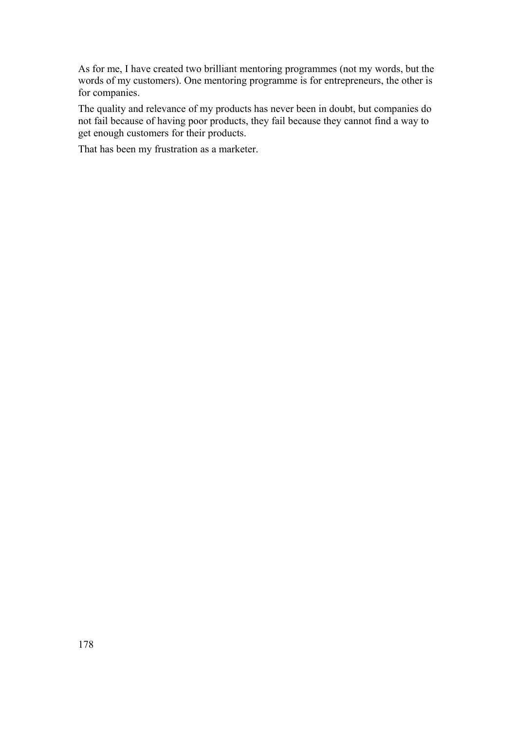As for me, I have created two brilliant mentoring programmes (not my words, but the words of my customers). One mentoring programme is for entrepreneurs, the other is for companies.

The quality and relevance of my products has never been in doubt, but companies do not fail because of having poor products, they fail because they cannot find a way to get enough customers for their products.

That has been my frustration as a marketer.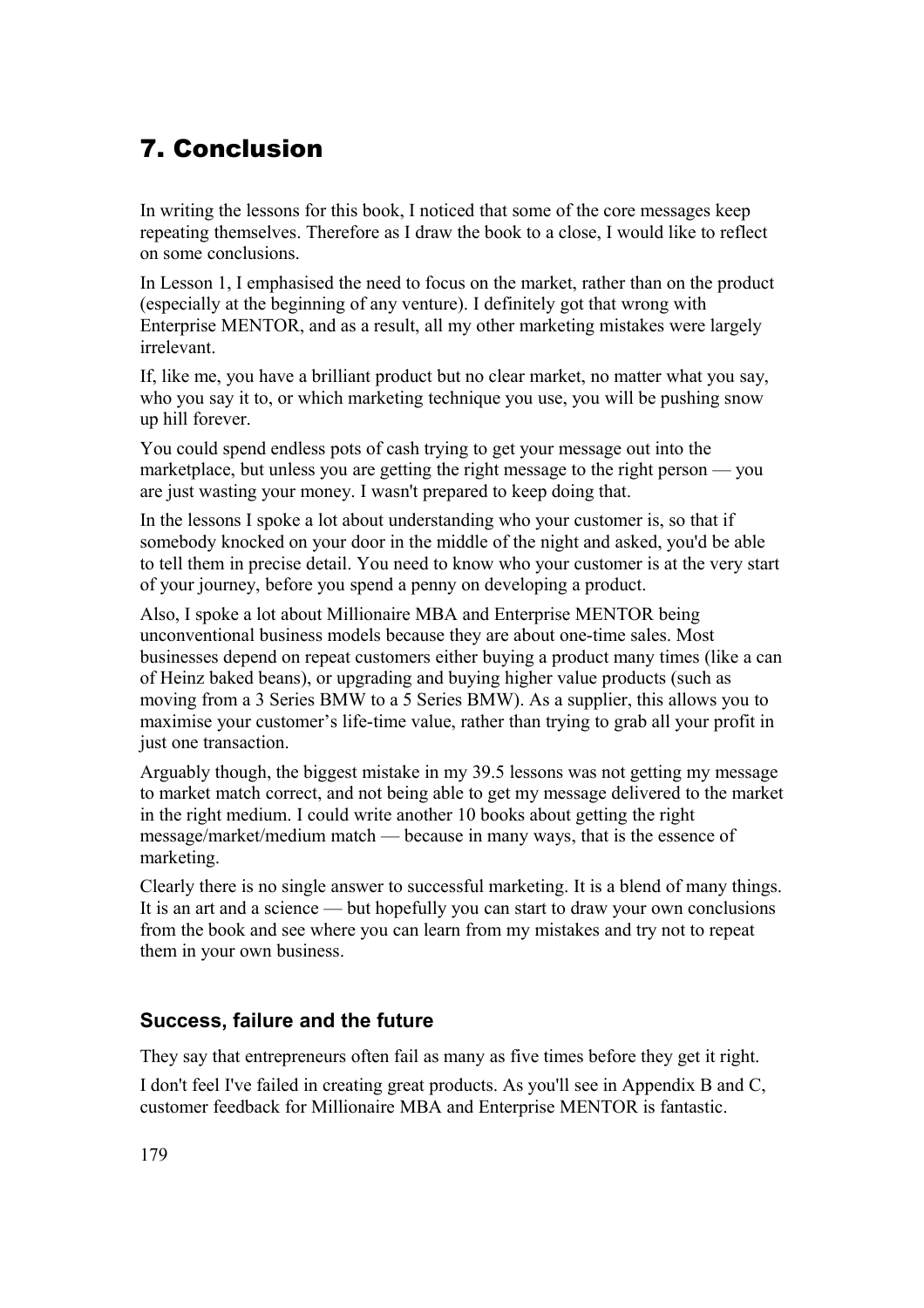# 7. Conclusion

In writing the lessons for this book, I noticed that some of the core messages keep repeating themselves. Therefore as I draw the book to a close, I would like to reflect on some conclusions.

In Lesson 1, I emphasised the need to focus on the market, rather than on the product (especially at the beginning of any venture). I definitely got that wrong with Enterprise MENTOR, and as a result, all my other marketing mistakes were largely irrelevant.

If, like me, you have a brilliant product but no clear market, no matter what you say, who you say it to, or which marketing technique you use, you will be pushing snow up hill forever.

You could spend endless pots of cash trying to get your message out into the marketplace, but unless you are getting the right message to the right person — you are just wasting your money. I wasn't prepared to keep doing that.

In the lessons I spoke a lot about understanding who your customer is, so that if somebody knocked on your door in the middle of the night and asked, you'd be able to tell them in precise detail. You need to know who your customer is at the very start of your journey, before you spend a penny on developing a product.

Also, I spoke a lot about Millionaire MBA and Enterprise MENTOR being unconventional business models because they are about one-time sales. Most businesses depend on repeat customers either buying a product many times (like a can of Heinz baked beans), or upgrading and buying higher value products (such as moving from a 3 Series BMW to a 5 Series BMW). As a supplier, this allows you to maximise your customer's life-time value, rather than trying to grab all your profit in just one transaction.

Arguably though, the biggest mistake in my 39.5 lessons was not getting my message to market match correct, and not being able to get my message delivered to the market in the right medium. I could write another 10 books about getting the right message/market/medium match — because in many ways, that is the essence of marketing.

Clearly there is no single answer to successful marketing. It is a blend of many things. It is an art and a science — but hopefully you can start to draw your own conclusions from the book and see where you can learn from my mistakes and try not to repeat them in your own business.

## Success, failure and the future

They say that entrepreneurs often fail as many as five times before they get it right.

I don't feel I've failed in creating great products. As you'll see in Appendix B and C, customer feedback for Millionaire MBA and Enterprise MENTOR is fantastic.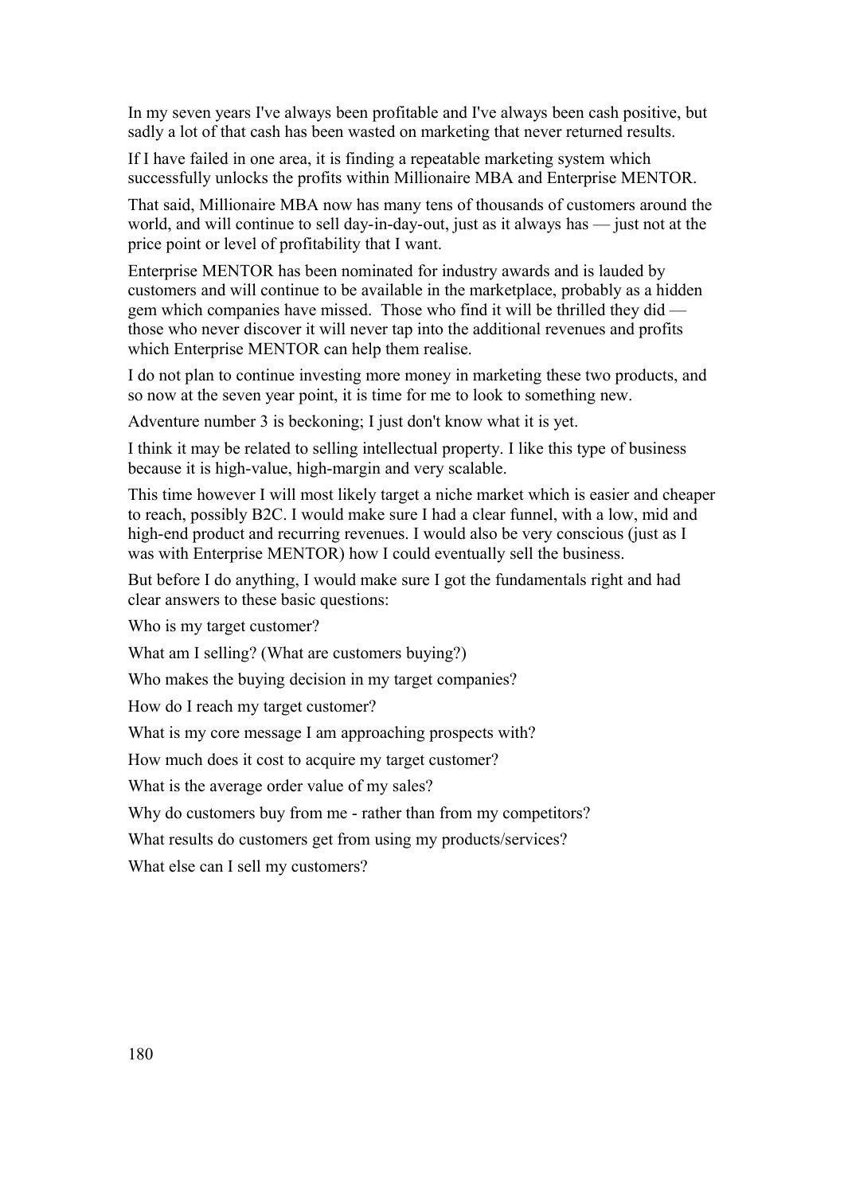In my seven years I've always been profitable and I've always been cash positive, but sadly a lot of that cash has been wasted on marketing that never returned results.

If I have failed in one area, it is finding a repeatable marketing system which successfully unlocks the profits within Millionaire MBA and Enterprise MENTOR.

That said, Millionaire MBA now has many tens of thousands of customers around the world, and will continue to sell day-in-day-out, just as it always has — just not at the price point or level of profitability that I want.

Enterprise MENTOR has been nominated for industry awards and is lauded by customers and will continue to be available in the marketplace, probably as a hidden gem which companies have missed.  Those who find it will be thrilled they did — those who never discover it will never tap into the additional revenues and profits which Enterprise MENTOR can help them realise.

I do not plan to continue investing more money in marketing these two products, and so now at the seven year point, it is time for me to look to something new.

Adventure number 3 is beckoning; I just don't know what it is yet.

I think it may be related to selling intellectual property. I like this type of business because it is high-value, high-margin and very scalable.

This time however I will most likely target a niche market which is easier and cheaper to reach, possibly B2C. I would make sure I had a clear funnel, with a low, mid and high-end product and recurring revenues. I would also be very conscious (just as I was with Enterprise MENTOR) how I could eventually sell the business.

But before I do anything, I would make sure I got the fundamentals right and had clear answers to these basic questions:

Who is my target customer?

What am I selling? (What are customers buying?)

Who makes the buying decision in my target companies?

How do I reach my target customer?

What is my core message I am approaching prospects with?

How much does it cost to acquire my target customer?

What is the average order value of my sales?

Why do customers buy from me - rather than from my competitors?

What results do customers get from using my products/services?

What else can I sell my customers?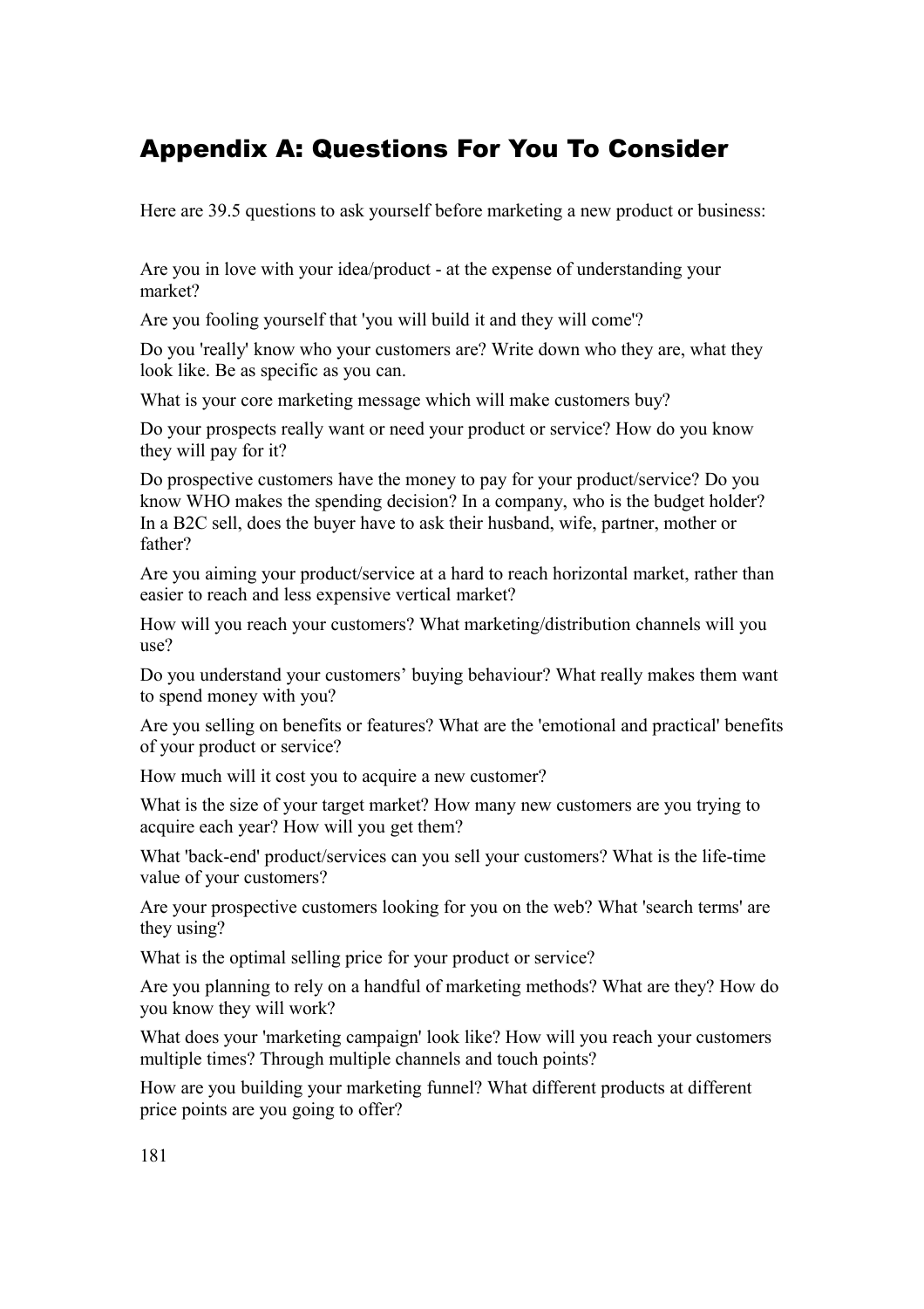## Appendix A: Questions For You To Consider

Here are 39.5 questions to ask yourself before marketing a new product or business:

Are you in love with your idea/product - at the expense of understanding your market?

Are you fooling yourself that 'you will build it and they will come'?

Do you 'really' know who your customers are? Write down who they are, what they look like. Be as specific as you can.

What is your core marketing message which will make customers buy?

Do your prospects really want or need your product or service? How do you know they will pay for it?

Do prospective customers have the money to pay for your product/service? Do you know WHO makes the spending decision? In a company, who is the budget holder? In a B2C sell, does the buyer have to ask their husband, wife, partner, mother or father?

Are you aiming your product/service at a hard to reach horizontal market, rather than easier to reach and less expensive vertical market?

How will you reach your customers? What marketing/distribution channels will you use?

Do you understand your customers' buying behaviour? What really makes them want to spend money with you?

Are you selling on benefits or features? What are the 'emotional and practical' benefits of your product or service?

How much will it cost you to acquire a new customer?

What is the size of your target market? How many new customers are you trying to acquire each year? How will you get them?

What 'back-end' product/services can you sell your customers? What is the life-time value of your customers?

Are your prospective customers looking for you on the web? What 'search terms' are they using?

What is the optimal selling price for your product or service?

Are you planning to rely on a handful of marketing methods? What are they? How do you know they will work?

What does your 'marketing campaign' look like? How will you reach your customers multiple times? Through multiple channels and touch points?

How are you building your marketing funnel? What different products at different price points are you going to offer?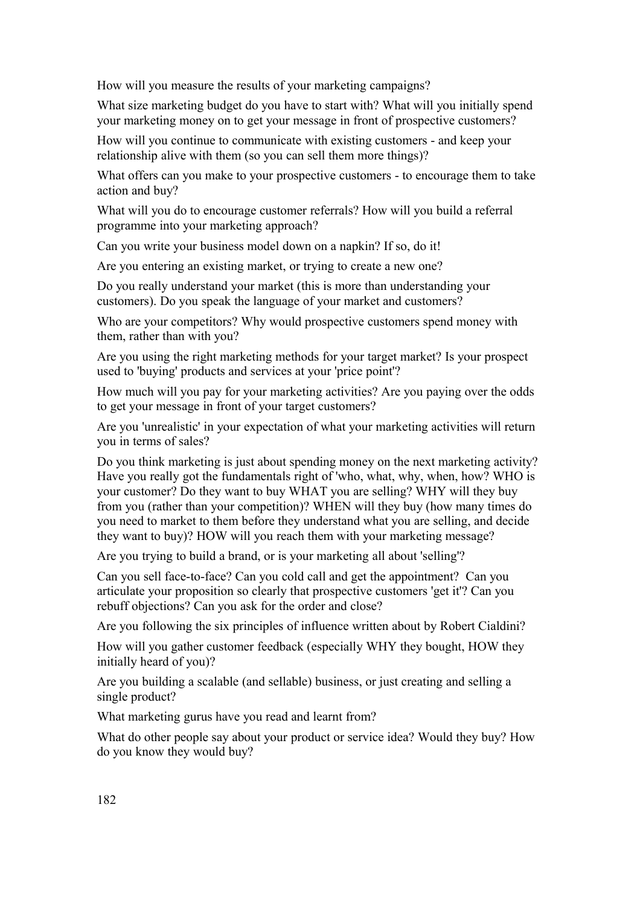How will you measure the results of your marketing campaigns?

What size marketing budget do you have to start with? What will you initially spend your marketing money on to get your message in front of prospective customers?

How will you continue to communicate with existing customers - and keep your relationship alive with them (so you can sell them more things)?

What offers can you make to your prospective customers - to encourage them to take action and buy?

What will you do to encourage customer referrals? How will you build a referral programme into your marketing approach?

Can you write your business model down on a napkin? If so, do it!

Are you entering an existing market, or trying to create a new one?

Do you really understand your market (this is more than understanding your customers). Do you speak the language of your market and customers?

Who are your competitors? Why would prospective customers spend money with them, rather than with you?

Are you using the right marketing methods for your target market? Is your prospect used to 'buying' products and services at your 'price point'?

How much will you pay for your marketing activities? Are you paying over the odds to get your message in front of your target customers?

Are you 'unrealistic' in your expectation of what your marketing activities will return you in terms of sales?

Do you think marketing is just about spending money on the next marketing activity? Have you really got the fundamentals right of 'who, what, why, when, how? WHO is your customer? Do they want to buy WHAT you are selling? WHY will they buy from you (rather than your competition)? WHEN will they buy (how many times do you need to market to them before they understand what you are selling, and decide they want to buy)? HOW will you reach them with your marketing message?

Are you trying to build a brand, or is your marketing all about 'selling'?

Can you sell face-to-face? Can you cold call and get the appointment? Can you articulate your proposition so clearly that prospective customers 'get it'? Can you rebuff objections? Can you ask for the order and close?

Are you following the six principles of influence written about by Robert Cialdini?

How will you gather customer feedback (especially WHY they bought, HOW they initially heard of you)?

Are you building a scalable (and sellable) business, or just creating and selling a single product?

What marketing gurus have you read and learnt from?

What do other people say about your product or service idea? Would they buy? How do you know they would buy?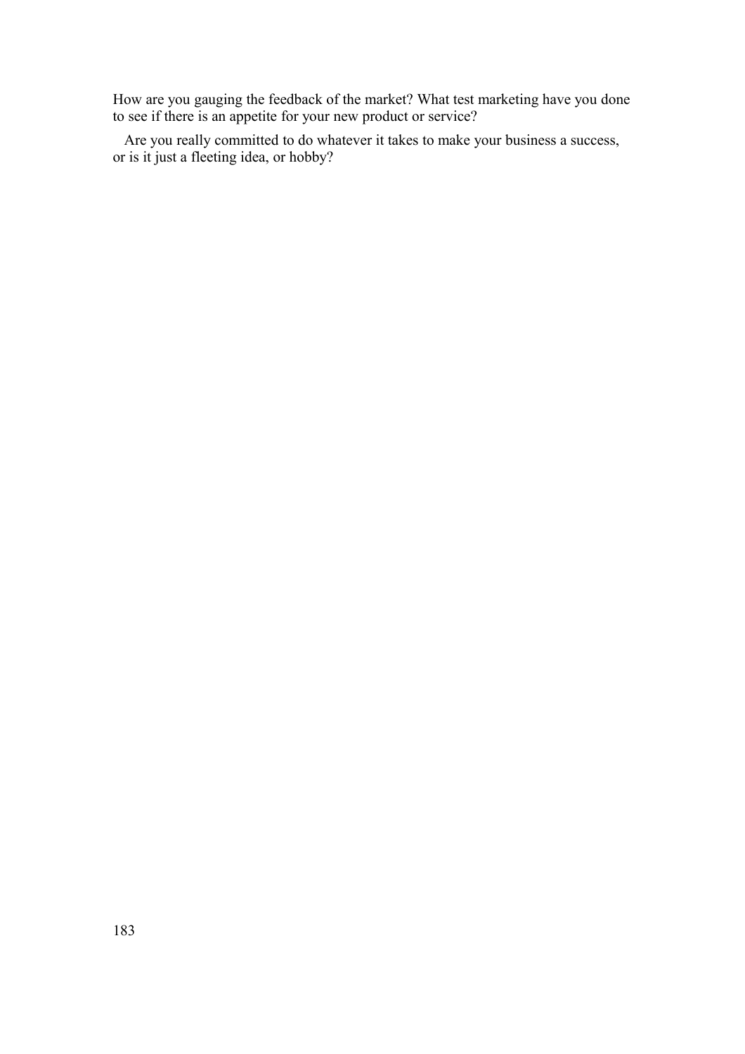How are you gauging the feedback of the market? What test marketing have you done to see if there is an appetite for your new product or service?

Are you really committed to do whatever it takes to make your business a success, or is it just a fleeting idea, or hobby?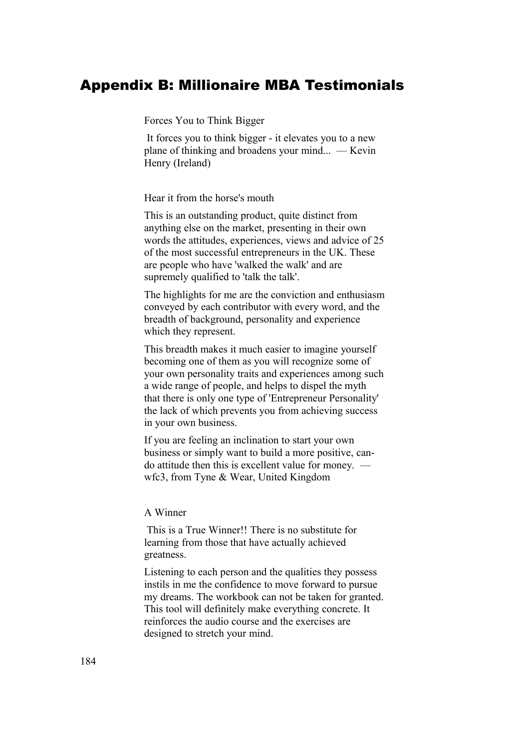# Appendix B: Millionaire MBA Testimonials

Forces You to Think Bigger

It forces you to think bigger - it elevates you to a new plane of thinking and broadens your mind... — Kevin Henry (Ireland)

Hear it from the horse's mouth

This is an outstanding product, quite distinct from anything else on the market, presenting in their own words the attitudes, experiences, views and advice of 25 of the most successful entrepreneurs in the UK. These are people who have 'walked the walk' and are supremely qualified to 'talk the talk'.

The highlights for me are the conviction and enthusiasm conveyed by each contributor with every word, and the breadth of background, personality and experience which they represent.

This breadth makes it much easier to imagine yourself becoming one of them as you will recognize some of your own personality traits and experiences among such a wide range of people, and helps to dispel the myth that there is only one type of 'Entrepreneur Personality' the lack of which prevents you from achieving success in your own business.

If you are feeling an inclination to start your own business or simply want to build a more positive, can-do attitude then this is excellent value for money. — wfc3, from Tyne & Wear, United Kingdom

A Winner

This is a True Winner!! There is no substitute for learning from those that have actually achieved greatness.

Listening to each person and the qualities they possess instils in me the confidence to move forward to pursue my dreams. The workbook can not be taken for granted. This tool will definitely make everything concrete. It reinforces the audio course and the exercises are designed to stretch your mind.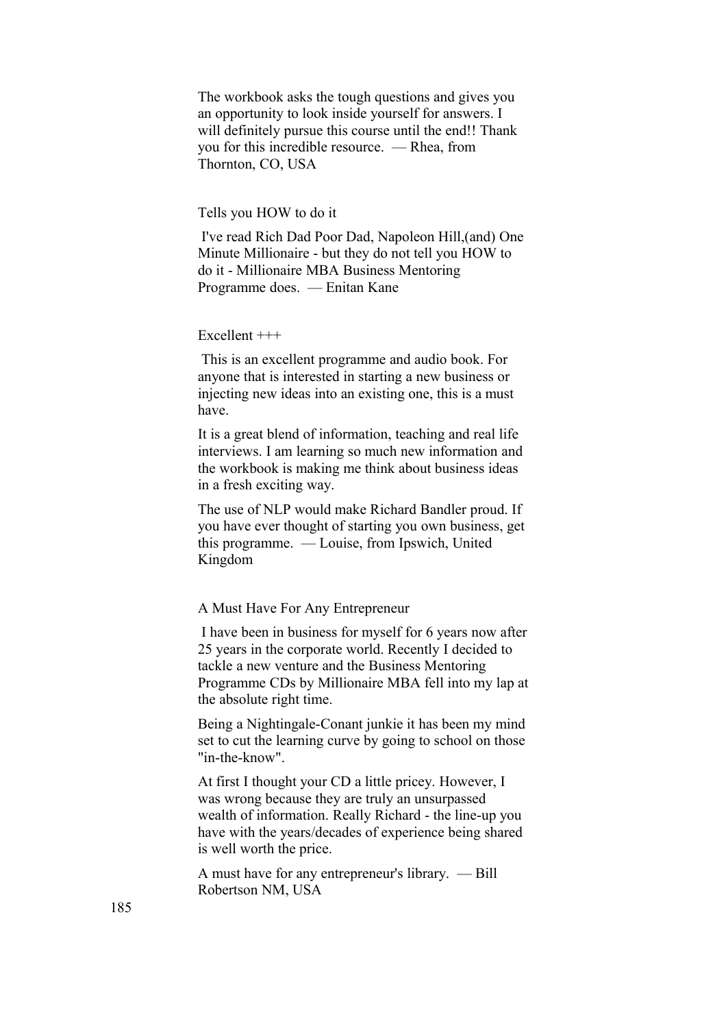The workbook asks the tough questions and gives you an opportunity to look inside yourself for answers. I will definitely pursue this course until the end!! Thank you for this incredible resource. — Rhea, from Thornton, CO, USA

Tells you HOW to do it

I've read Rich Dad Poor Dad, Napoleon Hill,(and) One Minute Millionaire - but they do not tell you HOW to do it - Millionaire MBA Business Mentoring Programme does. — Enitan Kane

Excellent +++

This is an excellent programme and audio book. For anyone that is interested in starting a new business or injecting new ideas into an existing one, this is a must have.

It is a great blend of information, teaching and real life interviews. I am learning so much new information and the workbook is making me think about business ideas in a fresh exciting way.

The use of NLP would make Richard Bandler proud. If you have ever thought of starting you own business, get this programme. — Louise, from Ipswich, United Kingdom

A Must Have For Any Entrepreneur

I have been in business for myself for 6 years now after 25 years in the corporate world. Recently I decided to tackle a new venture and the Business Mentoring Programme CDs by Millionaire MBA fell into my lap at the absolute right time.

Being a Nightingale-Conant junkie it has been my mind set to cut the learning curve by going to school on those "in-the-know".

At first I thought your CD a little pricey. However, I was wrong because they are truly an unsurpassed wealth of information. Really Richard - the line-up you have with the years/decades of experience being shared is well worth the price.

A must have for any entrepreneur's library. — Bill Robertson NM, USA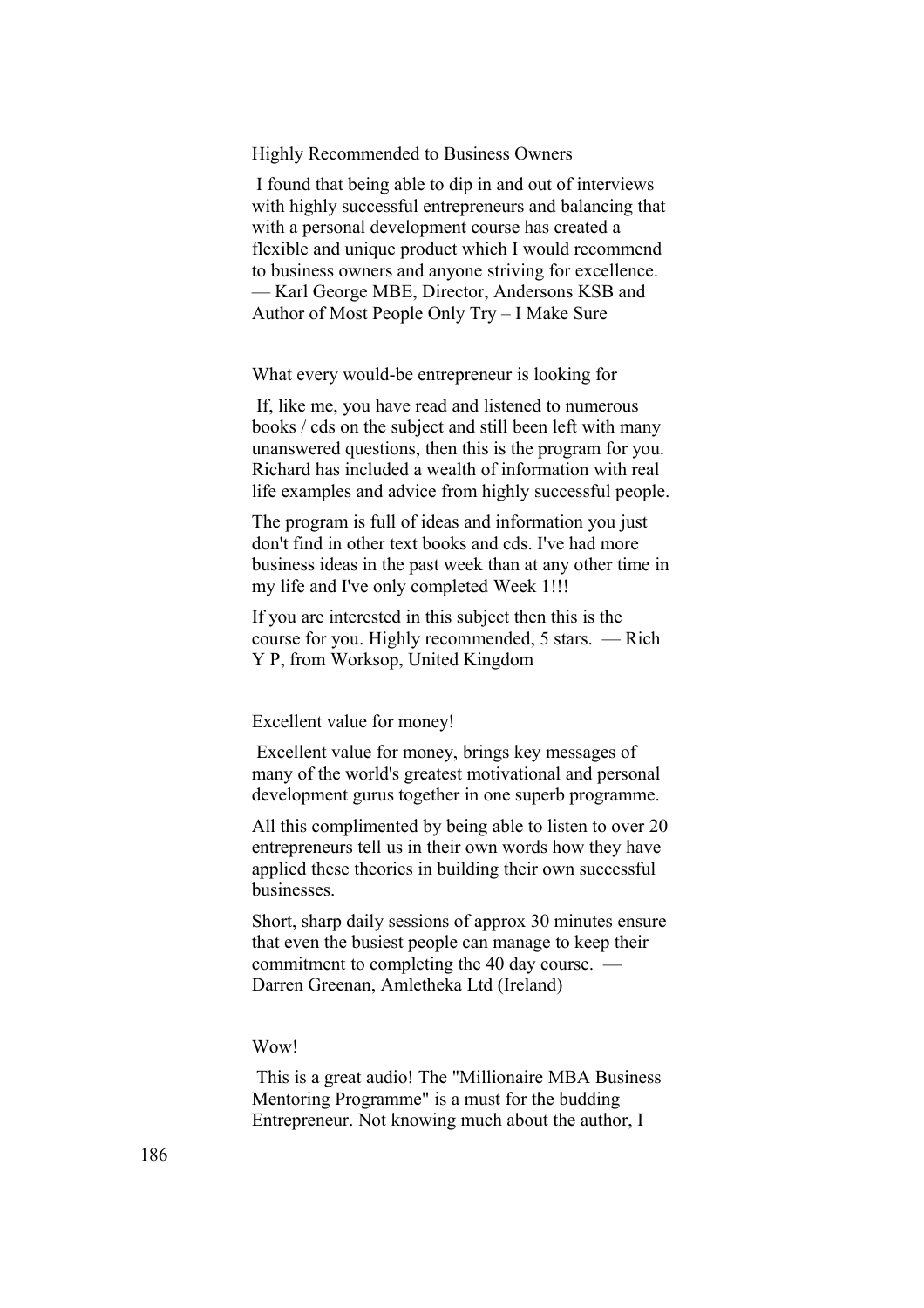### Highly Recommended to Business Owners

I found that being able to dip in and out of interviews with highly successful entrepreneurs and balancing that with a personal development course has created a flexible and unique product which I would recommend to business owners and anyone striving for excellence. — Karl George MBE, Director, Andersons KSB and Author of Most People Only Try – I Make Sure

### What every would-be entrepreneur is looking for

If, like me, you have read and listened to numerous books / cds on the subject and still been left with many unanswered questions, then this is the program for you. Richard has included a wealth of information with real life examples and advice from highly successful people.

The program is full of ideas and information you just don't find in other text books and cds. I've had more business ideas in the past week than at any other time in my life and I've only completed Week 1!!!

If you are interested in this subject then this is the course for you. Highly recommended, 5 stars. — Rich Y P, from Worksop, United Kingdom

### Excellent value for money!

Excellent value for money, brings key messages of many of the world's greatest motivational and personal development gurus together in one superb programme.

All this complimented by being able to listen to over 20 entrepreneurs tell us in their own words how they have applied these theories in building their own successful businesses.

Short, sharp daily sessions of approx 30 minutes ensure that even the busiest people can manage to keep their commitment to completing the 40 day course. — Darren Greenan, Amletheka Ltd (Ireland)

### Wow!

This is a great audio! The "Millionaire MBA Business Mentoring Programme" is a must for the budding Entrepreneur. Not knowing much about the author, I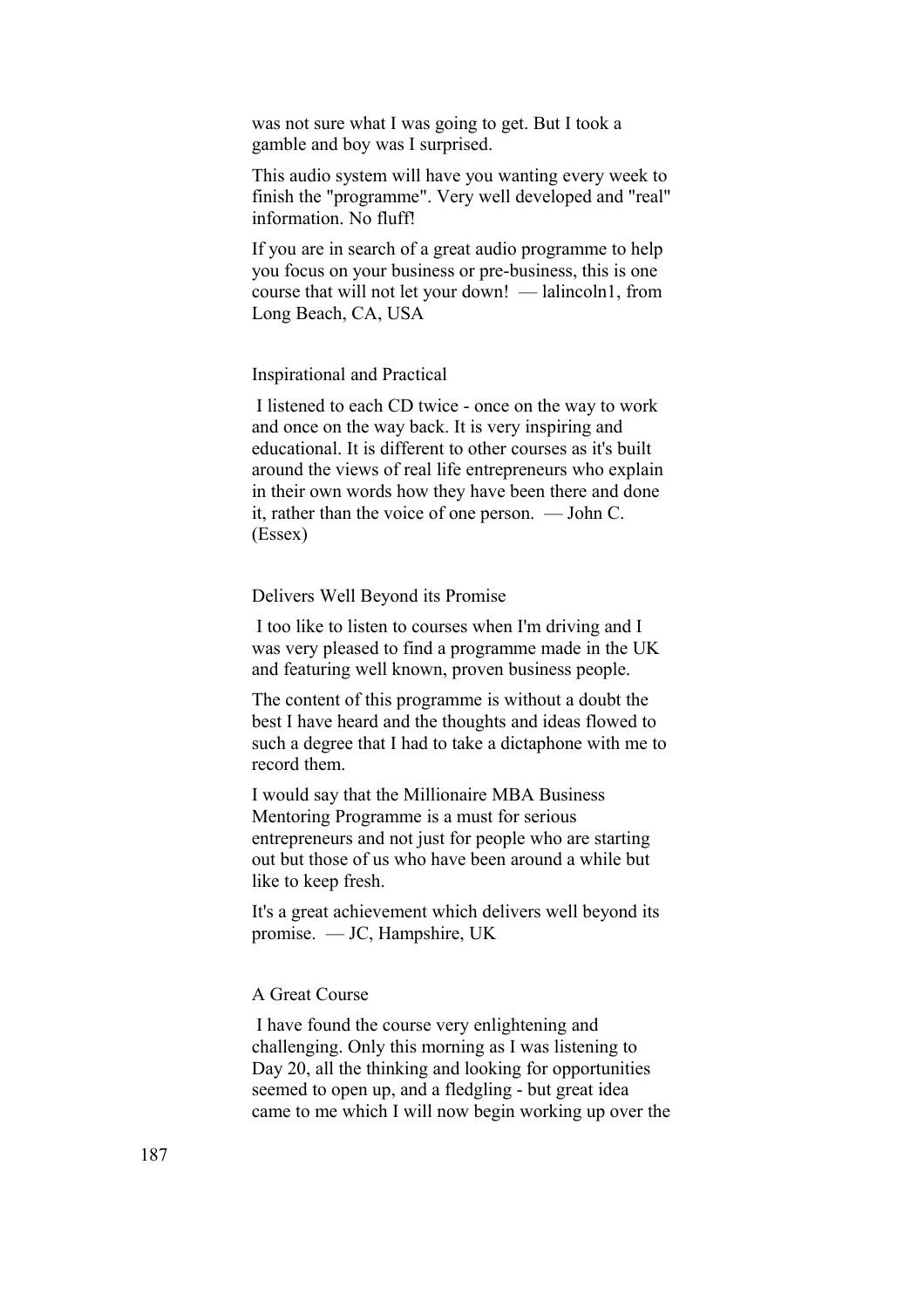was not sure what I was going to get. But I took a gamble and boy was I surprised.

This audio system will have you wanting every week to finish the "programme". Very well developed and "real" information. No fluff!

If you are in search of a great audio programme to help you focus on your business or pre-business, this is one course that will not let your down! — lalincoln1, from Long Beach, CA, USA

### Inspirational and Practical

I listened to each CD twice - once on the way to work and once on the way back. It is very inspiring and educational. It is different to other courses as it's built around the views of real life entrepreneurs who explain in their own words how they have been there and done it, rather than the voice of one person. — John C. (Essex)

### Delivers Well Beyond its Promise

I too like to listen to courses when I'm driving and I was very pleased to find a programme made in the UK and featuring well known, proven business people.

The content of this programme is without a doubt the best I have heard and the thoughts and ideas flowed to such a degree that I had to take a dictaphone with me to record them.

I would say that the Millionaire MBA Business Mentoring Programme is a must for serious entrepreneurs and not just for people who are starting out but those of us who have been around a while but like to keep fresh.

It's a great achievement which delivers well beyond its promise. — JC, Hampshire, UK

### A Great Course

I have found the course very enlightening and challenging. Only this morning as I was listening to Day 20, all the thinking and looking for opportunities seemed to open up, and a fledgling - but great idea came to me which I will now begin working up over the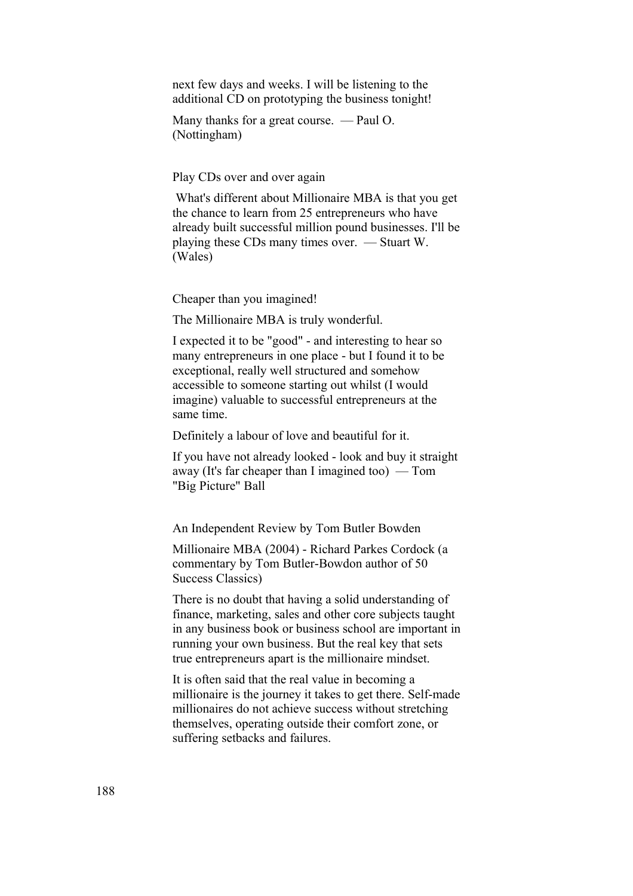next few days and weeks. I will be listening to the additional CD on prototyping the business tonight!

Many thanks for a great course. — Paul O. (Nottingham)

Play CDs over and over again

What's different about Millionaire MBA is that you get the chance to learn from 25 entrepreneurs who have already built successful million pound businesses. I'll be playing these CDs many times over. — Stuart W. (Wales)

Cheaper than you imagined!

The Millionaire MBA is truly wonderful.

I expected it to be "good" - and interesting to hear so many entrepreneurs in one place - but I found it to be exceptional, really well structured and somehow accessible to someone starting out whilst (I would imagine) valuable to successful entrepreneurs at the same time.

Definitely a labour of love and beautiful for it.

If you have not already looked - look and buy it straight away (It's far cheaper than I imagined too) — Tom "Big Picture" Ball

An Independent Review by Tom Butler Bowden

Millionaire MBA (2004) - Richard Parkes Cordock (a commentary by Tom Butler-Bowdon author of 50 Success Classics)

There is no doubt that having a solid understanding of finance, marketing, sales and other core subjects taught in any business book or business school are important in running your own business. But the real key that sets true entrepreneurs apart is the millionaire mindset.

It is often said that the real value in becoming a millionaire is the journey it takes to get there. Self-made millionaires do not achieve success without stretching themselves, operating outside their comfort zone, or suffering setbacks and failures.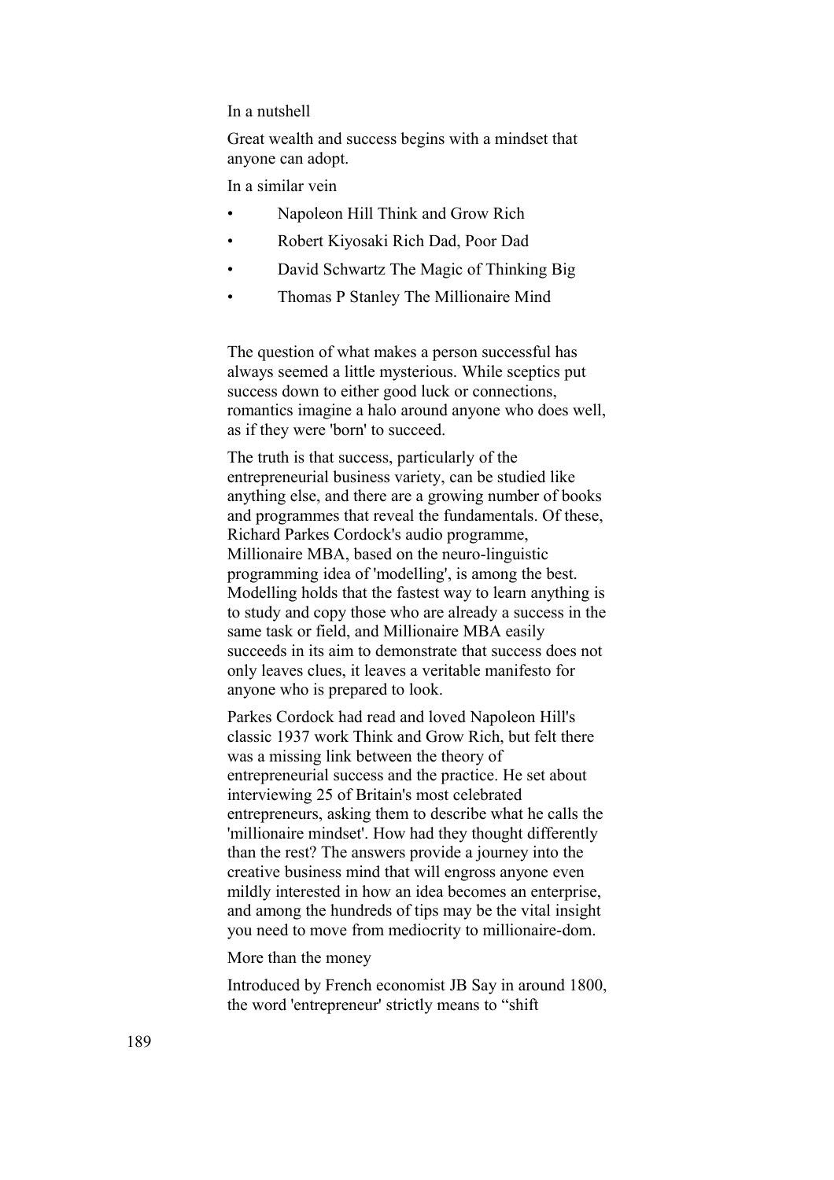### In a nutshell

Great wealth and success begins with a mindset that anyone can adopt.

### In a similar vein

- Napoleon Hill Think and Grow Rich
- Robert Kiyosaki Rich Dad, Poor Dad
- David Schwartz The Magic of Thinking Big
- Thomas P Stanley The Millionaire Mind

The question of what makes a person successful has always seemed a little mysterious. While sceptics put success down to either good luck or connections, romantics imagine a halo around anyone who does well, as if they were 'born' to succeed.

The truth is that success, particularly of the entrepreneurial business variety, can be studied like anything else, and there are a growing number of books and programmes that reveal the fundamentals. Of these, Richard Parkes Cordock's audio programme, Millionaire MBA, based on the neuro-linguistic programming idea of 'modelling', is among the best. Modelling holds that the fastest way to learn anything is to study and copy those who are already a success in the same task or field, and Millionaire MBA easily succeeds in its aim to demonstrate that success does not only leaves clues, it leaves a veritable manifesto for anyone who is prepared to look.

Parkes Cordock had read and loved Napoleon Hill's classic 1937 work Think and Grow Rich, but felt there was a missing link between the theory of entrepreneurial success and the practice. He set about interviewing 25 of Britain's most celebrated entrepreneurs, asking them to describe what he calls the 'millionaire mindset'. How had they thought differently than the rest? The answers provide a journey into the creative business mind that will engross anyone even mildly interested in how an idea becomes an enterprise, and among the hundreds of tips may be the vital insight you need to move from mediocrity to millionaire-dom.

### More than the money

Introduced by French economist JB Say in around 1800, the word 'entrepreneur' strictly means to "shift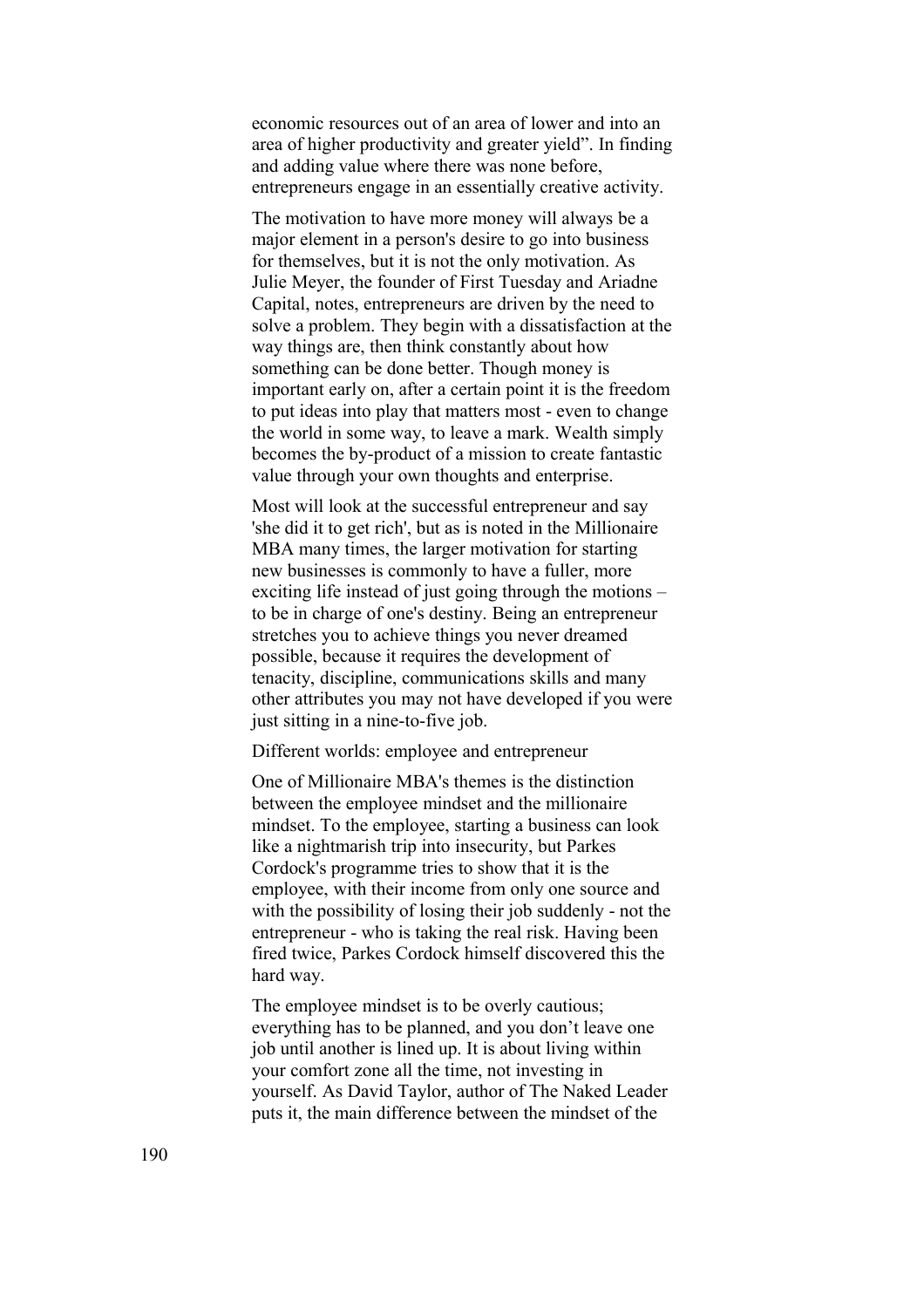economic resources out of an area of lower and into an area of higher productivity and greater yield". In finding and adding value where there was none before, entrepreneurs engage in an essentially creative activity.

The motivation to have more money will always be a major element in a person's desire to go into business for themselves, but it is not the only motivation. As Julie Meyer, the founder of First Tuesday and Ariadne Capital, notes, entrepreneurs are driven by the need to solve a problem. They begin with a dissatisfaction at the way things are, then think constantly about how something can be done better. Though money is important early on, after a certain point it is the freedom to put ideas into play that matters most - even to change the world in some way, to leave a mark. Wealth simply becomes the by-product of a mission to create fantastic value through your own thoughts and enterprise.

Most will look at the successful entrepreneur and say 'she did it to get rich', but as is noted in the Millionaire MBA many times, the larger motivation for starting new businesses is commonly to have a fuller, more exciting life instead of just going through the motions – to be in charge of one's destiny. Being an entrepreneur stretches you to achieve things you never dreamed possible, because it requires the development of tenacity, discipline, communications skills and many other attributes you may not have developed if you were just sitting in a nine-to-five job.

## Different worlds: employee and entrepreneur

One of Millionaire MBA's themes is the distinction between the employee mindset and the millionaire mindset. To the employee, starting a business can look like a nightmarish trip into insecurity, but Parkes Cordock's programme tries to show that it is the employee, with their income from only one source and with the possibility of losing their job suddenly - not the entrepreneur - who is taking the real risk. Having been fired twice, Parkes Cordock himself discovered this the hard way.

The employee mindset is to be overly cautious; everything has to be planned, and you don't leave one job until another is lined up. It is about living within your comfort zone all the time, not investing in yourself. As David Taylor, author of The Naked Leader puts it, the main difference between the mindset of the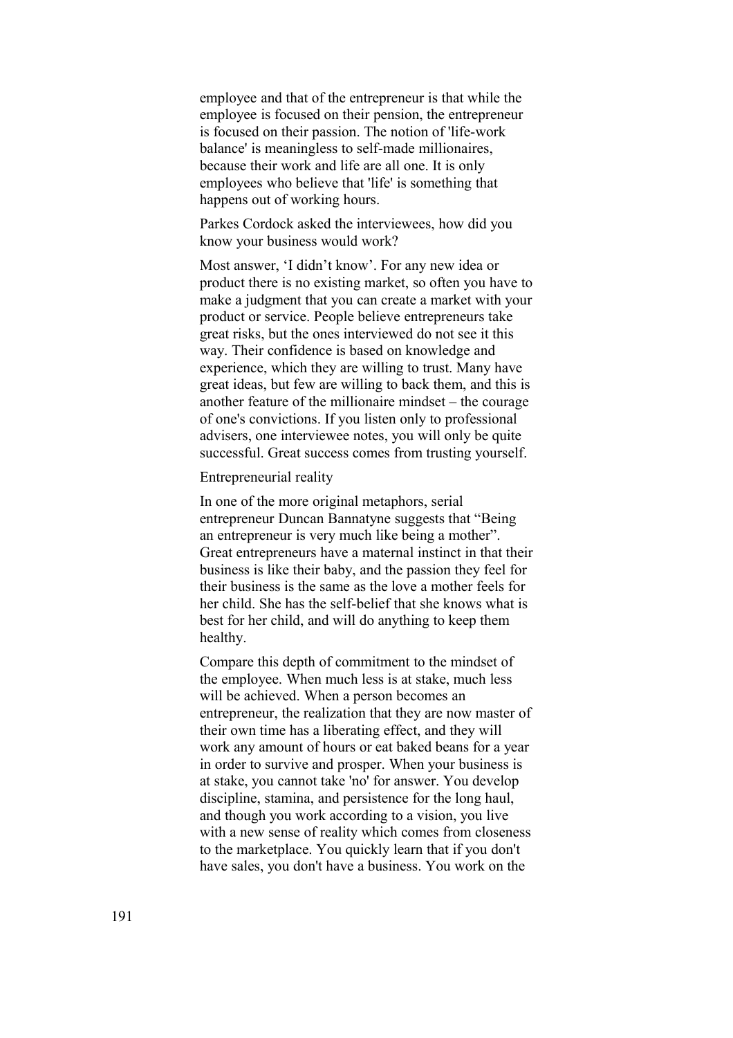employee and that of the entrepreneur is that while the employee is focused on their pension, the entrepreneur is focused on their passion. The notion of 'life-work balance' is meaningless to self-made millionaires, because their work and life are all one. It is only employees who believe that 'life' is something that happens out of working hours.

Parkes Cordock asked the interviewees, how did you know your business would work?

Most answer, 'I didn't know'. For any new idea or product there is no existing market, so often you have to make a judgment that you can create a market with your product or service. People believe entrepreneurs take great risks, but the ones interviewed do not see it this way. Their confidence is based on knowledge and experience, which they are willing to trust. Many have great ideas, but few are willing to back them, and this is another feature of the millionaire mindset – the courage of one's convictions. If you listen only to professional advisers, one interviewee notes, you will only be quite successful. Great success comes from trusting yourself.

Entrepreneurial reality

In one of the more original metaphors, serial entrepreneur Duncan Bannatyne suggests that "Being an entrepreneur is very much like being a mother". Great entrepreneurs have a maternal instinct in that their business is like their baby, and the passion they feel for their business is the same as the love a mother feels for her child. She has the self-belief that she knows what is best for her child, and will do anything to keep them healthy.

Compare this depth of commitment to the mindset of the employee. When much less is at stake, much less will be achieved. When a person becomes an entrepreneur, the realization that they are now master of their own time has a liberating effect, and they will work any amount of hours or eat baked beans for a year in order to survive and prosper. When your business is at stake, you cannot take 'no' for answer. You develop discipline, stamina, and persistence for the long haul, and though you work according to a vision, you live with a new sense of reality which comes from closeness to the marketplace. You quickly learn that if you don't have sales, you don't have a business. You work on the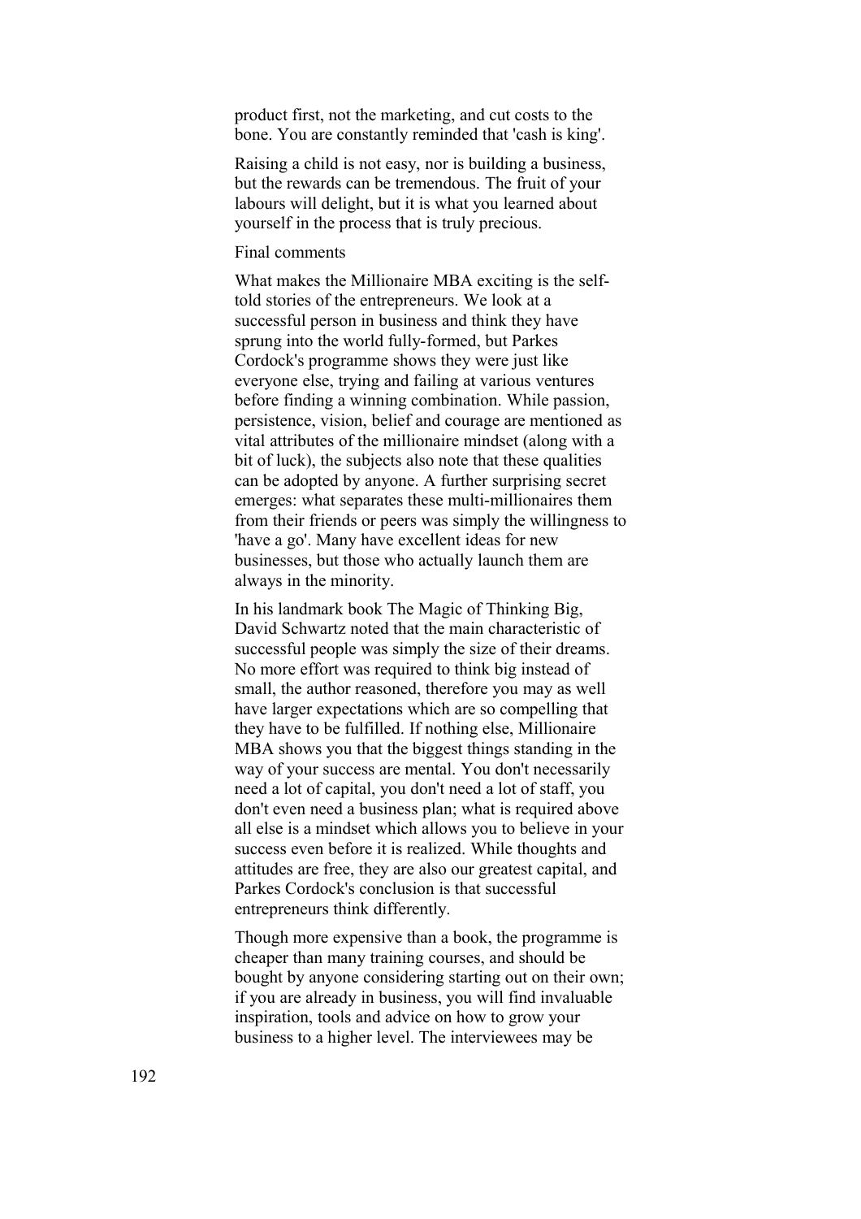product first, not the marketing, and cut costs to the bone. You are constantly reminded that 'cash is king'.

Raising a child is not easy, nor is building a business, but the rewards can be tremendous. The fruit of your labours will delight, but it is what you learned about yourself in the process that is truly precious.

## Final comments

What makes the Millionaire MBA exciting is the self-told stories of the entrepreneurs. We look at a successful person in business and think they have sprung into the world fully-formed, but Parkes Cordock's programme shows they were just like everyone else, trying and failing at various ventures before finding a winning combination. While passion, persistence, vision, belief and courage are mentioned as vital attributes of the millionaire mindset (along with a bit of luck), the subjects also note that these qualities can be adopted by anyone. A further surprising secret emerges: what separates these multi-millionaires them from their friends or peers was simply the willingness to 'have a go'. Many have excellent ideas for new businesses, but those who actually launch them are always in the minority.

In his landmark book The Magic of Thinking Big, David Schwartz noted that the main characteristic of successful people was simply the size of their dreams. No more effort was required to think big instead of small, the author reasoned, therefore you may as well have larger expectations which are so compelling that they have to be fulfilled. If nothing else, Millionaire MBA shows you that the biggest things standing in the way of your success are mental. You don't necessarily need a lot of capital, you don't need a lot of staff, you don't even need a business plan; what is required above all else is a mindset which allows you to believe in your success even before it is realized. While thoughts and attitudes are free, they are also our greatest capital, and Parkes Cordock's conclusion is that successful entrepreneurs think differently.

Though more expensive than a book, the programme is cheaper than many training courses, and should be bought by anyone considering starting out on their own; if you are already in business, you will find invaluable inspiration, tools and advice on how to grow your business to a higher level. The interviewees may be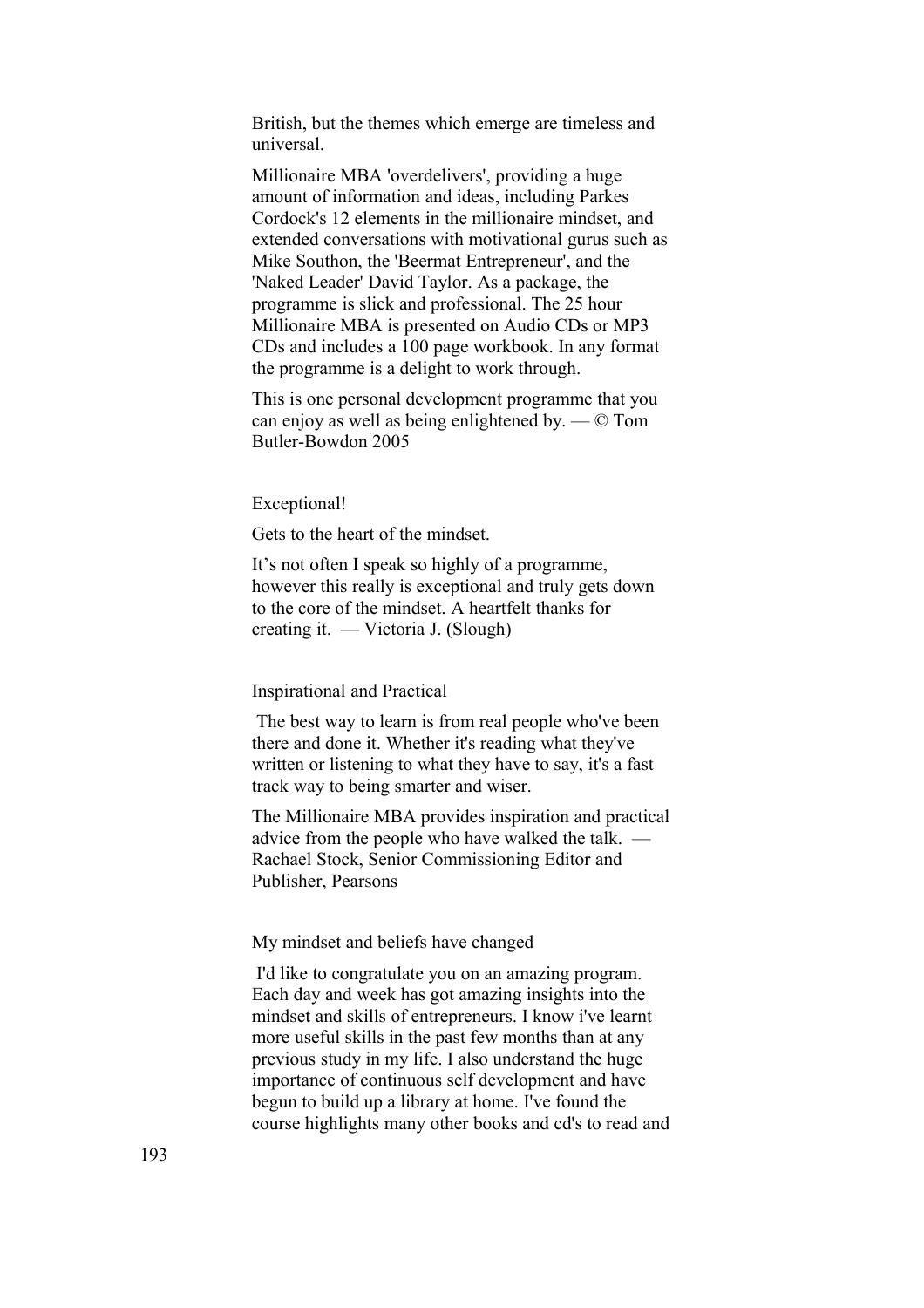British, but the themes which emerge are timeless and universal.

Millionaire MBA 'overdelivers', providing a huge amount of information and ideas, including Parkes Cordock's 12 elements in the millionaire mindset, and extended conversations with motivational gurus such as Mike Southon, the 'Beermat Entrepreneur', and the 'Naked Leader' David Taylor. As a package, the programme is slick and professional. The 25 hour Millionaire MBA is presented on Audio CDs or MP3 CDs and includes a 100 page workbook. In any format the programme is a delight to work through.

This is one personal development programme that you can enjoy as well as being enlightened by. — © Tom Butler-Bowdon 2005

Exceptional!

Gets to the heart of the mindset.

It's not often I speak so highly of a programme, however this really is exceptional and truly gets down to the core of the mindset. A heartfelt thanks for creating it. — Victoria J. (Slough)

Inspirational and Practical

The best way to learn is from real people who've been there and done it. Whether it's reading what they've written or listening to what they have to say, it's a fast track way to being smarter and wiser.

The Millionaire MBA provides inspiration and practical advice from the people who have walked the talk. — Rachael Stock, Senior Commissioning Editor and Publisher, Pearsons

My mindset and beliefs have changed

I'd like to congratulate you on an amazing program. Each day and week has got amazing insights into the mindset and skills of entrepreneurs. I know i've learnt more useful skills in the past few months than at any previous study in my life. I also understand the huge importance of continuous self development and have begun to build up a library at home. I've found the course highlights many other books and cd's to read and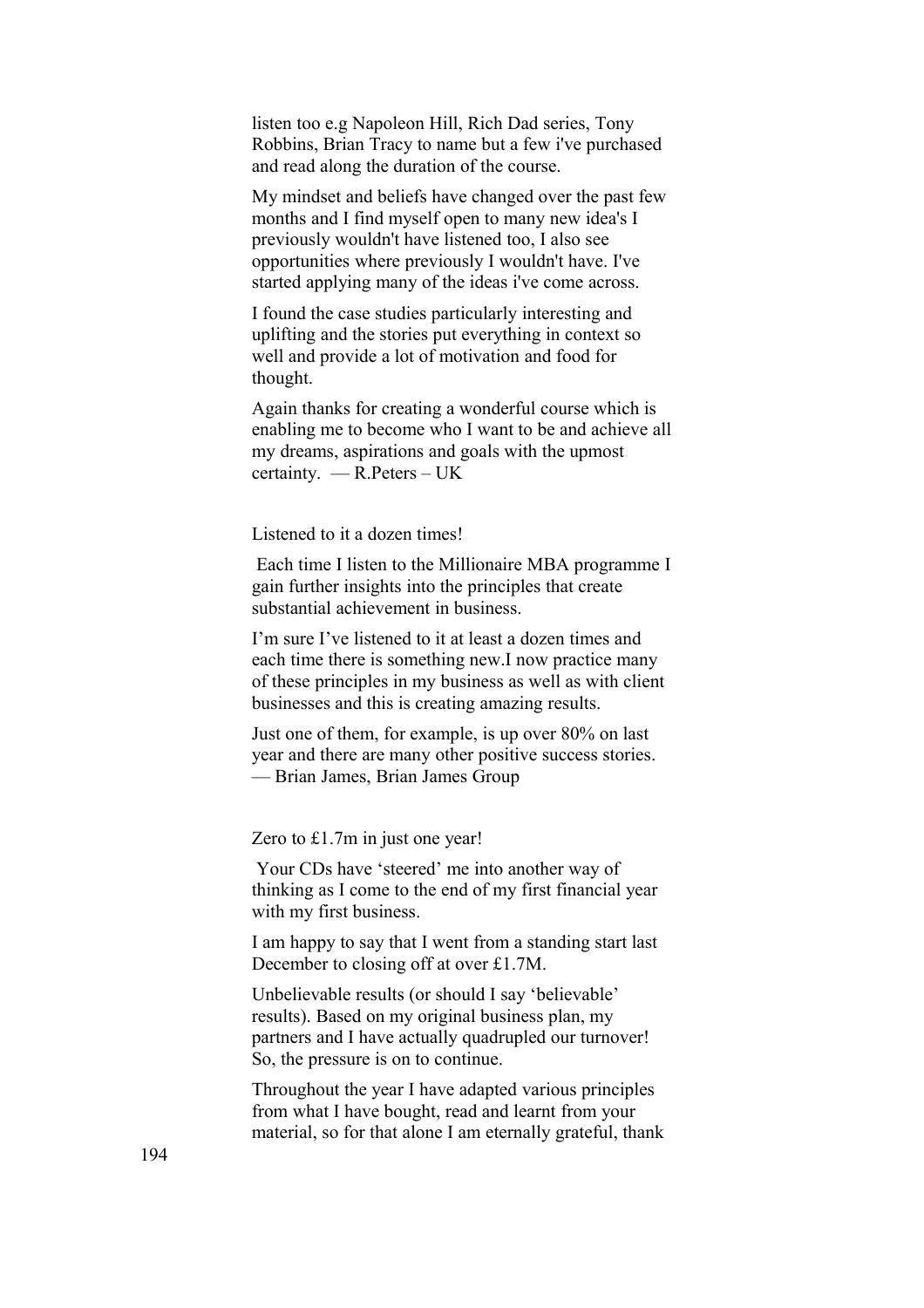listen too e.g Napoleon Hill, Rich Dad series, Tony Robbins, Brian Tracy to name but a few i've purchased and read along the duration of the course.

My mindset and beliefs have changed over the past few months and I find myself open to many new idea's I previously wouldn't have listened too, I also see opportunities where previously I wouldn't have. I've started applying many of the ideas i've come across.

I found the case studies particularly interesting and uplifting and the stories put everything in context so well and provide a lot of motivation and food for thought.

Again thanks for creating a wonderful course which is enabling me to become who I want to be and achieve all my dreams, aspirations and goals with the upmost certainty. — R.Peters – UK

Listened to it a dozen times!

Each time I listen to the Millionaire MBA programme I gain further insights into the principles that create substantial achievement in business.

I'm sure I've listened to it at least a dozen times and each time there is something new.I now practice many of these principles in my business as well as with client businesses and this is creating amazing results.

Just one of them, for example, is up over 80% on last year and there are many other positive success stories. — Brian James, Brian James Group

Zero to £1.7m in just one year!

Your CDs have 'steered' me into another way of thinking as I come to the end of my first financial year with my first business.

I am happy to say that I went from a standing start last December to closing off at over £1.7M.

Unbelievable results (or should I say 'believable' results). Based on my original business plan, my partners and I have actually quadrupled our turnover! So, the pressure is on to continue.

Throughout the year I have adapted various principles from what I have bought, read and learnt from your material, so for that alone I am eternally grateful, thank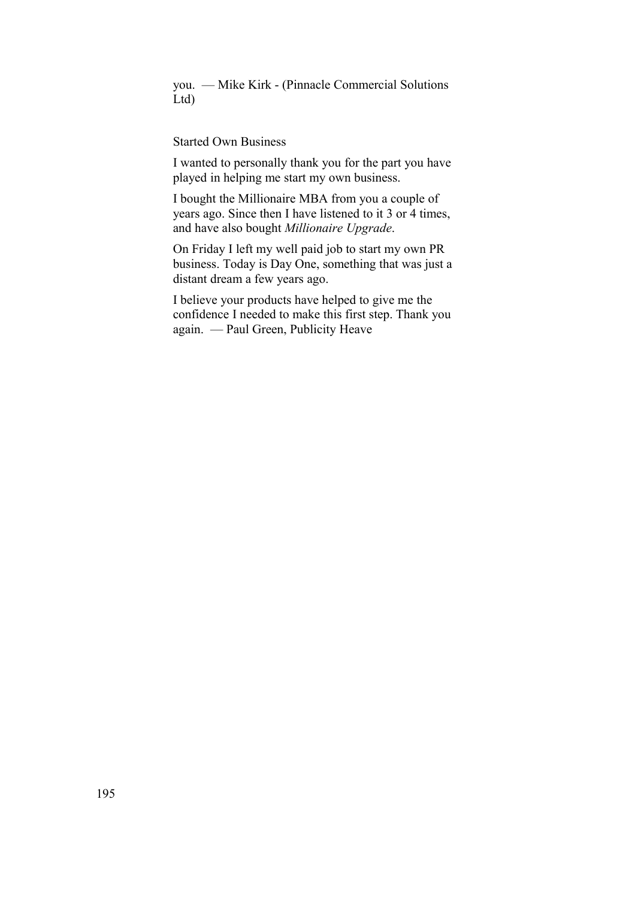you. — Mike Kirk - (Pinnacle Commercial Solutions Ltd)

Started Own Business

I wanted to personally thank you for the part you have played in helping me start my own business.

I bought the Millionaire MBA from you a couple of years ago. Since then I have listened to it 3 or 4 times, and have also bought *Millionaire Upgrade*.

On Friday I left my well paid job to start my own PR business. Today is Day One, something that was just a distant dream a few years ago.

I believe your products have helped to give me the confidence I needed to make this first step. Thank you again. — Paul Green, Publicity Heave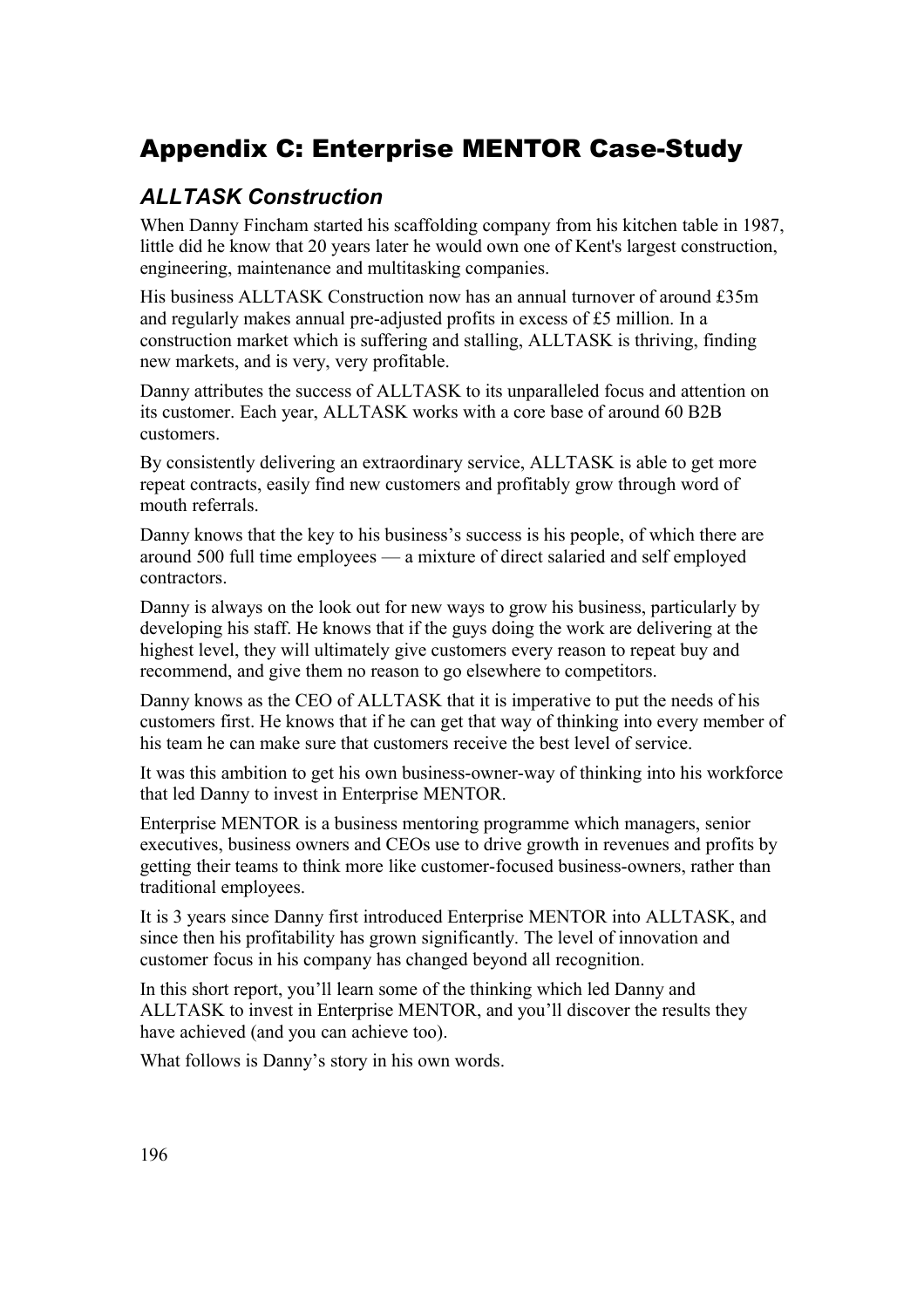# Appendix C: Enterprise MENTOR Case-Study

## *ALLTASK Construction*

When Danny Fincham started his scaffolding company from his kitchen table in 1987, little did he know that 20 years later he would own one of Kent's largest construction, engineering, maintenance and multitasking companies.

His business ALLTASK Construction now has an annual turnover of around £35m and regularly makes annual pre-adjusted profits in excess of £5 million. In a construction market which is suffering and stalling, ALLTASK is thriving, finding new markets, and is very, very profitable.

Danny attributes the success of ALLTASK to its unparalleled focus and attention on its customer. Each year, ALLTASK works with a core base of around 60 B2B customers.

By consistently delivering an extraordinary service, ALLTASK is able to get more repeat contracts, easily find new customers and profitably grow through word of mouth referrals.

Danny knows that the key to his business's success is his people, of which there are around 500 full time employees — a mixture of direct salaried and self employed contractors.

Danny is always on the look out for new ways to grow his business, particularly by developing his staff. He knows that if the guys doing the work are delivering at the highest level, they will ultimately give customers every reason to repeat buy and recommend, and give them no reason to go elsewhere to competitors.

Danny knows as the CEO of ALLTASK that it is imperative to put the needs of his customers first. He knows that if he can get that way of thinking into every member of his team he can make sure that customers receive the best level of service.

It was this ambition to get his own business-owner-way of thinking into his workforce that led Danny to invest in Enterprise MENTOR.

Enterprise MENTOR is a business mentoring programme which managers, senior executives, business owners and CEOs use to drive growth in revenues and profits by getting their teams to think more like customer-focused business-owners, rather than traditional employees.

It is 3 years since Danny first introduced Enterprise MENTOR into ALLTASK, and since then his profitability has grown significantly. The level of innovation and customer focus in his company has changed beyond all recognition.

In this short report, you'll learn some of the thinking which led Danny and ALLTASK to invest in Enterprise MENTOR, and you'll discover the results they have achieved (and you can achieve too).

What follows is Danny's story in his own words.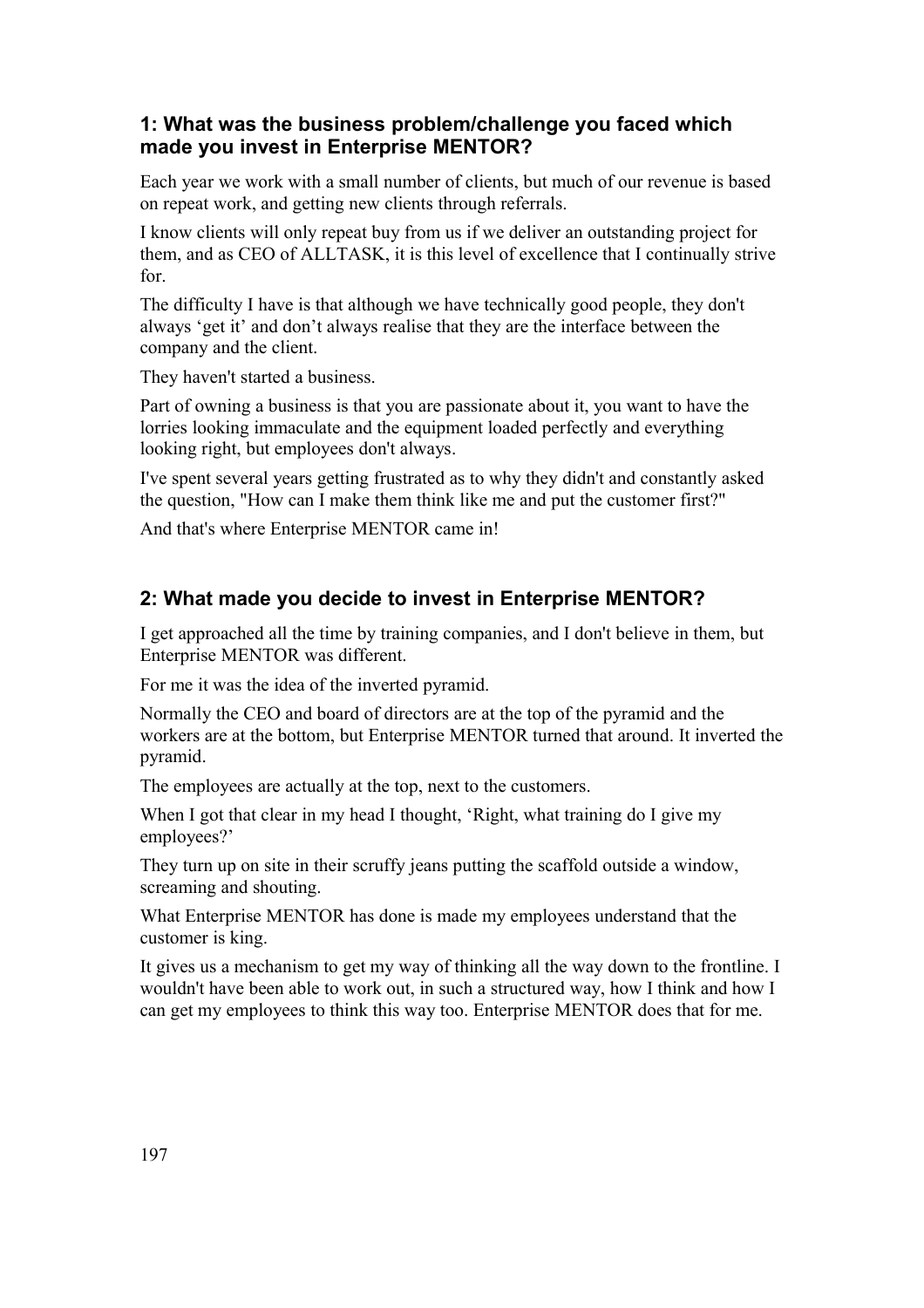### 1: What was the business problem/challenge you faced which made you invest in Enterprise MENTOR?

Each year we work with a small number of clients, but much of our revenue is based on repeat work, and getting new clients through referrals.

I know clients will only repeat buy from us if we deliver an outstanding project for them, and as CEO of ALLTASK, it is this level of excellence that I continually strive for.

The difficulty I have is that although we have technically good people, they don't always 'get it' and don't always realise that they are the interface between the company and the client.

They haven't started a business.

Part of owning a business is that you are passionate about it, you want to have the lorries looking immaculate and the equipment loaded perfectly and everything looking right, but employees don't always.

I've spent several years getting frustrated as to why they didn't and constantly asked the question, "How can I make them think like me and put the customer first?"

And that's where Enterprise MENTOR came in!

### 2: What made you decide to invest in Enterprise MENTOR?

I get approached all the time by training companies, and I don't believe in them, but Enterprise MENTOR was different.

For me it was the idea of the inverted pyramid.

Normally the CEO and board of directors are at the top of the pyramid and the workers are at the bottom, but Enterprise MENTOR turned that around. It inverted the pyramid.

The employees are actually at the top, next to the customers.

When I got that clear in my head I thought, 'Right, what training do I give my employees?'

They turn up on site in their scruffy jeans putting the scaffold outside a window, screaming and shouting.

What Enterprise MENTOR has done is made my employees understand that the customer is king.

It gives us a mechanism to get my way of thinking all the way down to the frontline. I wouldn't have been able to work out, in such a structured way, how I think and how I can get my employees to think this way too. Enterprise MENTOR does that for me.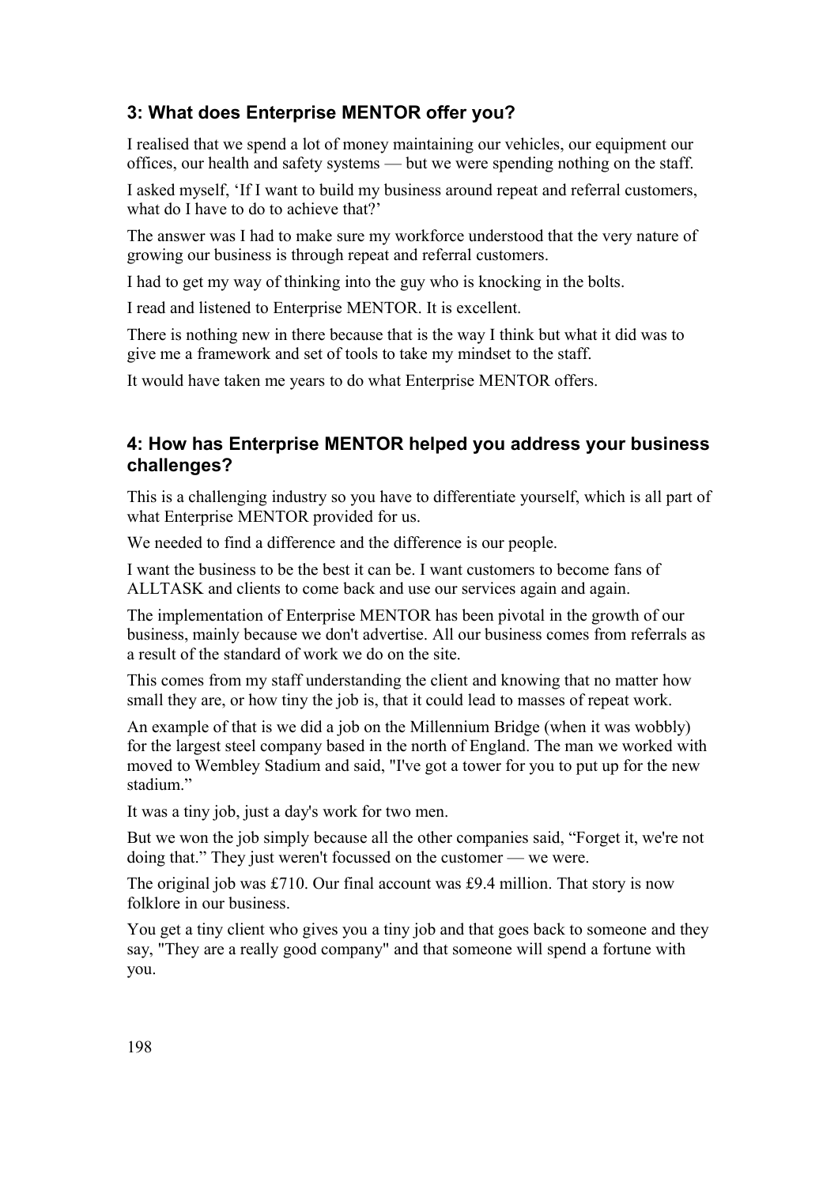### 3: What does Enterprise MENTOR offer you?

I realised that we spend a lot of money maintaining our vehicles, our equipment our offices, our health and safety systems — but we were spending nothing on the staff.

I asked myself, 'If I want to build my business around repeat and referral customers, what do I have to do to achieve that?'

The answer was I had to make sure my workforce understood that the very nature of growing our business is through repeat and referral customers.

I had to get my way of thinking into the guy who is knocking in the bolts.

I read and listened to Enterprise MENTOR. It is excellent.

There is nothing new in there because that is the way I think but what it did was to give me a framework and set of tools to take my mindset to the staff.

It would have taken me years to do what Enterprise MENTOR offers.

### 4: How has Enterprise MENTOR helped you address your business challenges?

This is a challenging industry so you have to differentiate yourself, which is all part of what Enterprise MENTOR provided for us.

We needed to find a difference and the difference is our people.

I want the business to be the best it can be. I want customers to become fans of ALLTASK and clients to come back and use our services again and again.

The implementation of Enterprise MENTOR has been pivotal in the growth of our business, mainly because we don't advertise. All our business comes from referrals as a result of the standard of work we do on the site.

This comes from my staff understanding the client and knowing that no matter how small they are, or how tiny the job is, that it could lead to masses of repeat work.

An example of that is we did a job on the Millennium Bridge (when it was wobbly) for the largest steel company based in the north of England. The man we worked with moved to Wembley Stadium and said, "I've got a tower for you to put up for the new stadium."

It was a tiny job, just a day's work for two men.

But we won the job simply because all the other companies said, "Forget it, we're not doing that." They just weren't focussed on the customer — we were.

The original job was £710. Our final account was £9.4 million. That story is now folklore in our business.

You get a tiny client who gives you a tiny job and that goes back to someone and they say, "They are a really good company" and that someone will spend a fortune with you.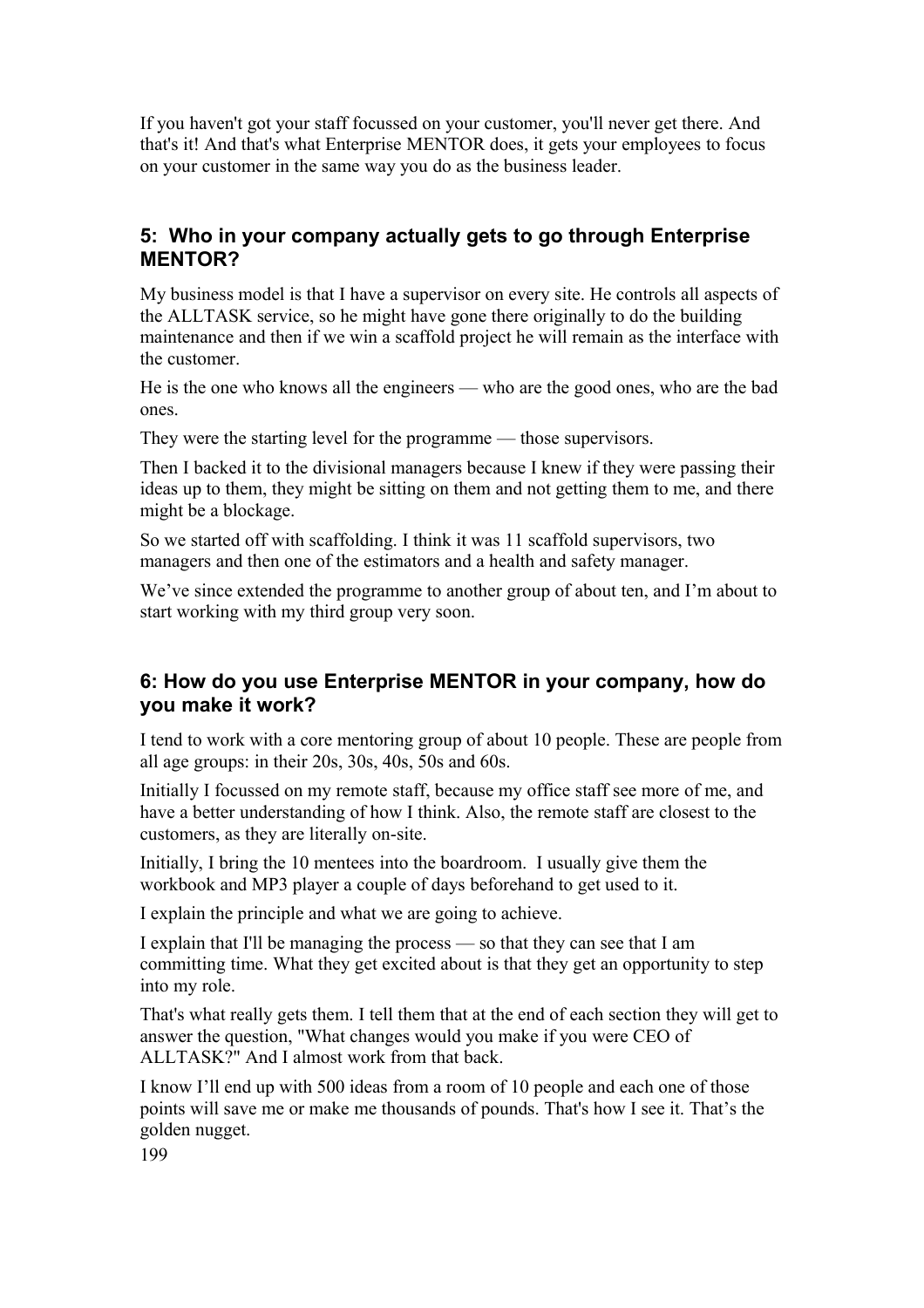If you haven't got your staff focussed on your customer, you'll never get there. And that's it! And that's what Enterprise MENTOR does, it gets your employees to focus on your customer in the same way you do as the business leader.

### 5: Who in your company actually gets to go through Enterprise MENTOR?

My business model is that I have a supervisor on every site. He controls all aspects of the ALLTASK service, so he might have gone there originally to do the building maintenance and then if we win a scaffold project he will remain as the interface with the customer.

He is the one who knows all the engineers — who are the good ones, who are the bad ones.

They were the starting level for the programme — those supervisors.

Then I backed it to the divisional managers because I knew if they were passing their ideas up to them, they might be sitting on them and not getting them to me, and there might be a blockage.

So we started off with scaffolding. I think it was 11 scaffold supervisors, two managers and then one of the estimators and a health and safety manager.

We've since extended the programme to another group of about ten, and I'm about to start working with my third group very soon.

### 6: How do you use Enterprise MENTOR in your company, how do you make it work?

I tend to work with a core mentoring group of about 10 people. These are people from all age groups: in their 20s, 30s, 40s, 50s and 60s.

Initially I focussed on my remote staff, because my office staff see more of me, and have a better understanding of how I think. Also, the remote staff are closest to the customers, as they are literally on-site.

Initially, I bring the 10 mentees into the boardroom. I usually give them the workbook and MP3 player a couple of days beforehand to get used to it.

I explain the principle and what we are going to achieve.

I explain that I'll be managing the process — so that they can see that I am committing time. What they get excited about is that they get an opportunity to step into my role.

That's what really gets them. I tell them that at the end of each section they will get to answer the question, "What changes would you make if you were CEO of ALLTASK?" And I almost work from that back.

I know I'll end up with 500 ideas from a room of 10 people and each one of those points will save me or make me thousands of pounds. That's how I see it. That's the golden nugget.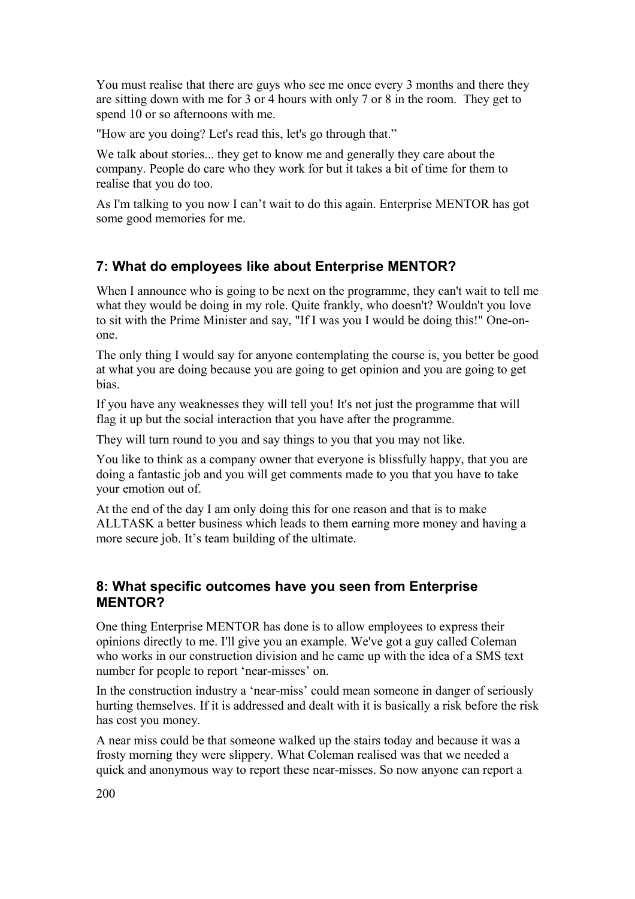You must realise that there are guys who see me once every 3 months and there they are sitting down with me for 3 or 4 hours with only 7 or 8 in the room. They get to spend 10 or so afternoons with me.

"How are you doing? Let's read this, let's go through that."

We talk about stories... they get to know me and generally they care about the company. People do care who they work for but it takes a bit of time for them to realise that you do too.

As I'm talking to you now I can't wait to do this again. Enterprise MENTOR has got some good memories for me.

### 7: What do employees like about Enterprise MENTOR?

When I announce who is going to be next on the programme, they can't wait to tell me what they would be doing in my role. Quite frankly, who doesn't? Wouldn't you love to sit with the Prime Minister and say, "If I was you I would be doing this!" One-on-one.

The only thing I would say for anyone contemplating the course is, you better be good at what you are doing because you are going to get opinion and you are going to get bias.

If you have any weaknesses they will tell you! It's not just the programme that will flag it up but the social interaction that you have after the programme.

They will turn round to you and say things to you that you may not like.

You like to think as a company owner that everyone is blissfully happy, that you are doing a fantastic job and you will get comments made to you that you have to take your emotion out of.

At the end of the day I am only doing this for one reason and that is to make ALLTASK a better business which leads to them earning more money and having a more secure job. It's team building of the ultimate.

### 8: What specific outcomes have you seen from Enterprise MENTOR?

One thing Enterprise MENTOR has done is to allow employees to express their opinions directly to me. I'll give you an example. We've got a guy called Coleman who works in our construction division and he came up with the idea of a SMS text number for people to report 'near-misses' on.

In the construction industry a 'near-miss' could mean someone in danger of seriously hurting themselves. If it is addressed and dealt with it is basically a risk before the risk has cost you money.

A near miss could be that someone walked up the stairs today and because it was a frosty morning they were slippery. What Coleman realised was that we needed a quick and anonymous way to report these near-misses. So now anyone can report a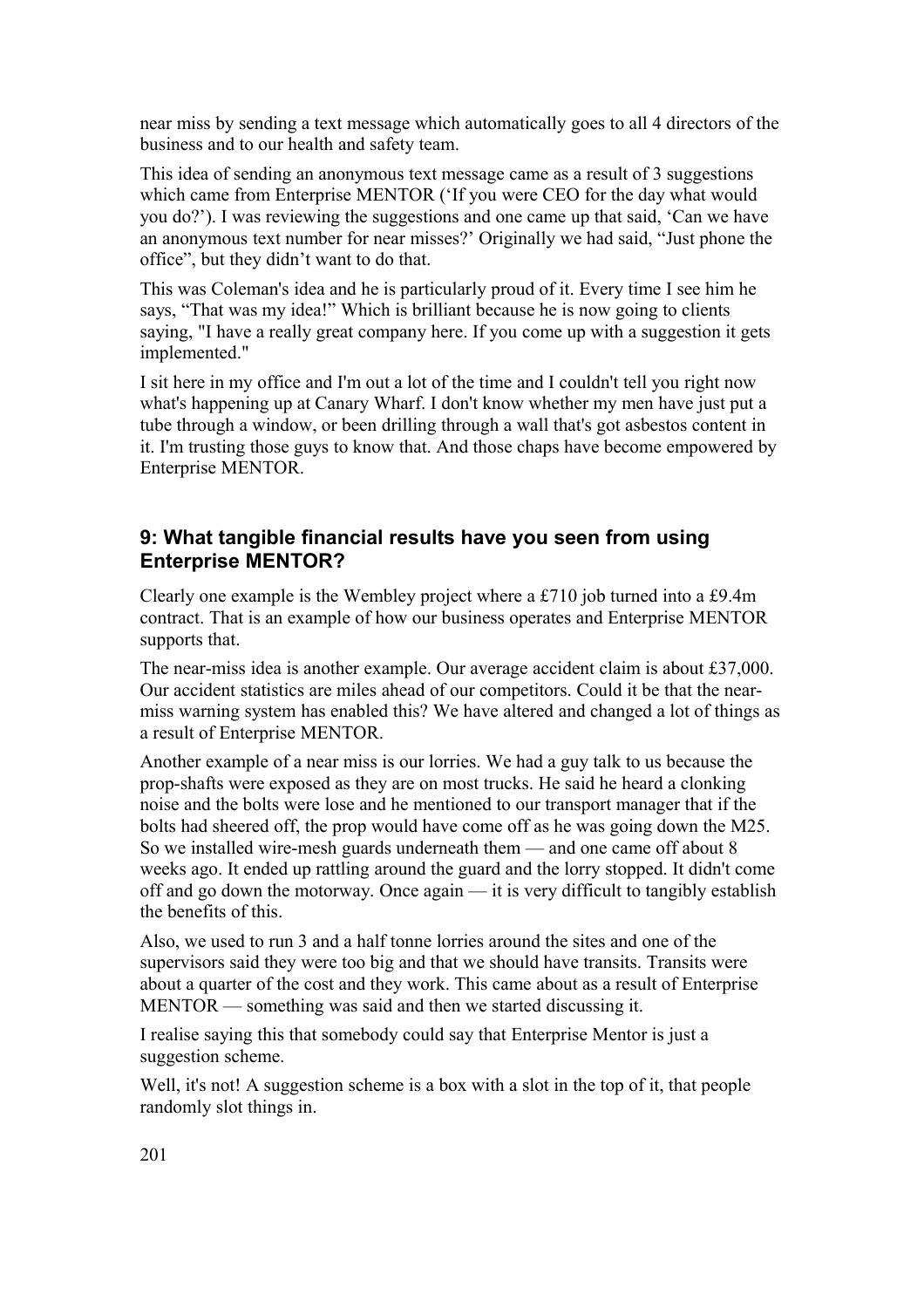near miss by sending a text message which automatically goes to all 4 directors of the business and to our health and safety team.

This idea of sending an anonymous text message came as a result of 3 suggestions which came from Enterprise MENTOR ('If you were CEO for the day what would you do?'). I was reviewing the suggestions and one came up that said, 'Can we have an anonymous text number for near misses?' Originally we had said, "Just phone the office", but they didn't want to do that.

This was Coleman's idea and he is particularly proud of it. Every time I see him he says, "That was my idea!" Which is brilliant because he is now going to clients saying, "I have a really great company here. If you come up with a suggestion it gets implemented."

I sit here in my office and I'm out a lot of the time and I couldn't tell you right now what's happening up at Canary Wharf. I don't know whether my men have just put a tube through a window, or been drilling through a wall that's got asbestos content in it. I'm trusting those guys to know that. And those chaps have become empowered by Enterprise MENTOR.

### 9: What tangible financial results have you seen from using Enterprise MENTOR?

Clearly one example is the Wembley project where a £710 job turned into a £9.4m contract. That is an example of how our business operates and Enterprise MENTOR supports that.

The near-miss idea is another example. Our average accident claim is about £37,000. Our accident statistics are miles ahead of our competitors. Could it be that the near-miss warning system has enabled this? We have altered and changed a lot of things as a result of Enterprise MENTOR.

Another example of a near miss is our lorries. We had a guy talk to us because the prop-shafts were exposed as they are on most trucks. He said he heard a clonking noise and the bolts were lose and he mentioned to our transport manager that if the bolts had sheered off, the prop would have come off as he was going down the M25. So we installed wire-mesh guards underneath them — and one came off about 8 weeks ago. It ended up rattling around the guard and the lorry stopped. It didn't come off and go down the motorway. Once again — it is very difficult to tangibly establish the benefits of this.

Also, we used to run 3 and a half tonne lorries around the sites and one of the supervisors said they were too big and that we should have transits. Transits were about a quarter of the cost and they work. This came about as a result of Enterprise MENTOR — something was said and then we started discussing it.

I realise saying this that somebody could say that Enterprise Mentor is just a suggestion scheme.

Well, it's not! A suggestion scheme is a box with a slot in the top of it, that people randomly slot things in.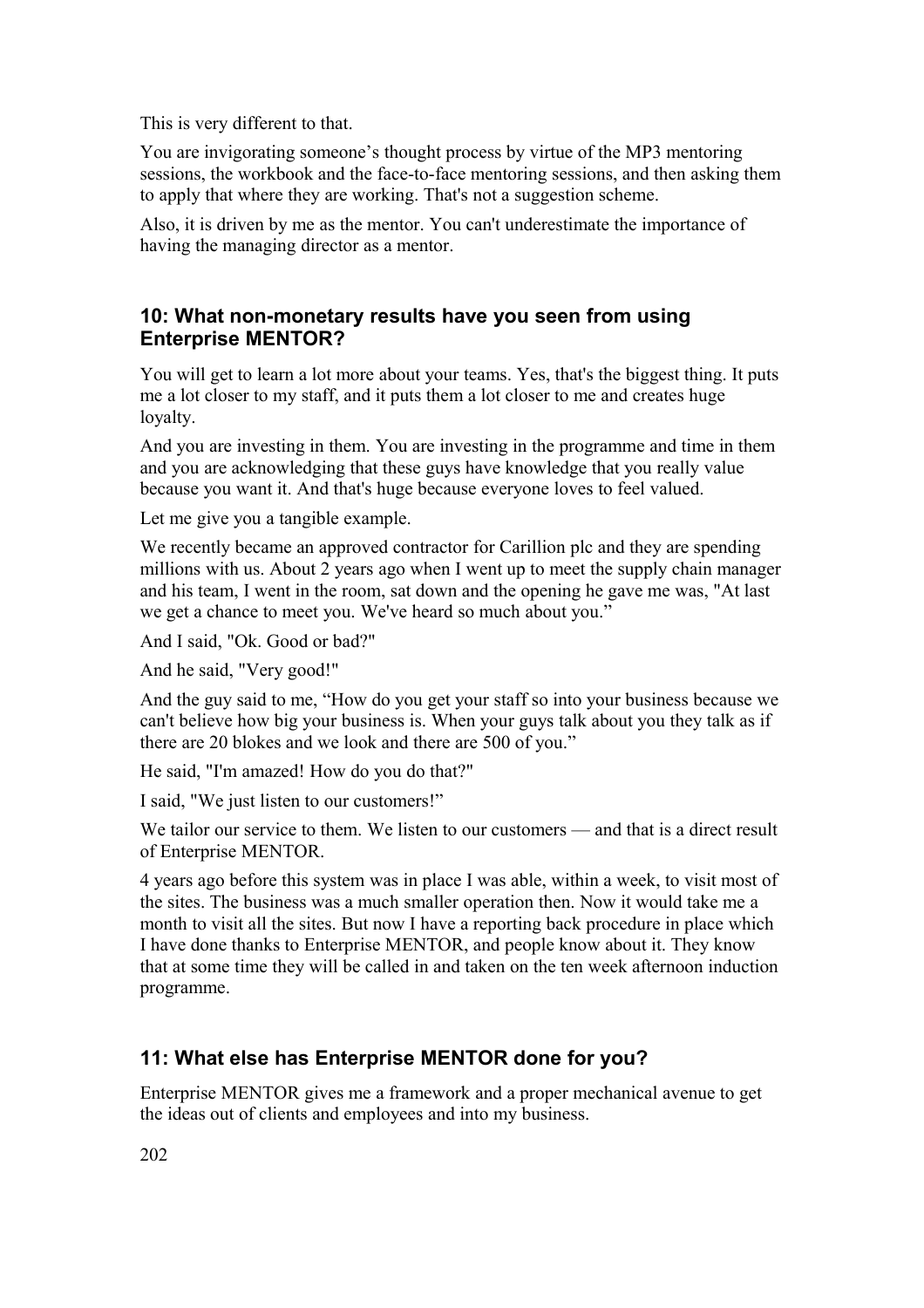This is very different to that.

You are invigorating someone's thought process by virtue of the MP3 mentoring sessions, the workbook and the face-to-face mentoring sessions, and then asking them to apply that where they are working. That's not a suggestion scheme.

Also, it is driven by me as the mentor. You can't underestimate the importance of having the managing director as a mentor.

### 10: What non-monetary results have you seen from using Enterprise MENTOR?

You will get to learn a lot more about your teams. Yes, that's the biggest thing. It puts me a lot closer to my staff, and it puts them a lot closer to me and creates huge loyalty.

And you are investing in them. You are investing in the programme and time in them and you are acknowledging that these guys have knowledge that you really value because you want it. And that's huge because everyone loves to feel valued.

Let me give you a tangible example.

We recently became an approved contractor for Carillion plc and they are spending millions with us. About 2 years ago when I went up to meet the supply chain manager and his team, I went in the room, sat down and the opening he gave me was, "At last we get a chance to meet you. We've heard so much about you."

And I said, "Ok. Good or bad?"

And he said, "Very good!"

And the guy said to me, "How do you get your staff so into your business because we can't believe how big your business is. When your guys talk about you they talk as if there are 20 blokes and we look and there are 500 of you."

He said, "I'm amazed! How do you do that?"

I said, "We just listen to our customers!"

We tailor our service to them. We listen to our customers — and that is a direct result of Enterprise MENTOR.

4 years ago before this system was in place I was able, within a week, to visit most of the sites. The business was a much smaller operation then. Now it would take me a month to visit all the sites. But now I have a reporting back procedure in place which I have done thanks to Enterprise MENTOR, and people know about it. They know that at some time they will be called in and taken on the ten week afternoon induction programme.

### 11: What else has Enterprise MENTOR done for you?

Enterprise MENTOR gives me a framework and a proper mechanical avenue to get the ideas out of clients and employees and into my business.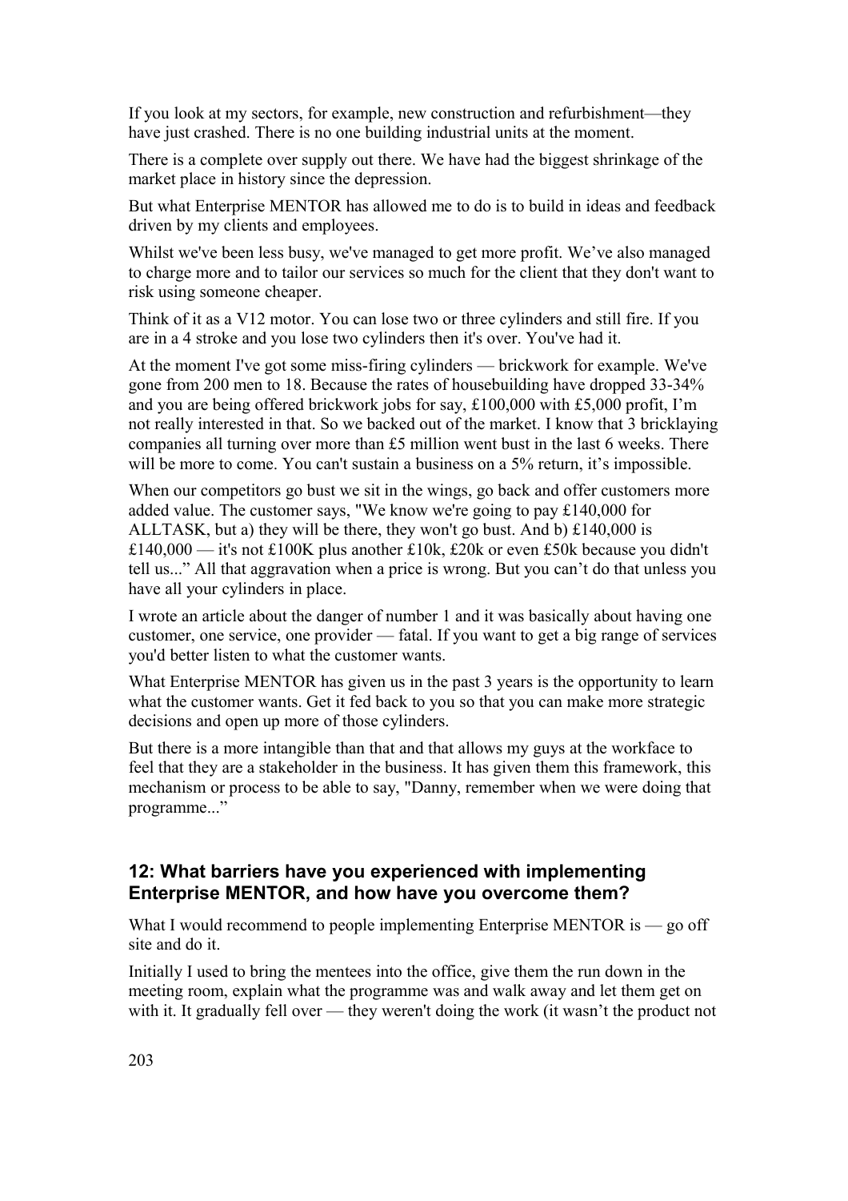If you look at my sectors, for example, new construction and refurbishment—they have just crashed. There is no one building industrial units at the moment.

There is a complete over supply out there. We have had the biggest shrinkage of the market place in history since the depression.

But what Enterprise MENTOR has allowed me to do is to build in ideas and feedback driven by my clients and employees.

Whilst we've been less busy, we've managed to get more profit. We've also managed to charge more and to tailor our services so much for the client that they don't want to risk using someone cheaper.

Think of it as a V12 motor. You can lose two or three cylinders and still fire. If you are in a 4 stroke and you lose two cylinders then it's over. You've had it.

At the moment I've got some miss-firing cylinders — brickwork for example. We've gone from 200 men to 18. Because the rates of housebuilding have dropped 33-34% and you are being offered brickwork jobs for say, £100,000 with £5,000 profit, I'm not really interested in that. So we backed out of the market. I know that 3 bricklaying companies all turning over more than £5 million went bust in the last 6 weeks. There will be more to come. You can't sustain a business on a 5% return, it's impossible.

When our competitors go bust we sit in the wings, go back and offer customers more added value. The customer says, "We know we're going to pay £140,000 for ALLTASK, but a) they will be there, they won't go bust. And b) £140,000 is £140,000 — it's not £100K plus another £10k, £20k or even £50k because you didn't tell us..." All that aggravation when a price is wrong. But you can't do that unless you have all your cylinders in place.

I wrote an article about the danger of number 1 and it was basically about having one customer, one service, one provider — fatal. If you want to get a big range of services you'd better listen to what the customer wants.

What Enterprise MENTOR has given us in the past 3 years is the opportunity to learn what the customer wants. Get it fed back to you so that you can make more strategic decisions and open up more of those cylinders.

But there is a more intangible than that and that allows my guys at the workface to feel that they are a stakeholder in the business. It has given them this framework, this mechanism or process to be able to say, "Danny, remember when we were doing that programme..."

### 12: What barriers have you experienced with implementing Enterprise MENTOR, and how have you overcome them?

What I would recommend to people implementing Enterprise MENTOR is — go off site and do it.

Initially I used to bring the mentees into the office, give them the run down in the meeting room, explain what the programme was and walk away and let them get on with it. It gradually fell over — they weren't doing the work (it wasn't the product not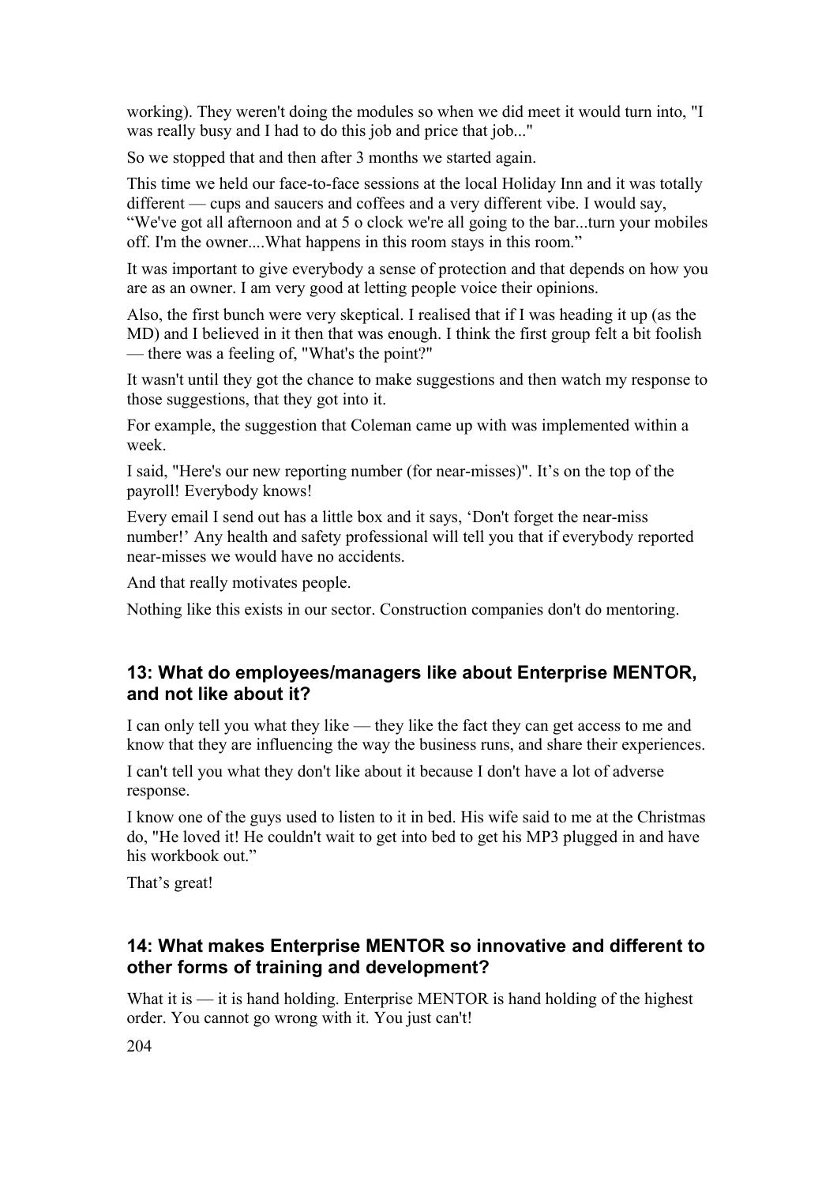working). They weren't doing the modules so when we did meet it would turn into, "I was really busy and I had to do this job and price that job..."

So we stopped that and then after 3 months we started again.

This time we held our face-to-face sessions at the local Holiday Inn and it was totally different — cups and saucers and coffees and a very different vibe. I would say, "We've got all afternoon and at 5 o clock we're all going to the bar...turn your mobiles off. I'm the owner....What happens in this room stays in this room."

It was important to give everybody a sense of protection and that depends on how you are as an owner. I am very good at letting people voice their opinions.

Also, the first bunch were very skeptical. I realised that if I was heading it up (as the MD) and I believed in it then that was enough. I think the first group felt a bit foolish — there was a feeling of, "What's the point?"

It wasn't until they got the chance to make suggestions and then watch my response to those suggestions, that they got into it.

For example, the suggestion that Coleman came up with was implemented within a week.

I said, "Here's our new reporting number (for near-misses)". It's on the top of the payroll! Everybody knows!

Every email I send out has a little box and it says, 'Don't forget the near-miss number!' Any health and safety professional will tell you that if everybody reported near-misses we would have no accidents.

And that really motivates people.

Nothing like this exists in our sector. Construction companies don't do mentoring.

### 13: What do employees/managers like about Enterprise MENTOR, and not like about it?

I can only tell you what they like — they like the fact they can get access to me and know that they are influencing the way the business runs, and share their experiences.

I can't tell you what they don't like about it because I don't have a lot of adverse response.

I know one of the guys used to listen to it in bed. His wife said to me at the Christmas do, "He loved it! He couldn't wait to get into bed to get his MP3 plugged in and have his workbook out."

That's great!

### 14: What makes Enterprise MENTOR so innovative and different to other forms of training and development?

What it is — it is hand holding. Enterprise MENTOR is hand holding of the highest order. You cannot go wrong with it. You just can't!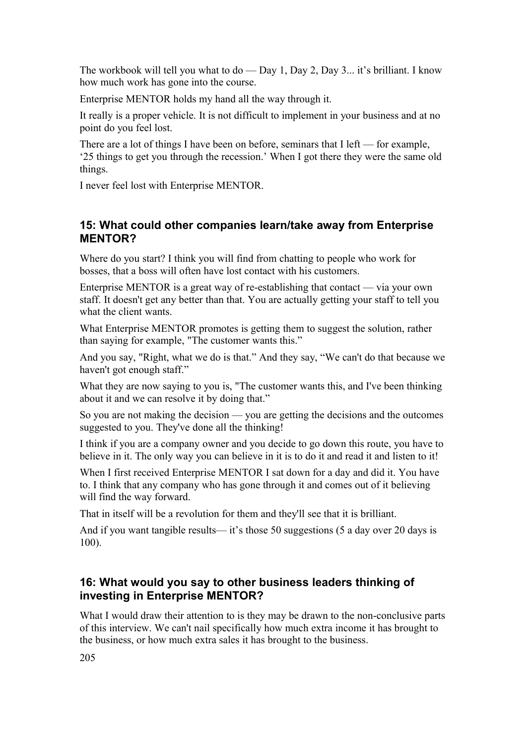The workbook will tell you what to do — Day 1, Day 2, Day 3... it's brilliant. I know how much work has gone into the course.

Enterprise MENTOR holds my hand all the way through it.

It really is a proper vehicle. It is not difficult to implement in your business and at no point do you feel lost.

There are a lot of things I have been on before, seminars that I left — for example, '25 things to get you through the recession.' When I got there they were the same old things.

I never feel lost with Enterprise MENTOR.

### 15: What could other companies learn/take away from Enterprise MENTOR?

Where do you start? I think you will find from chatting to people who work for bosses, that a boss will often have lost contact with his customers.

Enterprise MENTOR is a great way of re-establishing that contact — via your own staff. It doesn't get any better than that. You are actually getting your staff to tell you what the client wants.

What Enterprise MENTOR promotes is getting them to suggest the solution, rather than saying for example, "The customer wants this."

And you say, "Right, what we do is that." And they say, "We can't do that because we haven't got enough staff."

What they are now saying to you is, "The customer wants this, and I've been thinking about it and we can resolve it by doing that."

So you are not making the decision — you are getting the decisions and the outcomes suggested to you. They've done all the thinking!

I think if you are a company owner and you decide to go down this route, you have to believe in it. The only way you can believe in it is to do it and read it and listen to it!

When I first received Enterprise MENTOR I sat down for a day and did it. You have to. I think that any company who has gone through it and comes out of it believing will find the way forward.

That in itself will be a revolution for them and they'll see that it is brilliant.

And if you want tangible results— it's those 50 suggestions (5 a day over 20 days is 100).

### 16: What would you say to other business leaders thinking of investing in Enterprise MENTOR?

What I would draw their attention to is they may be drawn to the non-conclusive parts of this interview. We can't nail specifically how much extra income it has brought to the business, or how much extra sales it has brought to the business.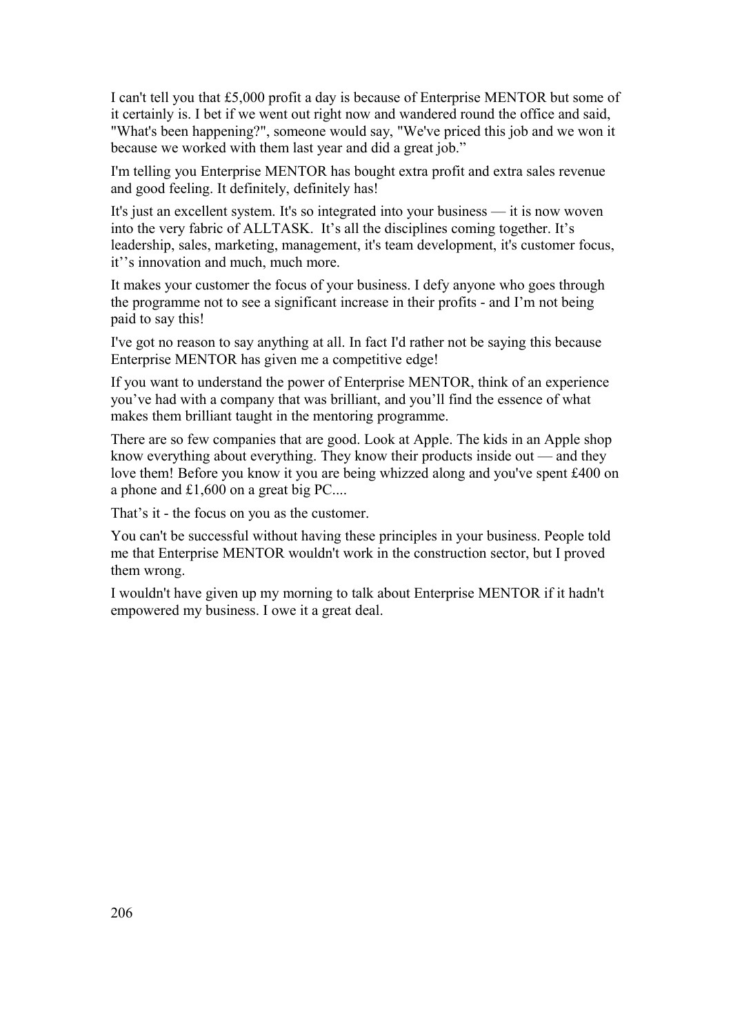I can't tell you that £5,000 profit a day is because of Enterprise MENTOR but some of it certainly is. I bet if we went out right now and wandered round the office and said, "What's been happening?", someone would say, "We've priced this job and we won it because we worked with them last year and did a great job."

I'm telling you Enterprise MENTOR has bought extra profit and extra sales revenue and good feeling. It definitely, definitely has!

It's just an excellent system. It's so integrated into your business — it is now woven into the very fabric of ALLTASK. It's all the disciplines coming together. It's leadership, sales, marketing, management, it's team development, it's customer focus, it''s innovation and much, much more.

It makes your customer the focus of your business. I defy anyone who goes through the programme not to see a significant increase in their profits - and I'm not being paid to say this!

I've got no reason to say anything at all. In fact I'd rather not be saying this because Enterprise MENTOR has given me a competitive edge!

If you want to understand the power of Enterprise MENTOR, think of an experience you've had with a company that was brilliant, and you'll find the essence of what makes them brilliant taught in the mentoring programme.

There are so few companies that are good. Look at Apple. The kids in an Apple shop know everything about everything. They know their products inside out — and they love them! Before you know it you are being whizzed along and you've spent £400 on a phone and £1,600 on a great big PC....

That's it - the focus on you as the customer.

You can't be successful without having these principles in your business. People told me that Enterprise MENTOR wouldn't work in the construction sector, but I proved them wrong.

I wouldn't have given up my morning to talk about Enterprise MENTOR if it hadn't empowered my business. I owe it a great deal.